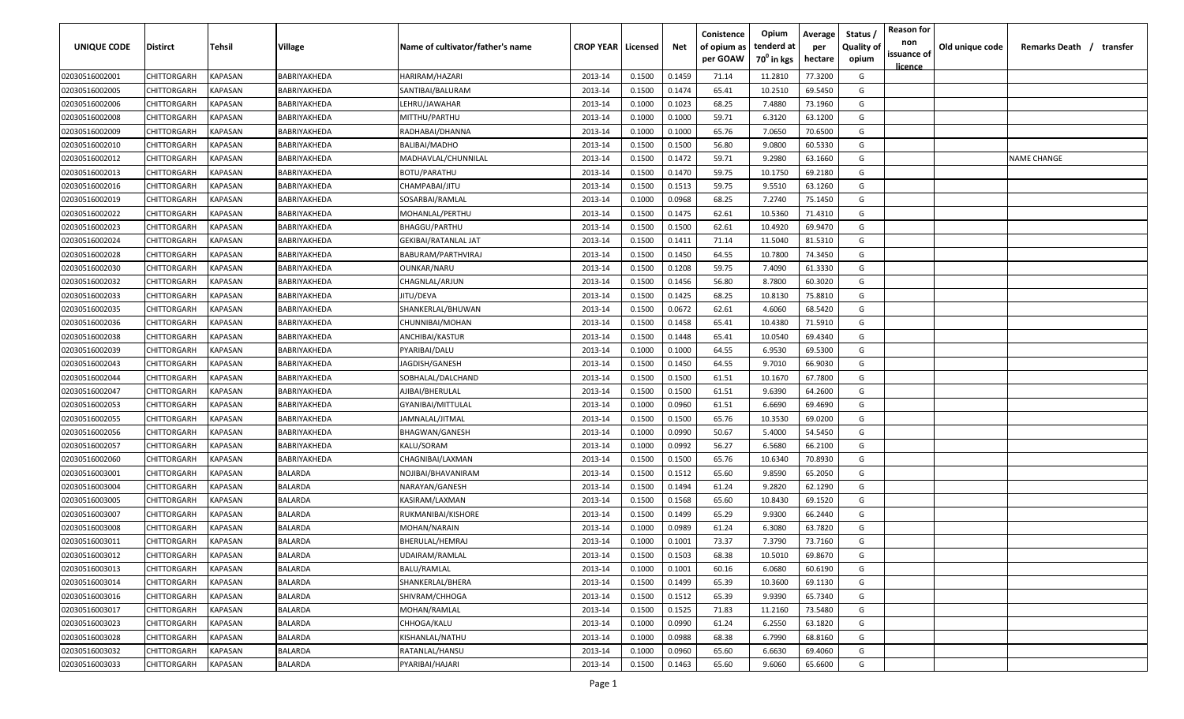| UNIQUE CODE | Distirct | Tehsil | Village | Name of cultivator/father's name | CROP YEAR | Licensed | Net | Conistence of opium as per GOAW | Opium tenderd at $70^0$ in kgs | Average per hectare | Status / Quality of opium | Reason for non issuance of licence | Old unique code | Remarks Death / transfer |
|---|---|---|---|---|---|---|---|---|---|---|---|---|---|---|
| 02030516002001 | CHITTORGARH | KAPASAN | BABRIYAKHEDA | HARIRAM/HAZARI | 2013-14 | 0.1500 | 0.1459 | 71.14 | 11.2810 | 77.3200 | G | | | |
| 02030516002005 | CHITTORGARH | KAPASAN | BABRIYAKHEDA | SANTIBAI/BALURAM | 2013-14 | 0.1500 | 0.1474 | 65.41 | 10.2510 | 69.5450 | G | | | |
| 02030516002006 | CHITTORGARH | KAPASAN | BABRIYAKHEDA | LEHRU/JAWAHAR | 2013-14 | 0.1000 | 0.1023 | 68.25 | 7.4880 | 73.1960 | G | | | |
| 02030516002008 | CHITTORGARH | KAPASAN | BABRIYAKHEDA | MITTHU/PARTHU | 2013-14 | 0.1000 | 0.1000 | 59.71 | 6.3120 | 63.1200 | G | | | |
| 02030516002009 | CHITTORGARH | KAPASAN | BABRIYAKHEDA | RADHABAI/DHANNA | 2013-14 | 0.1000 | 0.1000 | 65.76 | 7.0650 | 70.6500 | G | | | |
| 02030516002010 | CHITTORGARH | KAPASAN | BABRIYAKHEDA | BALIBAI/MADHO | 2013-14 | 0.1500 | 0.1500 | 56.80 | 9.0800 | 60.5330 | G | | | |
| 02030516002012 | CHITTORGARH | KAPASAN | BABRIYAKHEDA | MADHAVLAL/CHUNNILAL | 2013-14 | 0.1500 | 0.1472 | 59.71 | 9.2980 | 63.1660 | G | | | NAME CHANGE |
| 02030516002013 | CHITTORGARH | KAPASAN | BABRIYAKHEDA | BOTU/PARATHU | 2013-14 | 0.1500 | 0.1470 | 59.75 | 10.1750 | 69.2180 | G | | | |
| 02030516002016 | CHITTORGARH | KAPASAN | BABRIYAKHEDA | CHAMPABAI/JITU | 2013-14 | 0.1500 | 0.1513 | 59.75 | 9.5510 | 63.1260 | G | | | |
| 02030516002019 | CHITTORGARH | KAPASAN | BABRIYAKHEDA | SOSARBAI/RAMLAL | 2013-14 | 0.1000 | 0.0968 | 68.25 | 7.2740 | 75.1450 | G | | | |
| 02030516002022 | CHITTORGARH | KAPASAN | BABRIYAKHEDA | MOHANLAL/PERTHU | 2013-14 | 0.1500 | 0.1475 | 62.61 | 10.5360 | 71.4310 | G | | | |
| 02030516002023 | CHITTORGARH | KAPASAN | BABRIYAKHEDA | BHAGGU/PARTHU | 2013-14 | 0.1500 | 0.1500 | 62.61 | 10.4920 | 69.9470 | G | | | |
| 02030516002024 | CHITTORGARH | KAPASAN | BABRIYAKHEDA | GEKIBAI/RATANLAL JAT | 2013-14 | 0.1500 | 0.1411 | 71.14 | 11.5040 | 81.5310 | G | | | |
| 02030516002028 | CHITTORGARH | KAPASAN | BABRIYAKHEDA | BABURAM/PARTHVIRAJ | 2013-14 | 0.1500 | 0.1450 | 64.55 | 10.7800 | 74.3450 | G | | | |
| 02030516002030 | CHITTORGARH | KAPASAN | BABRIYAKHEDA | OUNKAR/NARU | 2013-14 | 0.1500 | 0.1208 | 59.75 | 7.4090 | 61.3330 | G | | | |
| 02030516002032 | CHITTORGARH | KAPASAN | BABRIYAKHEDA | CHAGNLAL/ARJUN | 2013-14 | 0.1500 | 0.1456 | 56.80 | 8.7800 | 60.3020 | G | | | |
| 02030516002033 | CHITTORGARH | KAPASAN | BABRIYAKHEDA | JITU/DEVA | 2013-14 | 0.1500 | 0.1425 | 68.25 | 10.8130 | 75.8810 | G | | | |
| 02030516002035 | CHITTORGARH | KAPASAN | BABRIYAKHEDA | SHANKERLAL/BHUWAN | 2013-14 | 0.1500 | 0.0672 | 62.61 | 4.6060 | 68.5420 | G | | | |
| 02030516002036 | CHITTORGARH | KAPASAN | BABRIYAKHEDA | CHUNNIBAI/MOHAN | 2013-14 | 0.1500 | 0.1458 | 65.41 | 10.4380 | 71.5910 | G | | | |
| 02030516002038 | CHITTORGARH | KAPASAN | BABRIYAKHEDA | ANCHIBAI/KASTUR | 2013-14 | 0.1500 | 0.1448 | 65.41 | 10.0540 | 69.4340 | G | | | |
| 02030516002039 | CHITTORGARH | KAPASAN | BABRIYAKHEDA | PYARIBAI/DALU | 2013-14 | 0.1000 | 0.1000 | 64.55 | 6.9530 | 69.5300 | G | | | |
| 02030516002043 | CHITTORGARH | KAPASAN | BABRIYAKHEDA | JAGDISH/GANESH | 2013-14 | 0.1500 | 0.1450 | 64.55 | 9.7010 | 66.9030 | G | | | |
| 02030516002044 | CHITTORGARH | KAPASAN | BABRIYAKHEDA | SOBHALAL/DALCHAND | 2013-14 | 0.1500 | 0.1500 | 61.51 | 10.1670 | 67.7800 | G | | | |
| 02030516002047 | CHITTORGARH | KAPASAN | BABRIYAKHEDA | AJIBAI/BHERULAL | 2013-14 | 0.1500 | 0.1500 | 61.51 | 9.6390 | 64.2600 | G | | | |
| 02030516002053 | CHITTORGARH | KAPASAN | BABRIYAKHEDA | GYANIBAI/MITTULAL | 2013-14 | 0.1000 | 0.0960 | 61.51 | 6.6690 | 69.4690 | G | | | |
| 02030516002055 | CHITTORGARH | KAPASAN | BABRIYAKHEDA | JAMNALAL/JITMAL | 2013-14 | 0.1500 | 0.1500 | 65.76 | 10.3530 | 69.0200 | G | | | |
| 02030516002056 | CHITTORGARH | KAPASAN | BABRIYAKHEDA | BHAGWAN/GANESH | 2013-14 | 0.1000 | 0.0990 | 50.67 | 5.4000 | 54.5450 | G | | | |
| 02030516002057 | CHITTORGARH | KAPASAN | BABRIYAKHEDA | KALU/SORAM | 2013-14 | 0.1000 | 0.0992 | 56.27 | 6.5680 | 66.2100 | G | | | |
| 02030516002060 | CHITTORGARH | KAPASAN | BABRIYAKHEDA | CHAGNIBAI/LAXMAN | 2013-14 | 0.1500 | 0.1500 | 65.76 | 10.6340 | 70.8930 | G | | | |
| 02030516003001 | CHITTORGARH | KAPASAN | BALARDA | NOJIBAI/BHAVANIRAM | 2013-14 | 0.1500 | 0.1512 | 65.60 | 9.8590 | 65.2050 | G | | | |
| 02030516003004 | CHITTORGARH | KAPASAN | BALARDA | NARAYAN/GANESH | 2013-14 | 0.1500 | 0.1494 | 61.24 | 9.2820 | 62.1290 | G | | | |
| 02030516003005 | CHITTORGARH | KAPASAN | BALARDA | KASIRAM/LAXMAN | 2013-14 | 0.1500 | 0.1568 | 65.60 | 10.8430 | 69.1520 | G | | | |
| 02030516003007 | CHITTORGARH | KAPASAN | BALARDA | RUKMANIBAI/KISHORE | 2013-14 | 0.1500 | 0.1499 | 65.29 | 9.9300 | 66.2440 | G | | | |
| 02030516003008 | CHITTORGARH | KAPASAN | BALARDA | MOHAN/NARAIN | 2013-14 | 0.1000 | 0.0989 | 61.24 | 6.3080 | 63.7820 | G | | | |
| 02030516003011 | CHITTORGARH | KAPASAN | BALARDA | BHERULAL/HEMRAJ | 2013-14 | 0.1000 | 0.1001 | 73.37 | 7.3790 | 73.7160 | G | | | |
| 02030516003012 | CHITTORGARH | KAPASAN | BALARDA | UDAIRAM/RAMLAL | 2013-14 | 0.1500 | 0.1503 | 68.38 | 10.5010 | 69.8670 | G | | | |
| 02030516003013 | CHITTORGARH | KAPASAN | BALARDA | BALU/RAMLAL | 2013-14 | 0.1000 | 0.1001 | 60.16 | 6.0680 | 60.6190 | G | | | |
| 02030516003014 | CHITTORGARH | KAPASAN | BALARDA | SHANKERLAL/BHERA | 2013-14 | 0.1500 | 0.1499 | 65.39 | 10.3600 | 69.1130 | G | | | |
| 02030516003016 | CHITTORGARH | KAPASAN | BALARDA | SHIVRAM/CHHOGA | 2013-14 | 0.1500 | 0.1512 | 65.39 | 9.9390 | 65.7340 | G | | | |
| 02030516003017 | CHITTORGARH | KAPASAN | BALARDA | MOHAN/RAMLAL | 2013-14 | 0.1500 | 0.1525 | 71.83 | 11.2160 | 73.5480 | G | | | |
| 02030516003023 | CHITTORGARH | KAPASAN | BALARDA | CHHOGA/KALU | 2013-14 | 0.1000 | 0.0990 | 61.24 | 6.2550 | 63.1820 | G | | | |
| 02030516003028 | CHITTORGARH | KAPASAN | BALARDA | KISHANLAL/NATHU | 2013-14 | 0.1000 | 0.0988 | 68.38 | 6.7990 | 68.8160 | G | | | |
| 02030516003032 | CHITTORGARH | KAPASAN | BALARDA | RATANLAL/HANSU | 2013-14 | 0.1000 | 0.0960 | 65.60 | 6.6630 | 69.4060 | G | | | |
| 02030516003033 | CHITTORGARH | KAPASAN | BALARDA | PYARIBAI/HAJARI | 2013-14 | 0.1500 | 0.1463 | 65.60 | 9.6060 | 65.6600 | G | | | |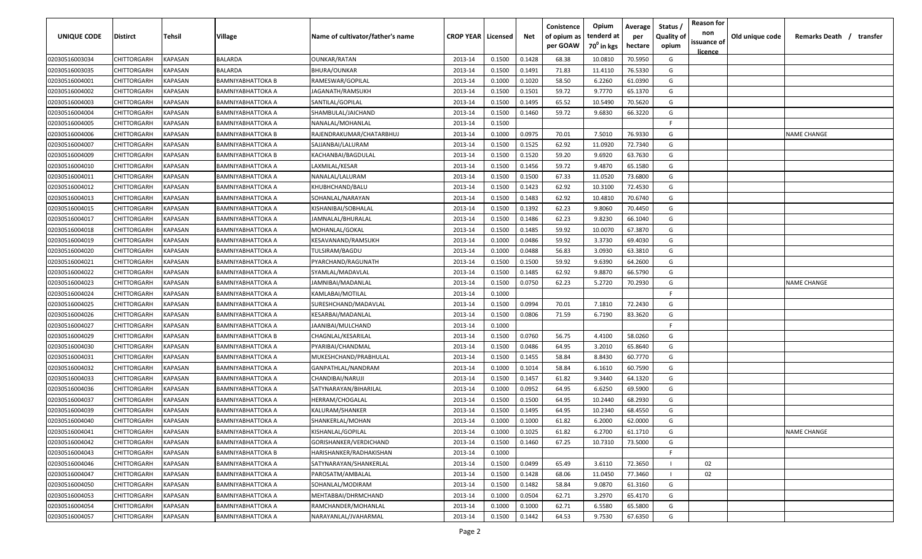| UNIQUE CODE | Distirct | Tehsil | Village | Name of cultivator/father's name | CROP YEAR | Licensed | Net | Conistence of opium as per GOAW | Opium tenderd at 70° in kgs | Average per hectare | Status / Quality of opium | Reason for non issuance of licence | Old unique code | Remarks Death / transfer |
|---|---|---|---|---|---|---|---|---|---|---|---|---|---|---|
| 02030516003034 | CHITTORGARH | KAPASAN | BALARDA | OUNKAR/RATAN | 2013-14 | 0.1500 | 0.1428 | 68.38 | 10.0810 | 70.5950 | G | | | |
| 02030516003035 | CHITTORGARH | KAPASAN | BALARDA | BHURA/OUNKAR | 2013-14 | 0.1500 | 0.1491 | 71.83 | 11.4110 | 76.5330 | G | | | |
| 02030516004001 | CHITTORGARH | KAPASAN | BAMNIYABHATTOKA B | RAMESWAR/GOPILAL | 2013-14 | 0.1000 | 0.1020 | 58.50 | 6.2260 | 61.0390 | G | | | |
| 02030516004002 | CHITTORGARH | KAPASAN | BAMNIYABHATTOKA A | JAGANATH/RAMSUKH | 2013-14 | 0.1500 | 0.1501 | 59.72 | 9.7770 | 65.1370 | G | | | |
| 02030516004003 | CHITTORGARH | KAPASAN | BAMNIYABHATTOKA A | SANTILAL/GOPILAL | 2013-14 | 0.1500 | 0.1495 | 65.52 | 10.5490 | 70.5620 | G | | | |
| 02030516004004 | CHITTORGARH | KAPASAN | BAMNIYABHATTOKA A | SHAMBULAL/JAICHAND | 2013-14 | 0.1500 | 0.1460 | 59.72 | 9.6830 | 66.3220 | G | | | |
| 02030516004005 | CHITTORGARH | KAPASAN | BAMNIYABHATTOKA A | NANALAL/MOHANLAL | 2013-14 | 0.1500 | | | | | F | | | |
| 02030516004006 | CHITTORGARH | KAPASAN | BAMNIYABHATTOKA B | RAJENDRAKUMAR/CHATARBHUJ | 2013-14 | 0.1000 | 0.0975 | 70.01 | 7.5010 | 76.9330 | G | | | NAME CHANGE |
| 02030516004007 | CHITTORGARH | KAPASAN | BAMNIYABHATTOKA A | SAJJANBAI/LALURAM | 2013-14 | 0.1500 | 0.1525 | 62.92 | 11.0920 | 72.7340 | G | | | |
| 02030516004009 | CHITTORGARH | KAPASAN | BAMNIYABHATTOKA B | KACHANBAI/BAGDULAL | 2013-14 | 0.1500 | 0.1520 | 59.20 | 9.6920 | 63.7630 | G | | | |
| 02030516004010 | CHITTORGARH | KAPASAN | BAMNIYABHATTOKA A | LAXMILAL/KESAR | 2013-14 | 0.1500 | 0.1456 | 59.72 | 9.4870 | 65.1580 | G | | | |
| 02030516004011 | CHITTORGARH | KAPASAN | BAMNIYABHATTOKA A | NANALAL/LALURAM | 2013-14 | 0.1500 | 0.1500 | 67.33 | 11.0520 | 73.6800 | G | | | |
| 02030516004012 | CHITTORGARH | KAPASAN | BAMNIYABHATTOKA A | KHUBHCHAND/BALU | 2013-14 | 0.1500 | 0.1423 | 62.92 | 10.3100 | 72.4530 | G | | | |
| 02030516004013 | CHITTORGARH | KAPASAN | BAMNIYABHATTOKA A | SOHANLAL/NARAYAN | 2013-14 | 0.1500 | 0.1483 | 62.92 | 10.4810 | 70.6740 | G | | | |
| 02030516004015 | CHITTORGARH | KAPASAN | BAMNIYABHATTOKA A | KISHANIBAI/SOBHALAL | 2013-14 | 0.1500 | 0.1392 | 62.23 | 9.8060 | 70.4450 | G | | | |
| 02030516004017 | CHITTORGARH | KAPASAN | BAMNIYABHATTOKA A | JAMNALAL/BHURALAL | 2013-14 | 0.1500 | 0.1486 | 62.23 | 9.8230 | 66.1040 | G | | | |
| 02030516004018 | CHITTORGARH | KAPASAN | BAMNIYABHATTOKA A | MOHANLAL/GOKAL | 2013-14 | 0.1500 | 0.1485 | 59.92 | 10.0070 | 67.3870 | G | | | |
| 02030516004019 | CHITTORGARH | KAPASAN | BAMNIYABHATTOKA A | KESAVANAND/RAMSUKH | 2013-14 | 0.1000 | 0.0486 | 59.92 | 3.3730 | 69.4030 | G | | | |
| 02030516004020 | CHITTORGARH | KAPASAN | BAMNIYABHATTOKA A | TULSIRAM/BAGDU | 2013-14 | 0.1000 | 0.0488 | 56.83 | 3.0930 | 63.3810 | G | | | |
| 02030516004021 | CHITTORGARH | KAPASAN | BAMNIYABHATTOKA A | PYARCHAND/RAGUNATH | 2013-14 | 0.1500 | 0.1500 | 59.92 | 9.6390 | 64.2600 | G | | | |
| 02030516004022 | CHITTORGARH | KAPASAN | BAMNIYABHATTOKA A | SYAMLAL/MADAVLAL | 2013-14 | 0.1500 | 0.1485 | 62.92 | 9.8870 | 66.5790 | G | | | |
| 02030516004023 | CHITTORGARH | KAPASAN | BAMNIYABHATTOKA A | JAMNIBAI/MADANLAL | 2013-14 | 0.1500 | 0.0750 | 62.23 | 5.2720 | 70.2930 | G | | | NAME CHANGE |
| 02030516004024 | CHITTORGARH | KAPASAN | BAMNIYABHATTOKA A | KAMLABAI/MOTILAL | 2013-14 | 0.1000 | | | | | F | | | |
| 02030516004025 | CHITTORGARH | KAPASAN | BAMNIYABHATTOKA A | SURESHCHAND/MADAVLAL | 2013-14 | 0.1500 | 0.0994 | 70.01 | 7.1810 | 72.2430 | G | | | |
| 02030516004026 | CHITTORGARH | KAPASAN | BAMNIYABHATTOKA A | KESARBAI/MADANLAL | 2013-14 | 0.1500 | 0.0806 | 71.59 | 6.7190 | 83.3620 | G | | | |
| 02030516004027 | CHITTORGARH | KAPASAN | BAMNIYABHATTOKA A | JAANIBAI/MULCHAND | 2013-14 | 0.1000 | | | | | F | | | |
| 02030516004029 | CHITTORGARH | KAPASAN | BAMNIYABHATTOKA B | CHAGNLAL/KESARILAL | 2013-14 | 0.1500 | 0.0760 | 56.75 | 4.4100 | 58.0260 | G | | | |
| 02030516004030 | CHITTORGARH | KAPASAN | BAMNIYABHATTOKA A | PYARIBAI/CHANDMAL | 2013-14 | 0.1500 | 0.0486 | 64.95 | 3.2010 | 65.8640 | G | | | |
| 02030516004031 | CHITTORGARH | KAPASAN | BAMNIYABHATTOKA A | MUKESHCHAND/PRABHULAL | 2013-14 | 0.1500 | 0.1455 | 58.84 | 8.8430 | 60.7770 | G | | | |
| 02030516004032 | CHITTORGARH | KAPASAN | BAMNIYABHATTOKA A | GANPATHLAL/NANDRAM | 2013-14 | 0.1000 | 0.1014 | 58.84 | 6.1610 | 60.7590 | G | | | |
| 02030516004033 | CHITTORGARH | KAPASAN | BAMNIYABHATTOKA A | CHANDIBAI/NARUJI | 2013-14 | 0.1500 | 0.1457 | 61.82 | 9.3440 | 64.1320 | G | | | |
| 02030516004036 | CHITTORGARH | KAPASAN | BAMNIYABHATTOKA A | SATYNARAYAN/BIHARILAL | 2013-14 | 0.1000 | 0.0952 | 64.95 | 6.6250 | 69.5900 | G | | | |
| 02030516004037 | CHITTORGARH | KAPASAN | BAMNIYABHATTOKA A | HERRAM/CHOGALAL | 2013-14 | 0.1500 | 0.1500 | 64.95 | 10.2440 | 68.2930 | G | | | |
| 02030516004039 | CHITTORGARH | KAPASAN | BAMNIYABHATTOKA A | KALURAM/SHANKER | 2013-14 | 0.1500 | 0.1495 | 64.95 | 10.2340 | 68.4550 | G | | | |
| 02030516004040 | CHITTORGARH | KAPASAN | BAMNIYABHATTOKA A | SHANKERLAL/MOHAN | 2013-14 | 0.1000 | 0.1000 | 61.82 | 6.2000 | 62.0000 | G | | | |
| 02030516004041 | CHITTORGARH | KAPASAN | BAMNIYABHATTOKA A | KISHANLAL/GOPILAL | 2013-14 | 0.1000 | 0.1025 | 61.82 | 6.2700 | 61.1710 | G | | | NAME CHANGE |
| 02030516004042 | CHITTORGARH | KAPASAN | BAMNIYABHATTOKA A | GORISHANKER/VERDICHAND | 2013-14 | 0.1500 | 0.1460 | 67.25 | 10.7310 | 73.5000 | G | | | |
| 02030516004043 | CHITTORGARH | KAPASAN | BAMNIYABHATTOKA B | HARISHANKER/RADHAKISHAN | 2013-14 | 0.1000 | | | | | F | | | |
| 02030516004046 | CHITTORGARH | KAPASAN | BAMNIYABHATTOKA A | SATYNARAYAN/SHANKERLAL | 2013-14 | 0.1500 | 0.0499 | 65.49 | 3.6110 | 72.3650 | I | 02 | | |
| 02030516004047 | CHITTORGARH | KAPASAN | BAMNIYABHATTOKA A | PAROSATM/AMBALAL | 2013-14 | 0.1500 | 0.1428 | 68.06 | 11.0450 | 77.3460 | I | 02 | | |
| 02030516004050 | CHITTORGARH | KAPASAN | BAMNIYABHATTOKA A | SOHANLAL/MODIRAM | 2013-14 | 0.1500 | 0.1482 | 58.84 | 9.0870 | 61.3160 | G | | | |
| 02030516004053 | CHITTORGARH | KAPASAN | BAMNIYABHATTOKA A | MEHTABBAI/DHRMCHAND | 2013-14 | 0.1000 | 0.0504 | 62.71 | 3.2970 | 65.4170 | G | | | |
| 02030516004054 | CHITTORGARH | KAPASAN | BAMNIYABHATTOKA A | RAMCHANDER/MOHANLAL | 2013-14 | 0.1000 | 0.1000 | 62.71 | 6.5580 | 65.5800 | G | | | |
| 02030516004057 | CHITTORGARH | KAPASAN | BAMNIYABHATTOKA A | NARAYANLAL/JVAHARMAL | 2013-14 | 0.1500 | 0.1442 | 64.53 | 9.7530 | 67.6350 | G | | | |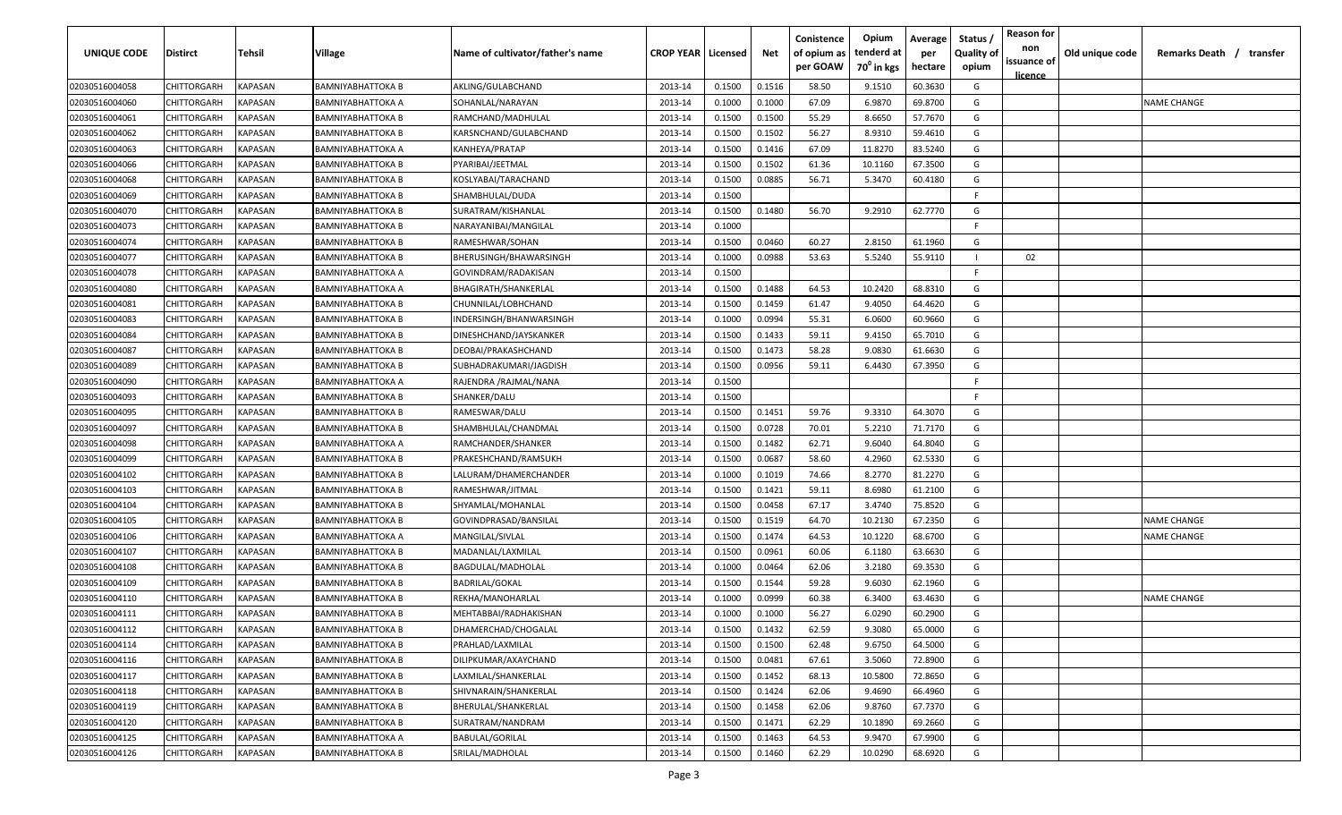| UNIQUE CODE | Distirct | Tehsil | Village | Name of cultivator/father's name | CROP YEAR | Licensed | Net | Conistence of opium as per GOAW | Opium tenderd at $70^0$ in kgs | Average per hectare | Status / Quality of opium | Reason for non issuance of licence | Old unique code | Remarks Death / transfer |
|---|---|---|---|---|---|---|---|---|---|---|---|---|---|---|
| 02030516004058 | CHITTORGARH | KAPASAN | BAMNIYABHATTOKA B | AKLING/GULABCHAND | 2013-14 | 0.1500 | 0.1516 | 58.50 | 9.1510 | 60.3630 | G | | | |
| 02030516004060 | CHITTORGARH | KAPASAN | BAMNIYABHATTOKA A | SOHANLAL/NARAYAN | 2013-14 | 0.1000 | 0.1000 | 67.09 | 6.9870 | 69.8700 | G | | | NAME CHANGE |
| 02030516004061 | CHITTORGARH | KAPASAN | BAMNIYABHATTOKA B | RAMCHAND/MADHULAL | 2013-14 | 0.1500 | 0.1500 | 55.29 | 8.6650 | 57.7670 | G | | | |
| 02030516004062 | CHITTORGARH | KAPASAN | BAMNIYABHATTOKA B | KARSNCHAND/GULABCHAND | 2013-14 | 0.1500 | 0.1502 | 56.27 | 8.9310 | 59.4610 | G | | | |
| 02030516004063 | CHITTORGARH | KAPASAN | BAMNIYABHATTOKA A | KANHEYA/PRATAP | 2013-14 | 0.1500 | 0.1416 | 67.09 | 11.8270 | 83.5240 | G | | | |
| 02030516004066 | CHITTORGARH | KAPASAN | BAMNIYABHATTOKA B | PYARIBAI/JEETMAL | 2013-14 | 0.1500 | 0.1502 | 61.36 | 10.1160 | 67.3500 | G | | | |
| 02030516004068 | CHITTORGARH | KAPASAN | BAMNIYABHATTOKA B | KOSLYABAI/TARACHAND | 2013-14 | 0.1500 | 0.0885 | 56.71 | 5.3470 | 60.4180 | G | | | |
| 02030516004069 | CHITTORGARH | KAPASAN | BAMNIYABHATTOKA B | SHAMBHULAL/DUDA | 2013-14 | 0.1500 | | | | | F | | | |
| 02030516004070 | CHITTORGARH | KAPASAN | BAMNIYABHATTOKA B | SURATRAM/KISHANLAL | 2013-14 | 0.1500 | 0.1480 | 56.70 | 9.2910 | 62.7770 | G | | | |
| 02030516004073 | CHITTORGARH | KAPASAN | BAMNIYABHATTOKA B | NARAYANIBAI/MANGILAL | 2013-14 | 0.1000 | | | | | F | | | |
| 02030516004074 | CHITTORGARH | KAPASAN | BAMNIYABHATTOKA B | RAMESHWAR/SOHAN | 2013-14 | 0.1500 | 0.0460 | 60.27 | 2.8150 | 61.1960 | G | | | |
| 02030516004077 | CHITTORGARH | KAPASAN | BAMNIYABHATTOKA B | BHERUSINGH/BHAWARSINGH | 2013-14 | 0.1000 | 0.0988 | 53.63 | 5.5240 | 55.9110 | I | 02 | | |
| 02030516004078 | CHITTORGARH | KAPASAN | BAMNIYABHATTOKA A | GOVINDRAM/RADAKISAN | 2013-14 | 0.1500 | | | | | F | | | |
| 02030516004080 | CHITTORGARH | KAPASAN | BAMNIYABHATTOKA A | BHAGIRATH/SHANKERLAL | 2013-14 | 0.1500 | 0.1488 | 64.53 | 10.2420 | 68.8310 | G | | | |
| 02030516004081 | CHITTORGARH | KAPASAN | BAMNIYABHATTOKA B | CHUNNILAL/LOBHCHAND | 2013-14 | 0.1500 | 0.1459 | 61.47 | 9.4050 | 64.4620 | G | | | |
| 02030516004083 | CHITTORGARH | KAPASAN | BAMNIYABHATTOKA B | INDERSINGH/BHANWARSINGH | 2013-14 | 0.1000 | 0.0994 | 55.31 | 6.0600 | 60.9660 | G | | | |
| 02030516004084 | CHITTORGARH | KAPASAN | BAMNIYABHATTOKA B | DINESHCHAND/JAYSKANKER | 2013-14 | 0.1500 | 0.1433 | 59.11 | 9.4150 | 65.7010 | G | | | |
| 02030516004087 | CHITTORGARH | KAPASAN | BAMNIYABHATTOKA B | DEOBAI/PRAKASHCHAND | 2013-14 | 0.1500 | 0.1473 | 58.28 | 9.0830 | 61.6630 | G | | | |
| 02030516004089 | CHITTORGARH | KAPASAN | BAMNIYABHATTOKA B | SUBHADRAKUMARI/JAGDISH | 2013-14 | 0.1500 | 0.0956 | 59.11 | 6.4430 | 67.3950 | G | | | |
| 02030516004090 | CHITTORGARH | KAPASAN | BAMNIYABHATTOKA A | RAJENDRA /RAJMAL/NANA | 2013-14 | 0.1500 | | | | | F | | | |
| 02030516004093 | CHITTORGARH | KAPASAN | BAMNIYABHATTOKA B | SHANKER/DALU | 2013-14 | 0.1500 | | | | | F | | | |
| 02030516004095 | CHITTORGARH | KAPASAN | BAMNIYABHATTOKA B | RAMESWAR/DALU | 2013-14 | 0.1500 | 0.1451 | 59.76 | 9.3310 | 64.3070 | G | | | |
| 02030516004097 | CHITTORGARH | KAPASAN | BAMNIYABHATTOKA B | SHAMBHULAL/CHANDMAL | 2013-14 | 0.1500 | 0.0728 | 70.01 | 5.2210 | 71.7170 | G | | | |
| 02030516004098 | CHITTORGARH | KAPASAN | BAMNIYABHATTOKA A | RAMCHANDER/SHANKER | 2013-14 | 0.1500 | 0.1482 | 62.71 | 9.6040 | 64.8040 | G | | | |
| 02030516004099 | CHITTORGARH | KAPASAN | BAMNIYABHATTOKA B | PRAKESHCHAND/RAMSUKH | 2013-14 | 0.1500 | 0.0687 | 58.60 | 4.2960 | 62.5330 | G | | | |
| 02030516004102 | CHITTORGARH | KAPASAN | BAMNIYABHATTOKA B | LALURAM/DHAMERCHANDER | 2013-14 | 0.1000 | 0.1019 | 74.66 | 8.2770 | 81.2270 | G | | | |
| 02030516004103 | CHITTORGARH | KAPASAN | BAMNIYABHATTOKA B | RAMESHWAR/JITMAL | 2013-14 | 0.1500 | 0.1421 | 59.11 | 8.6980 | 61.2100 | G | | | |
| 02030516004104 | CHITTORGARH | KAPASAN | BAMNIYABHATTOKA B | SHYAMLAL/MOHANLAL | 2013-14 | 0.1500 | 0.0458 | 67.17 | 3.4740 | 75.8520 | G | | | |
| 02030516004105 | CHITTORGARH | KAPASAN | BAMNIYABHATTOKA B | GOVINDPRASAD/BANSILAL | 2013-14 | 0.1500 | 0.1519 | 64.70 | 10.2130 | 67.2350 | G | | | NAME CHANGE |
| 02030516004106 | CHITTORGARH | KAPASAN | BAMNIYABHATTOKA A | MANGILAL/SIVLAL | 2013-14 | 0.1500 | 0.1474 | 64.53 | 10.1220 | 68.6700 | G | | | NAME CHANGE |
| 02030516004107 | CHITTORGARH | KAPASAN | BAMNIYABHATTOKA B | MADANLAL/LAXMILAL | 2013-14 | 0.1500 | 0.0961 | 60.06 | 6.1180 | 63.6630 | G | | | |
| 02030516004108 | CHITTORGARH | KAPASAN | BAMNIYABHATTOKA B | BAGDULAL/MADHOLAL | 2013-14 | 0.1000 | 0.0464 | 62.06 | 3.2180 | 69.3530 | G | | | |
| 02030516004109 | CHITTORGARH | KAPASAN | BAMNIYABHATTOKA B | BADRILAL/GOKAL | 2013-14 | 0.1500 | 0.1544 | 59.28 | 9.6030 | 62.1960 | G | | | |
| 02030516004110 | CHITTORGARH | KAPASAN | BAMNIYABHATTOKA B | REKHA/MANOHARLAL | 2013-14 | 0.1000 | 0.0999 | 60.38 | 6.3400 | 63.4630 | G | | | NAME CHANGE |
| 02030516004111 | CHITTORGARH | KAPASAN | BAMNIYABHATTOKA B | MEHTABBAI/RADHAKISHAN | 2013-14 | 0.1000 | 0.1000 | 56.27 | 6.0290 | 60.2900 | G | | | |
| 02030516004112 | CHITTORGARH | KAPASAN | BAMNIYABHATTOKA B | DHAMERCHAD/CHOGALAL | 2013-14 | 0.1500 | 0.1432 | 62.59 | 9.3080 | 65.0000 | G | | | |
| 02030516004114 | CHITTORGARH | KAPASAN | BAMNIYABHATTOKA B | PRAHLAD/LAXMILAL | 2013-14 | 0.1500 | 0.1500 | 62.48 | 9.6750 | 64.5000 | G | | | |
| 02030516004116 | CHITTORGARH | KAPASAN | BAMNIYABHATTOKA B | DILIPKUMAR/AXAYCHAND | 2013-14 | 0.1500 | 0.0481 | 67.61 | 3.5060 | 72.8900 | G | | | |
| 02030516004117 | CHITTORGARH | KAPASAN | BAMNIYABHATTOKA B | LAXMILAL/SHANKERLAL | 2013-14 | 0.1500 | 0.1452 | 68.13 | 10.5800 | 72.8650 | G | | | |
| 02030516004118 | CHITTORGARH | KAPASAN | BAMNIYABHATTOKA B | SHIVNARAIN/SHANKERLAL | 2013-14 | 0.1500 | 0.1424 | 62.06 | 9.4690 | 66.4960 | G | | | |
| 02030516004119 | CHITTORGARH | KAPASAN | BAMNIYABHATTOKA B | BHERULAL/SHANKERLAL | 2013-14 | 0.1500 | 0.1458 | 62.06 | 9.8760 | 67.7370 | G | | | |
| 02030516004120 | CHITTORGARH | KAPASAN | BAMNIYABHATTOKA B | SURATRAM/NANDRAM | 2013-14 | 0.1500 | 0.1471 | 62.29 | 10.1890 | 69.2660 | G | | | |
| 02030516004125 | CHITTORGARH | KAPASAN | BAMNIYABHATTOKA A | BABULAL/GORILAL | 2013-14 | 0.1500 | 0.1463 | 64.53 | 9.9470 | 67.9900 | G | | | |
| 02030516004126 | CHITTORGARH | KAPASAN | BAMNIYABHATTOKA B | SRILAL/MADHOLAL | 2013-14 | 0.1500 | 0.1460 | 62.29 | 10.0290 | 68.6920 | G | | | |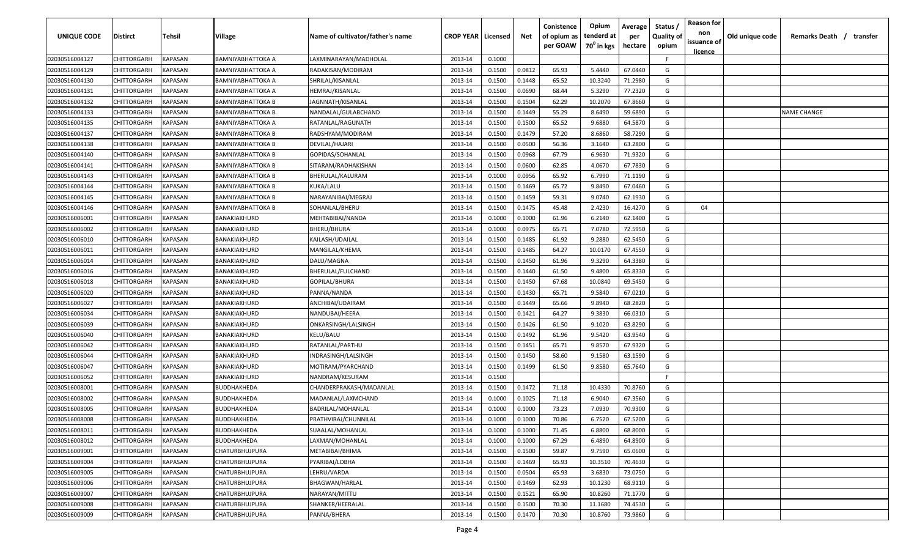| UNIQUE CODE | Distirct | Tehsil | Village | Name of cultivator/father's name | CROP YEAR | Licensed | Net | Conistence of opium as per GOAW | Opium tenderd at 70° in kgs | Average per hectare | Status / Quality of opium | Reason for non issuance of licence | Old unique code | Remarks Death / transfer |
|---|---|---|---|---|---|---|---|---|---|---|---|---|---|---|
| 02030516004127 | CHITTORGARH | KAPASAN | BAMNIYABHATTOKA A | LAXMINARAYAN/MADHOLAL | 2013-14 | 0.1000 | | | | | F | | | |
| 02030516004129 | CHITTORGARH | KAPASAN | BAMNIYABHATTOKA A | RADAKISAN/MODIRAM | 2013-14 | 0.1500 | 0.0812 | 65.93 | 5.4440 | 67.0440 | G | | | |
| 02030516004130 | CHITTORGARH | KAPASAN | BAMNIYABHATTOKA A | SHRILAL/KISANLAL | 2013-14 | 0.1500 | 0.1448 | 65.52 | 10.3240 | 71.2980 | G | | | |
| 02030516004131 | CHITTORGARH | KAPASAN | BAMNIYABHATTOKA A | HEMRAJ/KISANLAL | 2013-14 | 0.1500 | 0.0690 | 68.44 | 5.3290 | 77.2320 | G | | | |
| 02030516004132 | CHITTORGARH | KAPASAN | BAMNIYABHATTOKA B | JAGNNATH/KISANLAL | 2013-14 | 0.1500 | 0.1504 | 62.29 | 10.2070 | 67.8660 | G | | | |
| 02030516004133 | CHITTORGARH | KAPASAN | BAMNIYABHATTOKA B | NANDALAL/GULABCHAND | 2013-14 | 0.1500 | 0.1449 | 55.29 | 8.6490 | 59.6890 | G | | | NAME CHANGE |
| 02030516004135 | CHITTORGARH | KAPASAN | BAMNIYABHATTOKA A | RATANLAL/RAGUNATH | 2013-14 | 0.1500 | 0.1500 | 65.52 | 9.6880 | 64.5870 | G | | | |
| 02030516004137 | CHITTORGARH | KAPASAN | BAMNIYABHATTOKA B | RADSHYAM/MODIRAM | 2013-14 | 0.1500 | 0.1479 | 57.20 | 8.6860 | 58.7290 | G | | | |
| 02030516004138 | CHITTORGARH | KAPASAN | BAMNIYABHATTOKA B | DEVILAL/HAJARI | 2013-14 | 0.1500 | 0.0500 | 56.36 | 3.1640 | 63.2800 | G | | | |
| 02030516004140 | CHITTORGARH | KAPASAN | BAMNIYABHATTOKA B | GOPIDAS/SOHANLAL | 2013-14 | 0.1500 | 0.0968 | 67.79 | 6.9630 | 71.9320 | G | | | |
| 02030516004141 | CHITTORGARH | KAPASAN | BAMNIYABHATTOKA B | SITARAM/RADHAKISHAN | 2013-14 | 0.1500 | 0.0600 | 62.85 | 4.0670 | 67.7830 | G | | | |
| 02030516004143 | CHITTORGARH | KAPASAN | BAMNIYABHATTOKA B | BHERULAL/KALURAM | 2013-14 | 0.1000 | 0.0956 | 65.92 | 6.7990 | 71.1190 | G | | | |
| 02030516004144 | CHITTORGARH | KAPASAN | BAMNIYABHATTOKA B | KUKA/LALU | 2013-14 | 0.1500 | 0.1469 | 65.72 | 9.8490 | 67.0460 | G | | | |
| 02030516004145 | CHITTORGARH | KAPASAN | BAMNIYABHATTOKA B | NARAYANIBAI/MEGRAJ | 2013-14 | 0.1500 | 0.1459 | 59.31 | 9.0740 | 62.1930 | G | | | |
| 02030516004146 | CHITTORGARH | KAPASAN | BAMNIYABHATTOKA B | SOHANLAL/BHERU | 2013-14 | 0.1500 | 0.1475 | 45.48 | 2.4230 | 16.4270 | G | 04 | | |
| 02030516006001 | CHITTORGARH | KAPASAN | BANAKIAKHURD | MEHTABIBAI/NANDA | 2013-14 | 0.1000 | 0.1000 | 61.96 | 6.2140 | 62.1400 | G | | | |
| 02030516006002 | CHITTORGARH | KAPASAN | BANAKIAKHURD | BHERU/BHURA | 2013-14 | 0.1000 | 0.0975 | 65.71 | 7.0780 | 72.5950 | G | | | |
| 02030516006010 | CHITTORGARH | KAPASAN | BANAKIAKHURD | KAILASH/UDAILAL | 2013-14 | 0.1500 | 0.1485 | 61.92 | 9.2880 | 62.5450 | G | | | |
| 02030516006011 | CHITTORGARH | KAPASAN | BANAKIAKHURD | MANGILAL/KHEMA | 2013-14 | 0.1500 | 0.1485 | 64.27 | 10.0170 | 67.4550 | G | | | |
| 02030516006014 | CHITTORGARH | KAPASAN | BANAKIAKHURD | DALU/MAGNA | 2013-14 | 0.1500 | 0.1450 | 61.96 | 9.3290 | 64.3380 | G | | | |
| 02030516006016 | CHITTORGARH | KAPASAN | BANAKIAKHURD | BHERULAL/FULCHAND | 2013-14 | 0.1500 | 0.1440 | 61.50 | 9.4800 | 65.8330 | G | | | |
| 02030516006018 | CHITTORGARH | KAPASAN | BANAKIAKHURD | GOPILAL/BHURA | 2013-14 | 0.1500 | 0.1450 | 67.68 | 10.0840 | 69.5450 | G | | | |
| 02030516006020 | CHITTORGARH | KAPASAN | BANAKIAKHURD | PANNA/NANDA | 2013-14 | 0.1500 | 0.1430 | 65.71 | 9.5840 | 67.0210 | G | | | |
| 02030516006027 | CHITTORGARH | KAPASAN | BANAKIAKHURD | ANCHIBAI/UDAIRAM | 2013-14 | 0.1500 | 0.1449 | 65.66 | 9.8940 | 68.2820 | G | | | |
| 02030516006034 | CHITTORGARH | KAPASAN | BANAKIAKHURD | NANDUBAI/HEERA | 2013-14 | 0.1500 | 0.1421 | 64.27 | 9.3830 | 66.0310 | G | | | |
| 02030516006039 | CHITTORGARH | KAPASAN | BANAKIAKHURD | ONKARSINGH/LALSINGH | 2013-14 | 0.1500 | 0.1426 | 61.50 | 9.1020 | 63.8290 | G | | | |
| 02030516006040 | CHITTORGARH | KAPASAN | BANAKIAKHURD | KELU/BALU | 2013-14 | 0.1500 | 0.1492 | 61.96 | 9.5420 | 63.9540 | G | | | |
| 02030516006042 | CHITTORGARH | KAPASAN | BANAKIAKHURD | RATANLAL/PARTHU | 2013-14 | 0.1500 | 0.1451 | 65.71 | 9.8570 | 67.9320 | G | | | |
| 02030516006044 | CHITTORGARH | KAPASAN | BANAKIAKHURD | INDRASINGH/LALSINGH | 2013-14 | 0.1500 | 0.1450 | 58.60 | 9.1580 | 63.1590 | G | | | |
| 02030516006047 | CHITTORGARH | KAPASAN | BANAKIAKHURD | MOTIRAM/PYARCHAND | 2013-14 | 0.1500 | 0.1499 | 61.50 | 9.8580 | 65.7640 | G | | | |
| 02030516006052 | CHITTORGARH | KAPASAN | BANAKIAKHURD | NANDRAM/KESURAM | 2013-14 | 0.1500 | | | | | F | | | |
| 02030516008001 | CHITTORGARH | KAPASAN | BUDDHAKHEDA | CHANDERPRAKASH/MADANLAL | 2013-14 | 0.1500 | 0.1472 | 71.18 | 10.4330 | 70.8760 | G | | | |
| 02030516008002 | CHITTORGARH | KAPASAN | BUDDHAKHEDA | MADANLAL/LAXMCHAND | 2013-14 | 0.1000 | 0.1025 | 71.18 | 6.9040 | 67.3560 | G | | | |
| 02030516008005 | CHITTORGARH | KAPASAN | BUDDHAKHEDA | BADRILAL/MOHANLAL | 2013-14 | 0.1000 | 0.1000 | 73.23 | 7.0930 | 70.9300 | G | | | |
| 02030516008008 | CHITTORGARH | KAPASAN | BUDDHAKHEDA | PRATHVIRAJ/CHUNNILAL | 2013-14 | 0.1000 | 0.1000 | 70.86 | 6.7520 | 67.5200 | G | | | |
| 02030516008011 | CHITTORGARH | KAPASAN | BUDDHAKHEDA | SUAALAL/MOHANLAL | 2013-14 | 0.1000 | 0.1000 | 71.45 | 6.8800 | 68.8000 | G | | | |
| 02030516008012 | CHITTORGARH | KAPASAN | BUDDHAKHEDA | LAXMAN/MOHANLAL | 2013-14 | 0.1000 | 0.1000 | 67.29 | 6.4890 | 64.8900 | G | | | |
| 02030516009001 | CHITTORGARH | KAPASAN | CHATURBHUJPURA | METABIBAI/BHIMA | 2013-14 | 0.1500 | 0.1500 | 59.87 | 9.7590 | 65.0600 | G | | | |
| 02030516009004 | CHITTORGARH | KAPASAN | CHATURBHUJPURA | PYARIBAI/LOBHA | 2013-14 | 0.1500 | 0.1469 | 65.93 | 10.3510 | 70.4630 | G | | | |
| 02030516009005 | CHITTORGARH | KAPASAN | CHATURBHUJPURA | LEHRU/VARDA | 2013-14 | 0.1500 | 0.0504 | 65.93 | 3.6830 | 73.0750 | G | | | |
| 02030516009006 | CHITTORGARH | KAPASAN | CHATURBHUJPURA | BHAGWAN/HARLAL | 2013-14 | 0.1500 | 0.1469 | 62.93 | 10.1230 | 68.9110 | G | | | |
| 02030516009007 | CHITTORGARH | KAPASAN | CHATURBHUJPURA | NARAYAN/MITTU | 2013-14 | 0.1500 | 0.1521 | 65.90 | 10.8260 | 71.1770 | G | | | |
| 02030516009008 | CHITTORGARH | KAPASAN | CHATURBHUJPURA | SHANKER/HEERALAL | 2013-14 | 0.1500 | 0.1500 | 70.30 | 11.1680 | 74.4530 | G | | | |
| 02030516009009 | CHITTORGARH | KAPASAN | CHATURBHUJPURA | PANNA/BHERA | 2013-14 | 0.1500 | 0.1470 | 70.30 | 10.8760 | 73.9860 | G | | | |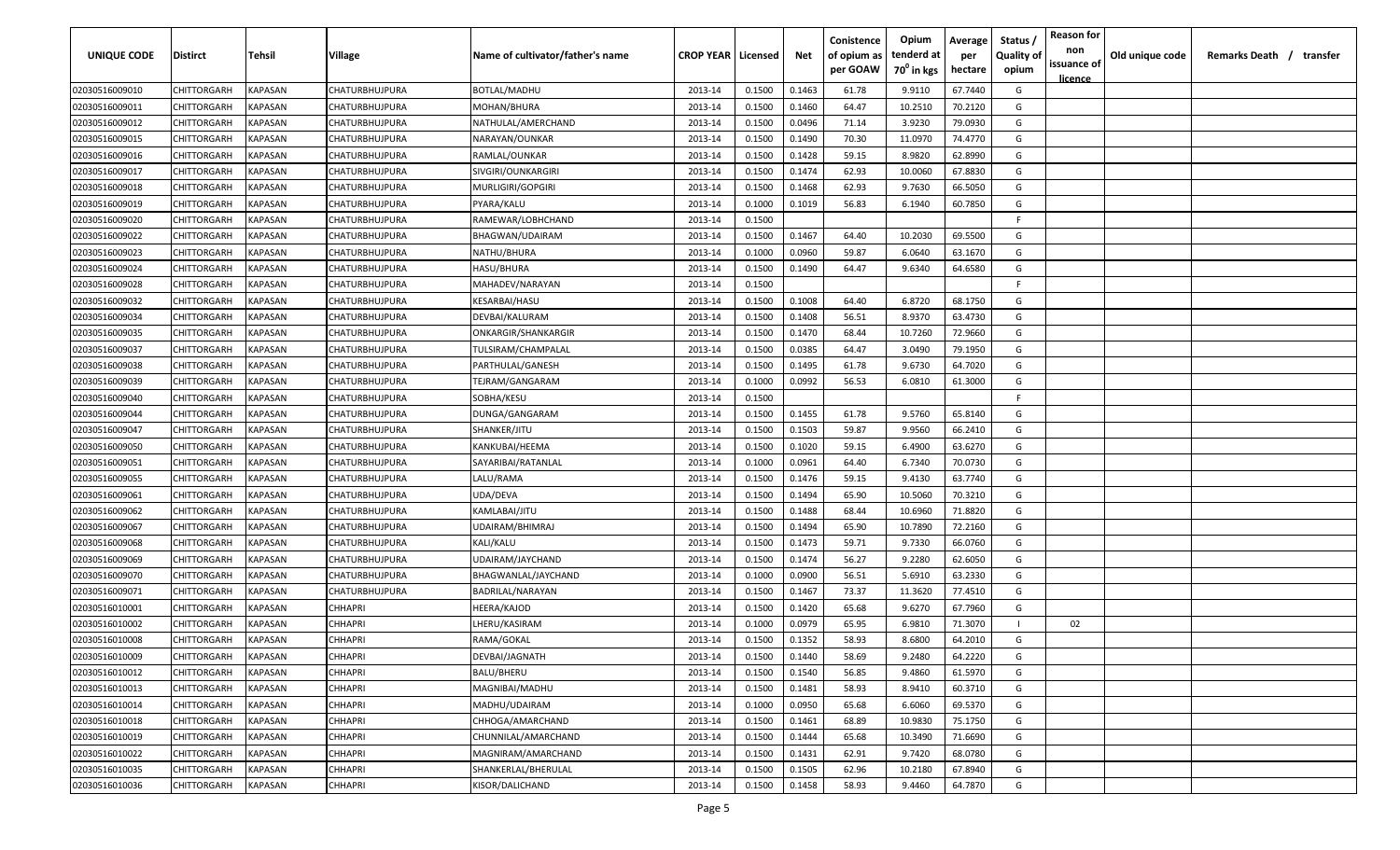| UNIQUE CODE | Distirct | Tehsil | Village | Name of cultivator/father's name | CROP YEAR | Licensed | Net | Conistence of opium as per GOAW | Opium tenderd at $70^0$ in kgs | Average per hectare | Status / Quality of opium | Reason for non issuance of licence | Old unique code | Remarks Death / transfer |
|---|---|---|---|---|---|---|---|---|---|---|---|---|---|---|
| 02030516009010 | CHITTORGARH | KAPASAN | CHATURBHUJPURA | BOTLAL/MADHU | 2013-14 | 0.1500 | 0.1463 | 61.78 | 9.9110 | 67.7440 | G | | | |
| 02030516009011 | CHITTORGARH | KAPASAN | CHATURBHUJPURA | MOHAN/BHURA | 2013-14 | 0.1500 | 0.1460 | 64.47 | 10.2510 | 70.2120 | G | | | |
| 02030516009012 | CHITTORGARH | KAPASAN | CHATURBHUJPURA | NATHULAL/AMERCHAND | 2013-14 | 0.1500 | 0.0496 | 71.14 | 3.9230 | 79.0930 | G | | | |
| 02030516009015 | CHITTORGARH | KAPASAN | CHATURBHUJPURA | NARAYAN/OUNKAR | 2013-14 | 0.1500 | 0.1490 | 70.30 | 11.0970 | 74.4770 | G | | | |
| 02030516009016 | CHITTORGARH | KAPASAN | CHATURBHUJPURA | RAMLAL/OUNKAR | 2013-14 | 0.1500 | 0.1428 | 59.15 | 8.9820 | 62.8990 | G | | | |
| 02030516009017 | CHITTORGARH | KAPASAN | CHATURBHUJPURA | SIVGIRI/OUNKARGIRI | 2013-14 | 0.1500 | 0.1474 | 62.93 | 10.0060 | 67.8830 | G | | | |
| 02030516009018 | CHITTORGARH | KAPASAN | CHATURBHUJPURA | MURLIGIRI/GOPGIRI | 2013-14 | 0.1500 | 0.1468 | 62.93 | 9.7630 | 66.5050 | G | | | |
| 02030516009019 | CHITTORGARH | KAPASAN | CHATURBHUJPURA | PYARA/KALU | 2013-14 | 0.1000 | 0.1019 | 56.83 | 6.1940 | 60.7850 | G | | | |
| 02030516009020 | CHITTORGARH | KAPASAN | CHATURBHUJPURA | RAMEWAR/LOBHCHAND | 2013-14 | 0.1500 | | | | | F | | | |
| 02030516009022 | CHITTORGARH | KAPASAN | CHATURBHUJPURA | BHAGWAN/UDAIRAM | 2013-14 | 0.1500 | 0.1467 | 64.40 | 10.2030 | 69.5500 | G | | | |
| 02030516009023 | CHITTORGARH | KAPASAN | CHATURBHUJPURA | NATHU/BHURA | 2013-14 | 0.1000 | 0.0960 | 59.87 | 6.0640 | 63.1670 | G | | | |
| 02030516009024 | CHITTORGARH | KAPASAN | CHATURBHUJPURA | HASU/BHURA | 2013-14 | 0.1500 | 0.1490 | 64.47 | 9.6340 | 64.6580 | G | | | |
| 02030516009028 | CHITTORGARH | KAPASAN | CHATURBHUJPURA | MAHADEV/NARAYAN | 2013-14 | 0.1500 | | | | | F | | | |
| 02030516009032 | CHITTORGARH | KAPASAN | CHATURBHUJPURA | KESARBAI/HASU | 2013-14 | 0.1500 | 0.1008 | 64.40 | 6.8720 | 68.1750 | G | | | |
| 02030516009034 | CHITTORGARH | KAPASAN | CHATURBHUJPURA | DEVBAI/KALURAM | 2013-14 | 0.1500 | 0.1408 | 56.51 | 8.9370 | 63.4730 | G | | | |
| 02030516009035 | CHITTORGARH | KAPASAN | CHATURBHUJPURA | ONKARGIR/SHANKARGIR | 2013-14 | 0.1500 | 0.1470 | 68.44 | 10.7260 | 72.9660 | G | | | |
| 02030516009037 | CHITTORGARH | KAPASAN | CHATURBHUJPURA | TULSIRAM/CHAMPALAL | 2013-14 | 0.1500 | 0.0385 | 64.47 | 3.0490 | 79.1950 | G | | | |
| 02030516009038 | CHITTORGARH | KAPASAN | CHATURBHUJPURA | PARTHULAL/GANESH | 2013-14 | 0.1500 | 0.1495 | 61.78 | 9.6730 | 64.7020 | G | | | |
| 02030516009039 | CHITTORGARH | KAPASAN | CHATURBHUJPURA | TEJRAM/GANGARAM | 2013-14 | 0.1000 | 0.0992 | 56.53 | 6.0810 | 61.3000 | G | | | |
| 02030516009040 | CHITTORGARH | KAPASAN | CHATURBHUJPURA | SOBHA/KESU | 2013-14 | 0.1500 | | | | | F | | | |
| 02030516009044 | CHITTORGARH | KAPASAN | CHATURBHUJPURA | DUNGA/GANGARAM | 2013-14 | 0.1500 | 0.1455 | 61.78 | 9.5760 | 65.8140 | G | | | |
| 02030516009047 | CHITTORGARH | KAPASAN | CHATURBHUJPURA | SHANKER/JITU | 2013-14 | 0.1500 | 0.1503 | 59.87 | 9.9560 | 66.2410 | G | | | |
| 02030516009050 | CHITTORGARH | KAPASAN | CHATURBHUJPURA | KANKUBAI/HEEMA | 2013-14 | 0.1500 | 0.1020 | 59.15 | 6.4900 | 63.6270 | G | | | |
| 02030516009051 | CHITTORGARH | KAPASAN | CHATURBHUJPURA | SAYARIBAI/RATANLAL | 2013-14 | 0.1000 | 0.0961 | 64.40 | 6.7340 | 70.0730 | G | | | |
| 02030516009055 | CHITTORGARH | KAPASAN | CHATURBHUJPURA | LALU/RAMA | 2013-14 | 0.1500 | 0.1476 | 59.15 | 9.4130 | 63.7740 | G | | | |
| 02030516009061 | CHITTORGARH | KAPASAN | CHATURBHUJPURA | UDA/DEVA | 2013-14 | 0.1500 | 0.1494 | 65.90 | 10.5060 | 70.3210 | G | | | |
| 02030516009062 | CHITTORGARH | KAPASAN | CHATURBHUJPURA | KAMLABAI/JITU | 2013-14 | 0.1500 | 0.1488 | 68.44 | 10.6960 | 71.8820 | G | | | |
| 02030516009067 | CHITTORGARH | KAPASAN | CHATURBHUJPURA | UDAIRAM/BHIMRAJ | 2013-14 | 0.1500 | 0.1494 | 65.90 | 10.7890 | 72.2160 | G | | | |
| 02030516009068 | CHITTORGARH | KAPASAN | CHATURBHUJPURA | KALI/KALU | 2013-14 | 0.1500 | 0.1473 | 59.71 | 9.7330 | 66.0760 | G | | | |
| 02030516009069 | CHITTORGARH | KAPASAN | CHATURBHUJPURA | UDAIRAM/JAYCHAND | 2013-14 | 0.1500 | 0.1474 | 56.27 | 9.2280 | 62.6050 | G | | | |
| 02030516009070 | CHITTORGARH | KAPASAN | CHATURBHUJPURA | BHAGWANLAL/JAYCHAND | 2013-14 | 0.1000 | 0.0900 | 56.51 | 5.6910 | 63.2330 | G | | | |
| 02030516009071 | CHITTORGARH | KAPASAN | CHATURBHUJPURA | BADRILAL/NARAYAN | 2013-14 | 0.1500 | 0.1467 | 73.37 | 11.3620 | 77.4510 | G | | | |
| 02030516010001 | CHITTORGARH | KAPASAN | CHHAPRI | HEERA/KAJOD | 2013-14 | 0.1500 | 0.1420 | 65.68 | 9.6270 | 67.7960 | G | | | |
| 02030516010002 | CHITTORGARH | KAPASAN | CHHAPRI | LHERU/KASIRAM | 2013-14 | 0.1000 | 0.0979 | 65.95 | 6.9810 | 71.3070 | I | 02 | | |
| 02030516010008 | CHITTORGARH | KAPASAN | CHHAPRI | RAMA/GOKAL | 2013-14 | 0.1500 | 0.1352 | 58.93 | 8.6800 | 64.2010 | G | | | |
| 02030516010009 | CHITTORGARH | KAPASAN | CHHAPRI | DEVBAI/JAGNATH | 2013-14 | 0.1500 | 0.1440 | 58.69 | 9.2480 | 64.2220 | G | | | |
| 02030516010012 | CHITTORGARH | KAPASAN | CHHAPRI | BALU/BHERU | 2013-14 | 0.1500 | 0.1540 | 56.85 | 9.4860 | 61.5970 | G | | | |
| 02030516010013 | CHITTORGARH | KAPASAN | CHHAPRI | MAGNIBAI/MADHU | 2013-14 | 0.1500 | 0.1481 | 58.93 | 8.9410 | 60.3710 | G | | | |
| 02030516010014 | CHITTORGARH | KAPASAN | CHHAPRI | MADHU/UDAIRAM | 2013-14 | 0.1000 | 0.0950 | 65.68 | 6.6060 | 69.5370 | G | | | |
| 02030516010018 | CHITTORGARH | KAPASAN | CHHAPRI | CHHOGA/AMARCHAND | 2013-14 | 0.1500 | 0.1461 | 68.89 | 10.9830 | 75.1750 | G | | | |
| 02030516010019 | CHITTORGARH | KAPASAN | CHHAPRI | CHUNNILAL/AMARCHAND | 2013-14 | 0.1500 | 0.1444 | 65.68 | 10.3490 | 71.6690 | G | | | |
| 02030516010022 | CHITTORGARH | KAPASAN | CHHAPRI | MAGNIRAM/AMARCHAND | 2013-14 | 0.1500 | 0.1431 | 62.91 | 9.7420 | 68.0780 | G | | | |
| 02030516010035 | CHITTORGARH | KAPASAN | CHHAPRI | SHANKERLAL/BHERULAL | 2013-14 | 0.1500 | 0.1505 | 62.96 | 10.2180 | 67.8940 | G | | | |
| 02030516010036 | CHITTORGARH | KAPASAN | CHHAPRI | KISOR/DALICHAND | 2013-14 | 0.1500 | 0.1458 | 58.93 | 9.4460 | 64.7870 | G | | | |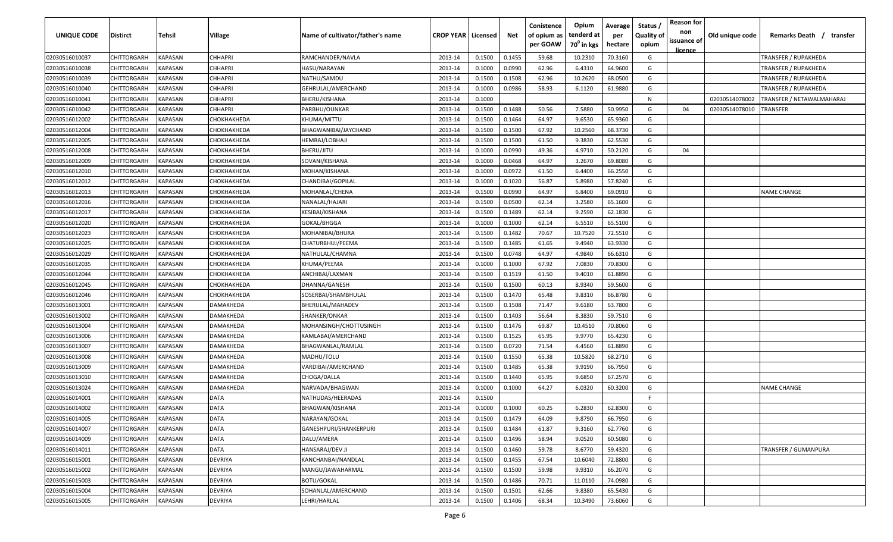| UNIQUE CODE | Distirct | Tehsil | Village | Name of cultivator/father's name | CROP YEAR | Licensed | Net | Conistence of opium as per GOAW | Opium tenderd at 70° in kgs | Average per hectare | Status / Quality of opium | Reason for non issuance of licence | Old unique code | Remarks Death / transfer |
|---|---|---|---|---|---|---|---|---|---|---|---|---|---|---|
| 02030516010037 | CHITTORGARH | KAPASAN | CHHAPRI | RAMCHANDER/NAVLA | 2013-14 | 0.1500 | 0.1455 | 59.68 | 10.2310 | 70.3160 | G | | | TRANSFER / RUPAKHEDA |
| 02030516010038 | CHITTORGARH | KAPASAN | CHHAPRI | HASU/NARAYAN | 2013-14 | 0.1000 | 0.0990 | 62.96 | 6.4310 | 64.9600 | G | | | TRANSFER / RUPAKHEDA |
| 02030516010039 | CHITTORGARH | KAPASAN | CHHAPRI | NATHU/SAMDU | 2013-14 | 0.1500 | 0.1508 | 62.96 | 10.2620 | 68.0500 | G | | | TRANSFER / RUPAKHEDA |
| 02030516010040 | CHITTORGARH | KAPASAN | CHHAPRI | GEHRULAL/AMERCHAND | 2013-14 | 0.1000 | 0.0986 | 58.93 | 6.1120 | 61.9880 | G | | | TRANSFER / RUPAKHEDA |
| 02030516010041 | CHITTORGARH | KAPASAN | CHHAPRI | BHERU/KISHANA | 2013-14 | 0.1000 | | | | | N | | 02030514078002 | TRANSFER / NETAWALMAHARAJ |
| 02030516010042 | CHITTORGARH | KAPASAN | CHHAPRI | PARBHU/OUNKAR | 2013-14 | 0.1500 | 0.1488 | 50.56 | 7.5880 | 50.9950 | G | 04 | 02030514078010 | TRANSFER |
| 02030516012002 | CHITTORGARH | KAPASAN | CHOKHAKHEDA | KHUMA/MITTU | 2013-14 | 0.1500 | 0.1464 | 64.97 | 9.6530 | 65.9360 | G | | | |
| 02030516012004 | CHITTORGARH | KAPASAN | CHOKHAKHEDA | BHAGWANIBAI/JAYCHAND | 2013-14 | 0.1500 | 0.1500 | 67.92 | 10.2560 | 68.3730 | G | | | |
| 02030516012005 | CHITTORGARH | KAPASAN | CHOKHAKHEDA | HEMRAJ/LOBHAJI | 2013-14 | 0.1500 | 0.1500 | 61.50 | 9.3830 | 62.5530 | G | | | |
| 02030516012008 | CHITTORGARH | KAPASAN | CHOKHAKHEDA | BHERU/JITU | 2013-14 | 0.1000 | 0.0990 | 49.36 | 4.9710 | 50.2120 | G | 04 | | |
| 02030516012009 | CHITTORGARH | KAPASAN | CHOKHAKHEDA | SOVANI/KISHANA | 2013-14 | 0.1000 | 0.0468 | 64.97 | 3.2670 | 69.8080 | G | | | |
| 02030516012010 | CHITTORGARH | KAPASAN | CHOKHAKHEDA | MOHAN/KISHANA | 2013-14 | 0.1000 | 0.0972 | 61.50 | 6.4400 | 66.2550 | G | | | |
| 02030516012012 | CHITTORGARH | KAPASAN | CHOKHAKHEDA | CHANDIBAI/GOPILAL | 2013-14 | 0.1000 | 0.1020 | 56.87 | 5.8980 | 57.8240 | G | | | |
| 02030516012013 | CHITTORGARH | KAPASAN | CHOKHAKHEDA | MOHANLAL/CHENA | 2013-14 | 0.1500 | 0.0990 | 64.97 | 6.8400 | 69.0910 | G | | | NAME CHANGE |
| 02030516012016 | CHITTORGARH | KAPASAN | CHOKHAKHEDA | NANALAL/HAJARI | 2013-14 | 0.1500 | 0.0500 | 62.14 | 3.2580 | 65.1600 | G | | | |
| 02030516012017 | CHITTORGARH | KAPASAN | CHOKHAKHEDA | KESIBAI/KISHANA | 2013-14 | 0.1500 | 0.1489 | 62.14 | 9.2590 | 62.1830 | G | | | |
| 02030516012020 | CHITTORGARH | KAPASAN | CHOKHAKHEDA | GOKAL/BHGGA | 2013-14 | 0.1000 | 0.1000 | 62.14 | 6.5510 | 65.5100 | G | | | |
| 02030516012023 | CHITTORGARH | KAPASAN | CHOKHAKHEDA | MOHANIBAI/BHURA | 2013-14 | 0.1500 | 0.1482 | 70.67 | 10.7520 | 72.5510 | G | | | |
| 02030516012025 | CHITTORGARH | KAPASAN | CHOKHAKHEDA | CHATURBHUJ/PEEMA | 2013-14 | 0.1500 | 0.1485 | 61.65 | 9.4940 | 63.9330 | G | | | |
| 02030516012029 | CHITTORGARH | KAPASAN | CHOKHAKHEDA | NATHULAL/CHAMNA | 2013-14 | 0.1500 | 0.0748 | 64.97 | 4.9840 | 66.6310 | G | | | |
| 02030516012035 | CHITTORGARH | KAPASAN | CHOKHAKHEDA | KHUMA/PEEMA | 2013-14 | 0.1000 | 0.1000 | 67.92 | 7.0830 | 70.8300 | G | | | |
| 02030516012044 | CHITTORGARH | KAPASAN | CHOKHAKHEDA | ANCHIBAI/LAXMAN | 2013-14 | 0.1500 | 0.1519 | 61.50 | 9.4010 | 61.8890 | G | | | |
| 02030516012045 | CHITTORGARH | KAPASAN | CHOKHAKHEDA | DHANNA/GANESH | 2013-14 | 0.1500 | 0.1500 | 60.13 | 8.9340 | 59.5600 | G | | | |
| 02030516012046 | CHITTORGARH | KAPASAN | CHOKHAKHEDA | SOSERBAI/SHAMBHULAL | 2013-14 | 0.1500 | 0.1470 | 65.48 | 9.8310 | 66.8780 | G | | | |
| 02030516013001 | CHITTORGARH | KAPASAN | DAMAKHEDA | BHERULAL/MAHADEV | 2013-14 | 0.1500 | 0.1508 | 71.47 | 9.6180 | 63.7800 | G | | | |
| 02030516013002 | CHITTORGARH | KAPASAN | DAMAKHEDA | SHANKER/ONKAR | 2013-14 | 0.1500 | 0.1403 | 56.64 | 8.3830 | 59.7510 | G | | | |
| 02030516013004 | CHITTORGARH | KAPASAN | DAMAKHEDA | MOHANSINGH/CHOTTUSINGH | 2013-14 | 0.1500 | 0.1476 | 69.87 | 10.4510 | 70.8060 | G | | | |
| 02030516013006 | CHITTORGARH | KAPASAN | DAMAKHEDA | KAMLABAI/AMERCHAND | 2013-14 | 0.1500 | 0.1525 | 65.95 | 9.9770 | 65.4230 | G | | | |
| 02030516013007 | CHITTORGARH | KAPASAN | DAMAKHEDA | BHAGWANLAL/RAMLAL | 2013-14 | 0.1500 | 0.0720 | 71.54 | 4.4560 | 61.8890 | G | | | |
| 02030516013008 | CHITTORGARH | KAPASAN | DAMAKHEDA | MADHU/TOLU | 2013-14 | 0.1500 | 0.1550 | 65.38 | 10.5820 | 68.2710 | G | | | |
| 02030516013009 | CHITTORGARH | KAPASAN | DAMAKHEDA | VARDIBAI/AMERCHAND | 2013-14 | 0.1500 | 0.1485 | 65.38 | 9.9190 | 66.7950 | G | | | |
| 02030516013010 | CHITTORGARH | KAPASAN | DAMAKHEDA | CHOGA/DALLA | 2013-14 | 0.1500 | 0.1440 | 65.95 | 9.6850 | 67.2570 | G | | | |
| 02030516013024 | CHITTORGARH | KAPASAN | DAMAKHEDA | NARVADA/BHAGWAN | 2013-14 | 0.1000 | 0.1000 | 64.27 | 6.0320 | 60.3200 | G | | | NAME CHANGE |
| 02030516014001 | CHITTORGARH | KAPASAN | DATA | NATHUDAS/HEERADAS | 2013-14 | 0.1500 | | | | | F | | | |
| 02030516014002 | CHITTORGARH | KAPASAN | DATA | BHAGWAN/KISHANA | 2013-14 | 0.1000 | 0.1000 | 60.25 | 6.2830 | 62.8300 | G | | | |
| 02030516014005 | CHITTORGARH | KAPASAN | DATA | NARAYAN/GOKAL | 2013-14 | 0.1500 | 0.1479 | 64.09 | 9.8790 | 66.7950 | G | | | |
| 02030516014007 | CHITTORGARH | KAPASAN | DATA | GANESHPURI/SHANKERPURI | 2013-14 | 0.1500 | 0.1484 | 61.87 | 9.3160 | 62.7760 | G | | | |
| 02030516014009 | CHITTORGARH | KAPASAN | DATA | DALU/AMERA | 2013-14 | 0.1500 | 0.1496 | 58.94 | 9.0520 | 60.5080 | G | | | |
| 02030516014011 | CHITTORGARH | KAPASAN | DATA | HANSARAJ/DEV JI | 2013-14 | 0.1500 | 0.1460 | 59.78 | 8.6770 | 59.4320 | G | | | TRANSFER / GUMANPURA |
| 02030516015001 | CHITTORGARH | KAPASAN | DEVRIYA | KANCHANBAI/NANDLAL | 2013-14 | 0.1500 | 0.1455 | 67.54 | 10.6040 | 72.8800 | G | | | |
| 02030516015002 | CHITTORGARH | KAPASAN | DEVRIYA | MANGU/JAWAHARMAL | 2013-14 | 0.1500 | 0.1500 | 59.98 | 9.9310 | 66.2070 | G | | | |
| 02030516015003 | CHITTORGARH | KAPASAN | DEVRIYA | BOTU/GOKAL | 2013-14 | 0.1500 | 0.1486 | 70.71 | 11.0110 | 74.0980 | G | | | |
| 02030516015004 | CHITTORGARH | KAPASAN | DEVRIYA | SOHANLAL/AMERCHAND | 2013-14 | 0.1500 | 0.1501 | 62.66 | 9.8380 | 65.5430 | G | | | |
| 02030516015005 | CHITTORGARH | KAPASAN | DEVRIYA | LEHRI/HARLAL | 2013-14 | 0.1500 | 0.1406 | 68.34 | 10.3490 | 73.6060 | G | | | |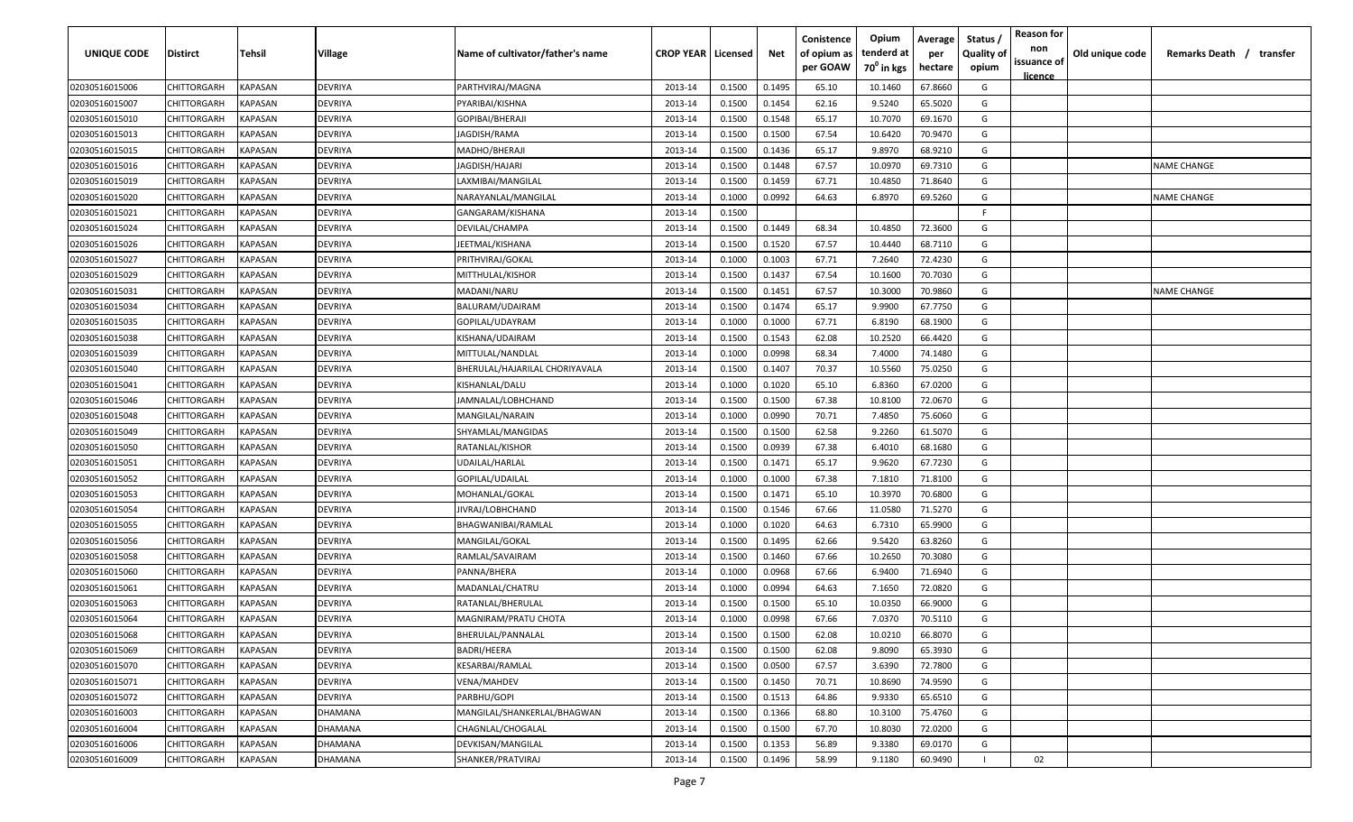| UNIQUE CODE | Distirct | Tehsil | Village | Name of cultivator/father's name | CROP YEAR | Licensed | Net | Conistence of opium as per GOAW | Opium tenderd at 70° in kgs | Average per hectare | Status / Quality of opium | Reason for non issuance of licence | Old unique code | Remarks Death / transfer |
|---|---|---|---|---|---|---|---|---|---|---|---|---|---|---|
| 02030516015006 | CHITTORGARH | KAPASAN | DEVRIYA | PARTHVIRAJ/MAGNA | 2013-14 | 0.1500 | 0.1495 | 65.10 | 10.1460 | 67.8660 | G | | | |
| 02030516015007 | CHITTORGARH | KAPASAN | DEVRIYA | PYARIBAI/KISHNA | 2013-14 | 0.1500 | 0.1454 | 62.16 | 9.5240 | 65.5020 | G | | | |
| 02030516015010 | CHITTORGARH | KAPASAN | DEVRIYA | GOPIBAI/BHERAJI | 2013-14 | 0.1500 | 0.1548 | 65.17 | 10.7070 | 69.1670 | G | | | |
| 02030516015013 | CHITTORGARH | KAPASAN | DEVRIYA | JAGDISH/RAMA | 2013-14 | 0.1500 | 0.1500 | 67.54 | 10.6420 | 70.9470 | G | | | |
| 02030516015015 | CHITTORGARH | KAPASAN | DEVRIYA | MADHO/BHERAJI | 2013-14 | 0.1500 | 0.1436 | 65.17 | 9.8970 | 68.9210 | G | | | |
| 02030516015016 | CHITTORGARH | KAPASAN | DEVRIYA | JAGDISH/HAJARI | 2013-14 | 0.1500 | 0.1448 | 67.57 | 10.0970 | 69.7310 | G | | | NAME CHANGE |
| 02030516015019 | CHITTORGARH | KAPASAN | DEVRIYA | LAXMIBAI/MANGILAL | 2013-14 | 0.1500 | 0.1459 | 67.71 | 10.4850 | 71.8640 | G | | | |
| 02030516015020 | CHITTORGARH | KAPASAN | DEVRIYA | NARAYANLAL/MANGILAL | 2013-14 | 0.1000 | 0.0992 | 64.63 | 6.8970 | 69.5260 | G | | | NAME CHANGE |
| 02030516015021 | CHITTORGARH | KAPASAN | DEVRIYA | GANGARAM/KISHANA | 2013-14 | 0.1500 | | | | | F | | | |
| 02030516015024 | CHITTORGARH | KAPASAN | DEVRIYA | DEVILAL/CHAMPA | 2013-14 | 0.1500 | 0.1449 | 68.34 | 10.4850 | 72.3600 | G | | | |
| 02030516015026 | CHITTORGARH | KAPASAN | DEVRIYA | JEETMAL/KISHANA | 2013-14 | 0.1500 | 0.1520 | 67.57 | 10.4440 | 68.7110 | G | | | |
| 02030516015027 | CHITTORGARH | KAPASAN | DEVRIYA | PRITHVIRAJ/GOKAL | 2013-14 | 0.1000 | 0.1003 | 67.71 | 7.2640 | 72.4230 | G | | | |
| 02030516015029 | CHITTORGARH | KAPASAN | DEVRIYA | MITTHULAL/KISHOR | 2013-14 | 0.1500 | 0.1437 | 67.54 | 10.1600 | 70.7030 | G | | | |
| 02030516015031 | CHITTORGARH | KAPASAN | DEVRIYA | MADANI/NARU | 2013-14 | 0.1500 | 0.1451 | 67.57 | 10.3000 | 70.9860 | G | | | NAME CHANGE |
| 02030516015034 | CHITTORGARH | KAPASAN | DEVRIYA | BALURAM/UDAIRAM | 2013-14 | 0.1500 | 0.1474 | 65.17 | 9.9900 | 67.7750 | G | | | |
| 02030516015035 | CHITTORGARH | KAPASAN | DEVRIYA | GOPILAL/UDAYRAM | 2013-14 | 0.1000 | 0.1000 | 67.71 | 6.8190 | 68.1900 | G | | | |
| 02030516015038 | CHITTORGARH | KAPASAN | DEVRIYA | KISHANA/UDAIRAM | 2013-14 | 0.1500 | 0.1543 | 62.08 | 10.2520 | 66.4420 | G | | | |
| 02030516015039 | CHITTORGARH | KAPASAN | DEVRIYA | MITTULAL/NANDLAL | 2013-14 | 0.1000 | 0.0998 | 68.34 | 7.4000 | 74.1480 | G | | | |
| 02030516015040 | CHITTORGARH | KAPASAN | DEVRIYA | BHERULAL/HAJARILAL CHORIYAVALA | 2013-14 | 0.1500 | 0.1407 | 70.37 | 10.5560 | 75.0250 | G | | | |
| 02030516015041 | CHITTORGARH | KAPASAN | DEVRIYA | KISHANLAL/DALU | 2013-14 | 0.1000 | 0.1020 | 65.10 | 6.8360 | 67.0200 | G | | | |
| 02030516015046 | CHITTORGARH | KAPASAN | DEVRIYA | JAMNALAL/LOBHCHAND | 2013-14 | 0.1500 | 0.1500 | 67.38 | 10.8100 | 72.0670 | G | | | |
| 02030516015048 | CHITTORGARH | KAPASAN | DEVRIYA | MANGILAL/NARAIN | 2013-14 | 0.1000 | 0.0990 | 70.71 | 7.4850 | 75.6060 | G | | | |
| 02030516015049 | CHITTORGARH | KAPASAN | DEVRIYA | SHYAMLAL/MANGIDAS | 2013-14 | 0.1500 | 0.1500 | 62.58 | 9.2260 | 61.5070 | G | | | |
| 02030516015050 | CHITTORGARH | KAPASAN | DEVRIYA | RATANLAL/KISHOR | 2013-14 | 0.1500 | 0.0939 | 67.38 | 6.4010 | 68.1680 | G | | | |
| 02030516015051 | CHITTORGARH | KAPASAN | DEVRIYA | UDAILAL/HARLAL | 2013-14 | 0.1500 | 0.1471 | 65.17 | 9.9620 | 67.7230 | G | | | |
| 02030516015052 | CHITTORGARH | KAPASAN | DEVRIYA | GOPILAL/UDAILAL | 2013-14 | 0.1000 | 0.1000 | 67.38 | 7.1810 | 71.8100 | G | | | |
| 02030516015053 | CHITTORGARH | KAPASAN | DEVRIYA | MOHANLAL/GOKAL | 2013-14 | 0.1500 | 0.1471 | 65.10 | 10.3970 | 70.6800 | G | | | |
| 02030516015054 | CHITTORGARH | KAPASAN | DEVRIYA | JIVRAJ/LOBHCHAND | 2013-14 | 0.1500 | 0.1546 | 67.66 | 11.0580 | 71.5270 | G | | | |
| 02030516015055 | CHITTORGARH | KAPASAN | DEVRIYA | BHAGWANIBAI/RAMLAL | 2013-14 | 0.1000 | 0.1020 | 64.63 | 6.7310 | 65.9900 | G | | | |
| 02030516015056 | CHITTORGARH | KAPASAN | DEVRIYA | MANGILAL/GOKAL | 2013-14 | 0.1500 | 0.1495 | 62.66 | 9.5420 | 63.8260 | G | | | |
| 02030516015058 | CHITTORGARH | KAPASAN | DEVRIYA | RAMLAL/SAVAIRAM | 2013-14 | 0.1500 | 0.1460 | 67.66 | 10.2650 | 70.3080 | G | | | |
| 02030516015060 | CHITTORGARH | KAPASAN | DEVRIYA | PANNA/BHERA | 2013-14 | 0.1000 | 0.0968 | 67.66 | 6.9400 | 71.6940 | G | | | |
| 02030516015061 | CHITTORGARH | KAPASAN | DEVRIYA | MADANLAL/CHATRU | 2013-14 | 0.1000 | 0.0994 | 64.63 | 7.1650 | 72.0820 | G | | | |
| 02030516015063 | CHITTORGARH | KAPASAN | DEVRIYA | RATANLAL/BHERULAL | 2013-14 | 0.1500 | 0.1500 | 65.10 | 10.0350 | 66.9000 | G | | | |
| 02030516015064 | CHITTORGARH | KAPASAN | DEVRIYA | MAGNIRAM/PRATU CHOTA | 2013-14 | 0.1000 | 0.0998 | 67.66 | 7.0370 | 70.5110 | G | | | |
| 02030516015068 | CHITTORGARH | KAPASAN | DEVRIYA | BHERULAL/PANNALAL | 2013-14 | 0.1500 | 0.1500 | 62.08 | 10.0210 | 66.8070 | G | | | |
| 02030516015069 | CHITTORGARH | KAPASAN | DEVRIYA | BADRI/HEERA | 2013-14 | 0.1500 | 0.1500 | 62.08 | 9.8090 | 65.3930 | G | | | |
| 02030516015070 | CHITTORGARH | KAPASAN | DEVRIYA | KESARBAI/RAMLAL | 2013-14 | 0.1500 | 0.0500 | 67.57 | 3.6390 | 72.7800 | G | | | |
| 02030516015071 | CHITTORGARH | KAPASAN | DEVRIYA | VENA/MAHDEV | 2013-14 | 0.1500 | 0.1450 | 70.71 | 10.8690 | 74.9590 | G | | | |
| 02030516015072 | CHITTORGARH | KAPASAN | DEVRIYA | PARBHU/GOPI | 2013-14 | 0.1500 | 0.1513 | 64.86 | 9.9330 | 65.6510 | G | | | |
| 02030516016003 | CHITTORGARH | KAPASAN | DHAMANA | MANGILAL/SHANKERLAL/BHAGWAN | 2013-14 | 0.1500 | 0.1366 | 68.80 | 10.3100 | 75.4760 | G | | | |
| 02030516016004 | CHITTORGARH | KAPASAN | DHAMANA | CHAGNLAL/CHOGALAL | 2013-14 | 0.1500 | 0.1500 | 67.70 | 10.8030 | 72.0200 | G | | | |
| 02030516016006 | CHITTORGARH | KAPASAN | DHAMANA | DEVKISAN/MANGILAL | 2013-14 | 0.1500 | 0.1353 | 56.89 | 9.3380 | 69.0170 | G | | | |
| 02030516016009 | CHITTORGARH | KAPASAN | DHAMANA | SHANKER/PRATVIRAJ | 2013-14 | 0.1500 | 0.1496 | 58.99 | 9.1180 | 60.9490 | I | 02 | | |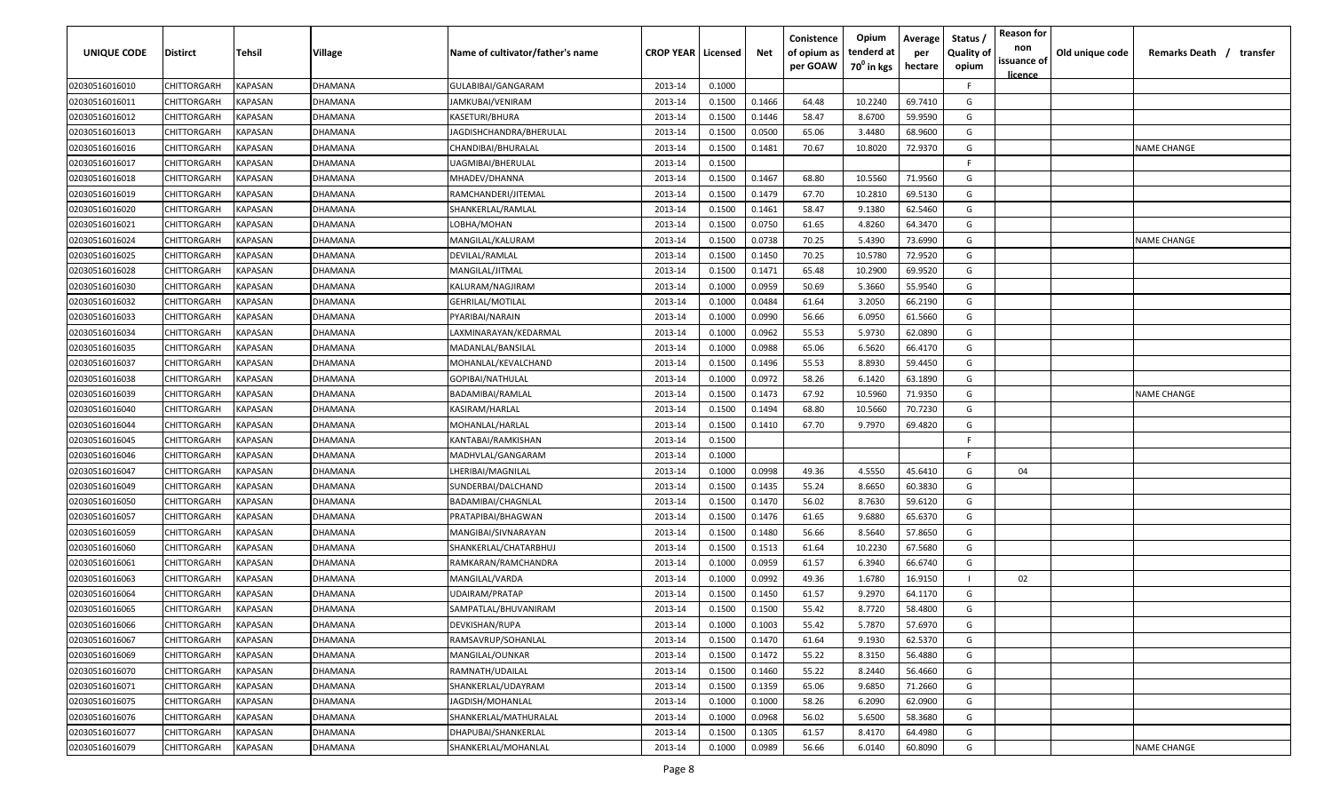| UNIQUE CODE | Distirct | Tehsil | Village | Name of cultivator/father's name | CROP YEAR | Licensed | Net | Conistence of opium as per GOAW | Opium tenderd at 70⁰ in kgs | Average per hectare | Status / Quality of opium | Reason for non issuance of licence | Old unique code | Remarks Death / transfer |
|---|---|---|---|---|---|---|---|---|---|---|---|---|---|---|
| 02030516016010 | CHITTORGARH | KAPASAN | DHAMANA | GULABIBAI/GANGARAM | 2013-14 | 0.1000 | | | | | F | | | |
| 02030516016011 | CHITTORGARH | KAPASAN | DHAMANA | JAMKUBAI/VENIRAM | 2013-14 | 0.1500 | 0.1466 | 64.48 | 10.2240 | 69.7410 | G | | | |
| 02030516016012 | CHITTORGARH | KAPASAN | DHAMANA | KASETURI/BHURA | 2013-14 | 0.1500 | 0.1446 | 58.47 | 8.6700 | 59.9590 | G | | | |
| 02030516016013 | CHITTORGARH | KAPASAN | DHAMANA | JAGDISHCHANDRA/BHERULAL | 2013-14 | 0.1500 | 0.0500 | 65.06 | 3.4480 | 68.9600 | G | | | |
| 02030516016016 | CHITTORGARH | KAPASAN | DHAMANA | CHANDIBAI/BHURALAL | 2013-14 | 0.1500 | 0.1481 | 70.67 | 10.8020 | 72.9370 | G | | | NAME CHANGE |
| 02030516016017 | CHITTORGARH | KAPASAN | DHAMANA | UAGMIBAI/BHERULAL | 2013-14 | 0.1500 | | | | | F | | | |
| 02030516016018 | CHITTORGARH | KAPASAN | DHAMANA | MHADEV/DHANNA | 2013-14 | 0.1500 | 0.1467 | 68.80 | 10.5560 | 71.9560 | G | | | |
| 02030516016019 | CHITTORGARH | KAPASAN | DHAMANA | RAMCHANDERI/JITEMAL | 2013-14 | 0.1500 | 0.1479 | 67.70 | 10.2810 | 69.5130 | G | | | |
| 02030516016020 | CHITTORGARH | KAPASAN | DHAMANA | SHANKERLAL/RAMLAL | 2013-14 | 0.1500 | 0.1461 | 58.47 | 9.1380 | 62.5460 | G | | | |
| 02030516016021 | CHITTORGARH | KAPASAN | DHAMANA | LOBHA/MOHAN | 2013-14 | 0.1500 | 0.0750 | 61.65 | 4.8260 | 64.3470 | G | | | |
| 02030516016024 | CHITTORGARH | KAPASAN | DHAMANA | MANGILAL/KALURAM | 2013-14 | 0.1500 | 0.0738 | 70.25 | 5.4390 | 73.6990 | G | | | NAME CHANGE |
| 02030516016025 | CHITTORGARH | KAPASAN | DHAMANA | DEVILAL/RAMLAL | 2013-14 | 0.1500 | 0.1450 | 70.25 | 10.5780 | 72.9520 | G | | | |
| 02030516016028 | CHITTORGARH | KAPASAN | DHAMANA | MANGILAL/JITMAL | 2013-14 | 0.1500 | 0.1471 | 65.48 | 10.2900 | 69.9520 | G | | | |
| 02030516016030 | CHITTORGARH | KAPASAN | DHAMANA | KALURAM/NAGJIRAM | 2013-14 | 0.1000 | 0.0959 | 50.69 | 5.3660 | 55.9540 | G | | | |
| 02030516016032 | CHITTORGARH | KAPASAN | DHAMANA | GEHRILAL/MOTILAL | 2013-14 | 0.1000 | 0.0484 | 61.64 | 3.2050 | 66.2190 | G | | | |
| 02030516016033 | CHITTORGARH | KAPASAN | DHAMANA | PYARIBAI/NARAIN | 2013-14 | 0.1000 | 0.0990 | 56.66 | 6.0950 | 61.5660 | G | | | |
| 02030516016034 | CHITTORGARH | KAPASAN | DHAMANA | LAXMINARAYAN/KEDARMAL | 2013-14 | 0.1000 | 0.0962 | 55.53 | 5.9730 | 62.0890 | G | | | |
| 02030516016035 | CHITTORGARH | KAPASAN | DHAMANA | MADANLAL/BANSILAL | 2013-14 | 0.1000 | 0.0988 | 65.06 | 6.5620 | 66.4170 | G | | | |
| 02030516016037 | CHITTORGARH | KAPASAN | DHAMANA | MOHANLAL/KEVALCHAND | 2013-14 | 0.1500 | 0.1496 | 55.53 | 8.8930 | 59.4450 | G | | | |
| 02030516016038 | CHITTORGARH | KAPASAN | DHAMANA | GOPIBAI/NATHULAL | 2013-14 | 0.1000 | 0.0972 | 58.26 | 6.1420 | 63.1890 | G | | | |
| 02030516016039 | CHITTORGARH | KAPASAN | DHAMANA | BADAMIBAI/RAMLAL | 2013-14 | 0.1500 | 0.1473 | 67.92 | 10.5960 | 71.9350 | G | | | NAME CHANGE |
| 02030516016040 | CHITTORGARH | KAPASAN | DHAMANA | KASIRAM/HARLAL | 2013-14 | 0.1500 | 0.1494 | 68.80 | 10.5660 | 70.7230 | G | | | |
| 02030516016044 | CHITTORGARH | KAPASAN | DHAMANA | MOHANLAL/HARLAL | 2013-14 | 0.1500 | 0.1410 | 67.70 | 9.7970 | 69.4820 | G | | | |
| 02030516016045 | CHITTORGARH | KAPASAN | DHAMANA | KANTABAI/RAMKISHAN | 2013-14 | 0.1500 | | | | | F | | | |
| 02030516016046 | CHITTORGARH | KAPASAN | DHAMANA | MADHVLAL/GANGARAM | 2013-14 | 0.1000 | | | | | F | | | |
| 02030516016047 | CHITTORGARH | KAPASAN | DHAMANA | LHERIBAI/MAGNILAL | 2013-14 | 0.1000 | 0.0998 | 49.36 | 4.5550 | 45.6410 | G | 04 | | |
| 02030516016049 | CHITTORGARH | KAPASAN | DHAMANA | SUNDERBAI/DALCHAND | 2013-14 | 0.1500 | 0.1435 | 55.24 | 8.6650 | 60.3830 | G | | | |
| 02030516016050 | CHITTORGARH | KAPASAN | DHAMANA | BADAMIBAI/CHAGNLAL | 2013-14 | 0.1500 | 0.1470 | 56.02 | 8.7630 | 59.6120 | G | | | |
| 02030516016057 | CHITTORGARH | KAPASAN | DHAMANA | PRATAPIBAI/BHAGWAN | 2013-14 | 0.1500 | 0.1476 | 61.65 | 9.6880 | 65.6370 | G | | | |
| 02030516016059 | CHITTORGARH | KAPASAN | DHAMANA | MANGIBAI/SIVNARAYAN | 2013-14 | 0.1500 | 0.1480 | 56.66 | 8.5640 | 57.8650 | G | | | |
| 02030516016060 | CHITTORGARH | KAPASAN | DHAMANA | SHANKERLAL/CHATARBHUJ | 2013-14 | 0.1500 | 0.1513 | 61.64 | 10.2230 | 67.5680 | G | | | |
| 02030516016061 | CHITTORGARH | KAPASAN | DHAMANA | RAMKARAN/RAMCHANDRA | 2013-14 | 0.1000 | 0.0959 | 61.57 | 6.3940 | 66.6740 | G | | | |
| 02030516016063 | CHITTORGARH | KAPASAN | DHAMANA | MANGILAL/VARDA | 2013-14 | 0.1000 | 0.0992 | 49.36 | 1.6780 | 16.9150 | I | 02 | | |
| 02030516016064 | CHITTORGARH | KAPASAN | DHAMANA | UDAIRAM/PRATAP | 2013-14 | 0.1500 | 0.1450 | 61.57 | 9.2970 | 64.1170 | G | | | |
| 02030516016065 | CHITTORGARH | KAPASAN | DHAMANA | SAMPATLAL/BHUVANIRAM | 2013-14 | 0.1500 | 0.1500 | 55.42 | 8.7720 | 58.4800 | G | | | |
| 02030516016066 | CHITTORGARH | KAPASAN | DHAMANA | DEVKISHAN/RUPA | 2013-14 | 0.1000 | 0.1003 | 55.42 | 5.7870 | 57.6970 | G | | | |
| 02030516016067 | CHITTORGARH | KAPASAN | DHAMANA | RAMSAVRUP/SOHANLAL | 2013-14 | 0.1500 | 0.1470 | 61.64 | 9.1930 | 62.5370 | G | | | |
| 02030516016069 | CHITTORGARH | KAPASAN | DHAMANA | MANGILAL/OUNKAR | 2013-14 | 0.1500 | 0.1472 | 55.22 | 8.3150 | 56.4880 | G | | | |
| 02030516016070 | CHITTORGARH | KAPASAN | DHAMANA | RAMNATH/UDAILAL | 2013-14 | 0.1500 | 0.1460 | 55.22 | 8.2440 | 56.4660 | G | | | |
| 02030516016071 | CHITTORGARH | KAPASAN | DHAMANA | SHANKERLAL/UDAYRAM | 2013-14 | 0.1500 | 0.1359 | 65.06 | 9.6850 | 71.2660 | G | | | |
| 02030516016075 | CHITTORGARH | KAPASAN | DHAMANA | JAGDISH/MOHANLAL | 2013-14 | 0.1000 | 0.1000 | 58.26 | 6.2090 | 62.0900 | G | | | |
| 02030516016076 | CHITTORGARH | KAPASAN | DHAMANA | SHANKERLAL/MATHURALAL | 2013-14 | 0.1000 | 0.0968 | 56.02 | 5.6500 | 58.3680 | G | | | |
| 02030516016077 | CHITTORGARH | KAPASAN | DHAMANA | DHAPUBAI/SHANKERLAL | 2013-14 | 0.1500 | 0.1305 | 61.57 | 8.4170 | 64.4980 | G | | | |
| 02030516016079 | CHITTORGARH | KAPASAN | DHAMANA | SHANKERLAL/MOHANLAL | 2013-14 | 0.1000 | 0.0989 | 56.66 | 6.0140 | 60.8090 | G | | | NAME CHANGE |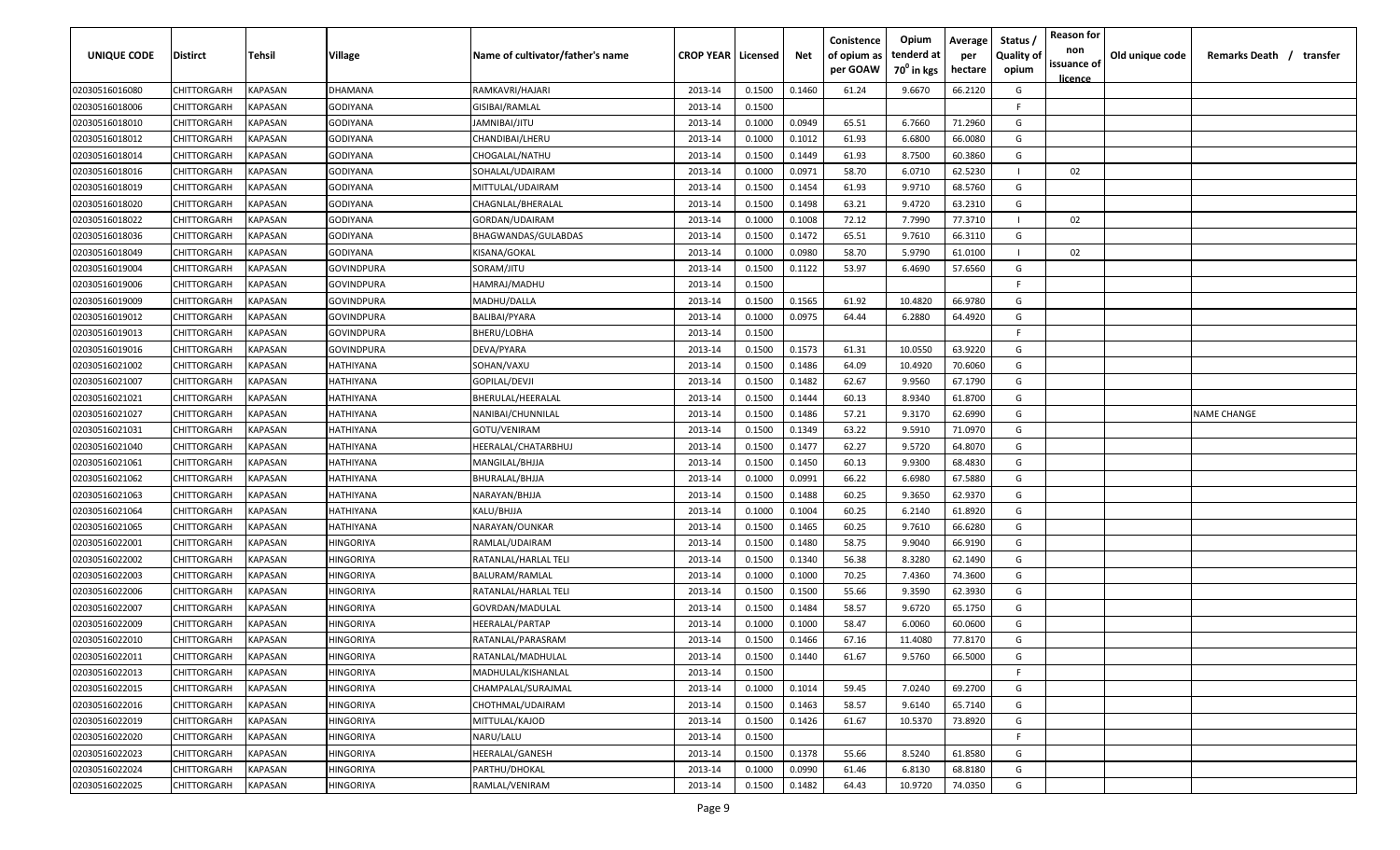| UNIQUE CODE | Distirct | Tehsil | Village | Name of cultivator/father's name | CROP YEAR | Licensed | Net | Conistence of opium as per GOAW | Opium tenderd at $70^0$ in kgs | Average per hectare | Status / Quality of opium | Reason for non issuance of licence | Old unique code | Remarks Death / transfer |
|---|---|---|---|---|---|---|---|---|---|---|---|---|---|---|
| 02030516016080 | CHITTORGARH | KAPASAN | DHAMANA | RAMKAVRI/HAJARI | 2013-14 | 0.1500 | 0.1460 | 61.24 | 9.6670 | 66.2120 | G | | | |
| 02030516018006 | CHITTORGARH | KAPASAN | GODIYANA | GISIBAI/RAMLAL | 2013-14 | 0.1500 | | | | | F | | | |
| 02030516018010 | CHITTORGARH | KAPASAN | GODIYANA | JAMNIBAI/JITU | 2013-14 | 0.1000 | 0.0949 | 65.51 | 6.7660 | 71.2960 | G | | | |
| 02030516018012 | CHITTORGARH | KAPASAN | GODIYANA | CHANDIBAI/LHERU | 2013-14 | 0.1000 | 0.1012 | 61.93 | 6.6800 | 66.0080 | G | | | |
| 02030516018014 | CHITTORGARH | KAPASAN | GODIYANA | CHOGALAL/NATHU | 2013-14 | 0.1500 | 0.1449 | 61.93 | 8.7500 | 60.3860 | G | | | |
| 02030516018016 | CHITTORGARH | KAPASAN | GODIYANA | SOHALAL/UDAIRAM | 2013-14 | 0.1000 | 0.0971 | 58.70 | 6.0710 | 62.5230 | I | 02 | | |
| 02030516018019 | CHITTORGARH | KAPASAN | GODIYANA | MITTULAL/UDAIRAM | 2013-14 | 0.1500 | 0.1454 | 61.93 | 9.9710 | 68.5760 | G | | | |
| 02030516018020 | CHITTORGARH | KAPASAN | GODIYANA | CHAGNLAL/BHERALAL | 2013-14 | 0.1500 | 0.1498 | 63.21 | 9.4720 | 63.2310 | G | | | |
| 02030516018022 | CHITTORGARH | KAPASAN | GODIYANA | GORDAN/UDAIRAM | 2013-14 | 0.1000 | 0.1008 | 72.12 | 7.7990 | 77.3710 | I | 02 | | |
| 02030516018036 | CHITTORGARH | KAPASAN | GODIYANA | BHAGWANDAS/GULABDAS | 2013-14 | 0.1500 | 0.1472 | 65.51 | 9.7610 | 66.3110 | G | | | |
| 02030516018049 | CHITTORGARH | KAPASAN | GODIYANA | KISANA/GOKAL | 2013-14 | 0.1000 | 0.0980 | 58.70 | 5.9790 | 61.0100 | I | 02 | | |
| 02030516019004 | CHITTORGARH | KAPASAN | GOVINDPURA | SORAM/JITU | 2013-14 | 0.1500 | 0.1122 | 53.97 | 6.4690 | 57.6560 | G | | | |
| 02030516019006 | CHITTORGARH | KAPASAN | GOVINDPURA | HAMRAJ/MADHU | 2013-14 | 0.1500 | | | | | F | | | |
| 02030516019009 | CHITTORGARH | KAPASAN | GOVINDPURA | MADHU/DALLA | 2013-14 | 0.1500 | 0.1565 | 61.92 | 10.4820 | 66.9780 | G | | | |
| 02030516019012 | CHITTORGARH | KAPASAN | GOVINDPURA | BALIBAI/PYARA | 2013-14 | 0.1000 | 0.0975 | 64.44 | 6.2880 | 64.4920 | G | | | |
| 02030516019013 | CHITTORGARH | KAPASAN | GOVINDPURA | BHERU/LOBHA | 2013-14 | 0.1500 | | | | | F | | | |
| 02030516019016 | CHITTORGARH | KAPASAN | GOVINDPURA | DEVA/PYARA | 2013-14 | 0.1500 | 0.1573 | 61.31 | 10.0550 | 63.9220 | G | | | |
| 02030516021002 | CHITTORGARH | KAPASAN | HATHIYANA | SOHAN/VAXU | 2013-14 | 0.1500 | 0.1486 | 64.09 | 10.4920 | 70.6060 | G | | | |
| 02030516021007 | CHITTORGARH | KAPASAN | HATHIYANA | GOPILAL/DEVJI | 2013-14 | 0.1500 | 0.1482 | 62.67 | 9.9560 | 67.1790 | G | | | |
| 02030516021021 | CHITTORGARH | KAPASAN | HATHIYANA | BHERULAL/HEERALAL | 2013-14 | 0.1500 | 0.1444 | 60.13 | 8.9340 | 61.8700 | G | | | |
| 02030516021027 | CHITTORGARH | KAPASAN | HATHIYANA | NANIBAI/CHUNNILAL | 2013-14 | 0.1500 | 0.1486 | 57.21 | 9.3170 | 62.6990 | G | | | NAME CHANGE |
| 02030516021031 | CHITTORGARH | KAPASAN | HATHIYANA | GOTU/VENIRAM | 2013-14 | 0.1500 | 0.1349 | 63.22 | 9.5910 | 71.0970 | G | | | |
| 02030516021040 | CHITTORGARH | KAPASAN | HATHIYANA | HEERALAL/CHATARBHUJ | 2013-14 | 0.1500 | 0.1477 | 62.27 | 9.5720 | 64.8070 | G | | | |
| 02030516021061 | CHITTORGARH | KAPASAN | HATHIYANA | MANGILAL/BHJJA | 2013-14 | 0.1500 | 0.1450 | 60.13 | 9.9300 | 68.4830 | G | | | |
| 02030516021062 | CHITTORGARH | KAPASAN | HATHIYANA | BHURALAL/BHJJA | 2013-14 | 0.1000 | 0.0991 | 66.22 | 6.6980 | 67.5880 | G | | | |
| 02030516021063 | CHITTORGARH | KAPASAN | HATHIYANA | NARAYAN/BHJJA | 2013-14 | 0.1500 | 0.1488 | 60.25 | 9.3650 | 62.9370 | G | | | |
| 02030516021064 | CHITTORGARH | KAPASAN | HATHIYANA | KALU/BHJJA | 2013-14 | 0.1000 | 0.1004 | 60.25 | 6.2140 | 61.8920 | G | | | |
| 02030516021065 | CHITTORGARH | KAPASAN | HATHIYANA | NARAYAN/OUNKAR | 2013-14 | 0.1500 | 0.1465 | 60.25 | 9.7610 | 66.6280 | G | | | |
| 02030516022001 | CHITTORGARH | KAPASAN | HINGORIYA | RAMLAL/UDAIRAM | 2013-14 | 0.1500 | 0.1480 | 58.75 | 9.9040 | 66.9190 | G | | | |
| 02030516022002 | CHITTORGARH | KAPASAN | HINGORIYA | RATANLAL/HARLAL TELI | 2013-14 | 0.1500 | 0.1340 | 56.38 | 8.3280 | 62.1490 | G | | | |
| 02030516022003 | CHITTORGARH | KAPASAN | HINGORIYA | BALURAM/RAMLAL | 2013-14 | 0.1000 | 0.1000 | 70.25 | 7.4360 | 74.3600 | G | | | |
| 02030516022006 | CHITTORGARH | KAPASAN | HINGORIYA | RATANLAL/HARLAL TELI | 2013-14 | 0.1500 | 0.1500 | 55.66 | 9.3590 | 62.3930 | G | | | |
| 02030516022007 | CHITTORGARH | KAPASAN | HINGORIYA | GOVRDAN/MADULAL | 2013-14 | 0.1500 | 0.1484 | 58.57 | 9.6720 | 65.1750 | G | | | |
| 02030516022009 | CHITTORGARH | KAPASAN | HINGORIYA | HEERALAL/PARTAP | 2013-14 | 0.1000 | 0.1000 | 58.47 | 6.0060 | 60.0600 | G | | | |
| 02030516022010 | CHITTORGARH | KAPASAN | HINGORIYA | RATANLAL/PARASRAM | 2013-14 | 0.1500 | 0.1466 | 67.16 | 11.4080 | 77.8170 | G | | | |
| 02030516022011 | CHITTORGARH | KAPASAN | HINGORIYA | RATANLAL/MADHULAL | 2013-14 | 0.1500 | 0.1440 | 61.67 | 9.5760 | 66.5000 | G | | | |
| 02030516022013 | CHITTORGARH | KAPASAN | HINGORIYA | MADHULAL/KISHANLAL | 2013-14 | 0.1500 | | | | | F | | | |
| 02030516022015 | CHITTORGARH | KAPASAN | HINGORIYA | CHAMPALAL/SURAJMAL | 2013-14 | 0.1000 | 0.1014 | 59.45 | 7.0240 | 69.2700 | G | | | |
| 02030516022016 | CHITTORGARH | KAPASAN | HINGORIYA | CHOTHMAL/UDAIRAM | 2013-14 | 0.1500 | 0.1463 | 58.57 | 9.6140 | 65.7140 | G | | | |
| 02030516022019 | CHITTORGARH | KAPASAN | HINGORIYA | MITTULAL/KAJOD | 2013-14 | 0.1500 | 0.1426 | 61.67 | 10.5370 | 73.8920 | G | | | |
| 02030516022020 | CHITTORGARH | KAPASAN | HINGORIYA | NARU/LALU | 2013-14 | 0.1500 | | | | | F | | | |
| 02030516022023 | CHITTORGARH | KAPASAN | HINGORIYA | HEERALAL/GANESH | 2013-14 | 0.1500 | 0.1378 | 55.66 | 8.5240 | 61.8580 | G | | | |
| 02030516022024 | CHITTORGARH | KAPASAN | HINGORIYA | PARTHU/DHOKAL | 2013-14 | 0.1000 | 0.0990 | 61.46 | 6.8130 | 68.8180 | G | | | |
| 02030516022025 | CHITTORGARH | KAPASAN | HINGORIYA | RAMLAL/VENIRAM | 2013-14 | 0.1500 | 0.1482 | 64.43 | 10.9720 | 74.0350 | G | | | |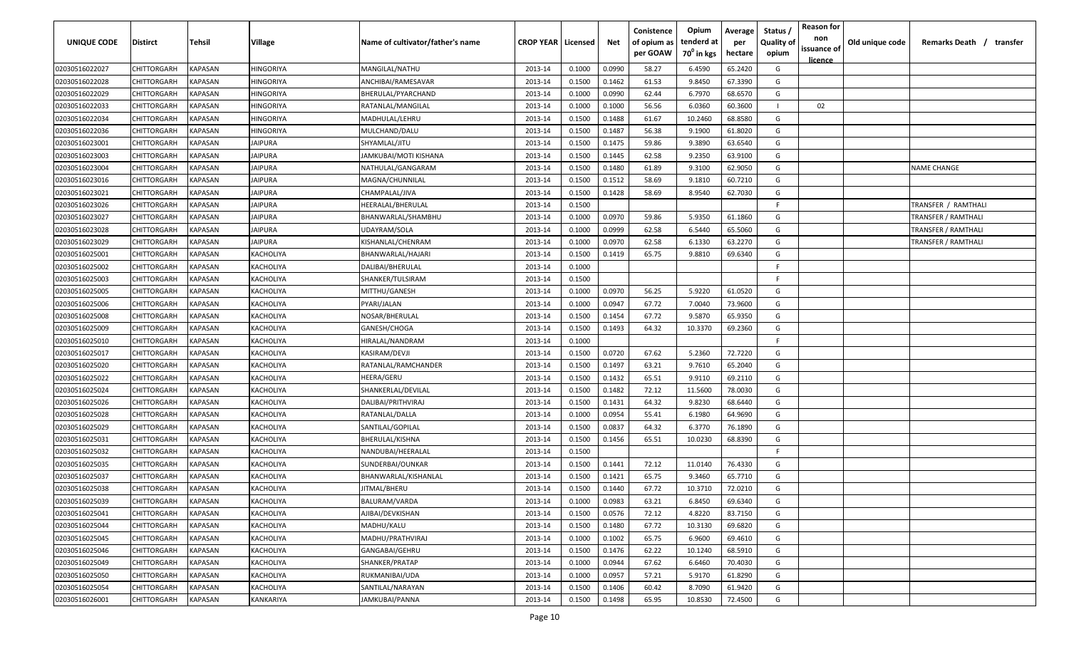| UNIQUE CODE | Distirct | Tehsil | Village | Name of cultivator/father's name | CROP YEAR | Licensed | Net | Conistence of opium as per GOAW | Opium tenderd at $70^0$ in kgs | Average per hectare | Status / Quality of opium | Reason for non issuance of licence | Old unique code | Remarks Death / transfer |
|---|---|---|---|---|---|---|---|---|---|---|---|---|---|---|
| 02030516022027 | CHITTORGARH | KAPASAN | HINGORIYA | MANGILAL/NATHU | 2013-14 | 0.1000 | 0.0990 | 58.27 | 6.4590 | 65.2420 | G | | | |
| 02030516022028 | CHITTORGARH | KAPASAN | HINGORIYA | ANCHIBAI/RAMESAVAR | 2013-14 | 0.1500 | 0.1462 | 61.53 | 9.8450 | 67.3390 | G | | | |
| 02030516022029 | CHITTORGARH | KAPASAN | HINGORIYA | BHERULAL/PYARCHAND | 2013-14 | 0.1000 | 0.0990 | 62.44 | 6.7970 | 68.6570 | G | | | |
| 02030516022033 | CHITTORGARH | KAPASAN | HINGORIYA | RATANLAL/MANGILAL | 2013-14 | 0.1000 | 0.1000 | 56.56 | 6.0360 | 60.3600 | I | 02 | | |
| 02030516022034 | CHITTORGARH | KAPASAN | HINGORIYA | MADHULAL/LEHRU | 2013-14 | 0.1500 | 0.1488 | 61.67 | 10.2460 | 68.8580 | G | | | |
| 02030516022036 | CHITTORGARH | KAPASAN | HINGORIYA | MULCHAND/DALU | 2013-14 | 0.1500 | 0.1487 | 56.38 | 9.1900 | 61.8020 | G | | | |
| 02030516023001 | CHITTORGARH | KAPASAN | JAIPURA | SHYAMLAL/JITU | 2013-14 | 0.1500 | 0.1475 | 59.86 | 9.3890 | 63.6540 | G | | | |
| 02030516023003 | CHITTORGARH | KAPASAN | JAIPURA | JAMKUBAI/MOTI KISHANA | 2013-14 | 0.1500 | 0.1445 | 62.58 | 9.2350 | 63.9100 | G | | | |
| 02030516023004 | CHITTORGARH | KAPASAN | JAIPURA | NATHULAL/GANGARAM | 2013-14 | 0.1500 | 0.1480 | 61.89 | 9.3100 | 62.9050 | G | | | NAME CHANGE |
| 02030516023016 | CHITTORGARH | KAPASAN | JAIPURA | MAGNA/CHUNNILAL | 2013-14 | 0.1500 | 0.1512 | 58.69 | 9.1810 | 60.7210 | G | | | |
| 02030516023021 | CHITTORGARH | KAPASAN | JAIPURA | CHAMPALAL/JIVA | 2013-14 | 0.1500 | 0.1428 | 58.69 | 8.9540 | 62.7030 | G | | | |
| 02030516023026 | CHITTORGARH | KAPASAN | JAIPURA | HEERALAL/BHERULAL | 2013-14 | 0.1500 | | | | | F | | | TRANSFER / RAMTHALI |
| 02030516023027 | CHITTORGARH | KAPASAN | JAIPURA | BHANWARLAL/SHAMBHU | 2013-14 | 0.1000 | 0.0970 | 59.86 | 5.9350 | 61.1860 | G | | | TRANSFER / RAMTHALI |
| 02030516023028 | CHITTORGARH | KAPASAN | JAIPURA | UDAYRAM/SOLA | 2013-14 | 0.1000 | 0.0999 | 62.58 | 6.5440 | 65.5060 | G | | | TRANSFER / RAMTHALI |
| 02030516023029 | CHITTORGARH | KAPASAN | JAIPURA | KISHANLAL/CHENRAM | 2013-14 | 0.1000 | 0.0970 | 62.58 | 6.1330 | 63.2270 | G | | | TRANSFER / RAMTHALI |
| 02030516025001 | CHITTORGARH | KAPASAN | KACHOLIYA | BHANWARLAL/HAJARI | 2013-14 | 0.1500 | 0.1419 | 65.75 | 9.8810 | 69.6340 | G | | | |
| 02030516025002 | CHITTORGARH | KAPASAN | KACHOLIYA | DALIBAI/BHERULAL | 2013-14 | 0.1000 | | | | | F | | | |
| 02030516025003 | CHITTORGARH | KAPASAN | KACHOLIYA | SHANKER/TULSIRAM | 2013-14 | 0.1500 | | | | | F | | | |
| 02030516025005 | CHITTORGARH | KAPASAN | KACHOLIYA | MITTHU/GANESH | 2013-14 | 0.1000 | 0.0970 | 56.25 | 5.9220 | 61.0520 | G | | | |
| 02030516025006 | CHITTORGARH | KAPASAN | KACHOLIYA | PYARI/JALAN | 2013-14 | 0.1000 | 0.0947 | 67.72 | 7.0040 | 73.9600 | G | | | |
| 02030516025008 | CHITTORGARH | KAPASAN | KACHOLIYA | NOSAR/BHERULAL | 2013-14 | 0.1500 | 0.1454 | 67.72 | 9.5870 | 65.9350 | G | | | |
| 02030516025009 | CHITTORGARH | KAPASAN | KACHOLIYA | GANESH/CHOGA | 2013-14 | 0.1500 | 0.1493 | 64.32 | 10.3370 | 69.2360 | G | | | |
| 02030516025010 | CHITTORGARH | KAPASAN | KACHOLIYA | HIRALAL/NANDRAM | 2013-14 | 0.1000 | | | | | F | | | |
| 02030516025017 | CHITTORGARH | KAPASAN | KACHOLIYA | KASIRAM/DEVJI | 2013-14 | 0.1500 | 0.0720 | 67.62 | 5.2360 | 72.7220 | G | | | |
| 02030516025020 | CHITTORGARH | KAPASAN | KACHOLIYA | RATANLAL/RAMCHANDER | 2013-14 | 0.1500 | 0.1497 | 63.21 | 9.7610 | 65.2040 | G | | | |
| 02030516025022 | CHITTORGARH | KAPASAN | KACHOLIYA | HEERA/GERU | 2013-14 | 0.1500 | 0.1432 | 65.51 | 9.9110 | 69.2110 | G | | | |
| 02030516025024 | CHITTORGARH | KAPASAN | KACHOLIYA | SHANKERLAL/DEVILAL | 2013-14 | 0.1500 | 0.1482 | 72.12 | 11.5600 | 78.0030 | G | | | |
| 02030516025026 | CHITTORGARH | KAPASAN | KACHOLIYA | DALIBAI/PRITHVIRAJ | 2013-14 | 0.1500 | 0.1431 | 64.32 | 9.8230 | 68.6440 | G | | | |
| 02030516025028 | CHITTORGARH | KAPASAN | KACHOLIYA | RATANLAL/DALLA | 2013-14 | 0.1000 | 0.0954 | 55.41 | 6.1980 | 64.9690 | G | | | |
| 02030516025029 | CHITTORGARH | KAPASAN | KACHOLIYA | SANTILAL/GOPILAL | 2013-14 | 0.1500 | 0.0837 | 64.32 | 6.3770 | 76.1890 | G | | | |
| 02030516025031 | CHITTORGARH | KAPASAN | KACHOLIYA | BHERULAL/KISHNA | 2013-14 | 0.1500 | 0.1456 | 65.51 | 10.0230 | 68.8390 | G | | | |
| 02030516025032 | CHITTORGARH | KAPASAN | KACHOLIYA | NANDUBAI/HEERALAL | 2013-14 | 0.1500 | | | | | F | | | |
| 02030516025035 | CHITTORGARH | KAPASAN | KACHOLIYA | SUNDERBAI/OUNKAR | 2013-14 | 0.1500 | 0.1441 | 72.12 | 11.0140 | 76.4330 | G | | | |
| 02030516025037 | CHITTORGARH | KAPASAN | KACHOLIYA | BHANWARLAL/KISHANLAL | 2013-14 | 0.1500 | 0.1421 | 65.75 | 9.3460 | 65.7710 | G | | | |
| 02030516025038 | CHITTORGARH | KAPASAN | KACHOLIYA | JITMAL/BHERU | 2013-14 | 0.1500 | 0.1440 | 67.72 | 10.3710 | 72.0210 | G | | | |
| 02030516025039 | CHITTORGARH | KAPASAN | KACHOLIYA | BALURAM/VARDA | 2013-14 | 0.1000 | 0.0983 | 63.21 | 6.8450 | 69.6340 | G | | | |
| 02030516025041 | CHITTORGARH | KAPASAN | KACHOLIYA | AJIBAI/DEVKISHAN | 2013-14 | 0.1500 | 0.0576 | 72.12 | 4.8220 | 83.7150 | G | | | |
| 02030516025044 | CHITTORGARH | KAPASAN | KACHOLIYA | MADHU/KALU | 2013-14 | 0.1500 | 0.1480 | 67.72 | 10.3130 | 69.6820 | G | | | |
| 02030516025045 | CHITTORGARH | KAPASAN | KACHOLIYA | MADHU/PRATHVIRAJ | 2013-14 | 0.1000 | 0.1002 | 65.75 | 6.9600 | 69.4610 | G | | | |
| 02030516025046 | CHITTORGARH | KAPASAN | KACHOLIYA | GANGABAI/GEHRU | 2013-14 | 0.1500 | 0.1476 | 62.22 | 10.1240 | 68.5910 | G | | | |
| 02030516025049 | CHITTORGARH | KAPASAN | KACHOLIYA | SHANKER/PRATAP | 2013-14 | 0.1000 | 0.0944 | 67.62 | 6.6460 | 70.4030 | G | | | |
| 02030516025050 | CHITTORGARH | KAPASAN | KACHOLIYA | RUKMANIBAI/UDA | 2013-14 | 0.1000 | 0.0957 | 57.21 | 5.9170 | 61.8290 | G | | | |
| 02030516025054 | CHITTORGARH | KAPASAN | KACHOLIYA | SANTILAL/NARAYAN | 2013-14 | 0.1500 | 0.1406 | 60.42 | 8.7090 | 61.9420 | G | | | |
| 02030516026001 | CHITTORGARH | KAPASAN | KANKARIYA | JAMKUBAI/PANNA | 2013-14 | 0.1500 | 0.1498 | 65.95 | 10.8530 | 72.4500 | G | | | |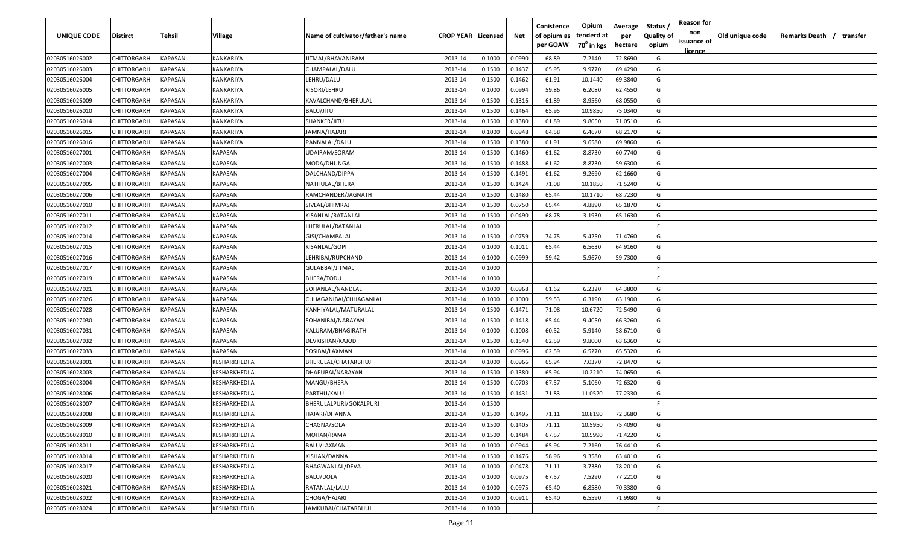| UNIQUE CODE | Distirct | Tehsil | Village | Name of cultivator/father's name | CROP YEAR | Licensed | Net | Conistence of opium as per GOAW | Opium tenderd at $70^0$ in kgs | Average per hectare | Status / Quality of opium | Reason for non issuance of licence | Old unique code | Remarks Death / transfer |
|---|---|---|---|---|---|---|---|---|---|---|---|---|---|---|
| 02030516026002 | CHITTORGARH | KAPASAN | KANKARIYA | JITMAL/BHAVANIRAM | 2013-14 | 0.1000 | 0.0990 | 68.89 | 7.2140 | 72.8690 | G | | | |
| 02030516026003 | CHITTORGARH | KAPASAN | KANKARIYA | CHAMPALAL/DALU | 2013-14 | 0.1500 | 0.1437 | 65.95 | 9.9770 | 69.4290 | G | | | |
| 02030516026004 | CHITTORGARH | KAPASAN | KANKARIYA | LEHRU/DALU | 2013-14 | 0.1500 | 0.1462 | 61.91 | 10.1440 | 69.3840 | G | | | |
| 02030516026005 | CHITTORGARH | KAPASAN | KANKARIYA | KISORI/LEHRU | 2013-14 | 0.1000 | 0.0994 | 59.86 | 6.2080 | 62.4550 | G | | | |
| 02030516026009 | CHITTORGARH | KAPASAN | KANKARIYA | KAVALCHAND/BHERULAL | 2013-14 | 0.1500 | 0.1316 | 61.89 | 8.9560 | 68.0550 | G | | | |
| 02030516026010 | CHITTORGARH | KAPASAN | KANKARIYA | BALU/JITU | 2013-14 | 0.1500 | 0.1464 | 65.95 | 10.9850 | 75.0340 | G | | | |
| 02030516026014 | CHITTORGARH | KAPASAN | KANKARIYA | SHANKER/JITU | 2013-14 | 0.1500 | 0.1380 | 61.89 | 9.8050 | 71.0510 | G | | | |
| 02030516026015 | CHITTORGARH | KAPASAN | KANKARIYA | JAMNA/HAJARI | 2013-14 | 0.1000 | 0.0948 | 64.58 | 6.4670 | 68.2170 | G | | | |
| 02030516026016 | CHITTORGARH | KAPASAN | KANKARIYA | PANNALAL/DALU | 2013-14 | 0.1500 | 0.1380 | 61.91 | 9.6580 | 69.9860 | G | | | |
| 02030516027001 | CHITTORGARH | KAPASAN | KAPASAN | UDAIRAM/SORAM | 2013-14 | 0.1500 | 0.1460 | 61.62 | 8.8730 | 60.7740 | G | | | |
| 02030516027003 | CHITTORGARH | KAPASAN | KAPASAN | MODA/DHUNGA | 2013-14 | 0.1500 | 0.1488 | 61.62 | 8.8730 | 59.6300 | G | | | |
| 02030516027004 | CHITTORGARH | KAPASAN | KAPASAN | DALCHAND/DIPPA | 2013-14 | 0.1500 | 0.1491 | 61.62 | 9.2690 | 62.1660 | G | | | |
| 02030516027005 | CHITTORGARH | KAPASAN | KAPASAN | NATHULAL/BHERA | 2013-14 | 0.1500 | 0.1424 | 71.08 | 10.1850 | 71.5240 | G | | | |
| 02030516027006 | CHITTORGARH | KAPASAN | KAPASAN | RAMCHANDER/JAGNATH | 2013-14 | 0.1500 | 0.1480 | 65.44 | 10.1710 | 68.7230 | G | | | |
| 02030516027010 | CHITTORGARH | KAPASAN | KAPASAN | SIVLAL/BHIMRAJ | 2013-14 | 0.1500 | 0.0750 | 65.44 | 4.8890 | 65.1870 | G | | | |
| 02030516027011 | CHITTORGARH | KAPASAN | KAPASAN | KISANLAL/RATANLAL | 2013-14 | 0.1500 | 0.0490 | 68.78 | 3.1930 | 65.1630 | G | | | |
| 02030516027012 | CHITTORGARH | KAPASAN | KAPASAN | LHERULAL/RATANLAL | 2013-14 | 0.1000 | | | | | F | | | |
| 02030516027014 | CHITTORGARH | KAPASAN | KAPASAN | GISI/CHAMPALAL | 2013-14 | 0.1500 | 0.0759 | 74.75 | 5.4250 | 71.4760 | G | | | |
| 02030516027015 | CHITTORGARH | KAPASAN | KAPASAN | KISANLAL/GOPI | 2013-14 | 0.1000 | 0.1011 | 65.44 | 6.5630 | 64.9160 | G | | | |
| 02030516027016 | CHITTORGARH | KAPASAN | KAPASAN | LEHRIBAI/RUPCHAND | 2013-14 | 0.1000 | 0.0999 | 59.42 | 5.9670 | 59.7300 | G | | | |
| 02030516027017 | CHITTORGARH | KAPASAN | KAPASAN | GULABBAI/JITMAL | 2013-14 | 0.1000 | | | | | F | | | |
| 02030516027019 | CHITTORGARH | KAPASAN | KAPASAN | BHERA/TODU | 2013-14 | 0.1000 | | | | | F | | | |
| 02030516027021 | CHITTORGARH | KAPASAN | KAPASAN | SOHANLAL/NANDLAL | 2013-14 | 0.1000 | 0.0968 | 61.62 | 6.2320 | 64.3800 | G | | | |
| 02030516027026 | CHITTORGARH | KAPASAN | KAPASAN | CHHAGANIBAI/CHHAGANLAL | 2013-14 | 0.1000 | 0.1000 | 59.53 | 6.3190 | 63.1900 | G | | | |
| 02030516027028 | CHITTORGARH | KAPASAN | KAPASAN | KANHIYALAL/MATURALAL | 2013-14 | 0.1500 | 0.1471 | 71.08 | 10.6720 | 72.5490 | G | | | |
| 02030516027030 | CHITTORGARH | KAPASAN | KAPASAN | SOHANIBAI/NARAYAN | 2013-14 | 0.1500 | 0.1418 | 65.44 | 9.4050 | 66.3260 | G | | | |
| 02030516027031 | CHITTORGARH | KAPASAN | KAPASAN | KALURAM/BHAGIRATH | 2013-14 | 0.1000 | 0.1008 | 60.52 | 5.9140 | 58.6710 | G | | | |
| 02030516027032 | CHITTORGARH | KAPASAN | KAPASAN | DEVKISHAN/KAJOD | 2013-14 | 0.1500 | 0.1540 | 62.59 | 9.8000 | 63.6360 | G | | | |
| 02030516027033 | CHITTORGARH | KAPASAN | KAPASAN | SOSIBAI/LAXMAN | 2013-14 | 0.1000 | 0.0996 | 62.59 | 6.5270 | 65.5320 | G | | | |
| 02030516028001 | CHITTORGARH | KAPASAN | KESHARKHEDI A | BHERULAL/CHATARBHUJ | 2013-14 | 0.1000 | 0.0966 | 65.94 | 7.0370 | 72.8470 | G | | | |
| 02030516028003 | CHITTORGARH | KAPASAN | KESHARKHEDI A | DHAPUBAI/NARAYAN | 2013-14 | 0.1500 | 0.1380 | 65.94 | 10.2210 | 74.0650 | G | | | |
| 02030516028004 | CHITTORGARH | KAPASAN | KESHARKHEDI A | MANGU/BHERA | 2013-14 | 0.1500 | 0.0703 | 67.57 | 5.1060 | 72.6320 | G | | | |
| 02030516028006 | CHITTORGARH | KAPASAN | KESHARKHEDI A | PARTHU/KALU | 2013-14 | 0.1500 | 0.1431 | 71.83 | 11.0520 | 77.2330 | G | | | |
| 02030516028007 | CHITTORGARH | KAPASAN | KESHARKHEDI A | BHERULALPURI/GOKALPURI | 2013-14 | 0.1500 | | | | | F | | | |
| 02030516028008 | CHITTORGARH | KAPASAN | KESHARKHEDI A | HAJARI/DHANNA | 2013-14 | 0.1500 | 0.1495 | 71.11 | 10.8190 | 72.3680 | G | | | |
| 02030516028009 | CHITTORGARH | KAPASAN | KESHARKHEDI A | CHAGNA/SOLA | 2013-14 | 0.1500 | 0.1405 | 71.11 | 10.5950 | 75.4090 | G | | | |
| 02030516028010 | CHITTORGARH | KAPASAN | KESHARKHEDI A | MOHAN/RAMA | 2013-14 | 0.1500 | 0.1484 | 67.57 | 10.5990 | 71.4220 | G | | | |
| 02030516028011 | CHITTORGARH | KAPASAN | KESHARKHEDI A | BALU/LAXMAN | 2013-14 | 0.1000 | 0.0944 | 65.94 | 7.2160 | 76.4410 | G | | | |
| 02030516028014 | CHITTORGARH | KAPASAN | KESHARKHEDI B | KISHAN/DANNA | 2013-14 | 0.1500 | 0.1476 | 58.96 | 9.3580 | 63.4010 | G | | | |
| 02030516028017 | CHITTORGARH | KAPASAN | KESHARKHEDI A | BHAGWANLAL/DEVA | 2013-14 | 0.1000 | 0.0478 | 71.11 | 3.7380 | 78.2010 | G | | | |
| 02030516028020 | CHITTORGARH | KAPASAN | KESHARKHEDI A | BALU/DOLA | 2013-14 | 0.1000 | 0.0975 | 67.57 | 7.5290 | 77.2210 | G | | | |
| 02030516028021 | CHITTORGARH | KAPASAN | KESHARKHEDI A | RATANLAL/LALU | 2013-14 | 0.1000 | 0.0975 | 65.40 | 6.8580 | 70.3380 | G | | | |
| 02030516028022 | CHITTORGARH | KAPASAN | KESHARKHEDI A | CHOGA/HAJARI | 2013-14 | 0.1000 | 0.0911 | 65.40 | 6.5590 | 71.9980 | G | | | |
| 02030516028024 | CHITTORGARH | KAPASAN | KESHARKHEDI B | JAMKUBAI/CHATARBHUJ | 2013-14 | 0.1000 | | | | | F | | | |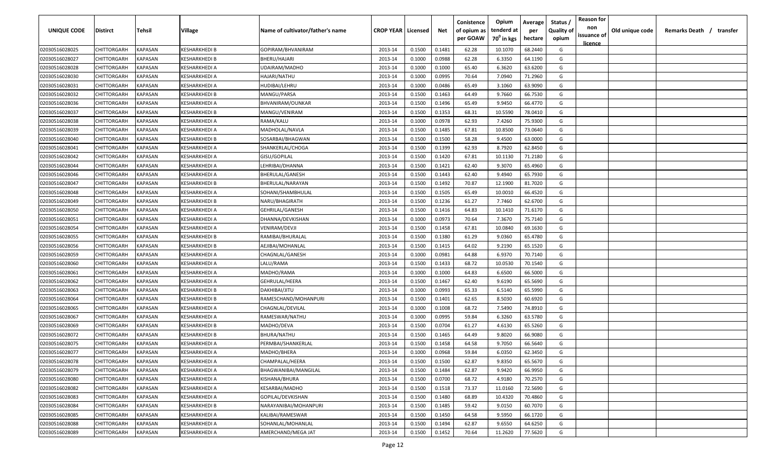| UNIQUE CODE | Distirct | Tehsil | Village | Name of cultivator/father's name | CROP YEAR | Licensed | Net | Conistence of opium as per GOAW | Opium tenderd at $70^0$ in kgs | Average per hectare | Status / Quality of opium | Reason for non issuance of licence | Old unique code | Remarks Death / transfer |
|---|---|---|---|---|---|---|---|---|---|---|---|---|---|---|
| 02030516028025 | CHITTORGARH | KAPASAN | KESHARKHEDI B | GOPIRAM/BHVANIRAM | 2013-14 | 0.1500 | 0.1481 | 62.28 | 10.1070 | 68.2440 | G | | | |
| 02030516028027 | CHITTORGARH | KAPASAN | KESHARKHEDI B | BHERU/HAJARI | 2013-14 | 0.1000 | 0.0988 | 62.28 | 6.3350 | 64.1190 | G | | | |
| 02030516028028 | CHITTORGARH | KAPASAN | KESHARKHEDI A | UDAIRAM/MADHO | 2013-14 | 0.1000 | 0.1000 | 65.40 | 6.3620 | 63.6200 | G | | | |
| 02030516028030 | CHITTORGARH | KAPASAN | KESHARKHEDI A | HAJARI/NATHU | 2013-14 | 0.1000 | 0.0995 | 70.64 | 7.0940 | 71.2960 | G | | | |
| 02030516028031 | CHITTORGARH | KAPASAN | KESHARKHEDI A | HUDIBAI/LEHRU | 2013-14 | 0.1000 | 0.0486 | 65.49 | 3.1060 | 63.9090 | G | | | |
| 02030516028032 | CHITTORGARH | KAPASAN | KESHARKHEDI B | MANGU/PARSA | 2013-14 | 0.1500 | 0.1463 | 64.49 | 9.7660 | 66.7530 | G | | | |
| 02030516028036 | CHITTORGARH | KAPASAN | KESHARKHEDI A | BHVANIRAM/OUNKAR | 2013-14 | 0.1500 | 0.1496 | 65.49 | 9.9450 | 66.4770 | G | | | |
| 02030516028037 | CHITTORGARH | KAPASAN | KESHARKHEDI B | MANGU/VENIRAM | 2013-14 | 0.1500 | 0.1353 | 68.31 | 10.5590 | 78.0410 | G | | | |
| 02030516028038 | CHITTORGARH | KAPASAN | KESHARKHEDI A | RAMA/KALU | 2013-14 | 0.1000 | 0.0978 | 62.93 | 7.4260 | 75.9300 | G | | | |
| 02030516028039 | CHITTORGARH | KAPASAN | KESHARKHEDI A | MADHOLAL/NAVLA | 2013-14 | 0.1500 | 0.1485 | 67.81 | 10.8500 | 73.0640 | G | | | |
| 02030516028040 | CHITTORGARH | KAPASAN | KESHARKHEDI B | SOSARBAI/BHAGWAN | 2013-14 | 0.1500 | 0.1500 | 58.28 | 9.4500 | 63.0000 | G | | | |
| 02030516028041 | CHITTORGARH | KAPASAN | KESHARKHEDI A | SHANKERLAL/CHOGA | 2013-14 | 0.1500 | 0.1399 | 62.93 | 8.7920 | 62.8450 | G | | | |
| 02030516028042 | CHITTORGARH | KAPASAN | KESHARKHEDI A | GISU/GOPILAL | 2013-14 | 0.1500 | 0.1420 | 67.81 | 10.1130 | 71.2180 | G | | | |
| 02030516028044 | CHITTORGARH | KAPASAN | KESHARKHEDI A | LEHRIBAI/DHANNA | 2013-14 | 0.1500 | 0.1421 | 62.40 | 9.3070 | 65.4960 | G | | | |
| 02030516028046 | CHITTORGARH | KAPASAN | KESHARKHEDI A | BHERULAL/GANESH | 2013-14 | 0.1500 | 0.1443 | 62.40 | 9.4940 | 65.7930 | G | | | |
| 02030516028047 | CHITTORGARH | KAPASAN | KESHARKHEDI B | BHERULAL/NARAYAN | 2013-14 | 0.1500 | 0.1492 | 70.87 | 12.1900 | 81.7020 | G | | | |
| 02030516028048 | CHITTORGARH | KAPASAN | KESHARKHEDI A | SOHANI/SHAMBHULAL | 2013-14 | 0.1500 | 0.1505 | 65.49 | 10.0010 | 66.4520 | G | | | |
| 02030516028049 | CHITTORGARH | KAPASAN | KESHARKHEDI B | NARU/BHAGIRATH | 2013-14 | 0.1500 | 0.1236 | 61.27 | 7.7460 | 62.6700 | G | | | |
| 02030516028050 | CHITTORGARH | KAPASAN | KESHARKHEDI A | GEHRILAL/GANESH | 2013-14 | 0.1500 | 0.1416 | 64.83 | 10.1410 | 71.6170 | G | | | |
| 02030516028051 | CHITTORGARH | KAPASAN | KESHARKHEDI A | DHANNA/DEVKISHAN | 2013-14 | 0.1000 | 0.0973 | 70.64 | 7.3670 | 75.7140 | G | | | |
| 02030516028054 | CHITTORGARH | KAPASAN | KESHARKHEDI A | VENIRAM/DEVJI | 2013-14 | 0.1500 | 0.1458 | 67.81 | 10.0840 | 69.1630 | G | | | |
| 02030516028055 | CHITTORGARH | KAPASAN | KESHARKHEDI B | RAMIBAI/BHURALAL | 2013-14 | 0.1500 | 0.1380 | 61.29 | 9.0360 | 65.4780 | G | | | |
| 02030516028056 | CHITTORGARH | KAPASAN | KESHARKHEDI B | AEJIBAI/MOHANLAL | 2013-14 | 0.1500 | 0.1415 | 64.02 | 9.2190 | 65.1520 | G | | | |
| 02030516028059 | CHITTORGARH | KAPASAN | KESHARKHEDI A | CHAGNLAL/GANESH | 2013-14 | 0.1000 | 0.0981 | 64.88 | 6.9370 | 70.7140 | G | | | |
| 02030516028060 | CHITTORGARH | KAPASAN | KESHARKHEDI A | LALU/RAMA | 2013-14 | 0.1500 | 0.1433 | 68.72 | 10.0530 | 70.1540 | G | | | |
| 02030516028061 | CHITTORGARH | KAPASAN | KESHARKHEDI A | MADHO/RAMA | 2013-14 | 0.1000 | 0.1000 | 64.83 | 6.6500 | 66.5000 | G | | | |
| 02030516028062 | CHITTORGARH | KAPASAN | KESHARKHEDI A | GEHRULAL/HEERA | 2013-14 | 0.1500 | 0.1467 | 62.40 | 9.6190 | 65.5690 | G | | | |
| 02030516028063 | CHITTORGARH | KAPASAN | KESHARKHEDI B | DAKHIBAI/JITU | 2013-14 | 0.1000 | 0.0993 | 65.33 | 6.5140 | 65.5990 | G | | | |
| 02030516028064 | CHITTORGARH | KAPASAN | KESHARKHEDI B | RAMESCHAND/MOHANPURI | 2013-14 | 0.1500 | 0.1401 | 62.65 | 8.5030 | 60.6920 | G | | | |
| 02030516028065 | CHITTORGARH | KAPASAN | KESHARKHEDI A | CHAGNLAL/DEVILAL | 2013-14 | 0.1000 | 0.1008 | 68.72 | 7.5490 | 74.8910 | G | | | |
| 02030516028067 | CHITTORGARH | KAPASAN | KESHARKHEDI A | RAMESWAR/NATHU | 2013-14 | 0.1000 | 0.0995 | 59.84 | 6.3260 | 63.5780 | G | | | |
| 02030516028069 | CHITTORGARH | KAPASAN | KESHARKHEDI B | MADHO/DEVA | 2013-14 | 0.1500 | 0.0704 | 61.27 | 4.6130 | 65.5260 | G | | | |
| 02030516028072 | CHITTORGARH | KAPASAN | KESHARKHEDI B | BHURA/NATHU | 2013-14 | 0.1500 | 0.1465 | 64.49 | 9.8020 | 66.9080 | G | | | |
| 02030516028075 | CHITTORGARH | KAPASAN | KESHARKHEDI A | PERMBAI/SHANKERLAL | 2013-14 | 0.1500 | 0.1458 | 64.58 | 9.7050 | 66.5640 | G | | | |
| 02030516028077 | CHITTORGARH | KAPASAN | KESHARKHEDI A | MADHO/BHERA | 2013-14 | 0.1000 | 0.0968 | 59.84 | 6.0350 | 62.3450 | G | | | |
| 02030516028078 | CHITTORGARH | KAPASAN | KESHARKHEDI A | CHAMPALAL/HEERA | 2013-14 | 0.1500 | 0.1500 | 62.87 | 9.8350 | 65.5670 | G | | | |
| 02030516028079 | CHITTORGARH | KAPASAN | KESHARKHEDI A | BHAGWANIBAI/MANGILAL | 2013-14 | 0.1500 | 0.1484 | 62.87 | 9.9420 | 66.9950 | G | | | |
| 02030516028080 | CHITTORGARH | KAPASAN | KESHARKHEDI A | KISHANA/BHURA | 2013-14 | 0.1500 | 0.0700 | 68.72 | 4.9180 | 70.2570 | G | | | |
| 02030516028082 | CHITTORGARH | KAPASAN | KESHARKHEDI A | KESARBAI/MADHO | 2013-14 | 0.1500 | 0.1518 | 73.37 | 11.0160 | 72.5690 | G | | | |
| 02030516028083 | CHITTORGARH | KAPASAN | KESHARKHEDI A | GOPILAL/DEVKISHAN | 2013-14 | 0.1500 | 0.1480 | 68.89 | 10.4320 | 70.4860 | G | | | |
| 02030516028084 | CHITTORGARH | KAPASAN | KESHARKHEDI B | NARAYANIBAI/MOHANPURI | 2013-14 | 0.1500 | 0.1485 | 59.42 | 9.0150 | 60.7070 | G | | | |
| 02030516028085 | CHITTORGARH | KAPASAN | KESHARKHEDI A | KALIBAI/RAMESWAR | 2013-14 | 0.1500 | 0.1450 | 64.58 | 9.5950 | 66.1720 | G | | | |
| 02030516028088 | CHITTORGARH | KAPASAN | KESHARKHEDI A | SOHANLAL/MOHANLAL | 2013-14 | 0.1500 | 0.1494 | 62.87 | 9.6550 | 64.6250 | G | | | |
| 02030516028089 | CHITTORGARH | KAPASAN | KESHARKHEDI A | AMERCHAND/MEGA JAT | 2013-14 | 0.1500 | 0.1452 | 70.64 | 11.2620 | 77.5620 | G | | | |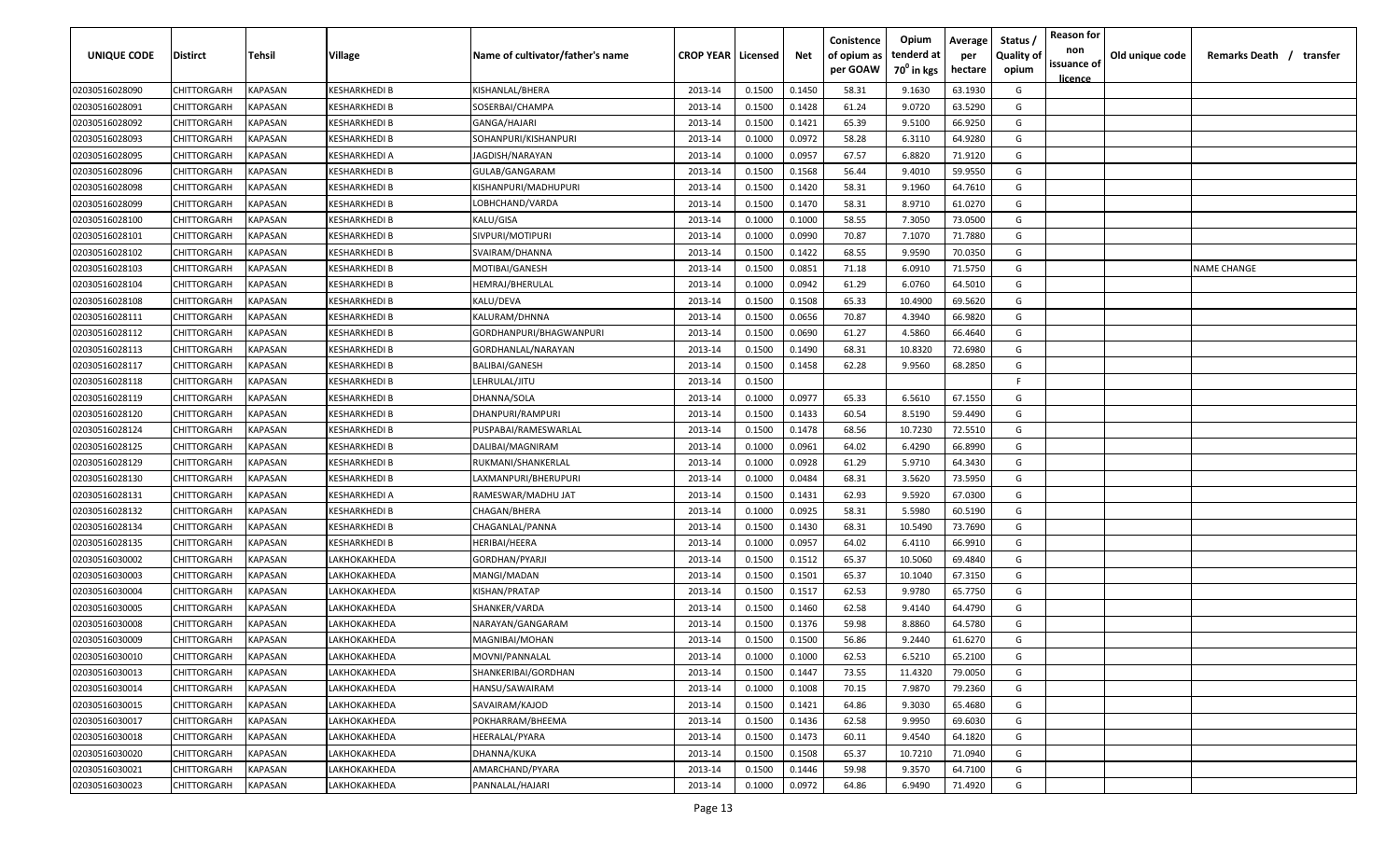| UNIQUE CODE | Distirct | Tehsil | Village | Name of cultivator/father's name | CROP YEAR | Licensed | Net | Conistence of opium as per GOAW | Opium tenderd at 70° in kgs | Average per hectare | Status / Quality of opium | Reason for non issuance of licence | Old unique code | Remarks Death / transfer |
|---|---|---|---|---|---|---|---|---|---|---|---|---|---|---|
| 02030516028090 | CHITTORGARH | KAPASAN | KESHARKHEDI B | KISHANLAL/BHERA | 2013-14 | 0.1500 | 0.1450 | 58.31 | 9.1630 | 63.1930 | G | | | |
| 02030516028091 | CHITTORGARH | KAPASAN | KESHARKHEDI B | SOSERBAI/CHAMPA | 2013-14 | 0.1500 | 0.1428 | 61.24 | 9.0720 | 63.5290 | G | | | |
| 02030516028092 | CHITTORGARH | KAPASAN | KESHARKHEDI B | GANGA/HAJARI | 2013-14 | 0.1500 | 0.1421 | 65.39 | 9.5100 | 66.9250 | G | | | |
| 02030516028093 | CHITTORGARH | KAPASAN | KESHARKHEDI B | SOHANPURI/KISHANPURI | 2013-14 | 0.1000 | 0.0972 | 58.28 | 6.3110 | 64.9280 | G | | | |
| 02030516028095 | CHITTORGARH | KAPASAN | KESHARKHEDI A | JAGDISH/NARAYAN | 2013-14 | 0.1000 | 0.0957 | 67.57 | 6.8820 | 71.9120 | G | | | |
| 02030516028096 | CHITTORGARH | KAPASAN | KESHARKHEDI B | GULAB/GANGARAM | 2013-14 | 0.1500 | 0.1568 | 56.44 | 9.4010 | 59.9550 | G | | | |
| 02030516028098 | CHITTORGARH | KAPASAN | KESHARKHEDI B | KISHANPURI/MADHUPURI | 2013-14 | 0.1500 | 0.1420 | 58.31 | 9.1960 | 64.7610 | G | | | |
| 02030516028099 | CHITTORGARH | KAPASAN | KESHARKHEDI B | LOBHCHAND/VARDA | 2013-14 | 0.1500 | 0.1470 | 58.31 | 8.9710 | 61.0270 | G | | | |
| 02030516028100 | CHITTORGARH | KAPASAN | KESHARKHEDI B | KALU/GISA | 2013-14 | 0.1000 | 0.1000 | 58.55 | 7.3050 | 73.0500 | G | | | |
| 02030516028101 | CHITTORGARH | KAPASAN | KESHARKHEDI B | SIVPURI/MOTIPURI | 2013-14 | 0.1000 | 0.0990 | 70.87 | 7.1070 | 71.7880 | G | | | |
| 02030516028102 | CHITTORGARH | KAPASAN | KESHARKHEDI B | SVAIRAM/DHANNA | 2013-14 | 0.1500 | 0.1422 | 68.55 | 9.9590 | 70.0350 | G | | | |
| 02030516028103 | CHITTORGARH | KAPASAN | KESHARKHEDI B | MOTIBAI/GANESH | 2013-14 | 0.1500 | 0.0851 | 71.18 | 6.0910 | 71.5750 | G | | | NAME CHANGE |
| 02030516028104 | CHITTORGARH | KAPASAN | KESHARKHEDI B | HEMRAJ/BHERULAL | 2013-14 | 0.1000 | 0.0942 | 61.29 | 6.0760 | 64.5010 | G | | | |
| 02030516028108 | CHITTORGARH | KAPASAN | KESHARKHEDI B | KALU/DEVA | 2013-14 | 0.1500 | 0.1508 | 65.33 | 10.4900 | 69.5620 | G | | | |
| 02030516028111 | CHITTORGARH | KAPASAN | KESHARKHEDI B | KALURAM/DHNNA | 2013-14 | 0.1500 | 0.0656 | 70.87 | 4.3940 | 66.9820 | G | | | |
| 02030516028112 | CHITTORGARH | KAPASAN | KESHARKHEDI B | GORDHANPURI/BHAGWANPURI | 2013-14 | 0.1500 | 0.0690 | 61.27 | 4.5860 | 66.4640 | G | | | |
| 02030516028113 | CHITTORGARH | KAPASAN | KESHARKHEDI B | GORDHANLAL/NARAYAN | 2013-14 | 0.1500 | 0.1490 | 68.31 | 10.8320 | 72.6980 | G | | | |
| 02030516028117 | CHITTORGARH | KAPASAN | KESHARKHEDI B | BALIBAI/GANESH | 2013-14 | 0.1500 | 0.1458 | 62.28 | 9.9560 | 68.2850 | G | | | |
| 02030516028118 | CHITTORGARH | KAPASAN | KESHARKHEDI B | LEHRULAL/JITU | 2013-14 | 0.1500 | | | | | F | | | |
| 02030516028119 | CHITTORGARH | KAPASAN | KESHARKHEDI B | DHANNA/SOLA | 2013-14 | 0.1000 | 0.0977 | 65.33 | 6.5610 | 67.1550 | G | | | |
| 02030516028120 | CHITTORGARH | KAPASAN | KESHARKHEDI B | DHANPURI/RAMPURI | 2013-14 | 0.1500 | 0.1433 | 60.54 | 8.5190 | 59.4490 | G | | | |
| 02030516028124 | CHITTORGARH | KAPASAN | KESHARKHEDI B | PUSPABAI/RAMESWARLAL | 2013-14 | 0.1500 | 0.1478 | 68.56 | 10.7230 | 72.5510 | G | | | |
| 02030516028125 | CHITTORGARH | KAPASAN | KESHARKHEDI B | DALIBAI/MAGNIRAM | 2013-14 | 0.1000 | 0.0961 | 64.02 | 6.4290 | 66.8990 | G | | | |
| 02030516028129 | CHITTORGARH | KAPASAN | KESHARKHEDI B | RUKMANI/SHANKERLAL | 2013-14 | 0.1000 | 0.0928 | 61.29 | 5.9710 | 64.3430 | G | | | |
| 02030516028130 | CHITTORGARH | KAPASAN | KESHARKHEDI B | LAXMANPURI/BHERUPURI | 2013-14 | 0.1000 | 0.0484 | 68.31 | 3.5620 | 73.5950 | G | | | |
| 02030516028131 | CHITTORGARH | KAPASAN | KESHARKHEDI A | RAMESWAR/MADHU JAT | 2013-14 | 0.1500 | 0.1431 | 62.93 | 9.5920 | 67.0300 | G | | | |
| 02030516028132 | CHITTORGARH | KAPASAN | KESHARKHEDI B | CHAGAN/BHERA | 2013-14 | 0.1000 | 0.0925 | 58.31 | 5.5980 | 60.5190 | G | | | |
| 02030516028134 | CHITTORGARH | KAPASAN | KESHARKHEDI B | CHAGANLAL/PANNA | 2013-14 | 0.1500 | 0.1430 | 68.31 | 10.5490 | 73.7690 | G | | | |
| 02030516028135 | CHITTORGARH | KAPASAN | KESHARKHEDI B | HERIBAI/HEERA | 2013-14 | 0.1000 | 0.0957 | 64.02 | 6.4110 | 66.9910 | G | | | |
| 02030516030002 | CHITTORGARH | KAPASAN | LAKHOKAKHEDA | GORDHAN/PYARJI | 2013-14 | 0.1500 | 0.1512 | 65.37 | 10.5060 | 69.4840 | G | | | |
| 02030516030003 | CHITTORGARH | KAPASAN | LAKHOKAKHEDA | MANGI/MADAN | 2013-14 | 0.1500 | 0.1501 | 65.37 | 10.1040 | 67.3150 | G | | | |
| 02030516030004 | CHITTORGARH | KAPASAN | LAKHOKAKHEDA | KISHAN/PRATAP | 2013-14 | 0.1500 | 0.1517 | 62.53 | 9.9780 | 65.7750 | G | | | |
| 02030516030005 | CHITTORGARH | KAPASAN | LAKHOKAKHEDA | SHANKER/VARDA | 2013-14 | 0.1500 | 0.1460 | 62.58 | 9.4140 | 64.4790 | G | | | |
| 02030516030008 | CHITTORGARH | KAPASAN | LAKHOKAKHEDA | NARAYAN/GANGARAM | 2013-14 | 0.1500 | 0.1376 | 59.98 | 8.8860 | 64.5780 | G | | | |
| 02030516030009 | CHITTORGARH | KAPASAN | LAKHOKAKHEDA | MAGNIBAI/MOHAN | 2013-14 | 0.1500 | 0.1500 | 56.86 | 9.2440 | 61.6270 | G | | | |
| 02030516030010 | CHITTORGARH | KAPASAN | LAKHOKAKHEDA | MOVNI/PANNALAL | 2013-14 | 0.1000 | 0.1000 | 62.53 | 6.5210 | 65.2100 | G | | | |
| 02030516030013 | CHITTORGARH | KAPASAN | LAKHOKAKHEDA | SHANKERIBAI/GORDHAN | 2013-14 | 0.1500 | 0.1447 | 73.55 | 11.4320 | 79.0050 | G | | | |
| 02030516030014 | CHITTORGARH | KAPASAN | LAKHOKAKHEDA | HANSU/SAWAIRAM | 2013-14 | 0.1000 | 0.1008 | 70.15 | 7.9870 | 79.2360 | G | | | |
| 02030516030015 | CHITTORGARH | KAPASAN | LAKHOKAKHEDA | SAVAIRAM/KAJOD | 2013-14 | 0.1500 | 0.1421 | 64.86 | 9.3030 | 65.4680 | G | | | |
| 02030516030017 | CHITTORGARH | KAPASAN | LAKHOKAKHEDA | POKHARRAM/BHEEMA | 2013-14 | 0.1500 | 0.1436 | 62.58 | 9.9950 | 69.6030 | G | | | |
| 02030516030018 | CHITTORGARH | KAPASAN | LAKHOKAKHEDA | HEERALAL/PYARA | 2013-14 | 0.1500 | 0.1473 | 60.11 | 9.4540 | 64.1820 | G | | | |
| 02030516030020 | CHITTORGARH | KAPASAN | LAKHOKAKHEDA | DHANNA/KUKA | 2013-14 | 0.1500 | 0.1508 | 65.37 | 10.7210 | 71.0940 | G | | | |
| 02030516030021 | CHITTORGARH | KAPASAN | LAKHOKAKHEDA | AMARCHAND/PYARA | 2013-14 | 0.1500 | 0.1446 | 59.98 | 9.3570 | 64.7100 | G | | | |
| 02030516030023 | CHITTORGARH | KAPASAN | LAKHOKAKHEDA | PANNALAL/HAJARI | 2013-14 | 0.1000 | 0.0972 | 64.86 | 6.9490 | 71.4920 | G | | | |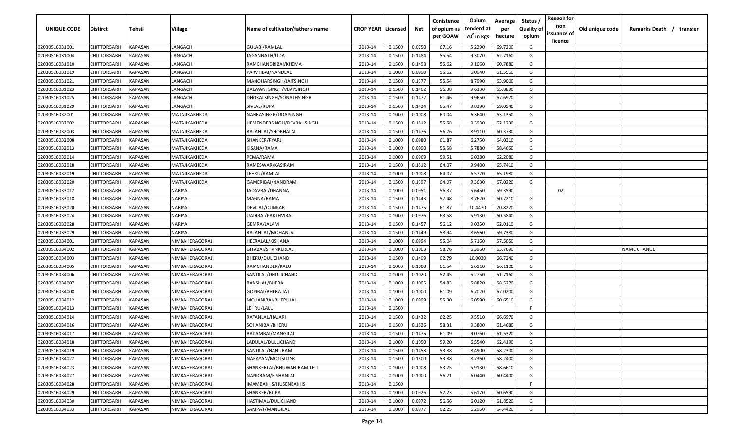| UNIQUE CODE | Distirct | Tehsil | Village | Name of cultivator/father's name | CROP YEAR | Licensed | Net | Conistence of opium as per GOAW | Opium tenderd at $70^0$ in kgs | Average per hectare | Status / Quality of opium | Reason for non issuance of licence | Old unique code | Remarks Death / transfer |
|---|---|---|---|---|---|---|---|---|---|---|---|---|---|---|
| 02030516031001 | CHITTORGARH | KAPASAN | LANGACH | GULABI/RAMLAL | 2013-14 | 0.1500 | 0.0750 | 67.16 | 5.2290 | 69.7200 | G | | | |
| 02030516031004 | CHITTORGARH | KAPASAN | LANGACH | JAGANNATH/UDA | 2013-14 | 0.1500 | 0.1484 | 55.54 | 9.3070 | 62.7160 | G | | | |
| 02030516031010 | CHITTORGARH | KAPASAN | LANGACH | RAMCHANDRIBAI/KHEMA | 2013-14 | 0.1500 | 0.1498 | 55.62 | 9.1060 | 60.7880 | G | | | |
| 02030516031019 | CHITTORGARH | KAPASAN | LANGACH | PARVTIBAI/NANDLAL | 2013-14 | 0.1000 | 0.0990 | 55.62 | 6.0940 | 61.5560 | G | | | |
| 02030516031021 | CHITTORGARH | KAPASAN | LANGACH | MANOHARSINGH/JAITSINGH | 2013-14 | 0.1500 | 0.1377 | 55.54 | 8.7990 | 63.9000 | G | | | |
| 02030516031023 | CHITTORGARH | KAPASAN | LANGACH | BALWANTSINGH/VIJAYSINGH | 2013-14 | 0.1500 | 0.1462 | 56.38 | 9.6330 | 65.8890 | G | | | |
| 02030516031025 | CHITTORGARH | KAPASAN | LANGACH | DHOKALSINGH/SONATHSINGH | 2013-14 | 0.1500 | 0.1472 | 61.46 | 9.9650 | 67.6970 | G | | | |
| 02030516031029 | CHITTORGARH | KAPASAN | LANGACH | SIVLAL/RUPA | 2013-14 | 0.1500 | 0.1424 | 65.47 | 9.8390 | 69.0940 | G | | | |
| 02030516032001 | CHITTORGARH | KAPASAN | MATAJIKAKHEDA | NAHRASINGH/UDAISINGH | 2013-14 | 0.1000 | 0.1008 | 60.04 | 6.3640 | 63.1350 | G | | | |
| 02030516032002 | CHITTORGARH | KAPASAN | MATAJIKAKHEDA | HEMENDERSINGH/DEVRAHSINGH | 2013-14 | 0.1500 | 0.1512 | 55.58 | 9.3930 | 62.1230 | G | | | |
| 02030516032003 | CHITTORGARH | KAPASAN | MATAJIKAKHEDA | RATANLAL/SHOBHALAL | 2013-14 | 0.1500 | 0.1476 | 56.76 | 8.9110 | 60.3730 | G | | | |
| 02030516032008 | CHITTORGARH | KAPASAN | MATAJIKAKHEDA | SHANKER/PYARJI | 2013-14 | 0.1000 | 0.0980 | 61.87 | 6.2750 | 64.0310 | G | | | |
| 02030516032013 | CHITTORGARH | KAPASAN | MATAJIKAKHEDA | KISANA/RAMA | 2013-14 | 0.1000 | 0.0990 | 55.58 | 5.7880 | 58.4650 | G | | | |
| 02030516032014 | CHITTORGARH | KAPASAN | MATAJIKAKHEDA | PEMA/RAMA | 2013-14 | 0.1000 | 0.0969 | 59.51 | 6.0280 | 62.2080 | G | | | |
| 02030516032018 | CHITTORGARH | KAPASAN | MATAJIKAKHEDA | RAMESWAR/KASIRAM | 2013-14 | 0.1500 | 0.1512 | 64.07 | 9.9400 | 65.7410 | G | | | |
| 02030516032019 | CHITTORGARH | KAPASAN | MATAJIKAKHEDA | LEHRU/RAMLAL | 2013-14 | 0.1000 | 0.1008 | 64.07 | 6.5720 | 65.1980 | G | | | |
| 02030516032020 | CHITTORGARH | KAPASAN | MATAJIKAKHEDA | GAMERIBAI/NANDRAM | 2013-14 | 0.1500 | 0.1397 | 64.07 | 9.3630 | 67.0220 | G | | | |
| 02030516033012 | CHITTORGARH | KAPASAN | NARIYA | JADAVBAI/DHANNA | 2013-14 | 0.1000 | 0.0951 | 56.37 | 5.6450 | 59.3590 | I | 02 | | |
| 02030516033018 | CHITTORGARH | KAPASAN | NARIYA | MAGNA/RAMA | 2013-14 | 0.1500 | 0.1443 | 57.48 | 8.7620 | 60.7210 | G | | | |
| 02030516033020 | CHITTORGARH | KAPASAN | NARIYA | DEVILAL/OUNKAR | 2013-14 | 0.1500 | 0.1475 | 61.87 | 10.4470 | 70.8270 | G | | | |
| 02030516033024 | CHITTORGARH | KAPASAN | NARIYA | UADIBAI/PARTHVIRAJ | 2013-14 | 0.1000 | 0.0976 | 63.58 | 5.9130 | 60.5840 | G | | | |
| 02030516033028 | CHITTORGARH | KAPASAN | NARIYA | GEMRA/JALAM | 2013-14 | 0.1500 | 0.1457 | 56.12 | 9.0350 | 62.0110 | G | | | |
| 02030516033029 | CHITTORGARH | KAPASAN | NARIYA | RATANLAL/MOHANLAL | 2013-14 | 0.1500 | 0.1449 | 58.94 | 8.6560 | 59.7380 | G | | | |
| 02030516034001 | CHITTORGARH | KAPASAN | NIMBAHERAGORAJI | HEERALAL/KISHANA | 2013-14 | 0.1000 | 0.0994 | 55.04 | 5.7160 | 57.5050 | G | | | |
| 02030516034002 | CHITTORGARH | KAPASAN | NIMBAHERAGORAJI | GITABAI/SHANKERLAL | 2013-14 | 0.1000 | 0.1003 | 58.76 | 6.3960 | 63.7690 | G | | | NAME CHANGE |
| 02030516034003 | CHITTORGARH | KAPASAN | NIMBAHERAGORAJI | BHERU/DULICHAND | 2013-14 | 0.1500 | 0.1499 | 62.79 | 10.0020 | 66.7240 | G | | | |
| 02030516034005 | CHITTORGARH | KAPASAN | NIMBAHERAGORAJI | RAMCHANDER/KALU | 2013-14 | 0.1000 | 0.1000 | 61.54 | 6.6110 | 66.1100 | G | | | |
| 02030516034006 | CHITTORGARH | KAPASAN | NIMBAHERAGORAJI | SANTILAL/DHULICHAND | 2013-14 | 0.1000 | 0.1020 | 52.45 | 5.2750 | 51.7160 | G | | | |
| 02030516034007 | CHITTORGARH | KAPASAN | NIMBAHERAGORAJI | BANSILAL/BHERA | 2013-14 | 0.1000 | 0.1005 | 54.83 | 5.8820 | 58.5270 | G | | | |
| 02030516034008 | CHITTORGARH | KAPASAN | NIMBAHERAGORAJI | GOPIBAI/BHERA JAT | 2013-14 | 0.1000 | 0.1000 | 61.09 | 6.7020 | 67.0200 | G | | | |
| 02030516034012 | CHITTORGARH | KAPASAN | NIMBAHERAGORAJI | MOHANIBAI/BHERULAL | 2013-14 | 0.1000 | 0.0999 | 55.30 | 6.0590 | 60.6510 | G | | | |
| 02030516034013 | CHITTORGARH | KAPASAN | NIMBAHERAGORAJI | LEHRU/LALU | 2013-14 | 0.1500 | | | | | F | | | |
| 02030516034014 | CHITTORGARH | KAPASAN | NIMBAHERAGORAJI | RATANLAL/HAJARI | 2013-14 | 0.1500 | 0.1432 | 62.25 | 9.5510 | 66.6970 | G | | | |
| 02030516034016 | CHITTORGARH | KAPASAN | NIMBAHERAGORAJI | SOHANIBAI/BHERU | 2013-14 | 0.1500 | 0.1526 | 58.31 | 9.3800 | 61.4680 | G | | | |
| 02030516034017 | CHITTORGARH | KAPASAN | NIMBAHERAGORAJI | BADAMBAI/MANGILAL | 2013-14 | 0.1500 | 0.1475 | 61.09 | 9.0760 | 61.5320 | G | | | |
| 02030516034018 | CHITTORGARH | KAPASAN | NIMBAHERAGORAJI | LADULAL/DULLICHAND | 2013-14 | 0.1000 | 0.1050 | 59.20 | 6.5540 | 62.4190 | G | | | |
| 02030516034019 | CHITTORGARH | KAPASAN | NIMBAHERAGORAJI | SANTILAL/NANURAM | 2013-14 | 0.1500 | 0.1458 | 53.88 | 8.4900 | 58.2300 | G | | | |
| 02030516034022 | CHITTORGARH | KAPASAN | NIMBAHERAGORAJI | NARAYAN/MOTISUTSR | 2013-14 | 0.1500 | 0.1500 | 53.88 | 8.7360 | 58.2400 | G | | | |
| 02030516034023 | CHITTORGARH | KAPASAN | NIMBAHERAGORAJI | SHANKERLAL/BHUWANIRAM TELI | 2013-14 | 0.1000 | 0.1008 | 53.75 | 5.9130 | 58.6610 | G | | | |
| 02030516034027 | CHITTORGARH | KAPASAN | NIMBAHERAGORAJI | NANDRAM/KISHANLAL | 2013-14 | 0.1000 | 0.1000 | 56.71 | 6.0440 | 60.4400 | G | | | |
| 02030516034028 | CHITTORGARH | KAPASAN | NIMBAHERAGORAJI | IMAMBAKHS/HUSENBAKHS | 2013-14 | 0.1500 | | | | | F | | | |
| 02030516034029 | CHITTORGARH | KAPASAN | NIMBAHERAGORAJI | SHANKER/RUPA | 2013-14 | 0.1000 | 0.0926 | 57.23 | 5.6170 | 60.6590 | G | | | |
| 02030516034030 | CHITTORGARH | KAPASAN | NIMBAHERAGORAJI | HASTIMAL/DULICHAND | 2013-14 | 0.1000 | 0.0972 | 56.56 | 6.0120 | 61.8520 | G | | | |
| 02030516034033 | CHITTORGARH | KAPASAN | NIMBAHERAGORAJI | SAMPAT/MANGILAL | 2013-14 | 0.1000 | 0.0977 | 62.25 | 6.2960 | 64.4420 | G | | | |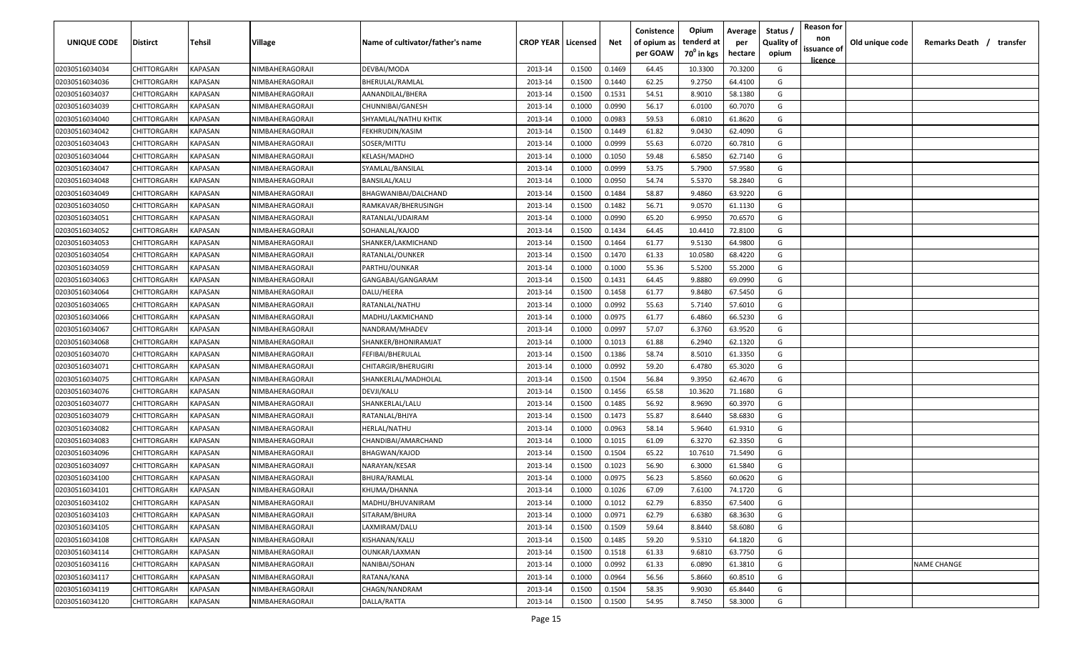| UNIQUE CODE | Distirct | Tehsil | Village | Name of cultivator/father's name | CROP YEAR | Licensed | Net | Conistence of opium as per GOAW | Opium tenderd at $70^0$ in kgs | Average per hectare | Status / Quality of opium | Reason for non issuance of licence | Old unique code | Remarks Death / transfer |
|---|---|---|---|---|---|---|---|---|---|---|---|---|---|---|
| 02030516034034 | CHITTORGARH | KAPASAN | NIMBAHERAGORAJI | DEVBAI/MODA | 2013-14 | 0.1500 | 0.1469 | 64.45 | 10.3300 | 70.3200 | G | | | |
| 02030516034036 | CHITTORGARH | KAPASAN | NIMBAHERAGORAJI | BHERULAL/RAMLAL | 2013-14 | 0.1500 | 0.1440 | 62.25 | 9.2750 | 64.4100 | G | | | |
| 02030516034037 | CHITTORGARH | KAPASAN | NIMBAHERAGORAJI | AANANDILAL/BHERA | 2013-14 | 0.1500 | 0.1531 | 54.51 | 8.9010 | 58.1380 | G | | | |
| 02030516034039 | CHITTORGARH | KAPASAN | NIMBAHERAGORAJI | CHUNNIBAI/GANESH | 2013-14 | 0.1000 | 0.0990 | 56.17 | 6.0100 | 60.7070 | G | | | |
| 02030516034040 | CHITTORGARH | KAPASAN | NIMBAHERAGORAJI | SHYAMLAL/NATHU KHTIK | 2013-14 | 0.1000 | 0.0983 | 59.53 | 6.0810 | 61.8620 | G | | | |
| 02030516034042 | CHITTORGARH | KAPASAN | NIMBAHERAGORAJI | FEKHRUDIN/KASIM | 2013-14 | 0.1500 | 0.1449 | 61.82 | 9.0430 | 62.4090 | G | | | |
| 02030516034043 | CHITTORGARH | KAPASAN | NIMBAHERAGORAJI | SOSER/MITTU | 2013-14 | 0.1000 | 0.0999 | 55.63 | 6.0720 | 60.7810 | G | | | |
| 02030516034044 | CHITTORGARH | KAPASAN | NIMBAHERAGORAJI | KELASH/MADHO | 2013-14 | 0.1000 | 0.1050 | 59.48 | 6.5850 | 62.7140 | G | | | |
| 02030516034047 | CHITTORGARH | KAPASAN | NIMBAHERAGORAJI | SYAMLAL/BANSILAL | 2013-14 | 0.1000 | 0.0999 | 53.75 | 5.7900 | 57.9580 | G | | | |
| 02030516034048 | CHITTORGARH | KAPASAN | NIMBAHERAGORAJI | BANSILAL/KALU | 2013-14 | 0.1000 | 0.0950 | 54.74 | 5.5370 | 58.2840 | G | | | |
| 02030516034049 | CHITTORGARH | KAPASAN | NIMBAHERAGORAJI | BHAGWANIBAI/DALCHAND | 2013-14 | 0.1500 | 0.1484 | 58.87 | 9.4860 | 63.9220 | G | | | |
| 02030516034050 | CHITTORGARH | KAPASAN | NIMBAHERAGORAJI | RAMKAVAR/BHERUSINGH | 2013-14 | 0.1500 | 0.1482 | 56.71 | 9.0570 | 61.1130 | G | | | |
| 02030516034051 | CHITTORGARH | KAPASAN | NIMBAHERAGORAJI | RATANLAL/UDAIRAM | 2013-14 | 0.1000 | 0.0990 | 65.20 | 6.9950 | 70.6570 | G | | | |
| 02030516034052 | CHITTORGARH | KAPASAN | NIMBAHERAGORAJI | SOHANLAL/KAJOD | 2013-14 | 0.1500 | 0.1434 | 64.45 | 10.4410 | 72.8100 | G | | | |
| 02030516034053 | CHITTORGARH | KAPASAN | NIMBAHERAGORAJI | SHANKER/LAKMICHAND | 2013-14 | 0.1500 | 0.1464 | 61.77 | 9.5130 | 64.9800 | G | | | |
| 02030516034054 | CHITTORGARH | KAPASAN | NIMBAHERAGORAJI | RATANLAL/OUNKER | 2013-14 | 0.1500 | 0.1470 | 61.33 | 10.0580 | 68.4220 | G | | | |
| 02030516034059 | CHITTORGARH | KAPASAN | NIMBAHERAGORAJI | PARTHU/OUNKAR | 2013-14 | 0.1000 | 0.1000 | 55.36 | 5.5200 | 55.2000 | G | | | |
| 02030516034063 | CHITTORGARH | KAPASAN | NIMBAHERAGORAJI | GANGABAI/GANGARAM | 2013-14 | 0.1500 | 0.1431 | 64.45 | 9.8880 | 69.0990 | G | | | |
| 02030516034064 | CHITTORGARH | KAPASAN | NIMBAHERAGORAJI | DALU/HEERA | 2013-14 | 0.1500 | 0.1458 | 61.77 | 9.8480 | 67.5450 | G | | | |
| 02030516034065 | CHITTORGARH | KAPASAN | NIMBAHERAGORAJI | RATANLAL/NATHU | 2013-14 | 0.1000 | 0.0992 | 55.63 | 5.7140 | 57.6010 | G | | | |
| 02030516034066 | CHITTORGARH | KAPASAN | NIMBAHERAGORAJI | MADHU/LAKMICHAND | 2013-14 | 0.1000 | 0.0975 | 61.77 | 6.4860 | 66.5230 | G | | | |
| 02030516034067 | CHITTORGARH | KAPASAN | NIMBAHERAGORAJI | NANDRAM/MHADEV | 2013-14 | 0.1000 | 0.0997 | 57.07 | 6.3760 | 63.9520 | G | | | |
| 02030516034068 | CHITTORGARH | KAPASAN | NIMBAHERAGORAJI | SHANKER/BHONIRAMJAT | 2013-14 | 0.1000 | 0.1013 | 61.88 | 6.2940 | 62.1320 | G | | | |
| 02030516034070 | CHITTORGARH | KAPASAN | NIMBAHERAGORAJI | FEFIBAI/BHERULAL | 2013-14 | 0.1500 | 0.1386 | 58.74 | 8.5010 | 61.3350 | G | | | |
| 02030516034071 | CHITTORGARH | KAPASAN | NIMBAHERAGORAJI | CHITARGIR/BHERUGIRI | 2013-14 | 0.1000 | 0.0992 | 59.20 | 6.4780 | 65.3020 | G | | | |
| 02030516034075 | CHITTORGARH | KAPASAN | NIMBAHERAGORAJI | SHANKERLAL/MADHOLAL | 2013-14 | 0.1500 | 0.1504 | 56.84 | 9.3950 | 62.4670 | G | | | |
| 02030516034076 | CHITTORGARH | KAPASAN | NIMBAHERAGORAJI | DEVJI/KALU | 2013-14 | 0.1500 | 0.1456 | 65.58 | 10.3620 | 71.1680 | G | | | |
| 02030516034077 | CHITTORGARH | KAPASAN | NIMBAHERAGORAJI | SHANKERLAL/LALU | 2013-14 | 0.1500 | 0.1485 | 56.92 | 8.9690 | 60.3970 | G | | | |
| 02030516034079 | CHITTORGARH | KAPASAN | NIMBAHERAGORAJI | RATANLAL/BHJYA | 2013-14 | 0.1500 | 0.1473 | 55.87 | 8.6440 | 58.6830 | G | | | |
| 02030516034082 | CHITTORGARH | KAPASAN | NIMBAHERAGORAJI | HERLAL/NATHU | 2013-14 | 0.1000 | 0.0963 | 58.14 | 5.9640 | 61.9310 | G | | | |
| 02030516034083 | CHITTORGARH | KAPASAN | NIMBAHERAGORAJI | CHANDIBAI/AMARCHAND | 2013-14 | 0.1000 | 0.1015 | 61.09 | 6.3270 | 62.3350 | G | | | |
| 02030516034096 | CHITTORGARH | KAPASAN | NIMBAHERAGORAJI | BHAGWAN/KAJOD | 2013-14 | 0.1500 | 0.1504 | 65.22 | 10.7610 | 71.5490 | G | | | |
| 02030516034097 | CHITTORGARH | KAPASAN | NIMBAHERAGORAJI | NARAYAN/KESAR | 2013-14 | 0.1500 | 0.1023 | 56.90 | 6.3000 | 61.5840 | G | | | |
| 02030516034100 | CHITTORGARH | KAPASAN | NIMBAHERAGORAJI | BHURA/RAMLAL | 2013-14 | 0.1000 | 0.0975 | 56.23 | 5.8560 | 60.0620 | G | | | |
| 02030516034101 | CHITTORGARH | KAPASAN | NIMBAHERAGORAJI | KHUMA/DHANNA | 2013-14 | 0.1000 | 0.1026 | 67.09 | 7.6100 | 74.1720 | G | | | |
| 02030516034102 | CHITTORGARH | KAPASAN | NIMBAHERAGORAJI | MADHU/BHUVANIRAM | 2013-14 | 0.1000 | 0.1012 | 62.79 | 6.8350 | 67.5400 | G | | | |
| 02030516034103 | CHITTORGARH | KAPASAN | NIMBAHERAGORAJI | SITARAM/BHURA | 2013-14 | 0.1000 | 0.0971 | 62.79 | 6.6380 | 68.3630 | G | | | |
| 02030516034105 | CHITTORGARH | KAPASAN | NIMBAHERAGORAJI | LAXMIRAM/DALU | 2013-14 | 0.1500 | 0.1509 | 59.64 | 8.8440 | 58.6080 | G | | | |
| 02030516034108 | CHITTORGARH | KAPASAN | NIMBAHERAGORAJI | KISHANAN/KALU | 2013-14 | 0.1500 | 0.1485 | 59.20 | 9.5310 | 64.1820 | G | | | |
| 02030516034114 | CHITTORGARH | KAPASAN | NIMBAHERAGORAJI | OUNKAR/LAXMAN | 2013-14 | 0.1500 | 0.1518 | 61.33 | 9.6810 | 63.7750 | G | | | |
| 02030516034116 | CHITTORGARH | KAPASAN | NIMBAHERAGORAJI | NANIBAI/SOHAN | 2013-14 | 0.1000 | 0.0992 | 61.33 | 6.0890 | 61.3810 | G | | | NAME CHANGE |
| 02030516034117 | CHITTORGARH | KAPASAN | NIMBAHERAGORAJI | RATANA/KANA | 2013-14 | 0.1000 | 0.0964 | 56.56 | 5.8660 | 60.8510 | G | | | |
| 02030516034119 | CHITTORGARH | KAPASAN | NIMBAHERAGORAJI | CHAGN/NANDRAM | 2013-14 | 0.1500 | 0.1504 | 58.35 | 9.9030 | 65.8440 | G | | | |
| 02030516034120 | CHITTORGARH | KAPASAN | NIMBAHERAGORAJI | DALLA/RATTA | 2013-14 | 0.1500 | 0.1500 | 54.95 | 8.7450 | 58.3000 | G | | | |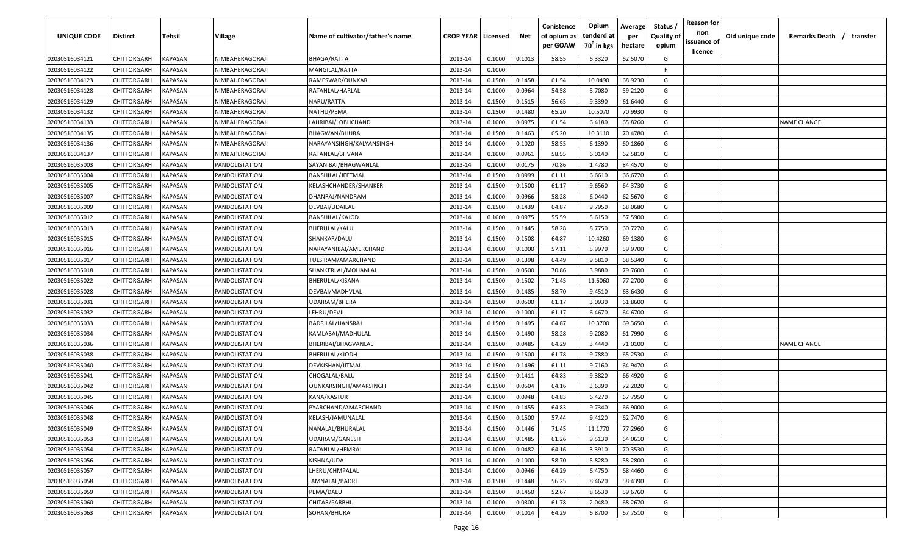| UNIQUE CODE | Distirct | Tehsil | Village | Name of cultivator/father's name | CROP YEAR | Licensed | Net | Conistence of opium as per GOAW | Opium tenderd at $70^0$ in kgs | Average per hectare | Status / Quality of opium | Reason for non issuance of licence | Old unique code | Remarks Death / transfer |
|---|---|---|---|---|---|---|---|---|---|---|---|---|---|---|
| 02030516034121 | CHITTORGARH | KAPASAN | NIMBAHERAGORAJI | BHAGA/RATTA | 2013-14 | 0.1000 | 0.1013 | 58.55 | 6.3320 | 62.5070 | G | | | |
| 02030516034122 | CHITTORGARH | KAPASAN | NIMBAHERAGORAJI | MANGILAL/RATTA | 2013-14 | 0.1000 | | | | | F | | | |
| 02030516034123 | CHITTORGARH | KAPASAN | NIMBAHERAGORAJI | RAMESWAR/OUNKAR | 2013-14 | 0.1500 | 0.1458 | 61.54 | 10.0490 | 68.9230 | G | | | |
| 02030516034128 | CHITTORGARH | KAPASAN | NIMBAHERAGORAJI | RATANLAL/HARLAL | 2013-14 | 0.1000 | 0.0964 | 54.58 | 5.7080 | 59.2120 | G | | | |
| 02030516034129 | CHITTORGARH | KAPASAN | NIMBAHERAGORAJI | NARU/RATTA | 2013-14 | 0.1500 | 0.1515 | 56.65 | 9.3390 | 61.6440 | G | | | |
| 02030516034132 | CHITTORGARH | KAPASAN | NIMBAHERAGORAJI | NATHU/PEMA | 2013-14 | 0.1500 | 0.1480 | 65.20 | 10.5070 | 70.9930 | G | | | |
| 02030516034133 | CHITTORGARH | KAPASAN | NIMBAHERAGORAJI | LAHRIBAI/LOBHCHAND | 2013-14 | 0.1000 | 0.0975 | 61.54 | 6.4180 | 65.8260 | G | | | NAME CHANGE |
| 02030516034135 | CHITTORGARH | KAPASAN | NIMBAHERAGORAJI | BHAGWAN/BHURA | 2013-14 | 0.1500 | 0.1463 | 65.20 | 10.3110 | 70.4780 | G | | | |
| 02030516034136 | CHITTORGARH | KAPASAN | NIMBAHERAGORAJI | NARAYANSINGH/KALYANSINGH | 2013-14 | 0.1000 | 0.1020 | 58.55 | 6.1390 | 60.1860 | G | | | |
| 02030516034137 | CHITTORGARH | KAPASAN | NIMBAHERAGORAJI | RATANLAL/BHVANA | 2013-14 | 0.1000 | 0.0961 | 58.55 | 6.0140 | 62.5810 | G | | | |
| 02030516035003 | CHITTORGARH | KAPASAN | PANDOLISTATION | SAYANIBAI/BHAGWANLAL | 2013-14 | 0.1000 | 0.0175 | 70.86 | 1.4780 | 84.4570 | G | | | |
| 02030516035004 | CHITTORGARH | KAPASAN | PANDOLISTATION | BANSHILAL/JEETMAL | 2013-14 | 0.1500 | 0.0999 | 61.11 | 6.6610 | 66.6770 | G | | | |
| 02030516035005 | CHITTORGARH | KAPASAN | PANDOLISTATION | KELASHCHANDER/SHANKER | 2013-14 | 0.1500 | 0.1500 | 61.17 | 9.6560 | 64.3730 | G | | | |
| 02030516035007 | CHITTORGARH | KAPASAN | PANDOLISTATION | DHANRAJ/NANDRAM | 2013-14 | 0.1000 | 0.0966 | 58.28 | 6.0440 | 62.5670 | G | | | |
| 02030516035009 | CHITTORGARH | KAPASAN | PANDOLISTATION | DEVBAI/UDAILAL | 2013-14 | 0.1500 | 0.1439 | 64.87 | 9.7950 | 68.0680 | G | | | |
| 02030516035012 | CHITTORGARH | KAPASAN | PANDOLISTATION | BANSHILAL/KAJOD | 2013-14 | 0.1000 | 0.0975 | 55.59 | 5.6150 | 57.5900 | G | | | |
| 02030516035013 | CHITTORGARH | KAPASAN | PANDOLISTATION | BHERULAL/KALU | 2013-14 | 0.1500 | 0.1445 | 58.28 | 8.7750 | 60.7270 | G | | | |
| 02030516035015 | CHITTORGARH | KAPASAN | PANDOLISTATION | SHANKAR/DALU | 2013-14 | 0.1500 | 0.1508 | 64.87 | 10.4260 | 69.1380 | G | | | |
| 02030516035016 | CHITTORGARH | KAPASAN | PANDOLISTATION | NARAYANIBAI/AMERCHAND | 2013-14 | 0.1000 | 0.1000 | 57.11 | 5.9970 | 59.9700 | G | | | |
| 02030516035017 | CHITTORGARH | KAPASAN | PANDOLISTATION | TULSIRAM/AMARCHAND | 2013-14 | 0.1500 | 0.1398 | 64.49 | 9.5810 | 68.5340 | G | | | |
| 02030516035018 | CHITTORGARH | KAPASAN | PANDOLISTATION | SHANKERLAL/MOHANLAL | 2013-14 | 0.1500 | 0.0500 | 70.86 | 3.9880 | 79.7600 | G | | | |
| 02030516035022 | CHITTORGARH | KAPASAN | PANDOLISTATION | BHERULAL/KISANA | 2013-14 | 0.1500 | 0.1502 | 71.45 | 11.6060 | 77.2700 | G | | | |
| 02030516035028 | CHITTORGARH | KAPASAN | PANDOLISTATION | DEVBAI/MADHVLAL | 2013-14 | 0.1500 | 0.1485 | 58.70 | 9.4510 | 63.6430 | G | | | |
| 02030516035031 | CHITTORGARH | KAPASAN | PANDOLISTATION | UDAIRAM/BHERA | 2013-14 | 0.1500 | 0.0500 | 61.17 | 3.0930 | 61.8600 | G | | | |
| 02030516035032 | CHITTORGARH | KAPASAN | PANDOLISTATION | LEHRU/DEVJI | 2013-14 | 0.1000 | 0.1000 | 61.17 | 6.4670 | 64.6700 | G | | | |
| 02030516035033 | CHITTORGARH | KAPASAN | PANDOLISTATION | BADRILAL/HANSRAJ | 2013-14 | 0.1500 | 0.1495 | 64.87 | 10.3700 | 69.3650 | G | | | |
| 02030516035034 | CHITTORGARH | KAPASAN | PANDOLISTATION | KAMLABAI/MADHULAL | 2013-14 | 0.1500 | 0.1490 | 58.28 | 9.2080 | 61.7990 | G | | | |
| 02030516035036 | CHITTORGARH | KAPASAN | PANDOLISTATION | BHERIBAI/BHAGVANLAL | 2013-14 | 0.1500 | 0.0485 | 64.29 | 3.4440 | 71.0100 | G | | | NAME CHANGE |
| 02030516035038 | CHITTORGARH | KAPASAN | PANDOLISTATION | BHERULAL/KJODH | 2013-14 | 0.1500 | 0.1500 | 61.78 | 9.7880 | 65.2530 | G | | | |
| 02030516035040 | CHITTORGARH | KAPASAN | PANDOLISTATION | DEVKISHAN/JITMAL | 2013-14 | 0.1500 | 0.1496 | 61.11 | 9.7160 | 64.9470 | G | | | |
| 02030516035041 | CHITTORGARH | KAPASAN | PANDOLISTATION | CHOGALAL/BALU | 2013-14 | 0.1500 | 0.1411 | 64.83 | 9.3820 | 66.4920 | G | | | |
| 02030516035042 | CHITTORGARH | KAPASAN | PANDOLISTATION | OUNKARSINGH/AMARSINGH | 2013-14 | 0.1500 | 0.0504 | 64.16 | 3.6390 | 72.2020 | G | | | |
| 02030516035045 | CHITTORGARH | KAPASAN | PANDOLISTATION | KANA/KASTUR | 2013-14 | 0.1000 | 0.0948 | 64.83 | 6.4270 | 67.7950 | G | | | |
| 02030516035046 | CHITTORGARH | KAPASAN | PANDOLISTATION | PYARCHAND/AMARCHAND | 2013-14 | 0.1500 | 0.1455 | 64.83 | 9.7340 | 66.9000 | G | | | |
| 02030516035048 | CHITTORGARH | KAPASAN | PANDOLISTATION | KELASH/JAMUNALAL | 2013-14 | 0.1500 | 0.1500 | 57.44 | 9.4120 | 62.7470 | G | | | |
| 02030516035049 | CHITTORGARH | KAPASAN | PANDOLISTATION | NANALAL/BHURALAL | 2013-14 | 0.1500 | 0.1446 | 71.45 | 11.1770 | 77.2960 | G | | | |
| 02030516035053 | CHITTORGARH | KAPASAN | PANDOLISTATION | UDAIRAM/GANESH | 2013-14 | 0.1500 | 0.1485 | 61.26 | 9.5130 | 64.0610 | G | | | |
| 02030516035054 | CHITTORGARH | KAPASAN | PANDOLISTATION | RATANLAL/HEMRAJ | 2013-14 | 0.1000 | 0.0482 | 64.16 | 3.3910 | 70.3530 | G | | | |
| 02030516035056 | CHITTORGARH | KAPASAN | PANDOLISTATION | KISHNA/UDA | 2013-14 | 0.1000 | 0.1000 | 58.70 | 5.8280 | 58.2800 | G | | | |
| 02030516035057 | CHITTORGARH | KAPASAN | PANDOLISTATION | LHERU/CHMPALAL | 2013-14 | 0.1000 | 0.0946 | 64.29 | 6.4750 | 68.4460 | G | | | |
| 02030516035058 | CHITTORGARH | KAPASAN | PANDOLISTATION | JAMNALAL/BADRI | 2013-14 | 0.1500 | 0.1448 | 56.25 | 8.4620 | 58.4390 | G | | | |
| 02030516035059 | CHITTORGARH | KAPASAN | PANDOLISTATION | PEMA/DALU | 2013-14 | 0.1500 | 0.1450 | 52.67 | 8.6530 | 59.6760 | G | | | |
| 02030516035060 | CHITTORGARH | KAPASAN | PANDOLISTATION | CHITAR/PARBHU | 2013-14 | 0.1000 | 0.0300 | 61.78 | 2.0480 | 68.2670 | G | | | |
| 02030516035063 | CHITTORGARH | KAPASAN | PANDOLISTATION | SOHAN/BHURA | 2013-14 | 0.1000 | 0.1014 | 64.29 | 6.8700 | 67.7510 | G | | | |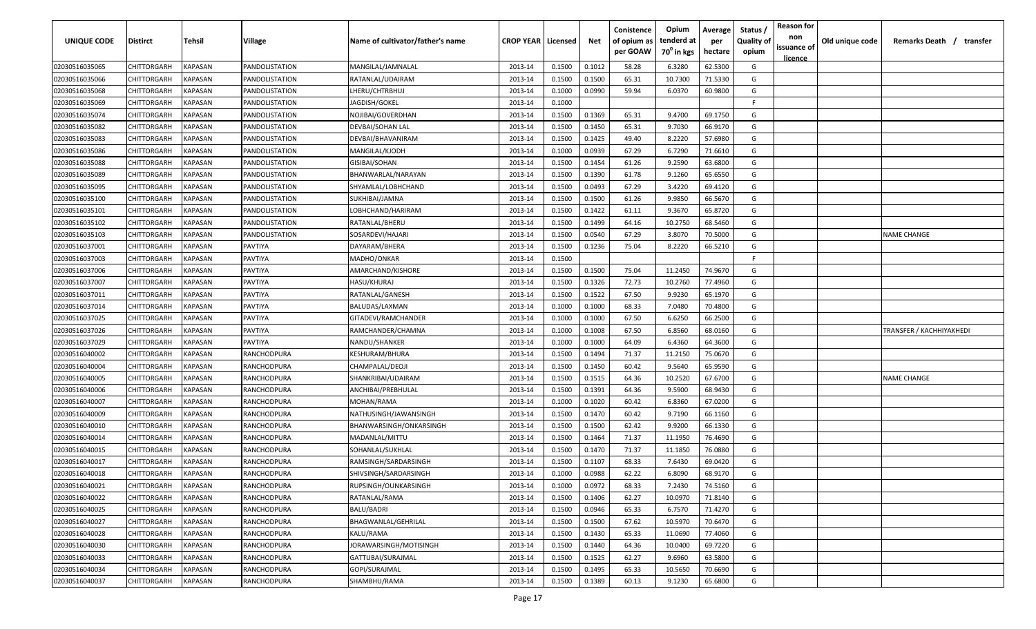| UNIQUE CODE | Distirct | Tehsil | Village | Name of cultivator/father's name | CROP YEAR | Licensed | Net | Conistence of opium as per GOAW | Opium tenderd at $70^0$ in kgs | Average per hectare | Status / Quality of opium | Reason for non issuance of licence | Old unique code | Remarks Death / transfer |
|---|---|---|---|---|---|---|---|---|---|---|---|---|---|---|
| 02030516035065 | CHITTORGARH | KAPASAN | PANDOLISTATION | MANGILAL/JAMNALAL | 2013-14 | 0.1500 | 0.1012 | 58.28 | 6.3280 | 62.5300 | G | | | |
| 02030516035066 | CHITTORGARH | KAPASAN | PANDOLISTATION | RATANLAL/UDAIRAM | 2013-14 | 0.1500 | 0.1500 | 65.31 | 10.7300 | 71.5330 | G | | | |
| 02030516035068 | CHITTORGARH | KAPASAN | PANDOLISTATION | LHERU/CHTRBHUJ | 2013-14 | 0.1000 | 0.0990 | 59.94 | 6.0370 | 60.9800 | G | | | |
| 02030516035069 | CHITTORGARH | KAPASAN | PANDOLISTATION | JAGDISH/GOKEL | 2013-14 | 0.1000 | | | | | F | | | |
| 02030516035074 | CHITTORGARH | KAPASAN | PANDOLISTATION | NOJIBAI/GOVERDHAN | 2013-14 | 0.1500 | 0.1369 | 65.31 | 9.4700 | 69.1750 | G | | | |
| 02030516035082 | CHITTORGARH | KAPASAN | PANDOLISTATION | DEVBAI/SOHAN LAL | 2013-14 | 0.1500 | 0.1450 | 65.31 | 9.7030 | 66.9170 | G | | | |
| 02030516035083 | CHITTORGARH | KAPASAN | PANDOLISTATION | DEVBAI/BHAVANIRAM | 2013-14 | 0.1500 | 0.1425 | 49.40 | 8.2220 | 57.6980 | G | | | |
| 02030516035086 | CHITTORGARH | KAPASAN | PANDOLISTATION | MANGILAL/KJODH | 2013-14 | 0.1000 | 0.0939 | 67.29 | 6.7290 | 71.6610 | G | | | |
| 02030516035088 | CHITTORGARH | KAPASAN | PANDOLISTATION | GISIBAI/SOHAN | 2013-14 | 0.1500 | 0.1454 | 61.26 | 9.2590 | 63.6800 | G | | | |
| 02030516035089 | CHITTORGARH | KAPASAN | PANDOLISTATION | BHANWARLAL/NARAYAN | 2013-14 | 0.1500 | 0.1390 | 61.78 | 9.1260 | 65.6550 | G | | | |
| 02030516035095 | CHITTORGARH | KAPASAN | PANDOLISTATION | SHYAMLAL/LOBHCHAND | 2013-14 | 0.1500 | 0.0493 | 67.29 | 3.4220 | 69.4120 | G | | | |
| 02030516035100 | CHITTORGARH | KAPASAN | PANDOLISTATION | SUKHIBAI/JAMNA | 2013-14 | 0.1500 | 0.1500 | 61.26 | 9.9850 | 66.5670 | G | | | |
| 02030516035101 | CHITTORGARH | KAPASAN | PANDOLISTATION | LOBHCHAND/HARIRAM | 2013-14 | 0.1500 | 0.1422 | 61.11 | 9.3670 | 65.8720 | G | | | |
| 02030516035102 | CHITTORGARH | KAPASAN | PANDOLISTATION | RATANLAL/BHERU | 2013-14 | 0.1500 | 0.1499 | 64.16 | 10.2750 | 68.5460 | G | | | |
| 02030516035103 | CHITTORGARH | KAPASAN | PANDOLISTATION | SOSARDEVI/HAJARI | 2013-14 | 0.1500 | 0.0540 | 67.29 | 3.8070 | 70.5000 | G | | | NAME CHANGE |
| 02030516037001 | CHITTORGARH | KAPASAN | PAVTIYA | DAYARAM/BHERA | 2013-14 | 0.1500 | 0.1236 | 75.04 | 8.2220 | 66.5210 | G | | | |
| 02030516037003 | CHITTORGARH | KAPASAN | PAVTIYA | MADHO/ONKAR | 2013-14 | 0.1500 | | | | | F | | | |
| 02030516037006 | CHITTORGARH | KAPASAN | PAVTIYA | AMARCHAND/KISHORE | 2013-14 | 0.1500 | 0.1500 | 75.04 | 11.2450 | 74.9670 | G | | | |
| 02030516037007 | CHITTORGARH | KAPASAN | PAVTIYA | HASU/KHURAJ | 2013-14 | 0.1500 | 0.1326 | 72.73 | 10.2760 | 77.4960 | G | | | |
| 02030516037011 | CHITTORGARH | KAPASAN | PAVTIYA | RATANLAL/GANESH | 2013-14 | 0.1500 | 0.1522 | 67.50 | 9.9230 | 65.1970 | G | | | |
| 02030516037014 | CHITTORGARH | KAPASAN | PAVTIYA | BALUDAS/LAXMAN | 2013-14 | 0.1000 | 0.1000 | 68.33 | 7.0480 | 70.4800 | G | | | |
| 02030516037025 | CHITTORGARH | KAPASAN | PAVTIYA | GITADEVI/RAMCHANDER | 2013-14 | 0.1000 | 0.1000 | 67.50 | 6.6250 | 66.2500 | G | | | |
| 02030516037026 | CHITTORGARH | KAPASAN | PAVTIYA | RAMCHANDER/CHAMNA | 2013-14 | 0.1000 | 0.1008 | 67.50 | 6.8560 | 68.0160 | G | | | TRANSFER / KACHHIYAKHEDI |
| 02030516037029 | CHITTORGARH | KAPASAN | PAVTIYA | NANDU/SHANKER | 2013-14 | 0.1000 | 0.1000 | 64.09 | 6.4360 | 64.3600 | G | | | |
| 02030516040002 | CHITTORGARH | KAPASAN | RANCHODPURA | KESHURAM/BHURA | 2013-14 | 0.1500 | 0.1494 | 71.37 | 11.2150 | 75.0670 | G | | | |
| 02030516040004 | CHITTORGARH | KAPASAN | RANCHODPURA | CHAMPALAL/DEOJI | 2013-14 | 0.1500 | 0.1450 | 60.42 | 9.5640 | 65.9590 | G | | | |
| 02030516040005 | CHITTORGARH | KAPASAN | RANCHODPURA | SHANKRIBAI/UDAIRAM | 2013-14 | 0.1500 | 0.1515 | 64.36 | 10.2520 | 67.6700 | G | | | NAME CHANGE |
| 02030516040006 | CHITTORGARH | KAPASAN | RANCHODPURA | ANCHIBAI/PREBHULAL | 2013-14 | 0.1500 | 0.1391 | 64.36 | 9.5900 | 68.9430 | G | | | |
| 02030516040007 | CHITTORGARH | KAPASAN | RANCHODPURA | MOHAN/RAMA | 2013-14 | 0.1000 | 0.1020 | 60.42 | 6.8360 | 67.0200 | G | | | |
| 02030516040009 | CHITTORGARH | KAPASAN | RANCHODPURA | NATHUSINGH/JAWANSINGH | 2013-14 | 0.1500 | 0.1470 | 60.42 | 9.7190 | 66.1160 | G | | | |
| 02030516040010 | CHITTORGARH | KAPASAN | RANCHODPURA | BHANWARSINGH/ONKARSINGH | 2013-14 | 0.1500 | 0.1500 | 62.42 | 9.9200 | 66.1330 | G | | | |
| 02030516040014 | CHITTORGARH | KAPASAN | RANCHODPURA | MADANLAL/MITTU | 2013-14 | 0.1500 | 0.1464 | 71.37 | 11.1950 | 76.4690 | G | | | |
| 02030516040015 | CHITTORGARH | KAPASAN | RANCHODPURA | SOHANLAL/SUKHLAL | 2013-14 | 0.1500 | 0.1470 | 71.37 | 11.1850 | 76.0880 | G | | | |
| 02030516040017 | CHITTORGARH | KAPASAN | RANCHODPURA | RAMSINGH/SARDARSINGH | 2013-14 | 0.1500 | 0.1107 | 68.33 | 7.6430 | 69.0420 | G | | | |
| 02030516040018 | CHITTORGARH | KAPASAN | RANCHODPURA | SHIVSINGH/SARDARSINGH | 2013-14 | 0.1000 | 0.0988 | 62.22 | 6.8090 | 68.9170 | G | | | |
| 02030516040021 | CHITTORGARH | KAPASAN | RANCHODPURA | RUPSINGH/OUNKARSINGH | 2013-14 | 0.1000 | 0.0972 | 68.33 | 7.2430 | 74.5160 | G | | | |
| 02030516040022 | CHITTORGARH | KAPASAN | RANCHODPURA | RATANLAL/RAMA | 2013-14 | 0.1500 | 0.1406 | 62.27 | 10.0970 | 71.8140 | G | | | |
| 02030516040025 | CHITTORGARH | KAPASAN | RANCHODPURA | BALU/BADRI | 2013-14 | 0.1500 | 0.0946 | 65.33 | 6.7570 | 71.4270 | G | | | |
| 02030516040027 | CHITTORGARH | KAPASAN | RANCHODPURA | BHAGWANLAL/GEHRILAL | 2013-14 | 0.1500 | 0.1500 | 67.62 | 10.5970 | 70.6470 | G | | | |
| 02030516040028 | CHITTORGARH | KAPASAN | RANCHODPURA | KALU/RAMA | 2013-14 | 0.1500 | 0.1430 | 65.33 | 11.0690 | 77.4060 | G | | | |
| 02030516040030 | CHITTORGARH | KAPASAN | RANCHODPURA | JORAWARSINGH/MOTISINGH | 2013-14 | 0.1500 | 0.1440 | 64.36 | 10.0400 | 69.7220 | G | | | |
| 02030516040033 | CHITTORGARH | KAPASAN | RANCHODPURA | GATTUBAI/SURAJMAL | 2013-14 | 0.1500 | 0.1525 | 62.27 | 9.6960 | 63.5800 | G | | | |
| 02030516040034 | CHITTORGARH | KAPASAN | RANCHODPURA | GOPI/SURAJMAL | 2013-14 | 0.1500 | 0.1495 | 65.33 | 10.5650 | 70.6690 | G | | | |
| 02030516040037 | CHITTORGARH | KAPASAN | RANCHODPURA | SHAMBHU/RAMA | 2013-14 | 0.1500 | 0.1389 | 60.13 | 9.1230 | 65.6800 | G | | | |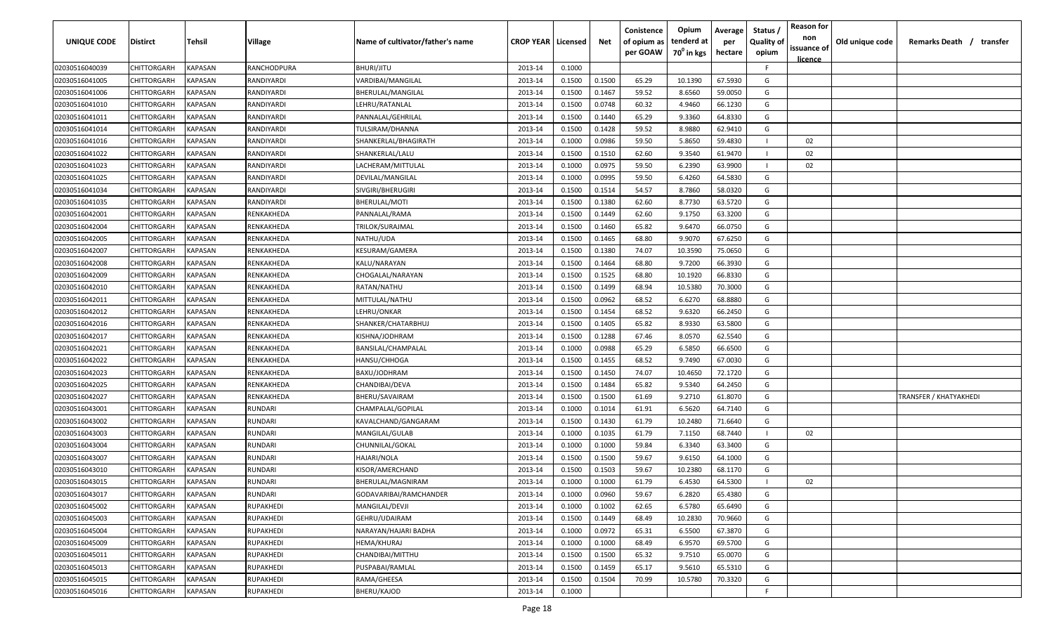| UNIQUE CODE | Distirct | Tehsil | Village | Name of cultivator/father's name | CROP YEAR | Licensed | Net | Conistence of opium as per GOAW | Opium tenderd at 70° in kgs | Average per hectare | Status / Quality of opium | Reason for non issuance of licence | Old unique code | Remarks Death / transfer |
|---|---|---|---|---|---|---|---|---|---|---|---|---|---|---|
| 02030516040039 | CHITTORGARH | KAPASAN | RANCHODPURA | BHURI/JITU | 2013-14 | 0.1000 | | | | | F | | | |
| 02030516041005 | CHITTORGARH | KAPASAN | RANDIYARDI | VARDIBAI/MANGILAL | 2013-14 | 0.1500 | 0.1500 | 65.29 | 10.1390 | 67.5930 | G | | | |
| 02030516041006 | CHITTORGARH | KAPASAN | RANDIYARDI | BHERULAL/MANGILAL | 2013-14 | 0.1500 | 0.1467 | 59.52 | 8.6560 | 59.0050 | G | | | |
| 02030516041010 | CHITTORGARH | KAPASAN | RANDIYARDI | LEHRU/RATANLAL | 2013-14 | 0.1500 | 0.0748 | 60.32 | 4.9460 | 66.1230 | G | | | |
| 02030516041011 | CHITTORGARH | KAPASAN | RANDIYARDI | PANNALAL/GEHRILAL | 2013-14 | 0.1500 | 0.1440 | 65.29 | 9.3360 | 64.8330 | G | | | |
| 02030516041014 | CHITTORGARH | KAPASAN | RANDIYARDI | TULSIRAM/DHANNA | 2013-14 | 0.1500 | 0.1428 | 59.52 | 8.9880 | 62.9410 | G | | | |
| 02030516041016 | CHITTORGARH | KAPASAN | RANDIYARDI | SHANKERLAL/BHAGIRATH | 2013-14 | 0.1000 | 0.0986 | 59.50 | 5.8650 | 59.4830 | I | 02 | | |
| 02030516041022 | CHITTORGARH | KAPASAN | RANDIYARDI | SHANKERLAL/LALU | 2013-14 | 0.1500 | 0.1510 | 62.60 | 9.3540 | 61.9470 | I | 02 | | |
| 02030516041023 | CHITTORGARH | KAPASAN | RANDIYARDI | LACHERAM/MITTULAL | 2013-14 | 0.1000 | 0.0975 | 59.50 | 6.2390 | 63.9900 | I | 02 | | |
| 02030516041025 | CHITTORGARH | KAPASAN | RANDIYARDI | DEVILAL/MANGILAL | 2013-14 | 0.1000 | 0.0995 | 59.50 | 6.4260 | 64.5830 | G | | | |
| 02030516041034 | CHITTORGARH | KAPASAN | RANDIYARDI | SIVGIRI/BHERUGIRI | 2013-14 | 0.1500 | 0.1514 | 54.57 | 8.7860 | 58.0320 | G | | | |
| 02030516041035 | CHITTORGARH | KAPASAN | RANDIYARDI | BHERULAL/MOTI | 2013-14 | 0.1500 | 0.1380 | 62.60 | 8.7730 | 63.5720 | G | | | |
| 02030516042001 | CHITTORGARH | KAPASAN | RENKAKHEDA | PANNALAL/RAMA | 2013-14 | 0.1500 | 0.1449 | 62.60 | 9.1750 | 63.3200 | G | | | |
| 02030516042004 | CHITTORGARH | KAPASAN | RENKAKHEDA | TRILOK/SURAJMAL | 2013-14 | 0.1500 | 0.1460 | 65.82 | 9.6470 | 66.0750 | G | | | |
| 02030516042005 | CHITTORGARH | KAPASAN | RENKAKHEDA | NATHU/UDA | 2013-14 | 0.1500 | 0.1465 | 68.80 | 9.9070 | 67.6250 | G | | | |
| 02030516042007 | CHITTORGARH | KAPASAN | RENKAKHEDA | KESURAM/GAMERA | 2013-14 | 0.1500 | 0.1380 | 74.07 | 10.3590 | 75.0650 | G | | | |
| 02030516042008 | CHITTORGARH | KAPASAN | RENKAKHEDA | KALU/NARAYAN | 2013-14 | 0.1500 | 0.1464 | 68.80 | 9.7200 | 66.3930 | G | | | |
| 02030516042009 | CHITTORGARH | KAPASAN | RENKAKHEDA | CHOGALAL/NARAYAN | 2013-14 | 0.1500 | 0.1525 | 68.80 | 10.1920 | 66.8330 | G | | | |
| 02030516042010 | CHITTORGARH | KAPASAN | RENKAKHEDA | RATAN/NATHU | 2013-14 | 0.1500 | 0.1499 | 68.94 | 10.5380 | 70.3000 | G | | | |
| 02030516042011 | CHITTORGARH | KAPASAN | RENKAKHEDA | MITTULAL/NATHU | 2013-14 | 0.1500 | 0.0962 | 68.52 | 6.6270 | 68.8880 | G | | | |
| 02030516042012 | CHITTORGARH | KAPASAN | RENKAKHEDA | LEHRU/ONKAR | 2013-14 | 0.1500 | 0.1454 | 68.52 | 9.6320 | 66.2450 | G | | | |
| 02030516042016 | CHITTORGARH | KAPASAN | RENKAKHEDA | SHANKER/CHATARBHUJ | 2013-14 | 0.1500 | 0.1405 | 65.82 | 8.9330 | 63.5800 | G | | | |
| 02030516042017 | CHITTORGARH | KAPASAN | RENKAKHEDA | KISHNA/JODHRAM | 2013-14 | 0.1500 | 0.1288 | 67.46 | 8.0570 | 62.5540 | G | | | |
| 02030516042021 | CHITTORGARH | KAPASAN | RENKAKHEDA | BANSILAL/CHAMPALAL | 2013-14 | 0.1000 | 0.0988 | 65.29 | 6.5850 | 66.6500 | G | | | |
| 02030516042022 | CHITTORGARH | KAPASAN | RENKAKHEDA | HANSU/CHHOGA | 2013-14 | 0.1500 | 0.1455 | 68.52 | 9.7490 | 67.0030 | G | | | |
| 02030516042023 | CHITTORGARH | KAPASAN | RENKAKHEDA | BAXU/JODHRAM | 2013-14 | 0.1500 | 0.1450 | 74.07 | 10.4650 | 72.1720 | G | | | |
| 02030516042025 | CHITTORGARH | KAPASAN | RENKAKHEDA | CHANDIBAI/DEVA | 2013-14 | 0.1500 | 0.1484 | 65.82 | 9.5340 | 64.2450 | G | | | |
| 02030516042027 | CHITTORGARH | KAPASAN | RENKAKHEDA | BHERU/SAVAIRAM | 2013-14 | 0.1500 | 0.1500 | 61.69 | 9.2710 | 61.8070 | G | | | TRANSFER / KHATYAKHEDI |
| 02030516043001 | CHITTORGARH | KAPASAN | RUNDARI | CHAMPALAL/GOPILAL | 2013-14 | 0.1000 | 0.1014 | 61.91 | 6.5620 | 64.7140 | G | | | |
| 02030516043002 | CHITTORGARH | KAPASAN | RUNDARI | KAVALCHAND/GANGARAM | 2013-14 | 0.1500 | 0.1430 | 61.79 | 10.2480 | 71.6640 | G | | | |
| 02030516043003 | CHITTORGARH | KAPASAN | RUNDARI | MANGILAL/GULAB | 2013-14 | 0.1000 | 0.1035 | 61.79 | 7.1150 | 68.7440 | I | 02 | | |
| 02030516043004 | CHITTORGARH | KAPASAN | RUNDARI | CHUNNILAL/GOKAL | 2013-14 | 0.1000 | 0.1000 | 59.84 | 6.3340 | 63.3400 | G | | | |
| 02030516043007 | CHITTORGARH | KAPASAN | RUNDARI | HAJARI/NOLA | 2013-14 | 0.1500 | 0.1500 | 59.67 | 9.6150 | 64.1000 | G | | | |
| 02030516043010 | CHITTORGARH | KAPASAN | RUNDARI | KISOR/AMERCHAND | 2013-14 | 0.1500 | 0.1503 | 59.67 | 10.2380 | 68.1170 | G | | | |
| 02030516043015 | CHITTORGARH | KAPASAN | RUNDARI | BHERULAL/MAGNIRAM | 2013-14 | 0.1000 | 0.1000 | 61.79 | 6.4530 | 64.5300 | I | 02 | | |
| 02030516043017 | CHITTORGARH | KAPASAN | RUNDARI | GODAVARIBAI/RAMCHANDER | 2013-14 | 0.1000 | 0.0960 | 59.67 | 6.2820 | 65.4380 | G | | | |
| 02030516045002 | CHITTORGARH | KAPASAN | RUPAKHEDI | MANGILAL/DEVJI | 2013-14 | 0.1000 | 0.1002 | 62.65 | 6.5780 | 65.6490 | G | | | |
| 02030516045003 | CHITTORGARH | KAPASAN | RUPAKHEDI | GEHRU/UDAIRAM | 2013-14 | 0.1500 | 0.1449 | 68.49 | 10.2830 | 70.9660 | G | | | |
| 02030516045004 | CHITTORGARH | KAPASAN | RUPAKHEDI | NARAYAN/HAJARI BADHA | 2013-14 | 0.1000 | 0.0972 | 65.31 | 6.5500 | 67.3870 | G | | | |
| 02030516045009 | CHITTORGARH | KAPASAN | RUPAKHEDI | HEMA/KHURAJ | 2013-14 | 0.1000 | 0.1000 | 68.49 | 6.9570 | 69.5700 | G | | | |
| 02030516045011 | CHITTORGARH | KAPASAN | RUPAKHEDI | CHANDIBAI/MITTHU | 2013-14 | 0.1500 | 0.1500 | 65.32 | 9.7510 | 65.0070 | G | | | |
| 02030516045013 | CHITTORGARH | KAPASAN | RUPAKHEDI | PUSPABAI/RAMLAL | 2013-14 | 0.1500 | 0.1459 | 65.17 | 9.5610 | 65.5310 | G | | | |
| 02030516045015 | CHITTORGARH | KAPASAN | RUPAKHEDI | RAMA/GHEESA | 2013-14 | 0.1500 | 0.1504 | 70.99 | 10.5780 | 70.3320 | G | | | |
| 02030516045016 | CHITTORGARH | KAPASAN | RUPAKHEDI | BHERU/KAJOD | 2013-14 | 0.1000 | | | | | F | | | |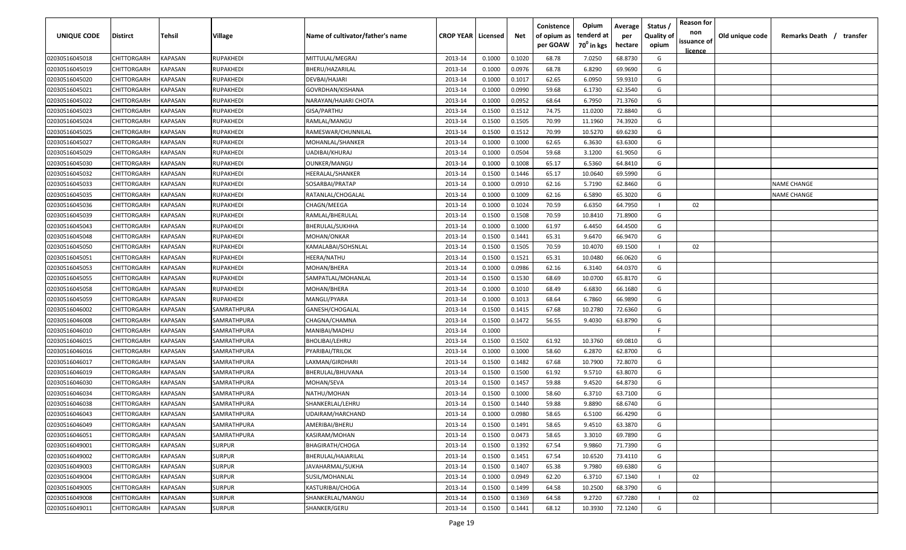| UNIQUE CODE | Distirct | Tehsil | Village | Name of cultivator/father's name | CROP YEAR | Licensed | Net | Conistence of opium as per GOAW | Opium tenderd at 70° in kgs | Average per hectare | Status / Quality of opium | Reason for non issuance of licence | Old unique code | Remarks Death / transfer |
|---|---|---|---|---|---|---|---|---|---|---|---|---|---|---|
| 02030516045018 | CHITTORGARH | KAPASAN | RUPAKHEDI | MITTULAL/MEGRAJ | 2013-14 | 0.1000 | 0.1020 | 68.78 | 7.0250 | 68.8730 | G | | | |
| 02030516045019 | CHITTORGARH | KAPASAN | RUPAKHEDI | BHERU/HAZARILAL | 2013-14 | 0.1000 | 0.0976 | 68.78 | 6.8290 | 69.9690 | G | | | |
| 02030516045020 | CHITTORGARH | KAPASAN | RUPAKHEDI | DEVBAI/HAJARI | 2013-14 | 0.1000 | 0.1017 | 62.65 | 6.0950 | 59.9310 | G | | | |
| 02030516045021 | CHITTORGARH | KAPASAN | RUPAKHEDI | GOVRDHAN/KISHANA | 2013-14 | 0.1000 | 0.0990 | 59.68 | 6.1730 | 62.3540 | G | | | |
| 02030516045022 | CHITTORGARH | KAPASAN | RUPAKHEDI | NARAYAN/HAJARI CHOTA | 2013-14 | 0.1000 | 0.0952 | 68.64 | 6.7950 | 71.3760 | G | | | |
| 02030516045023 | CHITTORGARH | KAPASAN | RUPAKHEDI | GISA/PARTHU | 2013-14 | 0.1500 | 0.1512 | 74.75 | 11.0200 | 72.8840 | G | | | |
| 02030516045024 | CHITTORGARH | KAPASAN | RUPAKHEDI | RAMLAL/MANGU | 2013-14 | 0.1500 | 0.1505 | 70.99 | 11.1960 | 74.3920 | G | | | |
| 02030516045025 | CHITTORGARH | KAPASAN | RUPAKHEDI | RAMESWAR/CHUNNILAL | 2013-14 | 0.1500 | 0.1512 | 70.99 | 10.5270 | 69.6230 | G | | | |
| 02030516045027 | CHITTORGARH | KAPASAN | RUPAKHEDI | MOHANLAL/SHANKER | 2013-14 | 0.1000 | 0.1000 | 62.65 | 6.3630 | 63.6300 | G | | | |
| 02030516045029 | CHITTORGARH | KAPASAN | RUPAKHEDI | UADIBAI/KHURAJ | 2013-14 | 0.1000 | 0.0504 | 59.68 | 3.1200 | 61.9050 | G | | | |
| 02030516045030 | CHITTORGARH | KAPASAN | RUPAKHEDI | OUNKER/MANGU | 2013-14 | 0.1000 | 0.1008 | 65.17 | 6.5360 | 64.8410 | G | | | |
| 02030516045032 | CHITTORGARH | KAPASAN | RUPAKHEDI | HEERALAL/SHANKER | 2013-14 | 0.1500 | 0.1446 | 65.17 | 10.0640 | 69.5990 | G | | | |
| 02030516045033 | CHITTORGARH | KAPASAN | RUPAKHEDI | SOSARBAI/PRATAP | 2013-14 | 0.1000 | 0.0910 | 62.16 | 5.7190 | 62.8460 | G | | | NAME CHANGE |
| 02030516045035 | CHITTORGARH | KAPASAN | RUPAKHEDI | RATANLAL/CHOGALAL | 2013-14 | 0.1000 | 0.1009 | 62.16 | 6.5890 | 65.3020 | G | | | NAME CHANGE |
| 02030516045036 | CHITTORGARH | KAPASAN | RUPAKHEDI | CHAGN/MEEGA | 2013-14 | 0.1000 | 0.1024 | 70.59 | 6.6350 | 64.7950 | I | 02 | | |
| 02030516045039 | CHITTORGARH | KAPASAN | RUPAKHEDI | RAMLAL/BHERULAL | 2013-14 | 0.1500 | 0.1508 | 70.59 | 10.8410 | 71.8900 | G | | | |
| 02030516045043 | CHITTORGARH | KAPASAN | RUPAKHEDI | BHERULAL/SUKHHA | 2013-14 | 0.1000 | 0.1000 | 61.97 | 6.4450 | 64.4500 | G | | | |
| 02030516045048 | CHITTORGARH | KAPASAN | RUPAKHEDI | MOHAN/ONKAR | 2013-14 | 0.1500 | 0.1441 | 65.31 | 9.6470 | 66.9470 | G | | | |
| 02030516045050 | CHITTORGARH | KAPASAN | RUPAKHEDI | KAMALABAI/SOHSNLAL | 2013-14 | 0.1500 | 0.1505 | 70.59 | 10.4070 | 69.1500 | I | 02 | | |
| 02030516045051 | CHITTORGARH | KAPASAN | RUPAKHEDI | HEERA/NATHU | 2013-14 | 0.1500 | 0.1521 | 65.31 | 10.0480 | 66.0620 | G | | | |
| 02030516045053 | CHITTORGARH | KAPASAN | RUPAKHEDI | MOHAN/BHERA | 2013-14 | 0.1000 | 0.0986 | 62.16 | 6.3140 | 64.0370 | G | | | |
| 02030516045055 | CHITTORGARH | KAPASAN | RUPAKHEDI | SAMPATLAL/MOHANLAL | 2013-14 | 0.1500 | 0.1530 | 68.69 | 10.0700 | 65.8170 | G | | | |
| 02030516045058 | CHITTORGARH | KAPASAN | RUPAKHEDI | MOHAN/BHERA | 2013-14 | 0.1000 | 0.1010 | 68.49 | 6.6830 | 66.1680 | G | | | |
| 02030516045059 | CHITTORGARH | KAPASAN | RUPAKHEDI | MANGLI/PYARA | 2013-14 | 0.1000 | 0.1013 | 68.64 | 6.7860 | 66.9890 | G | | | |
| 02030516046002 | CHITTORGARH | KAPASAN | SAMRATHPURA | GANESH/CHOGALAL | 2013-14 | 0.1500 | 0.1415 | 67.68 | 10.2780 | 72.6360 | G | | | |
| 02030516046008 | CHITTORGARH | KAPASAN | SAMRATHPURA | CHAGNA/CHAMNA | 2013-14 | 0.1500 | 0.1472 | 56.55 | 9.4030 | 63.8790 | G | | | |
| 02030516046010 | CHITTORGARH | KAPASAN | SAMRATHPURA | MANIBAI/MADHU | 2013-14 | 0.1000 | | | | | F | | | |
| 02030516046015 | CHITTORGARH | KAPASAN | SAMRATHPURA | BHOLIBAI/LEHRU | 2013-14 | 0.1500 | 0.1502 | 61.92 | 10.3760 | 69.0810 | G | | | |
| 02030516046016 | CHITTORGARH | KAPASAN | SAMRATHPURA | PYARIBAI/TRILOK | 2013-14 | 0.1000 | 0.1000 | 58.60 | 6.2870 | 62.8700 | G | | | |
| 02030516046017 | CHITTORGARH | KAPASAN | SAMRATHPURA | LAXMAN/GIRDHARI | 2013-14 | 0.1500 | 0.1482 | 67.68 | 10.7900 | 72.8070 | G | | | |
| 02030516046019 | CHITTORGARH | KAPASAN | SAMRATHPURA | BHERULAL/BHUVANA | 2013-14 | 0.1500 | 0.1500 | 61.92 | 9.5710 | 63.8070 | G | | | |
| 02030516046030 | CHITTORGARH | KAPASAN | SAMRATHPURA | MOHAN/SEVA | 2013-14 | 0.1500 | 0.1457 | 59.88 | 9.4520 | 64.8730 | G | | | |
| 02030516046034 | CHITTORGARH | KAPASAN | SAMRATHPURA | NATHU/MOHAN | 2013-14 | 0.1500 | 0.1000 | 58.60 | 6.3710 | 63.7100 | G | | | |
| 02030516046038 | CHITTORGARH | KAPASAN | SAMRATHPURA | SHANKERLAL/LEHRU | 2013-14 | 0.1500 | 0.1440 | 59.88 | 9.8890 | 68.6740 | G | | | |
| 02030516046043 | CHITTORGARH | KAPASAN | SAMRATHPURA | UDAIRAM/HARCHAND | 2013-14 | 0.1000 | 0.0980 | 58.65 | 6.5100 | 66.4290 | G | | | |
| 02030516046049 | CHITTORGARH | KAPASAN | SAMRATHPURA | AMERIBAI/BHERU | 2013-14 | 0.1500 | 0.1491 | 58.65 | 9.4510 | 63.3870 | G | | | |
| 02030516046051 | CHITTORGARH | KAPASAN | SAMRATHPURA | KASIRAM/MOHAN | 2013-14 | 0.1500 | 0.0473 | 58.65 | 3.3010 | 69.7890 | G | | | |
| 02030516049001 | CHITTORGARH | KAPASAN | SURPUR | BHAGIRATH/CHOGA | 2013-14 | 0.1500 | 0.1392 | 67.54 | 9.9860 | 71.7390 | G | | | |
| 02030516049002 | CHITTORGARH | KAPASAN | SURPUR | BHERULAL/HAJARILAL | 2013-14 | 0.1500 | 0.1451 | 67.54 | 10.6520 | 73.4110 | G | | | |
| 02030516049003 | CHITTORGARH | KAPASAN | SURPUR | JAVAHARMAL/SUKHA | 2013-14 | 0.1500 | 0.1407 | 65.38 | 9.7980 | 69.6380 | G | | | |
| 02030516049004 | CHITTORGARH | KAPASAN | SURPUR | SUSIL/MOHANLAL | 2013-14 | 0.1000 | 0.0949 | 62.20 | 6.3710 | 67.1340 | I | 02 | | |
| 02030516049005 | CHITTORGARH | KAPASAN | SURPUR | KASTURIBAI/CHOGA | 2013-14 | 0.1500 | 0.1499 | 64.58 | 10.2500 | 68.3790 | G | | | |
| 02030516049008 | CHITTORGARH | KAPASAN | SURPUR | SHANKERLAL/MANGU | 2013-14 | 0.1500 | 0.1369 | 64.58 | 9.2720 | 67.7280 | I | 02 | | |
| 02030516049011 | CHITTORGARH | KAPASAN | SURPUR | SHANKER/GERU | 2013-14 | 0.1500 | 0.1441 | 68.12 | 10.3930 | 72.1240 | G | | | |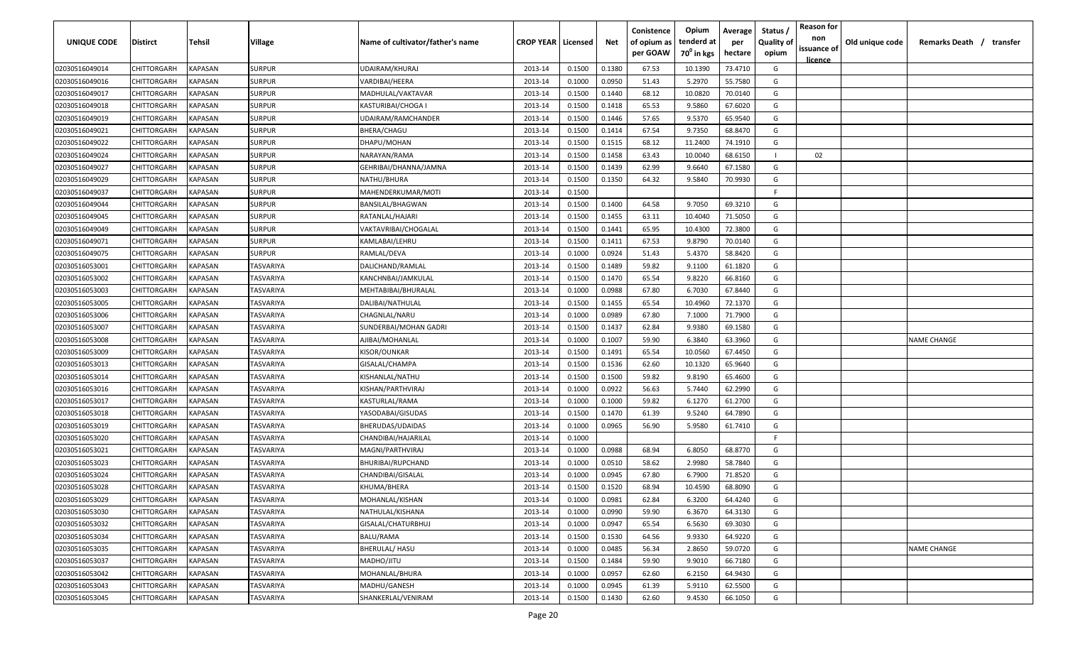| UNIQUE CODE | Distirct | Tehsil | Village | Name of cultivator/father's name | CROP YEAR | Licensed | Net | Conistence of opium as per GOAW | Opium tenderd at 70⁰ in kgs | Average per hectare | Status / Quality of opium | Reason for non issuance of licence | Old unique code | Remarks Death / transfer |
|---|---|---|---|---|---|---|---|---|---|---|---|---|---|---|
| 02030516049014 | CHITTORGARH | KAPASAN | SURPUR | UDAIRAM/KHURAJ | 2013-14 | 0.1500 | 0.1380 | 67.53 | 10.1390 | 73.4710 | G | | | |
| 02030516049016 | CHITTORGARH | KAPASAN | SURPUR | VARDIBAI/HEERA | 2013-14 | 0.1000 | 0.0950 | 51.43 | 5.2970 | 55.7580 | G | | | |
| 02030516049017 | CHITTORGARH | KAPASAN | SURPUR | MADHULAL/VAKTAVAR | 2013-14 | 0.1500 | 0.1440 | 68.12 | 10.0820 | 70.0140 | G | | | |
| 02030516049018 | CHITTORGARH | KAPASAN | SURPUR | KASTURIBAI/CHOGA I | 2013-14 | 0.1500 | 0.1418 | 65.53 | 9.5860 | 67.6020 | G | | | |
| 02030516049019 | CHITTORGARH | KAPASAN | SURPUR | UDAIRAM/RAMCHANDER | 2013-14 | 0.1500 | 0.1446 | 57.65 | 9.5370 | 65.9540 | G | | | |
| 02030516049021 | CHITTORGARH | KAPASAN | SURPUR | BHERA/CHAGU | 2013-14 | 0.1500 | 0.1414 | 67.54 | 9.7350 | 68.8470 | G | | | |
| 02030516049022 | CHITTORGARH | KAPASAN | SURPUR | DHAPU/MOHAN | 2013-14 | 0.1500 | 0.1515 | 68.12 | 11.2400 | 74.1910 | G | | | |
| 02030516049024 | CHITTORGARH | KAPASAN | SURPUR | NARAYAN/RAMA | 2013-14 | 0.1500 | 0.1458 | 63.43 | 10.0040 | 68.6150 | I | 02 | | |
| 02030516049027 | CHITTORGARH | KAPASAN | SURPUR | GEHRIBAI/DHANNA/JAMNA | 2013-14 | 0.1500 | 0.1439 | 62.99 | 9.6640 | 67.1580 | G | | | |
| 02030516049029 | CHITTORGARH | KAPASAN | SURPUR | NATHU/BHURA | 2013-14 | 0.1500 | 0.1350 | 64.32 | 9.5840 | 70.9930 | G | | | |
| 02030516049037 | CHITTORGARH | KAPASAN | SURPUR | MAHENDERKUMAR/MOTI | 2013-14 | 0.1500 | | | | | F | | | |
| 02030516049044 | CHITTORGARH | KAPASAN | SURPUR | BANSILAL/BHAGWAN | 2013-14 | 0.1500 | 0.1400 | 64.58 | 9.7050 | 69.3210 | G | | | |
| 02030516049045 | CHITTORGARH | KAPASAN | SURPUR | RATANLAL/HAJARI | 2013-14 | 0.1500 | 0.1455 | 63.11 | 10.4040 | 71.5050 | G | | | |
| 02030516049049 | CHITTORGARH | KAPASAN | SURPUR | VAKTAVRIBAI/CHOGALAL | 2013-14 | 0.1500 | 0.1441 | 65.95 | 10.4300 | 72.3800 | G | | | |
| 02030516049071 | CHITTORGARH | KAPASAN | SURPUR | KAMLABAI/LEHRU | 2013-14 | 0.1500 | 0.1411 | 67.53 | 9.8790 | 70.0140 | G | | | |
| 02030516049075 | CHITTORGARH | KAPASAN | SURPUR | RAMLAL/DEVA | 2013-14 | 0.1000 | 0.0924 | 51.43 | 5.4370 | 58.8420 | G | | | |
| 02030516053001 | CHITTORGARH | KAPASAN | TASVARIYA | DALICHAND/RAMLAL | 2013-14 | 0.1500 | 0.1489 | 59.82 | 9.1100 | 61.1820 | G | | | |
| 02030516053002 | CHITTORGARH | KAPASAN | TASVARIYA | KANCHNBAI/JAMKULAL | 2013-14 | 0.1500 | 0.1470 | 65.54 | 9.8220 | 66.8160 | G | | | |
| 02030516053003 | CHITTORGARH | KAPASAN | TASVARIYA | MEHTABIBAI/BHURALAL | 2013-14 | 0.1000 | 0.0988 | 67.80 | 6.7030 | 67.8440 | G | | | |
| 02030516053005 | CHITTORGARH | KAPASAN | TASVARIYA | DALIBAI/NATHULAL | 2013-14 | 0.1500 | 0.1455 | 65.54 | 10.4960 | 72.1370 | G | | | |
| 02030516053006 | CHITTORGARH | KAPASAN | TASVARIYA | CHAGNLAL/NARU | 2013-14 | 0.1000 | 0.0989 | 67.80 | 7.1000 | 71.7900 | G | | | |
| 02030516053007 | CHITTORGARH | KAPASAN | TASVARIYA | SUNDERBAI/MOHAN GADRI | 2013-14 | 0.1500 | 0.1437 | 62.84 | 9.9380 | 69.1580 | G | | | |
| 02030516053008 | CHITTORGARH | KAPASAN | TASVARIYA | AJIBAI/MOHANLAL | 2013-14 | 0.1000 | 0.1007 | 59.90 | 6.3840 | 63.3960 | G | | | NAME CHANGE |
| 02030516053009 | CHITTORGARH | KAPASAN | TASVARIYA | KISOR/OUNKAR | 2013-14 | 0.1500 | 0.1491 | 65.54 | 10.0560 | 67.4450 | G | | | |
| 02030516053013 | CHITTORGARH | KAPASAN | TASVARIYA | GISALAL/CHAMPA | 2013-14 | 0.1500 | 0.1536 | 62.60 | 10.1320 | 65.9640 | G | | | |
| 02030516053014 | CHITTORGARH | KAPASAN | TASVARIYA | KISHANLAL/NATHU | 2013-14 | 0.1500 | 0.1500 | 59.82 | 9.8190 | 65.4600 | G | | | |
| 02030516053016 | CHITTORGARH | KAPASAN | TASVARIYA | KISHAN/PARTHVIRAJ | 2013-14 | 0.1000 | 0.0922 | 56.63 | 5.7440 | 62.2990 | G | | | |
| 02030516053017 | CHITTORGARH | KAPASAN | TASVARIYA | KASTURLAL/RAMA | 2013-14 | 0.1000 | 0.1000 | 59.82 | 6.1270 | 61.2700 | G | | | |
| 02030516053018 | CHITTORGARH | KAPASAN | TASVARIYA | YASODABAI/GISUDAS | 2013-14 | 0.1500 | 0.1470 | 61.39 | 9.5240 | 64.7890 | G | | | |
| 02030516053019 | CHITTORGARH | KAPASAN | TASVARIYA | BHERUDAS/UDAIDAS | 2013-14 | 0.1000 | 0.0965 | 56.90 | 5.9580 | 61.7410 | G | | | |
| 02030516053020 | CHITTORGARH | KAPASAN | TASVARIYA | CHANDIBAI/HAJARILAL | 2013-14 | 0.1000 | | | | | F | | | |
| 02030516053021 | CHITTORGARH | KAPASAN | TASVARIYA | MAGNI/PARTHVIRAJ | 2013-14 | 0.1000 | 0.0988 | 68.94 | 6.8050 | 68.8770 | G | | | |
| 02030516053023 | CHITTORGARH | KAPASAN | TASVARIYA | BHURIBAI/RUPCHAND | 2013-14 | 0.1000 | 0.0510 | 58.62 | 2.9980 | 58.7840 | G | | | |
| 02030516053024 | CHITTORGARH | KAPASAN | TASVARIYA | CHANDIBAI/GISALAL | 2013-14 | 0.1000 | 0.0945 | 67.80 | 6.7900 | 71.8520 | G | | | |
| 02030516053028 | CHITTORGARH | KAPASAN | TASVARIYA | KHUMA/BHERA | 2013-14 | 0.1500 | 0.1520 | 68.94 | 10.4590 | 68.8090 | G | | | |
| 02030516053029 | CHITTORGARH | KAPASAN | TASVARIYA | MOHANLAL/KISHAN | 2013-14 | 0.1000 | 0.0981 | 62.84 | 6.3200 | 64.4240 | G | | | |
| 02030516053030 | CHITTORGARH | KAPASAN | TASVARIYA | NATHULAL/KISHANA | 2013-14 | 0.1000 | 0.0990 | 59.90 | 6.3670 | 64.3130 | G | | | |
| 02030516053032 | CHITTORGARH | KAPASAN | TASVARIYA | GISALAL/CHATURBHUJ | 2013-14 | 0.1000 | 0.0947 | 65.54 | 6.5630 | 69.3030 | G | | | |
| 02030516053034 | CHITTORGARH | KAPASAN | TASVARIYA | BALU/RAMA | 2013-14 | 0.1500 | 0.1530 | 64.56 | 9.9330 | 64.9220 | G | | | |
| 02030516053035 | CHITTORGARH | KAPASAN | TASVARIYA | BHERULAL/ HASU | 2013-14 | 0.1000 | 0.0485 | 56.34 | 2.8650 | 59.0720 | G | | | NAME CHANGE |
| 02030516053037 | CHITTORGARH | KAPASAN | TASVARIYA | MADHO/JITU | 2013-14 | 0.1500 | 0.1484 | 59.90 | 9.9010 | 66.7180 | G | | | |
| 02030516053042 | CHITTORGARH | KAPASAN | TASVARIYA | MOHANLAL/BHURA | 2013-14 | 0.1000 | 0.0957 | 62.60 | 6.2150 | 64.9430 | G | | | |
| 02030516053043 | CHITTORGARH | KAPASAN | TASVARIYA | MADHU/GANESH | 2013-14 | 0.1000 | 0.0945 | 61.39 | 5.9110 | 62.5500 | G | | | |
| 02030516053045 | CHITTORGARH | KAPASAN | TASVARIYA | SHANKERLAL/VENIRAM | 2013-14 | 0.1500 | 0.1430 | 62.60 | 9.4530 | 66.1050 | G | | | |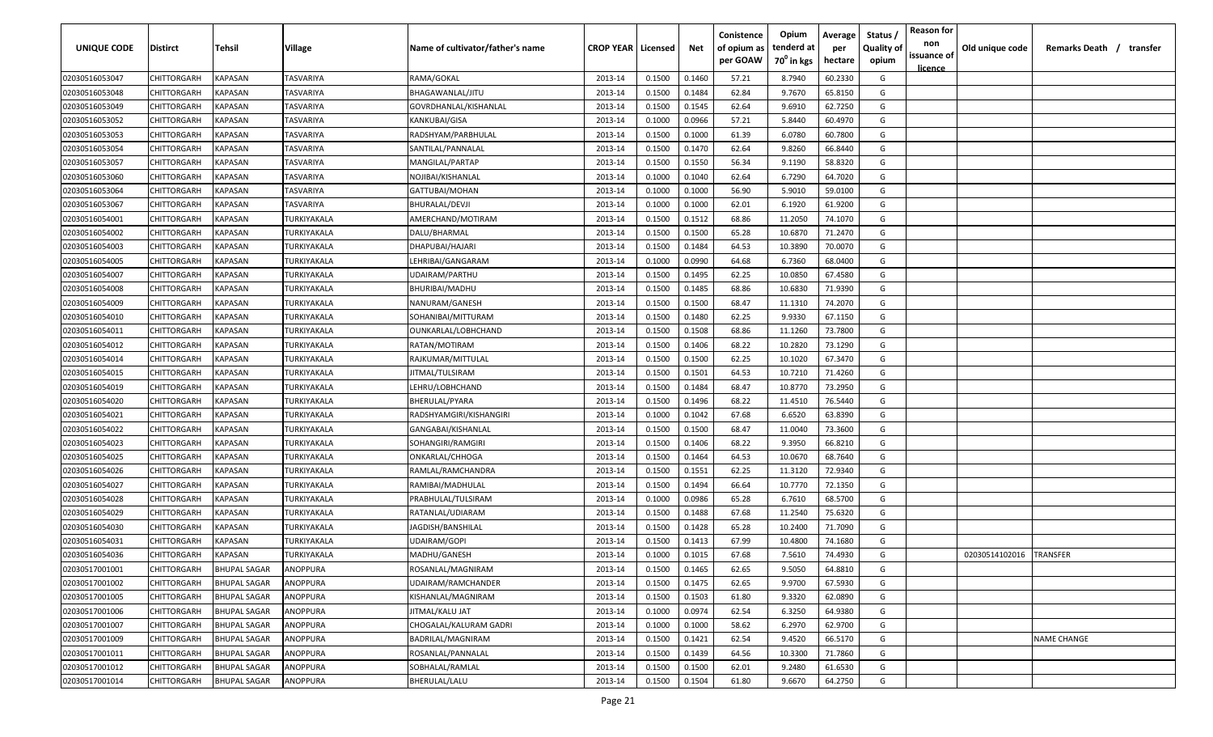| UNIQUE CODE | Distirct | Tehsil | Village | Name of cultivator/father's name | CROP YEAR | Licensed | Net | Conistence of opium as per GOAW | Opium tenderd at 70⁰ in kgs | Average per hectare | Status / Quality of opium | Reason for non issuance of licence | Old unique code | Remarks Death / transfer |
|---|---|---|---|---|---|---|---|---|---|---|---|---|---|---|
| 02030516053047 | CHITTORGARH | KAPASAN | TASVARIYA | RAMA/GOKAL | 2013-14 | 0.1500 | 0.1460 | 57.21 | 8.7940 | 60.2330 | G | | | |
| 02030516053048 | CHITTORGARH | KAPASAN | TASVARIYA | BHAGAWANLAL/JITU | 2013-14 | 0.1500 | 0.1484 | 62.84 | 9.7670 | 65.8150 | G | | | |
| 02030516053049 | CHITTORGARH | KAPASAN | TASVARIYA | GOVRDHANLAL/KISHANLAL | 2013-14 | 0.1500 | 0.1545 | 62.64 | 9.6910 | 62.7250 | G | | | |
| 02030516053052 | CHITTORGARH | KAPASAN | TASVARIYA | KANKUBAI/GISA | 2013-14 | 0.1000 | 0.0966 | 57.21 | 5.8440 | 60.4970 | G | | | |
| 02030516053053 | CHITTORGARH | KAPASAN | TASVARIYA | RADSHYAM/PARBHULAL | 2013-14 | 0.1500 | 0.1000 | 61.39 | 6.0780 | 60.7800 | G | | | |
| 02030516053054 | CHITTORGARH | KAPASAN | TASVARIYA | SANTILAL/PANNALAL | 2013-14 | 0.1500 | 0.1470 | 62.64 | 9.8260 | 66.8440 | G | | | |
| 02030516053057 | CHITTORGARH | KAPASAN | TASVARIYA | MANGILAL/PARTAP | 2013-14 | 0.1500 | 0.1550 | 56.34 | 9.1190 | 58.8320 | G | | | |
| 02030516053060 | CHITTORGARH | KAPASAN | TASVARIYA | NOJIBAI/KISHANLAL | 2013-14 | 0.1000 | 0.1040 | 62.64 | 6.7290 | 64.7020 | G | | | |
| 02030516053064 | CHITTORGARH | KAPASAN | TASVARIYA | GATTUBAI/MOHAN | 2013-14 | 0.1000 | 0.1000 | 56.90 | 5.9010 | 59.0100 | G | | | |
| 02030516053067 | CHITTORGARH | KAPASAN | TASVARIYA | BHURALAL/DEVJI | 2013-14 | 0.1000 | 0.1000 | 62.01 | 6.1920 | 61.9200 | G | | | |
| 02030516054001 | CHITTORGARH | KAPASAN | TURKIYAKALA | AMERCHAND/MOTIRAM | 2013-14 | 0.1500 | 0.1512 | 68.86 | 11.2050 | 74.1070 | G | | | |
| 02030516054002 | CHITTORGARH | KAPASAN | TURKIYAKALA | DALU/BHARMAL | 2013-14 | 0.1500 | 0.1500 | 65.28 | 10.6870 | 71.2470 | G | | | |
| 02030516054003 | CHITTORGARH | KAPASAN | TURKIYAKALA | DHAPUBAI/HAJARI | 2013-14 | 0.1500 | 0.1484 | 64.53 | 10.3890 | 70.0070 | G | | | |
| 02030516054005 | CHITTORGARH | KAPASAN | TURKIYAKALA | LEHRIBAI/GANGARAM | 2013-14 | 0.1000 | 0.0990 | 64.68 | 6.7360 | 68.0400 | G | | | |
| 02030516054007 | CHITTORGARH | KAPASAN | TURKIYAKALA | UDAIRAM/PARTHU | 2013-14 | 0.1500 | 0.1495 | 62.25 | 10.0850 | 67.4580 | G | | | |
| 02030516054008 | CHITTORGARH | KAPASAN | TURKIYAKALA | BHURIBAI/MADHU | 2013-14 | 0.1500 | 0.1485 | 68.86 | 10.6830 | 71.9390 | G | | | |
| 02030516054009 | CHITTORGARH | KAPASAN | TURKIYAKALA | NANURAM/GANESH | 2013-14 | 0.1500 | 0.1500 | 68.47 | 11.1310 | 74.2070 | G | | | |
| 02030516054010 | CHITTORGARH | KAPASAN | TURKIYAKALA | SOHANIBAI/MITTURAM | 2013-14 | 0.1500 | 0.1480 | 62.25 | 9.9330 | 67.1150 | G | | | |
| 02030516054011 | CHITTORGARH | KAPASAN | TURKIYAKALA | OUNKARLAL/LOBHCHAND | 2013-14 | 0.1500 | 0.1508 | 68.86 | 11.1260 | 73.7800 | G | | | |
| 02030516054012 | CHITTORGARH | KAPASAN | TURKIYAKALA | RATAN/MOTIRAM | 2013-14 | 0.1500 | 0.1406 | 68.22 | 10.2820 | 73.1290 | G | | | |
| 02030516054014 | CHITTORGARH | KAPASAN | TURKIYAKALA | RAJKUMAR/MITTULAL | 2013-14 | 0.1500 | 0.1500 | 62.25 | 10.1020 | 67.3470 | G | | | |
| 02030516054015 | CHITTORGARH | KAPASAN | TURKIYAKALA | JITMAL/TULSIRAM | 2013-14 | 0.1500 | 0.1501 | 64.53 | 10.7210 | 71.4260 | G | | | |
| 02030516054019 | CHITTORGARH | KAPASAN | TURKIYAKALA | LEHRU/LOBHCHAND | 2013-14 | 0.1500 | 0.1484 | 68.47 | 10.8770 | 73.2950 | G | | | |
| 02030516054020 | CHITTORGARH | KAPASAN | TURKIYAKALA | BHERULAL/PYARA | 2013-14 | 0.1500 | 0.1496 | 68.22 | 11.4510 | 76.5440 | G | | | |
| 02030516054021 | CHITTORGARH | KAPASAN | TURKIYAKALA | RADSHYAMGIRI/KISHANGIRI | 2013-14 | 0.1000 | 0.1042 | 67.68 | 6.6520 | 63.8390 | G | | | |
| 02030516054022 | CHITTORGARH | KAPASAN | TURKIYAKALA | GANGABAI/KISHANLAL | 2013-14 | 0.1500 | 0.1500 | 68.47 | 11.0040 | 73.3600 | G | | | |
| 02030516054023 | CHITTORGARH | KAPASAN | TURKIYAKALA | SOHANGIRI/RAMGIRI | 2013-14 | 0.1500 | 0.1406 | 68.22 | 9.3950 | 66.8210 | G | | | |
| 02030516054025 | CHITTORGARH | KAPASAN | TURKIYAKALA | ONKARLAL/CHHOGA | 2013-14 | 0.1500 | 0.1464 | 64.53 | 10.0670 | 68.7640 | G | | | |
| 02030516054026 | CHITTORGARH | KAPASAN | TURKIYAKALA | RAMLAL/RAMCHANDRA | 2013-14 | 0.1500 | 0.1551 | 62.25 | 11.3120 | 72.9340 | G | | | |
| 02030516054027 | CHITTORGARH | KAPASAN | TURKIYAKALA | RAMIBAI/MADHULAL | 2013-14 | 0.1500 | 0.1494 | 66.64 | 10.7770 | 72.1350 | G | | | |
| 02030516054028 | CHITTORGARH | KAPASAN | TURKIYAKALA | PRABHULAL/TULSIRAM | 2013-14 | 0.1000 | 0.0986 | 65.28 | 6.7610 | 68.5700 | G | | | |
| 02030516054029 | CHITTORGARH | KAPASAN | TURKIYAKALA | RATANLAL/UDIARAM | 2013-14 | 0.1500 | 0.1488 | 67.68 | 11.2540 | 75.6320 | G | | | |
| 02030516054030 | CHITTORGARH | KAPASAN | TURKIYAKALA | JAGDISH/BANSHILAL | 2013-14 | 0.1500 | 0.1428 | 65.28 | 10.2400 | 71.7090 | G | | | |
| 02030516054031 | CHITTORGARH | KAPASAN | TURKIYAKALA | UDAIRAM/GOPI | 2013-14 | 0.1500 | 0.1413 | 67.99 | 10.4800 | 74.1680 | G | | | |
| 02030516054036 | CHITTORGARH | KAPASAN | TURKIYAKALA | MADHU/GANESH | 2013-14 | 0.1000 | 0.1015 | 67.68 | 7.5610 | 74.4930 | G | | 02030514102016 | TRANSFER |
| 02030517001001 | CHITTORGARH | BHUPAL SAGAR | ANOPPURA | ROSANLAL/MAGNIRAM | 2013-14 | 0.1500 | 0.1465 | 62.65 | 9.5050 | 64.8810 | G | | | |
| 02030517001002 | CHITTORGARH | BHUPAL SAGAR | ANOPPURA | UDAIRAM/RAMCHANDER | 2013-14 | 0.1500 | 0.1475 | 62.65 | 9.9700 | 67.5930 | G | | | |
| 02030517001005 | CHITTORGARH | BHUPAL SAGAR | ANOPPURA | KISHANLAL/MAGNIRAM | 2013-14 | 0.1500 | 0.1503 | 61.80 | 9.3320 | 62.0890 | G | | | |
| 02030517001006 | CHITTORGARH | BHUPAL SAGAR | ANOPPURA | JITMAL/KALU JAT | 2013-14 | 0.1000 | 0.0974 | 62.54 | 6.3250 | 64.9380 | G | | | |
| 02030517001007 | CHITTORGARH | BHUPAL SAGAR | ANOPPURA | CHOGALAL/KALURAM GADRI | 2013-14 | 0.1000 | 0.1000 | 58.62 | 6.2970 | 62.9700 | G | | | |
| 02030517001009 | CHITTORGARH | BHUPAL SAGAR | ANOPPURA | BADRILAL/MAGNIRAM | 2013-14 | 0.1500 | 0.1421 | 62.54 | 9.4520 | 66.5170 | G | | | NAME CHANGE |
| 02030517001011 | CHITTORGARH | BHUPAL SAGAR | ANOPPURA | ROSANLAL/PANNALAL | 2013-14 | 0.1500 | 0.1439 | 64.56 | 10.3300 | 71.7860 | G | | | |
| 02030517001012 | CHITTORGARH | BHUPAL SAGAR | ANOPPURA | SOBHALAL/RAMLAL | 2013-14 | 0.1500 | 0.1500 | 62.01 | 9.2480 | 61.6530 | G | | | |
| 02030517001014 | CHITTORGARH | BHUPAL SAGAR | ANOPPURA | BHERULAL/LALU | 2013-14 | 0.1500 | 0.1504 | 61.80 | 9.6670 | 64.2750 | G | | | |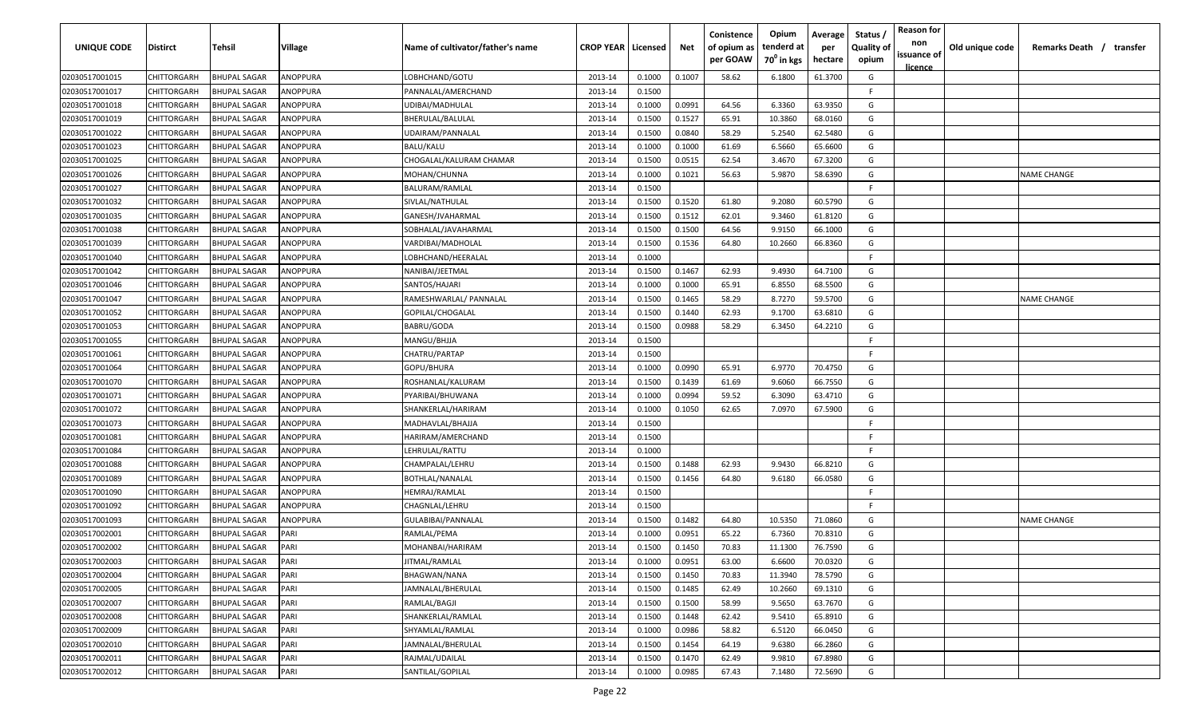| UNIQUE CODE | Distirct | Tehsil | Village | Name of cultivator/father's name | CROP YEAR | Licensed | Net | Conistence of opium as per GOAW | Opium tenderd at $70^0$ in kgs | Average per hectare | Status / Quality of opium | Reason for non issuance of licence | Old unique code | Remarks Death / transfer |
|---|---|---|---|---|---|---|---|---|---|---|---|---|---|---|
| 02030517001015 | CHITTORGARH | BHUPAL SAGAR | ANOPPURA | LOBHCHAND/GOTU | 2013-14 | 0.1000 | 0.1007 | 58.62 | 6.1800 | 61.3700 | G | | | |
| 02030517001017 | CHITTORGARH | BHUPAL SAGAR | ANOPPURA | PANNALAL/AMERCHAND | 2013-14 | 0.1500 | | | | | F | | | |
| 02030517001018 | CHITTORGARH | BHUPAL SAGAR | ANOPPURA | UDIBAI/MADHULAL | 2013-14 | 0.1000 | 0.0991 | 64.56 | 6.3360 | 63.9350 | G | | | |
| 02030517001019 | CHITTORGARH | BHUPAL SAGAR | ANOPPURA | BHERULAL/BALULAL | 2013-14 | 0.1500 | 0.1527 | 65.91 | 10.3860 | 68.0160 | G | | | |
| 02030517001022 | CHITTORGARH | BHUPAL SAGAR | ANOPPURA | UDAIRAM/PANNALAL | 2013-14 | 0.1500 | 0.0840 | 58.29 | 5.2540 | 62.5480 | G | | | |
| 02030517001023 | CHITTORGARH | BHUPAL SAGAR | ANOPPURA | BALU/KALU | 2013-14 | 0.1000 | 0.1000 | 61.69 | 6.5660 | 65.6600 | G | | | |
| 02030517001025 | CHITTORGARH | BHUPAL SAGAR | ANOPPURA | CHOGALAL/KALURAM CHAMAR | 2013-14 | 0.1500 | 0.0515 | 62.54 | 3.4670 | 67.3200 | G | | | |
| 02030517001026 | CHITTORGARH | BHUPAL SAGAR | ANOPPURA | MOHAN/CHUNNA | 2013-14 | 0.1000 | 0.1021 | 56.63 | 5.9870 | 58.6390 | G | | | NAME CHANGE |
| 02030517001027 | CHITTORGARH | BHUPAL SAGAR | ANOPPURA | BALURAM/RAMLAL | 2013-14 | 0.1500 | | | | | F | | | |
| 02030517001032 | CHITTORGARH | BHUPAL SAGAR | ANOPPURA | SIVLAL/NATHULAL | 2013-14 | 0.1500 | 0.1520 | 61.80 | 9.2080 | 60.5790 | G | | | |
| 02030517001035 | CHITTORGARH | BHUPAL SAGAR | ANOPPURA | GANESH/JVAHARMAL | 2013-14 | 0.1500 | 0.1512 | 62.01 | 9.3460 | 61.8120 | G | | | |
| 02030517001038 | CHITTORGARH | BHUPAL SAGAR | ANOPPURA | SOBHALAL/JAVAHARMAL | 2013-14 | 0.1500 | 0.1500 | 64.56 | 9.9150 | 66.1000 | G | | | |
| 02030517001039 | CHITTORGARH | BHUPAL SAGAR | ANOPPURA | VARDIBAI/MADHOLAL | 2013-14 | 0.1500 | 0.1536 | 64.80 | 10.2660 | 66.8360 | G | | | |
| 02030517001040 | CHITTORGARH | BHUPAL SAGAR | ANOPPURA | LOBHCHAND/HEERALAL | 2013-14 | 0.1000 | | | | | F | | | |
| 02030517001042 | CHITTORGARH | BHUPAL SAGAR | ANOPPURA | NANIBAI/JEETMAL | 2013-14 | 0.1500 | 0.1467 | 62.93 | 9.4930 | 64.7100 | G | | | |
| 02030517001046 | CHITTORGARH | BHUPAL SAGAR | ANOPPURA | SANTOS/HAJARI | 2013-14 | 0.1000 | 0.1000 | 65.91 | 6.8550 | 68.5500 | G | | | |
| 02030517001047 | CHITTORGARH | BHUPAL SAGAR | ANOPPURA | RAMESHWARLAL/ PANNALAL | 2013-14 | 0.1500 | 0.1465 | 58.29 | 8.7270 | 59.5700 | G | | | NAME CHANGE |
| 02030517001052 | CHITTORGARH | BHUPAL SAGAR | ANOPPURA | GOPILAL/CHOGALAL | 2013-14 | 0.1500 | 0.1440 | 62.93 | 9.1700 | 63.6810 | G | | | |
| 02030517001053 | CHITTORGARH | BHUPAL SAGAR | ANOPPURA | BABRU/GODA | 2013-14 | 0.1500 | 0.0988 | 58.29 | 6.3450 | 64.2210 | G | | | |
| 02030517001055 | CHITTORGARH | BHUPAL SAGAR | ANOPPURA | MANGU/BHJJA | 2013-14 | 0.1500 | | | | | F | | | |
| 02030517001061 | CHITTORGARH | BHUPAL SAGAR | ANOPPURA | CHATRU/PARTAP | 2013-14 | 0.1500 | | | | | F | | | |
| 02030517001064 | CHITTORGARH | BHUPAL SAGAR | ANOPPURA | GOPU/BHURA | 2013-14 | 0.1000 | 0.0990 | 65.91 | 6.9770 | 70.4750 | G | | | |
| 02030517001070 | CHITTORGARH | BHUPAL SAGAR | ANOPPURA | ROSHANLAL/KALURAM | 2013-14 | 0.1500 | 0.1439 | 61.69 | 9.6060 | 66.7550 | G | | | |
| 02030517001071 | CHITTORGARH | BHUPAL SAGAR | ANOPPURA | PYARIBAI/BHUWANA | 2013-14 | 0.1000 | 0.0994 | 59.52 | 6.3090 | 63.4710 | G | | | |
| 02030517001072 | CHITTORGARH | BHUPAL SAGAR | ANOPPURA | SHANKERLAL/HARIRAM | 2013-14 | 0.1000 | 0.1050 | 62.65 | 7.0970 | 67.5900 | G | | | |
| 02030517001073 | CHITTORGARH | BHUPAL SAGAR | ANOPPURA | MADHAVLAL/BHAJJA | 2013-14 | 0.1500 | | | | | F | | | |
| 02030517001081 | CHITTORGARH | BHUPAL SAGAR | ANOPPURA | HARIRAM/AMERCHAND | 2013-14 | 0.1500 | | | | | F | | | |
| 02030517001084 | CHITTORGARH | BHUPAL SAGAR | ANOPPURA | LEHRULAL/RATTU | 2013-14 | 0.1000 | | | | | F | | | |
| 02030517001088 | CHITTORGARH | BHUPAL SAGAR | ANOPPURA | CHAMPALAL/LEHRU | 2013-14 | 0.1500 | 0.1488 | 62.93 | 9.9430 | 66.8210 | G | | | |
| 02030517001089 | CHITTORGARH | BHUPAL SAGAR | ANOPPURA | BOTHLAL/NANALAL | 2013-14 | 0.1500 | 0.1456 | 64.80 | 9.6180 | 66.0580 | G | | | |
| 02030517001090 | CHITTORGARH | BHUPAL SAGAR | ANOPPURA | HEMRAJ/RAMLAL | 2013-14 | 0.1500 | | | | | F | | | |
| 02030517001092 | CHITTORGARH | BHUPAL SAGAR | ANOPPURA | CHAGNLAL/LEHRU | 2013-14 | 0.1500 | | | | | F | | | |
| 02030517001093 | CHITTORGARH | BHUPAL SAGAR | ANOPPURA | GULABIBAI/PANNALAL | 2013-14 | 0.1500 | 0.1482 | 64.80 | 10.5350 | 71.0860 | G | | | NAME CHANGE |
| 02030517002001 | CHITTORGARH | BHUPAL SAGAR | PARI | RAMLAL/PEMA | 2013-14 | 0.1000 | 0.0951 | 65.22 | 6.7360 | 70.8310 | G | | | |
| 02030517002002 | CHITTORGARH | BHUPAL SAGAR | PARI | MOHANBAI/HARIRAM | 2013-14 | 0.1500 | 0.1450 | 70.83 | 11.1300 | 76.7590 | G | | | |
| 02030517002003 | CHITTORGARH | BHUPAL SAGAR | PARI | JITMAL/RAMLAL | 2013-14 | 0.1000 | 0.0951 | 63.00 | 6.6600 | 70.0320 | G | | | |
| 02030517002004 | CHITTORGARH | BHUPAL SAGAR | PARI | BHAGWAN/NANA | 2013-14 | 0.1500 | 0.1450 | 70.83 | 11.3940 | 78.5790 | G | | | |
| 02030517002005 | CHITTORGARH | BHUPAL SAGAR | PARI | JAMNALAL/BHERULAL | 2013-14 | 0.1500 | 0.1485 | 62.49 | 10.2660 | 69.1310 | G | | | |
| 02030517002007 | CHITTORGARH | BHUPAL SAGAR | PARI | RAMLAL/BAGJI | 2013-14 | 0.1500 | 0.1500 | 58.99 | 9.5650 | 63.7670 | G | | | |
| 02030517002008 | CHITTORGARH | BHUPAL SAGAR | PARI | SHANKERLAL/RAMLAL | 2013-14 | 0.1500 | 0.1448 | 62.42 | 9.5410 | 65.8910 | G | | | |
| 02030517002009 | CHITTORGARH | BHUPAL SAGAR | PARI | SHYAMLAL/RAMLAL | 2013-14 | 0.1000 | 0.0986 | 58.82 | 6.5120 | 66.0450 | G | | | |
| 02030517002010 | CHITTORGARH | BHUPAL SAGAR | PARI | JAMNALAL/BHERULAL | 2013-14 | 0.1500 | 0.1454 | 64.19 | 9.6380 | 66.2860 | G | | | |
| 02030517002011 | CHITTORGARH | BHUPAL SAGAR | PARI | RAJMAL/UDAILAL | 2013-14 | 0.1500 | 0.1470 | 62.49 | 9.9810 | 67.8980 | G | | | |
| 02030517002012 | CHITTORGARH | BHUPAL SAGAR | PARI | SANTILAL/GOPILAL | 2013-14 | 0.1000 | 0.0985 | 67.43 | 7.1480 | 72.5690 | G | | | |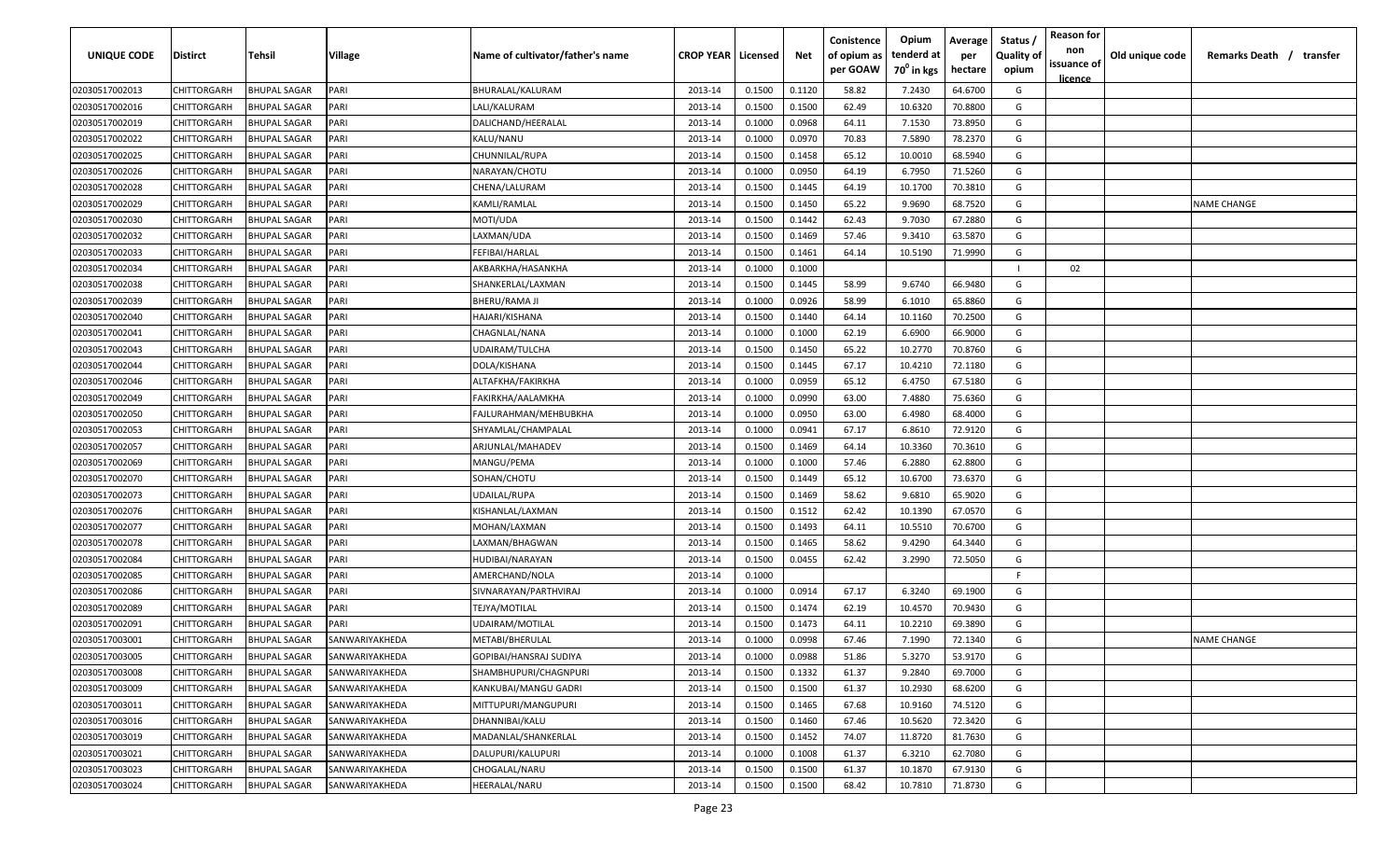| UNIQUE CODE | Distirct | Tehsil | Village | Name of cultivator/father's name | CROP YEAR | Licensed | Net | Conistence of opium as per GOAW | Opium tenderd at $70^0$ in kgs | Average per hectare | Status / Quality of opium | Reason for non issuance of licence | Old unique code | Remarks Death / transfer |
|---|---|---|---|---|---|---|---|---|---|---|---|---|---|---|
| 02030517002013 | CHITTORGARH | BHUPAL SAGAR | PARI | BHURALAL/KALURAM | 2013-14 | 0.1500 | 0.1120 | 58.82 | 7.2430 | 64.6700 | G | | | |
| 02030517002016 | CHITTORGARH | BHUPAL SAGAR | PARI | LALI/KALURAM | 2013-14 | 0.1500 | 0.1500 | 62.49 | 10.6320 | 70.8800 | G | | | |
| 02030517002019 | CHITTORGARH | BHUPAL SAGAR | PARI | DALICHAND/HEERALAL | 2013-14 | 0.1000 | 0.0968 | 64.11 | 7.1530 | 73.8950 | G | | | |
| 02030517002022 | CHITTORGARH | BHUPAL SAGAR | PARI | KALU/NANU | 2013-14 | 0.1000 | 0.0970 | 70.83 | 7.5890 | 78.2370 | G | | | |
| 02030517002025 | CHITTORGARH | BHUPAL SAGAR | PARI | CHUNNILAL/RUPA | 2013-14 | 0.1500 | 0.1458 | 65.12 | 10.0010 | 68.5940 | G | | | |
| 02030517002026 | CHITTORGARH | BHUPAL SAGAR | PARI | NARAYAN/CHOTU | 2013-14 | 0.1000 | 0.0950 | 64.19 | 6.7950 | 71.5260 | G | | | |
| 02030517002028 | CHITTORGARH | BHUPAL SAGAR | PARI | CHENA/LALURAM | 2013-14 | 0.1500 | 0.1445 | 64.19 | 10.1700 | 70.3810 | G | | | |
| 02030517002029 | CHITTORGARH | BHUPAL SAGAR | PARI | KAMLI/RAMLAL | 2013-14 | 0.1500 | 0.1450 | 65.22 | 9.9690 | 68.7520 | G | | | NAME CHANGE |
| 02030517002030 | CHITTORGARH | BHUPAL SAGAR | PARI | MOTI/UDA | 2013-14 | 0.1500 | 0.1442 | 62.43 | 9.7030 | 67.2880 | G | | | |
| 02030517002032 | CHITTORGARH | BHUPAL SAGAR | PARI | LAXMAN/UDA | 2013-14 | 0.1500 | 0.1469 | 57.46 | 9.3410 | 63.5870 | G | | | |
| 02030517002033 | CHITTORGARH | BHUPAL SAGAR | PARI | FEFIBAI/HARLAL | 2013-14 | 0.1500 | 0.1461 | 64.14 | 10.5190 | 71.9990 | G | | | |
| 02030517002034 | CHITTORGARH | BHUPAL SAGAR | PARI | AKBARKHA/HASANKHA | 2013-14 | 0.1000 | 0.1000 | | | | I | 02 | | |
| 02030517002038 | CHITTORGARH | BHUPAL SAGAR | PARI | SHANKERLAL/LAXMAN | 2013-14 | 0.1500 | 0.1445 | 58.99 | 9.6740 | 66.9480 | G | | | |
| 02030517002039 | CHITTORGARH | BHUPAL SAGAR | PARI | BHERU/RAMA JI | 2013-14 | 0.1000 | 0.0926 | 58.99 | 6.1010 | 65.8860 | G | | | |
| 02030517002040 | CHITTORGARH | BHUPAL SAGAR | PARI | HAJARI/KISHANA | 2013-14 | 0.1500 | 0.1440 | 64.14 | 10.1160 | 70.2500 | G | | | |
| 02030517002041 | CHITTORGARH | BHUPAL SAGAR | PARI | CHAGNLAL/NANA | 2013-14 | 0.1000 | 0.1000 | 62.19 | 6.6900 | 66.9000 | G | | | |
| 02030517002043 | CHITTORGARH | BHUPAL SAGAR | PARI | UDAIRAM/TULCHA | 2013-14 | 0.1500 | 0.1450 | 65.22 | 10.2770 | 70.8760 | G | | | |
| 02030517002044 | CHITTORGARH | BHUPAL SAGAR | PARI | DOLA/KISHANA | 2013-14 | 0.1500 | 0.1445 | 67.17 | 10.4210 | 72.1180 | G | | | |
| 02030517002046 | CHITTORGARH | BHUPAL SAGAR | PARI | ALTAFKHA/FAKIRKHA | 2013-14 | 0.1000 | 0.0959 | 65.12 | 6.4750 | 67.5180 | G | | | |
| 02030517002049 | CHITTORGARH | BHUPAL SAGAR | PARI | FAKIRKHA/AALAMKHA | 2013-14 | 0.1000 | 0.0990 | 63.00 | 7.4880 | 75.6360 | G | | | |
| 02030517002050 | CHITTORGARH | BHUPAL SAGAR | PARI | FAJLURAHMAN/MEHBUBKHA | 2013-14 | 0.1000 | 0.0950 | 63.00 | 6.4980 | 68.4000 | G | | | |
| 02030517002053 | CHITTORGARH | BHUPAL SAGAR | PARI | SHYAMLAL/CHAMPALAL | 2013-14 | 0.1000 | 0.0941 | 67.17 | 6.8610 | 72.9120 | G | | | |
| 02030517002057 | CHITTORGARH | BHUPAL SAGAR | PARI | ARJUNLAL/MAHADEV | 2013-14 | 0.1500 | 0.1469 | 64.14 | 10.3360 | 70.3610 | G | | | |
| 02030517002069 | CHITTORGARH | BHUPAL SAGAR | PARI | MANGU/PEMA | 2013-14 | 0.1000 | 0.1000 | 57.46 | 6.2880 | 62.8800 | G | | | |
| 02030517002070 | CHITTORGARH | BHUPAL SAGAR | PARI | SOHAN/CHOTU | 2013-14 | 0.1500 | 0.1449 | 65.12 | 10.6700 | 73.6370 | G | | | |
| 02030517002073 | CHITTORGARH | BHUPAL SAGAR | PARI | UDAILAL/RUPA | 2013-14 | 0.1500 | 0.1469 | 58.62 | 9.6810 | 65.9020 | G | | | |
| 02030517002076 | CHITTORGARH | BHUPAL SAGAR | PARI | KISHANLAL/LAXMAN | 2013-14 | 0.1500 | 0.1512 | 62.42 | 10.1390 | 67.0570 | G | | | |
| 02030517002077 | CHITTORGARH | BHUPAL SAGAR | PARI | MOHAN/LAXMAN | 2013-14 | 0.1500 | 0.1493 | 64.11 | 10.5510 | 70.6700 | G | | | |
| 02030517002078 | CHITTORGARH | BHUPAL SAGAR | PARI | LAXMAN/BHAGWAN | 2013-14 | 0.1500 | 0.1465 | 58.62 | 9.4290 | 64.3440 | G | | | |
| 02030517002084 | CHITTORGARH | BHUPAL SAGAR | PARI | HUDIBAI/NARAYAN | 2013-14 | 0.1500 | 0.0455 | 62.42 | 3.2990 | 72.5050 | G | | | |
| 02030517002085 | CHITTORGARH | BHUPAL SAGAR | PARI | AMERCHAND/NOLA | 2013-14 | 0.1000 | | | | | F | | | |
| 02030517002086 | CHITTORGARH | BHUPAL SAGAR | PARI | SIVNARAYAN/PARTHVIRAJ | 2013-14 | 0.1000 | 0.0914 | 67.17 | 6.3240 | 69.1900 | G | | | |
| 02030517002089 | CHITTORGARH | BHUPAL SAGAR | PARI | TEJYA/MOTILAL | 2013-14 | 0.1500 | 0.1474 | 62.19 | 10.4570 | 70.9430 | G | | | |
| 02030517002091 | CHITTORGARH | BHUPAL SAGAR | PARI | UDAIRAM/MOTILAL | 2013-14 | 0.1500 | 0.1473 | 64.11 | 10.2210 | 69.3890 | G | | | |
| 02030517003001 | CHITTORGARH | BHUPAL SAGAR | SANWARIYAKHEDA | METABI/BHERULAL | 2013-14 | 0.1000 | 0.0998 | 67.46 | 7.1990 | 72.1340 | G | | | NAME CHANGE |
| 02030517003005 | CHITTORGARH | BHUPAL SAGAR | SANWARIYAKHEDA | GOPIBAI/HANSRAJ SUDIYA | 2013-14 | 0.1000 | 0.0988 | 51.86 | 5.3270 | 53.9170 | G | | | |
| 02030517003008 | CHITTORGARH | BHUPAL SAGAR | SANWARIYAKHEDA | SHAMBHUPURI/CHAGNPURI | 2013-14 | 0.1500 | 0.1332 | 61.37 | 9.2840 | 69.7000 | G | | | |
| 02030517003009 | CHITTORGARH | BHUPAL SAGAR | SANWARIYAKHEDA | KANKUBAI/MANGU GADRI | 2013-14 | 0.1500 | 0.1500 | 61.37 | 10.2930 | 68.6200 | G | | | |
| 02030517003011 | CHITTORGARH | BHUPAL SAGAR | SANWARIYAKHEDA | MITTUPURI/MANGUPURI | 2013-14 | 0.1500 | 0.1465 | 67.68 | 10.9160 | 74.5120 | G | | | |
| 02030517003016 | CHITTORGARH | BHUPAL SAGAR | SANWARIYAKHEDA | DHANNIBAI/KALU | 2013-14 | 0.1500 | 0.1460 | 67.46 | 10.5620 | 72.3420 | G | | | |
| 02030517003019 | CHITTORGARH | BHUPAL SAGAR | SANWARIYAKHEDA | MADANLAL/SHANKERLAL | 2013-14 | 0.1500 | 0.1452 | 74.07 | 11.8720 | 81.7630 | G | | | |
| 02030517003021 | CHITTORGARH | BHUPAL SAGAR | SANWARIYAKHEDA | DALUPURI/KALUPURI | 2013-14 | 0.1000 | 0.1008 | 61.37 | 6.3210 | 62.7080 | G | | | |
| 02030517003023 | CHITTORGARH | BHUPAL SAGAR | SANWARIYAKHEDA | CHOGALAL/NARU | 2013-14 | 0.1500 | 0.1500 | 61.37 | 10.1870 | 67.9130 | G | | | |
| 02030517003024 | CHITTORGARH | BHUPAL SAGAR | SANWARIYAKHEDA | HEERALAL/NARU | 2013-14 | 0.1500 | 0.1500 | 68.42 | 10.7810 | 71.8730 | G | | | |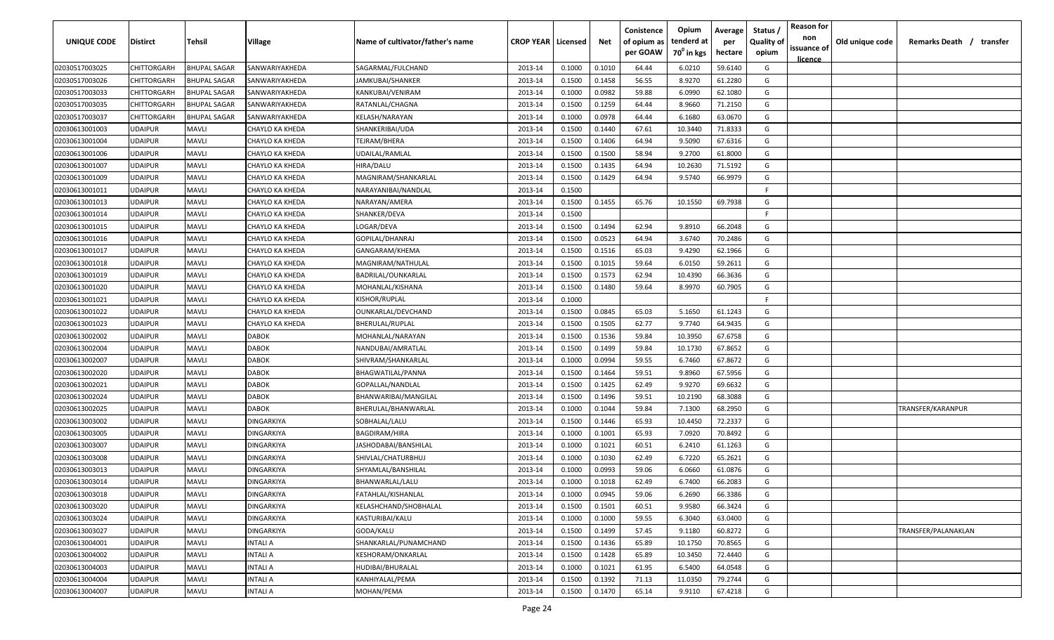| UNIQUE CODE | Distirct | Tehsil | Village | Name of cultivator/father's name | CROP YEAR | Licensed | Net | Conistence of opium as per GOAW | Opium tenderd at 70⁰ in kgs | Average per hectare | Status / Quality of opium | Reason for non issuance of licence | Old unique code | Remarks Death / transfer |
|---|---|---|---|---|---|---|---|---|---|---|---|---|---|---|
| 02030517003025 | CHITTORGARH | BHUPAL SAGAR | SANWARIYAKHEDA | SAGARMAL/FULCHAND | 2013-14 | 0.1000 | 0.1010 | 64.44 | 6.0210 | 59.6140 | G | | | |
| 02030517003026 | CHITTORGARH | BHUPAL SAGAR | SANWARIYAKHEDA | JAMKUBAI/SHANKER | 2013-14 | 0.1500 | 0.1458 | 56.55 | 8.9270 | 61.2280 | G | | | |
| 02030517003033 | CHITTORGARH | BHUPAL SAGAR | SANWARIYAKHEDA | KANKUBAI/VENIRAM | 2013-14 | 0.1000 | 0.0982 | 59.88 | 6.0990 | 62.1080 | G | | | |
| 02030517003035 | CHITTORGARH | BHUPAL SAGAR | SANWARIYAKHEDA | RATANLAL/CHAGNA | 2013-14 | 0.1500 | 0.1259 | 64.44 | 8.9660 | 71.2150 | G | | | |
| 02030517003037 | CHITTORGARH | BHUPAL SAGAR | SANWARIYAKHEDA | KELASH/NARAYAN | 2013-14 | 0.1000 | 0.0978 | 64.44 | 6.1680 | 63.0670 | G | | | |
| 02030613001003 | UDAIPUR | MAVLI | CHAYLO KA KHEDA | SHANKERIBAI/UDA | 2013-14 | 0.1500 | 0.1440 | 67.61 | 10.3440 | 71.8333 | G | | | |
| 02030613001004 | UDAIPUR | MAVLI | CHAYLO KA KHEDA | TEJRAM/BHERA | 2013-14 | 0.1500 | 0.1406 | 64.94 | 9.5090 | 67.6316 | G | | | |
| 02030613001006 | UDAIPUR | MAVLI | CHAYLO KA KHEDA | UDAILAL/RAMLAL | 2013-14 | 0.1500 | 0.1500 | 58.94 | 9.2700 | 61.8000 | G | | | |
| 02030613001007 | UDAIPUR | MAVLI | CHAYLO KA KHEDA | HIRA/DALU | 2013-14 | 0.1500 | 0.1435 | 64.94 | 10.2630 | 71.5192 | G | | | |
| 02030613001009 | UDAIPUR | MAVLI | CHAYLO KA KHEDA | MAGNIRAM/SHANKARLAL | 2013-14 | 0.1500 | 0.1429 | 64.94 | 9.5740 | 66.9979 | G | | | |
| 02030613001011 | UDAIPUR | MAVLI | CHAYLO KA KHEDA | NARAYANIBAI/NANDLAL | 2013-14 | 0.1500 | | | | | F | | | |
| 02030613001013 | UDAIPUR | MAVLI | CHAYLO KA KHEDA | NARAYAN/AMERA | 2013-14 | 0.1500 | 0.1455 | 65.76 | 10.1550 | 69.7938 | G | | | |
| 02030613001014 | UDAIPUR | MAVLI | CHAYLO KA KHEDA | SHANKER/DEVA | 2013-14 | 0.1500 | | | | | F | | | |
| 02030613001015 | UDAIPUR | MAVLI | CHAYLO KA KHEDA | LOGAR/DEVA | 2013-14 | 0.1500 | 0.1494 | 62.94 | 9.8910 | 66.2048 | G | | | |
| 02030613001016 | UDAIPUR | MAVLI | CHAYLO KA KHEDA | GOPILAL/DHANRAJ | 2013-14 | 0.1500 | 0.0523 | 64.94 | 3.6740 | 70.2486 | G | | | |
| 02030613001017 | UDAIPUR | MAVLI | CHAYLO KA KHEDA | GANGARAM/KHEMA | 2013-14 | 0.1500 | 0.1516 | 65.03 | 9.4290 | 62.1966 | G | | | |
| 02030613001018 | UDAIPUR | MAVLI | CHAYLO KA KHEDA | MAGNIRAM/NATHULAL | 2013-14 | 0.1500 | 0.1015 | 59.64 | 6.0150 | 59.2611 | G | | | |
| 02030613001019 | UDAIPUR | MAVLI | CHAYLO KA KHEDA | BADRILAL/OUNKARLAL | 2013-14 | 0.1500 | 0.1573 | 62.94 | 10.4390 | 66.3636 | G | | | |
| 02030613001020 | UDAIPUR | MAVLI | CHAYLO KA KHEDA | MOHANLAL/KISHANA | 2013-14 | 0.1500 | 0.1480 | 59.64 | 8.9970 | 60.7905 | G | | | |
| 02030613001021 | UDAIPUR | MAVLI | CHAYLO KA KHEDA | KISHOR/RUPLAL | 2013-14 | 0.1000 | | | | | F | | | |
| 02030613001022 | UDAIPUR | MAVLI | CHAYLO KA KHEDA | OUNKARLAL/DEVCHAND | 2013-14 | 0.1500 | 0.0845 | 65.03 | 5.1650 | 61.1243 | G | | | |
| 02030613001023 | UDAIPUR | MAVLI | CHAYLO KA KHEDA | BHERULAL/RUPLAL | 2013-14 | 0.1500 | 0.1505 | 62.77 | 9.7740 | 64.9435 | G | | | |
| 02030613002002 | UDAIPUR | MAVLI | DABOK | MOHANLAL/NARAYAN | 2013-14 | 0.1500 | 0.1536 | 59.84 | 10.3950 | 67.6758 | G | | | |
| 02030613002004 | UDAIPUR | MAVLI | DABOK | NANDUBAI/AMRATLAL | 2013-14 | 0.1500 | 0.1499 | 59.84 | 10.1730 | 67.8652 | G | | | |
| 02030613002007 | UDAIPUR | MAVLI | DABOK | SHIVRAM/SHANKARLAL | 2013-14 | 0.1000 | 0.0994 | 59.55 | 6.7460 | 67.8672 | G | | | |
| 02030613002020 | UDAIPUR | MAVLI | DABOK | BHAGWATILAL/PANNA | 2013-14 | 0.1500 | 0.1464 | 59.51 | 9.8960 | 67.5956 | G | | | |
| 02030613002021 | UDAIPUR | MAVLI | DABOK | GOPALLAL/NANDLAL | 2013-14 | 0.1500 | 0.1425 | 62.49 | 9.9270 | 69.6632 | G | | | |
| 02030613002024 | UDAIPUR | MAVLI | DABOK | BHANWARIBAI/MANGILAL | 2013-14 | 0.1500 | 0.1496 | 59.51 | 10.2190 | 68.3088 | G | | | |
| 02030613002025 | UDAIPUR | MAVLI | DABOK | BHERULAL/BHANWARLAL | 2013-14 | 0.1000 | 0.1044 | 59.84 | 7.1300 | 68.2950 | G | | | TRANSFER/KARANPUR |
| 02030613003002 | UDAIPUR | MAVLI | DINGARKIYA | SOBHALAL/LALU | 2013-14 | 0.1500 | 0.1446 | 65.93 | 10.4450 | 72.2337 | G | | | |
| 02030613003005 | UDAIPUR | MAVLI | DINGARKIYA | BAGDIRAM/HIRA | 2013-14 | 0.1000 | 0.1001 | 65.93 | 7.0920 | 70.8492 | G | | | |
| 02030613003007 | UDAIPUR | MAVLI | DINGARKIYA | JASHODABAI/BANSHILAL | 2013-14 | 0.1000 | 0.1021 | 60.51 | 6.2410 | 61.1263 | G | | | |
| 02030613003008 | UDAIPUR | MAVLI | DINGARKIYA | SHIVLAL/CHATURBHUJ | 2013-14 | 0.1000 | 0.1030 | 62.49 | 6.7220 | 65.2621 | G | | | |
| 02030613003013 | UDAIPUR | MAVLI | DINGARKIYA | SHYAMLAL/BANSHILAL | 2013-14 | 0.1000 | 0.0993 | 59.06 | 6.0660 | 61.0876 | G | | | |
| 02030613003014 | UDAIPUR | MAVLI | DINGARKIYA | BHANWARLAL/LALU | 2013-14 | 0.1000 | 0.1018 | 62.49 | 6.7400 | 66.2083 | G | | | |
| 02030613003018 | UDAIPUR | MAVLI | DINGARKIYA | FATAHLAL/KISHANLAL | 2013-14 | 0.1000 | 0.0945 | 59.06 | 6.2690 | 66.3386 | G | | | |
| 02030613003020 | UDAIPUR | MAVLI | DINGARKIYA | KELASHCHAND/SHOBHALAL | 2013-14 | 0.1500 | 0.1501 | 60.51 | 9.9580 | 66.3424 | G | | | |
| 02030613003024 | UDAIPUR | MAVLI | DINGARKIYA | KASTURIBAI/KALU | 2013-14 | 0.1000 | 0.1000 | 59.55 | 6.3040 | 63.0400 | G | | | |
| 02030613003027 | UDAIPUR | MAVLI | DINGARKIYA | GODA/KALU | 2013-14 | 0.1500 | 0.1499 | 57.45 | 9.1180 | 60.8272 | G | | | TRANSFER/PALANAKLAN |
| 02030613004001 | UDAIPUR | MAVLI | INTALI A | SHANKARLAL/PUNAMCHAND | 2013-14 | 0.1500 | 0.1436 | 65.89 | 10.1750 | 70.8565 | G | | | |
| 02030613004002 | UDAIPUR | MAVLI | INTALI A | KESHORAM/ONKARLAL | 2013-14 | 0.1500 | 0.1428 | 65.89 | 10.3450 | 72.4440 | G | | | |
| 02030613004003 | UDAIPUR | MAVLI | INTALI A | HUDIBAI/BHURALAL | 2013-14 | 0.1000 | 0.1021 | 61.95 | 6.5400 | 64.0548 | G | | | |
| 02030613004004 | UDAIPUR | MAVLI | INTALI A | KANHIYALAL/PEMA | 2013-14 | 0.1500 | 0.1392 | 71.13 | 11.0350 | 79.2744 | G | | | |
| 02030613004007 | UDAIPUR | MAVLI | INTALI A | MOHAN/PEMA | 2013-14 | 0.1500 | 0.1470 | 65.14 | 9.9110 | 67.4218 | G | | | |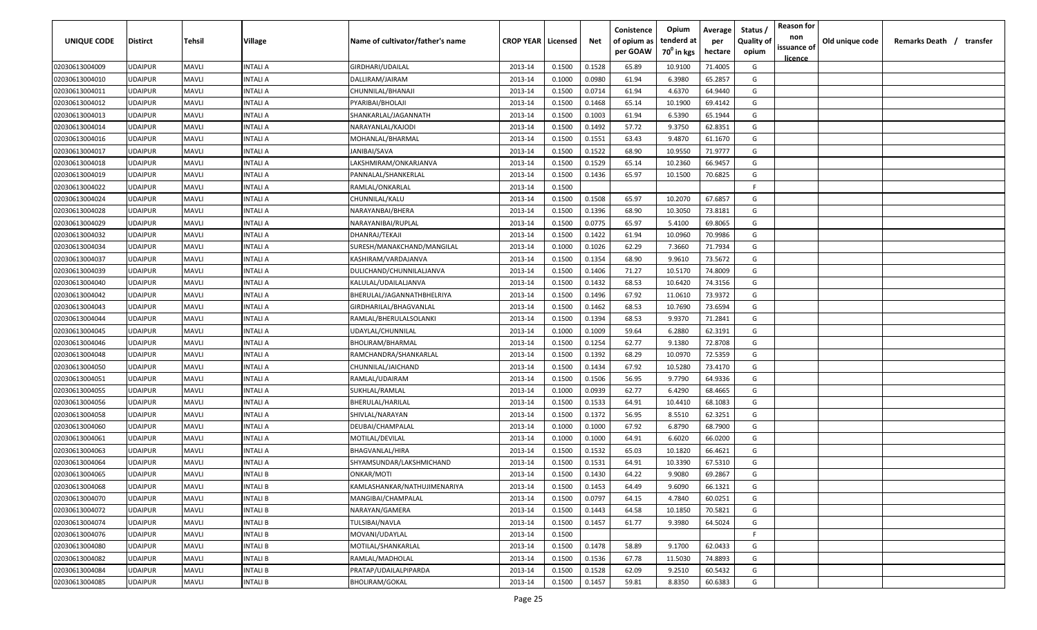| UNIQUE CODE | Distirct | Tehsil | Village | Name of cultivator/father's name | CROP YEAR | Licensed | Net | Conistence of opium as per GOAW | Opium tenderd at $70^0$ in kgs | Average per hectare | Status / Quality of opium | Reason for non issuance of licence | Old unique code | Remarks Death / transfer |
|---|---|---|---|---|---|---|---|---|---|---|---|---|---|---|
| 02030613004009 | UDAIPUR | MAVLI | INTALI A | GIRDHARI/UDAILAL | 2013-14 | 0.1500 | 0.1528 | 65.89 | 10.9100 | 71.4005 | G | | | |
| 02030613004010 | UDAIPUR | MAVLI | INTALI A | DALLIRAM/JAIRAM | 2013-14 | 0.1000 | 0.0980 | 61.94 | 6.3980 | 65.2857 | G | | | |
| 02030613004011 | UDAIPUR | MAVLI | INTALI A | CHUNNILAL/BHANAJI | 2013-14 | 0.1500 | 0.0714 | 61.94 | 4.6370 | 64.9440 | G | | | |
| 02030613004012 | UDAIPUR | MAVLI | INTALI A | PYARIBAI/BHOLAJI | 2013-14 | 0.1500 | 0.1468 | 65.14 | 10.1900 | 69.4142 | G | | | |
| 02030613004013 | UDAIPUR | MAVLI | INTALI A | SHANKARLAL/JAGANNATH | 2013-14 | 0.1500 | 0.1003 | 61.94 | 6.5390 | 65.1944 | G | | | |
| 02030613004014 | UDAIPUR | MAVLI | INTALI A | NARAYANLAL/KAJODI | 2013-14 | 0.1500 | 0.1492 | 57.72 | 9.3750 | 62.8351 | G | | | |
| 02030613004016 | UDAIPUR | MAVLI | INTALI A | MOHANLAL/BHARMAL | 2013-14 | 0.1500 | 0.1551 | 63.43 | 9.4870 | 61.1670 | G | | | |
| 02030613004017 | UDAIPUR | MAVLI | INTALI A | JANIBAI/SAVA | 2013-14 | 0.1500 | 0.1522 | 68.90 | 10.9550 | 71.9777 | G | | | |
| 02030613004018 | UDAIPUR | MAVLI | INTALI A | LAKSHMIRAM/ONKARJANVA | 2013-14 | 0.1500 | 0.1529 | 65.14 | 10.2360 | 66.9457 | G | | | |
| 02030613004019 | UDAIPUR | MAVLI | INTALI A | PANNALAL/SHANKERLAL | 2013-14 | 0.1500 | 0.1436 | 65.97 | 10.1500 | 70.6825 | G | | | |
| 02030613004022 | UDAIPUR | MAVLI | INTALI A | RAMLAL/ONKARLAL | 2013-14 | 0.1500 | | | | | F | | | |
| 02030613004024 | UDAIPUR | MAVLI | INTALI A | CHUNNILAL/KALU | 2013-14 | 0.1500 | 0.1508 | 65.97 | 10.2070 | 67.6857 | G | | | |
| 02030613004028 | UDAIPUR | MAVLI | INTALI A | NARAYANBAI/BHERA | 2013-14 | 0.1500 | 0.1396 | 68.90 | 10.3050 | 73.8181 | G | | | |
| 02030613004029 | UDAIPUR | MAVLI | INTALI A | NARAYANIBAI/RUPLAL | 2013-14 | 0.1500 | 0.0775 | 65.97 | 5.4100 | 69.8065 | G | | | |
| 02030613004032 | UDAIPUR | MAVLI | INTALI A | DHANRAJ/TEKAJI | 2013-14 | 0.1500 | 0.1422 | 61.94 | 10.0960 | 70.9986 | G | | | |
| 02030613004034 | UDAIPUR | MAVLI | INTALI A | SURESH/MANAKCHAND/MANGILAL | 2013-14 | 0.1000 | 0.1026 | 62.29 | 7.3660 | 71.7934 | G | | | |
| 02030613004037 | UDAIPUR | MAVLI | INTALI A | KASHIRAM/VARDAJANVA | 2013-14 | 0.1500 | 0.1354 | 68.90 | 9.9610 | 73.5672 | G | | | |
| 02030613004039 | UDAIPUR | MAVLI | INTALI A | DULICHAND/CHUNNILALJANVA | 2013-14 | 0.1500 | 0.1406 | 71.27 | 10.5170 | 74.8009 | G | | | |
| 02030613004040 | UDAIPUR | MAVLI | INTALI A | KALULAL/UDAILALJANVA | 2013-14 | 0.1500 | 0.1432 | 68.53 | 10.6420 | 74.3156 | G | | | |
| 02030613004042 | UDAIPUR | MAVLI | INTALI A | BHERULAL/JAGANNATHBHELRIYA | 2013-14 | 0.1500 | 0.1496 | 67.92 | 11.0610 | 73.9372 | G | | | |
| 02030613004043 | UDAIPUR | MAVLI | INTALI A | GIRDHARILAL/BHAGVANLAL | 2013-14 | 0.1500 | 0.1462 | 68.53 | 10.7690 | 73.6594 | G | | | |
| 02030613004044 | UDAIPUR | MAVLI | INTALI A | RAMLAL/BHERULALSOLANKI | 2013-14 | 0.1500 | 0.1394 | 68.53 | 9.9370 | 71.2841 | G | | | |
| 02030613004045 | UDAIPUR | MAVLI | INTALI A | UDAYLAL/CHUNNILAL | 2013-14 | 0.1000 | 0.1009 | 59.64 | 6.2880 | 62.3191 | G | | | |
| 02030613004046 | UDAIPUR | MAVLI | INTALI A | BHOLIRAM/BHARMAL | 2013-14 | 0.1500 | 0.1254 | 62.77 | 9.1380 | 72.8708 | G | | | |
| 02030613004048 | UDAIPUR | MAVLI | INTALI A | RAMCHANDRA/SHANKARLAL | 2013-14 | 0.1500 | 0.1392 | 68.29 | 10.0970 | 72.5359 | G | | | |
| 02030613004050 | UDAIPUR | MAVLI | INTALI A | CHUNNILAL/JAICHAND | 2013-14 | 0.1500 | 0.1434 | 67.92 | 10.5280 | 73.4170 | G | | | |
| 02030613004051 | UDAIPUR | MAVLI | INTALI A | RAMLAL/UDAIRAM | 2013-14 | 0.1500 | 0.1506 | 56.95 | 9.7790 | 64.9336 | G | | | |
| 02030613004055 | UDAIPUR | MAVLI | INTALI A | SUKHLAL/RAMLAL | 2013-14 | 0.1000 | 0.0939 | 62.77 | 6.4290 | 68.4665 | G | | | |
| 02030613004056 | UDAIPUR | MAVLI | INTALI A | BHERULAL/HARILAL | 2013-14 | 0.1500 | 0.1533 | 64.91 | 10.4410 | 68.1083 | G | | | |
| 02030613004058 | UDAIPUR | MAVLI | INTALI A | SHIVLAL/NARAYAN | 2013-14 | 0.1500 | 0.1372 | 56.95 | 8.5510 | 62.3251 | G | | | |
| 02030613004060 | UDAIPUR | MAVLI | INTALI A | DEUBAI/CHAMPALAL | 2013-14 | 0.1000 | 0.1000 | 67.92 | 6.8790 | 68.7900 | G | | | |
| 02030613004061 | UDAIPUR | MAVLI | INTALI A | MOTILAL/DEVILAL | 2013-14 | 0.1000 | 0.1000 | 64.91 | 6.6020 | 66.0200 | G | | | |
| 02030613004063 | UDAIPUR | MAVLI | INTALI A | BHAGVANLAL/HIRA | 2013-14 | 0.1500 | 0.1532 | 65.03 | 10.1820 | 66.4621 | G | | | |
| 02030613004064 | UDAIPUR | MAVLI | INTALI A | SHYAMSUNDAR/LAKSHMICHAND | 2013-14 | 0.1500 | 0.1531 | 64.91 | 10.3390 | 67.5310 | G | | | |
| 02030613004065 | UDAIPUR | MAVLI | INTALI B | ONKAR/MOTI | 2013-14 | 0.1500 | 0.1430 | 64.22 | 9.9080 | 69.2867 | G | | | |
| 02030613004068 | UDAIPUR | MAVLI | INTALI B | KAMLASHANKAR/NATHUJIMENARIYA | 2013-14 | 0.1500 | 0.1453 | 64.49 | 9.6090 | 66.1321 | G | | | |
| 02030613004070 | UDAIPUR | MAVLI | INTALI B | MANGIBAI/CHAMPALAL | 2013-14 | 0.1500 | 0.0797 | 64.15 | 4.7840 | 60.0251 | G | | | |
| 02030613004072 | UDAIPUR | MAVLI | INTALI B | NARAYAN/GAMERA | 2013-14 | 0.1500 | 0.1443 | 64.58 | 10.1850 | 70.5821 | G | | | |
| 02030613004074 | UDAIPUR | MAVLI | INTALI B | TULSIBAI/NAVLA | 2013-14 | 0.1500 | 0.1457 | 61.77 | 9.3980 | 64.5024 | G | | | |
| 02030613004076 | UDAIPUR | MAVLI | INTALI B | MOVANI/UDAYLAL | 2013-14 | 0.1500 | | | | | F | | | |
| 02030613004080 | UDAIPUR | MAVLI | INTALI B | MOTILAL/SHANKARLAL | 2013-14 | 0.1500 | 0.1478 | 58.89 | 9.1700 | 62.0433 | G | | | |
| 02030613004082 | UDAIPUR | MAVLI | INTALI B | RAMLAL/MADHOLAL | 2013-14 | 0.1500 | 0.1536 | 67.78 | 11.5030 | 74.8893 | G | | | |
| 02030613004084 | UDAIPUR | MAVLI | INTALI B | PRATAP/UDAILALPIPARDA | 2013-14 | 0.1500 | 0.1528 | 62.09 | 9.2510 | 60.5432 | G | | | |
| 02030613004085 | UDAIPUR | MAVLI | INTALI B | BHOLIRAM/GOKAL | 2013-14 | 0.1500 | 0.1457 | 59.81 | 8.8350 | 60.6383 | G | | | |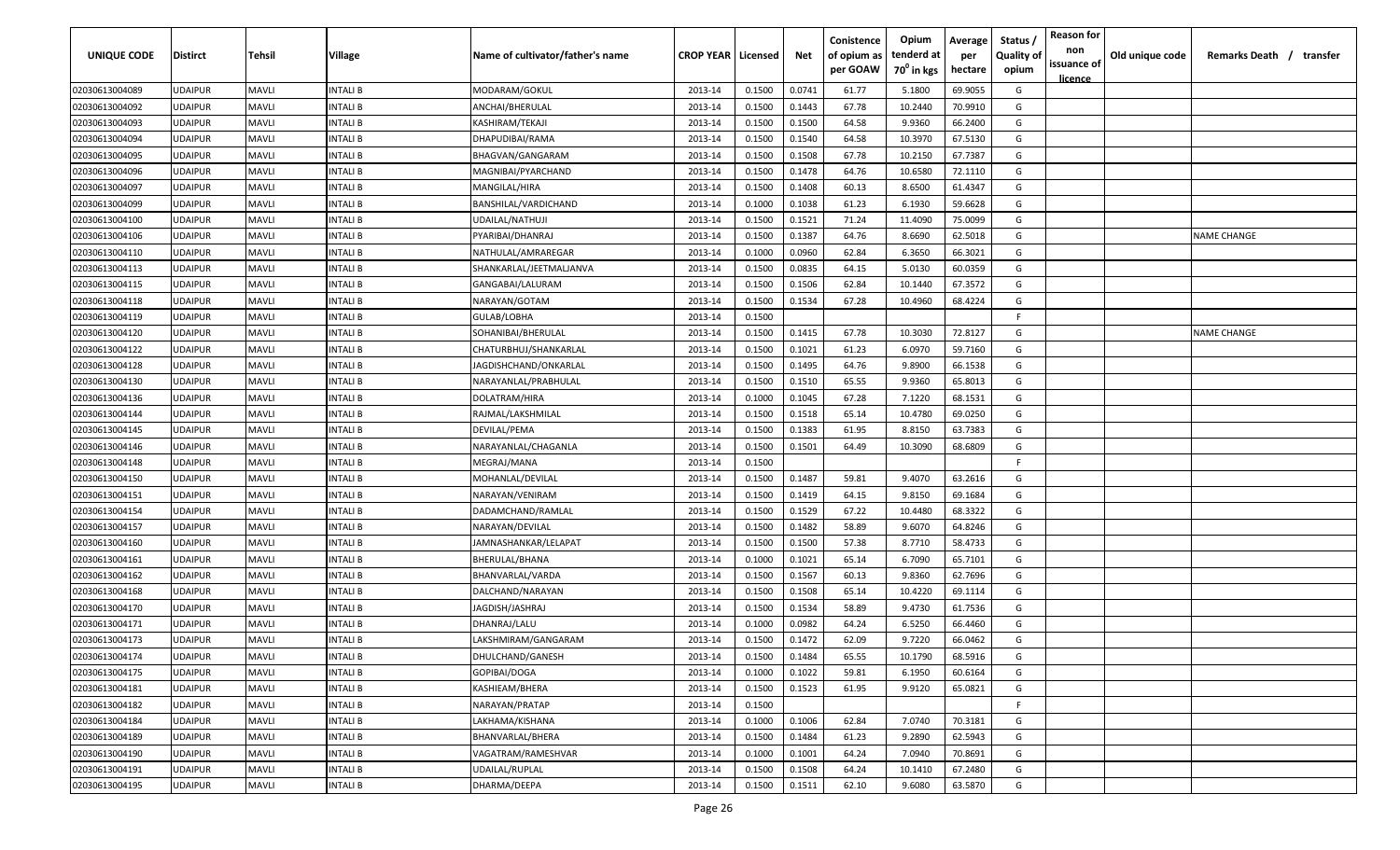| UNIQUE CODE | Distirct | Tehsil | Village | Name of cultivator/father's name | CROP YEAR | Licensed | Net | Conistence of opium as per GOAW | Opium tenderd at 70° in kgs | Average per hectare | Status / Quality of opium | Reason for non issuance of licence | Old unique code | Remarks Death / transfer |
|---|---|---|---|---|---|---|---|---|---|---|---|---|---|---|
| 02030613004089 | UDAIPUR | MAVLI | INTALI B | MODARAM/GOKUL | 2013-14 | 0.1500 | 0.0741 | 61.77 | 5.1800 | 69.9055 | G | | | |
| 02030613004092 | UDAIPUR | MAVLI | INTALI B | ANCHAI/BHERULAL | 2013-14 | 0.1500 | 0.1443 | 67.78 | 10.2440 | 70.9910 | G | | | |
| 02030613004093 | UDAIPUR | MAVLI | INTALI B | KASHIRAM/TEKAJI | 2013-14 | 0.1500 | 0.1500 | 64.58 | 9.9360 | 66.2400 | G | | | |
| 02030613004094 | UDAIPUR | MAVLI | INTALI B | DHAPUDIBAI/RAMA | 2013-14 | 0.1500 | 0.1540 | 64.58 | 10.3970 | 67.5130 | G | | | |
| 02030613004095 | UDAIPUR | MAVLI | INTALI B | BHAGVAN/GANGARAM | 2013-14 | 0.1500 | 0.1508 | 67.78 | 10.2150 | 67.7387 | G | | | |
| 02030613004096 | UDAIPUR | MAVLI | INTALI B | MAGNIBAI/PYARCHAND | 2013-14 | 0.1500 | 0.1478 | 64.76 | 10.6580 | 72.1110 | G | | | |
| 02030613004097 | UDAIPUR | MAVLI | INTALI B | MANGILAL/HIRA | 2013-14 | 0.1500 | 0.1408 | 60.13 | 8.6500 | 61.4347 | G | | | |
| 02030613004099 | UDAIPUR | MAVLI | INTALI B | BANSHILAL/VARDICHAND | 2013-14 | 0.1000 | 0.1038 | 61.23 | 6.1930 | 59.6628 | G | | | |
| 02030613004100 | UDAIPUR | MAVLI | INTALI B | UDAILAL/NATHUJI | 2013-14 | 0.1500 | 0.1521 | 71.24 | 11.4090 | 75.0099 | G | | | |
| 02030613004106 | UDAIPUR | MAVLI | INTALI B | PYARIBAI/DHANRAJ | 2013-14 | 0.1500 | 0.1387 | 64.76 | 8.6690 | 62.5018 | G | | | NAME CHANGE |
| 02030613004110 | UDAIPUR | MAVLI | INTALI B | NATHULAL/AMRAREGAR | 2013-14 | 0.1000 | 0.0960 | 62.84 | 6.3650 | 66.3021 | G | | | |
| 02030613004113 | UDAIPUR | MAVLI | INTALI B | SHANKARLAL/JEETMALJANVA | 2013-14 | 0.1500 | 0.0835 | 64.15 | 5.0130 | 60.0359 | G | | | |
| 02030613004115 | UDAIPUR | MAVLI | INTALI B | GANGABAI/LALURAM | 2013-14 | 0.1500 | 0.1506 | 62.84 | 10.1440 | 67.3572 | G | | | |
| 02030613004118 | UDAIPUR | MAVLI | INTALI B | NARAYAN/GOTAM | 2013-14 | 0.1500 | 0.1534 | 67.28 | 10.4960 | 68.4224 | G | | | |
| 02030613004119 | UDAIPUR | MAVLI | INTALI B | GULAB/LOBHA | 2013-14 | 0.1500 | | | | | F | | | |
| 02030613004120 | UDAIPUR | MAVLI | INTALI B | SOHANIBAI/BHERULAL | 2013-14 | 0.1500 | 0.1415 | 67.78 | 10.3030 | 72.8127 | G | | | NAME CHANGE |
| 02030613004122 | UDAIPUR | MAVLI | INTALI B | CHATURBHUJ/SHANKARLAL | 2013-14 | 0.1500 | 0.1021 | 61.23 | 6.0970 | 59.7160 | G | | | |
| 02030613004128 | UDAIPUR | MAVLI | INTALI B | JAGDISHCHAND/ONKARLAL | 2013-14 | 0.1500 | 0.1495 | 64.76 | 9.8900 | 66.1538 | G | | | |
| 02030613004130 | UDAIPUR | MAVLI | INTALI B | NARAYANLAL/PRABHULAL | 2013-14 | 0.1500 | 0.1510 | 65.55 | 9.9360 | 65.8013 | G | | | |
| 02030613004136 | UDAIPUR | MAVLI | INTALI B | DOLATRAM/HIRA | 2013-14 | 0.1000 | 0.1045 | 67.28 | 7.1220 | 68.1531 | G | | | |
| 02030613004144 | UDAIPUR | MAVLI | INTALI B | RAJMAL/LAKSHMILAL | 2013-14 | 0.1500 | 0.1518 | 65.14 | 10.4780 | 69.0250 | G | | | |
| 02030613004145 | UDAIPUR | MAVLI | INTALI B | DEVILAL/PEMA | 2013-14 | 0.1500 | 0.1383 | 61.95 | 8.8150 | 63.7383 | G | | | |
| 02030613004146 | UDAIPUR | MAVLI | INTALI B | NARAYANLAL/CHAGANLA | 2013-14 | 0.1500 | 0.1501 | 64.49 | 10.3090 | 68.6809 | G | | | |
| 02030613004148 | UDAIPUR | MAVLI | INTALI B | MEGRAJ/MANA | 2013-14 | 0.1500 | | | | | F | | | |
| 02030613004150 | UDAIPUR | MAVLI | INTALI B | MOHANLAL/DEVILAL | 2013-14 | 0.1500 | 0.1487 | 59.81 | 9.4070 | 63.2616 | G | | | |
| 02030613004151 | UDAIPUR | MAVLI | INTALI B | NARAYAN/VENIRAM | 2013-14 | 0.1500 | 0.1419 | 64.15 | 9.8150 | 69.1684 | G | | | |
| 02030613004154 | UDAIPUR | MAVLI | INTALI B | DADAMCHAND/RAMLAL | 2013-14 | 0.1500 | 0.1529 | 67.22 | 10.4480 | 68.3322 | G | | | |
| 02030613004157 | UDAIPUR | MAVLI | INTALI B | NARAYAN/DEVILAL | 2013-14 | 0.1500 | 0.1482 | 58.89 | 9.6070 | 64.8246 | G | | | |
| 02030613004160 | UDAIPUR | MAVLI | INTALI B | JAMNASHANKAR/LELAPAT | 2013-14 | 0.1500 | 0.1500 | 57.38 | 8.7710 | 58.4733 | G | | | |
| 02030613004161 | UDAIPUR | MAVLI | INTALI B | BHERULAL/BHANA | 2013-14 | 0.1000 | 0.1021 | 65.14 | 6.7090 | 65.7101 | G | | | |
| 02030613004162 | UDAIPUR | MAVLI | INTALI B | BHANVARLAL/VARDA | 2013-14 | 0.1500 | 0.1567 | 60.13 | 9.8360 | 62.7696 | G | | | |
| 02030613004168 | UDAIPUR | MAVLI | INTALI B | DALCHAND/NARAYAN | 2013-14 | 0.1500 | 0.1508 | 65.14 | 10.4220 | 69.1114 | G | | | |
| 02030613004170 | UDAIPUR | MAVLI | INTALI B | JAGDISH/JASHRAJ | 2013-14 | 0.1500 | 0.1534 | 58.89 | 9.4730 | 61.7536 | G | | | |
| 02030613004171 | UDAIPUR | MAVLI | INTALI B | DHANRAJ/LALU | 2013-14 | 0.1000 | 0.0982 | 64.24 | 6.5250 | 66.4460 | G | | | |
| 02030613004173 | UDAIPUR | MAVLI | INTALI B | LAKSHMIRAM/GANGARAM | 2013-14 | 0.1500 | 0.1472 | 62.09 | 9.7220 | 66.0462 | G | | | |
| 02030613004174 | UDAIPUR | MAVLI | INTALI B | DHULCHAND/GANESH | 2013-14 | 0.1500 | 0.1484 | 65.55 | 10.1790 | 68.5916 | G | | | |
| 02030613004175 | UDAIPUR | MAVLI | INTALI B | GOPIBAI/DOGA | 2013-14 | 0.1000 | 0.1022 | 59.81 | 6.1950 | 60.6164 | G | | | |
| 02030613004181 | UDAIPUR | MAVLI | INTALI B | KASHIEAM/BHERA | 2013-14 | 0.1500 | 0.1523 | 61.95 | 9.9120 | 65.0821 | G | | | |
| 02030613004182 | UDAIPUR | MAVLI | INTALI B | NARAYAN/PRATAP | 2013-14 | 0.1500 | | | | | F | | | |
| 02030613004184 | UDAIPUR | MAVLI | INTALI B | LAKHAMA/KISHANA | 2013-14 | 0.1000 | 0.1006 | 62.84 | 7.0740 | 70.3181 | G | | | |
| 02030613004189 | UDAIPUR | MAVLI | INTALI B | BHANVARLAL/BHERA | 2013-14 | 0.1500 | 0.1484 | 61.23 | 9.2890 | 62.5943 | G | | | |
| 02030613004190 | UDAIPUR | MAVLI | INTALI B | VAGATRAM/RAMESHVAR | 2013-14 | 0.1000 | 0.1001 | 64.24 | 7.0940 | 70.8691 | G | | | |
| 02030613004191 | UDAIPUR | MAVLI | INTALI B | UDAILAL/RUPLAL | 2013-14 | 0.1500 | 0.1508 | 64.24 | 10.1410 | 67.2480 | G | | | |
| 02030613004195 | UDAIPUR | MAVLI | INTALI B | DHARMA/DEEPA | 2013-14 | 0.1500 | 0.1511 | 62.10 | 9.6080 | 63.5870 | G | | | |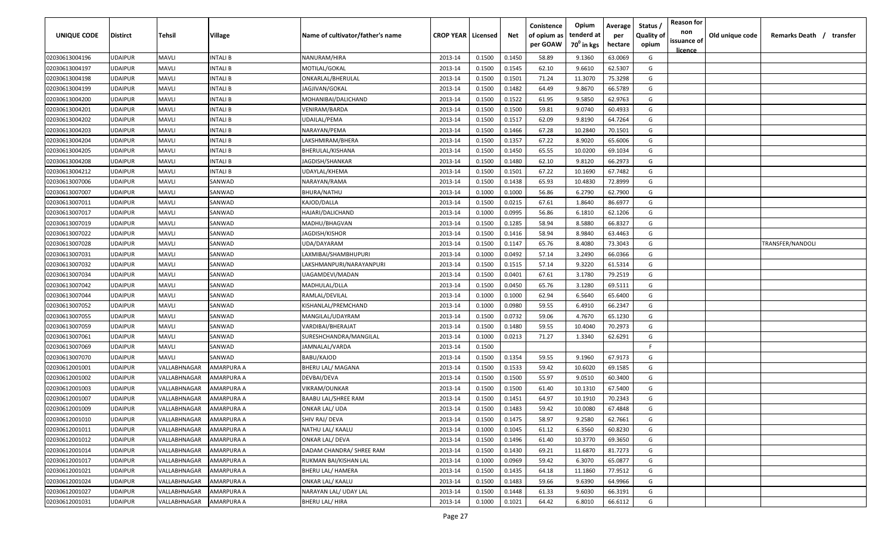| UNIQUE CODE | Distirct | Tehsil | Village | Name of cultivator/father's name | CROP YEAR | Licensed | Net | Conistence of opium as per GOAW | Opium tenderd at 70° in kgs | Average per hectare | Status / Quality of opium | Reason for non issuance of licence | Old unique code | Remarks Death / transfer |
|---|---|---|---|---|---|---|---|---|---|---|---|---|---|---|
| 02030613004196 | UDAIPUR | MAVLI | INTALI B | NANURAM/HIRA | 2013-14 | 0.1500 | 0.1450 | 58.89 | 9.1360 | 63.0069 | G | | | |
| 02030613004197 | UDAIPUR | MAVLI | INTALI B | MOTILAL/GOKAL | 2013-14 | 0.1500 | 0.1545 | 62.10 | 9.6610 | 62.5307 | G | | | |
| 02030613004198 | UDAIPUR | MAVLI | INTALI B | ONKARLAL/BHERULAL | 2013-14 | 0.1500 | 0.1501 | 71.24 | 11.3070 | 75.3298 | G | | | |
| 02030613004199 | UDAIPUR | MAVLI | INTALI B | JAGJIVAN/GOKAL | 2013-14 | 0.1500 | 0.1482 | 64.49 | 9.8670 | 66.5789 | G | | | |
| 02030613004200 | UDAIPUR | MAVLI | INTALI B | MOHANIBAI/DALICHAND | 2013-14 | 0.1500 | 0.1522 | 61.95 | 9.5850 | 62.9763 | G | | | |
| 02030613004201 | UDAIPUR | MAVLI | INTALI B | VENIRAM/BARDA | 2013-14 | 0.1500 | 0.1500 | 59.81 | 9.0740 | 60.4933 | G | | | |
| 02030613004202 | UDAIPUR | MAVLI | INTALI B | UDAILAL/PEMA | 2013-14 | 0.1500 | 0.1517 | 62.09 | 9.8190 | 64.7264 | G | | | |
| 02030613004203 | UDAIPUR | MAVLI | INTALI B | NARAYAN/PEMA | 2013-14 | 0.1500 | 0.1466 | 67.28 | 10.2840 | 70.1501 | G | | | |
| 02030613004204 | UDAIPUR | MAVLI | INTALI B | LAKSHMIRAM/BHERA | 2013-14 | 0.1500 | 0.1357 | 67.22 | 8.9020 | 65.6006 | G | | | |
| 02030613004205 | UDAIPUR | MAVLI | INTALI B | BHERULAL/KISHANA | 2013-14 | 0.1500 | 0.1450 | 65.55 | 10.0200 | 69.1034 | G | | | |
| 02030613004208 | UDAIPUR | MAVLI | INTALI B | JAGDISH/SHANKAR | 2013-14 | 0.1500 | 0.1480 | 62.10 | 9.8120 | 66.2973 | G | | | |
| 02030613004212 | UDAIPUR | MAVLI | INTALI B | UDAYLAL/KHEMA | 2013-14 | 0.1500 | 0.1501 | 67.22 | 10.1690 | 67.7482 | G | | | |
| 02030613007006 | UDAIPUR | MAVLI | SANWAD | NARAYAN/RAMA | 2013-14 | 0.1500 | 0.1438 | 65.93 | 10.4830 | 72.8999 | G | | | |
| 02030613007007 | UDAIPUR | MAVLI | SANWAD | BHURA/NATHU | 2013-14 | 0.1000 | 0.1000 | 56.86 | 6.2790 | 62.7900 | G | | | |
| 02030613007011 | UDAIPUR | MAVLI | SANWAD | KAJOD/DALLA | 2013-14 | 0.1500 | 0.0215 | 67.61 | 1.8640 | 86.6977 | G | | | |
| 02030613007017 | UDAIPUR | MAVLI | SANWAD | HAJARI/DALICHAND | 2013-14 | 0.1000 | 0.0995 | 56.86 | 6.1810 | 62.1206 | G | | | |
| 02030613007019 | UDAIPUR | MAVLI | SANWAD | MADHU/BHAGVAN | 2013-14 | 0.1500 | 0.1285 | 58.94 | 8.5880 | 66.8327 | G | | | |
| 02030613007022 | UDAIPUR | MAVLI | SANWAD | JAGDISH/KISHOR | 2013-14 | 0.1500 | 0.1416 | 58.94 | 8.9840 | 63.4463 | G | | | |
| 02030613007028 | UDAIPUR | MAVLI | SANWAD | UDA/DAYARAM | 2013-14 | 0.1500 | 0.1147 | 65.76 | 8.4080 | 73.3043 | G | | | TRANSFER/NANDOLI |
| 02030613007031 | UDAIPUR | MAVLI | SANWAD | LAXMIBAI/SHAMBHUPURI | 2013-14 | 0.1000 | 0.0492 | 57.14 | 3.2490 | 66.0366 | G | | | |
| 02030613007032 | UDAIPUR | MAVLI | SANWAD | LAKSHMANPURI/NARAYANPURI | 2013-14 | 0.1500 | 0.1515 | 57.14 | 9.3220 | 61.5314 | G | | | |
| 02030613007034 | UDAIPUR | MAVLI | SANWAD | UAGAMDEVI/MADAN | 2013-14 | 0.1500 | 0.0401 | 67.61 | 3.1780 | 79.2519 | G | | | |
| 02030613007042 | UDAIPUR | MAVLI | SANWAD | MADHULAL/DLLA | 2013-14 | 0.1500 | 0.0450 | 65.76 | 3.1280 | 69.5111 | G | | | |
| 02030613007044 | UDAIPUR | MAVLI | SANWAD | RAMLAL/DEVILAL | 2013-14 | 0.1000 | 0.1000 | 62.94 | 6.5640 | 65.6400 | G | | | |
| 02030613007052 | UDAIPUR | MAVLI | SANWAD | KISHANLAL/PREMCHAND | 2013-14 | 0.1000 | 0.0980 | 59.55 | 6.4910 | 66.2347 | G | | | |
| 02030613007055 | UDAIPUR | MAVLI | SANWAD | MANGILAL/UDAYRAM | 2013-14 | 0.1500 | 0.0732 | 59.06 | 4.7670 | 65.1230 | G | | | |
| 02030613007059 | UDAIPUR | MAVLI | SANWAD | VARDIBAI/BHERAJAT | 2013-14 | 0.1500 | 0.1480 | 59.55 | 10.4040 | 70.2973 | G | | | |
| 02030613007061 | UDAIPUR | MAVLI | SANWAD | SURESHCHANDRA/MANGILAL | 2013-14 | 0.1000 | 0.0213 | 71.27 | 1.3340 | 62.6291 | G | | | |
| 02030613007069 | UDAIPUR | MAVLI | SANWAD | JAMNALAL/VARDA | 2013-14 | 0.1500 | | | | | F | | | |
| 02030613007070 | UDAIPUR | MAVLI | SANWAD | BABU/KAJOD | 2013-14 | 0.1500 | 0.1354 | 59.55 | 9.1960 | 67.9173 | G | | | |
| 02030612001001 | UDAIPUR | VALLABHNAGAR | AMARPURA A | BHERU LAL/ MAGANA | 2013-14 | 0.1500 | 0.1533 | 59.42 | 10.6020 | 69.1585 | G | | | |
| 02030612001002 | UDAIPUR | VALLABHNAGAR | AMARPURA A | DEVBAI/DEVA | 2013-14 | 0.1500 | 0.1500 | 55.97 | 9.0510 | 60.3400 | G | | | |
| 02030612001003 | UDAIPUR | VALLABHNAGAR | AMARPURA A | VIKRAM/OUNKAR | 2013-14 | 0.1500 | 0.1500 | 61.40 | 10.1310 | 67.5400 | G | | | |
| 02030612001007 | UDAIPUR | VALLABHNAGAR | AMARPURA A | BAABU LAL/SHREE RAM | 2013-14 | 0.1500 | 0.1451 | 64.97 | 10.1910 | 70.2343 | G | | | |
| 02030612001009 | UDAIPUR | VALLABHNAGAR | AMARPURA A | ONKAR LAL/ UDA | 2013-14 | 0.1500 | 0.1483 | 59.42 | 10.0080 | 67.4848 | G | | | |
| 02030612001010 | UDAIPUR | VALLABHNAGAR | AMARPURA A | SHIV RAJ/ DEVA | 2013-14 | 0.1500 | 0.1475 | 58.97 | 9.2580 | 62.7661 | G | | | |
| 02030612001011 | UDAIPUR | VALLABHNAGAR | AMARPURA A | NATHU LAL/ KAALU | 2013-14 | 0.1000 | 0.1045 | 61.12 | 6.3560 | 60.8230 | G | | | |
| 02030612001012 | UDAIPUR | VALLABHNAGAR | AMARPURA A | ONKAR LAL/ DEVA | 2013-14 | 0.1500 | 0.1496 | 61.40 | 10.3770 | 69.3650 | G | | | |
| 02030612001014 | UDAIPUR | VALLABHNAGAR | AMARPURA A | DADAM CHANDRA/ SHREE RAM | 2013-14 | 0.1500 | 0.1430 | 69.21 | 11.6870 | 81.7273 | G | | | |
| 02030612001017 | UDAIPUR | VALLABHNAGAR | AMARPURA A | RUKMAN BAI/KISHAN LAL | 2013-14 | 0.1000 | 0.0969 | 59.42 | 6.3070 | 65.0877 | G | | | |
| 02030612001021 | UDAIPUR | VALLABHNAGAR | AMARPURA A | BHERU LAL/ HAMERA | 2013-14 | 0.1500 | 0.1435 | 64.18 | 11.1860 | 77.9512 | G | | | |
| 02030612001024 | UDAIPUR | VALLABHNAGAR | AMARPURA A | ONKAR LAL/ KAALU | 2013-14 | 0.1500 | 0.1483 | 59.66 | 9.6390 | 64.9966 | G | | | |
| 02030612001027 | UDAIPUR | VALLABHNAGAR | AMARPURA A | NARAYAN LAL/ UDAY LAL | 2013-14 | 0.1500 | 0.1448 | 61.33 | 9.6030 | 66.3191 | G | | | |
| 02030612001031 | UDAIPUR | VALLABHNAGAR | AMARPURA A | BHERU LAL/ HIRA | 2013-14 | 0.1000 | 0.1021 | 64.42 | 6.8010 | 66.6112 | G | | | |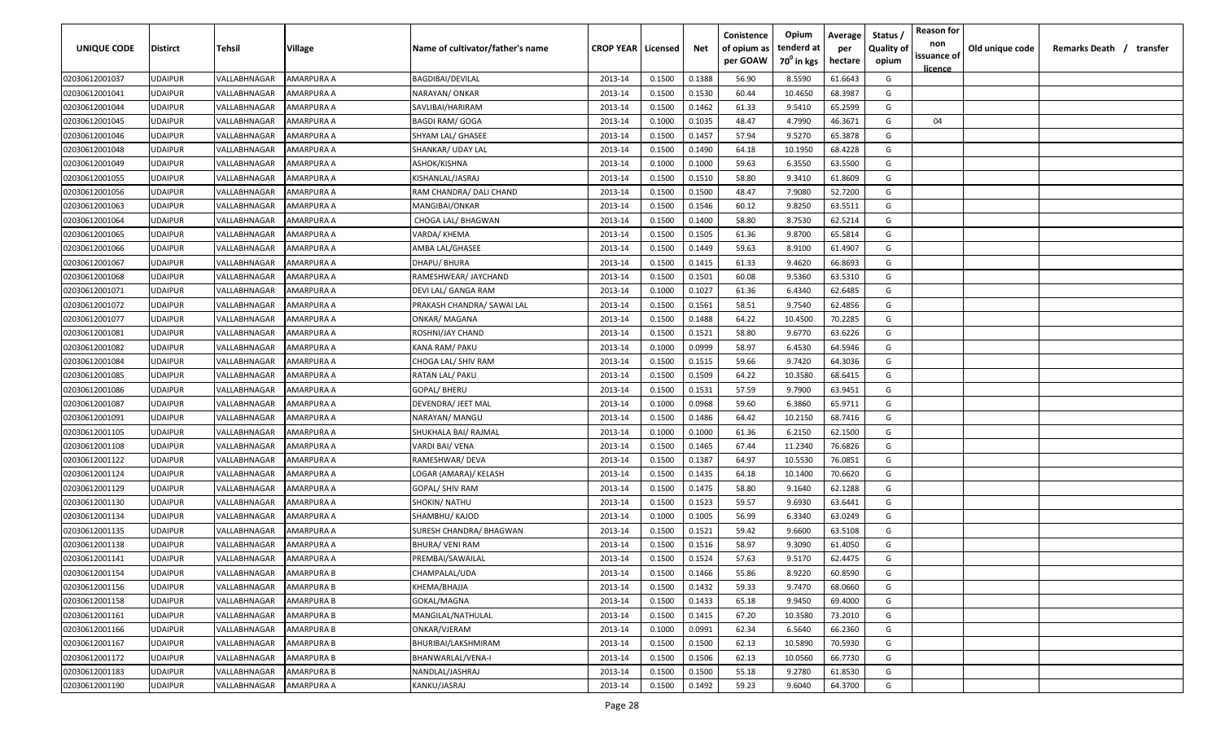| UNIQUE CODE | Distirct | Tehsil | Village | Name of cultivator/father's name | CROP YEAR | Licensed | Net | Conistence of opium as per GOAW | Opium tenderd at $70^0$ in kgs | Average per hectare | Status / Quality of opium | Reason for non issuance of licence | Old unique code | Remarks Death / transfer |
|---|---|---|---|---|---|---|---|---|---|---|---|---|---|---|
| 02030612001037 | UDAIPUR | VALLABHNAGAR | AMARPURA A | BAGDIBAI/DEVILAL | 2013-14 | 0.1500 | 0.1388 | 56.90 | 8.5590 | 61.6643 | G | | | |
| 02030612001041 | UDAIPUR | VALLABHNAGAR | AMARPURA A | NARAYAN/ ONKAR | 2013-14 | 0.1500 | 0.1530 | 60.44 | 10.4650 | 68.3987 | G | | | |
| 02030612001044 | UDAIPUR | VALLABHNAGAR | AMARPURA A | SAVLIBAI/HARIRAM | 2013-14 | 0.1500 | 0.1462 | 61.33 | 9.5410 | 65.2599 | G | | | |
| 02030612001045 | UDAIPUR | VALLABHNAGAR | AMARPURA A | BAGDI RAM/ GOGA | 2013-14 | 0.1000 | 0.1035 | 48.47 | 4.7990 | 46.3671 | G | 04 | | |
| 02030612001046 | UDAIPUR | VALLABHNAGAR | AMARPURA A | SHYAM LAL/ GHASEE | 2013-14 | 0.1500 | 0.1457 | 57.94 | 9.5270 | 65.3878 | G | | | |
| 02030612001048 | UDAIPUR | VALLABHNAGAR | AMARPURA A | SHANKAR/ UDAY LAL | 2013-14 | 0.1500 | 0.1490 | 64.18 | 10.1950 | 68.4228 | G | | | |
| 02030612001049 | UDAIPUR | VALLABHNAGAR | AMARPURA A | ASHOK/KISHNA | 2013-14 | 0.1000 | 0.1000 | 59.63 | 6.3550 | 63.5500 | G | | | |
| 02030612001055 | UDAIPUR | VALLABHNAGAR | AMARPURA A | KISHANLAL/JASRAJ | 2013-14 | 0.1500 | 0.1510 | 58.80 | 9.3410 | 61.8609 | G | | | |
| 02030612001056 | UDAIPUR | VALLABHNAGAR | AMARPURA A | RAM CHANDRA/ DALI CHAND | 2013-14 | 0.1500 | 0.1500 | 48.47 | 7.9080 | 52.7200 | G | | | |
| 02030612001063 | UDAIPUR | VALLABHNAGAR | AMARPURA A | MANGIBAI/ONKAR | 2013-14 | 0.1500 | 0.1546 | 60.12 | 9.8250 | 63.5511 | G | | | |
| 02030612001064 | UDAIPUR | VALLABHNAGAR | AMARPURA A | CHOGA LAL/ BHAGWAN | 2013-14 | 0.1500 | 0.1400 | 58.80 | 8.7530 | 62.5214 | G | | | |
| 02030612001065 | UDAIPUR | VALLABHNAGAR | AMARPURA A | VARDA/ KHEMA | 2013-14 | 0.1500 | 0.1505 | 61.36 | 9.8700 | 65.5814 | G | | | |
| 02030612001066 | UDAIPUR | VALLABHNAGAR | AMARPURA A | AMBA LAL/GHASEE | 2013-14 | 0.1500 | 0.1449 | 59.63 | 8.9100 | 61.4907 | G | | | |
| 02030612001067 | UDAIPUR | VALLABHNAGAR | AMARPURA A | DHAPU/ BHURA | 2013-14 | 0.1500 | 0.1415 | 61.33 | 9.4620 | 66.8693 | G | | | |
| 02030612001068 | UDAIPUR | VALLABHNAGAR | AMARPURA A | RAMESHWEAR/ JAYCHAND | 2013-14 | 0.1500 | 0.1501 | 60.08 | 9.5360 | 63.5310 | G | | | |
| 02030612001071 | UDAIPUR | VALLABHNAGAR | AMARPURA A | DEVI LAL/ GANGA RAM | 2013-14 | 0.1000 | 0.1027 | 61.36 | 6.4340 | 62.6485 | G | | | |
| 02030612001072 | UDAIPUR | VALLABHNAGAR | AMARPURA A | PRAKASH CHANDRA/ SAWAI LAL | 2013-14 | 0.1500 | 0.1561 | 58.51 | 9.7540 | 62.4856 | G | | | |
| 02030612001077 | UDAIPUR | VALLABHNAGAR | AMARPURA A | ONKAR/ MAGANA | 2013-14 | 0.1500 | 0.1488 | 64.22 | 10.4500 | 70.2285 | G | | | |
| 02030612001081 | UDAIPUR | VALLABHNAGAR | AMARPURA A | ROSHNI/JAY CHAND | 2013-14 | 0.1500 | 0.1521 | 58.80 | 9.6770 | 63.6226 | G | | | |
| 02030612001082 | UDAIPUR | VALLABHNAGAR | AMARPURA A | KANA RAM/ PAKU | 2013-14 | 0.1000 | 0.0999 | 58.97 | 6.4530 | 64.5946 | G | | | |
| 02030612001084 | UDAIPUR | VALLABHNAGAR | AMARPURA A | CHOGA LAL/ SHIV RAM | 2013-14 | 0.1500 | 0.1515 | 59.66 | 9.7420 | 64.3036 | G | | | |
| 02030612001085 | UDAIPUR | VALLABHNAGAR | AMARPURA A | RATAN LAL/ PAKU | 2013-14 | 0.1500 | 0.1509 | 64.22 | 10.3580 | 68.6415 | G | | | |
| 02030612001086 | UDAIPUR | VALLABHNAGAR | AMARPURA A | GOPAL/ BHERU | 2013-14 | 0.1500 | 0.1531 | 57.59 | 9.7900 | 63.9451 | G | | | |
| 02030612001087 | UDAIPUR | VALLABHNAGAR | AMARPURA A | DEVENDRA/ JEET MAL | 2013-14 | 0.1000 | 0.0968 | 59.60 | 6.3860 | 65.9711 | G | | | |
| 02030612001091 | UDAIPUR | VALLABHNAGAR | AMARPURA A | NARAYAN/ MANGU | 2013-14 | 0.1500 | 0.1486 | 64.42 | 10.2150 | 68.7416 | G | | | |
| 02030612001105 | UDAIPUR | VALLABHNAGAR | AMARPURA A | SHUKHALA BAI/ RAJMAL | 2013-14 | 0.1000 | 0.1000 | 61.36 | 6.2150 | 62.1500 | G | | | |
| 02030612001108 | UDAIPUR | VALLABHNAGAR | AMARPURA A | VARDI BAI/ VENA | 2013-14 | 0.1500 | 0.1465 | 67.44 | 11.2340 | 76.6826 | G | | | |
| 02030612001122 | UDAIPUR | VALLABHNAGAR | AMARPURA A | RAMESHWAR/ DEVA | 2013-14 | 0.1500 | 0.1387 | 64.97 | 10.5530 | 76.0851 | G | | | |
| 02030612001124 | UDAIPUR | VALLABHNAGAR | AMARPURA A | LOGAR (AMARA)/ KELASH | 2013-14 | 0.1500 | 0.1435 | 64.18 | 10.1400 | 70.6620 | G | | | |
| 02030612001129 | UDAIPUR | VALLABHNAGAR | AMARPURA A | GOPAL/ SHIV RAM | 2013-14 | 0.1500 | 0.1475 | 58.80 | 9.1640 | 62.1288 | G | | | |
| 02030612001130 | UDAIPUR | VALLABHNAGAR | AMARPURA A | SHOKIN/ NATHU | 2013-14 | 0.1500 | 0.1523 | 59.57 | 9.6930 | 63.6441 | G | | | |
| 02030612001134 | UDAIPUR | VALLABHNAGAR | AMARPURA A | SHAMBHU/ KAJOD | 2013-14 | 0.1000 | 0.1005 | 56.99 | 6.3340 | 63.0249 | G | | | |
| 02030612001135 | UDAIPUR | VALLABHNAGAR | AMARPURA A | SURESH CHANDRA/ BHAGWAN | 2013-14 | 0.1500 | 0.1521 | 59.42 | 9.6600 | 63.5108 | G | | | |
| 02030612001138 | UDAIPUR | VALLABHNAGAR | AMARPURA A | BHURA/ VENI RAM | 2013-14 | 0.1500 | 0.1516 | 58.97 | 9.3090 | 61.4050 | G | | | |
| 02030612001141 | UDAIPUR | VALLABHNAGAR | AMARPURA A | PREMBAI/SAWAILAL | 2013-14 | 0.1500 | 0.1524 | 57.63 | 9.5170 | 62.4475 | G | | | |
| 02030612001154 | UDAIPUR | VALLABHNAGAR | AMARPURA B | CHAMPALAL/UDA | 2013-14 | 0.1500 | 0.1466 | 55.86 | 8.9220 | 60.8590 | G | | | |
| 02030612001156 | UDAIPUR | VALLABHNAGAR | AMARPURA B | KHEMA/BHAJJA | 2013-14 | 0.1500 | 0.1432 | 59.33 | 9.7470 | 68.0660 | G | | | |
| 02030612001158 | UDAIPUR | VALLABHNAGAR | AMARPURA B | GOKAL/MAGNA | 2013-14 | 0.1500 | 0.1433 | 65.18 | 9.9450 | 69.4000 | G | | | |
| 02030612001161 | UDAIPUR | VALLABHNAGAR | AMARPURA B | MANGILAL/NATHULAL | 2013-14 | 0.1500 | 0.1415 | 67.20 | 10.3580 | 73.2010 | G | | | |
| 02030612001166 | UDAIPUR | VALLABHNAGAR | AMARPURA B | ONKAR/VJERAM | 2013-14 | 0.1000 | 0.0991 | 62.34 | 6.5640 | 66.2360 | G | | | |
| 02030612001167 | UDAIPUR | VALLABHNAGAR | AMARPURA B | BHURIBAI/LAKSHMIRAM | 2013-14 | 0.1500 | 0.1500 | 62.13 | 10.5890 | 70.5930 | G | | | |
| 02030612001172 | UDAIPUR | VALLABHNAGAR | AMARPURA B | BHANWARLAL/VENA-I | 2013-14 | 0.1500 | 0.1506 | 62.13 | 10.0560 | 66.7730 | G | | | |
| 02030612001183 | UDAIPUR | VALLABHNAGAR | AMARPURA B | NANDLAL/JASHRAJ | 2013-14 | 0.1500 | 0.1500 | 55.18 | 9.2780 | 61.8530 | G | | | |
| 02030612001190 | UDAIPUR | VALLABHNAGAR | AMARPURA A | KANKU/JASRAJ | 2013-14 | 0.1500 | 0.1492 | 59.23 | 9.6040 | 64.3700 | G | | | |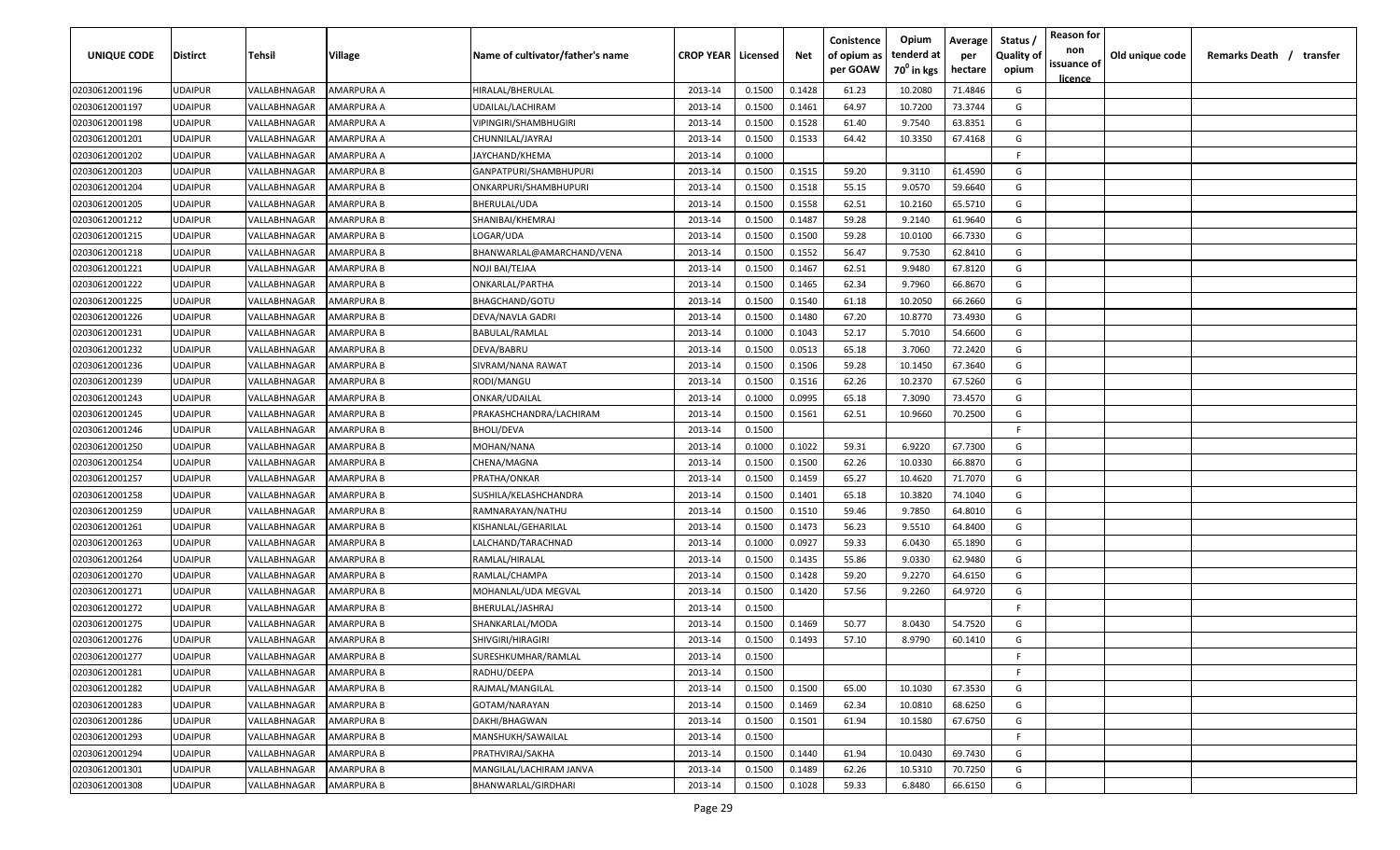| UNIQUE CODE | Distirct | Tehsil | Village | Name of cultivator/father's name | CROP YEAR | Licensed | Net | Conistence of opium as per GOAW | Opium tenderd at $70^0$ in kgs | Average per hectare | Status / Quality of opium | Reason for non issuance of licence | Old unique code | Remarks Death / transfer |
|---|---|---|---|---|---|---|---|---|---|---|---|---|---|---|
| 02030612001196 | UDAIPUR | VALLABHNAGAR | AMARPURA A | HIRALAL/BHERULAL | 2013-14 | 0.1500 | 0.1428 | 61.23 | 10.2080 | 71.4846 | G | | | |
| 02030612001197 | UDAIPUR | VALLABHNAGAR | AMARPURA A | UDAILAL/LACHIRAM | 2013-14 | 0.1500 | 0.1461 | 64.97 | 10.7200 | 73.3744 | G | | | |
| 02030612001198 | UDAIPUR | VALLABHNAGAR | AMARPURA A | VIPINGIRI/SHAMBHUGIRI | 2013-14 | 0.1500 | 0.1528 | 61.40 | 9.7540 | 63.8351 | G | | | |
| 02030612001201 | UDAIPUR | VALLABHNAGAR | AMARPURA A | CHUNNILAL/JAYRAJ | 2013-14 | 0.1500 | 0.1533 | 64.42 | 10.3350 | 67.4168 | G | | | |
| 02030612001202 | UDAIPUR | VALLABHNAGAR | AMARPURA A | JAYCHAND/KHEMA | 2013-14 | 0.1000 | | | | | F | | | |
| 02030612001203 | UDAIPUR | VALLABHNAGAR | AMARPURA B | GANPATPURI/SHAMBHUPURI | 2013-14 | 0.1500 | 0.1515 | 59.20 | 9.3110 | 61.4590 | G | | | |
| 02030612001204 | UDAIPUR | VALLABHNAGAR | AMARPURA B | ONKARPURI/SHAMBHUPURI | 2013-14 | 0.1500 | 0.1518 | 55.15 | 9.0570 | 59.6640 | G | | | |
| 02030612001205 | UDAIPUR | VALLABHNAGAR | AMARPURA B | BHERULAL/UDA | 2013-14 | 0.1500 | 0.1558 | 62.51 | 10.2160 | 65.5710 | G | | | |
| 02030612001212 | UDAIPUR | VALLABHNAGAR | AMARPURA B | SHANIBAI/KHEMRAJ | 2013-14 | 0.1500 | 0.1487 | 59.28 | 9.2140 | 61.9640 | G | | | |
| 02030612001215 | UDAIPUR | VALLABHNAGAR | AMARPURA B | LOGAR/UDA | 2013-14 | 0.1500 | 0.1500 | 59.28 | 10.0100 | 66.7330 | G | | | |
| 02030612001218 | UDAIPUR | VALLABHNAGAR | AMARPURA B | BHANWARLAL@AMARCHAND/VENA | 2013-14 | 0.1500 | 0.1552 | 56.47 | 9.7530 | 62.8410 | G | | | |
| 02030612001221 | UDAIPUR | VALLABHNAGAR | AMARPURA B | NOJI BAI/TEJAA | 2013-14 | 0.1500 | 0.1467 | 62.51 | 9.9480 | 67.8120 | G | | | |
| 02030612001222 | UDAIPUR | VALLABHNAGAR | AMARPURA B | ONKARLAL/PARTHA | 2013-14 | 0.1500 | 0.1465 | 62.34 | 9.7960 | 66.8670 | G | | | |
| 02030612001225 | UDAIPUR | VALLABHNAGAR | AMARPURA B | BHAGCHAND/GOTU | 2013-14 | 0.1500 | 0.1540 | 61.18 | 10.2050 | 66.2660 | G | | | |
| 02030612001226 | UDAIPUR | VALLABHNAGAR | AMARPURA B | DEVA/NAVLA GADRI | 2013-14 | 0.1500 | 0.1480 | 67.20 | 10.8770 | 73.4930 | G | | | |
| 02030612001231 | UDAIPUR | VALLABHNAGAR | AMARPURA B | BABULAL/RAMLAL | 2013-14 | 0.1000 | 0.1043 | 52.17 | 5.7010 | 54.6600 | G | | | |
| 02030612001232 | UDAIPUR | VALLABHNAGAR | AMARPURA B | DEVA/BABRU | 2013-14 | 0.1500 | 0.0513 | 65.18 | 3.7060 | 72.2420 | G | | | |
| 02030612001236 | UDAIPUR | VALLABHNAGAR | AMARPURA B | SIVRAM/NANA RAWAT | 2013-14 | 0.1500 | 0.1506 | 59.28 | 10.1450 | 67.3640 | G | | | |
| 02030612001239 | UDAIPUR | VALLABHNAGAR | AMARPURA B | RODI/MANGU | 2013-14 | 0.1500 | 0.1516 | 62.26 | 10.2370 | 67.5260 | G | | | |
| 02030612001243 | UDAIPUR | VALLABHNAGAR | AMARPURA B | ONKAR/UDAILAL | 2013-14 | 0.1000 | 0.0995 | 65.18 | 7.3090 | 73.4570 | G | | | |
| 02030612001245 | UDAIPUR | VALLABHNAGAR | AMARPURA B | PRAKASHCHANDRA/LACHIRAM | 2013-14 | 0.1500 | 0.1561 | 62.51 | 10.9660 | 70.2500 | G | | | |
| 02030612001246 | UDAIPUR | VALLABHNAGAR | AMARPURA B | BHOLI/DEVA | 2013-14 | 0.1500 | | | | | F | | | |
| 02030612001250 | UDAIPUR | VALLABHNAGAR | AMARPURA B | MOHAN/NANA | 2013-14 | 0.1000 | 0.1022 | 59.31 | 6.9220 | 67.7300 | G | | | |
| 02030612001254 | UDAIPUR | VALLABHNAGAR | AMARPURA B | CHENA/MAGNA | 2013-14 | 0.1500 | 0.1500 | 62.26 | 10.0330 | 66.8870 | G | | | |
| 02030612001257 | UDAIPUR | VALLABHNAGAR | AMARPURA B | PRATHA/ONKAR | 2013-14 | 0.1500 | 0.1459 | 65.27 | 10.4620 | 71.7070 | G | | | |
| 02030612001258 | UDAIPUR | VALLABHNAGAR | AMARPURA B | SUSHILA/KELASHCHANDRA | 2013-14 | 0.1500 | 0.1401 | 65.18 | 10.3820 | 74.1040 | G | | | |
| 02030612001259 | UDAIPUR | VALLABHNAGAR | AMARPURA B | RAMNARAYAN/NATHU | 2013-14 | 0.1500 | 0.1510 | 59.46 | 9.7850 | 64.8010 | G | | | |
| 02030612001261 | UDAIPUR | VALLABHNAGAR | AMARPURA B | KISHANLAL/GEHARILAL | 2013-14 | 0.1500 | 0.1473 | 56.23 | 9.5510 | 64.8400 | G | | | |
| 02030612001263 | UDAIPUR | VALLABHNAGAR | AMARPURA B | LALCHAND/TARACHNAD | 2013-14 | 0.1000 | 0.0927 | 59.33 | 6.0430 | 65.1890 | G | | | |
| 02030612001264 | UDAIPUR | VALLABHNAGAR | AMARPURA B | RAMLAL/HIRALAL | 2013-14 | 0.1500 | 0.1435 | 55.86 | 9.0330 | 62.9480 | G | | | |
| 02030612001270 | UDAIPUR | VALLABHNAGAR | AMARPURA B | RAMLAL/CHAMPA | 2013-14 | 0.1500 | 0.1428 | 59.20 | 9.2270 | 64.6150 | G | | | |
| 02030612001271 | UDAIPUR | VALLABHNAGAR | AMARPURA B | MOHANLAL/UDA MEGVAL | 2013-14 | 0.1500 | 0.1420 | 57.56 | 9.2260 | 64.9720 | G | | | |
| 02030612001272 | UDAIPUR | VALLABHNAGAR | AMARPURA B | BHERULAL/JASHRAJ | 2013-14 | 0.1500 | | | | | F | | | |
| 02030612001275 | UDAIPUR | VALLABHNAGAR | AMARPURA B | SHANKARLAL/MODA | 2013-14 | 0.1500 | 0.1469 | 50.77 | 8.0430 | 54.7520 | G | | | |
| 02030612001276 | UDAIPUR | VALLABHNAGAR | AMARPURA B | SHIVGIRI/HIRAGIRI | 2013-14 | 0.1500 | 0.1493 | 57.10 | 8.9790 | 60.1410 | G | | | |
| 02030612001277 | UDAIPUR | VALLABHNAGAR | AMARPURA B | SURESHKUMHAR/RAMLAL | 2013-14 | 0.1500 | | | | | F | | | |
| 02030612001281 | UDAIPUR | VALLABHNAGAR | AMARPURA B | RADHU/DEEPA | 2013-14 | 0.1500 | | | | | F | | | |
| 02030612001282 | UDAIPUR | VALLABHNAGAR | AMARPURA B | RAJMAL/MANGILAL | 2013-14 | 0.1500 | 0.1500 | 65.00 | 10.1030 | 67.3530 | G | | | |
| 02030612001283 | UDAIPUR | VALLABHNAGAR | AMARPURA B | GOTAM/NARAYAN | 2013-14 | 0.1500 | 0.1469 | 62.34 | 10.0810 | 68.6250 | G | | | |
| 02030612001286 | UDAIPUR | VALLABHNAGAR | AMARPURA B | DAKHI/BHAGWAN | 2013-14 | 0.1500 | 0.1501 | 61.94 | 10.1580 | 67.6750 | G | | | |
| 02030612001293 | UDAIPUR | VALLABHNAGAR | AMARPURA B | MANSHUKH/SAWAILAL | 2013-14 | 0.1500 | | | | | F | | | |
| 02030612001294 | UDAIPUR | VALLABHNAGAR | AMARPURA B | PRATHVIRAJ/SAKHA | 2013-14 | 0.1500 | 0.1440 | 61.94 | 10.0430 | 69.7430 | G | | | |
| 02030612001301 | UDAIPUR | VALLABHNAGAR | AMARPURA B | MANGILAL/LACHIRAM JANVA | 2013-14 | 0.1500 | 0.1489 | 62.26 | 10.5310 | 70.7250 | G | | | |
| 02030612001308 | UDAIPUR | VALLABHNAGAR | AMARPURA B | BHANWARLAL/GIRDHARI | 2013-14 | 0.1500 | 0.1028 | 59.33 | 6.8480 | 66.6150 | G | | | |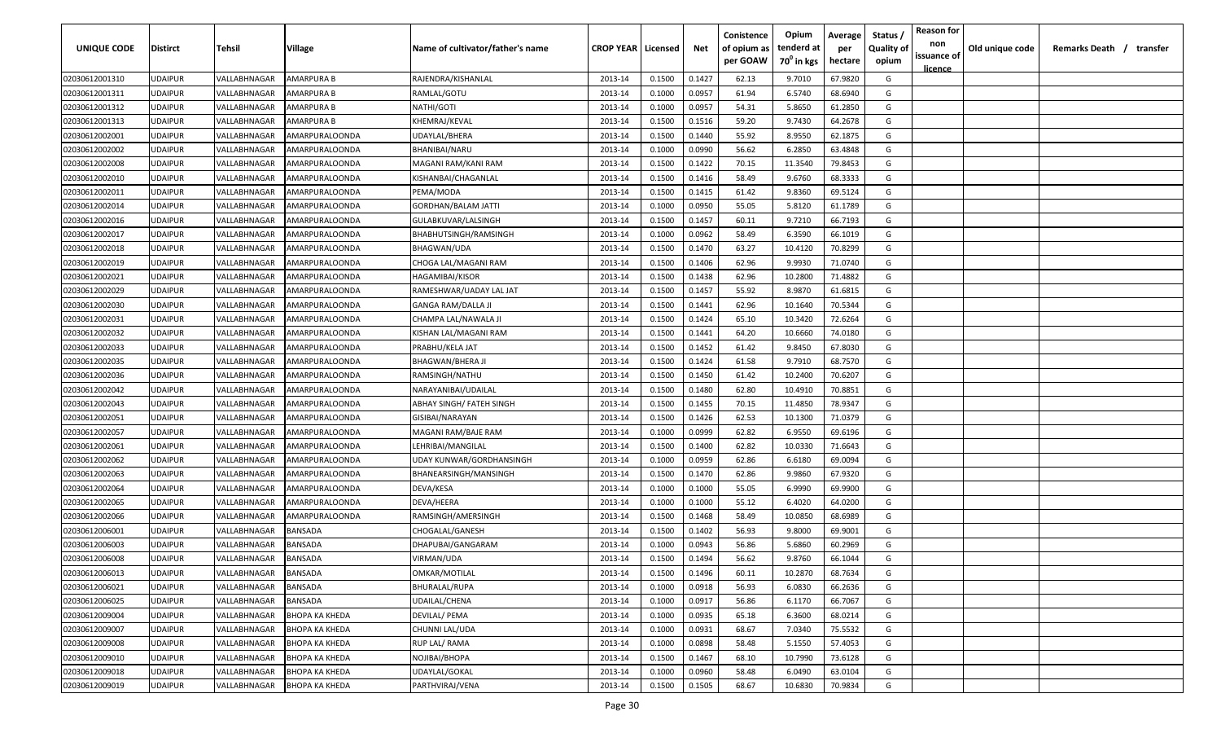| UNIQUE CODE | Distirct | Tehsil | Village | Name of cultivator/father's name | CROP YEAR | Licensed | Net | Conistence of opium as per GOAW | Opium tenderd at 70$^0$ in kgs | Average per hectare | Status / Quality of opium | Reason for non issuance of licence | Old unique code | Remarks Death / transfer |
|---|---|---|---|---|---|---|---|---|---|---|---|---|---|---|
| 02030612001310 | UDAIPUR | VALLABHNAGAR | AMARPURA B | RAJENDRA/KISHANLAL | 2013-14 | 0.1500 | 0.1427 | 62.13 | 9.7010 | 67.9820 | G | | | |
| 02030612001311 | UDAIPUR | VALLABHNAGAR | AMARPURA B | RAMLAL/GOTU | 2013-14 | 0.1000 | 0.0957 | 61.94 | 6.5740 | 68.6940 | G | | | |
| 02030612001312 | UDAIPUR | VALLABHNAGAR | AMARPURA B | NATHI/GOTI | 2013-14 | 0.1000 | 0.0957 | 54.31 | 5.8650 | 61.2850 | G | | | |
| 02030612001313 | UDAIPUR | VALLABHNAGAR | AMARPURA B | KHEMRAJ/KEVAL | 2013-14 | 0.1500 | 0.1516 | 59.20 | 9.7430 | 64.2678 | G | | | |
| 02030612002001 | UDAIPUR | VALLABHNAGAR | AMARPURALOONDA | UDAYLAL/BHERA | 2013-14 | 0.1500 | 0.1440 | 55.92 | 8.9550 | 62.1875 | G | | | |
| 02030612002002 | UDAIPUR | VALLABHNAGAR | AMARPURALOONDA | BHANIBAI/NARU | 2013-14 | 0.1000 | 0.0990 | 56.62 | 6.2850 | 63.4848 | G | | | |
| 02030612002008 | UDAIPUR | VALLABHNAGAR | AMARPURALOONDA | MAGANI RAM/KANI RAM | 2013-14 | 0.1500 | 0.1422 | 70.15 | 11.3540 | 79.8453 | G | | | |
| 02030612002010 | UDAIPUR | VALLABHNAGAR | AMARPURALOONDA | KISHANBAI/CHAGANLAL | 2013-14 | 0.1500 | 0.1416 | 58.49 | 9.6760 | 68.3333 | G | | | |
| 02030612002011 | UDAIPUR | VALLABHNAGAR | AMARPURALOONDA | PEMA/MODA | 2013-14 | 0.1500 | 0.1415 | 61.42 | 9.8360 | 69.5124 | G | | | |
| 02030612002014 | UDAIPUR | VALLABHNAGAR | AMARPURALOONDA | GORDHAN/BALAM JATTI | 2013-14 | 0.1000 | 0.0950 | 55.05 | 5.8120 | 61.1789 | G | | | |
| 02030612002016 | UDAIPUR | VALLABHNAGAR | AMARPURALOONDA | GULABKUVAR/LALSINGH | 2013-14 | 0.1500 | 0.1457 | 60.11 | 9.7210 | 66.7193 | G | | | |
| 02030612002017 | UDAIPUR | VALLABHNAGAR | AMARPURALOONDA | BHABHUTSINGH/RAMSINGH | 2013-14 | 0.1000 | 0.0962 | 58.49 | 6.3590 | 66.1019 | G | | | |
| 02030612002018 | UDAIPUR | VALLABHNAGAR | AMARPURALOONDA | BHAGWAN/UDA | 2013-14 | 0.1500 | 0.1470 | 63.27 | 10.4120 | 70.8299 | G | | | |
| 02030612002019 | UDAIPUR | VALLABHNAGAR | AMARPURALOONDA | CHOGA LAL/MAGANI RAM | 2013-14 | 0.1500 | 0.1406 | 62.96 | 9.9930 | 71.0740 | G | | | |
| 02030612002021 | UDAIPUR | VALLABHNAGAR | AMARPURALOONDA | HAGAMIBAI/KISOR | 2013-14 | 0.1500 | 0.1438 | 62.96 | 10.2800 | 71.4882 | G | | | |
| 02030612002029 | UDAIPUR | VALLABHNAGAR | AMARPURALOONDA | RAMESHWAR/UADAY LAL JAT | 2013-14 | 0.1500 | 0.1457 | 55.92 | 8.9870 | 61.6815 | G | | | |
| 02030612002030 | UDAIPUR | VALLABHNAGAR | AMARPURALOONDA | GANGA RAM/DALLA JI | 2013-14 | 0.1500 | 0.1441 | 62.96 | 10.1640 | 70.5344 | G | | | |
| 02030612002031 | UDAIPUR | VALLABHNAGAR | AMARPURALOONDA | CHAMPA LAL/NAWALA JI | 2013-14 | 0.1500 | 0.1424 | 65.10 | 10.3420 | 72.6264 | G | | | |
| 02030612002032 | UDAIPUR | VALLABHNAGAR | AMARPURALOONDA | KISHAN LAL/MAGANI RAM | 2013-14 | 0.1500 | 0.1441 | 64.20 | 10.6660 | 74.0180 | G | | | |
| 02030612002033 | UDAIPUR | VALLABHNAGAR | AMARPURALOONDA | PRABHU/KELA JAT | 2013-14 | 0.1500 | 0.1452 | 61.42 | 9.8450 | 67.8030 | G | | | |
| 02030612002035 | UDAIPUR | VALLABHNAGAR | AMARPURALOONDA | BHAGWAN/BHERA JI | 2013-14 | 0.1500 | 0.1424 | 61.58 | 9.7910 | 68.7570 | G | | | |
| 02030612002036 | UDAIPUR | VALLABHNAGAR | AMARPURALOONDA | RAMSINGH/NATHU | 2013-14 | 0.1500 | 0.1450 | 61.42 | 10.2400 | 70.6207 | G | | | |
| 02030612002042 | UDAIPUR | VALLABHNAGAR | AMARPURALOONDA | NARAYANIBAI/UDAILAL | 2013-14 | 0.1500 | 0.1480 | 62.80 | 10.4910 | 70.8851 | G | | | |
| 02030612002043 | UDAIPUR | VALLABHNAGAR | AMARPURALOONDA | ABHAY SINGH/ FATEH SINGH | 2013-14 | 0.1500 | 0.1455 | 70.15 | 11.4850 | 78.9347 | G | | | |
| 02030612002051 | UDAIPUR | VALLABHNAGAR | AMARPURALOONDA | GISIBAI/NARAYAN | 2013-14 | 0.1500 | 0.1426 | 62.53 | 10.1300 | 71.0379 | G | | | |
| 02030612002057 | UDAIPUR | VALLABHNAGAR | AMARPURALOONDA | MAGANI RAM/BAJE RAM | 2013-14 | 0.1000 | 0.0999 | 62.82 | 6.9550 | 69.6196 | G | | | |
| 02030612002061 | UDAIPUR | VALLABHNAGAR | AMARPURALOONDA | LEHRIBAI/MANGILAL | 2013-14 | 0.1500 | 0.1400 | 62.82 | 10.0330 | 71.6643 | G | | | |
| 02030612002062 | UDAIPUR | VALLABHNAGAR | AMARPURALOONDA | UDAY KUNWAR/GORDHANSINGH | 2013-14 | 0.1000 | 0.0959 | 62.86 | 6.6180 | 69.0094 | G | | | |
| 02030612002063 | UDAIPUR | VALLABHNAGAR | AMARPURALOONDA | BHANEARSINGH/MANSINGH | 2013-14 | 0.1500 | 0.1470 | 62.86 | 9.9860 | 67.9320 | G | | | |
| 02030612002064 | UDAIPUR | VALLABHNAGAR | AMARPURALOONDA | DEVA/KESA | 2013-14 | 0.1000 | 0.1000 | 55.05 | 6.9990 | 69.9900 | G | | | |
| 02030612002065 | UDAIPUR | VALLABHNAGAR | AMARPURALOONDA | DEVA/HEERA | 2013-14 | 0.1000 | 0.1000 | 55.12 | 6.4020 | 64.0200 | G | | | |
| 02030612002066 | UDAIPUR | VALLABHNAGAR | AMARPURALOONDA | RAMSINGH/AMERSINGH | 2013-14 | 0.1500 | 0.1468 | 58.49 | 10.0850 | 68.6989 | G | | | |
| 02030612006001 | UDAIPUR | VALLABHNAGAR | BANSADA | CHOGALAL/GANESH | 2013-14 | 0.1500 | 0.1402 | 56.93 | 9.8000 | 69.9001 | G | | | |
| 02030612006003 | UDAIPUR | VALLABHNAGAR | BANSADA | DHAPUBAI/GANGARAM | 2013-14 | 0.1000 | 0.0943 | 56.86 | 5.6860 | 60.2969 | G | | | |
| 02030612006008 | UDAIPUR | VALLABHNAGAR | BANSADA | VIRMAN/UDA | 2013-14 | 0.1500 | 0.1494 | 56.62 | 9.8760 | 66.1044 | G | | | |
| 02030612006013 | UDAIPUR | VALLABHNAGAR | BANSADA | OMKAR/MOTILAL | 2013-14 | 0.1500 | 0.1496 | 60.11 | 10.2870 | 68.7634 | G | | | |
| 02030612006021 | UDAIPUR | VALLABHNAGAR | BANSADA | BHURALAL/RUPA | 2013-14 | 0.1000 | 0.0918 | 56.93 | 6.0830 | 66.2636 | G | | | |
| 02030612006025 | UDAIPUR | VALLABHNAGAR | BANSADA | UDAILAL/CHENA | 2013-14 | 0.1000 | 0.0917 | 56.86 | 6.1170 | 66.7067 | G | | | |
| 02030612009004 | UDAIPUR | VALLABHNAGAR | BHOPA KA KHEDA | DEVILAL/ PEMA | 2013-14 | 0.1000 | 0.0935 | 65.18 | 6.3600 | 68.0214 | G | | | |
| 02030612009007 | UDAIPUR | VALLABHNAGAR | BHOPA KA KHEDA | CHUNNI LAL/UDA | 2013-14 | 0.1000 | 0.0931 | 68.67 | 7.0340 | 75.5532 | G | | | |
| 02030612009008 | UDAIPUR | VALLABHNAGAR | BHOPA KA KHEDA | RUP LAL/ RAMA | 2013-14 | 0.1000 | 0.0898 | 58.48 | 5.1550 | 57.4053 | G | | | |
| 02030612009010 | UDAIPUR | VALLABHNAGAR | BHOPA KA KHEDA | NOJIBAI/BHOPA | 2013-14 | 0.1500 | 0.1467 | 68.10 | 10.7990 | 73.6128 | G | | | |
| 02030612009018 | UDAIPUR | VALLABHNAGAR | BHOPA KA KHEDA | UDAYLAL/GOKAL | 2013-14 | 0.1000 | 0.0960 | 58.48 | 6.0490 | 63.0104 | G | | | |
| 02030612009019 | UDAIPUR | VALLABHNAGAR | BHOPA KA KHEDA | PARTHVIRAJ/VENA | 2013-14 | 0.1500 | 0.1505 | 68.67 | 10.6830 | 70.9834 | G | | | |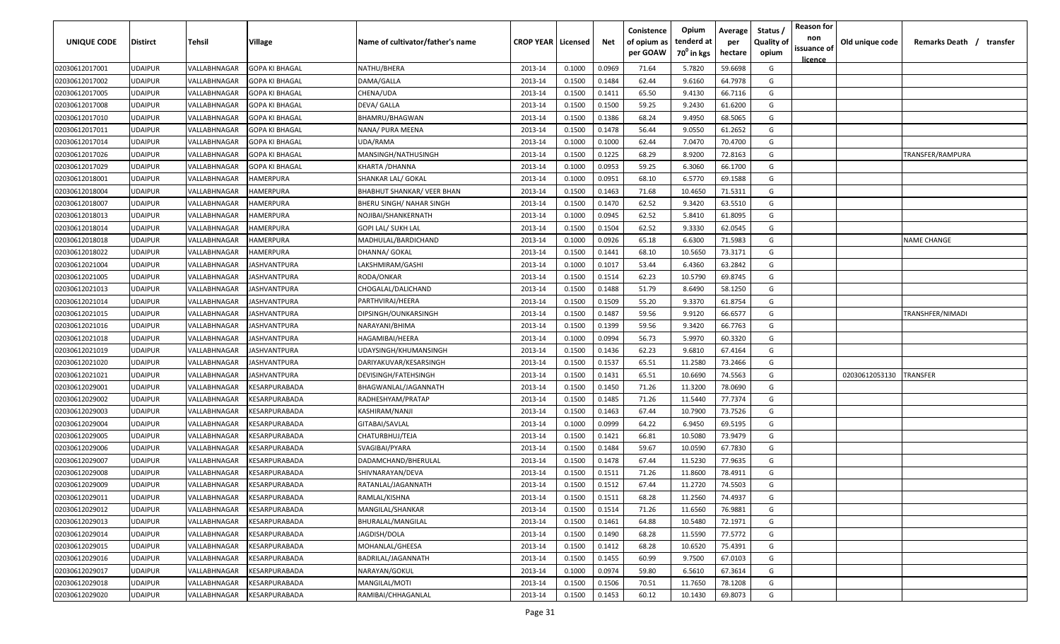| UNIQUE CODE | Distirct | Tehsil | Village | Name of cultivator/father's name | CROP YEAR | Licensed | Net | Conistence of opium as per GOAW | Opium tenderd at $70^0$ in kgs | Average per hectare | Status / Quality of opium | Reason for non issuance of licence | Old unique code | Remarks Death / transfer |
|---|---|---|---|---|---|---|---|---|---|---|---|---|---|---|
| 02030612017001 | UDAIPUR | VALLABHNAGAR | GOPA KI BHAGAL | NATHU/BHERA | 2013-14 | 0.1000 | 0.0969 | 71.64 | 5.7820 | 59.6698 | G | | | |
| 02030612017002 | UDAIPUR | VALLABHNAGAR | GOPA KI BHAGAL | DAMA/GALLA | 2013-14 | 0.1500 | 0.1484 | 62.44 | 9.6160 | 64.7978 | G | | | |
| 02030612017005 | UDAIPUR | VALLABHNAGAR | GOPA KI BHAGAL | CHENA/UDA | 2013-14 | 0.1500 | 0.1411 | 65.50 | 9.4130 | 66.7116 | G | | | |
| 02030612017008 | UDAIPUR | VALLABHNAGAR | GOPA KI BHAGAL | DEVA/ GALLA | 2013-14 | 0.1500 | 0.1500 | 59.25 | 9.2430 | 61.6200 | G | | | |
| 02030612017010 | UDAIPUR | VALLABHNAGAR | GOPA KI BHAGAL | BHAMRU/BHAGWAN | 2013-14 | 0.1500 | 0.1386 | 68.24 | 9.4950 | 68.5065 | G | | | |
| 02030612017011 | UDAIPUR | VALLABHNAGAR | GOPA KI BHAGAL | NANA/ PURA MEENA | 2013-14 | 0.1500 | 0.1478 | 56.44 | 9.0550 | 61.2652 | G | | | |
| 02030612017014 | UDAIPUR | VALLABHNAGAR | GOPA KI BHAGAL | UDA/RAMA | 2013-14 | 0.1000 | 0.1000 | 62.44 | 7.0470 | 70.4700 | G | | | |
| 02030612017026 | UDAIPUR | VALLABHNAGAR | GOPA KI BHAGAL | MANSINGH/NATHUSINGH | 2013-14 | 0.1500 | 0.1225 | 68.29 | 8.9200 | 72.8163 | G | | | TRANSFER/RAMPURA |
| 02030612017029 | UDAIPUR | VALLABHNAGAR | GOPA KI BHAGAL | KHARTA /DHANNA | 2013-14 | 0.1000 | 0.0953 | 59.25 | 6.3060 | 66.1700 | G | | | |
| 02030612018001 | UDAIPUR | VALLABHNAGAR | HAMERPURA | SHANKAR LAL/ GOKAL | 2013-14 | 0.1000 | 0.0951 | 68.10 | 6.5770 | 69.1588 | G | | | |
| 02030612018004 | UDAIPUR | VALLABHNAGAR | HAMERPURA | BHABHUT SHANKAR/ VEER BHAN | 2013-14 | 0.1500 | 0.1463 | 71.68 | 10.4650 | 71.5311 | G | | | |
| 02030612018007 | UDAIPUR | VALLABHNAGAR | HAMERPURA | BHERU SINGH/ NAHAR SINGH | 2013-14 | 0.1500 | 0.1470 | 62.52 | 9.3420 | 63.5510 | G | | | |
| 02030612018013 | UDAIPUR | VALLABHNAGAR | HAMERPURA | NOJIBAI/SHANKERNATH | 2013-14 | 0.1000 | 0.0945 | 62.52 | 5.8410 | 61.8095 | G | | | |
| 02030612018014 | UDAIPUR | VALLABHNAGAR | HAMERPURA | GOPI LAL/ SUKH LAL | 2013-14 | 0.1500 | 0.1504 | 62.52 | 9.3330 | 62.0545 | G | | | |
| 02030612018018 | UDAIPUR | VALLABHNAGAR | HAMERPURA | MADHULAL/BARDICHAND | 2013-14 | 0.1000 | 0.0926 | 65.18 | 6.6300 | 71.5983 | G | | | NAME CHANGE |
| 02030612018022 | UDAIPUR | VALLABHNAGAR | HAMERPURA | DHANNA/ GOKAL | 2013-14 | 0.1500 | 0.1441 | 68.10 | 10.5650 | 73.3171 | G | | | |
| 02030612021004 | UDAIPUR | VALLABHNAGAR | JASHVANTPURA | LAKSHMIRAM/GASHI | 2013-14 | 0.1000 | 0.1017 | 53.44 | 6.4360 | 63.2842 | G | | | |
| 02030612021005 | UDAIPUR | VALLABHNAGAR | JASHVANTPURA | RODA/ONKAR | 2013-14 | 0.1500 | 0.1514 | 62.23 | 10.5790 | 69.8745 | G | | | |
| 02030612021013 | UDAIPUR | VALLABHNAGAR | JASHVANTPURA | CHOGALAL/DALICHAND | 2013-14 | 0.1500 | 0.1488 | 51.79 | 8.6490 | 58.1250 | G | | | |
| 02030612021014 | UDAIPUR | VALLABHNAGAR | JASHVANTPURA | PARTHVIRAJ/HEERA | 2013-14 | 0.1500 | 0.1509 | 55.20 | 9.3370 | 61.8754 | G | | | |
| 02030612021015 | UDAIPUR | VALLABHNAGAR | JASHVANTPURA | DIPSINGH/OUNKARSINGH | 2013-14 | 0.1500 | 0.1487 | 59.56 | 9.9120 | 66.6577 | G | | | TRANSHFER/NIMADI |
| 02030612021016 | UDAIPUR | VALLABHNAGAR | JASHVANTPURA | NARAYANI/BHIMA | 2013-14 | 0.1500 | 0.1399 | 59.56 | 9.3420 | 66.7763 | G | | | |
| 02030612021018 | UDAIPUR | VALLABHNAGAR | JASHVANTPURA | HAGAMIBAI/HEERA | 2013-14 | 0.1000 | 0.0994 | 56.73 | 5.9970 | 60.3320 | G | | | |
| 02030612021019 | UDAIPUR | VALLABHNAGAR | JASHVANTPURA | UDAYSINGH/KHUMANSINGH | 2013-14 | 0.1500 | 0.1436 | 62.23 | 9.6810 | 67.4164 | G | | | |
| 02030612021020 | UDAIPUR | VALLABHNAGAR | JASHVANTPURA | DARIYAKUVAR/KESARSINGH | 2013-14 | 0.1500 | 0.1537 | 65.51 | 11.2580 | 73.2466 | G | | | |
| 02030612021021 | UDAIPUR | VALLABHNAGAR | JASHVANTPURA | DEVISINGH/FATEHSINGH | 2013-14 | 0.1500 | 0.1431 | 65.51 | 10.6690 | 74.5563 | G | | 02030612053130 | TRANSFER |
| 02030612029001 | UDAIPUR | VALLABHNAGAR | KESARPURABADA | BHAGWANLAL/JAGANNATH | 2013-14 | 0.1500 | 0.1450 | 71.26 | 11.3200 | 78.0690 | G | | | |
| 02030612029002 | UDAIPUR | VALLABHNAGAR | KESARPURABADA | RADHESHYAM/PRATAP | 2013-14 | 0.1500 | 0.1485 | 71.26 | 11.5440 | 77.7374 | G | | | |
| 02030612029003 | UDAIPUR | VALLABHNAGAR | KESARPURABADA | KASHIRAM/NANJI | 2013-14 | 0.1500 | 0.1463 | 67.44 | 10.7900 | 73.7526 | G | | | |
| 02030612029004 | UDAIPUR | VALLABHNAGAR | KESARPURABADA | GITABAI/SAVLAL | 2013-14 | 0.1000 | 0.0999 | 64.22 | 6.9450 | 69.5195 | G | | | |
| 02030612029005 | UDAIPUR | VALLABHNAGAR | KESARPURABADA | CHATURBHUJ/TEJA | 2013-14 | 0.1500 | 0.1421 | 66.81 | 10.5080 | 73.9479 | G | | | |
| 02030612029006 | UDAIPUR | VALLABHNAGAR | KESARPURABADA | SVAGIBAI/PYARA | 2013-14 | 0.1500 | 0.1484 | 59.67 | 10.0590 | 67.7830 | G | | | |
| 02030612029007 | UDAIPUR | VALLABHNAGAR | KESARPURABADA | DADAMCHAND/BHERULAL | 2013-14 | 0.1500 | 0.1478 | 67.44 | 11.5230 | 77.9635 | G | | | |
| 02030612029008 | UDAIPUR | VALLABHNAGAR | KESARPURABADA | SHIVNARAYAN/DEVA | 2013-14 | 0.1500 | 0.1511 | 71.26 | 11.8600 | 78.4911 | G | | | |
| 02030612029009 | UDAIPUR | VALLABHNAGAR | KESARPURABADA | RATANLAL/JAGANNATH | 2013-14 | 0.1500 | 0.1512 | 67.44 | 11.2720 | 74.5503 | G | | | |
| 02030612029011 | UDAIPUR | VALLABHNAGAR | KESARPURABADA | RAMLAL/KISHNA | 2013-14 | 0.1500 | 0.1511 | 68.28 | 11.2560 | 74.4937 | G | | | |
| 02030612029012 | UDAIPUR | VALLABHNAGAR | KESARPURABADA | MANGILAL/SHANKAR | 2013-14 | 0.1500 | 0.1514 | 71.26 | 11.6560 | 76.9881 | G | | | |
| 02030612029013 | UDAIPUR | VALLABHNAGAR | KESARPURABADA | BHURALAL/MANGILAL | 2013-14 | 0.1500 | 0.1461 | 64.88 | 10.5480 | 72.1971 | G | | | |
| 02030612029014 | UDAIPUR | VALLABHNAGAR | KESARPURABADA | JAGDISH/DOLA | 2013-14 | 0.1500 | 0.1490 | 68.28 | 11.5590 | 77.5772 | G | | | |
| 02030612029015 | UDAIPUR | VALLABHNAGAR | KESARPURABADA | MOHANLAL/GHEESA | 2013-14 | 0.1500 | 0.1412 | 68.28 | 10.6520 | 75.4391 | G | | | |
| 02030612029016 | UDAIPUR | VALLABHNAGAR | KESARPURABADA | BADRILAL/JAGANNATH | 2013-14 | 0.1500 | 0.1455 | 60.99 | 9.7500 | 67.0103 | G | | | |
| 02030612029017 | UDAIPUR | VALLABHNAGAR | KESARPURABADA | NARAYAN/GOKUL | 2013-14 | 0.1000 | 0.0974 | 59.80 | 6.5610 | 67.3614 | G | | | |
| 02030612029018 | UDAIPUR | VALLABHNAGAR | KESARPURABADA | MANGILAL/MOTI | 2013-14 | 0.1500 | 0.1506 | 70.51 | 11.7650 | 78.1208 | G | | | |
| 02030612029020 | UDAIPUR | VALLABHNAGAR | KESARPURABADA | RAMIBAI/CHHAGANLAL | 2013-14 | 0.1500 | 0.1453 | 60.12 | 10.1430 | 69.8073 | G | | | |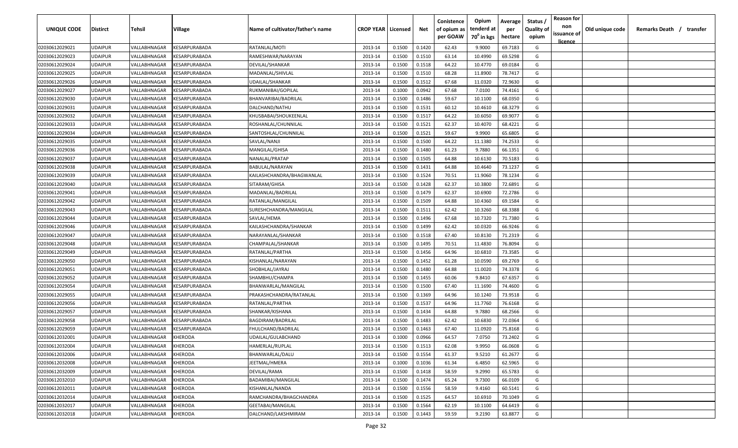| UNIQUE CODE | Distirct | Tehsil | Village | Name of cultivator/father's name | CROP YEAR | Licensed | Net | Conistence of opium as per GOAW | Opium tenderd at $70^0$ in kgs | Average per hectare | Status / Quality of opium | Reason for non issuance of licence | Old unique code | Remarks Death / transfer |
|---|---|---|---|---|---|---|---|---|---|---|---|---|---|---|
| 02030612029021 | UDAIPUR | VALLABHNAGAR | KESARPURABADA | RATANLAL/MOTI | 2013-14 | 0.1500 | 0.1420 | 62.43 | 9.9000 | 69.7183 | G | | | |
| 02030612029023 | UDAIPUR | VALLABHNAGAR | KESARPURABADA | RAMESHWAR/NARAYAN | 2013-14 | 0.1500 | 0.1510 | 63.14 | 10.4990 | 69.5298 | G | | | |
| 02030612029024 | UDAIPUR | VALLABHNAGAR | KESARPURABADA | DEVILAL/SHANKAR | 2013-14 | 0.1500 | 0.1518 | 64.22 | 10.4770 | 69.0184 | G | | | |
| 02030612029025 | UDAIPUR | VALLABHNAGAR | KESARPURABADA | MADANLAL/SHIVLAL | 2013-14 | 0.1500 | 0.1510 | 68.28 | 11.8900 | 78.7417 | G | | | |
| 02030612029026 | UDAIPUR | VALLABHNAGAR | KESARPURABADA | UDAILAL/SHANKAR | 2013-14 | 0.1500 | 0.1512 | 67.68 | 11.0320 | 72.9630 | G | | | |
| 02030612029027 | UDAIPUR | VALLABHNAGAR | KESARPURABADA | RUKMANIBAI/GOPILAL | 2013-14 | 0.1000 | 0.0942 | 67.68 | 7.0100 | 74.4161 | G | | | |
| 02030612029030 | UDAIPUR | VALLABHNAGAR | KESARPURABADA | BHANVARIBAI/BADRILAL | 2013-14 | 0.1500 | 0.1486 | 59.67 | 10.1100 | 68.0350 | G | | | |
| 02030612029031 | UDAIPUR | VALLABHNAGAR | KESARPURABADA | DALCHAND/NATHU | 2013-14 | 0.1500 | 0.1531 | 60.12 | 10.4610 | 68.3279 | G | | | |
| 02030612029032 | UDAIPUR | VALLABHNAGAR | KESARPURABADA | KHUSBABAI/SHOUKEENLAL | 2013-14 | 0.1500 | 0.1517 | 64.22 | 10.6050 | 69.9077 | G | | | |
| 02030612029033 | UDAIPUR | VALLABHNAGAR | KESARPURABADA | ROSHANLAL/CHUNNILAL | 2013-14 | 0.1500 | 0.1521 | 62.37 | 10.4070 | 68.4221 | G | | | |
| 02030612029034 | UDAIPUR | VALLABHNAGAR | KESARPURABADA | SANTOSHLAL/CHUNNILAL | 2013-14 | 0.1500 | 0.1521 | 59.67 | 9.9900 | 65.6805 | G | | | |
| 02030612029035 | UDAIPUR | VALLABHNAGAR | KESARPURABADA | SAVLAL/NANJI | 2013-14 | 0.1500 | 0.1500 | 64.22 | 11.1380 | 74.2533 | G | | | |
| 02030612029036 | UDAIPUR | VALLABHNAGAR | KESARPURABADA | MANGILAL/GHISA | 2013-14 | 0.1500 | 0.1480 | 61.23 | 9.7880 | 66.1351 | G | | | |
| 02030612029037 | UDAIPUR | VALLABHNAGAR | KESARPURABADA | NANALAL/PRATAP | 2013-14 | 0.1500 | 0.1505 | 64.88 | 10.6130 | 70.5183 | G | | | |
| 02030612029038 | UDAIPUR | VALLABHNAGAR | KESARPURABADA | BABULAL/NARAYAN | 2013-14 | 0.1500 | 0.1431 | 64.88 | 10.4640 | 73.1237 | G | | | |
| 02030612029039 | UDAIPUR | VALLABHNAGAR | KESARPURABADA | KAILASHCHANDRA/BHAGWANLAL | 2013-14 | 0.1500 | 0.1524 | 70.51 | 11.9060 | 78.1234 | G | | | |
| 02030612029040 | UDAIPUR | VALLABHNAGAR | KESARPURABADA | SITARAM/GHISA | 2013-14 | 0.1500 | 0.1428 | 62.37 | 10.3800 | 72.6891 | G | | | |
| 02030612029041 | UDAIPUR | VALLABHNAGAR | KESARPURABADA | MADANLAL/BADRILAL | 2013-14 | 0.1500 | 0.1479 | 62.37 | 10.6900 | 72.2786 | G | | | |
| 02030612029042 | UDAIPUR | VALLABHNAGAR | KESARPURABADA | RATANLAL/MANGILAL | 2013-14 | 0.1500 | 0.1509 | 64.88 | 10.4360 | 69.1584 | G | | | |
| 02030612029043 | UDAIPUR | VALLABHNAGAR | KESARPURABADA | SURESHCHANDRA/MANGILAL | 2013-14 | 0.1500 | 0.1511 | 62.42 | 10.3260 | 68.3388 | G | | | |
| 02030612029044 | UDAIPUR | VALLABHNAGAR | KESARPURABADA | SAVLAL/HEMA | 2013-14 | 0.1500 | 0.1496 | 67.68 | 10.7320 | 71.7380 | G | | | |
| 02030612029046 | UDAIPUR | VALLABHNAGAR | KESARPURABADA | KAILASHCHANDRA/SHANKAR | 2013-14 | 0.1500 | 0.1499 | 62.42 | 10.0320 | 66.9246 | G | | | |
| 02030612029047 | UDAIPUR | VALLABHNAGAR | KESARPURABADA | NARAYANLAL/SHANKAR | 2013-14 | 0.1500 | 0.1518 | 67.40 | 10.8130 | 71.2319 | G | | | |
| 02030612029048 | UDAIPUR | VALLABHNAGAR | KESARPURABADA | CHAMPALAL/SHANKAR | 2013-14 | 0.1500 | 0.1495 | 70.51 | 11.4830 | 76.8094 | G | | | |
| 02030612029049 | UDAIPUR | VALLABHNAGAR | KESARPURABADA | RATANLAL/PARTHA | 2013-14 | 0.1500 | 0.1456 | 64.96 | 10.6810 | 73.3585 | G | | | |
| 02030612029050 | UDAIPUR | VALLABHNAGAR | KESARPURABADA | KISHANLAL/NARAYAN | 2013-14 | 0.1500 | 0.1452 | 61.28 | 10.0590 | 69.2769 | G | | | |
| 02030612029051 | UDAIPUR | VALLABHNAGAR | KESARPURABADA | SHOBHLAL/JAYRAJ | 2013-14 | 0.1500 | 0.1480 | 64.88 | 11.0020 | 74.3378 | G | | | |
| 02030612029052 | UDAIPUR | VALLABHNAGAR | KESARPURABADA | SHAMBHU/CHAMPA | 2013-14 | 0.1500 | 0.1455 | 60.06 | 9.8410 | 67.6357 | G | | | |
| 02030612029054 | UDAIPUR | VALLABHNAGAR | KESARPURABADA | BHANWARLAL/MANGILAL | 2013-14 | 0.1500 | 0.1500 | 67.40 | 11.1690 | 74.4600 | G | | | |
| 02030612029055 | UDAIPUR | VALLABHNAGAR | KESARPURABADA | PRAKASHCHANDRA/RATANLAL | 2013-14 | 0.1500 | 0.1369 | 64.96 | 10.1240 | 73.9518 | G | | | |
| 02030612029056 | UDAIPUR | VALLABHNAGAR | KESARPURABADA | RATANLAL/PARTHA | 2013-14 | 0.1500 | 0.1537 | 64.96 | 11.7760 | 76.6168 | G | | | |
| 02030612029057 | UDAIPUR | VALLABHNAGAR | KESARPURABADA | SHANKAR/KISHANA | 2013-14 | 0.1500 | 0.1434 | 64.88 | 9.7880 | 68.2566 | G | | | |
| 02030612029058 | UDAIPUR | VALLABHNAGAR | KESARPURABADA | BAGDIRAM/BADRILAL | 2013-14 | 0.1500 | 0.1483 | 62.42 | 10.6830 | 72.0364 | G | | | |
| 02030612029059 | UDAIPUR | VALLABHNAGAR | KESARPURABADA | FHULCHAND/BADRILAL | 2013-14 | 0.1500 | 0.1463 | 67.40 | 11.0920 | 75.8168 | G | | | |
| 02030612032001 | UDAIPUR | VALLABHNAGAR | KHERODA | UDAILAL/GULABCHAND | 2013-14 | 0.1000 | 0.0966 | 64.57 | 7.0750 | 73.2402 | G | | | |
| 02030612032004 | UDAIPUR | VALLABHNAGAR | KHERODA | HAMERLAL/RUPLAL | 2013-14 | 0.1500 | 0.1513 | 62.08 | 9.9950 | 66.0608 | G | | | |
| 02030612032006 | UDAIPUR | VALLABHNAGAR | KHERODA | BHANWARLAL/DALU | 2013-14 | 0.1500 | 0.1554 | 61.37 | 9.5210 | 61.2677 | G | | | |
| 02030612032008 | UDAIPUR | VALLABHNAGAR | KHERODA | JEETMAL/HMERA | 2013-14 | 0.1000 | 0.1036 | 61.34 | 6.4850 | 62.5965 | G | | | |
| 02030612032009 | UDAIPUR | VALLABHNAGAR | KHERODA | DEVILAL/RAMA | 2013-14 | 0.1500 | 0.1418 | 58.59 | 9.2990 | 65.5783 | G | | | |
| 02030612032010 | UDAIPUR | VALLABHNAGAR | KHERODA | BADAMIBAI/MANGILAL | 2013-14 | 0.1500 | 0.1474 | 65.24 | 9.7300 | 66.0109 | G | | | |
| 02030612032011 | UDAIPUR | VALLABHNAGAR | KHERODA | KISHANLAL/NANDA | 2013-14 | 0.1500 | 0.1556 | 58.59 | 9.4160 | 60.5141 | G | | | |
| 02030612032014 | UDAIPUR | VALLABHNAGAR | KHERODA | RAMCHANDRA/BHAGCHANDRA | 2013-14 | 0.1500 | 0.1525 | 64.57 | 10.6910 | 70.1049 | G | | | |
| 02030612032017 | UDAIPUR | VALLABHNAGAR | KHERODA | GEETABAI/MANGILAL | 2013-14 | 0.1500 | 0.1564 | 62.19 | 10.1100 | 64.6419 | G | | | |
| 02030612032018 | UDAIPUR | VALLABHNAGAR | KHERODA | DALCHAND/LAKSHMIRAM | 2013-14 | 0.1500 | 0.1443 | 59.59 | 9.2190 | 63.8877 | G | | | |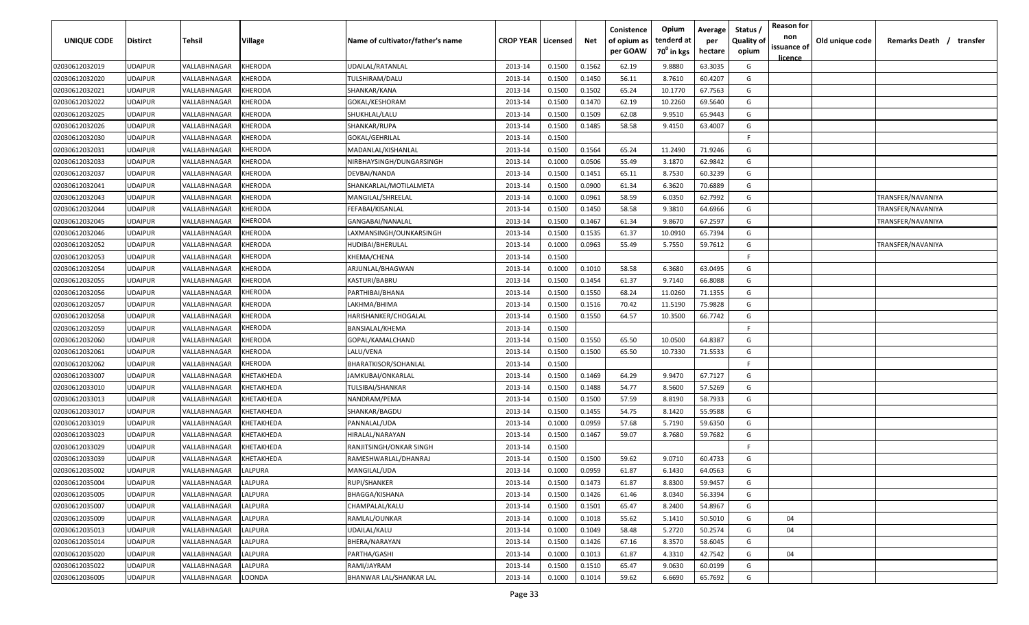| UNIQUE CODE | Distirct | Tehsil | Village | Name of cultivator/father's name | CROP YEAR | Licensed | Net | Conistence of opium as per GOAW | Opium tenderd at $70^0$ in kgs | Average per hectare | Status / Quality of opium | Reason for non issuance of licence | Old unique code | Remarks Death / transfer |
|---|---|---|---|---|---|---|---|---|---|---|---|---|---|---|
| 02030612032019 | UDAIPUR | VALLABHNAGAR | KHERODA | UDAILAL/RATANLAL | 2013-14 | 0.1500 | 0.1562 | 62.19 | 9.8880 | 63.3035 | G | | | |
| 02030612032020 | UDAIPUR | VALLABHNAGAR | KHERODA | TULSHIRAM/DALU | 2013-14 | 0.1500 | 0.1450 | 56.11 | 8.7610 | 60.4207 | G | | | |
| 02030612032021 | UDAIPUR | VALLABHNAGAR | KHERODA | SHANKAR/KANA | 2013-14 | 0.1500 | 0.1502 | 65.24 | 10.1770 | 67.7563 | G | | | |
| 02030612032022 | UDAIPUR | VALLABHNAGAR | KHERODA | GOKAL/KESHORAM | 2013-14 | 0.1500 | 0.1470 | 62.19 | 10.2260 | 69.5640 | G | | | |
| 02030612032025 | UDAIPUR | VALLABHNAGAR | KHERODA | SHUKHLAL/LALU | 2013-14 | 0.1500 | 0.1509 | 62.08 | 9.9510 | 65.9443 | G | | | |
| 02030612032026 | UDAIPUR | VALLABHNAGAR | KHERODA | SHANKAR/RUPA | 2013-14 | 0.1500 | 0.1485 | 58.58 | 9.4150 | 63.4007 | G | | | |
| 02030612032030 | UDAIPUR | VALLABHNAGAR | KHERODA | GOKAL/GEHRILAL | 2013-14 | 0.1500 | | | | | F | | | |
| 02030612032031 | UDAIPUR | VALLABHNAGAR | KHERODA | MADANLAL/KISHANLAL | 2013-14 | 0.1500 | 0.1564 | 65.24 | 11.2490 | 71.9246 | G | | | |
| 02030612032033 | UDAIPUR | VALLABHNAGAR | KHERODA | NIRBHAYSINGH/DUNGARSINGH | 2013-14 | 0.1000 | 0.0506 | 55.49 | 3.1870 | 62.9842 | G | | | |
| 02030612032037 | UDAIPUR | VALLABHNAGAR | KHERODA | DEVBAI/NANDA | 2013-14 | 0.1500 | 0.1451 | 65.11 | 8.7530 | 60.3239 | G | | | |
| 02030612032041 | UDAIPUR | VALLABHNAGAR | KHERODA | SHANKARLAL/MOTILALMETA | 2013-14 | 0.1500 | 0.0900 | 61.34 | 6.3620 | 70.6889 | G | | | |
| 02030612032043 | UDAIPUR | VALLABHNAGAR | KHERODA | MANGILAL/SHREELAL | 2013-14 | 0.1000 | 0.0961 | 58.59 | 6.0350 | 62.7992 | G | | | TRANSFER/NAVANIYA |
| 02030612032044 | UDAIPUR | VALLABHNAGAR | KHERODA | FEFABAI/KISANLAL | 2013-14 | 0.1500 | 0.1450 | 58.58 | 9.3810 | 64.6966 | G | | | TRANSFER/NAVANIYA |
| 02030612032045 | UDAIPUR | VALLABHNAGAR | KHERODA | GANGABAI/NANALAL | 2013-14 | 0.1500 | 0.1467 | 61.34 | 9.8670 | 67.2597 | G | | | TRANSFER/NAVANIYA |
| 02030612032046 | UDAIPUR | VALLABHNAGAR | KHERODA | LAXMANSINGH/OUNKARSINGH | 2013-14 | 0.1500 | 0.1535 | 61.37 | 10.0910 | 65.7394 | G | | | |
| 02030612032052 | UDAIPUR | VALLABHNAGAR | KHERODA | HUDIBAI/BHERULAL | 2013-14 | 0.1000 | 0.0963 | 55.49 | 5.7550 | 59.7612 | G | | | TRANSFER/NAVANIYA |
| 02030612032053 | UDAIPUR | VALLABHNAGAR | KHERODA | KHEMA/CHENA | 2013-14 | 0.1500 | | | | | F | | | |
| 02030612032054 | UDAIPUR | VALLABHNAGAR | KHERODA | ARJUNLAL/BHAGWAN | 2013-14 | 0.1000 | 0.1010 | 58.58 | 6.3680 | 63.0495 | G | | | |
| 02030612032055 | UDAIPUR | VALLABHNAGAR | KHERODA | KASTURI/BABRU | 2013-14 | 0.1500 | 0.1454 | 61.37 | 9.7140 | 66.8088 | G | | | |
| 02030612032056 | UDAIPUR | VALLABHNAGAR | KHERODA | PARTHIBAI/BHANA | 2013-14 | 0.1500 | 0.1550 | 68.24 | 11.0260 | 71.1355 | G | | | |
| 02030612032057 | UDAIPUR | VALLABHNAGAR | KHERODA | LAKHMA/BHIMA | 2013-14 | 0.1500 | 0.1516 | 70.42 | 11.5190 | 75.9828 | G | | | |
| 02030612032058 | UDAIPUR | VALLABHNAGAR | KHERODA | HARISHANKER/CHOGALAL | 2013-14 | 0.1500 | 0.1550 | 64.57 | 10.3500 | 66.7742 | G | | | |
| 02030612032059 | UDAIPUR | VALLABHNAGAR | KHERODA | BANSIALAL/KHEMA | 2013-14 | 0.1500 | | | | | F | | | |
| 02030612032060 | UDAIPUR | VALLABHNAGAR | KHERODA | GOPAL/KAMALCHAND | 2013-14 | 0.1500 | 0.1550 | 65.50 | 10.0500 | 64.8387 | G | | | |
| 02030612032061 | UDAIPUR | VALLABHNAGAR | KHERODA | LALU/VENA | 2013-14 | 0.1500 | 0.1500 | 65.50 | 10.7330 | 71.5533 | G | | | |
| 02030612032062 | UDAIPUR | VALLABHNAGAR | KHERODA | BHARATKISOR/SOHANLAL | 2013-14 | 0.1500 | | | | | F | | | |
| 02030612033007 | UDAIPUR | VALLABHNAGAR | KHETAKHEDA | JAMKUBAI/ONKARLAL | 2013-14 | 0.1500 | 0.1469 | 64.29 | 9.9470 | 67.7127 | G | | | |
| 02030612033010 | UDAIPUR | VALLABHNAGAR | KHETAKHEDA | TULSIBAI/SHANKAR | 2013-14 | 0.1500 | 0.1488 | 54.77 | 8.5600 | 57.5269 | G | | | |
| 02030612033013 | UDAIPUR | VALLABHNAGAR | KHETAKHEDA | NANDRAM/PEMA | 2013-14 | 0.1500 | 0.1500 | 57.59 | 8.8190 | 58.7933 | G | | | |
| 02030612033017 | UDAIPUR | VALLABHNAGAR | KHETAKHEDA | SHANKAR/BAGDU | 2013-14 | 0.1500 | 0.1455 | 54.75 | 8.1420 | 55.9588 | G | | | |
| 02030612033019 | UDAIPUR | VALLABHNAGAR | KHETAKHEDA | PANNALAL/UDA | 2013-14 | 0.1000 | 0.0959 | 57.68 | 5.7190 | 59.6350 | G | | | |
| 02030612033023 | UDAIPUR | VALLABHNAGAR | KHETAKHEDA | HIRALAL/NARAYAN | 2013-14 | 0.1500 | 0.1467 | 59.07 | 8.7680 | 59.7682 | G | | | |
| 02030612033029 | UDAIPUR | VALLABHNAGAR | KHETAKHEDA | RANJITSINGH/ONKAR SINGH | 2013-14 | 0.1500 | | | | | F | | | |
| 02030612033039 | UDAIPUR | VALLABHNAGAR | KHETAKHEDA | RAMESHWARLAL/DHANRAJ | 2013-14 | 0.1500 | 0.1500 | 59.62 | 9.0710 | 60.4733 | G | | | |
| 02030612035002 | UDAIPUR | VALLABHNAGAR | LALPURA | MANGILAL/UDA | 2013-14 | 0.1000 | 0.0959 | 61.87 | 6.1430 | 64.0563 | G | | | |
| 02030612035004 | UDAIPUR | VALLABHNAGAR | LALPURA | RUPI/SHANKER | 2013-14 | 0.1500 | 0.1473 | 61.87 | 8.8300 | 59.9457 | G | | | |
| 02030612035005 | UDAIPUR | VALLABHNAGAR | LALPURA | BHAGGA/KISHANA | 2013-14 | 0.1500 | 0.1426 | 61.46 | 8.0340 | 56.3394 | G | | | |
| 02030612035007 | UDAIPUR | VALLABHNAGAR | LALPURA | CHAMPALAL/KALU | 2013-14 | 0.1500 | 0.1501 | 65.47 | 8.2400 | 54.8967 | G | | | |
| 02030612035009 | UDAIPUR | VALLABHNAGAR | LALPURA | RAMLAL/OUNKAR | 2013-14 | 0.1000 | 0.1018 | 55.62 | 5.1410 | 50.5010 | G | 04 | | |
| 02030612035013 | UDAIPUR | VALLABHNAGAR | LALPURA | UDAILAL/KALU | 2013-14 | 0.1000 | 0.1049 | 58.48 | 5.2720 | 50.2574 | G | 04 | | |
| 02030612035014 | UDAIPUR | VALLABHNAGAR | LALPURA | BHERA/NARAYAN | 2013-14 | 0.1500 | 0.1426 | 67.16 | 8.3570 | 58.6045 | G | | | |
| 02030612035020 | UDAIPUR | VALLABHNAGAR | LALPURA | PARTHA/GASHI | 2013-14 | 0.1000 | 0.1013 | 61.87 | 4.3310 | 42.7542 | G | 04 | | |
| 02030612035022 | UDAIPUR | VALLABHNAGAR | LALPURA | RAMI/JAYRAM | 2013-14 | 0.1500 | 0.1510 | 65.47 | 9.0630 | 60.0199 | G | | | |
| 02030612036005 | UDAIPUR | VALLABHNAGAR | LOONDA | BHANWAR LAL/SHANKAR LAL | 2013-14 | 0.1000 | 0.1014 | 59.62 | 6.6690 | 65.7692 | G | | | |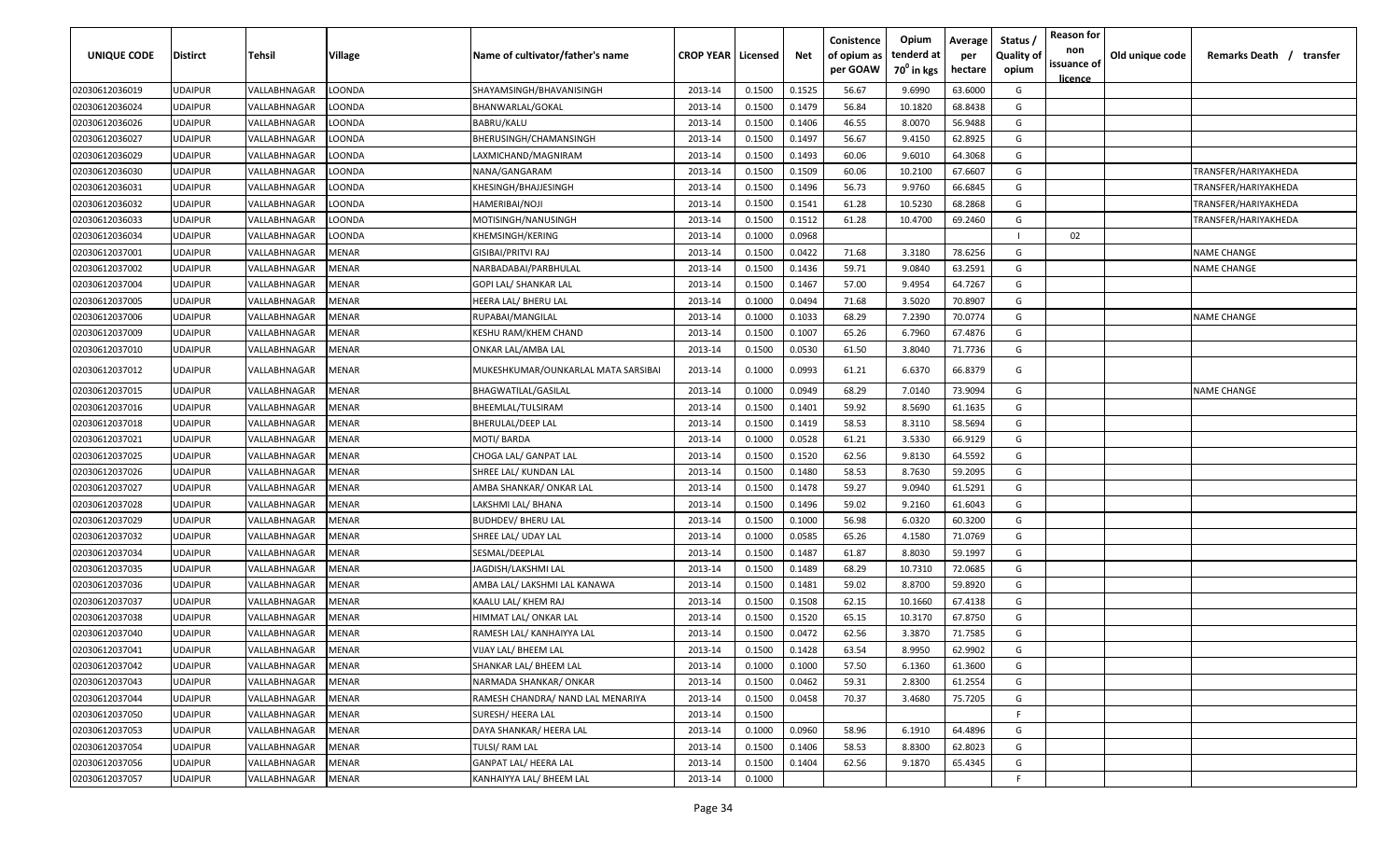| UNIQUE CODE | Distirct | Tehsil | Village | Name of cultivator/father's name | CROP YEAR | Licensed | Net | Conistence of opium as per GOAW | Opium tenderd at 70⁰ in kgs | Average per hectare | Status / Quality of opium | Reason for non issuance of licence | Old unique code | Remarks Death / transfer |
|---|---|---|---|---|---|---|---|---|---|---|---|---|---|---|
| 02030612036019 | UDAIPUR | VALLABHNAGAR | LOONDA | SHAYAMSINGH/BHAVANISINGH | 2013-14 | 0.1500 | 0.1525 | 56.67 | 9.6990 | 63.6000 | G | | | |
| 02030612036024 | UDAIPUR | VALLABHNAGAR | LOONDA | BHANWARLAL/GOKAL | 2013-14 | 0.1500 | 0.1479 | 56.84 | 10.1820 | 68.8438 | G | | | |
| 02030612036026 | UDAIPUR | VALLABHNAGAR | LOONDA | BABRU/KALU | 2013-14 | 0.1500 | 0.1406 | 46.55 | 8.0070 | 56.9488 | G | | | |
| 02030612036027 | UDAIPUR | VALLABHNAGAR | LOONDA | BHERUSINGH/CHAMANSINGH | 2013-14 | 0.1500 | 0.1497 | 56.67 | 9.4150 | 62.8925 | G | | | |
| 02030612036029 | UDAIPUR | VALLABHNAGAR | LOONDA | LAXMICHAND/MAGNIRAM | 2013-14 | 0.1500 | 0.1493 | 60.06 | 9.6010 | 64.3068 | G | | | |
| 02030612036030 | UDAIPUR | VALLABHNAGAR | LOONDA | NANA/GANGARAM | 2013-14 | 0.1500 | 0.1509 | 60.06 | 10.2100 | 67.6607 | G | | | TRANSFER/HARIYAKHEDA |
| 02030612036031 | UDAIPUR | VALLABHNAGAR | LOONDA | KHESINGH/BHAJJESINGH | 2013-14 | 0.1500 | 0.1496 | 56.73 | 9.9760 | 66.6845 | G | | | TRANSFER/HARIYAKHEDA |
| 02030612036032 | UDAIPUR | VALLABHNAGAR | LOONDA | HAMERIBAI/NOJI | 2013-14 | 0.1500 | 0.1541 | 61.28 | 10.5230 | 68.2868 | G | | | TRANSFER/HARIYAKHEDA |
| 02030612036033 | UDAIPUR | VALLABHNAGAR | LOONDA | MOTISINGH/NANUSINGH | 2013-14 | 0.1500 | 0.1512 | 61.28 | 10.4700 | 69.2460 | G | | | TRANSFER/HARIYAKHEDA |
| 02030612036034 | UDAIPUR | VALLABHNAGAR | LOONDA | KHEMSINGH/KERING | 2013-14 | 0.1000 | 0.0968 | | | | I | 02 | | |
| 02030612037001 | UDAIPUR | VALLABHNAGAR | MENAR | GISIBAI/PRITVI RAJ | 2013-14 | 0.1500 | 0.0422 | 71.68 | 3.3180 | 78.6256 | G | | | NAME CHANGE |
| 02030612037002 | UDAIPUR | VALLABHNAGAR | MENAR | NARBADABAI/PARBHULAL | 2013-14 | 0.1500 | 0.1436 | 59.71 | 9.0840 | 63.2591 | G | | | NAME CHANGE |
| 02030612037004 | UDAIPUR | VALLABHNAGAR | MENAR | GOPI LAL/ SHANKAR LAL | 2013-14 | 0.1500 | 0.1467 | 57.00 | 9.4954 | 64.7267 | G | | | |
| 02030612037005 | UDAIPUR | VALLABHNAGAR | MENAR | HEERA LAL/ BHERU LAL | 2013-14 | 0.1000 | 0.0494 | 71.68 | 3.5020 | 70.8907 | G | | | |
| 02030612037006 | UDAIPUR | VALLABHNAGAR | MENAR | RUPABAI/MANGILAL | 2013-14 | 0.1000 | 0.1033 | 68.29 | 7.2390 | 70.0774 | G | | | NAME CHANGE |
| 02030612037009 | UDAIPUR | VALLABHNAGAR | MENAR | KESHU RAM/KHEM CHAND | 2013-14 | 0.1500 | 0.1007 | 65.26 | 6.7960 | 67.4876 | G | | | |
| 02030612037010 | UDAIPUR | VALLABHNAGAR | MENAR | ONKAR LAL/AMBA LAL | 2013-14 | 0.1500 | 0.0530 | 61.50 | 3.8040 | 71.7736 | G | | | |
| 02030612037012 | UDAIPUR | VALLABHNAGAR | MENAR | MUKESHKUMAR/OUNKARLAL MATA SARSIBAI | 2013-14 | 0.1000 | 0.0993 | 61.21 | 6.6370 | 66.8379 | G | | | |
| 02030612037015 | UDAIPUR | VALLABHNAGAR | MENAR | BHAGWATILAL/GASILAL | 2013-14 | 0.1000 | 0.0949 | 68.29 | 7.0140 | 73.9094 | G | | | NAME CHANGE |
| 02030612037016 | UDAIPUR | VALLABHNAGAR | MENAR | BHEEMLAL/TULSIRAM | 2013-14 | 0.1500 | 0.1401 | 59.92 | 8.5690 | 61.1635 | G | | | |
| 02030612037018 | UDAIPUR | VALLABHNAGAR | MENAR | BHERULAL/DEEP LAL | 2013-14 | 0.1500 | 0.1419 | 58.53 | 8.3110 | 58.5694 | G | | | |
| 02030612037021 | UDAIPUR | VALLABHNAGAR | MENAR | MOTI/ BARDA | 2013-14 | 0.1000 | 0.0528 | 61.21 | 3.5330 | 66.9129 | G | | | |
| 02030612037025 | UDAIPUR | VALLABHNAGAR | MENAR | CHOGA LAL/ GANPAT LAL | 2013-14 | 0.1500 | 0.1520 | 62.56 | 9.8130 | 64.5592 | G | | | |
| 02030612037026 | UDAIPUR | VALLABHNAGAR | MENAR | SHREE LAL/ KUNDAN LAL | 2013-14 | 0.1500 | 0.1480 | 58.53 | 8.7630 | 59.2095 | G | | | |
| 02030612037027 | UDAIPUR | VALLABHNAGAR | MENAR | AMBA SHANKAR/ ONKAR LAL | 2013-14 | 0.1500 | 0.1478 | 59.27 | 9.0940 | 61.5291 | G | | | |
| 02030612037028 | UDAIPUR | VALLABHNAGAR | MENAR | LAKSHMI LAL/ BHANA | 2013-14 | 0.1500 | 0.1496 | 59.02 | 9.2160 | 61.6043 | G | | | |
| 02030612037029 | UDAIPUR | VALLABHNAGAR | MENAR | BUDHDEV/ BHERU LAL | 2013-14 | 0.1500 | 0.1000 | 56.98 | 6.0320 | 60.3200 | G | | | |
| 02030612037032 | UDAIPUR | VALLABHNAGAR | MENAR | SHREE LAL/ UDAY LAL | 2013-14 | 0.1000 | 0.0585 | 65.26 | 4.1580 | 71.0769 | G | | | |
| 02030612037034 | UDAIPUR | VALLABHNAGAR | MENAR | SESMAL/DEEPLAL | 2013-14 | 0.1500 | 0.1487 | 61.87 | 8.8030 | 59.1997 | G | | | |
| 02030612037035 | UDAIPUR | VALLABHNAGAR | MENAR | JAGDISH/LAKSHMI LAL | 2013-14 | 0.1500 | 0.1489 | 68.29 | 10.7310 | 72.0685 | G | | | |
| 02030612037036 | UDAIPUR | VALLABHNAGAR | MENAR | AMBA LAL/ LAKSHMI LAL KANAWA | 2013-14 | 0.1500 | 0.1481 | 59.02 | 8.8700 | 59.8920 | G | | | |
| 02030612037037 | UDAIPUR | VALLABHNAGAR | MENAR | KAALU LAL/ KHEM RAJ | 2013-14 | 0.1500 | 0.1508 | 62.15 | 10.1660 | 67.4138 | G | | | |
| 02030612037038 | UDAIPUR | VALLABHNAGAR | MENAR | HIMMAT LAL/ ONKAR LAL | 2013-14 | 0.1500 | 0.1520 | 65.15 | 10.3170 | 67.8750 | G | | | |
| 02030612037040 | UDAIPUR | VALLABHNAGAR | MENAR | RAMESH LAL/ KANHAIYYA LAL | 2013-14 | 0.1500 | 0.0472 | 62.56 | 3.3870 | 71.7585 | G | | | |
| 02030612037041 | UDAIPUR | VALLABHNAGAR | MENAR | VIJAY LAL/ BHEEM LAL | 2013-14 | 0.1500 | 0.1428 | 63.54 | 8.9950 | 62.9902 | G | | | |
| 02030612037042 | UDAIPUR | VALLABHNAGAR | MENAR | SHANKAR LAL/ BHEEM LAL | 2013-14 | 0.1000 | 0.1000 | 57.50 | 6.1360 | 61.3600 | G | | | |
| 02030612037043 | UDAIPUR | VALLABHNAGAR | MENAR | NARMADA SHANKAR/ ONKAR | 2013-14 | 0.1500 | 0.0462 | 59.31 | 2.8300 | 61.2554 | G | | | |
| 02030612037044 | UDAIPUR | VALLABHNAGAR | MENAR | RAMESH CHANDRA/ NAND LAL MENARIYA | 2013-14 | 0.1500 | 0.0458 | 70.37 | 3.4680 | 75.7205 | G | | | |
| 02030612037050 | UDAIPUR | VALLABHNAGAR | MENAR | SURESH/ HEERA LAL | 2013-14 | 0.1500 | | | | | F | | | |
| 02030612037053 | UDAIPUR | VALLABHNAGAR | MENAR | DAYA SHANKAR/ HEERA LAL | 2013-14 | 0.1000 | 0.0960 | 58.96 | 6.1910 | 64.4896 | G | | | |
| 02030612037054 | UDAIPUR | VALLABHNAGAR | MENAR | TULSI/ RAM LAL | 2013-14 | 0.1500 | 0.1406 | 58.53 | 8.8300 | 62.8023 | G | | | |
| 02030612037056 | UDAIPUR | VALLABHNAGAR | MENAR | GANPAT LAL/ HEERA LAL | 2013-14 | 0.1500 | 0.1404 | 62.56 | 9.1870 | 65.4345 | G | | | |
| 02030612037057 | UDAIPUR | VALLABHNAGAR | MENAR | KANHAIYYA LAL/ BHEEM LAL | 2013-14 | 0.1000 | | | | | F | | | |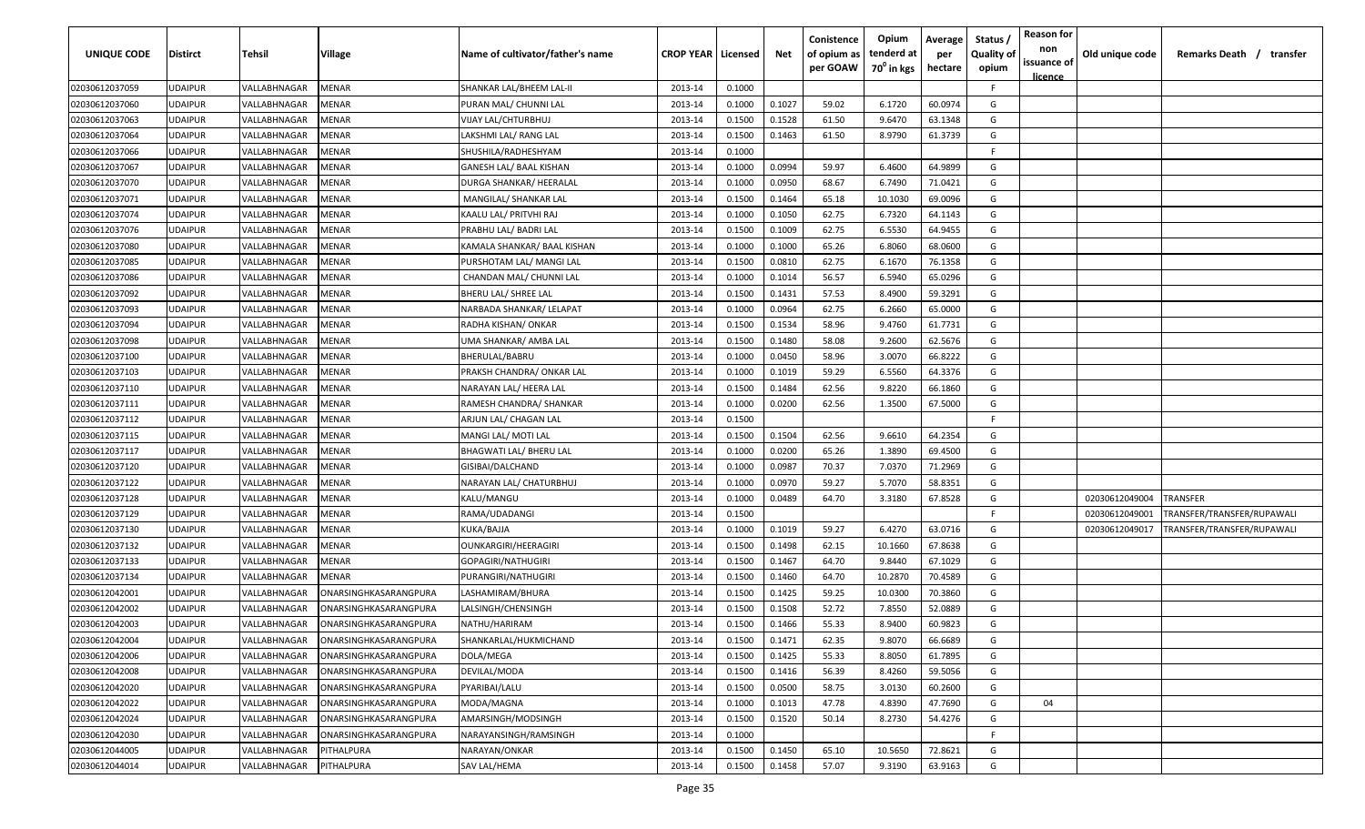| UNIQUE CODE | Distirct | Tehsil | Village | Name of cultivator/father's name | CROP YEAR | Licensed | Net | Conistence of opium as per GOAW | Opium tenderd at 70° in kgs | Average per hectare | Status / Quality of opium | Reason for non issuance of licence | Old unique code | Remarks Death / transfer |
|---|---|---|---|---|---|---|---|---|---|---|---|---|---|---|
| 02030612037059 | UDAIPUR | VALLABHNAGAR | MENAR | SHANKAR LAL/BHEEM LAL-II | 2013-14 | 0.1000 | | | | | F | | | |
| 02030612037060 | UDAIPUR | VALLABHNAGAR | MENAR | PURAN MAL/ CHUNNI LAL | 2013-14 | 0.1000 | 0.1027 | 59.02 | 6.1720 | 60.0974 | G | | | |
| 02030612037063 | UDAIPUR | VALLABHNAGAR | MENAR | VIJAY LAL/CHTURBHUJ | 2013-14 | 0.1500 | 0.1528 | 61.50 | 9.6470 | 63.1348 | G | | | |
| 02030612037064 | UDAIPUR | VALLABHNAGAR | MENAR | LAKSHMI LAL/ RANG LAL | 2013-14 | 0.1500 | 0.1463 | 61.50 | 8.9790 | 61.3739 | G | | | |
| 02030612037066 | UDAIPUR | VALLABHNAGAR | MENAR | SHUSHILA/RADHESHYAM | 2013-14 | 0.1000 | | | | | F | | | |
| 02030612037067 | UDAIPUR | VALLABHNAGAR | MENAR | GANESH LAL/ BAAL KISHAN | 2013-14 | 0.1000 | 0.0994 | 59.97 | 6.4600 | 64.9899 | G | | | |
| 02030612037070 | UDAIPUR | VALLABHNAGAR | MENAR | DURGA SHANKAR/ HEERALAL | 2013-14 | 0.1000 | 0.0950 | 68.67 | 6.7490 | 71.0421 | G | | | |
| 02030612037071 | UDAIPUR | VALLABHNAGAR | MENAR | MANGILAL/ SHANKAR LAL | 2013-14 | 0.1500 | 0.1464 | 65.18 | 10.1030 | 69.0096 | G | | | |
| 02030612037074 | UDAIPUR | VALLABHNAGAR | MENAR | KAALU LAL/ PRITVHI RAJ | 2013-14 | 0.1000 | 0.1050 | 62.75 | 6.7320 | 64.1143 | G | | | |
| 02030612037076 | UDAIPUR | VALLABHNAGAR | MENAR | PRABHU LAL/ BADRI LAL | 2013-14 | 0.1500 | 0.1009 | 62.75 | 6.5530 | 64.9455 | G | | | |
| 02030612037080 | UDAIPUR | VALLABHNAGAR | MENAR | KAMALA SHANKAR/ BAAL KISHAN | 2013-14 | 0.1000 | 0.1000 | 65.26 | 6.8060 | 68.0600 | G | | | |
| 02030612037085 | UDAIPUR | VALLABHNAGAR | MENAR | PURSHOTAM LAL/ MANGI LAL | 2013-14 | 0.1500 | 0.0810 | 62.75 | 6.1670 | 76.1358 | G | | | |
| 02030612037086 | UDAIPUR | VALLABHNAGAR | MENAR | CHANDAN MAL/ CHUNNI LAL | 2013-14 | 0.1000 | 0.1014 | 56.57 | 6.5940 | 65.0296 | G | | | |
| 02030612037092 | UDAIPUR | VALLABHNAGAR | MENAR | BHERU LAL/ SHREE LAL | 2013-14 | 0.1500 | 0.1431 | 57.53 | 8.4900 | 59.3291 | G | | | |
| 02030612037093 | UDAIPUR | VALLABHNAGAR | MENAR | NARBADA SHANKAR/ LELAPAT | 2013-14 | 0.1000 | 0.0964 | 62.75 | 6.2660 | 65.0000 | G | | | |
| 02030612037094 | UDAIPUR | VALLABHNAGAR | MENAR | RADHA KISHAN/ ONKAR | 2013-14 | 0.1500 | 0.1534 | 58.96 | 9.4760 | 61.7731 | G | | | |
| 02030612037098 | UDAIPUR | VALLABHNAGAR | MENAR | UMA SHANKAR/ AMBA LAL | 2013-14 | 0.1500 | 0.1480 | 58.08 | 9.2600 | 62.5676 | G | | | |
| 02030612037100 | UDAIPUR | VALLABHNAGAR | MENAR | BHERULAL/BABRU | 2013-14 | 0.1000 | 0.0450 | 58.96 | 3.0070 | 66.8222 | G | | | |
| 02030612037103 | UDAIPUR | VALLABHNAGAR | MENAR | PRAKSH CHANDRA/ ONKAR LAL | 2013-14 | 0.1000 | 0.1019 | 59.29 | 6.5560 | 64.3376 | G | | | |
| 02030612037110 | UDAIPUR | VALLABHNAGAR | MENAR | NARAYAN LAL/ HEERA LAL | 2013-14 | 0.1500 | 0.1484 | 62.56 | 9.8220 | 66.1860 | G | | | |
| 02030612037111 | UDAIPUR | VALLABHNAGAR | MENAR | RAMESH CHANDRA/ SHANKAR | 2013-14 | 0.1000 | 0.0200 | 62.56 | 1.3500 | 67.5000 | G | | | |
| 02030612037112 | UDAIPUR | VALLABHNAGAR | MENAR | ARJUN LAL/ CHAGAN LAL | 2013-14 | 0.1500 | | | | | F | | | |
| 02030612037115 | UDAIPUR | VALLABHNAGAR | MENAR | MANGI LAL/ MOTI LAL | 2013-14 | 0.1500 | 0.1504 | 62.56 | 9.6610 | 64.2354 | G | | | |
| 02030612037117 | UDAIPUR | VALLABHNAGAR | MENAR | BHAGWATI LAL/ BHERU LAL | 2013-14 | 0.1000 | 0.0200 | 65.26 | 1.3890 | 69.4500 | G | | | |
| 02030612037120 | UDAIPUR | VALLABHNAGAR | MENAR | GISIBAI/DALCHAND | 2013-14 | 0.1000 | 0.0987 | 70.37 | 7.0370 | 71.2969 | G | | | |
| 02030612037122 | UDAIPUR | VALLABHNAGAR | MENAR | NARAYAN LAL/ CHATURBHUJ | 2013-14 | 0.1000 | 0.0970 | 59.27 | 5.7070 | 58.8351 | G | | | |
| 02030612037128 | UDAIPUR | VALLABHNAGAR | MENAR | KALU/MANGU | 2013-14 | 0.1000 | 0.0489 | 64.70 | 3.3180 | 67.8528 | G | | 02030612049004 | TRANSFER |
| 02030612037129 | UDAIPUR | VALLABHNAGAR | MENAR | RAMA/UDADANGI | 2013-14 | 0.1500 | | | | | F | | 02030612049001 | TRANSFER/TRANSFER/RUPAWALI |
| 02030612037130 | UDAIPUR | VALLABHNAGAR | MENAR | KUKA/BAJJA | 2013-14 | 0.1000 | 0.1019 | 59.27 | 6.4270 | 63.0716 | G | | 02030612049017 | TRANSFER/TRANSFER/RUPAWALI |
| 02030612037132 | UDAIPUR | VALLABHNAGAR | MENAR | OUNKARGIRI/HEERAGIRI | 2013-14 | 0.1500 | 0.1498 | 62.15 | 10.1660 | 67.8638 | G | | | |
| 02030612037133 | UDAIPUR | VALLABHNAGAR | MENAR | GOPAGIRI/NATHUGIRI | 2013-14 | 0.1500 | 0.1467 | 64.70 | 9.8440 | 67.1029 | G | | | |
| 02030612037134 | UDAIPUR | VALLABHNAGAR | MENAR | PURANGIRI/NATHUGIRI | 2013-14 | 0.1500 | 0.1460 | 64.70 | 10.2870 | 70.4589 | G | | | |
| 02030612042001 | UDAIPUR | VALLABHNAGAR | ONARSINGHKASARANGPURA | LASHAMIRAM/BHURA | 2013-14 | 0.1500 | 0.1425 | 59.25 | 10.0300 | 70.3860 | G | | | |
| 02030612042002 | UDAIPUR | VALLABHNAGAR | ONARSINGHKASARANGPURA | LALSINGH/CHENSINGH | 2013-14 | 0.1500 | 0.1508 | 52.72 | 7.8550 | 52.0889 | G | | | |
| 02030612042003 | UDAIPUR | VALLABHNAGAR | ONARSINGHKASARANGPURA | NATHU/HARIRAM | 2013-14 | 0.1500 | 0.1466 | 55.33 | 8.9400 | 60.9823 | G | | | |
| 02030612042004 | UDAIPUR | VALLABHNAGAR | ONARSINGHKASARANGPURA | SHANKARLAL/HUKMICHAND | 2013-14 | 0.1500 | 0.1471 | 62.35 | 9.8070 | 66.6689 | G | | | |
| 02030612042006 | UDAIPUR | VALLABHNAGAR | ONARSINGHKASARANGPURA | DOLA/MEGA | 2013-14 | 0.1500 | 0.1425 | 55.33 | 8.8050 | 61.7895 | G | | | |
| 02030612042008 | UDAIPUR | VALLABHNAGAR | ONARSINGHKASARANGPURA | DEVILAL/MODA | 2013-14 | 0.1500 | 0.1416 | 56.39 | 8.4260 | 59.5056 | G | | | |
| 02030612042020 | UDAIPUR | VALLABHNAGAR | ONARSINGHKASARANGPURA | PYARIBAI/LALU | 2013-14 | 0.1500 | 0.0500 | 58.75 | 3.0130 | 60.2600 | G | | | |
| 02030612042022 | UDAIPUR | VALLABHNAGAR | ONARSINGHKASARANGPURA | MODA/MAGNA | 2013-14 | 0.1000 | 0.1013 | 47.78 | 4.8390 | 47.7690 | G | 04 | | |
| 02030612042024 | UDAIPUR | VALLABHNAGAR | ONARSINGHKASARANGPURA | AMARSINGH/MODSINGH | 2013-14 | 0.1500 | 0.1520 | 50.14 | 8.2730 | 54.4276 | G | | | |
| 02030612042030 | UDAIPUR | VALLABHNAGAR | ONARSINGHKASARANGPURA | NARAYANSINGH/RAMSINGH | 2013-14 | 0.1000 | | | | | F | | | |
| 02030612044005 | UDAIPUR | VALLABHNAGAR | PITHALPURA | NARAYAN/ONKAR | 2013-14 | 0.1500 | 0.1450 | 65.10 | 10.5650 | 72.8621 | G | | | |
| 02030612044014 | UDAIPUR | VALLABHNAGAR | PITHALPURA | SAV LAL/HEMA | 2013-14 | 0.1500 | 0.1458 | 57.07 | 9.3190 | 63.9163 | G | | | |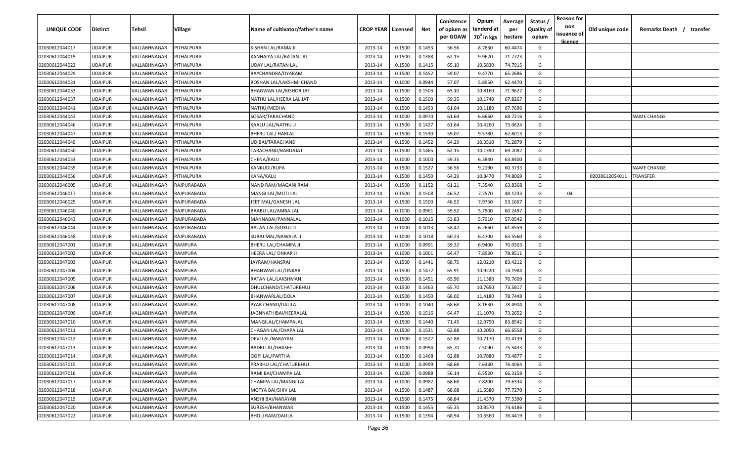| UNIQUE CODE | Distirct | Tehsil | Village | Name of cultivator/father's name | CROP YEAR | Licensed | Net | Conistence of opium as per GOAW | Opium tenderd at 70° in kgs | Average per hectare | Status / Quality of opium | Reason for non issuance of licence | Old unique code | Remarks Death / transfer |
|---|---|---|---|---|---|---|---|---|---|---|---|---|---|---|
| 02030612044017 | UDAIPUR | VALLABHNAGAR | PITHALPURA | KISHAN LAL/RAMA JI | 2013-14 | 0.1500 | 0.1453 | 56.56 | 8.7830 | 60.4474 | G | | | |
| 02030612044019 | UDAIPUR | VALLABHNAGAR | PITHALPURA | KANHAIYA LAL/RATAN LAL | 2013-14 | 0.1500 | 0.1388 | 62.15 | 9.9620 | 71.7723 | G | | | |
| 02030612044022 | UDAIPUR | VALLABHNAGAR | PITHALPURA | UDAY LAL/RATAN LAL | 2013-14 | 0.1500 | 0.1415 | 65.10 | 10.5830 | 74.7915 | G | | | |
| 02030612044029 | UDAIPUR | VALLABHNAGAR | PITHALPURA | RAYCHANDRA/DYARAM | 2013-14 | 0.1500 | 0.1452 | 59.07 | 9.4770 | 65.2686 | G | | | |
| 02030612044031 | UDAIPUR | VALLABHNAGAR | PITHALPURA | ROSHAN LAL/LAKSHMI CHAND | 2013-14 | 0.1000 | 0.0944 | 57.07 | 5.8950 | 62.4470 | G | | | |
| 02030612044033 | UDAIPUR | VALLABHNAGAR | PITHALPURA | BHAGWAN LAL/KISHOR JAT | 2013-14 | 0.1500 | 0.1503 | 65.10 | 10.8160 | 71.9627 | G | | | |
| 02030612044037 | UDAIPUR | VALLABHNAGAR | PITHALPURA | NATHU LAL/HEERA LAL JAT | 2013-14 | 0.1500 | 0.1500 | 59.35 | 10.1740 | 67.8267 | G | | | |
| 02030612044041 | UDAIPUR | VALLABHNAGAR | PITHALPURA | NATHU/MEDHA | 2013-14 | 0.1500 | 0.1493 | 61.64 | 10.1180 | 67.7696 | G | | | |
| 02030612044043 | UDAIPUR | VALLABHNAGAR | PITHALPURA | SOSAR/TARACHAND | 2013-14 | 0.1000 | 0.0970 | 61.64 | 6.6660 | 68.7216 | G | | | NAME CHANGE |
| 02030612044046 | UDAIPUR | VALLABHNAGAR | PITHALPURA | KAALU LAL/NATHU JI | 2013-14 | 0.1500 | 0.1427 | 61.64 | 10.4260 | 73.0624 | G | | | |
| 02030612044047 | UDAIPUR | VALLABHNAGAR | PITHALPURA | BHERU LAL/ HARLAL | 2013-14 | 0.1500 | 0.1530 | 59.07 | 9.5780 | 62.6013 | G | | | |
| 02030612044049 | UDAIPUR | VALLABHNAGAR | PITHALPURA | UDIBAI/TARACHAND | 2013-14 | 0.1500 | 0.1452 | 64.29 | 10.3510 | 71.2879 | G | | | |
| 02030612044050 | UDAIPUR | VALLABHNAGAR | PITHALPURA | TARACHAND/BARDAJAT | 2013-14 | 0.1500 | 0.1465 | 62.15 | 10.1390 | 69.2082 | G | | | |
| 02030612044053 | UDAIPUR | VALLABHNAGAR | PITHALPURA | CHENA/KALU | 2013-14 | 0.1000 | 0.1000 | 59.35 | 6.3840 | 63.8400 | G | | | |
| 02030612044055 | UDAIPUR | VALLABHNAGAR | PITHALPURA | KANKUDI/RUPA | 2013-14 | 0.1500 | 0.1527 | 56.56 | 9.2190 | 60.3733 | G | | | NAME CHANGE |
| 02030612044056 | UDAIPUR | VALLABHNAGAR | PITHALPURA | KANA/KALU | 2013-14 | 0.1500 | 0.1450 | 64.29 | 10.8470 | 74.8069 | G | | 02030612054011 | TRANSFER |
| 02030612046005 | UDAIPUR | VALLABHNAGAR | RAJPURABADA | NAND RAM/MAGANI RAM | 2013-14 | 0.1500 | 0.1152 | 61.21 | 7.3540 | 63.8368 | G | | | |
| 02030612046017 | UDAIPUR | VALLABHNAGAR | RAJPURABADA | MANGI LAL/MOTI LAL | 2013-14 | 0.1500 | 0.1508 | 46.52 | 7.2570 | 48.1233 | G | 04 | | |
| 02030612046025 | UDAIPUR | VALLABHNAGAR | RAJPURABADA | JEET MAL/GANESH LAL | 2013-14 | 0.1500 | 0.1500 | 46.52 | 7.9750 | 53.1667 | G | | | |
| 02030612046040 | UDAIPUR | VALLABHNAGAR | RAJPURABADA | BAABU LAL/AMBA LAL | 2013-14 | 0.1000 | 0.0961 | 59.52 | 5.7900 | 60.2497 | G | | | |
| 02030612046043 | UDAIPUR | VALLABHNAGAR | RAJPURABADA | MANNABAI/PANNALAL | 2013-14 | 0.1000 | 0.1015 | 53.83 | 5.7910 | 57.0542 | G | | | |
| 02030612046044 | UDAIPUR | VALLABHNAGAR | RAJPURABADA | RATAN LAL/GOKUL JI | 2013-14 | 0.1000 | 0.1013 | 58.42 | 6.2660 | 61.8559 | G | | | |
| 02030612046048 | UDAIPUR | VALLABHNAGAR | RAJPURABADA | SURAJ MAL/NAWALA JI | 2013-14 | 0.1000 | 0.1018 | 60.23 | 6.4700 | 63.5560 | G | | | |
| 02030612047001 | UDAIPUR | VALLABHNAGAR | RAMPURA | BHERU LAL/CHAMPA JI | 2013-14 | 0.1000 | 0.0991 | 59.32 | 6.9400 | 70.0303 | G | | | |
| 02030612047002 | UDAIPUR | VALLABHNAGAR | RAMPURA | HEERA LAL/ ONKAR JI | 2013-14 | 0.1000 | 0.1001 | 64.47 | 7.8930 | 78.8511 | G | | | |
| 02030612047003 | UDAIPUR | VALLABHNAGAR | RAMPURA | JAYRAM/HANSRAJ | 2013-14 | 0.1500 | 0.1441 | 68.75 | 12.0210 | 83.4212 | G | | | |
| 02030612047004 | UDAIPUR | VALLABHNAGAR | RAMPURA | BHANWAR LAL/ONKAR | 2013-14 | 0.1500 | 0.1472 | 65.91 | 10.9220 | 74.1984 | G | | | |
| 02030612047005 | UDAIPUR | VALLABHNAGAR | RAMPURA | RATAN LAL/LAKSHMAN | 2013-14 | 0.1500 | 0.1451 | 65.96 | 11.1380 | 76.7609 | G | | | |
| 02030612047006 | UDAIPUR | VALLABHNAGAR | RAMPURA | DHULCHAND/CHATURBHUJ | 2013-14 | 0.1500 | 0.1463 | 65.70 | 10.7650 | 73.5817 | G | | | |
| 02030612047007 | UDAIPUR | VALLABHNAGAR | RAMPURA | BHANWARLAL/DOLA | 2013-14 | 0.1500 | 0.1450 | 68.02 | 11.4180 | 78.7448 | G | | | |
| 02030612047008 | UDAIPUR | VALLABHNAGAR | RAMPURA | PYAR CHAND/DAULA | 2013-14 | 0.1000 | 0.1040 | 68.68 | 8.1630 | 78.4904 | G | | | |
| 02030612047009 | UDAIPUR | VALLABHNAGAR | RAMPURA | JAGNNATHIBAI/HEERALAL | 2013-14 | 0.1500 | 0.1516 | 64.47 | 11.1070 | 73.2652 | G | | | |
| 02030612047010 | UDAIPUR | VALLABHNAGAR | RAMPURA | MANGILAL/CHAMPALAL | 2013-14 | 0.1500 | 0.1440 | 71.45 | 12.0750 | 83.8542 | G | | | |
| 02030612047011 | UDAIPUR | VALLABHNAGAR | RAMPURA | CHAGAN LAL/CHAPA LAL | 2013-14 | 0.1500 | 0.1531 | 62.88 | 10.2050 | 66.6558 | G | | | |
| 02030612047012 | UDAIPUR | VALLABHNAGAR | RAMPURA | DEVI LAL/NARAYAN | 2013-14 | 0.1500 | 0.1522 | 62.88 | 10.7170 | 70.4139 | G | | | |
| 02030612047013 | UDAIPUR | VALLABHNAGAR | RAMPURA | BADRI LAL/GHASEE | 2013-14 | 0.1000 | 0.0994 | 65.70 | 7.5090 | 75.5433 | G | | | |
| 02030612047014 | UDAIPUR | VALLABHNAGAR | RAMPURA | GOPI LAL/PARTHA | 2013-14 | 0.1500 | 0.1468 | 62.88 | 10.7880 | 73.4877 | G | | | |
| 02030612047015 | UDAIPUR | VALLABHNAGAR | RAMPURA | PRABHU LAL/CHATURBHUJ | 2013-14 | 0.1000 | 0.0999 | 68.68 | 7.6330 | 76.4064 | G | | | |
| 02030612047016 | UDAIPUR | VALLABHNAGAR | RAMPURA | RAMI BAI/CHAMPA LAL | 2013-14 | 0.1000 | 0.0988 | 56.14 | 6.5520 | 66.3158 | G | | | |
| 02030612047017 | UDAIPUR | VALLABHNAGAR | RAMPURA | CHAMPA LAL/MANGI LAL | 2013-14 | 0.1000 | 0.0982 | 68.68 | 7.8200 | 79.6334 | G | | | |
| 02030612047018 | UDAIPUR | VALLABHNAGAR | RAMPURA | MOTYA BAI/SHIV LAL | 2013-14 | 0.1500 | 0.1487 | 68.68 | 11.5580 | 77.7270 | G | | | |
| 02030612047019 | UDAIPUR | VALLABHNAGAR | RAMPURA | ANSHI BAI/NARAYAN | 2013-14 | 0.1500 | 0.1475 | 68.84 | 11.4370 | 77.5390 | G | | | |
| 02030612047020 | UDAIPUR | VALLABHNAGAR | RAMPURA | SURESH/BHANWAR | 2013-14 | 0.1500 | 0.1455 | 65.35 | 10.8570 | 74.6186 | G | | | |
| 02030612047022 | UDAIPUR | VALLABHNAGAR | RAMPURA | BHOLI RAM/DAULA | 2013-14 | 0.1500 | 0.1394 | 68.94 | 10.6560 | 76.4419 | G | | | |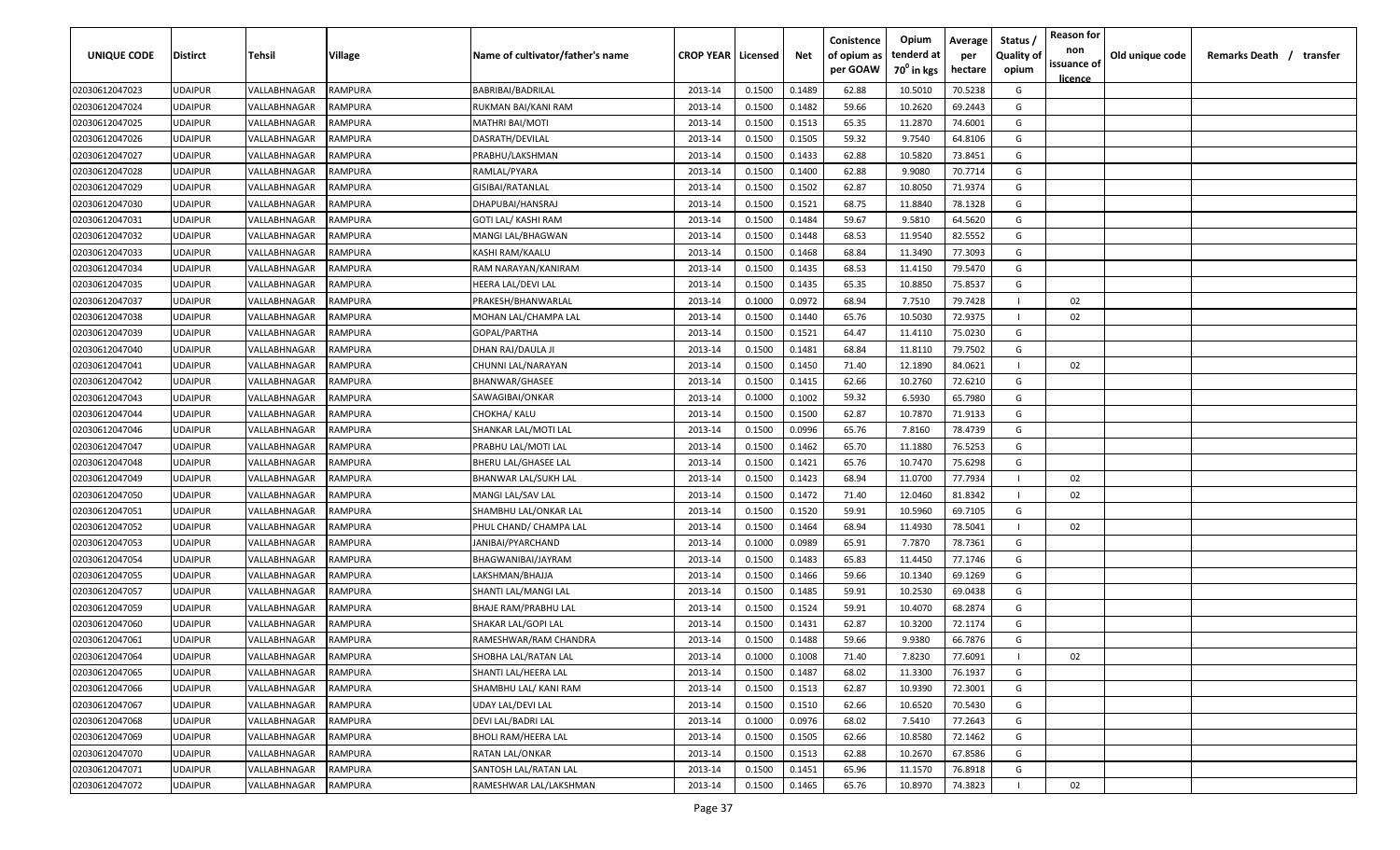| UNIQUE CODE | Distirct | Tehsil | Village | Name of cultivator/father's name | CROP YEAR | Licensed | Net | Conistence of opium as per GOAW | Opium tenderd at 70° in kgs | Average per hectare | Status / Quality of opium | Reason for non issuance of licence | Old unique code | Remarks Death / transfer |
|---|---|---|---|---|---|---|---|---|---|---|---|---|---|---|
| 02030612047023 | UDAIPUR | VALLABHNAGAR | RAMPURA | BABRIBAI/BADRILAL | 2013-14 | 0.1500 | 0.1489 | 62.88 | 10.5010 | 70.5238 | G | | | |
| 02030612047024 | UDAIPUR | VALLABHNAGAR | RAMPURA | RUKMAN BAI/KANI RAM | 2013-14 | 0.1500 | 0.1482 | 59.66 | 10.2620 | 69.2443 | G | | | |
| 02030612047025 | UDAIPUR | VALLABHNAGAR | RAMPURA | MATHRI BAI/MOTI | 2013-14 | 0.1500 | 0.1513 | 65.35 | 11.2870 | 74.6001 | G | | | |
| 02030612047026 | UDAIPUR | VALLABHNAGAR | RAMPURA | DASRATH/DEVILAL | 2013-14 | 0.1500 | 0.1505 | 59.32 | 9.7540 | 64.8106 | G | | | |
| 02030612047027 | UDAIPUR | VALLABHNAGAR | RAMPURA | PRABHU/LAKSHMAN | 2013-14 | 0.1500 | 0.1433 | 62.88 | 10.5820 | 73.8451 | G | | | |
| 02030612047028 | UDAIPUR | VALLABHNAGAR | RAMPURA | RAMLAL/PYARA | 2013-14 | 0.1500 | 0.1400 | 62.88 | 9.9080 | 70.7714 | G | | | |
| 02030612047029 | UDAIPUR | VALLABHNAGAR | RAMPURA | GISIBAI/RATANLAL | 2013-14 | 0.1500 | 0.1502 | 62.87 | 10.8050 | 71.9374 | G | | | |
| 02030612047030 | UDAIPUR | VALLABHNAGAR | RAMPURA | DHAPUBAI/HANSRAJ | 2013-14 | 0.1500 | 0.1521 | 68.75 | 11.8840 | 78.1328 | G | | | |
| 02030612047031 | UDAIPUR | VALLABHNAGAR | RAMPURA | GOTI LAL/ KASHI RAM | 2013-14 | 0.1500 | 0.1484 | 59.67 | 9.5810 | 64.5620 | G | | | |
| 02030612047032 | UDAIPUR | VALLABHNAGAR | RAMPURA | MANGI LAL/BHAGWAN | 2013-14 | 0.1500 | 0.1448 | 68.53 | 11.9540 | 82.5552 | G | | | |
| 02030612047033 | UDAIPUR | VALLABHNAGAR | RAMPURA | KASHI RAM/KAALU | 2013-14 | 0.1500 | 0.1468 | 68.84 | 11.3490 | 77.3093 | G | | | |
| 02030612047034 | UDAIPUR | VALLABHNAGAR | RAMPURA | RAM NARAYAN/KANIRAM | 2013-14 | 0.1500 | 0.1435 | 68.53 | 11.4150 | 79.5470 | G | | | |
| 02030612047035 | UDAIPUR | VALLABHNAGAR | RAMPURA | HEERA LAL/DEVI LAL | 2013-14 | 0.1500 | 0.1435 | 65.35 | 10.8850 | 75.8537 | G | | | |
| 02030612047037 | UDAIPUR | VALLABHNAGAR | RAMPURA | PRAKESH/BHANWARLAL | 2013-14 | 0.1000 | 0.0972 | 68.94 | 7.7510 | 79.7428 | I | 02 | | |
| 02030612047038 | UDAIPUR | VALLABHNAGAR | RAMPURA | MOHAN LAL/CHAMPA LAL | 2013-14 | 0.1500 | 0.1440 | 65.76 | 10.5030 | 72.9375 | I | 02 | | |
| 02030612047039 | UDAIPUR | VALLABHNAGAR | RAMPURA | GOPAL/PARTHA | 2013-14 | 0.1500 | 0.1521 | 64.47 | 11.4110 | 75.0230 | G | | | |
| 02030612047040 | UDAIPUR | VALLABHNAGAR | RAMPURA | DHAN RAJ/DAULA JI | 2013-14 | 0.1500 | 0.1481 | 68.84 | 11.8110 | 79.7502 | G | | | |
| 02030612047041 | UDAIPUR | VALLABHNAGAR | RAMPURA | CHUNNI LAL/NARAYAN | 2013-14 | 0.1500 | 0.1450 | 71.40 | 12.1890 | 84.0621 | I | 02 | | |
| 02030612047042 | UDAIPUR | VALLABHNAGAR | RAMPURA | BHANWAR/GHASEE | 2013-14 | 0.1500 | 0.1415 | 62.66 | 10.2760 | 72.6210 | G | | | |
| 02030612047043 | UDAIPUR | VALLABHNAGAR | RAMPURA | SAWAGIBAI/ONKAR | 2013-14 | 0.1000 | 0.1002 | 59.32 | 6.5930 | 65.7980 | G | | | |
| 02030612047044 | UDAIPUR | VALLABHNAGAR | RAMPURA | CHOKHA/ KALU | 2013-14 | 0.1500 | 0.1500 | 62.87 | 10.7870 | 71.9133 | G | | | |
| 02030612047046 | UDAIPUR | VALLABHNAGAR | RAMPURA | SHANKAR LAL/MOTI LAL | 2013-14 | 0.1500 | 0.0996 | 65.76 | 7.8160 | 78.4739 | G | | | |
| 02030612047047 | UDAIPUR | VALLABHNAGAR | RAMPURA | PRABHU LAL/MOTI LAL | 2013-14 | 0.1500 | 0.1462 | 65.70 | 11.1880 | 76.5253 | G | | | |
| 02030612047048 | UDAIPUR | VALLABHNAGAR | RAMPURA | BHERU LAL/GHASEE LAL | 2013-14 | 0.1500 | 0.1421 | 65.76 | 10.7470 | 75.6298 | G | | | |
| 02030612047049 | UDAIPUR | VALLABHNAGAR | RAMPURA | BHANWAR LAL/SUKH LAL | 2013-14 | 0.1500 | 0.1423 | 68.94 | 11.0700 | 77.7934 | I | 02 | | |
| 02030612047050 | UDAIPUR | VALLABHNAGAR | RAMPURA | MANGI LAL/SAV LAL | 2013-14 | 0.1500 | 0.1472 | 71.40 | 12.0460 | 81.8342 | I | 02 | | |
| 02030612047051 | UDAIPUR | VALLABHNAGAR | RAMPURA | SHAMBHU LAL/ONKAR LAL | 2013-14 | 0.1500 | 0.1520 | 59.91 | 10.5960 | 69.7105 | G | | | |
| 02030612047052 | UDAIPUR | VALLABHNAGAR | RAMPURA | PHUL CHAND/ CHAMPA LAL | 2013-14 | 0.1500 | 0.1464 | 68.94 | 11.4930 | 78.5041 | I | 02 | | |
| 02030612047053 | UDAIPUR | VALLABHNAGAR | RAMPURA | JANIBAI/PYARCHAND | 2013-14 | 0.1000 | 0.0989 | 65.91 | 7.7870 | 78.7361 | G | | | |
| 02030612047054 | UDAIPUR | VALLABHNAGAR | RAMPURA | BHAGWANIBAI/JAYRAM | 2013-14 | 0.1500 | 0.1483 | 65.83 | 11.4450 | 77.1746 | G | | | |
| 02030612047055 | UDAIPUR | VALLABHNAGAR | RAMPURA | LAKSHMAN/BHAJJA | 2013-14 | 0.1500 | 0.1466 | 59.66 | 10.1340 | 69.1269 | G | | | |
| 02030612047057 | UDAIPUR | VALLABHNAGAR | RAMPURA | SHANTI LAL/MANGI LAL | 2013-14 | 0.1500 | 0.1485 | 59.91 | 10.2530 | 69.0438 | G | | | |
| 02030612047059 | UDAIPUR | VALLABHNAGAR | RAMPURA | BHAJE RAM/PRABHU LAL | 2013-14 | 0.1500 | 0.1524 | 59.91 | 10.4070 | 68.2874 | G | | | |
| 02030612047060 | UDAIPUR | VALLABHNAGAR | RAMPURA | SHAKAR LAL/GOPI LAL | 2013-14 | 0.1500 | 0.1431 | 62.87 | 10.3200 | 72.1174 | G | | | |
| 02030612047061 | UDAIPUR | VALLABHNAGAR | RAMPURA | RAMESHWAR/RAM CHANDRA | 2013-14 | 0.1500 | 0.1488 | 59.66 | 9.9380 | 66.7876 | G | | | |
| 02030612047064 | UDAIPUR | VALLABHNAGAR | RAMPURA | SHOBHA LAL/RATAN LAL | 2013-14 | 0.1000 | 0.1008 | 71.40 | 7.8230 | 77.6091 | I | 02 | | |
| 02030612047065 | UDAIPUR | VALLABHNAGAR | RAMPURA | SHANTI LAL/HEERA LAL | 2013-14 | 0.1500 | 0.1487 | 68.02 | 11.3300 | 76.1937 | G | | | |
| 02030612047066 | UDAIPUR | VALLABHNAGAR | RAMPURA | SHAMBHU LAL/ KANI RAM | 2013-14 | 0.1500 | 0.1513 | 62.87 | 10.9390 | 72.3001 | G | | | |
| 02030612047067 | UDAIPUR | VALLABHNAGAR | RAMPURA | UDAY LAL/DEVI LAL | 2013-14 | 0.1500 | 0.1510 | 62.66 | 10.6520 | 70.5430 | G | | | |
| 02030612047068 | UDAIPUR | VALLABHNAGAR | RAMPURA | DEVI LAL/BADRI LAL | 2013-14 | 0.1000 | 0.0976 | 68.02 | 7.5410 | 77.2643 | G | | | |
| 02030612047069 | UDAIPUR | VALLABHNAGAR | RAMPURA | BHOLI RAM/HEERA LAL | 2013-14 | 0.1500 | 0.1505 | 62.66 | 10.8580 | 72.1462 | G | | | |
| 02030612047070 | UDAIPUR | VALLABHNAGAR | RAMPURA | RATAN LAL/ONKAR | 2013-14 | 0.1500 | 0.1513 | 62.88 | 10.2670 | 67.8586 | G | | | |
| 02030612047071 | UDAIPUR | VALLABHNAGAR | RAMPURA | SANTOSH LAL/RATAN LAL | 2013-14 | 0.1500 | 0.1451 | 65.96 | 11.1570 | 76.8918 | G | | | |
| 02030612047072 | UDAIPUR | VALLABHNAGAR | RAMPURA | RAMESHWAR LAL/LAKSHMAN | 2013-14 | 0.1500 | 0.1465 | 65.76 | 10.8970 | 74.3823 | I | 02 | | |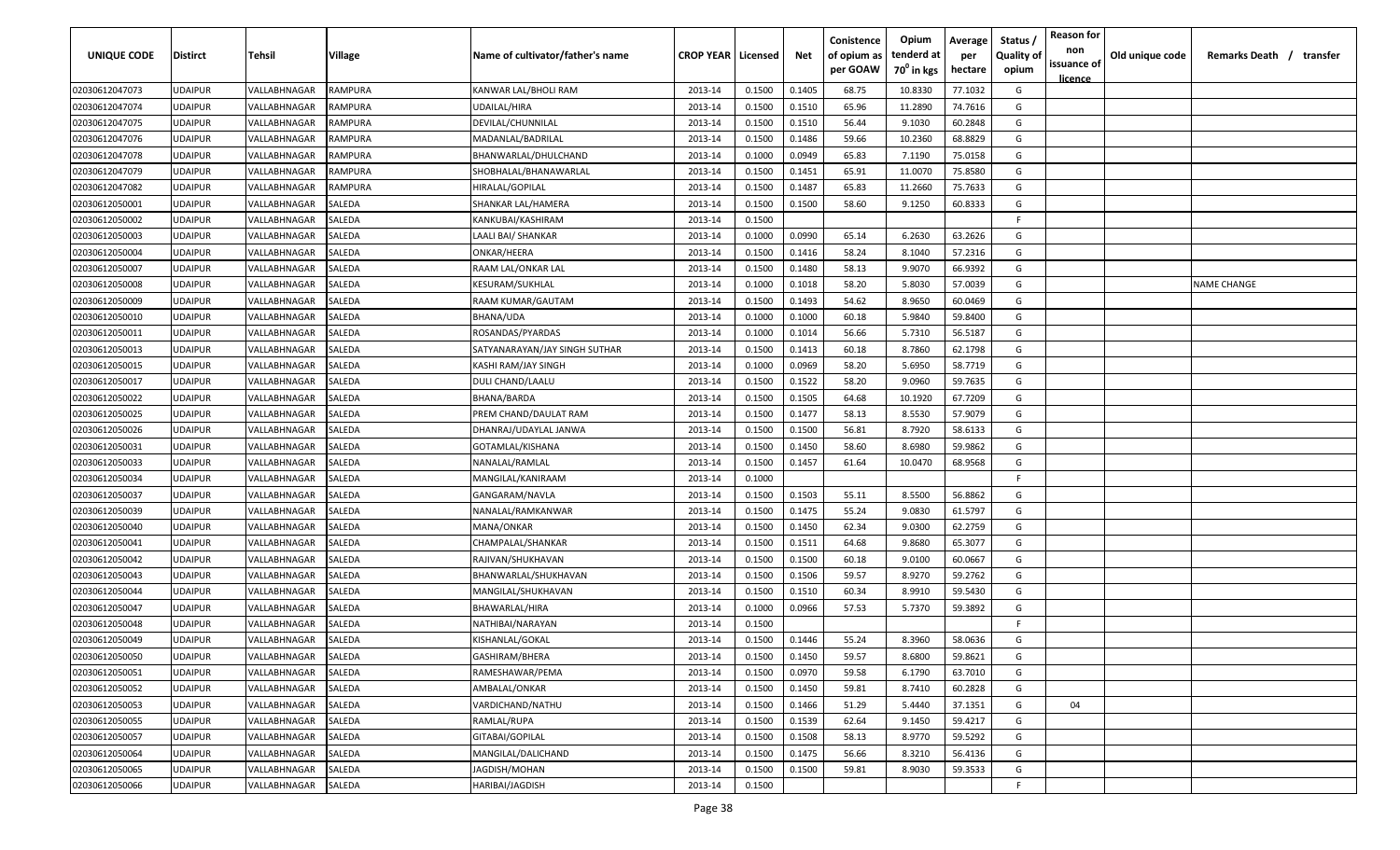| UNIQUE CODE | Distirct | Tehsil | Village | Name of cultivator/father's name | CROP YEAR | Licensed | Net | Conistence of opium as per GOAW | Opium tenderd at 70° in kgs | Average per hectare | Status / Quality of opium | Reason for non issuance of licence | Old unique code | Remarks Death / transfer |
|---|---|---|---|---|---|---|---|---|---|---|---|---|---|---|
| 02030612047073 | UDAIPUR | VALLABHNAGAR | RAMPURA | KANWAR LAL/BHOLI RAM | 2013-14 | 0.1500 | 0.1405 | 68.75 | 10.8330 | 77.1032 | G | | | |
| 02030612047074 | UDAIPUR | VALLABHNAGAR | RAMPURA | UDAILAL/HIRA | 2013-14 | 0.1500 | 0.1510 | 65.96 | 11.2890 | 74.7616 | G | | | |
| 02030612047075 | UDAIPUR | VALLABHNAGAR | RAMPURA | DEVILAL/CHUNNILAL | 2013-14 | 0.1500 | 0.1510 | 56.44 | 9.1030 | 60.2848 | G | | | |
| 02030612047076 | UDAIPUR | VALLABHNAGAR | RAMPURA | MADANLAL/BADRILAL | 2013-14 | 0.1500 | 0.1486 | 59.66 | 10.2360 | 68.8829 | G | | | |
| 02030612047078 | UDAIPUR | VALLABHNAGAR | RAMPURA | BHANWARLAL/DHULCHAND | 2013-14 | 0.1000 | 0.0949 | 65.83 | 7.1190 | 75.0158 | G | | | |
| 02030612047079 | UDAIPUR | VALLABHNAGAR | RAMPURA | SHOBHALAL/BHANAWARLAL | 2013-14 | 0.1500 | 0.1451 | 65.91 | 11.0070 | 75.8580 | G | | | |
| 02030612047082 | UDAIPUR | VALLABHNAGAR | RAMPURA | HIRALAL/GOPILAL | 2013-14 | 0.1500 | 0.1487 | 65.83 | 11.2660 | 75.7633 | G | | | |
| 02030612050001 | UDAIPUR | VALLABHNAGAR | SALEDA | SHANKAR LAL/HAMERA | 2013-14 | 0.1500 | 0.1500 | 58.60 | 9.1250 | 60.8333 | G | | | |
| 02030612050002 | UDAIPUR | VALLABHNAGAR | SALEDA | KANKUBAI/KASHIRAM | 2013-14 | 0.1500 | | | | | F | | | |
| 02030612050003 | UDAIPUR | VALLABHNAGAR | SALEDA | LAALI BAI/ SHANKAR | 2013-14 | 0.1000 | 0.0990 | 65.14 | 6.2630 | 63.2626 | G | | | |
| 02030612050004 | UDAIPUR | VALLABHNAGAR | SALEDA | ONKAR/HEERA | 2013-14 | 0.1500 | 0.1416 | 58.24 | 8.1040 | 57.2316 | G | | | |
| 02030612050007 | UDAIPUR | VALLABHNAGAR | SALEDA | RAAM LAL/ONKAR LAL | 2013-14 | 0.1500 | 0.1480 | 58.13 | 9.9070 | 66.9392 | G | | | |
| 02030612050008 | UDAIPUR | VALLABHNAGAR | SALEDA | KESURAM/SUKHLAL | 2013-14 | 0.1000 | 0.1018 | 58.20 | 5.8030 | 57.0039 | G | | | NAME CHANGE |
| 02030612050009 | UDAIPUR | VALLABHNAGAR | SALEDA | RAAM KUMAR/GAUTAM | 2013-14 | 0.1500 | 0.1493 | 54.62 | 8.9650 | 60.0469 | G | | | |
| 02030612050010 | UDAIPUR | VALLABHNAGAR | SALEDA | BHANA/UDA | 2013-14 | 0.1000 | 0.1000 | 60.18 | 5.9840 | 59.8400 | G | | | |
| 02030612050011 | UDAIPUR | VALLABHNAGAR | SALEDA | ROSANDAS/PYARDAS | 2013-14 | 0.1000 | 0.1014 | 56.66 | 5.7310 | 56.5187 | G | | | |
| 02030612050013 | UDAIPUR | VALLABHNAGAR | SALEDA | SATYANARAYAN/JAY SINGH SUTHAR | 2013-14 | 0.1500 | 0.1413 | 60.18 | 8.7860 | 62.1798 | G | | | |
| 02030612050015 | UDAIPUR | VALLABHNAGAR | SALEDA | KASHI RAM/JAY SINGH | 2013-14 | 0.1000 | 0.0969 | 58.20 | 5.6950 | 58.7719 | G | | | |
| 02030612050017 | UDAIPUR | VALLABHNAGAR | SALEDA | DULI CHAND/LAALU | 2013-14 | 0.1500 | 0.1522 | 58.20 | 9.0960 | 59.7635 | G | | | |
| 02030612050022 | UDAIPUR | VALLABHNAGAR | SALEDA | BHANA/BARDA | 2013-14 | 0.1500 | 0.1505 | 64.68 | 10.1920 | 67.7209 | G | | | |
| 02030612050025 | UDAIPUR | VALLABHNAGAR | SALEDA | PREM CHAND/DAULAT RAM | 2013-14 | 0.1500 | 0.1477 | 58.13 | 8.5530 | 57.9079 | G | | | |
| 02030612050026 | UDAIPUR | VALLABHNAGAR | SALEDA | DHANRAJ/UDAYLAL JANWA | 2013-14 | 0.1500 | 0.1500 | 56.81 | 8.7920 | 58.6133 | G | | | |
| 02030612050031 | UDAIPUR | VALLABHNAGAR | SALEDA | GOTAMLAL/KISHANA | 2013-14 | 0.1500 | 0.1450 | 58.60 | 8.6980 | 59.9862 | G | | | |
| 02030612050033 | UDAIPUR | VALLABHNAGAR | SALEDA | NANALAL/RAMLAL | 2013-14 | 0.1500 | 0.1457 | 61.64 | 10.0470 | 68.9568 | G | | | |
| 02030612050034 | UDAIPUR | VALLABHNAGAR | SALEDA | MANGILAL/KANIRAAM | 2013-14 | 0.1000 | | | | | F | | | |
| 02030612050037 | UDAIPUR | VALLABHNAGAR | SALEDA | GANGARAM/NAVLA | 2013-14 | 0.1500 | 0.1503 | 55.11 | 8.5500 | 56.8862 | G | | | |
| 02030612050039 | UDAIPUR | VALLABHNAGAR | SALEDA | NANALAL/RAMKANWAR | 2013-14 | 0.1500 | 0.1475 | 55.24 | 9.0830 | 61.5797 | G | | | |
| 02030612050040 | UDAIPUR | VALLABHNAGAR | SALEDA | MANA/ONKAR | 2013-14 | 0.1500 | 0.1450 | 62.34 | 9.0300 | 62.2759 | G | | | |
| 02030612050041 | UDAIPUR | VALLABHNAGAR | SALEDA | CHAMPALAL/SHANKAR | 2013-14 | 0.1500 | 0.1511 | 64.68 | 9.8680 | 65.3077 | G | | | |
| 02030612050042 | UDAIPUR | VALLABHNAGAR | SALEDA | RAJIVAN/SHUKHAVAN | 2013-14 | 0.1500 | 0.1500 | 60.18 | 9.0100 | 60.0667 | G | | | |
| 02030612050043 | UDAIPUR | VALLABHNAGAR | SALEDA | BHANWARLAL/SHUKHAVAN | 2013-14 | 0.1500 | 0.1506 | 59.57 | 8.9270 | 59.2762 | G | | | |
| 02030612050044 | UDAIPUR | VALLABHNAGAR | SALEDA | MANGILAL/SHUKHAVAN | 2013-14 | 0.1500 | 0.1510 | 60.34 | 8.9910 | 59.5430 | G | | | |
| 02030612050047 | UDAIPUR | VALLABHNAGAR | SALEDA | BHAWARLAL/HIRA | 2013-14 | 0.1000 | 0.0966 | 57.53 | 5.7370 | 59.3892 | G | | | |
| 02030612050048 | UDAIPUR | VALLABHNAGAR | SALEDA | NATHIBAI/NARAYAN | 2013-14 | 0.1500 | | | | | F | | | |
| 02030612050049 | UDAIPUR | VALLABHNAGAR | SALEDA | KISHANLAL/GOKAL | 2013-14 | 0.1500 | 0.1446 | 55.24 | 8.3960 | 58.0636 | G | | | |
| 02030612050050 | UDAIPUR | VALLABHNAGAR | SALEDA | GASHIRAM/BHERA | 2013-14 | 0.1500 | 0.1450 | 59.57 | 8.6800 | 59.8621 | G | | | |
| 02030612050051 | UDAIPUR | VALLABHNAGAR | SALEDA | RAMESHAWAR/PEMA | 2013-14 | 0.1500 | 0.0970 | 59.58 | 6.1790 | 63.7010 | G | | | |
| 02030612050052 | UDAIPUR | VALLABHNAGAR | SALEDA | AMBALAL/ONKAR | 2013-14 | 0.1500 | 0.1450 | 59.81 | 8.7410 | 60.2828 | G | | | |
| 02030612050053 | UDAIPUR | VALLABHNAGAR | SALEDA | VARDICHAND/NATHU | 2013-14 | 0.1500 | 0.1466 | 51.29 | 5.4440 | 37.1351 | G | 04 | | |
| 02030612050055 | UDAIPUR | VALLABHNAGAR | SALEDA | RAMLAL/RUPA | 2013-14 | 0.1500 | 0.1539 | 62.64 | 9.1450 | 59.4217 | G | | | |
| 02030612050057 | UDAIPUR | VALLABHNAGAR | SALEDA | GITABAI/GOPILAL | 2013-14 | 0.1500 | 0.1508 | 58.13 | 8.9770 | 59.5292 | G | | | |
| 02030612050064 | UDAIPUR | VALLABHNAGAR | SALEDA | MANGILAL/DALICHAND | 2013-14 | 0.1500 | 0.1475 | 56.66 | 8.3210 | 56.4136 | G | | | |
| 02030612050065 | UDAIPUR | VALLABHNAGAR | SALEDA | JAGDISH/MOHAN | 2013-14 | 0.1500 | 0.1500 | 59.81 | 8.9030 | 59.3533 | G | | | |
| 02030612050066 | UDAIPUR | VALLABHNAGAR | SALEDA | HARIBAI/JAGDISH | 2013-14 | 0.1500 | | | | | F | | | |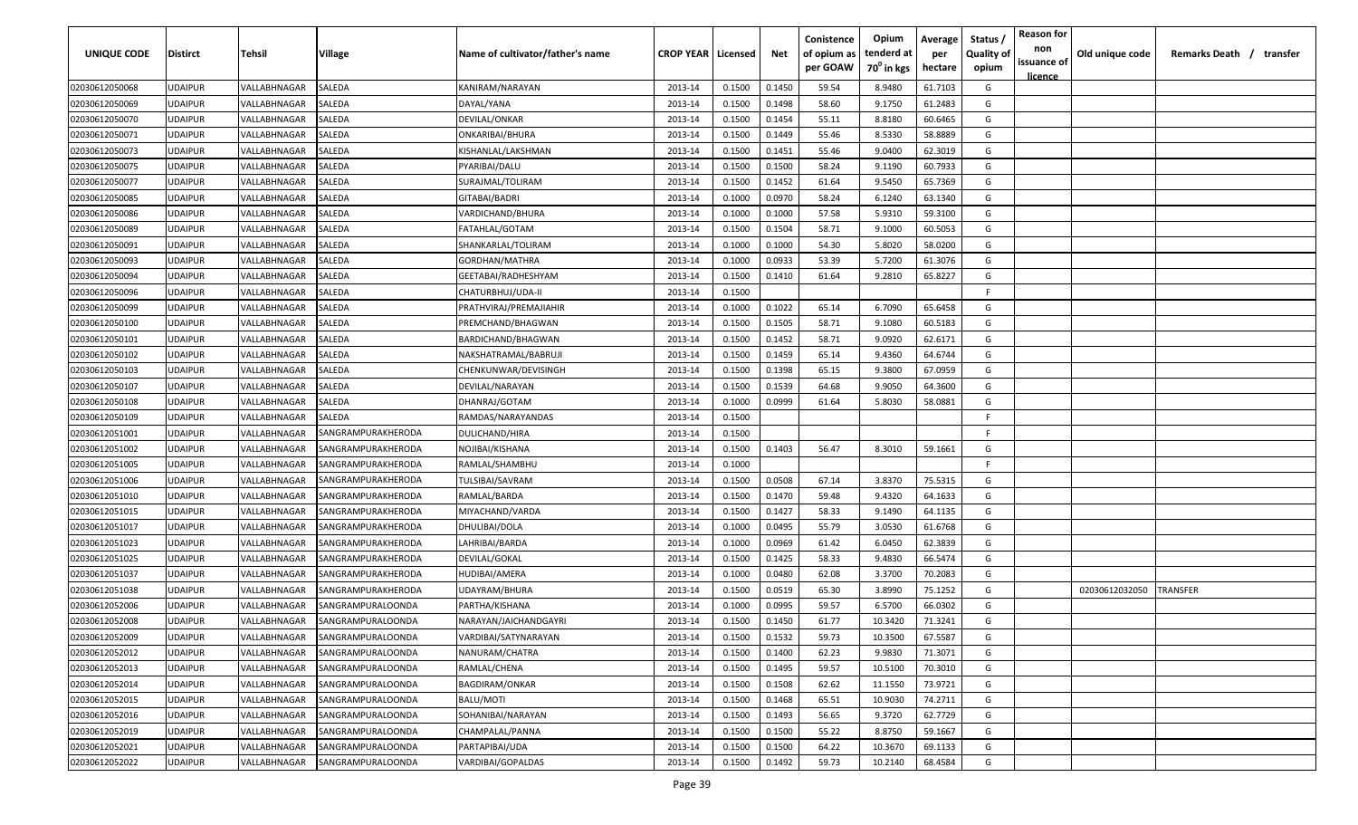| UNIQUE CODE | Distirct | Tehsil | Village | Name of cultivator/father's name | CROP YEAR | Licensed | Net | Conistence of opium as per GOAW | Opium tenderd at 70° in kgs | Average per hectare | Status / Quality of opium | Reason for non issuance of licence | Old unique code | Remarks Death / transfer |
|---|---|---|---|---|---|---|---|---|---|---|---|---|---|---|
| 02030612050068 | UDAIPUR | VALLABHNAGAR | SALEDA | KANIRAM/NARAYAN | 2013-14 | 0.1500 | 0.1450 | 59.54 | 8.9480 | 61.7103 | G | | | |
| 02030612050069 | UDAIPUR | VALLABHNAGAR | SALEDA | DAYAL/YANA | 2013-14 | 0.1500 | 0.1498 | 58.60 | 9.1750 | 61.2483 | G | | | |
| 02030612050070 | UDAIPUR | VALLABHNAGAR | SALEDA | DEVILAL/ONKAR | 2013-14 | 0.1500 | 0.1454 | 55.11 | 8.8180 | 60.6465 | G | | | |
| 02030612050071 | UDAIPUR | VALLABHNAGAR | SALEDA | ONKARIBAI/BHURA | 2013-14 | 0.1500 | 0.1449 | 55.46 | 8.5330 | 58.8889 | G | | | |
| 02030612050073 | UDAIPUR | VALLABHNAGAR | SALEDA | KISHANLAL/LAKSHMAN | 2013-14 | 0.1500 | 0.1451 | 55.46 | 9.0400 | 62.3019 | G | | | |
| 02030612050075 | UDAIPUR | VALLABHNAGAR | SALEDA | PYARIBAI/DALU | 2013-14 | 0.1500 | 0.1500 | 58.24 | 9.1190 | 60.7933 | G | | | |
| 02030612050077 | UDAIPUR | VALLABHNAGAR | SALEDA | SURAJMAL/TOLIRAM | 2013-14 | 0.1500 | 0.1452 | 61.64 | 9.5450 | 65.7369 | G | | | |
| 02030612050085 | UDAIPUR | VALLABHNAGAR | SALEDA | GITABAI/BADRI | 2013-14 | 0.1000 | 0.0970 | 58.24 | 6.1240 | 63.1340 | G | | | |
| 02030612050086 | UDAIPUR | VALLABHNAGAR | SALEDA | VARDICHAND/BHURA | 2013-14 | 0.1000 | 0.1000 | 57.58 | 5.9310 | 59.3100 | G | | | |
| 02030612050089 | UDAIPUR | VALLABHNAGAR | SALEDA | FATAHLAL/GOTAM | 2013-14 | 0.1500 | 0.1504 | 58.71 | 9.1000 | 60.5053 | G | | | |
| 02030612050091 | UDAIPUR | VALLABHNAGAR | SALEDA | SHANKARLAL/TOLIRAM | 2013-14 | 0.1000 | 0.1000 | 54.30 | 5.8020 | 58.0200 | G | | | |
| 02030612050093 | UDAIPUR | VALLABHNAGAR | SALEDA | GORDHAN/MATHRA | 2013-14 | 0.1000 | 0.0933 | 53.39 | 5.7200 | 61.3076 | G | | | |
| 02030612050094 | UDAIPUR | VALLABHNAGAR | SALEDA | GEETABAI/RADHESHYAM | 2013-14 | 0.1500 | 0.1410 | 61.64 | 9.2810 | 65.8227 | G | | | |
| 02030612050096 | UDAIPUR | VALLABHNAGAR | SALEDA | CHATURBHUJ/UDA-II | 2013-14 | 0.1500 | | | | | F | | | |
| 02030612050099 | UDAIPUR | VALLABHNAGAR | SALEDA | PRATHVIRAJ/PREMAJIAHIR | 2013-14 | 0.1000 | 0.1022 | 65.14 | 6.7090 | 65.6458 | G | | | |
| 02030612050100 | UDAIPUR | VALLABHNAGAR | SALEDA | PREMCHAND/BHAGWAN | 2013-14 | 0.1500 | 0.1505 | 58.71 | 9.1080 | 60.5183 | G | | | |
| 02030612050101 | UDAIPUR | VALLABHNAGAR | SALEDA | BARDICHAND/BHAGWAN | 2013-14 | 0.1500 | 0.1452 | 58.71 | 9.0920 | 62.6171 | G | | | |
| 02030612050102 | UDAIPUR | VALLABHNAGAR | SALEDA | NAKSHATRAMAL/BABRUJI | 2013-14 | 0.1500 | 0.1459 | 65.14 | 9.4360 | 64.6744 | G | | | |
| 02030612050103 | UDAIPUR | VALLABHNAGAR | SALEDA | CHENKUNWAR/DEVISINGH | 2013-14 | 0.1500 | 0.1398 | 65.15 | 9.3800 | 67.0959 | G | | | |
| 02030612050107 | UDAIPUR | VALLABHNAGAR | SALEDA | DEVILAL/NARAYAN | 2013-14 | 0.1500 | 0.1539 | 64.68 | 9.9050 | 64.3600 | G | | | |
| 02030612050108 | UDAIPUR | VALLABHNAGAR | SALEDA | DHANRAJ/GOTAM | 2013-14 | 0.1000 | 0.0999 | 61.64 | 5.8030 | 58.0881 | G | | | |
| 02030612050109 | UDAIPUR | VALLABHNAGAR | SALEDA | RAMDAS/NARAYANDAS | 2013-14 | 0.1500 | | | | | F | | | |
| 02030612051001 | UDAIPUR | VALLABHNAGAR | SANGRAMPURAKHERODA | DULICHAND/HIRA | 2013-14 | 0.1500 | | | | | F | | | |
| 02030612051002 | UDAIPUR | VALLABHNAGAR | SANGRAMPURAKHERODA | NOJIBAI/KISHANA | 2013-14 | 0.1500 | 0.1403 | 56.47 | 8.3010 | 59.1661 | G | | | |
| 02030612051005 | UDAIPUR | VALLABHNAGAR | SANGRAMPURAKHERODA | RAMLAL/SHAMBHU | 2013-14 | 0.1000 | | | | | F | | | |
| 02030612051006 | UDAIPUR | VALLABHNAGAR | SANGRAMPURAKHERODA | TULSIBAI/SAVRAM | 2013-14 | 0.1500 | 0.0508 | 67.14 | 3.8370 | 75.5315 | G | | | |
| 02030612051010 | UDAIPUR | VALLABHNAGAR | SANGRAMPURAKHERODA | RAMLAL/BARDA | 2013-14 | 0.1500 | 0.1470 | 59.48 | 9.4320 | 64.1633 | G | | | |
| 02030612051015 | UDAIPUR | VALLABHNAGAR | SANGRAMPURAKHERODA | MIYACHAND/VARDA | 2013-14 | 0.1500 | 0.1427 | 58.33 | 9.1490 | 64.1135 | G | | | |
| 02030612051017 | UDAIPUR | VALLABHNAGAR | SANGRAMPURAKHERODA | DHULIBAI/DOLA | 2013-14 | 0.1000 | 0.0495 | 55.79 | 3.0530 | 61.6768 | G | | | |
| 02030612051023 | UDAIPUR | VALLABHNAGAR | SANGRAMPURAKHERODA | LAHRIBAI/BARDA | 2013-14 | 0.1000 | 0.0969 | 61.42 | 6.0450 | 62.3839 | G | | | |
| 02030612051025 | UDAIPUR | VALLABHNAGAR | SANGRAMPURAKHERODA | DEVILAL/GOKAL | 2013-14 | 0.1500 | 0.1425 | 58.33 | 9.4830 | 66.5474 | G | | | |
| 02030612051037 | UDAIPUR | VALLABHNAGAR | SANGRAMPURAKHERODA | HUDIBAI/AMERA | 2013-14 | 0.1000 | 0.0480 | 62.08 | 3.3700 | 70.2083 | G | | | |
| 02030612051038 | UDAIPUR | VALLABHNAGAR | SANGRAMPURAKHERODA | UDAYRAM/BHURA | 2013-14 | 0.1500 | 0.0519 | 65.30 | 3.8990 | 75.1252 | G | | 02030612032050 | TRANSFER |
| 02030612052006 | UDAIPUR | VALLABHNAGAR | SANGRAMPURALOONDA | PARTHA/KISHANA | 2013-14 | 0.1000 | 0.0995 | 59.57 | 6.5700 | 66.0302 | G | | | |
| 02030612052008 | UDAIPUR | VALLABHNAGAR | SANGRAMPURALOONDA | NARAYAN/JAICHANDGAYRI | 2013-14 | 0.1500 | 0.1450 | 61.77 | 10.3420 | 71.3241 | G | | | |
| 02030612052009 | UDAIPUR | VALLABHNAGAR | SANGRAMPURALOONDA | VARDIBAI/SATYNARAYAN | 2013-14 | 0.1500 | 0.1532 | 59.73 | 10.3500 | 67.5587 | G | | | |
| 02030612052012 | UDAIPUR | VALLABHNAGAR | SANGRAMPURALOONDA | NANURAM/CHATRA | 2013-14 | 0.1500 | 0.1400 | 62.23 | 9.9830 | 71.3071 | G | | | |
| 02030612052013 | UDAIPUR | VALLABHNAGAR | SANGRAMPURALOONDA | RAMLAL/CHENA | 2013-14 | 0.1500 | 0.1495 | 59.57 | 10.5100 | 70.3010 | G | | | |
| 02030612052014 | UDAIPUR | VALLABHNAGAR | SANGRAMPURALOONDA | BAGDIRAM/ONKAR | 2013-14 | 0.1500 | 0.1508 | 62.62 | 11.1550 | 73.9721 | G | | | |
| 02030612052015 | UDAIPUR | VALLABHNAGAR | SANGRAMPURALOONDA | BALU/MOTI | 2013-14 | 0.1500 | 0.1468 | 65.51 | 10.9030 | 74.2711 | G | | | |
| 02030612052016 | UDAIPUR | VALLABHNAGAR | SANGRAMPURALOONDA | SOHANIBAI/NARAYAN | 2013-14 | 0.1500 | 0.1493 | 56.65 | 9.3720 | 62.7729 | G | | | |
| 02030612052019 | UDAIPUR | VALLABHNAGAR | SANGRAMPURALOONDA | CHAMPALAL/PANNA | 2013-14 | 0.1500 | 0.1500 | 55.22 | 8.8750 | 59.1667 | G | | | |
| 02030612052021 | UDAIPUR | VALLABHNAGAR | SANGRAMPURALOONDA | PARTAPIBAI/UDA | 2013-14 | 0.1500 | 0.1500 | 64.22 | 10.3670 | 69.1133 | G | | | |
| 02030612052022 | UDAIPUR | VALLABHNAGAR | SANGRAMPURALOONDA | VARDIBAI/GOPALDAS | 2013-14 | 0.1500 | 0.1492 | 59.73 | 10.2140 | 68.4584 | G | | | |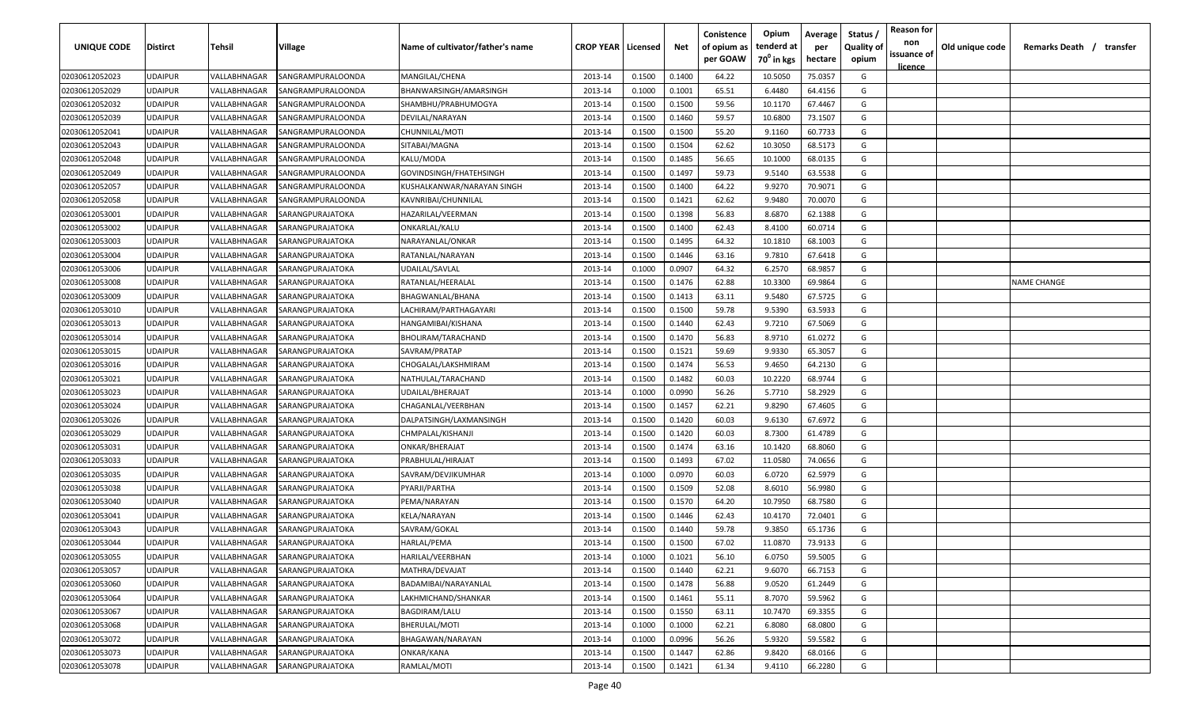| UNIQUE CODE | Distirct | Tehsil | Village | Name of cultivator/father's name | CROP YEAR | Licensed | Net | Conistence of opium as per GOAW | Opium tenderd at 70° in kgs | Average per hectare | Status / Quality of opium | Reason for non issuance of licence | Old unique code | Remarks Death / transfer |
|---|---|---|---|---|---|---|---|---|---|---|---|---|---|---|
| 02030612052023 | UDAIPUR | VALLABHNAGAR | SANGRAMPURALOONDA | MANGILAL/CHENA | 2013-14 | 0.1500 | 0.1400 | 64.22 | 10.5050 | 75.0357 | G | | | |
| 02030612052029 | UDAIPUR | VALLABHNAGAR | SANGRAMPURALOONDA | BHANWARSINGH/AMARSINGH | 2013-14 | 0.1000 | 0.1001 | 65.51 | 6.4480 | 64.4156 | G | | | |
| 02030612052032 | UDAIPUR | VALLABHNAGAR | SANGRAMPURALOONDA | SHAMBHU/PRABHUMOGYA | 2013-14 | 0.1500 | 0.1500 | 59.56 | 10.1170 | 67.4467 | G | | | |
| 02030612052039 | UDAIPUR | VALLABHNAGAR | SANGRAMPURALOONDA | DEVILAL/NARAYAN | 2013-14 | 0.1500 | 0.1460 | 59.57 | 10.6800 | 73.1507 | G | | | |
| 02030612052041 | UDAIPUR | VALLABHNAGAR | SANGRAMPURALOONDA | CHUNNILAL/MOTI | 2013-14 | 0.1500 | 0.1500 | 55.20 | 9.1160 | 60.7733 | G | | | |
| 02030612052043 | UDAIPUR | VALLABHNAGAR | SANGRAMPURALOONDA | SITABAI/MAGNA | 2013-14 | 0.1500 | 0.1504 | 62.62 | 10.3050 | 68.5173 | G | | | |
| 02030612052048 | UDAIPUR | VALLABHNAGAR | SANGRAMPURALOONDA | KALU/MODA | 2013-14 | 0.1500 | 0.1485 | 56.65 | 10.1000 | 68.0135 | G | | | |
| 02030612052049 | UDAIPUR | VALLABHNAGAR | SANGRAMPURALOONDA | GOVINDSINGH/FHATEHSINGH | 2013-14 | 0.1500 | 0.1497 | 59.73 | 9.5140 | 63.5538 | G | | | |
| 02030612052057 | UDAIPUR | VALLABHNAGAR | SANGRAMPURALOONDA | KUSHALKANWAR/NARAYAN SINGH | 2013-14 | 0.1500 | 0.1400 | 64.22 | 9.9270 | 70.9071 | G | | | |
| 02030612052058 | UDAIPUR | VALLABHNAGAR | SANGRAMPURALOONDA | KAVNRIBAI/CHUNNILAL | 2013-14 | 0.1500 | 0.1421 | 62.62 | 9.9480 | 70.0070 | G | | | |
| 02030612053001 | UDAIPUR | VALLABHNAGAR | SARANGPURAJATOKA | HAZARILAL/VEERMAN | 2013-14 | 0.1500 | 0.1398 | 56.83 | 8.6870 | 62.1388 | G | | | |
| 02030612053002 | UDAIPUR | VALLABHNAGAR | SARANGPURAJATOKA | ONKARLAL/KALU | 2013-14 | 0.1500 | 0.1400 | 62.43 | 8.4100 | 60.0714 | G | | | |
| 02030612053003 | UDAIPUR | VALLABHNAGAR | SARANGPURAJATOKA | NARAYANLAL/ONKAR | 2013-14 | 0.1500 | 0.1495 | 64.32 | 10.1810 | 68.1003 | G | | | |
| 02030612053004 | UDAIPUR | VALLABHNAGAR | SARANGPURAJATOKA | RATANLAL/NARAYAN | 2013-14 | 0.1500 | 0.1446 | 63.16 | 9.7810 | 67.6418 | G | | | |
| 02030612053006 | UDAIPUR | VALLABHNAGAR | SARANGPURAJATOKA | UDAILAL/SAVLAL | 2013-14 | 0.1000 | 0.0907 | 64.32 | 6.2570 | 68.9857 | G | | | |
| 02030612053008 | UDAIPUR | VALLABHNAGAR | SARANGPURAJATOKA | RATANLAL/HEERALAL | 2013-14 | 0.1500 | 0.1476 | 62.88 | 10.3300 | 69.9864 | G | | | NAME CHANGE |
| 02030612053009 | UDAIPUR | VALLABHNAGAR | SARANGPURAJATOKA | BHAGWANLAL/BHANA | 2013-14 | 0.1500 | 0.1413 | 63.11 | 9.5480 | 67.5725 | G | | | |
| 02030612053010 | UDAIPUR | VALLABHNAGAR | SARANGPURAJATOKA | LACHIRAM/PARTHAGAYARI | 2013-14 | 0.1500 | 0.1500 | 59.78 | 9.5390 | 63.5933 | G | | | |
| 02030612053013 | UDAIPUR | VALLABHNAGAR | SARANGPURAJATOKA | HANGAMIBAI/KISHANA | 2013-14 | 0.1500 | 0.1440 | 62.43 | 9.7210 | 67.5069 | G | | | |
| 02030612053014 | UDAIPUR | VALLABHNAGAR | SARANGPURAJATOKA | BHOLIRAM/TARACHAND | 2013-14 | 0.1500 | 0.1470 | 56.83 | 8.9710 | 61.0272 | G | | | |
| 02030612053015 | UDAIPUR | VALLABHNAGAR | SARANGPURAJATOKA | SAVRAM/PRATAP | 2013-14 | 0.1500 | 0.1521 | 59.69 | 9.9330 | 65.3057 | G | | | |
| 02030612053016 | UDAIPUR | VALLABHNAGAR | SARANGPURAJATOKA | CHOGALAL/LAKSHMIRAM | 2013-14 | 0.1500 | 0.1474 | 56.53 | 9.4650 | 64.2130 | G | | | |
| 02030612053021 | UDAIPUR | VALLABHNAGAR | SARANGPURAJATOKA | NATHULAL/TARACHAND | 2013-14 | 0.1500 | 0.1482 | 60.03 | 10.2220 | 68.9744 | G | | | |
| 02030612053023 | UDAIPUR | VALLABHNAGAR | SARANGPURAJATOKA | UDAILAL/BHERAJAT | 2013-14 | 0.1000 | 0.0990 | 56.26 | 5.7710 | 58.2929 | G | | | |
| 02030612053024 | UDAIPUR | VALLABHNAGAR | SARANGPURAJATOKA | CHAGANLAL/VEERBHAN | 2013-14 | 0.1500 | 0.1457 | 62.21 | 9.8290 | 67.4605 | G | | | |
| 02030612053026 | UDAIPUR | VALLABHNAGAR | SARANGPURAJATOKA | DALPATSINGH/LAXMANSINGH | 2013-14 | 0.1500 | 0.1420 | 60.03 | 9.6130 | 67.6972 | G | | | |
| 02030612053029 | UDAIPUR | VALLABHNAGAR | SARANGPURAJATOKA | CHMPALAL/KISHANJI | 2013-14 | 0.1500 | 0.1420 | 60.03 | 8.7300 | 61.4789 | G | | | |
| 02030612053031 | UDAIPUR | VALLABHNAGAR | SARANGPURAJATOKA | ONKAR/BHERAJAT | 2013-14 | 0.1500 | 0.1474 | 63.16 | 10.1420 | 68.8060 | G | | | |
| 02030612053033 | UDAIPUR | VALLABHNAGAR | SARANGPURAJATOKA | PRABHULAL/HIRAJAT | 2013-14 | 0.1500 | 0.1493 | 67.02 | 11.0580 | 74.0656 | G | | | |
| 02030612053035 | UDAIPUR | VALLABHNAGAR | SARANGPURAJATOKA | SAVRAM/DEVJIKUMHAR | 2013-14 | 0.1000 | 0.0970 | 60.03 | 6.0720 | 62.5979 | G | | | |
| 02030612053038 | UDAIPUR | VALLABHNAGAR | SARANGPURAJATOKA | PYARJI/PARTHA | 2013-14 | 0.1500 | 0.1509 | 52.08 | 8.6010 | 56.9980 | G | | | |
| 02030612053040 | UDAIPUR | VALLABHNAGAR | SARANGPURAJATOKA | PEMA/NARAYAN | 2013-14 | 0.1500 | 0.1570 | 64.20 | 10.7950 | 68.7580 | G | | | |
| 02030612053041 | UDAIPUR | VALLABHNAGAR | SARANGPURAJATOKA | KELA/NARAYAN | 2013-14 | 0.1500 | 0.1446 | 62.43 | 10.4170 | 72.0401 | G | | | |
| 02030612053043 | UDAIPUR | VALLABHNAGAR | SARANGPURAJATOKA | SAVRAM/GOKAL | 2013-14 | 0.1500 | 0.1440 | 59.78 | 9.3850 | 65.1736 | G | | | |
| 02030612053044 | UDAIPUR | VALLABHNAGAR | SARANGPURAJATOKA | HARLAL/PEMA | 2013-14 | 0.1500 | 0.1500 | 67.02 | 11.0870 | 73.9133 | G | | | |
| 02030612053055 | UDAIPUR | VALLABHNAGAR | SARANGPURAJATOKA | HARILAL/VEERBHAN | 2013-14 | 0.1000 | 0.1021 | 56.10 | 6.0750 | 59.5005 | G | | | |
| 02030612053057 | UDAIPUR | VALLABHNAGAR | SARANGPURAJATOKA | MATHRA/DEVAJAT | 2013-14 | 0.1500 | 0.1440 | 62.21 | 9.6070 | 66.7153 | G | | | |
| 02030612053060 | UDAIPUR | VALLABHNAGAR | SARANGPURAJATOKA | BADAMIBAI/NARAYANLAL | 2013-14 | 0.1500 | 0.1478 | 56.88 | 9.0520 | 61.2449 | G | | | |
| 02030612053064 | UDAIPUR | VALLABHNAGAR | SARANGPURAJATOKA | LAKHMICHAND/SHANKAR | 2013-14 | 0.1500 | 0.1461 | 55.11 | 8.7070 | 59.5962 | G | | | |
| 02030612053067 | UDAIPUR | VALLABHNAGAR | SARANGPURAJATOKA | BAGDIRAM/LALU | 2013-14 | 0.1500 | 0.1550 | 63.11 | 10.7470 | 69.3355 | G | | | |
| 02030612053068 | UDAIPUR | VALLABHNAGAR | SARANGPURAJATOKA | BHERULAL/MOTI | 2013-14 | 0.1000 | 0.1000 | 62.21 | 6.8080 | 68.0800 | G | | | |
| 02030612053072 | UDAIPUR | VALLABHNAGAR | SARANGPURAJATOKA | BHAGAWAN/NARAYAN | 2013-14 | 0.1000 | 0.0996 | 56.26 | 5.9320 | 59.5582 | G | | | |
| 02030612053073 | UDAIPUR | VALLABHNAGAR | SARANGPURAJATOKA | ONKAR/KANA | 2013-14 | 0.1500 | 0.1447 | 62.86 | 9.8420 | 68.0166 | G | | | |
| 02030612053078 | UDAIPUR | VALLABHNAGAR | SARANGPURAJATOKA | RAMLAL/MOTI | 2013-14 | 0.1500 | 0.1421 | 61.34 | 9.4110 | 66.2280 | G | | | |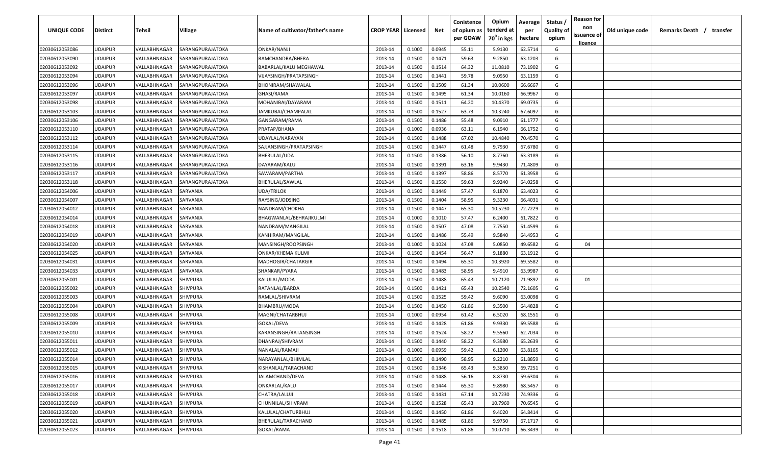| UNIQUE CODE | Distirct | Tehsil | Village | Name of cultivator/father's name | CROP YEAR | Licensed | Net | Conistence of opium as per GOAW | Opium tenderd at 70° in kgs | Average per hectare | Status / Quality of opium | Reason for non issuance of licence | Old unique code | Remarks Death / transfer |
|---|---|---|---|---|---|---|---|---|---|---|---|---|---|---|
| 02030612053086 | UDAIPUR | VALLABHNAGAR | SARANGPURAJATOKA | ONKAR/NANJI | 2013-14 | 0.1000 | 0.0945 | 55.11 | 5.9130 | 62.5714 | G | | | |
| 02030612053090 | UDAIPUR | VALLABHNAGAR | SARANGPURAJATOKA | RAMCHANDRA/BHERA | 2013-14 | 0.1500 | 0.1471 | 59.63 | 9.2850 | 63.1203 | G | | | |
| 02030612053092 | UDAIPUR | VALLABHNAGAR | SARANGPURAJATOKA | BABARLAL/KALU MEGHAWAL | 2013-14 | 0.1500 | 0.1514 | 64.32 | 11.0810 | 73.1902 | G | | | |
| 02030612053094 | UDAIPUR | VALLABHNAGAR | SARANGPURAJATOKA | VIJAYSINGH/PRATAPSINGH | 2013-14 | 0.1500 | 0.1441 | 59.78 | 9.0950 | 63.1159 | G | | | |
| 02030612053096 | UDAIPUR | VALLABHNAGAR | SARANGPURAJATOKA | BHONIRAM/SHAWALAL | 2013-14 | 0.1500 | 0.1509 | 61.34 | 10.0600 | 66.6667 | G | | | |
| 02030612053097 | UDAIPUR | VALLABHNAGAR | SARANGPURAJATOKA | GHASI/RAMA | 2013-14 | 0.1500 | 0.1495 | 61.34 | 10.0160 | 66.9967 | G | | | |
| 02030612053098 | UDAIPUR | VALLABHNAGAR | SARANGPURAJATOKA | MOHANIBAI/DAYARAM | 2013-14 | 0.1500 | 0.1511 | 64.20 | 10.4370 | 69.0735 | G | | | |
| 02030612053103 | UDAIPUR | VALLABHNAGAR | SARANGPURAJATOKA | JAMKUBAI/CHAMPALAL | 2013-14 | 0.1500 | 0.1527 | 63.73 | 10.3240 | 67.6097 | G | | | |
| 02030612053106 | UDAIPUR | VALLABHNAGAR | SARANGPURAJATOKA | GANGARAM/RAMA | 2013-14 | 0.1500 | 0.1486 | 55.48 | 9.0910 | 61.1777 | G | | | |
| 02030612053110 | UDAIPUR | VALLABHNAGAR | SARANGPURAJATOKA | PRATAP/BHANA | 2013-14 | 0.1000 | 0.0936 | 63.11 | 6.1940 | 66.1752 | G | | | |
| 02030612053112 | UDAIPUR | VALLABHNAGAR | SARANGPURAJATOKA | UDAYLAL/NARAYAN | 2013-14 | 0.1500 | 0.1488 | 67.02 | 10.4840 | 70.4570 | G | | | |
| 02030612053114 | UDAIPUR | VALLABHNAGAR | SARANGPURAJATOKA | SAJJANSINGH/PRATAPSINGH | 2013-14 | 0.1500 | 0.1447 | 61.48 | 9.7930 | 67.6780 | G | | | |
| 02030612053115 | UDAIPUR | VALLABHNAGAR | SARANGPURAJATOKA | BHERULAL/UDA | 2013-14 | 0.1500 | 0.1386 | 56.10 | 8.7760 | 63.3189 | G | | | |
| 02030612053116 | UDAIPUR | VALLABHNAGAR | SARANGPURAJATOKA | DAYARAM/KALU | 2013-14 | 0.1500 | 0.1391 | 63.16 | 9.9430 | 71.4809 | G | | | |
| 02030612053117 | UDAIPUR | VALLABHNAGAR | SARANGPURAJATOKA | SAWARAM/PARTHA | 2013-14 | 0.1500 | 0.1397 | 58.86 | 8.5770 | 61.3958 | G | | | |
| 02030612053118 | UDAIPUR | VALLABHNAGAR | SARANGPURAJATOKA | BHERULAL/SAWLAL | 2013-14 | 0.1500 | 0.1550 | 59.63 | 9.9240 | 64.0258 | G | | | |
| 02030612054006 | UDAIPUR | VALLABHNAGAR | SARVANIA | UDA/TRILOK | 2013-14 | 0.1500 | 0.1449 | 57.47 | 9.1870 | 63.4023 | G | | | |
| 02030612054007 | UDAIPUR | VALLABHNAGAR | SARVANIA | RAYSING/JODSING | 2013-14 | 0.1500 | 0.1404 | 58.95 | 9.3230 | 66.4031 | G | | | |
| 02030612054012 | UDAIPUR | VALLABHNAGAR | SARVANIA | NANDRAM/CHOKHA | 2013-14 | 0.1500 | 0.1447 | 65.30 | 10.5230 | 72.7229 | G | | | |
| 02030612054014 | UDAIPUR | VALLABHNAGAR | SARVANIA | BHAGWANLAL/BEHRAJIKULMI | 2013-14 | 0.1000 | 0.1010 | 57.47 | 6.2400 | 61.7822 | G | | | |
| 02030612054018 | UDAIPUR | VALLABHNAGAR | SARVANIA | NANDRAM/MANGILAL | 2013-14 | 0.1500 | 0.1507 | 47.08 | 7.7550 | 51.4599 | G | | | |
| 02030612054019 | UDAIPUR | VALLABHNAGAR | SARVANIA | KANHIRAM/MANGILAL | 2013-14 | 0.1500 | 0.1486 | 55.49 | 9.5840 | 64.4953 | G | | | |
| 02030612054020 | UDAIPUR | VALLABHNAGAR | SARVANIA | MANSINGH/ROOPSINGH | 2013-14 | 0.1000 | 0.1024 | 47.08 | 5.0850 | 49.6582 | G | 04 | | |
| 02030612054025 | UDAIPUR | VALLABHNAGAR | SARVANIA | ONKAR/KHEMA KULMI | 2013-14 | 0.1500 | 0.1454 | 56.47 | 9.1880 | 63.1912 | G | | | |
| 02030612054031 | UDAIPUR | VALLABHNAGAR | SARVANIA | MADHOGIR/CHATARGIR | 2013-14 | 0.1500 | 0.1494 | 65.30 | 10.3920 | 69.5582 | G | | | |
| 02030612054033 | UDAIPUR | VALLABHNAGAR | SARVANIA | SHANKAR/PYARA | 2013-14 | 0.1500 | 0.1483 | 58.95 | 9.4910 | 63.9987 | G | | | |
| 02030612055001 | UDAIPUR | VALLABHNAGAR | SHIVPURA | KALULAL/MODA | 2013-14 | 0.1500 | 0.1488 | 65.43 | 10.7120 | 71.9892 | G | 01 | | |
| 02030612055002 | UDAIPUR | VALLABHNAGAR | SHIVPURA | RATANLAL/BARDA | 2013-14 | 0.1500 | 0.1421 | 65.43 | 10.2540 | 72.1605 | G | | | |
| 02030612055003 | UDAIPUR | VALLABHNAGAR | SHIVPURA | RAMLAL/SHIVRAM | 2013-14 | 0.1500 | 0.1525 | 59.42 | 9.6090 | 63.0098 | G | | | |
| 02030612055004 | UDAIPUR | VALLABHNAGAR | SHIVPURA | BHAMBRU/MODA | 2013-14 | 0.1500 | 0.1450 | 61.86 | 9.3500 | 64.4828 | G | | | |
| 02030612055008 | UDAIPUR | VALLABHNAGAR | SHIVPURA | MAGNI/CHATARBHUJ | 2013-14 | 0.1000 | 0.0954 | 61.42 | 6.5020 | 68.1551 | G | | | |
| 02030612055009 | UDAIPUR | VALLABHNAGAR | SHIVPURA | GOKAL/DEVA | 2013-14 | 0.1500 | 0.1428 | 61.86 | 9.9330 | 69.5588 | G | | | |
| 02030612055010 | UDAIPUR | VALLABHNAGAR | SHIVPURA | KARANSINGH/RATANSINGH | 2013-14 | 0.1500 | 0.1524 | 58.22 | 9.5560 | 62.7034 | G | | | |
| 02030612055011 | UDAIPUR | VALLABHNAGAR | SHIVPURA | DHANRAJ/SHIVRAM | 2013-14 | 0.1500 | 0.1440 | 58.22 | 9.3980 | 65.2639 | G | | | |
| 02030612055012 | UDAIPUR | VALLABHNAGAR | SHIVPURA | NANALAL/RAMAJI | 2013-14 | 0.1000 | 0.0959 | 59.42 | 6.1200 | 63.8165 | G | | | |
| 02030612055014 | UDAIPUR | VALLABHNAGAR | SHIVPURA | NARAYANLAL/BHIMLAL | 2013-14 | 0.1500 | 0.1490 | 58.95 | 9.2210 | 61.8859 | G | | | |
| 02030612055015 | UDAIPUR | VALLABHNAGAR | SHIVPURA | KISHANLAL/TARACHAND | 2013-14 | 0.1500 | 0.1346 | 65.43 | 9.3850 | 69.7251 | G | | | |
| 02030612055016 | UDAIPUR | VALLABHNAGAR | SHIVPURA | JALAMCHAND/DEVA | 2013-14 | 0.1500 | 0.1488 | 56.16 | 8.8730 | 59.6304 | G | | | |
| 02030612055017 | UDAIPUR | VALLABHNAGAR | SHIVPURA | ONKARLAL/KALU | 2013-14 | 0.1500 | 0.1444 | 65.30 | 9.8980 | 68.5457 | G | | | |
| 02030612055018 | UDAIPUR | VALLABHNAGAR | SHIVPURA | CHATRA/LALUJI | 2013-14 | 0.1500 | 0.1431 | 67.14 | 10.7230 | 74.9336 | G | | | |
| 02030612055019 | UDAIPUR | VALLABHNAGAR | SHIVPURA | CHUNNILAL/SHIVRAM | 2013-14 | 0.1500 | 0.1528 | 65.43 | 10.7960 | 70.6545 | G | | | |
| 02030612055020 | UDAIPUR | VALLABHNAGAR | SHIVPURA | KALULAL/CHATURBHUJ | 2013-14 | 0.1500 | 0.1450 | 61.86 | 9.4020 | 64.8414 | G | | | |
| 02030612055021 | UDAIPUR | VALLABHNAGAR | SHIVPURA | BHERULAL/TARACHAND | 2013-14 | 0.1500 | 0.1485 | 61.86 | 9.9750 | 67.1717 | G | | | |
| 02030612055023 | UDAIPUR | VALLABHNAGAR | SHIVPURA | GOKAL/RAMA | 2013-14 | 0.1500 | 0.1518 | 61.86 | 10.0710 | 66.3439 | G | | | |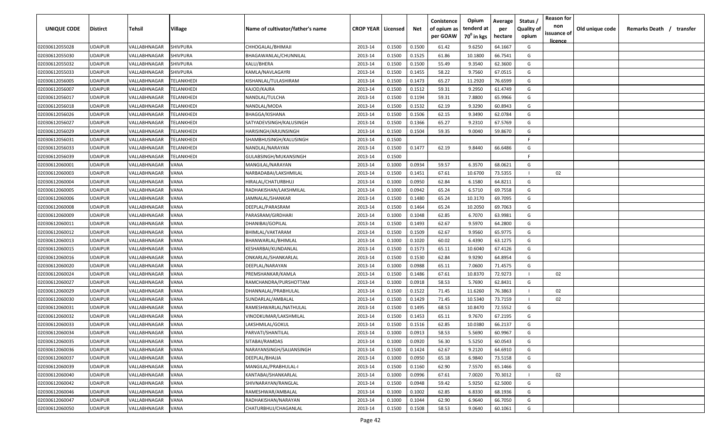| UNIQUE CODE | Distirct | Tehsil | Village | Name of cultivator/father's name | CROP YEAR | Licensed | Net | Conistence of opium as per GOAW | Opium tenderd at 70° in kgs | Average per hectare | Status / Quality of opium | Reason for non issuance of licence | Old unique code | Remarks Death / transfer |
|---|---|---|---|---|---|---|---|---|---|---|---|---|---|---|
| 02030612055028 | UDAIPUR | VALLABHNAGAR | SHIVPURA | CHHOGALAL/BHIMAJI | 2013-14 | 0.1500 | 0.1500 | 61.42 | 9.6250 | 64.1667 | G | | | |
| 02030612055030 | UDAIPUR | VALLABHNAGAR | SHIVPURA | BHAGAWANLAL/CHUNNILAL | 2013-14 | 0.1500 | 0.1525 | 61.86 | 10.1800 | 66.7541 | G | | | |
| 02030612055032 | UDAIPUR | VALLABHNAGAR | SHIVPURA | KALU/BHERA | 2013-14 | 0.1500 | 0.1500 | 55.49 | 9.3540 | 62.3600 | G | | | |
| 02030612055033 | UDAIPUR | VALLABHNAGAR | SHIVPURA | KAMLA/NAVLAGAYRI | 2013-14 | 0.1500 | 0.1455 | 58.22 | 9.7560 | 67.0515 | G | | | |
| 02030612056005 | UDAIPUR | VALLABHNAGAR | TELANKHEDI | KISHANLAL/TULASHIRAM | 2013-14 | 0.1500 | 0.1473 | 65.27 | 11.2920 | 76.6599 | G | | | |
| 02030612056007 | UDAIPUR | VALLABHNAGAR | TELANKHEDI | KAJOD/KAJRA | 2013-14 | 0.1500 | 0.1512 | 59.31 | 9.2950 | 61.4749 | G | | | |
| 02030612056017 | UDAIPUR | VALLABHNAGAR | TELANKHEDI | NANDLAL/TULCHA | 2013-14 | 0.1500 | 0.1194 | 59.31 | 7.8800 | 65.9966 | G | | | |
| 02030612056018 | UDAIPUR | VALLABHNAGAR | TELANKHEDI | NANDLAL/MODA | 2013-14 | 0.1500 | 0.1532 | 62.19 | 9.3290 | 60.8943 | G | | | |
| 02030612056026 | UDAIPUR | VALLABHNAGAR | TELANKHEDI | BHAGGA/KISHANA | 2013-14 | 0.1500 | 0.1506 | 62.15 | 9.3490 | 62.0784 | G | | | |
| 02030612056027 | UDAIPUR | VALLABHNAGAR | TELANKHEDI | SATYADEVSINGH/KALUSINGH | 2013-14 | 0.1500 | 0.1366 | 65.27 | 9.2310 | 67.5769 | G | | | |
| 02030612056029 | UDAIPUR | VALLABHNAGAR | TELANKHEDI | HARISINGH/ARJUNSINGH | 2013-14 | 0.1500 | 0.1504 | 59.35 | 9.0040 | 59.8670 | G | | | |
| 02030612056031 | UDAIPUR | VALLABHNAGAR | TELANKHEDI | SHAMBHUSINGH/KALUSINGH | 2013-14 | 0.1500 | | | | | F | | | |
| 02030612056033 | UDAIPUR | VALLABHNAGAR | TELANKHEDI | NANDLAL/NARAYAN | 2013-14 | 0.1500 | 0.1477 | 62.19 | 9.8440 | 66.6486 | G | | | |
| 02030612056039 | UDAIPUR | VALLABHNAGAR | TELANKHEDI | GULABSINGH/MUKANSINGH | 2013-14 | 0.1500 | | | | | F | | | |
| 02030612060001 | UDAIPUR | VALLABHNAGAR | VANA | MANGILAL/NARAYAN | 2013-14 | 0.1000 | 0.0934 | 59.57 | 6.3570 | 68.0621 | G | | | |
| 02030612060003 | UDAIPUR | VALLABHNAGAR | VANA | NARBADABAI/LAKSHMILAL | 2013-14 | 0.1500 | 0.1451 | 67.61 | 10.6700 | 73.5355 | I | 02 | | |
| 02030612060004 | UDAIPUR | VALLABHNAGAR | VANA | HIRALAL/CHATURBHUJ | 2013-14 | 0.1000 | 0.0950 | 62.84 | 6.1580 | 64.8211 | G | | | |
| 02030612060005 | UDAIPUR | VALLABHNAGAR | VANA | RADHAKISHAN/LAKSHMILAL | 2013-14 | 0.1000 | 0.0942 | 65.24 | 6.5710 | 69.7558 | G | | | |
| 02030612060006 | UDAIPUR | VALLABHNAGAR | VANA | JAMNALAL/SHANKAR | 2013-14 | 0.1500 | 0.1480 | 65.24 | 10.3170 | 69.7095 | G | | | |
| 02030612060008 | UDAIPUR | VALLABHNAGAR | VANA | DEEPLAL/PARASRAM | 2013-14 | 0.1500 | 0.1464 | 65.24 | 10.2050 | 69.7063 | G | | | |
| 02030612060009 | UDAIPUR | VALLABHNAGAR | VANA | PARASRAM/GIRDHARI | 2013-14 | 0.1000 | 0.1048 | 62.85 | 6.7070 | 63.9981 | G | | | |
| 02030612060011 | UDAIPUR | VALLABHNAGAR | VANA | DHANIBAI/GOPILAL | 2013-14 | 0.1500 | 0.1493 | 62.67 | 9.5970 | 64.2800 | G | | | |
| 02030612060012 | UDAIPUR | VALLABHNAGAR | VANA | BHIMLAL/VAKTARAM | 2013-14 | 0.1500 | 0.1509 | 62.67 | 9.9560 | 65.9775 | G | | | |
| 02030612060013 | UDAIPUR | VALLABHNAGAR | VANA | BHANWARLAL/BHIMLAL | 2013-14 | 0.1000 | 0.1020 | 60.02 | 6.4390 | 63.1275 | G | | | |
| 02030612060015 | UDAIPUR | VALLABHNAGAR | VANA | KESHARBAI/KUNDANLAL | 2013-14 | 0.1500 | 0.1573 | 65.11 | 10.6040 | 67.4126 | G | | | |
| 02030612060016 | UDAIPUR | VALLABHNAGAR | VANA | ONKARLAL/SHANKARLAL | 2013-14 | 0.1500 | 0.1530 | 62.84 | 9.9290 | 64.8954 | G | | | |
| 02030612060020 | UDAIPUR | VALLABHNAGAR | VANA | DEEPLAL/NARAYAN | 2013-14 | 0.1000 | 0.0988 | 65.11 | 7.0600 | 71.4575 | G | | | |
| 02030612060024 | UDAIPUR | VALLABHNAGAR | VANA | PREMSHANKAR/KAMLA | 2013-14 | 0.1500 | 0.1486 | 67.61 | 10.8370 | 72.9273 | I | 02 | | |
| 02030612060027 | UDAIPUR | VALLABHNAGAR | VANA | RAMCHANDRA/PURSHOTTAM | 2013-14 | 0.1000 | 0.0918 | 58.53 | 5.7690 | 62.8431 | G | | | |
| 02030612060029 | UDAIPUR | VALLABHNAGAR | VANA | DHANNALAL/PRABHULAL | 2013-14 | 0.1500 | 0.1522 | 71.45 | 11.6260 | 76.3863 | I | 02 | | |
| 02030612060030 | UDAIPUR | VALLABHNAGAR | VANA | SUNDARLAL/AMBALAL | 2013-14 | 0.1500 | 0.1429 | 71.45 | 10.5340 | 73.7159 | I | 02 | | |
| 02030612060031 | UDAIPUR | VALLABHNAGAR | VANA | RAMESHWARLAL/NATHULAL | 2013-14 | 0.1500 | 0.1495 | 68.53 | 10.8470 | 72.5552 | G | | | |
| 02030612060032 | UDAIPUR | VALLABHNAGAR | VANA | VINODKUMAR/LAKSHMILAL | 2013-14 | 0.1500 | 0.1453 | 65.11 | 9.7670 | 67.2195 | G | | | |
| 02030612060033 | UDAIPUR | VALLABHNAGAR | VANA | LAKSHMILAL/GOKUL | 2013-14 | 0.1500 | 0.1516 | 62.85 | 10.0380 | 66.2137 | G | | | |
| 02030612060034 | UDAIPUR | VALLABHNAGAR | VANA | PARVATI/SHANTILAL | 2013-14 | 0.1000 | 0.0913 | 58.53 | 5.5690 | 60.9967 | G | | | |
| 02030612060035 | UDAIPUR | VALLABHNAGAR | VANA | SITABAI/RAMDAS | 2013-14 | 0.1000 | 0.0920 | 56.30 | 5.5250 | 60.0543 | G | | | |
| 02030612060036 | UDAIPUR | VALLABHNAGAR | VANA | NARAYANSINGH/SAJJANSINGH | 2013-14 | 0.1500 | 0.1424 | 62.67 | 9.2120 | 64.6910 | G | | | |
| 02030612060037 | UDAIPUR | VALLABHNAGAR | VANA | DEEPLAL/BHAJJA | 2013-14 | 0.1000 | 0.0950 | 65.18 | 6.9840 | 73.5158 | G | | | |
| 02030612060039 | UDAIPUR | VALLABHNAGAR | VANA | MANGILAL/PRABHULAL-I | 2013-14 | 0.1500 | 0.1160 | 62.90 | 7.5570 | 65.1466 | G | | | |
| 02030612060040 | UDAIPUR | VALLABHNAGAR | VANA | KANTABAI/SHANKARLAL | 2013-14 | 0.1000 | 0.0996 | 67.61 | 7.0020 | 70.3012 | I | 02 | | |
| 02030612060042 | UDAIPUR | VALLABHNAGAR | VANA | SHIVNARAYAN/RANGLAL | 2013-14 | 0.1500 | 0.0948 | 59.42 | 5.9250 | 62.5000 | G | | | |
| 02030612060046 | UDAIPUR | VALLABHNAGAR | VANA | RAMESHWAR/AMBALAL | 2013-14 | 0.1000 | 0.1002 | 62.85 | 6.8330 | 68.1936 | G | | | |
| 02030612060047 | UDAIPUR | VALLABHNAGAR | VANA | RADHAKISHAN/NARAYAN | 2013-14 | 0.1000 | 0.1044 | 62.90 | 6.9640 | 66.7050 | G | | | |
| 02030612060050 | UDAIPUR | VALLABHNAGAR | VANA | CHATURBHUJ/CHAGANLAL | 2013-14 | 0.1500 | 0.1508 | 58.53 | 9.0640 | 60.1061 | G | | | |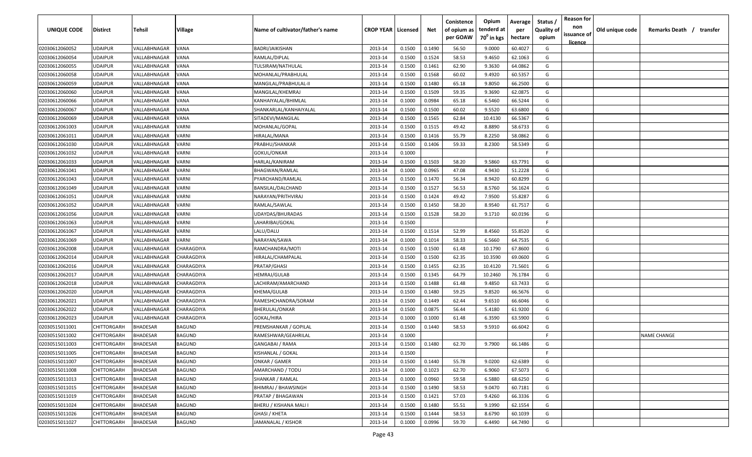| UNIQUE CODE | Distirct | Tehsil | Village | Name of cultivator/father's name | CROP YEAR | Licensed | Net | Conistence of opium as per GOAW | Opium tenderd at $70^0$ in kgs | Average per hectare | Status / Quality of opium | Reason for non issuance of licence | Old unique code | Remarks Death / transfer |
|---|---|---|---|---|---|---|---|---|---|---|---|---|---|---|
| 02030612060052 | UDAIPUR | VALLABHNAGAR | VANA | BADRI/JAIKISHAN | 2013-14 | 0.1500 | 0.1490 | 56.50 | 9.0000 | 60.4027 | G | | | |
| 02030612060054 | UDAIPUR | VALLABHNAGAR | VANA | RAMLAL/DIPLAL | 2013-14 | 0.1500 | 0.1524 | 58.53 | 9.4650 | 62.1063 | G | | | |
| 02030612060055 | UDAIPUR | VALLABHNAGAR | VANA | TULSIRAM/NATHULAL | 2013-14 | 0.1500 | 0.1461 | 62.90 | 9.3630 | 64.0862 | G | | | |
| 02030612060058 | UDAIPUR | VALLABHNAGAR | VANA | MOHANLAL/PRABHULAL | 2013-14 | 0.1500 | 0.1568 | 60.02 | 9.4920 | 60.5357 | G | | | |
| 02030612060059 | UDAIPUR | VALLABHNAGAR | VANA | MANGILAL/PRABHULAL-II | 2013-14 | 0.1500 | 0.1480 | 65.18 | 9.8050 | 66.2500 | G | | | |
| 02030612060060 | UDAIPUR | VALLABHNAGAR | VANA | MANGILAL/KHEMRAJ | 2013-14 | 0.1500 | 0.1509 | 59.35 | 9.3690 | 62.0875 | G | | | |
| 02030612060066 | UDAIPUR | VALLABHNAGAR | VANA | KANHAIYALAL/BHIMLAL | 2013-14 | 0.1000 | 0.0984 | 65.18 | 6.5460 | 66.5244 | G | | | |
| 02030612060067 | UDAIPUR | VALLABHNAGAR | VANA | SHANKARLAL/KANHAIYALAL | 2013-14 | 0.1500 | 0.1500 | 60.02 | 9.5520 | 63.6800 | G | | | |
| 02030612060069 | UDAIPUR | VALLABHNAGAR | VANA | SITADEVI/MANGILAL | 2013-14 | 0.1500 | 0.1565 | 62.84 | 10.4130 | 66.5367 | G | | | |
| 02030612061003 | UDAIPUR | VALLABHNAGAR | VARNI | MOHANLAL/GOPAL | 2013-14 | 0.1500 | 0.1515 | 49.42 | 8.8890 | 58.6733 | G | | | |
| 02030612061011 | UDAIPUR | VALLABHNAGAR | VARNI | HIRALAL/MANA | 2013-14 | 0.1500 | 0.1416 | 55.79 | 8.2250 | 58.0862 | G | | | |
| 02030612061030 | UDAIPUR | VALLABHNAGAR | VARNI | PRABHU/SHANKAR | 2013-14 | 0.1500 | 0.1406 | 59.33 | 8.2300 | 58.5349 | G | | | |
| 02030612061032 | UDAIPUR | VALLABHNAGAR | VARNI | GOKUL/ONKAR | 2013-14 | 0.1000 | | | | | F | | | |
| 02030612061033 | UDAIPUR | VALLABHNAGAR | VARNI | HARLAL/KANIRAM | 2013-14 | 0.1500 | 0.1503 | 58.20 | 9.5860 | 63.7791 | G | | | |
| 02030612061041 | UDAIPUR | VALLABHNAGAR | VARNI | BHAGWAN/RAMLAL | 2013-14 | 0.1000 | 0.0965 | 47.08 | 4.9430 | 51.2228 | G | | | |
| 02030612061043 | UDAIPUR | VALLABHNAGAR | VARNI | PYARCHAND/RAMLAL | 2013-14 | 0.1500 | 0.1470 | 56.34 | 8.9420 | 60.8299 | G | | | |
| 02030612061049 | UDAIPUR | VALLABHNAGAR | VARNI | BANSILAL/DALCHAND | 2013-14 | 0.1500 | 0.1527 | 56.53 | 8.5760 | 56.1624 | G | | | |
| 02030612061051 | UDAIPUR | VALLABHNAGAR | VARNI | NARAYAN/PRITHVIRAJ | 2013-14 | 0.1500 | 0.1424 | 49.42 | 7.9500 | 55.8287 | G | | | |
| 02030612061052 | UDAIPUR | VALLABHNAGAR | VARNI | RAMLAL/SAWLAL | 2013-14 | 0.1500 | 0.1450 | 58.20 | 8.9540 | 61.7517 | G | | | |
| 02030612061056 | UDAIPUR | VALLABHNAGAR | VARNI | UDAYDAS/BHURADAS | 2013-14 | 0.1500 | 0.1528 | 58.20 | 9.1710 | 60.0196 | G | | | |
| 02030612061063 | UDAIPUR | VALLABHNAGAR | VARNI | LAHARIBAI/GOKAL | 2013-14 | 0.1500 | | | | | F | | | |
| 02030612061067 | UDAIPUR | VALLABHNAGAR | VARNI | LALU/DALU | 2013-14 | 0.1500 | 0.1514 | 52.99 | 8.4560 | 55.8520 | G | | | |
| 02030612061069 | UDAIPUR | VALLABHNAGAR | VARNI | NARAYAN/SAWA | 2013-14 | 0.1000 | 0.1014 | 58.33 | 6.5660 | 64.7535 | G | | | |
| 02030612062008 | UDAIPUR | VALLABHNAGAR | CHARAGDIYA | RAMCHANDRA/MOTI | 2013-14 | 0.1500 | 0.1500 | 61.48 | 10.1790 | 67.8600 | G | | | |
| 02030612062014 | UDAIPUR | VALLABHNAGAR | CHARAGDIYA | HIRALAL/CHAMPALAL | 2013-14 | 0.1500 | 0.1500 | 62.35 | 10.3590 | 69.0600 | G | | | |
| 02030612062016 | UDAIPUR | VALLABHNAGAR | CHARAGDIYA | PRATAP/GHASI | 2013-14 | 0.1500 | 0.1455 | 62.35 | 10.4120 | 71.5601 | G | | | |
| 02030612062017 | UDAIPUR | VALLABHNAGAR | CHARAGDIYA | HEMRAJ/GULAB | 2013-14 | 0.1500 | 0.1345 | 64.79 | 10.2460 | 76.1784 | G | | | |
| 02030612062018 | UDAIPUR | VALLABHNAGAR | CHARAGDIYA | LACHIRAM/AMARCHAND | 2013-14 | 0.1500 | 0.1488 | 61.48 | 9.4850 | 63.7433 | G | | | |
| 02030612062020 | UDAIPUR | VALLABHNAGAR | CHARAGDIYA | KHEMA/GULAB | 2013-14 | 0.1500 | 0.1480 | 59.25 | 9.8520 | 66.5676 | G | | | |
| 02030612062021 | UDAIPUR | VALLABHNAGAR | CHARAGDIYA | RAMESHCHANDRA/SORAM | 2013-14 | 0.1500 | 0.1449 | 62.44 | 9.6510 | 66.6046 | G | | | |
| 02030612062022 | UDAIPUR | VALLABHNAGAR | CHARAGDIYA | BHERULAL/ONKAR | 2013-14 | 0.1500 | 0.0875 | 56.44 | 5.4180 | 61.9200 | G | | | |
| 02030612062023 | UDAIPUR | VALLABHNAGAR | CHARAGDIYA | GOKAL/HIRA | 2013-14 | 0.1000 | 0.1000 | 61.48 | 6.3590 | 63.5900 | G | | | |
| 02030515011001 | CHITTORGARH | BHADESAR | BAGUND | PREMSHANKAR / GOPILAL | 2013-14 | 0.1500 | 0.1440 | 58.53 | 9.5910 | 66.6042 | G | | | |
| 02030515011002 | CHITTORGARH | BHADESAR | BAGUND | RAMESHWAR/GEAHRILAL | 2013-14 | 0.1000 | | | | | F | | | NAME CHANGE |
| 02030515011003 | CHITTORGARH | BHADESAR | BAGUND | GANGABAI / RAMA | 2013-14 | 0.1500 | 0.1480 | 62.70 | 9.7900 | 66.1486 | G | | | |
| 02030515011005 | CHITTORGARH | BHADESAR | BAGUND | KISHANLAL / GOKAL | 2013-14 | 0.1500 | | | | | F | | | |
| 02030515011007 | CHITTORGARH | BHADESAR | BAGUND | ONKAR / GAMER | 2013-14 | 0.1500 | 0.1440 | 55.78 | 9.0200 | 62.6389 | G | | | |
| 02030515011008 | CHITTORGARH | BHADESAR | BAGUND | AMARCHAND / TODU | 2013-14 | 0.1000 | 0.1023 | 62.70 | 6.9060 | 67.5073 | G | | | |
| 02030515011013 | CHITTORGARH | BHADESAR | BAGUND | SHANKAR / RAMLAL | 2013-14 | 0.1000 | 0.0960 | 59.58 | 6.5880 | 68.6250 | G | | | |
| 02030515011015 | CHITTORGARH | BHADESAR | BAGUND | BHIMRAJ / BHAWSINGH | 2013-14 | 0.1500 | 0.1490 | 58.53 | 9.0470 | 60.7181 | G | | | |
| 02030515011019 | CHITTORGARH | BHADESAR | BAGUND | PRATAP / BHAGAWAN | 2013-14 | 0.1500 | 0.1421 | 57.03 | 9.4260 | 66.3336 | G | | | |
| 02030515011024 | CHITTORGARH | BHADESAR | BAGUND | BHERU / KISHANA MALI I | 2013-14 | 0.1500 | 0.1480 | 55.51 | 9.1990 | 62.1554 | G | | | |
| 02030515011026 | CHITTORGARH | BHADESAR | BAGUND | GHASI / KHETA | 2013-14 | 0.1500 | 0.1444 | 58.53 | 8.6790 | 60.1039 | G | | | |
| 02030515011027 | CHITTORGARH | BHADESAR | BAGUND | JAMANALAL / KISHOR | 2013-14 | 0.1000 | 0.0996 | 59.70 | 6.4490 | 64.7490 | G | | | |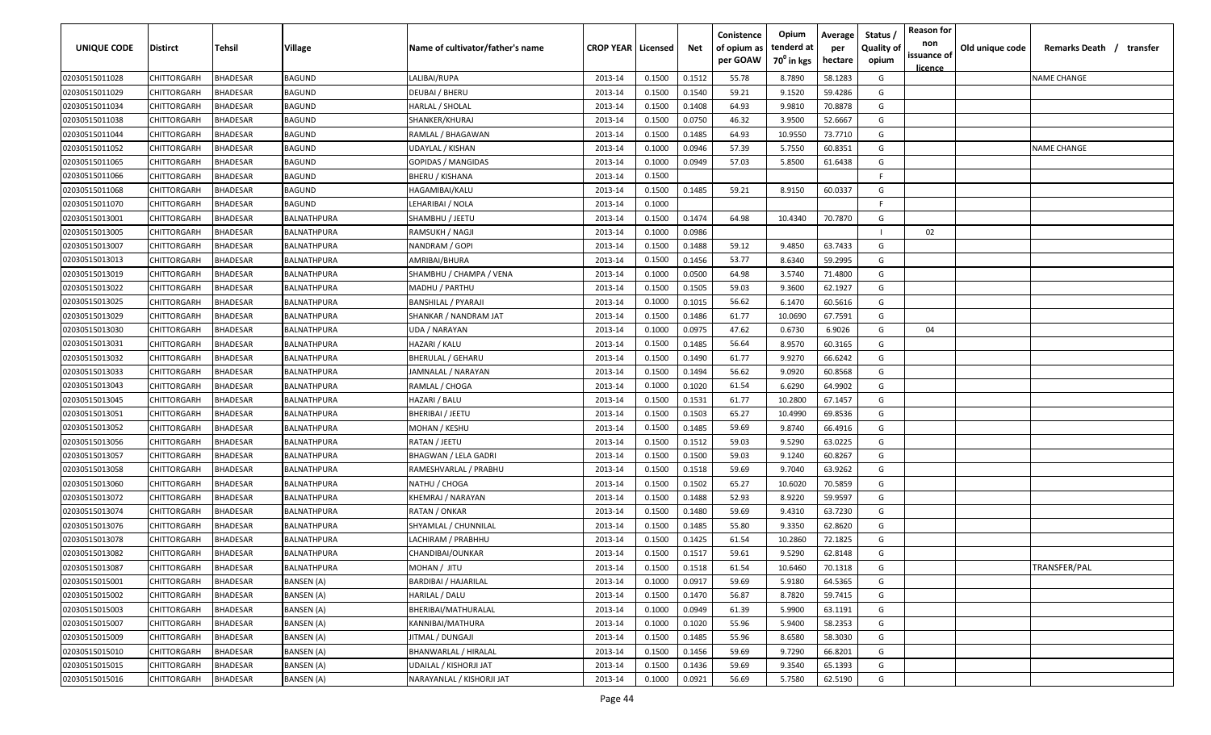| UNIQUE CODE | Distirct | Tehsil | Village | Name of cultivator/father's name | CROP YEAR | Licensed | Net | Conistence of opium as per GOAW | Opium tenderd at 70° in kgs | Average per hectare | Status / Quality of opium | Reason for non issuance of licence | Old unique code | Remarks Death / transfer |
|---|---|---|---|---|---|---|---|---|---|---|---|---|---|---|
| 02030515011028 | CHITTORGARH | BHADESAR | BAGUND | LALIBAI/RUPA | 2013-14 | 0.1500 | 0.1512 | 55.78 | 8.7890 | 58.1283 | G | | | NAME CHANGE |
| 02030515011029 | CHITTORGARH | BHADESAR | BAGUND | DEUBAI / BHERU | 2013-14 | 0.1500 | 0.1540 | 59.21 | 9.1520 | 59.4286 | G | | | |
| 02030515011034 | CHITTORGARH | BHADESAR | BAGUND | HARLAL / SHOLAL | 2013-14 | 0.1500 | 0.1408 | 64.93 | 9.9810 | 70.8878 | G | | | |
| 02030515011038 | CHITTORGARH | BHADESAR | BAGUND | SHANKER/KHURAJ | 2013-14 | 0.1500 | 0.0750 | 46.32 | 3.9500 | 52.6667 | G | | | |
| 02030515011044 | CHITTORGARH | BHADESAR | BAGUND | RAMLAL / BHAGAWAN | 2013-14 | 0.1500 | 0.1485 | 64.93 | 10.9550 | 73.7710 | G | | | |
| 02030515011052 | CHITTORGARH | BHADESAR | BAGUND | UDAYLAL / KISHAN | 2013-14 | 0.1000 | 0.0946 | 57.39 | 5.7550 | 60.8351 | G | | | NAME CHANGE |
| 02030515011065 | CHITTORGARH | BHADESAR | BAGUND | GOPIDAS / MANGIDAS | 2013-14 | 0.1000 | 0.0949 | 57.03 | 5.8500 | 61.6438 | G | | | |
| 02030515011066 | CHITTORGARH | BHADESAR | BAGUND | BHERU / KISHANA | 2013-14 | 0.1500 | | | | | F | | | |
| 02030515011068 | CHITTORGARH | BHADESAR | BAGUND | HAGAMIBAI/KALU | 2013-14 | 0.1500 | 0.1485 | 59.21 | 8.9150 | 60.0337 | G | | | |
| 02030515011070 | CHITTORGARH | BHADESAR | BAGUND | LEHARIBAI / NOLA | 2013-14 | 0.1000 | | | | | F | | | |
| 02030515013001 | CHITTORGARH | BHADESAR | BALNATHPURA | SHAMBHU / JEETU | 2013-14 | 0.1500 | 0.1474 | 64.98 | 10.4340 | 70.7870 | G | | | |
| 02030515013005 | CHITTORGARH | BHADESAR | BALNATHPURA | RAMSUKH / NAGJI | 2013-14 | 0.1000 | 0.0986 | | | | I | 02 | | |
| 02030515013007 | CHITTORGARH | BHADESAR | BALNATHPURA | NANDRAM / GOPI | 2013-14 | 0.1500 | 0.1488 | 59.12 | 9.4850 | 63.7433 | G | | | |
| 02030515013013 | CHITTORGARH | BHADESAR | BALNATHPURA | AMRIBAI/BHURA | 2013-14 | 0.1500 | 0.1456 | 53.77 | 8.6340 | 59.2995 | G | | | |
| 02030515013019 | CHITTORGARH | BHADESAR | BALNATHPURA | SHAMBHU / CHAMPA / VENA | 2013-14 | 0.1000 | 0.0500 | 64.98 | 3.5740 | 71.4800 | G | | | |
| 02030515013022 | CHITTORGARH | BHADESAR | BALNATHPURA | MADHU / PARTHU | 2013-14 | 0.1500 | 0.1505 | 59.03 | 9.3600 | 62.1927 | G | | | |
| 02030515013025 | CHITTORGARH | BHADESAR | BALNATHPURA | BANSHILAL / PYARAJI | 2013-14 | 0.1000 | 0.1015 | 56.62 | 6.1470 | 60.5616 | G | | | |
| 02030515013029 | CHITTORGARH | BHADESAR | BALNATHPURA | SHANKAR / NANDRAM JAT | 2013-14 | 0.1500 | 0.1486 | 61.77 | 10.0690 | 67.7591 | G | | | |
| 02030515013030 | CHITTORGARH | BHADESAR | BALNATHPURA | UDA / NARAYAN | 2013-14 | 0.1000 | 0.0975 | 47.62 | 0.6730 | 6.9026 | G | 04 | | |
| 02030515013031 | CHITTORGARH | BHADESAR | BALNATHPURA | HAZARI / KALU | 2013-14 | 0.1500 | 0.1485 | 56.64 | 8.9570 | 60.3165 | G | | | |
| 02030515013032 | CHITTORGARH | BHADESAR | BALNATHPURA | BHERULAL / GEHARU | 2013-14 | 0.1500 | 0.1490 | 61.77 | 9.9270 | 66.6242 | G | | | |
| 02030515013033 | CHITTORGARH | BHADESAR | BALNATHPURA | JAMNALAL / NARAYAN | 2013-14 | 0.1500 | 0.1494 | 56.62 | 9.0920 | 60.8568 | G | | | |
| 02030515013043 | CHITTORGARH | BHADESAR | BALNATHPURA | RAMLAL / CHOGA | 2013-14 | 0.1000 | 0.1020 | 61.54 | 6.6290 | 64.9902 | G | | | |
| 02030515013045 | CHITTORGARH | BHADESAR | BALNATHPURA | HAZARI / BALU | 2013-14 | 0.1500 | 0.1531 | 61.77 | 10.2800 | 67.1457 | G | | | |
| 02030515013051 | CHITTORGARH | BHADESAR | BALNATHPURA | BHERIBAI / JEETU | 2013-14 | 0.1500 | 0.1503 | 65.27 | 10.4990 | 69.8536 | G | | | |
| 02030515013052 | CHITTORGARH | BHADESAR | BALNATHPURA | MOHAN / KESHU | 2013-14 | 0.1500 | 0.1485 | 59.69 | 9.8740 | 66.4916 | G | | | |
| 02030515013056 | CHITTORGARH | BHADESAR | BALNATHPURA | RATAN / JEETU | 2013-14 | 0.1500 | 0.1512 | 59.03 | 9.5290 | 63.0225 | G | | | |
| 02030515013057 | CHITTORGARH | BHADESAR | BALNATHPURA | BHAGWAN / LELA GADRI | 2013-14 | 0.1500 | 0.1500 | 59.03 | 9.1240 | 60.8267 | G | | | |
| 02030515013058 | CHITTORGARH | BHADESAR | BALNATHPURA | RAMESHVARLAL / PRABHU | 2013-14 | 0.1500 | 0.1518 | 59.69 | 9.7040 | 63.9262 | G | | | |
| 02030515013060 | CHITTORGARH | BHADESAR | BALNATHPURA | NATHU / CHOGA | 2013-14 | 0.1500 | 0.1502 | 65.27 | 10.6020 | 70.5859 | G | | | |
| 02030515013072 | CHITTORGARH | BHADESAR | BALNATHPURA | KHEMRAJ / NARAYAN | 2013-14 | 0.1500 | 0.1488 | 52.93 | 8.9220 | 59.9597 | G | | | |
| 02030515013074 | CHITTORGARH | BHADESAR | BALNATHPURA | RATAN / ONKAR | 2013-14 | 0.1500 | 0.1480 | 59.69 | 9.4310 | 63.7230 | G | | | |
| 02030515013076 | CHITTORGARH | BHADESAR | BALNATHPURA | SHYAMLAL / CHUNNILAL | 2013-14 | 0.1500 | 0.1485 | 55.80 | 9.3350 | 62.8620 | G | | | |
| 02030515013078 | CHITTORGARH | BHADESAR | BALNATHPURA | LACHIRAM / PRABHHU | 2013-14 | 0.1500 | 0.1425 | 61.54 | 10.2860 | 72.1825 | G | | | |
| 02030515013082 | CHITTORGARH | BHADESAR | BALNATHPURA | CHANDIBAI/OUNKAR | 2013-14 | 0.1500 | 0.1517 | 59.61 | 9.5290 | 62.8148 | G | | | |
| 02030515013087 | CHITTORGARH | BHADESAR | BALNATHPURA | MOHAN / JITU | 2013-14 | 0.1500 | 0.1518 | 61.54 | 10.6460 | 70.1318 | G | | | TRANSFER/PAL |
| 02030515015001 | CHITTORGARH | BHADESAR | BANSEN (A) | BARDIBAI / HAJARILAL | 2013-14 | 0.1000 | 0.0917 | 59.69 | 5.9180 | 64.5365 | G | | | |
| 02030515015002 | CHITTORGARH | BHADESAR | BANSEN (A) | HARILAL / DALU | 2013-14 | 0.1500 | 0.1470 | 56.87 | 8.7820 | 59.7415 | G | | | |
| 02030515015003 | CHITTORGARH | BHADESAR | BANSEN (A) | BHERIBAI/MATHURALAL | 2013-14 | 0.1000 | 0.0949 | 61.39 | 5.9900 | 63.1191 | G | | | |
| 02030515015007 | CHITTORGARH | BHADESAR | BANSEN (A) | KANNIBAI/MATHURA | 2013-14 | 0.1000 | 0.1020 | 55.96 | 5.9400 | 58.2353 | G | | | |
| 02030515015009 | CHITTORGARH | BHADESAR | BANSEN (A) | JITMAL / DUNGAJI | 2013-14 | 0.1500 | 0.1485 | 55.96 | 8.6580 | 58.3030 | G | | | |
| 02030515015010 | CHITTORGARH | BHADESAR | BANSEN (A) | BHANWARLAL / HIRALAL | 2013-14 | 0.1500 | 0.1456 | 59.69 | 9.7290 | 66.8201 | G | | | |
| 02030515015015 | CHITTORGARH | BHADESAR | BANSEN (A) | UDAILAL / KISHORJI JAT | 2013-14 | 0.1500 | 0.1436 | 59.69 | 9.3540 | 65.1393 | G | | | |
| 02030515015016 | CHITTORGARH | BHADESAR | BANSEN (A) | NARAYANLAL / KISHORJI JAT | 2013-14 | 0.1000 | 0.0921 | 56.69 | 5.7580 | 62.5190 | G | | | |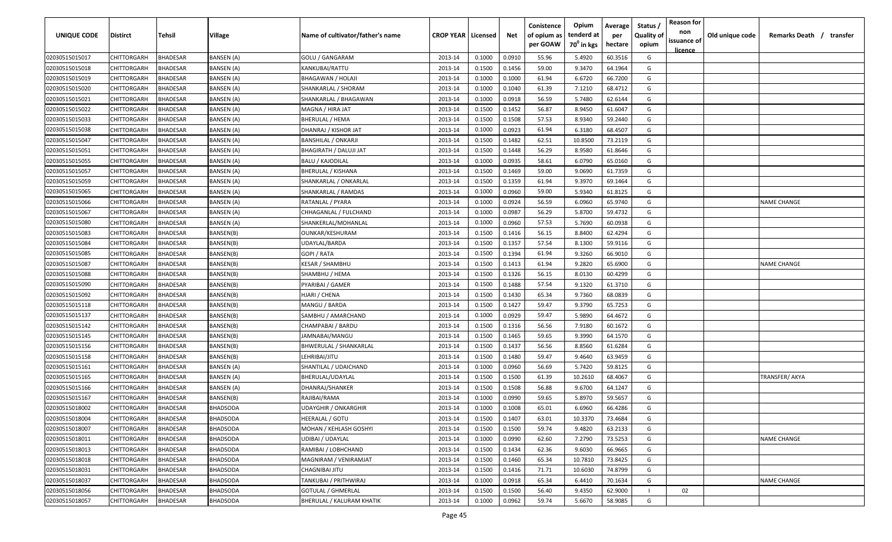| UNIQUE CODE | Distirct | Tehsil | Village | Name of cultivator/father's name | CROP YEAR | Licensed | Net | Conistence of opium as per GOAW | Opium tenderd at 70° in kgs | Average per hectare | Status / Quality of opium | Reason for non issuance of licence | Old unique code | Remarks Death / transfer |
|---|---|---|---|---|---|---|---|---|---|---|---|---|---|---|
| 02030515015017 | CHITTORGARH | BHADESAR | BANSEN (A) | GOLU / GANGARAM | 2013-14 | 0.1000 | 0.0910 | 55.96 | 5.4920 | 60.3516 | G | | | |
| 02030515015018 | CHITTORGARH | BHADESAR | BANSEN (A) | KANKUBAI/RATTU | 2013-14 | 0.1500 | 0.1456 | 59.00 | 9.3470 | 64.1964 | G | | | |
| 02030515015019 | CHITTORGARH | BHADESAR | BANSEN (A) | BHAGAWAN / HOLAJI | 2013-14 | 0.1000 | 0.1000 | 61.94 | 6.6720 | 66.7200 | G | | | |
| 02030515015020 | CHITTORGARH | BHADESAR | BANSEN (A) | SHANKARLAL / SHORAM | 2013-14 | 0.1000 | 0.1040 | 61.39 | 7.1210 | 68.4712 | G | | | |
| 02030515015021 | CHITTORGARH | BHADESAR | BANSEN (A) | SHANKARLAL / BHAGAWAN | 2013-14 | 0.1000 | 0.0918 | 56.59 | 5.7480 | 62.6144 | G | | | |
| 02030515015022 | CHITTORGARH | BHADESAR | BANSEN (A) | MAGNA / HIRA JAT | 2013-14 | 0.1500 | 0.1452 | 56.87 | 8.9450 | 61.6047 | G | | | |
| 02030515015033 | CHITTORGARH | BHADESAR | BANSEN (A) | BHERULAL / HEMA | 2013-14 | 0.1500 | 0.1508 | 57.53 | 8.9340 | 59.2440 | G | | | |
| 02030515015038 | CHITTORGARH | BHADESAR | BANSEN (A) | DHANRAJ / KISHOR JAT | 2013-14 | 0.1000 | 0.0923 | 61.94 | 6.3180 | 68.4507 | G | | | |
| 02030515015047 | CHITTORGARH | BHADESAR | BANSEN (A) | BANSHILAL / ONKARJI | 2013-14 | 0.1500 | 0.1482 | 62.51 | 10.8500 | 73.2119 | G | | | |
| 02030515015051 | CHITTORGARH | BHADESAR | BANSEN (A) | BHAGIRATH / DALUJI JAT | 2013-14 | 0.1500 | 0.1448 | 56.29 | 8.9580 | 61.8646 | G | | | |
| 02030515015055 | CHITTORGARH | BHADESAR | BANSEN (A) | BALU / KAJODILAL | 2013-14 | 0.1000 | 0.0935 | 58.61 | 6.0790 | 65.0160 | G | | | |
| 02030515015057 | CHITTORGARH | BHADESAR | BANSEN (A) | BHERULAL / KISHANA | 2013-14 | 0.1500 | 0.1469 | 59.00 | 9.0690 | 61.7359 | G | | | |
| 02030515015059 | CHITTORGARH | BHADESAR | BANSEN (A) | SHANKARLAL / ONKARLAL | 2013-14 | 0.1500 | 0.1359 | 61.94 | 9.3970 | 69.1464 | G | | | |
| 02030515015065 | CHITTORGARH | BHADESAR | BANSEN (A) | SHANKARLAL / RAMDAS | 2013-14 | 0.1000 | 0.0960 | 59.00 | 5.9340 | 61.8125 | G | | | |
| 02030515015066 | CHITTORGARH | BHADESAR | BANSEN (A) | RATANLAL / PYARA | 2013-14 | 0.1000 | 0.0924 | 56.59 | 6.0960 | 65.9740 | G | | | NAME CHANGE |
| 02030515015067 | CHITTORGARH | BHADESAR | BANSEN (A) | CHHAGANLAL / FULCHAND | 2013-14 | 0.1000 | 0.0987 | 56.29 | 5.8700 | 59.4732 | G | | | |
| 02030515015080 | CHITTORGARH | BHADESAR | BANSEN (A) | SHANKERLAL/MOHANLAL | 2013-14 | 0.1000 | 0.0960 | 57.53 | 5.7690 | 60.0938 | G | | | |
| 02030515015083 | CHITTORGARH | BHADESAR | BANSEN(B) | OUNKAR/KESHURAM | 2013-14 | 0.1500 | 0.1416 | 56.15 | 8.8400 | 62.4294 | G | | | |
| 02030515015084 | CHITTORGARH | BHADESAR | BANSEN(B) | UDAYLAL/BARDA | 2013-14 | 0.1500 | 0.1357 | 57.54 | 8.1300 | 59.9116 | G | | | |
| 02030515015085 | CHITTORGARH | BHADESAR | BANSEN(B) | GOPI / RATA | 2013-14 | 0.1500 | 0.1394 | 61.94 | 9.3260 | 66.9010 | G | | | |
| 02030515015087 | CHITTORGARH | BHADESAR | BANSEN(B) | KESAR / SHAMBHU | 2013-14 | 0.1500 | 0.1413 | 61.94 | 9.2820 | 65.6900 | G | | | NAME CHANGE |
| 02030515015088 | CHITTORGARH | BHADESAR | BANSEN(B) | SHAMBHU / HEMA | 2013-14 | 0.1500 | 0.1326 | 56.15 | 8.0130 | 60.4299 | G | | | |
| 02030515015090 | CHITTORGARH | BHADESAR | BANSEN(B) | PYARIBAI / GAMER | 2013-14 | 0.1500 | 0.1488 | 57.54 | 9.1320 | 61.3710 | G | | | |
| 02030515015092 | CHITTORGARH | BHADESAR | BANSEN(B) | HJARI / CHENA | 2013-14 | 0.1500 | 0.1430 | 65.34 | 9.7360 | 68.0839 | G | | | |
| 02030515015118 | CHITTORGARH | BHADESAR | BANSEN(B) | MANGU / BARDA | 2013-14 | 0.1500 | 0.1427 | 59.47 | 9.3790 | 65.7253 | G | | | |
| 02030515015137 | CHITTORGARH | BHADESAR | BANSEN(B) | SAMBHU / AMARCHAND | 2013-14 | 0.1000 | 0.0929 | 59.47 | 5.9890 | 64.4672 | G | | | |
| 02030515015142 | CHITTORGARH | BHADESAR | BANSEN(B) | CHAMPABAI / BARDU | 2013-14 | 0.1500 | 0.1316 | 56.56 | 7.9180 | 60.1672 | G | | | |
| 02030515015145 | CHITTORGARH | BHADESAR | BANSEN(B) | JAMNABAI/MANGU | 2013-14 | 0.1500 | 0.1465 | 59.65 | 9.3990 | 64.1570 | G | | | |
| 02030515015156 | CHITTORGARH | BHADESAR | BANSEN(B) | BHWERULAL / SHANKARLAL | 2013-14 | 0.1500 | 0.1437 | 56.56 | 8.8560 | 61.6284 | G | | | |
| 02030515015158 | CHITTORGARH | BHADESAR | BANSEN(B) | LEHRIBAI/JITU | 2013-14 | 0.1500 | 0.1480 | 59.47 | 9.4640 | 63.9459 | G | | | |
| 02030515015161 | CHITTORGARH | BHADESAR | BANSEN (A) | SHANTILAL / UDAICHAND | 2013-14 | 0.1000 | 0.0960 | 56.69 | 5.7420 | 59.8125 | G | | | |
| 02030515015165 | CHITTORGARH | BHADESAR | BANSEN (A) | BHERULAL/UDAYLAL | 2013-14 | 0.1500 | 0.1500 | 61.39 | 10.2610 | 68.4067 | G | | | TRANSFER/ AKYA |
| 02030515015166 | CHITTORGARH | BHADESAR | BANSEN (A) | DHANRAJ/SHANKER | 2013-14 | 0.1500 | 0.1508 | 56.88 | 9.6700 | 64.1247 | G | | | |
| 02030515015167 | CHITTORGARH | BHADESAR | BANSEN(B) | RAJIBAI/RAMA | 2013-14 | 0.1000 | 0.0990 | 59.65 | 5.8970 | 59.5657 | G | | | |
| 02030515018002 | CHITTORGARH | BHADESAR | BHADSODA | UDAYGHIR / ONKARGHIR | 2013-14 | 0.1000 | 0.1008 | 65.01 | 6.6960 | 66.4286 | G | | | |
| 02030515018004 | CHITTORGARH | BHADESAR | BHADSODA | HEERALAL / GOTU | 2013-14 | 0.1500 | 0.1407 | 63.01 | 10.3370 | 73.4684 | G | | | |
| 02030515018007 | CHITTORGARH | BHADESAR | BHADSODA | MOHAN / KEHLASH GOSHYI | 2013-14 | 0.1500 | 0.1500 | 59.74 | 9.4820 | 63.2133 | G | | | |
| 02030515018011 | CHITTORGARH | BHADESAR | BHADSODA | UDIBAI / UDAYLAL | 2013-14 | 0.1000 | 0.0990 | 62.60 | 7.2790 | 73.5253 | G | | | NAME CHANGE |
| 02030515018013 | CHITTORGARH | BHADESAR | BHADSODA | RAMIBAI / LOBHCHAND | 2013-14 | 0.1500 | 0.1434 | 62.36 | 9.6030 | 66.9665 | G | | | |
| 02030515018018 | CHITTORGARH | BHADESAR | BHADSODA | MAGNIRAM / VENIRAMJAT | 2013-14 | 0.1500 | 0.1460 | 65.34 | 10.7810 | 73.8425 | G | | | |
| 02030515018031 | CHITTORGARH | BHADESAR | BHADSODA | CHAGNIBAI JITU | 2013-14 | 0.1500 | 0.1416 | 71.71 | 10.6030 | 74.8799 | G | | | |
| 02030515018037 | CHITTORGARH | BHADESAR | BHADSODA | TANKUBAI / PRITHWIRAJ | 2013-14 | 0.1000 | 0.0918 | 65.34 | 6.4410 | 70.1634 | G | | | NAME CHANGE |
| 02030515018056 | CHITTORGARH | BHADESAR | BHADSODA | GOTULAL / GHMERLAL | 2013-14 | 0.1500 | 0.1500 | 56.40 | 9.4350 | 62.9000 | I | 02 | | |
| 02030515018057 | CHITTORGARH | BHADESAR | BHADSODA | BHERULAL / KALURAM KHATIK | 2013-14 | 0.1000 | 0.0962 | 59.74 | 5.6670 | 58.9085 | G | | | |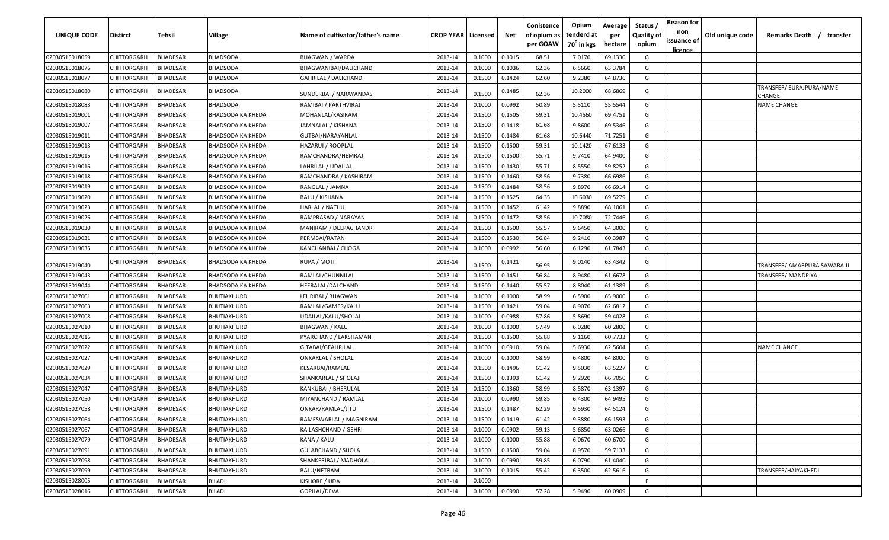| UNIQUE CODE | Distirct | Tehsil | Village | Name of cultivator/father's name | CROP YEAR | Licensed | Net | Conistence of opium as per GOAW | Opium tenderd at $70^0$ in kgs | Average per hectare | Status / Quality of opium | Reason for non issuance of licence | Old unique code | Remarks Death / transfer |
|---|---|---|---|---|---|---|---|---|---|---|---|---|---|---|
| 02030515018059 | CHITTORGARH | BHADESAR | BHADSODA | BHAGWAN / WARDA | 2013-14 | 0.1000 | 0.1015 | 68.51 | 7.0170 | 69.1330 | G | | | |
| 02030515018076 | CHITTORGARH | BHADESAR | BHADSODA | BHAGWANIBAI/DALICHAND | 2013-14 | 0.1000 | 0.1036 | 62.36 | 6.5660 | 63.3784 | G | | | |
| 02030515018077 | CHITTORGARH | BHADESAR | BHADSODA | GAHRILAL / DALICHAND | 2013-14 | 0.1500 | 0.1424 | 62.60 | 9.2380 | 64.8736 | G | | | |
| 02030515018080 | CHITTORGARH | BHADESAR | BHADSODA | SUNDERBAI / NARAYANDAS | 2013-14 | 0.1500 | 0.1485 | 62.36 | 10.2000 | 68.6869 | G | | | TRANSFER/ SURAJPURA/NAME CHANGE |
| 02030515018083 | CHITTORGARH | BHADESAR | BHADSODA | RAMIBAI / PARTHVIRAJ | 2013-14 | 0.1000 | 0.0992 | 50.89 | 5.5110 | 55.5544 | G | | | NAME CHANGE |
| 02030515019001 | CHITTORGARH | BHADESAR | BHADSODA KA KHEDA | MOHANLAL/KASIRAM | 2013-14 | 0.1500 | 0.1505 | 59.31 | 10.4560 | 69.4751 | G | | | |
| 02030515019007 | CHITTORGARH | BHADESAR | BHADSODA KA KHEDA | JAMNALAL / KISHANA | 2013-14 | 0.1500 | 0.1418 | 61.68 | 9.8600 | 69.5346 | G | | | |
| 02030515019011 | CHITTORGARH | BHADESAR | BHADSODA KA KHEDA | GUTBAI/NARAYANLAL | 2013-14 | 0.1500 | 0.1484 | 61.68 | 10.6440 | 71.7251 | G | | | |
| 02030515019013 | CHITTORGARH | BHADESAR | BHADSODA KA KHEDA | HAZARUI / ROOPLAL | 2013-14 | 0.1500 | 0.1500 | 59.31 | 10.1420 | 67.6133 | G | | | |
| 02030515019015 | CHITTORGARH | BHADESAR | BHADSODA KA KHEDA | RAMCHANDRA/HEMRAJ | 2013-14 | 0.1500 | 0.1500 | 55.71 | 9.7410 | 64.9400 | G | | | |
| 02030515019016 | CHITTORGARH | BHADESAR | BHADSODA KA KHEDA | LAHRILAL / UDAILAL | 2013-14 | 0.1500 | 0.1430 | 55.71 | 8.5550 | 59.8252 | G | | | |
| 02030515019018 | CHITTORGARH | BHADESAR | BHADSODA KA KHEDA | RAMCHANDRA / KASHIRAM | 2013-14 | 0.1500 | 0.1460 | 58.56 | 9.7380 | 66.6986 | G | | | |
| 02030515019019 | CHITTORGARH | BHADESAR | BHADSODA KA KHEDA | RANGLAL / JAMNA | 2013-14 | 0.1500 | 0.1484 | 58.56 | 9.8970 | 66.6914 | G | | | |
| 02030515019020 | CHITTORGARH | BHADESAR | BHADSODA KA KHEDA | BALU / KISHANA | 2013-14 | 0.1500 | 0.1525 | 64.35 | 10.6030 | 69.5279 | G | | | |
| 02030515019023 | CHITTORGARH | BHADESAR | BHADSODA KA KHEDA | HARLAL / NATHU | 2013-14 | 0.1500 | 0.1452 | 61.42 | 9.8890 | 68.1061 | G | | | |
| 02030515019026 | CHITTORGARH | BHADESAR | BHADSODA KA KHEDA | RAMPRASAD / NARAYAN | 2013-14 | 0.1500 | 0.1472 | 58.56 | 10.7080 | 72.7446 | G | | | |
| 02030515019030 | CHITTORGARH | BHADESAR | BHADSODA KA KHEDA | MANIRAM / DEEPACHANDR | 2013-14 | 0.1500 | 0.1500 | 55.57 | 9.6450 | 64.3000 | G | | | |
| 02030515019031 | CHITTORGARH | BHADESAR | BHADSODA KA KHEDA | PERMBAI/RATAN | 2013-14 | 0.1500 | 0.1530 | 56.84 | 9.2410 | 60.3987 | G | | | |
| 02030515019035 | CHITTORGARH | BHADESAR | BHADSODA KA KHEDA | KANCHANBAI / CHOGA | 2013-14 | 0.1000 | 0.0992 | 56.60 | 6.1290 | 61.7843 | G | | | |
| 02030515019040 | CHITTORGARH | BHADESAR | BHADSODA KA KHEDA | RUPA / MOTI | 2013-14 | 0.1500 | 0.1421 | 56.95 | 9.0140 | 63.4342 | G | | | TRANSFER/ AMARPURA SAWARA JI |
| 02030515019043 | CHITTORGARH | BHADESAR | BHADSODA KA KHEDA | RAMLAL/CHUNNILAL | 2013-14 | 0.1500 | 0.1451 | 56.84 | 8.9480 | 61.6678 | G | | | TRANSFER/ MANDPIYA |
| 02030515019044 | CHITTORGARH | BHADESAR | BHADSODA KA KHEDA | HEERALAL/DALCHAND | 2013-14 | 0.1500 | 0.1440 | 55.57 | 8.8040 | 61.1389 | G | | | |
| 02030515027001 | CHITTORGARH | BHADESAR | BHUTIAKHURD | LEHRIBAI / BHAGWAN | 2013-14 | 0.1000 | 0.1000 | 58.99 | 6.5900 | 65.9000 | G | | | |
| 02030515027003 | CHITTORGARH | BHADESAR | BHUTIAKHURD | RAMLAL/GAMER/KALU | 2013-14 | 0.1500 | 0.1421 | 59.04 | 8.9070 | 62.6812 | G | | | |
| 02030515027008 | CHITTORGARH | BHADESAR | BHUTIAKHURD | UDAILAL/KALU/SHOLAL | 2013-14 | 0.1000 | 0.0988 | 57.86 | 5.8690 | 59.4028 | G | | | |
| 02030515027010 | CHITTORGARH | BHADESAR | BHUTIAKHURD | BHAGWAN / KALU | 2013-14 | 0.1000 | 0.1000 | 57.49 | 6.0280 | 60.2800 | G | | | |
| 02030515027016 | CHITTORGARH | BHADESAR | BHUTIAKHURD | PYARCHAND / LAKSHAMAN | 2013-14 | 0.1500 | 0.1500 | 55.88 | 9.1160 | 60.7733 | G | | | |
| 02030515027022 | CHITTORGARH | BHADESAR | BHUTIAKHURD | GITABAI/GEAHRILAL | 2013-14 | 0.1000 | 0.0910 | 59.04 | 5.6930 | 62.5604 | G | | | NAME CHANGE |
| 02030515027027 | CHITTORGARH | BHADESAR | BHUTIAKHURD | ONKARLAL / SHOLAL | 2013-14 | 0.1000 | 0.1000 | 58.99 | 6.4800 | 64.8000 | G | | | |
| 02030515027029 | CHITTORGARH | BHADESAR | BHUTIAKHURD | KESARBAI/RAMLAL | 2013-14 | 0.1500 | 0.1496 | 61.42 | 9.5030 | 63.5227 | G | | | |
| 02030515027034 | CHITTORGARH | BHADESAR | BHUTIAKHURD | SHANKARLAL / SHOLAJI | 2013-14 | 0.1500 | 0.1393 | 61.42 | 9.2920 | 66.7050 | G | | | |
| 02030515027047 | CHITTORGARH | BHADESAR | BHUTIAKHURD | KANKUBAI / BHERULAL | 2013-14 | 0.1500 | 0.1360 | 58.99 | 8.5870 | 63.1397 | G | | | |
| 02030515027050 | CHITTORGARH | BHADESAR | BHUTIAKHURD | MIYANCHAND / RAMLAL | 2013-14 | 0.1000 | 0.0990 | 59.85 | 6.4300 | 64.9495 | G | | | |
| 02030515027058 | CHITTORGARH | BHADESAR | BHUTIAKHURD | ONKAR/RAMLAL/JITU | 2013-14 | 0.1500 | 0.1487 | 62.29 | 9.5930 | 64.5124 | G | | | |
| 02030515027064 | CHITTORGARH | BHADESAR | BHUTIAKHURD | RAMESWARLAL / MAGNIRAM | 2013-14 | 0.1500 | 0.1419 | 61.42 | 9.3880 | 66.1593 | G | | | |
| 02030515027067 | CHITTORGARH | BHADESAR | BHUTIAKHURD | KAILASHCHAND / GEHRI | 2013-14 | 0.1000 | 0.0902 | 59.13 | 5.6850 | 63.0266 | G | | | |
| 02030515027079 | CHITTORGARH | BHADESAR | BHUTIAKHURD | KANA / KALU | 2013-14 | 0.1000 | 0.1000 | 55.88 | 6.0670 | 60.6700 | G | | | |
| 02030515027091 | CHITTORGARH | BHADESAR | BHUTIAKHURD | GULABCHAND / SHOLA | 2013-14 | 0.1500 | 0.1500 | 59.04 | 8.9570 | 59.7133 | G | | | |
| 02030515027098 | CHITTORGARH | BHADESAR | BHUTIAKHURD | SHANKERIBAI / MADHOLAL | 2013-14 | 0.1000 | 0.0990 | 59.85 | 6.0790 | 61.4040 | G | | | |
| 02030515027099 | CHITTORGARH | BHADESAR | BHUTIAKHURD | BALU/NETRAM | 2013-14 | 0.1000 | 0.1015 | 55.42 | 6.3500 | 62.5616 | G | | | TRANSFER/HAJYAKHEDI |
| 02030515028005 | CHITTORGARH | BHADESAR | BILADI | KISHORE / UDA | 2013-14 | 0.1000 | | | | | F | | | |
| 02030515028016 | CHITTORGARH | BHADESAR | BILADI | GOPILAL/DEVA | 2013-14 | 0.1000 | 0.0990 | 57.28 | 5.9490 | 60.0909 | G | | | |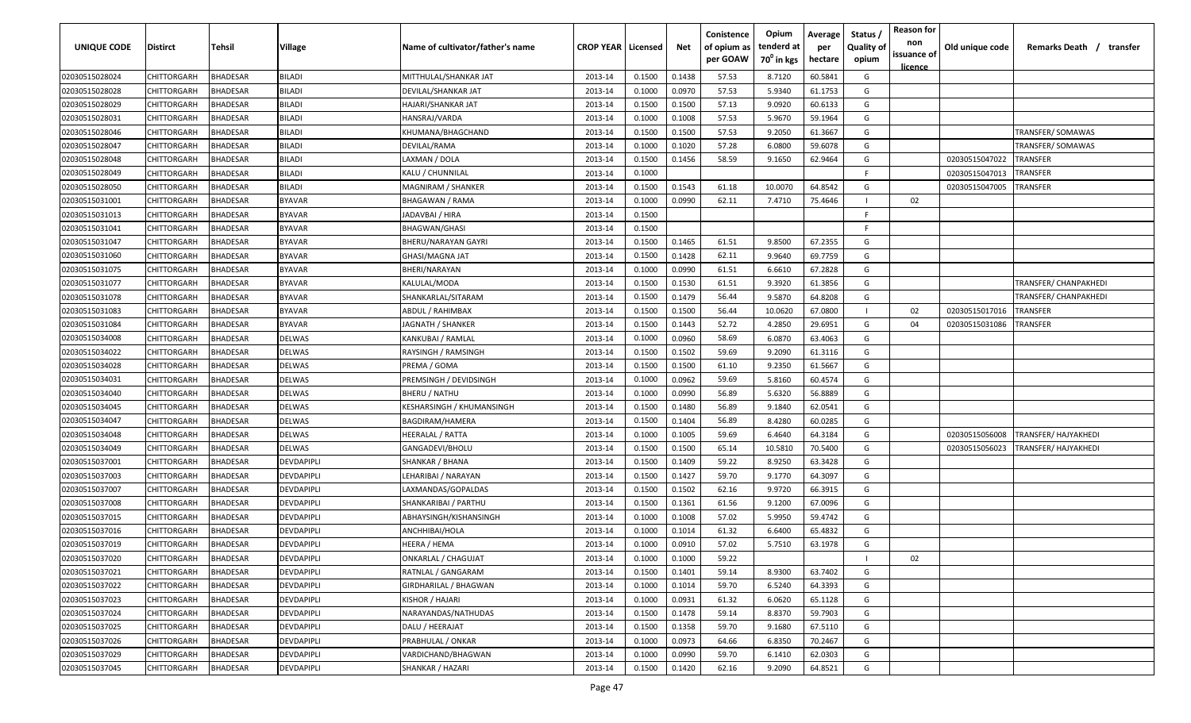| UNIQUE CODE | Distirct | Tehsil | Village | Name of cultivator/father's name | CROP YEAR | Licensed | Net | Conistence of opium as per GOAW | Opium tenderd at $70^0$ in kgs | Average per hectare | Status / Quality of opium | Reason for non issuance of licence | Old unique code | Remarks Death / transfer |
|---|---|---|---|---|---|---|---|---|---|---|---|---|---|---|
| 02030515028024 | CHITTORGARH | BHADESAR | BILADI | MITTHULAL/SHANKAR JAT | 2013-14 | 0.1500 | 0.1438 | 57.53 | 8.7120 | 60.5841 | G | | | |
| 02030515028028 | CHITTORGARH | BHADESAR | BILADI | DEVILAL/SHANKAR JAT | 2013-14 | 0.1000 | 0.0970 | 57.53 | 5.9340 | 61.1753 | G | | | |
| 02030515028029 | CHITTORGARH | BHADESAR | BILADI | HAJARI/SHANKAR JAT | 2013-14 | 0.1500 | 0.1500 | 57.13 | 9.0920 | 60.6133 | G | | | |
| 02030515028031 | CHITTORGARH | BHADESAR | BILADI | HANSRAJ/VARDA | 2013-14 | 0.1000 | 0.1008 | 57.53 | 5.9670 | 59.1964 | G | | | |
| 02030515028046 | CHITTORGARH | BHADESAR | BILADI | KHUMANA/BHAGCHAND | 2013-14 | 0.1500 | 0.1500 | 57.53 | 9.2050 | 61.3667 | G | | | TRANSFER/ SOMAWAS |
| 02030515028047 | CHITTORGARH | BHADESAR | BILADI | DEVILAL/RAMA | 2013-14 | 0.1000 | 0.1020 | 57.28 | 6.0800 | 59.6078 | G | | | TRANSFER/ SOMAWAS |
| 02030515028048 | CHITTORGARH | BHADESAR | BILADI | LAXMAN / DOLA | 2013-14 | 0.1500 | 0.1456 | 58.59 | 9.1650 | 62.9464 | G | | 02030515047022 | TRANSFER |
| 02030515028049 | CHITTORGARH | BHADESAR | BILADI | KALU / CHUNNILAL | 2013-14 | 0.1000 | | | | | F | | 02030515047013 | TRANSFER |
| 02030515028050 | CHITTORGARH | BHADESAR | BILADI | MAGNIRAM / SHANKER | 2013-14 | 0.1500 | 0.1543 | 61.18 | 10.0070 | 64.8542 | G | | 02030515047005 | TRANSFER |
| 02030515031001 | CHITTORGARH | BHADESAR | BYAVAR | BHAGAWAN / RAMA | 2013-14 | 0.1000 | 0.0990 | 62.11 | 7.4710 | 75.4646 | I | 02 | | |
| 02030515031013 | CHITTORGARH | BHADESAR | BYAVAR | JADAVBAI / HIRA | 2013-14 | 0.1500 | | | | | F | | | |
| 02030515031041 | CHITTORGARH | BHADESAR | BYAVAR | BHAGWAN/GHASI | 2013-14 | 0.1500 | | | | | F | | | |
| 02030515031047 | CHITTORGARH | BHADESAR | BYAVAR | BHERU/NARAYAN GAYRI | 2013-14 | 0.1500 | 0.1465 | 61.51 | 9.8500 | 67.2355 | G | | | |
| 02030515031060 | CHITTORGARH | BHADESAR | BYAVAR | GHASI/MAGNA JAT | 2013-14 | 0.1500 | 0.1428 | 62.11 | 9.9640 | 69.7759 | G | | | |
| 02030515031075 | CHITTORGARH | BHADESAR | BYAVAR | BHERI/NARAYAN | 2013-14 | 0.1000 | 0.0990 | 61.51 | 6.6610 | 67.2828 | G | | | |
| 02030515031077 | CHITTORGARH | BHADESAR | BYAVAR | KALULAL/MODA | 2013-14 | 0.1500 | 0.1530 | 61.51 | 9.3920 | 61.3856 | G | | | TRANSFER/ CHANPAKHEDI |
| 02030515031078 | CHITTORGARH | BHADESAR | BYAVAR | SHANKARLAL/SITARAM | 2013-14 | 0.1500 | 0.1479 | 56.44 | 9.5870 | 64.8208 | G | | | TRANSFER/ CHANPAKHEDI |
| 02030515031083 | CHITTORGARH | BHADESAR | BYAVAR | ABDUL / RAHIMBAX | 2013-14 | 0.1500 | 0.1500 | 56.44 | 10.0620 | 67.0800 | I | 02 | 02030515017016 | TRANSFER |
| 02030515031084 | CHITTORGARH | BHADESAR | BYAVAR | JAGNATH / SHANKER | 2013-14 | 0.1500 | 0.1443 | 52.72 | 4.2850 | 29.6951 | G | 04 | 02030515031086 | TRANSFER |
| 02030515034008 | CHITTORGARH | BHADESAR | DELWAS | KANKUBAI / RAMLAL | 2013-14 | 0.1000 | 0.0960 | 58.69 | 6.0870 | 63.4063 | G | | | |
| 02030515034022 | CHITTORGARH | BHADESAR | DELWAS | RAYSINGH / RAMSINGH | 2013-14 | 0.1500 | 0.1502 | 59.69 | 9.2090 | 61.3116 | G | | | |
| 02030515034028 | CHITTORGARH | BHADESAR | DELWAS | PREMA / GOMA | 2013-14 | 0.1500 | 0.1500 | 61.10 | 9.2350 | 61.5667 | G | | | |
| 02030515034031 | CHITTORGARH | BHADESAR | DELWAS | PREMSINGH / DEVIDSINGH | 2013-14 | 0.1000 | 0.0962 | 59.69 | 5.8160 | 60.4574 | G | | | |
| 02030515034040 | CHITTORGARH | BHADESAR | DELWAS | BHERU / NATHU | 2013-14 | 0.1000 | 0.0990 | 56.89 | 5.6320 | 56.8889 | G | | | |
| 02030515034045 | CHITTORGARH | BHADESAR | DELWAS | KESHARSINGH / KHUMANSINGH | 2013-14 | 0.1500 | 0.1480 | 56.89 | 9.1840 | 62.0541 | G | | | |
| 02030515034047 | CHITTORGARH | BHADESAR | DELWAS | BAGDIRAM/HAMERA | 2013-14 | 0.1500 | 0.1404 | 56.89 | 8.4280 | 60.0285 | G | | | |
| 02030515034048 | CHITTORGARH | BHADESAR | DELWAS | HEERALAL / RATTA | 2013-14 | 0.1000 | 0.1005 | 59.69 | 6.4640 | 64.3184 | G | | 02030515056008 | TRANSFER/ HAJYAKHEDI |
| 02030515034049 | CHITTORGARH | BHADESAR | DELWAS | GANGADEVI/BHOLU | 2013-14 | 0.1500 | 0.1500 | 65.14 | 10.5810 | 70.5400 | G | | 02030515056023 | TRANSFER/ HAJYAKHEDI |
| 02030515037001 | CHITTORGARH | BHADESAR | DEVDAPIPLI | SHANKAR / BHANA | 2013-14 | 0.1500 | 0.1409 | 59.22 | 8.9250 | 63.3428 | G | | | |
| 02030515037003 | CHITTORGARH | BHADESAR | DEVDAPIPLI | LEHARIBAI / NARAYAN | 2013-14 | 0.1500 | 0.1427 | 59.70 | 9.1770 | 64.3097 | G | | | |
| 02030515037007 | CHITTORGARH | BHADESAR | DEVDAPIPLI | LAXMANDAS/GOPALDAS | 2013-14 | 0.1500 | 0.1502 | 62.16 | 9.9720 | 66.3915 | G | | | |
| 02030515037008 | CHITTORGARH | BHADESAR | DEVDAPIPLI | SHANKARIBAI / PARTHU | 2013-14 | 0.1500 | 0.1361 | 61.56 | 9.1200 | 67.0096 | G | | | |
| 02030515037015 | CHITTORGARH | BHADESAR | DEVDAPIPLI | ABHAYSINGH/KISHANSINGH | 2013-14 | 0.1000 | 0.1008 | 57.02 | 5.9950 | 59.4742 | G | | | |
| 02030515037016 | CHITTORGARH | BHADESAR | DEVDAPIPLI | ANCHHIBAI/HOLA | 2013-14 | 0.1000 | 0.1014 | 61.32 | 6.6400 | 65.4832 | G | | | |
| 02030515037019 | CHITTORGARH | BHADESAR | DEVDAPIPLI | HEERA / HEMA | 2013-14 | 0.1000 | 0.0910 | 57.02 | 5.7510 | 63.1978 | G | | | |
| 02030515037020 | CHITTORGARH | BHADESAR | DEVDAPIPLI | ONKARLAL / CHAGUJAT | 2013-14 | 0.1000 | 0.1000 | 59.22 | | | I | 02 | | |
| 02030515037021 | CHITTORGARH | BHADESAR | DEVDAPIPLI | RATNLAL / GANGARAM | 2013-14 | 0.1500 | 0.1401 | 59.14 | 8.9300 | 63.7402 | G | | | |
| 02030515037022 | CHITTORGARH | BHADESAR | DEVDAPIPLI | GIRDHARILAL / BHAGWAN | 2013-14 | 0.1000 | 0.1014 | 59.70 | 6.5240 | 64.3393 | G | | | |
| 02030515037023 | CHITTORGARH | BHADESAR | DEVDAPIPLI | KISHOR / HAJARI | 2013-14 | 0.1000 | 0.0931 | 61.32 | 6.0620 | 65.1128 | G | | | |
| 02030515037024 | CHITTORGARH | BHADESAR | DEVDAPIPLI | NARAYANDAS/NATHUDAS | 2013-14 | 0.1500 | 0.1478 | 59.14 | 8.8370 | 59.7903 | G | | | |
| 02030515037025 | CHITTORGARH | BHADESAR | DEVDAPIPLI | DALU / HEERAJAT | 2013-14 | 0.1500 | 0.1358 | 59.70 | 9.1680 | 67.5110 | G | | | |
| 02030515037026 | CHITTORGARH | BHADESAR | DEVDAPIPLI | PRABHULAL / ONKAR | 2013-14 | 0.1000 | 0.0973 | 64.66 | 6.8350 | 70.2467 | G | | | |
| 02030515037029 | CHITTORGARH | BHADESAR | DEVDAPIPLI | VARDICHAND/BHAGWAN | 2013-14 | 0.1000 | 0.0990 | 59.70 | 6.1410 | 62.0303 | G | | | |
| 02030515037045 | CHITTORGARH | BHADESAR | DEVDAPIPLI | SHANKAR / HAZARI | 2013-14 | 0.1500 | 0.1420 | 62.16 | 9.2090 | 64.8521 | G | | | |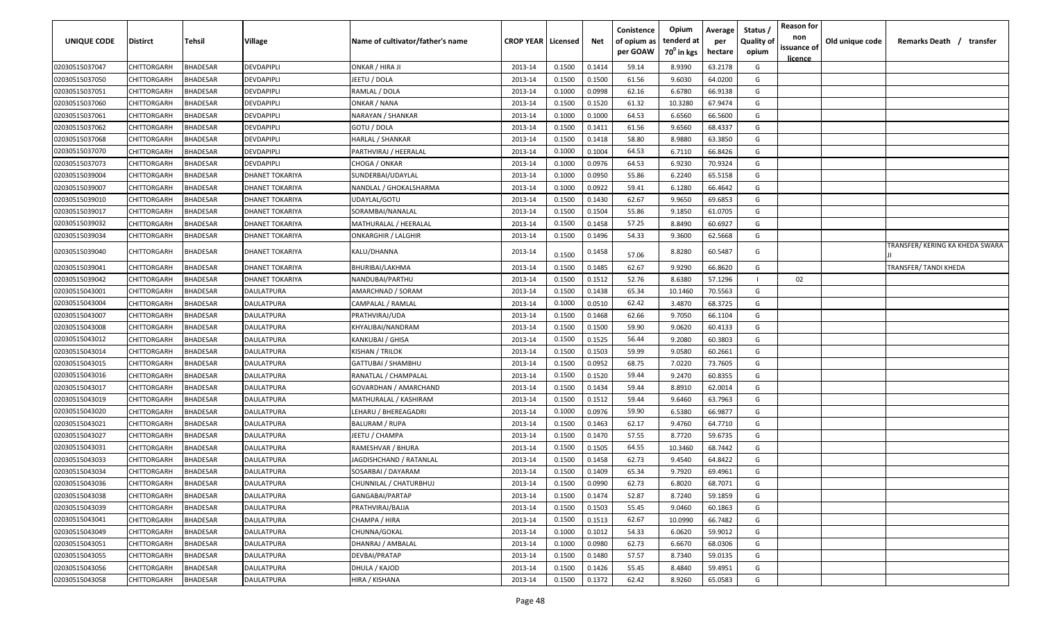| UNIQUE CODE | Distirct | Tehsil | Village | Name of cultivator/father's name | CROP YEAR | Licensed | Net | Conistence of opium as per GOAW | Opium tenderd at 70° in kgs | Average per hectare | Status / Quality of opium | Reason for non issuance of licence | Old unique code | Remarks Death / transfer |
|---|---|---|---|---|---|---|---|---|---|---|---|---|---|---|
| 02030515037047 | CHITTORGARH | BHADESAR | DEVDAPIPLI | ONKAR / HIRA JI | 2013-14 | 0.1500 | 0.1414 | 59.14 | 8.9390 | 63.2178 | G | | | |
| 02030515037050 | CHITTORGARH | BHADESAR | DEVDAPIPLI | JEETU / DOLA | 2013-14 | 0.1500 | 0.1500 | 61.56 | 9.6030 | 64.0200 | G | | | |
| 02030515037051 | CHITTORGARH | BHADESAR | DEVDAPIPLI | RAMLAL / DOLA | 2013-14 | 0.1000 | 0.0998 | 62.16 | 6.6780 | 66.9138 | G | | | |
| 02030515037060 | CHITTORGARH | BHADESAR | DEVDAPIPLI | ONKAR / NANA | 2013-14 | 0.1500 | 0.1520 | 61.32 | 10.3280 | 67.9474 | G | | | |
| 02030515037061 | CHITTORGARH | BHADESAR | DEVDAPIPLI | NARAYAN / SHANKAR | 2013-14 | 0.1000 | 0.1000 | 64.53 | 6.6560 | 66.5600 | G | | | |
| 02030515037062 | CHITTORGARH | BHADESAR | DEVDAPIPLI | GOTU / DOLA | 2013-14 | 0.1500 | 0.1411 | 61.56 | 9.6560 | 68.4337 | G | | | |
| 02030515037068 | CHITTORGARH | BHADESAR | DEVDAPIPLI | HARLAL / SHANKAR | 2013-14 | 0.1500 | 0.1418 | 58.80 | 8.9880 | 63.3850 | G | | | |
| 02030515037070 | CHITTORGARH | BHADESAR | DEVDAPIPLI | PARTHVIRAJ / HEERALAL | 2013-14 | 0.1000 | 0.1004 | 64.53 | 6.7110 | 66.8426 | G | | | |
| 02030515037073 | CHITTORGARH | BHADESAR | DEVDAPIPLI | CHOGA / ONKAR | 2013-14 | 0.1000 | 0.0976 | 64.53 | 6.9230 | 70.9324 | G | | | |
| 02030515039004 | CHITTORGARH | BHADESAR | DHANET TOKARIYA | SUNDERBAI/UDAYLAL | 2013-14 | 0.1000 | 0.0950 | 55.86 | 6.2240 | 65.5158 | G | | | |
| 02030515039007 | CHITTORGARH | BHADESAR | DHANET TOKARIYA | NANDLAL / GHOKALSHARMA | 2013-14 | 0.1000 | 0.0922 | 59.41 | 6.1280 | 66.4642 | G | | | |
| 02030515039010 | CHITTORGARH | BHADESAR | DHANET TOKARIYA | UDAYLAL/GOTU | 2013-14 | 0.1500 | 0.1430 | 62.67 | 9.9650 | 69.6853 | G | | | |
| 02030515039017 | CHITTORGARH | BHADESAR | DHANET TOKARIYA | SORAMBAI/NANALAL | 2013-14 | 0.1500 | 0.1504 | 55.86 | 9.1850 | 61.0705 | G | | | |
| 02030515039032 | CHITTORGARH | BHADESAR | DHANET TOKARIYA | MATHURALAL / HEERALAL | 2013-14 | 0.1500 | 0.1458 | 57.25 | 8.8490 | 60.6927 | G | | | |
| 02030515039034 | CHITTORGARH | BHADESAR | DHANET TOKARIYA | ONKARGHIR / LALGHIR | 2013-14 | 0.1500 | 0.1496 | 54.33 | 9.3600 | 62.5668 | G | | | |
| 02030515039040 | CHITTORGARH | BHADESAR | DHANET TOKARIYA | KALU/DHANNA | 2013-14 | 0.1500 | 0.1458 | 57.06 | 8.8280 | 60.5487 | G | | | TRANSFER/ KERING KA KHEDA SWARA JI |
| 02030515039041 | CHITTORGARH | BHADESAR | DHANET TOKARIYA | BHURIBAI/LAKHMA | 2013-14 | 0.1500 | 0.1485 | 62.67 | 9.9290 | 66.8620 | G | | | TRANSFER/ TANDI KHEDA |
| 02030515039042 | CHITTORGARH | BHADESAR | DHANET TOKARIYA | NANDUBAI/PARTHU | 2013-14 | 0.1500 | 0.1512 | 52.76 | 8.6380 | 57.1296 | I | 02 | | |
| 02030515043001 | CHITTORGARH | BHADESAR | DAULATPURA | AMARCHNAD / SORAM | 2013-14 | 0.1500 | 0.1438 | 65.34 | 10.1460 | 70.5563 | G | | | |
| 02030515043004 | CHITTORGARH | BHADESAR | DAULATPURA | CAMPALAL / RAMLAL | 2013-14 | 0.1000 | 0.0510 | 62.42 | 3.4870 | 68.3725 | G | | | |
| 02030515043007 | CHITTORGARH | BHADESAR | DAULATPURA | PRATHVIRAJ/UDA | 2013-14 | 0.1500 | 0.1468 | 62.66 | 9.7050 | 66.1104 | G | | | |
| 02030515043008 | CHITTORGARH | BHADESAR | DAULATPURA | KHYALIBAI/NANDRAM | 2013-14 | 0.1500 | 0.1500 | 59.90 | 9.0620 | 60.4133 | G | | | |
| 02030515043012 | CHITTORGARH | BHADESAR | DAULATPURA | KANKUBAI / GHISA | 2013-14 | 0.1500 | 0.1525 | 56.44 | 9.2080 | 60.3803 | G | | | |
| 02030515043014 | CHITTORGARH | BHADESAR | DAULATPURA | KISHAN / TRILOK | 2013-14 | 0.1500 | 0.1503 | 59.99 | 9.0580 | 60.2661 | G | | | |
| 02030515043015 | CHITTORGARH | BHADESAR | DAULATPURA | GATTUBAI / SHAMBHU | 2013-14 | 0.1500 | 0.0952 | 68.75 | 7.0220 | 73.7605 | G | | | |
| 02030515043016 | CHITTORGARH | BHADESAR | DAULATPURA | RANATLAL / CHAMPALAL | 2013-14 | 0.1500 | 0.1520 | 59.44 | 9.2470 | 60.8355 | G | | | |
| 02030515043017 | CHITTORGARH | BHADESAR | DAULATPURA | GOVARDHAN / AMARCHAND | 2013-14 | 0.1500 | 0.1434 | 59.44 | 8.8910 | 62.0014 | G | | | |
| 02030515043019 | CHITTORGARH | BHADESAR | DAULATPURA | MATHURALAL / KASHIRAM | 2013-14 | 0.1500 | 0.1512 | 59.44 | 9.6460 | 63.7963 | G | | | |
| 02030515043020 | CHITTORGARH | BHADESAR | DAULATPURA | LEHARU / BHEREAGADRI | 2013-14 | 0.1000 | 0.0976 | 59.90 | 6.5380 | 66.9877 | G | | | |
| 02030515043021 | CHITTORGARH | BHADESAR | DAULATPURA | BALURAM / RUPA | 2013-14 | 0.1500 | 0.1463 | 62.17 | 9.4760 | 64.7710 | G | | | |
| 02030515043027 | CHITTORGARH | BHADESAR | DAULATPURA | JEETU / CHAMPA | 2013-14 | 0.1500 | 0.1470 | 57.55 | 8.7720 | 59.6735 | G | | | |
| 02030515043031 | CHITTORGARH | BHADESAR | DAULATPURA | RAMESHVAR / BHURA | 2013-14 | 0.1500 | 0.1505 | 64.55 | 10.3460 | 68.7442 | G | | | |
| 02030515043033 | CHITTORGARH | BHADESAR | DAULATPURA | JAGDISHCHAND / RATANLAL | 2013-14 | 0.1500 | 0.1458 | 62.73 | 9.4540 | 64.8422 | G | | | |
| 02030515043034 | CHITTORGARH | BHADESAR | DAULATPURA | SOSARBAI / DAYARAM | 2013-14 | 0.1500 | 0.1409 | 65.34 | 9.7920 | 69.4961 | G | | | |
| 02030515043036 | CHITTORGARH | BHADESAR | DAULATPURA | CHUNNILAL / CHATURBHUJ | 2013-14 | 0.1500 | 0.0990 | 62.73 | 6.8020 | 68.7071 | G | | | |
| 02030515043038 | CHITTORGARH | BHADESAR | DAULATPURA | GANGABAI/PARTAP | 2013-14 | 0.1500 | 0.1474 | 52.87 | 8.7240 | 59.1859 | G | | | |
| 02030515043039 | CHITTORGARH | BHADESAR | DAULATPURA | PRATHVIRAJ/BAJJA | 2013-14 | 0.1500 | 0.1503 | 55.45 | 9.0460 | 60.1863 | G | | | |
| 02030515043041 | CHITTORGARH | BHADESAR | DAULATPURA | CHAMPA / HIRA | 2013-14 | 0.1500 | 0.1513 | 62.67 | 10.0990 | 66.7482 | G | | | |
| 02030515043049 | CHITTORGARH | BHADESAR | DAULATPURA | CHUNNA/GOKAL | 2013-14 | 0.1000 | 0.1012 | 54.33 | 6.0620 | 59.9012 | G | | | |
| 02030515043051 | CHITTORGARH | BHADESAR | DAULATPURA | DHANRAJ / AMBALAL | 2013-14 | 0.1000 | 0.0980 | 62.73 | 6.6670 | 68.0306 | G | | | |
| 02030515043055 | CHITTORGARH | BHADESAR | DAULATPURA | DEVBAI/PRATAP | 2013-14 | 0.1500 | 0.1480 | 57.57 | 8.7340 | 59.0135 | G | | | |
| 02030515043056 | CHITTORGARH | BHADESAR | DAULATPURA | DHULA / KAJOD | 2013-14 | 0.1500 | 0.1426 | 55.45 | 8.4840 | 59.4951 | G | | | |
| 02030515043058 | CHITTORGARH | BHADESAR | DAULATPURA | HIRA / KISHANA | 2013-14 | 0.1500 | 0.1372 | 62.42 | 8.9260 | 65.0583 | G | | | |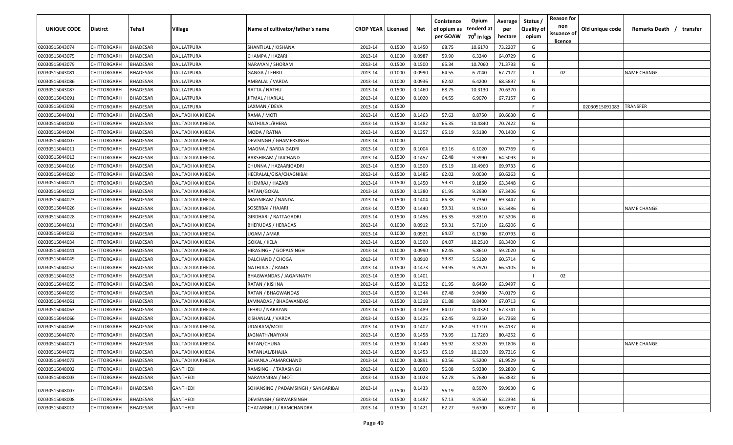| UNIQUE CODE | Distirct | Tehsil | Village | Name of cultivator/father's name | CROP YEAR | Licensed | Net | Conistence of opium as per GOAW | Opium tenderd at 70° in kgs | Average per hectare | Status / Quality of opium | Reason for non issuance of licence | Old unique code | Remarks Death / transfer |
|---|---|---|---|---|---|---|---|---|---|---|---|---|---|---|
| 02030515043074 | CHITTORGARH | BHADESAR | DAULATPURA | SHANTILAL / KISHANA | 2013-14 | 0.1500 | 0.1450 | 68.75 | 10.6170 | 73.2207 | G | | | |
| 02030515043075 | CHITTORGARH | BHADESAR | DAULATPURA | CHAMPA / HAZARI | 2013-14 | 0.1000 | 0.0987 | 59.90 | 6.3240 | 64.0729 | G | | | |
| 02030515043079 | CHITTORGARH | BHADESAR | DAULATPURA | NARAYAN / SHORAM | 2013-14 | 0.1500 | 0.1500 | 65.34 | 10.7060 | 71.3733 | G | | | |
| 02030515043081 | CHITTORGARH | BHADESAR | DAULATPURA | GANGA / LEHRU | 2013-14 | 0.1000 | 0.0990 | 64.55 | 6.7040 | 67.7172 | I | 02 | | NAME CHANGE |
| 02030515043086 | CHITTORGARH | BHADESAR | DAULATPURA | AMBALAL / VARDA | 2013-14 | 0.1000 | 0.0936 | 62.42 | 6.4200 | 68.5897 | G | | | |
| 02030515043087 | CHITTORGARH | BHADESAR | DAULATPURA | RATTA / NATHU | 2013-14 | 0.1500 | 0.1460 | 68.75 | 10.3130 | 70.6370 | G | | | |
| 02030515043091 | CHITTORGARH | BHADESAR | DAULATPURA | JITMAL / HARLAL | 2013-14 | 0.1000 | 0.1020 | 64.55 | 6.9070 | 67.7157 | G | | | |
| 02030515043093 | CHITTORGARH | BHADESAR | DAULATPURA | LAXMAN / DEVA | 2013-14 | 0.1500 | | | | | F | | 02030515091083 | TRANSFER |
| 02030515044001 | CHITTORGARH | BHADESAR | DAUTADI KA KHEDA | RAMA / MOTI | 2013-14 | 0.1500 | 0.1463 | 57.63 | 8.8750 | 60.6630 | G | | | |
| 02030515044002 | CHITTORGARH | BHADESAR | DAUTADI KA KHEDA | NATHULAL/BHERA | 2013-14 | 0.1500 | 0.1482 | 65.35 | 10.4840 | 70.7422 | G | | | |
| 02030515044004 | CHITTORGARH | BHADESAR | DAUTADI KA KHEDA | MODA / RATNA | 2013-14 | 0.1500 | 0.1357 | 65.19 | 9.5180 | 70.1400 | G | | | |
| 02030515044007 | CHITTORGARH | BHADESAR | DAUTADI KA KHEDA | DEVISINGH / GHAMERSINGH | 2013-14 | 0.1000 | | | | | F | | | |
| 02030515044011 | CHITTORGARH | BHADESAR | DAUTADI KA KHEDA | MAGNA / BARDA GADRI | 2013-14 | 0.1000 | 0.1004 | 60.16 | 6.1020 | 60.7769 | G | | | |
| 02030515044013 | CHITTORGARH | BHADESAR | DAUTADI KA KHEDA | BAKSHIRAM / JAICHAND | 2013-14 | 0.1500 | 0.1457 | 62.48 | 9.3990 | 64.5093 | G | | | |
| 02030515044016 | CHITTORGARH | BHADESAR | DAUTADI KA KHEDA | CHUNNA / HAZAARIGADRI | 2013-14 | 0.1500 | 0.1500 | 65.19 | 10.4960 | 69.9733 | G | | | |
| 02030515044020 | CHITTORGARH | BHADESAR | DAUTADI KA KHEDA | HEERALAL/GISA/CHAGNIBAI | 2013-14 | 0.1500 | 0.1485 | 62.02 | 9.0030 | 60.6263 | G | | | |
| 02030515044021 | CHITTORGARH | BHADESAR | DAUTADI KA KHEDA | KHEMRAJ / HAZARI | 2013-14 | 0.1500 | 0.1450 | 59.31 | 9.1850 | 63.3448 | G | | | |
| 02030515044022 | CHITTORGARH | BHADESAR | DAUTADI KA KHEDA | RATAN/GOKAL | 2013-14 | 0.1500 | 0.1380 | 61.95 | 9.2930 | 67.3406 | G | | | |
| 02030515044023 | CHITTORGARH | BHADESAR | DAUTADI KA KHEDA | MAGNIRAM / NANDA | 2013-14 | 0.1500 | 0.1404 | 66.38 | 9.7360 | 69.3447 | G | | | |
| 02030515044026 | CHITTORGARH | BHADESAR | DAUTADI KA KHEDA | SOSERBAI / HAJARI | 2013-14 | 0.1500 | 0.1440 | 59.31 | 9.1510 | 63.5486 | G | | | NAME CHANGE |
| 02030515044028 | CHITTORGARH | BHADESAR | DAUTADI KA KHEDA | GIRDHARI / RATTAGADRI | 2013-14 | 0.1500 | 0.1456 | 65.35 | 9.8310 | 67.5206 | G | | | |
| 02030515044031 | CHITTORGARH | BHADESAR | DAUTADI KA KHEDA | BHERUDAS / HERADAS | 2013-14 | 0.1000 | 0.0912 | 59.31 | 5.7110 | 62.6206 | G | | | |
| 02030515044032 | CHITTORGARH | BHADESAR | DAUTADI KA KHEDA | UGAM / AMAR | 2013-14 | 0.1000 | 0.0921 | 64.07 | 6.1780 | 67.0793 | G | | | |
| 02030515044034 | CHITTORGARH | BHADESAR | DAUTADI KA KHEDA | GOKAL / KELA | 2013-14 | 0.1500 | 0.1500 | 64.07 | 10.2510 | 68.3400 | G | | | |
| 02030515044041 | CHITTORGARH | BHADESAR | DAUTADI KA KHEDA | HIRASINGH / GOPALSINGH | 2013-14 | 0.1000 | 0.0990 | 62.45 | 5.8610 | 59.2020 | G | | | |
| 02030515044049 | CHITTORGARH | BHADESAR | DAUTADI KA KHEDA | DALCHAND / CHOGA | 2013-14 | 0.1000 | 0.0910 | 59.82 | 5.5120 | 60.5714 | G | | | |
| 02030515044052 | CHITTORGARH | BHADESAR | DAUTADI KA KHEDA | NATHULAL / RAMA | 2013-14 | 0.1500 | 0.1473 | 59.95 | 9.7970 | 66.5105 | G | | | |
| 02030515044053 | CHITTORGARH | BHADESAR | DAUTADI KA KHEDA | BHAGWANDAS / JAGANNATH | 2013-14 | 0.1500 | 0.1401 | | | | I | 02 | | |
| 02030515044055 | CHITTORGARH | BHADESAR | DAUTADI KA KHEDA | RATAN / KISHNA | 2013-14 | 0.1500 | 0.1352 | 61.95 | 8.6460 | 63.9497 | G | | | |
| 02030515044059 | CHITTORGARH | BHADESAR | DAUTADI KA KHEDA | RATAN / BHAGWANDAS | 2013-14 | 0.1500 | 0.1344 | 67.48 | 9.9480 | 74.0179 | G | | | |
| 02030515044061 | CHITTORGARH | BHADESAR | DAUTADI KA KHEDA | JAMNADAS / BHAGWANDAS | 2013-14 | 0.1500 | 0.1318 | 61.88 | 8.8400 | 67.0713 | G | | | |
| 02030515044063 | CHITTORGARH | BHADESAR | DAUTADI KA KHEDA | LEHRU / NARAYAN | 2013-14 | 0.1500 | 0.1489 | 64.07 | 10.0320 | 67.3741 | G | | | |
| 02030515044066 | CHITTORGARH | BHADESAR | DAUTADI KA KHEDA | KISHANLAL / VARDA | 2013-14 | 0.1500 | 0.1425 | 62.45 | 9.2250 | 64.7368 | G | | | |
| 02030515044069 | CHITTORGARH | BHADESAR | DAUTADI KA KHEDA | UDAIRAM/MOTI | 2013-14 | 0.1500 | 0.1402 | 62.45 | 9.1710 | 65.4137 | G | | | |
| 02030515044070 | CHITTORGARH | BHADESAR | DAUTADI KA KHEDA | JAGNATH/NARYAN | 2013-14 | 0.1500 | 0.1458 | 73.95 | 11.7260 | 80.4252 | G | | | |
| 02030515044071 | CHITTORGARH | BHADESAR | DAUTADI KA KHEDA | RATAN/CHUNA | 2013-14 | 0.1500 | 0.1440 | 56.92 | 8.5220 | 59.1806 | G | | | NAME CHANGE |
| 02030515044072 | CHITTORGARH | BHADESAR | DAUTADI KA KHEDA | RATANLAL/BHAJJA | 2013-14 | 0.1500 | 0.1453 | 65.19 | 10.1320 | 69.7316 | G | | | |
| 02030515044073 | CHITTORGARH | BHADESAR | DAUTADI KA KHEDA | SOHANLAL/AMARCHAND | 2013-14 | 0.1000 | 0.0891 | 60.56 | 5.5200 | 61.9529 | G | | | |
| 02030515048002 | CHITTORGARH | BHADESAR | GANTHEDI | RAMSINGH / TARASINGH | 2013-14 | 0.1000 | 0.1000 | 56.08 | 5.9280 | 59.2800 | G | | | |
| 02030515048003 | CHITTORGARH | BHADESAR | GANTHEDI | NARAYANIBAI / MOTI | 2013-14 | 0.1500 | 0.1023 | 52.78 | 5.7680 | 56.3832 | G | | | |
| 02030515048007 | CHITTORGARH | BHADESAR | GANTHEDI | SOHANSING / PADAMSINGH / SANGARIBAI | 2013-14 | 0.1500 | 0.1433 | 56.19 | 8.5970 | 59.9930 | G | | | |
| 02030515048008 | CHITTORGARH | BHADESAR | GANTHEDI | DEVISINGH / GIRWARSINGH | 2013-14 | 0.1500 | 0.1487 | 57.13 | 9.2550 | 62.2394 | G | | | |
| 02030515048012 | CHITTORGARH | BHADESAR | GANTHEDI | CHATARBHUJ / RAMCHANDRA | 2013-14 | 0.1500 | 0.1421 | 62.27 | 9.6700 | 68.0507 | G | | | |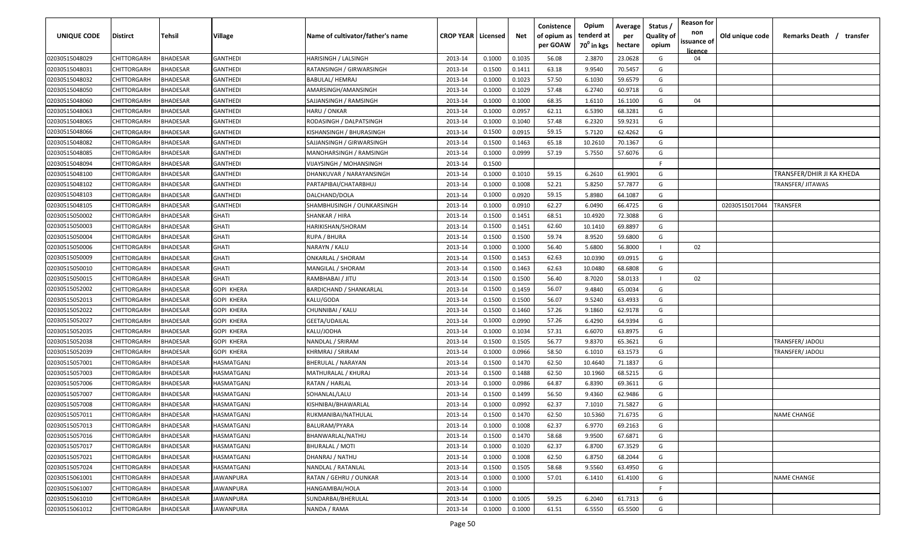| UNIQUE CODE | Distirct | Tehsil | Village | Name of cultivator/father's name | CROP YEAR | Licensed | Net | Conistence of opium as per GOAW | Opium tenderd at $70^0$ in kgs | Average per hectare | Status / Quality of opium | Reason for non issuance of licence | Old unique code | Remarks Death / transfer |
|---|---|---|---|---|---|---|---|---|---|---|---|---|---|---|
| 02030515048029 | CHITTORGARH | BHADESAR | GANTHEDI | HARISINGH / LALSINGH | 2013-14 | 0.1000 | 0.1035 | 56.08 | 2.3870 | 23.0628 | G | 04 | | |
| 02030515048031 | CHITTORGARH | BHADESAR | GANTHEDI | RATANSINGH / GIRWARSINGH | 2013-14 | 0.1500 | 0.1411 | 63.18 | 9.9540 | 70.5457 | G | | | |
| 02030515048032 | CHITTORGARH | BHADESAR | GANTHEDI | BABULAL/ HEMRAJ | 2013-14 | 0.1000 | 0.1023 | 57.50 | 6.1030 | 59.6579 | G | | | |
| 02030515048050 | CHITTORGARH | BHADESAR | GANTHEDI | AMARSINGH/AMANSINGH | 2013-14 | 0.1000 | 0.1029 | 57.48 | 6.2740 | 60.9718 | G | | | |
| 02030515048060 | CHITTORGARH | BHADESAR | GANTHEDI | SAJJANSINGH / RAMSINGH | 2013-14 | 0.1000 | 0.1000 | 68.35 | 1.6110 | 16.1100 | G | 04 | | |
| 02030515048063 | CHITTORGARH | BHADESAR | GANTHEDI | HARU / ONKAR | 2013-14 | 0.1000 | 0.0957 | 62.11 | 6.5390 | 68.3281 | G | | | |
| 02030515048065 | CHITTORGARH | BHADESAR | GANTHEDI | RODASINGH / DALPATSINGH | 2013-14 | 0.1000 | 0.1040 | 57.48 | 6.2320 | 59.9231 | G | | | |
| 02030515048066 | CHITTORGARH | BHADESAR | GANTHEDI | KISHANSINGH / BHURASINGH | 2013-14 | 0.1500 | 0.0915 | 59.15 | 5.7120 | 62.4262 | G | | | |
| 02030515048082 | CHITTORGARH | BHADESAR | GANTHEDI | SAJJANSINGH / GIRWARSINGH | 2013-14 | 0.1500 | 0.1463 | 65.18 | 10.2610 | 70.1367 | G | | | |
| 02030515048085 | CHITTORGARH | BHADESAR | GANTHEDI | MANOHARSINGH / RAMSINGH | 2013-14 | 0.1000 | 0.0999 | 57.19 | 5.7550 | 57.6076 | G | | | |
| 02030515048094 | CHITTORGARH | BHADESAR | GANTHEDI | VIJAYSINGH / MOHANSINGH | 2013-14 | 0.1500 | | | | | F | | | |
| 02030515048100 | CHITTORGARH | BHADESAR | GANTHEDI | DHANKUVAR / NARAYANSINGH | 2013-14 | 0.1000 | 0.1010 | 59.15 | 6.2610 | 61.9901 | G | | | TRANSFER/DHIR JI KA KHEDA |
| 02030515048102 | CHITTORGARH | BHADESAR | GANTHEDI | PARTAPIBAI/CHATARBHUJ | 2013-14 | 0.1000 | 0.1008 | 52.21 | 5.8250 | 57.7877 | G | | | TRANSFER/ JITAWAS |
| 02030515048103 | CHITTORGARH | BHADESAR | GANTHEDI | DALCHAND/DOLA | 2013-14 | 0.1000 | 0.0920 | 59.15 | 5.8980 | 64.1087 | G | | | |
| 02030515048105 | CHITTORGARH | BHADESAR | GANTHEDI | SHAMBHUSINGH / OUNKARSINGH | 2013-14 | 0.1000 | 0.0910 | 62.27 | 6.0490 | 66.4725 | G | | 02030515017044 | TRANSFER |
| 02030515050002 | CHITTORGARH | BHADESAR | GHATI | SHANKAR / HIRA | 2013-14 | 0.1500 | 0.1451 | 68.51 | 10.4920 | 72.3088 | G | | | |
| 02030515050003 | CHITTORGARH | BHADESAR | GHATI | HARIKISHAN/SHORAM | 2013-14 | 0.1500 | 0.1451 | 62.60 | 10.1410 | 69.8897 | G | | | |
| 02030515050004 | CHITTORGARH | BHADESAR | GHATI | RUPA / BHURA | 2013-14 | 0.1500 | 0.1500 | 59.74 | 8.9520 | 59.6800 | G | | | |
| 02030515050006 | CHITTORGARH | BHADESAR | GHATI | NARAYN / KALU | 2013-14 | 0.1000 | 0.1000 | 56.40 | 5.6800 | 56.8000 | I | 02 | | |
| 02030515050009 | CHITTORGARH | BHADESAR | GHATI | ONKARLAL / SHORAM | 2013-14 | 0.1500 | 0.1453 | 62.63 | 10.0390 | 69.0915 | G | | | |
| 02030515050010 | CHITTORGARH | BHADESAR | GHATI | MANGILAL / SHORAM | 2013-14 | 0.1500 | 0.1463 | 62.63 | 10.0480 | 68.6808 | G | | | |
| 02030515050015 | CHITTORGARH | BHADESAR | GHATI | RAMBHABAI / JITU | 2013-14 | 0.1500 | 0.1500 | 56.40 | 8.7020 | 58.0133 | I | 02 | | |
| 02030515052002 | CHITTORGARH | BHADESAR | GOPI KHERA | BARDICHAND / SHANKARLAL | 2013-14 | 0.1500 | 0.1459 | 56.07 | 9.4840 | 65.0034 | G | | | |
| 02030515052013 | CHITTORGARH | BHADESAR | GOPI KHERA | KALU/GODA | 2013-14 | 0.1500 | 0.1500 | 56.07 | 9.5240 | 63.4933 | G | | | |
| 02030515052022 | CHITTORGARH | BHADESAR | GOPI KHERA | CHUNNIBAI / KALU | 2013-14 | 0.1500 | 0.1460 | 57.26 | 9.1860 | 62.9178 | G | | | |
| 02030515052027 | CHITTORGARH | BHADESAR | GOPI KHERA | GEETA/UDAILAL | 2013-14 | 0.1000 | 0.0990 | 57.26 | 6.4290 | 64.9394 | G | | | |
| 02030515052035 | CHITTORGARH | BHADESAR | GOPI KHERA | KALU/JODHA | 2013-14 | 0.1000 | 0.1034 | 57.31 | 6.6070 | 63.8975 | G | | | |
| 02030515052038 | CHITTORGARH | BHADESAR | GOPI KHERA | NANDLAL / SRIRAM | 2013-14 | 0.1500 | 0.1505 | 56.77 | 9.8370 | 65.3621 | G | | | TRANSFER/ JADOLI |
| 02030515052039 | CHITTORGARH | BHADESAR | GOPI KHERA | KHRMRAJ / SRIRAM | 2013-14 | 0.1000 | 0.0966 | 58.50 | 6.1010 | 63.1573 | G | | | TRANSFER/ JADOLI |
| 02030515057001 | CHITTORGARH | BHADESAR | HASMATGANJ | BHERULAL / NARAYAN | 2013-14 | 0.1500 | 0.1470 | 62.50 | 10.4640 | 71.1837 | G | | | |
| 02030515057003 | CHITTORGARH | BHADESAR | HASMATGANJ | MATHURALAL / KHURAJ | 2013-14 | 0.1500 | 0.1488 | 62.50 | 10.1960 | 68.5215 | G | | | |
| 02030515057006 | CHITTORGARH | BHADESAR | HASMATGANJ | RATAN / HARLAL | 2013-14 | 0.1000 | 0.0986 | 64.87 | 6.8390 | 69.3611 | G | | | |
| 02030515057007 | CHITTORGARH | BHADESAR | HASMATGANJ | SOHANLAL/LALU | 2013-14 | 0.1500 | 0.1499 | 56.50 | 9.4360 | 62.9486 | G | | | |
| 02030515057008 | CHITTORGARH | BHADESAR | HASMATGANJ | KISHNIBAI/BHAWARLAL | 2013-14 | 0.1000 | 0.0992 | 62.37 | 7.1010 | 71.5827 | G | | | |
| 02030515057011 | CHITTORGARH | BHADESAR | HASMATGANJ | RUKMANIBAI/NATHULAL | 2013-14 | 0.1500 | 0.1470 | 62.50 | 10.5360 | 71.6735 | G | | | NAME CHANGE |
| 02030515057013 | CHITTORGARH | BHADESAR | HASMATGANJ | BALURAM/PYARA | 2013-14 | 0.1000 | 0.1008 | 62.37 | 6.9770 | 69.2163 | G | | | |
| 02030515057016 | CHITTORGARH | BHADESAR | HASMATGANJ | BHANWARLAL/NATHU | 2013-14 | 0.1500 | 0.1470 | 58.68 | 9.9500 | 67.6871 | G | | | |
| 02030515057017 | CHITTORGARH | BHADESAR | HASMATGANJ | BHURALAL / MOTI | 2013-14 | 0.1000 | 0.1020 | 62.37 | 6.8700 | 67.3529 | G | | | |
| 02030515057021 | CHITTORGARH | BHADESAR | HASMATGANJ | DHANRAJ / NATHU | 2013-14 | 0.1000 | 0.1008 | 62.50 | 6.8750 | 68.2044 | G | | | |
| 02030515057024 | CHITTORGARH | BHADESAR | HASMATGANJ | NANDLAL / RATANLAL | 2013-14 | 0.1500 | 0.1505 | 58.68 | 9.5560 | 63.4950 | G | | | |
| 02030515061001 | CHITTORGARH | BHADESAR | JAWANPURA | RATAN / GEHRU / OUNKAR | 2013-14 | 0.1000 | 0.1000 | 57.01 | 6.1410 | 61.4100 | G | | | NAME CHANGE |
| 02030515061007 | CHITTORGARH | BHADESAR | JAWANPURA | HANGAMIBAI/HOLA | 2013-14 | 0.1000 | | | | | F | | | |
| 02030515061010 | CHITTORGARH | BHADESAR | JAWANPURA | SUNDARBAI/BHERULAL | 2013-14 | 0.1000 | 0.1005 | 59.25 | 6.2040 | 61.7313 | G | | | |
| 02030515061012 | CHITTORGARH | BHADESAR | JAWANPURA | NANDA / RAMA | 2013-14 | 0.1000 | 0.1000 | 61.51 | 6.5550 | 65.5500 | G | | | |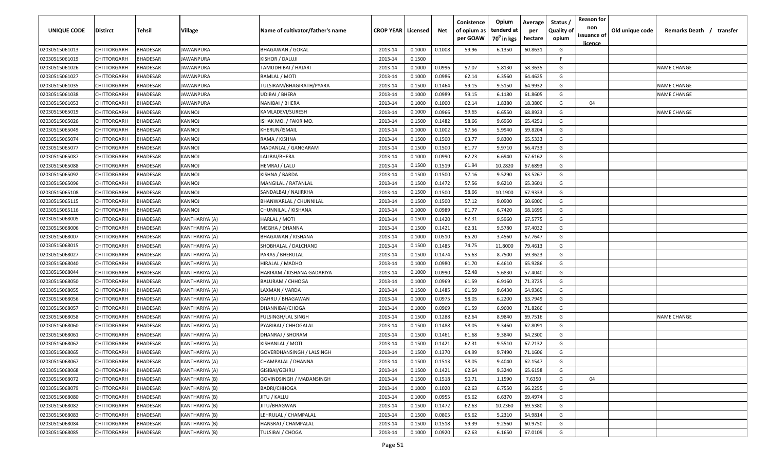| UNIQUE CODE | Distirct | Tehsil | Village | Name of cultivator/father's name | CROP YEAR | Licensed | Net | Conistence of opium as per GOAW | Opium tenderd at 70⁰ in kgs | Average per hectare | Status / Quality of opium | Reason for non issuance of licence | Old unique code | Remarks Death / transfer |
|---|---|---|---|---|---|---|---|---|---|---|---|---|---|---|
| 02030515061013 | CHITTORGARH | BHADESAR | JAWANPURA | BHAGAWAN / GOKAL | 2013-14 | 0.1000 | 0.1008 | 59.96 | 6.1350 | 60.8631 | G | | | |
| 02030515061019 | CHITTORGARH | BHADESAR | JAWANPURA | KISHOR / DALUJI | 2013-14 | 0.1500 | | | | | F | | | |
| 02030515061026 | CHITTORGARH | BHADESAR | JAWANPURA | TAMUDHIBAI / HAJARI | 2013-14 | 0.1000 | 0.0996 | 57.07 | 5.8130 | 58.3635 | G | | | NAME CHANGE |
| 02030515061027 | CHITTORGARH | BHADESAR | JAWANPURA | RAMLAL / MOTI | 2013-14 | 0.1000 | 0.0986 | 62.14 | 6.3560 | 64.4625 | G | | | |
| 02030515061035 | CHITTORGARH | BHADESAR | JAWANPURA | TULSIRAM/BHAGIRATH/PYARA | 2013-14 | 0.1500 | 0.1464 | 59.15 | 9.5150 | 64.9932 | G | | | NAME CHANGE |
| 02030515061038 | CHITTORGARH | BHADESAR | JAWANPURA | UDIBAI / BHERA | 2013-14 | 0.1000 | 0.0989 | 59.15 | 6.1180 | 61.8605 | G | | | NAME CHANGE |
| 02030515061053 | CHITTORGARH | BHADESAR | JAWANPURA | NANIBAI / BHERA | 2013-14 | 0.1000 | 0.1000 | 62.14 | 1.8380 | 18.3800 | G | 04 | | |
| 02030515065019 | CHITTORGARH | BHADESAR | KANNOJ | KAMLADEVI/SURESH | 2013-14 | 0.1000 | 0.0966 | 59.65 | 6.6550 | 68.8923 | G | | | NAME CHANGE |
| 02030515065026 | CHITTORGARH | BHADESAR | KANNOJ | ISHAK MO. / FAKIR MO. | 2013-14 | 0.1500 | 0.1482 | 58.66 | 9.6960 | 65.4251 | G | | | |
| 02030515065049 | CHITTORGARH | BHADESAR | KANNOJ | KHERUN/ISMAIL | 2013-14 | 0.1000 | 0.1002 | 57.56 | 5.9940 | 59.8204 | G | | | |
| 02030515065074 | CHITTORGARH | BHADESAR | KANNOJ | RAMA / KISHNA | 2013-14 | 0.1500 | 0.1500 | 63.77 | 9.8300 | 65.5333 | G | | | |
| 02030515065077 | CHITTORGARH | BHADESAR | KANNOJ | MADANLAL / GANGARAM | 2013-14 | 0.1500 | 0.1500 | 61.77 | 9.9710 | 66.4733 | G | | | |
| 02030515065087 | CHITTORGARH | BHADESAR | KANNOJ | LALIBAI/BHERA | 2013-14 | 0.1000 | 0.0990 | 62.23 | 6.6940 | 67.6162 | G | | | |
| 02030515065088 | CHITTORGARH | BHADESAR | KANNOJ | HEMRAJ / LALU | 2013-14 | 0.1500 | 0.1519 | 61.94 | 10.2820 | 67.6893 | G | | | |
| 02030515065092 | CHITTORGARH | BHADESAR | KANNOJ | KISHNA / BARDA | 2013-14 | 0.1500 | 0.1500 | 57.16 | 9.5290 | 63.5267 | G | | | |
| 02030515065096 | CHITTORGARH | BHADESAR | KANNOJ | MANGILAL / RATANLAL | 2013-14 | 0.1500 | 0.1472 | 57.56 | 9.6210 | 65.3601 | G | | | |
| 02030515065108 | CHITTORGARH | BHADESAR | KANNOJ | SANDALBAI / NAJIRKHA | 2013-14 | 0.1500 | 0.1500 | 58.66 | 10.1900 | 67.9333 | G | | | |
| 02030515065115 | CHITTORGARH | BHADESAR | KANNOJ | BHANWARLAL / CHUNNILAL | 2013-14 | 0.1500 | 0.1500 | 57.12 | 9.0900 | 60.6000 | G | | | |
| 02030515065116 | CHITTORGARH | BHADESAR | KANNOJ | CHUNNILAL / KISHANA | 2013-14 | 0.1000 | 0.0989 | 61.77 | 6.7420 | 68.1699 | G | | | |
| 02030515068005 | CHITTORGARH | BHADESAR | KANTHARIYA (A) | HARLAL / MOTI | 2013-14 | 0.1500 | 0.1420 | 62.31 | 9.5960 | 67.5775 | G | | | |
| 02030515068006 | CHITTORGARH | BHADESAR | KANTHARIYA (A) | MEGHA / DHANNA | 2013-14 | 0.1500 | 0.1421 | 62.31 | 9.5780 | 67.4032 | G | | | |
| 02030515068007 | CHITTORGARH | BHADESAR | KANTHARIYA (A) | BHAGAWAN / KISHANA | 2013-14 | 0.1000 | 0.0510 | 65.20 | 3.4560 | 67.7647 | G | | | |
| 02030515068015 | CHITTORGARH | BHADESAR | KANTHARIYA (A) | SHOBHALAL / DALCHAND | 2013-14 | 0.1500 | 0.1485 | 74.75 | 11.8000 | 79.4613 | G | | | |
| 02030515068027 | CHITTORGARH | BHADESAR | KANTHARIYA (A) | PARAS / BHERULAL | 2013-14 | 0.1500 | 0.1474 | 55.63 | 8.7500 | 59.3623 | G | | | |
| 02030515068040 | CHITTORGARH | BHADESAR | KANTHARIYA (A) | HIRALAL / MADHO | 2013-14 | 0.1000 | 0.0980 | 61.70 | 6.4610 | 65.9286 | G | | | |
| 02030515068044 | CHITTORGARH | BHADESAR | KANTHARIYA (A) | HARIRAM / KISHANA GADARIYA | 2013-14 | 0.1000 | 0.0990 | 52.48 | 5.6830 | 57.4040 | G | | | |
| 02030515068050 | CHITTORGARH | BHADESAR | KANTHARIYA (A) | BALURAM / CHHOGA | 2013-14 | 0.1000 | 0.0969 | 61.59 | 6.9160 | 71.3725 | G | | | |
| 02030515068055 | CHITTORGARH | BHADESAR | KANTHARIYA (A) | LAXMAN / VARDA | 2013-14 | 0.1500 | 0.1485 | 61.59 | 9.6430 | 64.9360 | G | | | |
| 02030515068056 | CHITTORGARH | BHADESAR | KANTHARIYA (A) | GAHRU / BHAGAWAN | 2013-14 | 0.1000 | 0.0975 | 58.05 | 6.2200 | 63.7949 | G | | | |
| 02030515068057 | CHITTORGARH | BHADESAR | KANTHARIYA (A) | DHANNIBAI/CHOGA | 2013-14 | 0.1000 | 0.0969 | 61.59 | 6.9600 | 71.8266 | G | | | |
| 02030515068058 | CHITTORGARH | BHADESAR | KANTHARIYA (A) | FULSINGH/LAL SINGH | 2013-14 | 0.1500 | 0.1288 | 62.64 | 8.9840 | 69.7516 | G | | | NAME CHANGE |
| 02030515068060 | CHITTORGARH | BHADESAR | KANTHARIYA (A) | PYARIBAI / CHHOGALAL | 2013-14 | 0.1500 | 0.1488 | 58.05 | 9.3460 | 62.8091 | G | | | |
| 02030515068061 | CHITTORGARH | BHADESAR | KANTHARIYA (A) | DHANRAJ / SHORAM | 2013-14 | 0.1500 | 0.1461 | 61.68 | 9.3840 | 64.2300 | G | | | |
| 02030515068062 | CHITTORGARH | BHADESAR | KANTHARIYA (A) | KISHANLAL / MOTI | 2013-14 | 0.1500 | 0.1421 | 62.31 | 9.5510 | 67.2132 | G | | | |
| 02030515068065 | CHITTORGARH | BHADESAR | KANTHARIYA (A) | GOVERDHANSINGH / LALSINGH | 2013-14 | 0.1500 | 0.1370 | 64.99 | 9.7490 | 71.1606 | G | | | |
| 02030515068067 | CHITTORGARH | BHADESAR | KANTHARIYA (A) | CHAMPALAL / DHANNA | 2013-14 | 0.1500 | 0.1513 | 58.05 | 9.4040 | 62.1547 | G | | | |
| 02030515068068 | CHITTORGARH | BHADESAR | KANTHARIYA (A) | GISIBAI/GEHRU | 2013-14 | 0.1500 | 0.1421 | 62.64 | 9.3240 | 65.6158 | G | | | |
| 02030515068072 | CHITTORGARH | BHADESAR | KANTHARIYA (B) | GOVINDSINGH / MADANSINGH | 2013-14 | 0.1500 | 0.1518 | 50.71 | 1.1590 | 7.6350 | G | 04 | | |
| 02030515068079 | CHITTORGARH | BHADESAR | KANTHARIYA (B) | BADRI/CHHOGA | 2013-14 | 0.1000 | 0.1020 | 62.63 | 6.7550 | 66.2255 | G | | | |
| 02030515068080 | CHITTORGARH | BHADESAR | KANTHARIYA (B) | JITU / KALLU | 2013-14 | 0.1000 | 0.0955 | 65.62 | 6.6370 | 69.4974 | G | | | |
| 02030515068082 | CHITTORGARH | BHADESAR | KANTHARIYA (B) | JITU/BHAGWAN | 2013-14 | 0.1500 | 0.1472 | 62.63 | 10.2360 | 69.5380 | G | | | |
| 02030515068083 | CHITTORGARH | BHADESAR | KANTHARIYA (B) | LEHRULAL / CHAMPALAL | 2013-14 | 0.1500 | 0.0805 | 65.62 | 5.2310 | 64.9814 | G | | | |
| 02030515068084 | CHITTORGARH | BHADESAR | KANTHARIYA (B) | HANSRAJ / CHAMPALAL | 2013-14 | 0.1500 | 0.1518 | 59.39 | 9.2560 | 60.9750 | G | | | |
| 02030515068085 | CHITTORGARH | BHADESAR | KANTHARIYA (B) | TULSIBAI / CHOGA | 2013-14 | 0.1000 | 0.0920 | 62.63 | 6.1650 | 67.0109 | G | | | |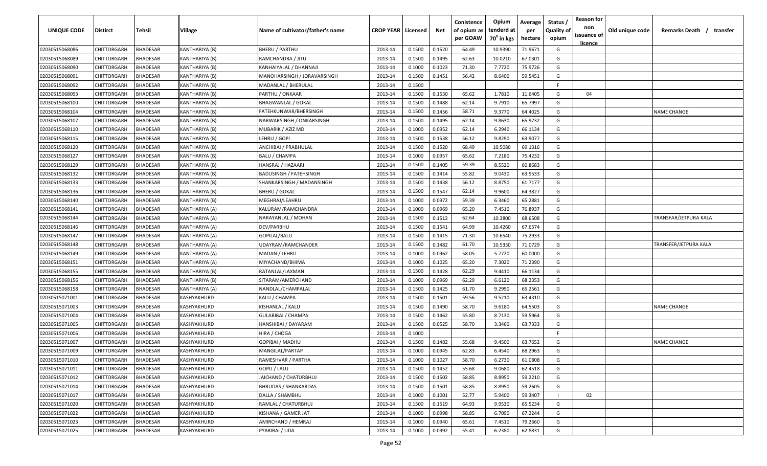| UNIQUE CODE | Distirct | Tehsil | Village | Name of cultivator/father's name | CROP YEAR | Licensed | Net | Conistence of opium as per GOAW | Opium tenderd at 70⁰ in kgs | Average per hectare | Status / Quality of opium | Reason for non issuance of licence | Old unique code | Remarks Death / transfer |
|---|---|---|---|---|---|---|---|---|---|---|---|---|---|---|
| 02030515068086 | CHITTORGARH | BHADESAR | KANTHARIYA (B) | BHERU / PARTHU | 2013-14 | 0.1500 | 0.1520 | 64.49 | 10.9390 | 71.9671 | G | | | |
| 02030515068089 | CHITTORGARH | BHADESAR | KANTHARIYA (B) | RAMCHANDRA / JITU | 2013-14 | 0.1500 | 0.1495 | 62.63 | 10.0210 | 67.0301 | G | | | |
| 02030515068090 | CHITTORGARH | BHADESAR | KANTHARIYA (B) | KANHAIYALAL / DHANNAJI | 2013-14 | 0.1000 | 0.1023 | 71.30 | 7.7720 | 75.9726 | G | | | |
| 02030515068091 | CHITTORGARH | BHADESAR | KANTHARIYA (B) | MANOHARSINGH / JORAVARSINGH | 2013-14 | 0.1500 | 0.1451 | 56.42 | 8.6400 | 59.5451 | G | | | |
| 02030515068092 | CHITTORGARH | BHADESAR | KANTHARIYA (B) | MADANLAL / BHERULAL | 2013-14 | 0.1500 | | | | | F | | | |
| 02030515068093 | CHITTORGARH | BHADESAR | KANTHARIYA (B) | PARTHU / ONKAAR | 2013-14 | 0.1500 | 0.1530 | 65.62 | 1.7810 | 11.6405 | G | 04 | | |
| 02030515068100 | CHITTORGARH | BHADESAR | KANTHARIYA (B) | BHAGWANLAL / GOKAL | 2013-14 | 0.1500 | 0.1488 | 62.14 | 9.7910 | 65.7997 | G | | | |
| 02030515068104 | CHITTORGARH | BHADESAR | KANTHARIYA (B) | FATEHKUNWAR/BHERSINGH | 2013-14 | 0.1500 | 0.1456 | 58.71 | 9.3770 | 64.4025 | G | | | NAME CHANGE |
| 02030515068107 | CHITTORGARH | BHADESAR | KANTHARIYA (B) | NARWARSINGH / ONKARSINGH | 2013-14 | 0.1500 | 0.1495 | 62.14 | 9.8630 | 65.9732 | G | | | |
| 02030515068110 | CHITTORGARH | BHADESAR | KANTHARIYA (B) | MUBARIK / AZIZ MD | 2013-14 | 0.1000 | 0.0952 | 62.14 | 6.2940 | 66.1134 | G | | | |
| 02030515068115 | CHITTORGARH | BHADESAR | KANTHARIYA (B) | LEHRU / GOPI | 2013-14 | 0.1500 | 0.1538 | 56.12 | 9.8290 | 63.9077 | G | | | |
| 02030515068120 | CHITTORGARH | BHADESAR | KANTHARIYA (B) | ANCHIBAI / PRABHULAL | 2013-14 | 0.1500 | 0.1520 | 68.49 | 10.5080 | 69.1316 | G | | | |
| 02030515068127 | CHITTORGARH | BHADESAR | KANTHARIYA (B) | BALU / CHAMPA | 2013-14 | 0.1000 | 0.0957 | 65.62 | 7.2180 | 75.4232 | G | | | |
| 02030515068129 | CHITTORGARH | BHADESAR | KANTHARIYA (B) | HANSRAJ / HAZAARI | 2013-14 | 0.1500 | 0.1405 | 59.39 | 8.5520 | 60.8683 | G | | | |
| 02030515068132 | CHITTORGARH | BHADESAR | KANTHARIYA (B) | BADUSINGH / FATEHSINGH | 2013-14 | 0.1500 | 0.1414 | 55.82 | 9.0430 | 63.9533 | G | | | |
| 02030515068133 | CHITTORGARH | BHADESAR | KANTHARIYA (B) | SHANKARSINGH / MADANSINGH | 2013-14 | 0.1500 | 0.1438 | 56.12 | 8.8750 | 61.7177 | G | | | |
| 02030515068136 | CHITTORGARH | BHADESAR | KANTHARIYA (B) | BHERU / GOKAL | 2013-14 | 0.1500 | 0.1547 | 62.14 | 9.9600 | 64.3827 | G | | | |
| 02030515068140 | CHITTORGARH | BHADESAR | KANTHARIYA (B) | MEGHRAJ/LEAHRU | 2013-14 | 0.1000 | 0.0972 | 59.39 | 6.3460 | 65.2881 | G | | | |
| 02030515068141 | CHITTORGARH | BHADESAR | KANTHARIYA (A) | KALURAM/RAMCHANDRA | 2013-14 | 0.1000 | 0.0969 | 65.20 | 7.4510 | 76.8937 | G | | | |
| 02030515068144 | CHITTORGARH | BHADESAR | KANTHARIYA (A) | NARAYANLAL / MOHAN | 2013-14 | 0.1500 | 0.1512 | 62.64 | 10.3800 | 68.6508 | G | | | TRANSFAR/JETPURA KALA |
| 02030515068146 | CHITTORGARH | BHADESAR | KANTHARIYA (A) | DEV/PARBHU | 2013-14 | 0.1500 | 0.1541 | 64.99 | 10.4260 | 67.6574 | G | | | |
| 02030515068147 | CHITTORGARH | BHADESAR | KANTHARIYA (A) | GOPILAL/BALU | 2013-14 | 0.1500 | 0.1415 | 71.30 | 10.6540 | 75.2933 | G | | | |
| 02030515068148 | CHITTORGARH | BHADESAR | KANTHARIYA (A) | UDAYRAM/RAMCHANDER | 2013-14 | 0.1500 | 0.1482 | 61.70 | 10.5330 | 71.0729 | G | | | TRANSFER/JETPURA KALA |
| 02030515068149 | CHITTORGARH | BHADESAR | KANTHARIYA (A) | MADAN / LEHRU | 2013-14 | 0.1000 | 0.0962 | 58.05 | 5.7720 | 60.0000 | G | | | |
| 02030515068151 | CHITTORGARH | BHADESAR | KANTHARIYA (A) | MIYACHAND/BHIMA | 2013-14 | 0.1000 | 0.1025 | 65.20 | 7.3020 | 71.2390 | G | | | |
| 02030515068155 | CHITTORGARH | BHADESAR | KANTHARIYA (B) | RATANLAL/LAXMAN | 2013-14 | 0.1500 | 0.1428 | 62.29 | 9.4410 | 66.1134 | G | | | |
| 02030515068156 | CHITTORGARH | BHADESAR | KANTHARIYA (B) | SITARAM/AMERCHAND | 2013-14 | 0.1000 | 0.0969 | 62.29 | 6.6120 | 68.2353 | G | | | |
| 02030515068158 | CHITTORGARH | BHADESAR | KANTHARIYA (A) | NANDLAL/CHAMPALAL | 2013-14 | 0.1500 | 0.1425 | 61.70 | 9.2990 | 65.2561 | G | | | |
| 02030515071001 | CHITTORGARH | BHADESAR | KASHYAKHURD | KALU / CHAMPA | 2013-14 | 0.1500 | 0.1501 | 59.56 | 9.5210 | 63.4310 | G | | | |
| 02030515071003 | CHITTORGARH | BHADESAR | KASHYAKHURD | KISHANLAL / KALU | 2013-14 | 0.1500 | 0.1490 | 58.70 | 9.6180 | 64.5503 | G | | | NAME CHANGE |
| 02030515071004 | CHITTORGARH | BHADESAR | KASHYAKHURD | GULABIBAI / CHAMPA | 2013-14 | 0.1500 | 0.1462 | 55.80 | 8.7130 | 59.5964 | G | | | |
| 02030515071005 | CHITTORGARH | BHADESAR | KASHYAKHURD | HANSHIBAI / DAYARAM | 2013-14 | 0.1500 | 0.0525 | 58.70 | 3.3460 | 63.7333 | G | | | |
| 02030515071006 | CHITTORGARH | BHADESAR | KASHYAKHURD | HIRA / CHOGA | 2013-14 | 0.1000 | | | | | F | | | |
| 02030515071007 | CHITTORGARH | BHADESAR | KASHYAKHURD | GOPIBAI / MADHU | 2013-14 | 0.1500 | 0.1482 | 55.68 | 9.4500 | 63.7652 | G | | | NAME CHANGE |
| 02030515071009 | CHITTORGARH | BHADESAR | KASHYAKHURD | MANGILAL/PARTAP | 2013-14 | 0.1000 | 0.0945 | 62.83 | 6.4540 | 68.2963 | G | | | |
| 02030515071010 | CHITTORGARH | BHADESAR | KASHYAKHURD | RAMESHVAR / PARTHA | 2013-14 | 0.1000 | 0.1027 | 58.70 | 6.2730 | 61.0808 | G | | | |
| 02030515071011 | CHITTORGARH | BHADESAR | KASHYAKHURD | GOPU / LALU | 2013-14 | 0.1500 | 0.1452 | 55.68 | 9.0680 | 62.4518 | G | | | |
| 02030515071012 | CHITTORGARH | BHADESAR | KASHYAKHURD | JAICHAND / CHATURBHUJ | 2013-14 | 0.1500 | 0.1502 | 58.85 | 8.8950 | 59.2210 | G | | | |
| 02030515071014 | CHITTORGARH | BHADESAR | KASHYAKHURD | BHRUDAS / SHANKARDAS | 2013-14 | 0.1500 | 0.1501 | 58.85 | 8.8950 | 59.2605 | G | | | |
| 02030515071017 | CHITTORGARH | BHADESAR | KASHYAKHURD | DALLA / SHAMBHU | 2013-14 | 0.1000 | 0.1001 | 52.77 | 5.9400 | 59.3407 | I | 02 | | |
| 02030515071020 | CHITTORGARH | BHADESAR | KASHYAKHURD | RAMLAL / CHATURBHUJ | 2013-14 | 0.1500 | 0.1519 | 64.93 | 9.9530 | 65.5234 | G | | | |
| 02030515071022 | CHITTORGARH | BHADESAR | KASHYAKHURD | KISHANA / GAMER JAT | 2013-14 | 0.1000 | 0.0998 | 58.85 | 6.7090 | 67.2244 | G | | | |
| 02030515071023 | CHITTORGARH | BHADESAR | KASHYAKHURD | AMIRCHAND / HEMRAJ | 2013-14 | 0.1000 | 0.0940 | 65.61 | 7.4510 | 79.2660 | G | | | |
| 02030515071025 | CHITTORGARH | BHADESAR | KASHYAKHURD | PYARIBAI / UDA | 2013-14 | 0.1000 | 0.0992 | 55.41 | 6.2380 | 62.8831 | G | | | |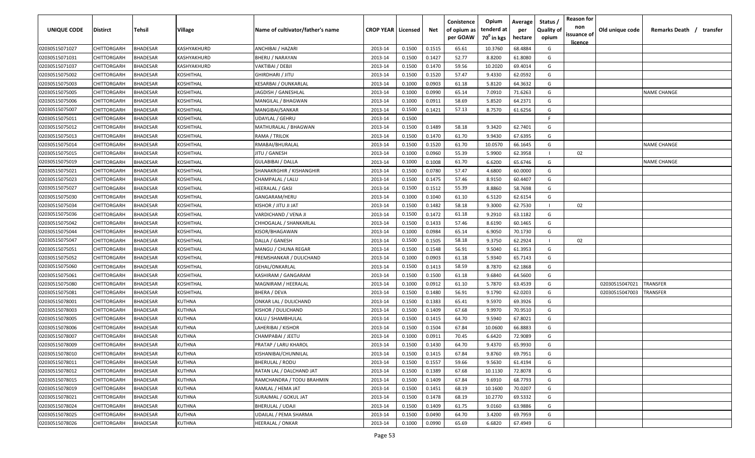| UNIQUE CODE | Distirct | Tehsil | Village | Name of cultivator/father's name | CROP YEAR | Licensed | Net | Conistence of opium as per GOAW | Opium tenderd at $70^0$ in kgs | Average per hectare | Status / Quality of opium | Reason for non issuance of licence | Old unique code | Remarks Death / transfer |
|---|---|---|---|---|---|---|---|---|---|---|---|---|---|---|
| 02030515071027 | CHITTORGARH | BHADESAR | KASHYAKHURD | ANCHIBAI / HAZARI | 2013-14 | 0.1500 | 0.1515 | 65.61 | 10.3760 | 68.4884 | G | | | |
| 02030515071031 | CHITTORGARH | BHADESAR | KASHYAKHURD | BHERU / NARAYAN | 2013-14 | 0.1500 | 0.1427 | 52.77 | 8.8200 | 61.8080 | G | | | |
| 02030515071037 | CHITTORGARH | BHADESAR | KASHYAKHURD | VAKTIBAI / DEBJI | 2013-14 | 0.1500 | 0.1470 | 59.56 | 10.2020 | 69.4014 | G | | | |
| 02030515075002 | CHITTORGARH | BHADESAR | KOSHITHAL | GHIRDHARI / JITU | 2013-14 | 0.1500 | 0.1520 | 57.47 | 9.4330 | 62.0592 | G | | | |
| 02030515075003 | CHITTORGARH | BHADESAR | KOSHITHAL | KESARBAI / OUNKARLAL | 2013-14 | 0.1000 | 0.0903 | 61.18 | 5.8120 | 64.3632 | G | | | |
| 02030515075005 | CHITTORGARH | BHADESAR | KOSHITHAL | JAGDISH / GANESHLAL | 2013-14 | 0.1000 | 0.0990 | 65.14 | 7.0910 | 71.6263 | G | | | NAME CHANGE |
| 02030515075006 | CHITTORGARH | BHADESAR | KOSHITHAL | MANGILAL / BHAGWAN | 2013-14 | 0.1000 | 0.0911 | 58.69 | 5.8520 | 64.2371 | G | | | |
| 02030515075007 | CHITTORGARH | BHADESAR | KOSHITHAL | MANGIBAI/SANKAR | 2013-14 | 0.1500 | 0.1421 | 57.13 | 8.7570 | 61.6256 | G | | | |
| 02030515075011 | CHITTORGARH | BHADESAR | KOSHITHAL | UDAYLAL / GEHRU | 2013-14 | 0.1500 | | | | | F | | | |
| 02030515075012 | CHITTORGARH | BHADESAR | KOSHITHAL | MATHURALAL / BHAGWAN | 2013-14 | 0.1500 | 0.1489 | 58.18 | 9.3420 | 62.7401 | G | | | |
| 02030515075013 | CHITTORGARH | BHADESAR | KOSHITHAL | RAMA / TRILOK | 2013-14 | 0.1500 | 0.1470 | 61.70 | 9.9430 | 67.6395 | G | | | |
| 02030515075014 | CHITTORGARH | BHADESAR | KOSHITHAL | RMABAI/BHURALAL | 2013-14 | 0.1500 | 0.1520 | 61.70 | 10.0570 | 66.1645 | G | | | NAME CHANGE |
| 02030515075015 | CHITTORGARH | BHADESAR | KOSHITHAL | JITU / GANESH | 2013-14 | 0.1000 | 0.0960 | 55.39 | 5.9900 | 62.3958 | I | 02 | | |
| 02030515075019 | CHITTORGARH | BHADESAR | KOSHITHAL | GULABIBAI / DALLA | 2013-14 | 0.1000 | 0.1008 | 61.70 | 6.6200 | 65.6746 | G | | | NAME CHANGE |
| 02030515075021 | CHITTORGARH | BHADESAR | KOSHITHAL | SHANAKRGHIR / KISHANGHIR | 2013-14 | 0.1500 | 0.0780 | 57.47 | 4.6800 | 60.0000 | G | | | |
| 02030515075023 | CHITTORGARH | BHADESAR | KOSHITHAL | CHAMPALAL / LALU | 2013-14 | 0.1500 | 0.1475 | 57.46 | 8.9150 | 60.4407 | G | | | |
| 02030515075027 | CHITTORGARH | BHADESAR | KOSHITHAL | HEERALAL / GASI | 2013-14 | 0.1500 | 0.1512 | 55.39 | 8.8860 | 58.7698 | G | | | |
| 02030515075030 | CHITTORGARH | BHADESAR | KOSHITHAL | GANGARAM/HERU | 2013-14 | 0.1000 | 0.1040 | 61.10 | 6.5120 | 62.6154 | G | | | |
| 02030515075034 | CHITTORGARH | BHADESAR | KOSHITHAL | KISHOR / JITU JI JAT | 2013-14 | 0.1500 | 0.1482 | 58.18 | 9.3000 | 62.7530 | I | 02 | | |
| 02030515075036 | CHITTORGARH | BHADESAR | KOSHITHAL | VARDICHAND / VENA JI | 2013-14 | 0.1500 | 0.1472 | 61.18 | 9.2910 | 63.1182 | G | | | |
| 02030515075042 | CHITTORGARH | BHADESAR | KOSHITHAL | CHHOGALAL / SHANKARLAL | 2013-14 | 0.1500 | 0.1433 | 57.46 | 8.6190 | 60.1465 | G | | | |
| 02030515075044 | CHITTORGARH | BHADESAR | KOSHITHAL | KISOR/BHAGAWAN | 2013-14 | 0.1000 | 0.0984 | 65.14 | 6.9050 | 70.1730 | G | | | |
| 02030515075047 | CHITTORGARH | BHADESAR | KOSHITHAL | DALLA / GANESH | 2013-14 | 0.1500 | 0.1505 | 58.18 | 9.3750 | 62.2924 | I | 02 | | |
| 02030515075051 | CHITTORGARH | BHADESAR | KOSHITHAL | MANGU / CHUNA REGAR | 2013-14 | 0.1500 | 0.1548 | 56.91 | 9.5040 | 61.3953 | G | | | |
| 02030515075052 | CHITTORGARH | BHADESAR | KOSHITHAL | PREMSHANKAR / DULICHAND | 2013-14 | 0.1000 | 0.0903 | 61.18 | 5.9340 | 65.7143 | G | | | |
| 02030515075060 | CHITTORGARH | BHADESAR | KOSHITHAL | GEHAL/ONKARLAL | 2013-14 | 0.1500 | 0.1413 | 58.59 | 8.7870 | 62.1868 | G | | | |
| 02030515075061 | CHITTORGARH | BHADESAR | KOSHITHAL | KASHIRAM / GANGARAM | 2013-14 | 0.1500 | 0.1500 | 61.18 | 9.6840 | 64.5600 | G | | | |
| 02030515075080 | CHITTORGARH | BHADESAR | KOSHITHAL | MAGNIRAM / HEERALAL | 2013-14 | 0.1000 | 0.0912 | 61.10 | 5.7870 | 63.4539 | G | | 02030515047021 | TRANSFER |
| 02030515075081 | CHITTORGARH | BHADESAR | KOSHITHAL | BHERA / DEVA | 2013-14 | 0.1500 | 0.1480 | 56.91 | 9.1790 | 62.0203 | G | | 02030515047003 | TRANSFER |
| 02030515078001 | CHITTORGARH | BHADESAR | KUTHNA | ONKAR LAL / DULICHAND | 2013-14 | 0.1500 | 0.1383 | 65.41 | 9.5970 | 69.3926 | G | | | |
| 02030515078003 | CHITTORGARH | BHADESAR | KUTHNA | KISHOR / DULICHAND | 2013-14 | 0.1500 | 0.1409 | 67.68 | 9.9970 | 70.9510 | G | | | |
| 02030515078005 | CHITTORGARH | BHADESAR | KUTHNA | KALU / SHAMBHULAL | 2013-14 | 0.1500 | 0.1415 | 64.70 | 9.5940 | 67.8021 | G | | | |
| 02030515078006 | CHITTORGARH | BHADESAR | KUTHNA | LAHERIBAI / KISHOR | 2013-14 | 0.1500 | 0.1504 | 67.84 | 10.0600 | 66.8883 | G | | | |
| 02030515078007 | CHITTORGARH | BHADESAR | KUTHNA | CHAMPABAI / JEETU | 2013-14 | 0.1000 | 0.0911 | 70.45 | 6.6420 | 72.9089 | G | | | |
| 02030515078009 | CHITTORGARH | BHADESAR | KUTHNA | PRATAP / LARU KHAROL | 2013-14 | 0.1500 | 0.1430 | 64.70 | 9.4370 | 65.9930 | G | | | |
| 02030515078010 | CHITTORGARH | BHADESAR | KUTHNA | KISHANIBAI/CHUNNILAL | 2013-14 | 0.1500 | 0.1415 | 67.84 | 9.8760 | 69.7951 | G | | | |
| 02030515078011 | CHITTORGARH | BHADESAR | KUTHNA | BHERULAL / RODU | 2013-14 | 0.1500 | 0.1557 | 59.66 | 9.5630 | 61.4194 | G | | | |
| 02030515078012 | CHITTORGARH | BHADESAR | KUTHNA | RATAN LAL / DALCHAND JAT | 2013-14 | 0.1500 | 0.1389 | 67.68 | 10.1130 | 72.8078 | G | | | |
| 02030515078015 | CHITTORGARH | BHADESAR | KUTHNA | RAMCHANDRA / TODU BRAHMIN | 2013-14 | 0.1500 | 0.1409 | 67.84 | 9.6910 | 68.7793 | G | | | |
| 02030515078019 | CHITTORGARH | BHADESAR | KUTHNA | RAMLAL / HEMA JAT | 2013-14 | 0.1500 | 0.1451 | 68.19 | 10.1600 | 70.0207 | G | | | |
| 02030515078021 | CHITTORGARH | BHADESAR | KUTHNA | SURAJMAL / GOKUL JAT | 2013-14 | 0.1500 | 0.1478 | 68.19 | 10.2770 | 69.5332 | G | | | |
| 02030515078024 | CHITTORGARH | BHADESAR | KUTHNA | BHERULAL / UDAJI | 2013-14 | 0.1500 | 0.1409 | 61.75 | 9.0160 | 63.9886 | G | | | |
| 02030515078025 | CHITTORGARH | BHADESAR | KUTHNA | UDAILAL / PEMA SHARMA | 2013-14 | 0.1500 | 0.0490 | 64.70 | 3.4200 | 69.7959 | G | | | |
| 02030515078026 | CHITTORGARH | BHADESAR | KUTHNA | HEERALAL / ONKAR | 2013-14 | 0.1000 | 0.0990 | 65.69 | 6.6820 | 67.4949 | G | | | |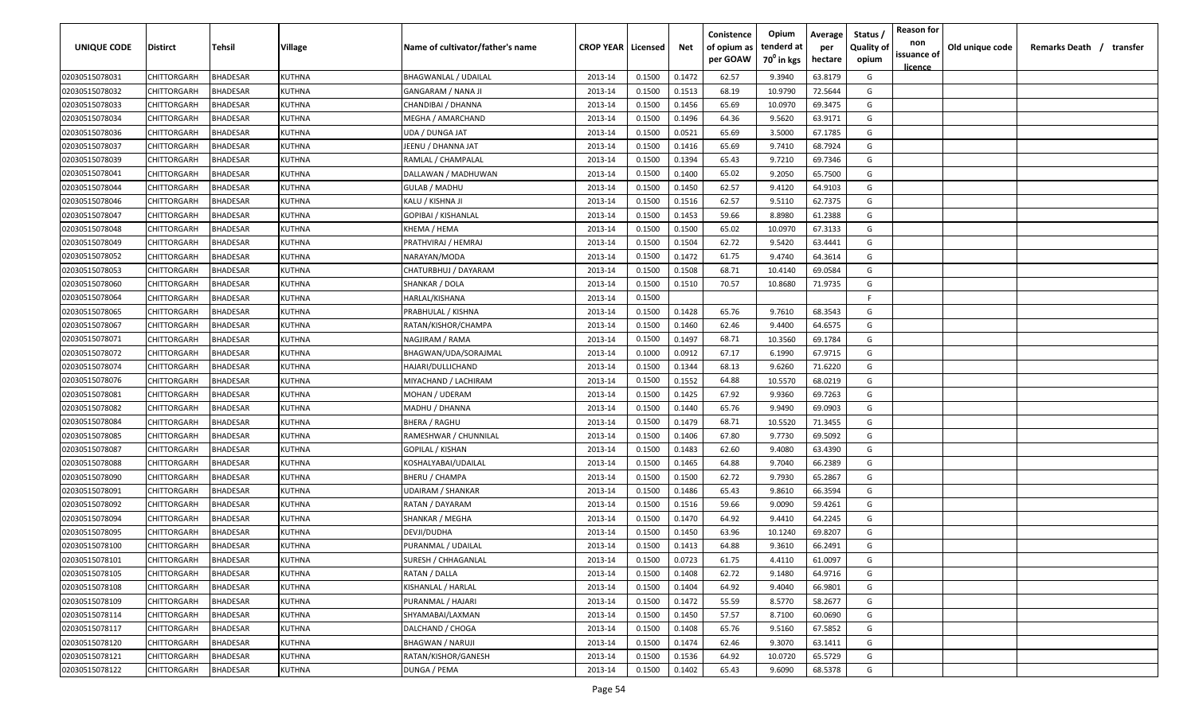| UNIQUE CODE | Distirct | Tehsil | Village | Name of cultivator/father's name | CROP YEAR | Licensed | Net | Conistence of opium as per GOAW | Opium tenderd at 70⁰ in kgs | Average per hectare | Status / Quality of opium | Reason for non issuance of licence | Old unique code | Remarks Death / transfer |
|---|---|---|---|---|---|---|---|---|---|---|---|---|---|---|
| 02030515078031 | CHITTORGARH | BHADESAR | KUTHNA | BHAGWANLAL / UDAILAL | 2013-14 | 0.1500 | 0.1472 | 62.57 | 9.3940 | 63.8179 | G | | | |
| 02030515078032 | CHITTORGARH | BHADESAR | KUTHNA | GANGARAM / NANA JI | 2013-14 | 0.1500 | 0.1513 | 68.19 | 10.9790 | 72.5644 | G | | | |
| 02030515078033 | CHITTORGARH | BHADESAR | KUTHNA | CHANDIBAI / DHANNA | 2013-14 | 0.1500 | 0.1456 | 65.69 | 10.0970 | 69.3475 | G | | | |
| 02030515078034 | CHITTORGARH | BHADESAR | KUTHNA | MEGHA / AMARCHAND | 2013-14 | 0.1500 | 0.1496 | 64.36 | 9.5620 | 63.9171 | G | | | |
| 02030515078036 | CHITTORGARH | BHADESAR | KUTHNA | UDA / DUNGA JAT | 2013-14 | 0.1500 | 0.0521 | 65.69 | 3.5000 | 67.1785 | G | | | |
| 02030515078037 | CHITTORGARH | BHADESAR | KUTHNA | JEENU / DHANNA JAT | 2013-14 | 0.1500 | 0.1416 | 65.69 | 9.7410 | 68.7924 | G | | | |
| 02030515078039 | CHITTORGARH | BHADESAR | KUTHNA | RAMLAL / CHAMPALAL | 2013-14 | 0.1500 | 0.1394 | 65.43 | 9.7210 | 69.7346 | G | | | |
| 02030515078041 | CHITTORGARH | BHADESAR | KUTHNA | DALLAWAN / MADHUWAN | 2013-14 | 0.1500 | 0.1400 | 65.02 | 9.2050 | 65.7500 | G | | | |
| 02030515078044 | CHITTORGARH | BHADESAR | KUTHNA | GULAB / MADHU | 2013-14 | 0.1500 | 0.1450 | 62.57 | 9.4120 | 64.9103 | G | | | |
| 02030515078046 | CHITTORGARH | BHADESAR | KUTHNA | KALU / KISHNA JI | 2013-14 | 0.1500 | 0.1516 | 62.57 | 9.5110 | 62.7375 | G | | | |
| 02030515078047 | CHITTORGARH | BHADESAR | KUTHNA | GOPIBAI / KISHANLAL | 2013-14 | 0.1500 | 0.1453 | 59.66 | 8.8980 | 61.2388 | G | | | |
| 02030515078048 | CHITTORGARH | BHADESAR | KUTHNA | KHEMA / HEMA | 2013-14 | 0.1500 | 0.1500 | 65.02 | 10.0970 | 67.3133 | G | | | |
| 02030515078049 | CHITTORGARH | BHADESAR | KUTHNA | PRATHVIRAJ / HEMRAJ | 2013-14 | 0.1500 | 0.1504 | 62.72 | 9.5420 | 63.4441 | G | | | |
| 02030515078052 | CHITTORGARH | BHADESAR | KUTHNA | NARAYAN/MODA | 2013-14 | 0.1500 | 0.1472 | 61.75 | 9.4740 | 64.3614 | G | | | |
| 02030515078053 | CHITTORGARH | BHADESAR | KUTHNA | CHATURBHUJ / DAYARAM | 2013-14 | 0.1500 | 0.1508 | 68.71 | 10.4140 | 69.0584 | G | | | |
| 02030515078060 | CHITTORGARH | BHADESAR | KUTHNA | SHANKAR / DOLA | 2013-14 | 0.1500 | 0.1510 | 70.57 | 10.8680 | 71.9735 | G | | | |
| 02030515078064 | CHITTORGARH | BHADESAR | KUTHNA | HARLAL/KISHANA | 2013-14 | 0.1500 | | | | | F | | | |
| 02030515078065 | CHITTORGARH | BHADESAR | KUTHNA | PRABHULAL / KISHNA | 2013-14 | 0.1500 | 0.1428 | 65.76 | 9.7610 | 68.3543 | G | | | |
| 02030515078067 | CHITTORGARH | BHADESAR | KUTHNA | RATAN/KISHOR/CHAMPA | 2013-14 | 0.1500 | 0.1460 | 62.46 | 9.4400 | 64.6575 | G | | | |
| 02030515078071 | CHITTORGARH | BHADESAR | KUTHNA | NAGJIRAM / RAMA | 2013-14 | 0.1500 | 0.1497 | 68.71 | 10.3560 | 69.1784 | G | | | |
| 02030515078072 | CHITTORGARH | BHADESAR | KUTHNA | BHAGWAN/UDA/SORAJMAL | 2013-14 | 0.1000 | 0.0912 | 67.17 | 6.1990 | 67.9715 | G | | | |
| 02030515078074 | CHITTORGARH | BHADESAR | KUTHNA | HAJARI/DULLICHAND | 2013-14 | 0.1500 | 0.1344 | 68.13 | 9.6260 | 71.6220 | G | | | |
| 02030515078076 | CHITTORGARH | BHADESAR | KUTHNA | MIYACHAND / LACHIRAM | 2013-14 | 0.1500 | 0.1552 | 64.88 | 10.5570 | 68.0219 | G | | | |
| 02030515078081 | CHITTORGARH | BHADESAR | KUTHNA | MOHAN / UDERAM | 2013-14 | 0.1500 | 0.1425 | 67.92 | 9.9360 | 69.7263 | G | | | |
| 02030515078082 | CHITTORGARH | BHADESAR | KUTHNA | MADHU / DHANNA | 2013-14 | 0.1500 | 0.1440 | 65.76 | 9.9490 | 69.0903 | G | | | |
| 02030515078084 | CHITTORGARH | BHADESAR | KUTHNA | BHERA / RAGHU | 2013-14 | 0.1500 | 0.1479 | 68.71 | 10.5520 | 71.3455 | G | | | |
| 02030515078085 | CHITTORGARH | BHADESAR | KUTHNA | RAMESHWAR / CHUNNILAL | 2013-14 | 0.1500 | 0.1406 | 67.80 | 9.7730 | 69.5092 | G | | | |
| 02030515078087 | CHITTORGARH | BHADESAR | KUTHNA | GOPILAL / KISHAN | 2013-14 | 0.1500 | 0.1483 | 62.60 | 9.4080 | 63.4390 | G | | | |
| 02030515078088 | CHITTORGARH | BHADESAR | KUTHNA | KOSHALYABAI/UDAILAL | 2013-14 | 0.1500 | 0.1465 | 64.88 | 9.7040 | 66.2389 | G | | | |
| 02030515078090 | CHITTORGARH | BHADESAR | KUTHNA | BHERU / CHAMPA | 2013-14 | 0.1500 | 0.1500 | 62.72 | 9.7930 | 65.2867 | G | | | |
| 02030515078091 | CHITTORGARH | BHADESAR | KUTHNA | UDAIRAM / SHANKAR | 2013-14 | 0.1500 | 0.1486 | 65.43 | 9.8610 | 66.3594 | G | | | |
| 02030515078092 | CHITTORGARH | BHADESAR | KUTHNA | RATAN / DAYARAM | 2013-14 | 0.1500 | 0.1516 | 59.66 | 9.0090 | 59.4261 | G | | | |
| 02030515078094 | CHITTORGARH | BHADESAR | KUTHNA | SHANKAR / MEGHA | 2013-14 | 0.1500 | 0.1470 | 64.92 | 9.4410 | 64.2245 | G | | | |
| 02030515078095 | CHITTORGARH | BHADESAR | KUTHNA | DEVJI/DUDHA | 2013-14 | 0.1500 | 0.1450 | 63.96 | 10.1240 | 69.8207 | G | | | |
| 02030515078100 | CHITTORGARH | BHADESAR | KUTHNA | PURANMAL / UDAILAL | 2013-14 | 0.1500 | 0.1413 | 64.88 | 9.3610 | 66.2491 | G | | | |
| 02030515078101 | CHITTORGARH | BHADESAR | KUTHNA | SURESH / CHHAGANLAL | 2013-14 | 0.1500 | 0.0723 | 61.75 | 4.4110 | 61.0097 | G | | | |
| 02030515078105 | CHITTORGARH | BHADESAR | KUTHNA | RATAN / DALLA | 2013-14 | 0.1500 | 0.1408 | 62.72 | 9.1480 | 64.9716 | G | | | |
| 02030515078108 | CHITTORGARH | BHADESAR | KUTHNA | KISHANLAL / HARLAL | 2013-14 | 0.1500 | 0.1404 | 64.92 | 9.4040 | 66.9801 | G | | | |
| 02030515078109 | CHITTORGARH | BHADESAR | KUTHNA | PURANMAL / HAJARI | 2013-14 | 0.1500 | 0.1472 | 55.59 | 8.5770 | 58.2677 | G | | | |
| 02030515078114 | CHITTORGARH | BHADESAR | KUTHNA | SHYAMABAI/LAXMAN | 2013-14 | 0.1500 | 0.1450 | 57.57 | 8.7100 | 60.0690 | G | | | |
| 02030515078117 | CHITTORGARH | BHADESAR | KUTHNA | DALCHAND / CHOGA | 2013-14 | 0.1500 | 0.1408 | 65.76 | 9.5160 | 67.5852 | G | | | |
| 02030515078120 | CHITTORGARH | BHADESAR | KUTHNA | BHAGWAN / NARUJI | 2013-14 | 0.1500 | 0.1474 | 62.46 | 9.3070 | 63.1411 | G | | | |
| 02030515078121 | CHITTORGARH | BHADESAR | KUTHNA | RATAN/KISHOR/GANESH | 2013-14 | 0.1500 | 0.1536 | 64.92 | 10.0720 | 65.5729 | G | | | |
| 02030515078122 | CHITTORGARH | BHADESAR | KUTHNA | DUNGA / PEMA | 2013-14 | 0.1500 | 0.1402 | 65.43 | 9.6090 | 68.5378 | G | | | |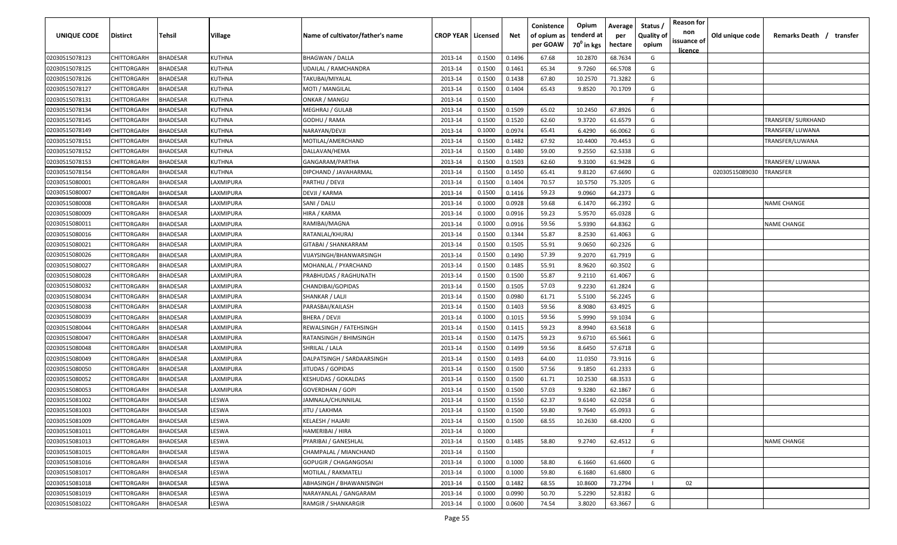| UNIQUE CODE | Distirct | Tehsil | Village | Name of cultivator/father's name | CROP YEAR | Licensed | Net | Conistence of opium as per GOAW | Opium tenderd at 70° in kgs | Average per hectare | Status / Quality of opium | Reason for non issuance of licence | Old unique code | Remarks Death / transfer |
|---|---|---|---|---|---|---|---|---|---|---|---|---|---|---|
| 02030515078123 | CHITTORGARH | BHADESAR | KUTHNA | BHAGWAN / DALLA | 2013-14 | 0.1500 | 0.1496 | 67.68 | 10.2870 | 68.7634 | G | | | |
| 02030515078125 | CHITTORGARH | BHADESAR | KUTHNA | UDAILAL / RAMCHANDRA | 2013-14 | 0.1500 | 0.1461 | 65.34 | 9.7260 | 66.5708 | G | | | |
| 02030515078126 | CHITTORGARH | BHADESAR | KUTHNA | TAKUBAI/MIYALAL | 2013-14 | 0.1500 | 0.1438 | 67.80 | 10.2570 | 71.3282 | G | | | |
| 02030515078127 | CHITTORGARH | BHADESAR | KUTHNA | MOTI / MANGILAL | 2013-14 | 0.1500 | 0.1404 | 65.43 | 9.8520 | 70.1709 | G | | | |
| 02030515078131 | CHITTORGARH | BHADESAR | KUTHNA | ONKAR / MANGU | 2013-14 | 0.1500 | | | | | F | | | |
| 02030515078134 | CHITTORGARH | BHADESAR | KUTHNA | MEGHRAJ / GULAB | 2013-14 | 0.1500 | 0.1509 | 65.02 | 10.2450 | 67.8926 | G | | | |
| 02030515078145 | CHITTORGARH | BHADESAR | KUTHNA | GODHU / RAMA | 2013-14 | 0.1500 | 0.1520 | 62.60 | 9.3720 | 61.6579 | G | | | TRANSFER/ SURKHAND |
| 02030515078149 | CHITTORGARH | BHADESAR | KUTHNA | NARAYAN/DEVJI | 2013-14 | 0.1000 | 0.0974 | 65.41 | 6.4290 | 66.0062 | G | | | TRANSFER/ LUWANA |
| 02030515078151 | CHITTORGARH | BHADESAR | KUTHNA | MOTILAL/AMERCHAND | 2013-14 | 0.1500 | 0.1482 | 67.92 | 10.4400 | 70.4453 | G | | | TRANSFER/LUWANA |
| 02030515078152 | CHITTORGARH | BHADESAR | KUTHNA | DALLAVAN/HEMA | 2013-14 | 0.1500 | 0.1480 | 59.00 | 9.2550 | 62.5338 | G | | | |
| 02030515078153 | CHITTORGARH | BHADESAR | KUTHNA | GANGARAM/PARTHA | 2013-14 | 0.1500 | 0.1503 | 62.60 | 9.3100 | 61.9428 | G | | | TRANSFER/ LUWANA |
| 02030515078154 | CHITTORGARH | BHADESAR | KUTHNA | DIPCHAND / JAVAHARMAL | 2013-14 | 0.1500 | 0.1450 | 65.41 | 9.8120 | 67.6690 | G | | 02030515089030 | TRANSFER |
| 02030515080001 | CHITTORGARH | BHADESAR | LAXMIPURA | PARTHU / DEVJI | 2013-14 | 0.1500 | 0.1404 | 70.57 | 10.5750 | 75.3205 | G | | | |
| 02030515080007 | CHITTORGARH | BHADESAR | LAXMIPURA | DEVJI / KARMA | 2013-14 | 0.1500 | 0.1416 | 59.23 | 9.0960 | 64.2373 | G | | | |
| 02030515080008 | CHITTORGARH | BHADESAR | LAXMIPURA | SANI / DALU | 2013-14 | 0.1000 | 0.0928 | 59.68 | 6.1470 | 66.2392 | G | | | NAME CHANGE |
| 02030515080009 | CHITTORGARH | BHADESAR | LAXMIPURA | HIRA / KARMA | 2013-14 | 0.1000 | 0.0916 | 59.23 | 5.9570 | 65.0328 | G | | | |
| 02030515080011 | CHITTORGARH | BHADESAR | LAXMIPURA | RAMIBAI/MAGNA | 2013-14 | 0.1000 | 0.0916 | 59.56 | 5.9390 | 64.8362 | G | | | NAME CHANGE |
| 02030515080016 | CHITTORGARH | BHADESAR | LAXMIPURA | RATANLAL/KHURAJ | 2013-14 | 0.1500 | 0.1344 | 55.87 | 8.2530 | 61.4063 | G | | | |
| 02030515080021 | CHITTORGARH | BHADESAR | LAXMIPURA | GITABAI / SHANKARRAM | 2013-14 | 0.1500 | 0.1505 | 55.91 | 9.0650 | 60.2326 | G | | | |
| 02030515080026 | CHITTORGARH | BHADESAR | LAXMIPURA | VIJAYSINGH/BHANWARSINGH | 2013-14 | 0.1500 | 0.1490 | 57.39 | 9.2070 | 61.7919 | G | | | |
| 02030515080027 | CHITTORGARH | BHADESAR | LAXMIPURA | MOHANLAL / PYARCHAND | 2013-14 | 0.1500 | 0.1485 | 55.91 | 8.9620 | 60.3502 | G | | | |
| 02030515080028 | CHITTORGARH | BHADESAR | LAXMIPURA | PRABHUDAS / RAGHUNATH | 2013-14 | 0.1500 | 0.1500 | 55.87 | 9.2110 | 61.4067 | G | | | |
| 02030515080032 | CHITTORGARH | BHADESAR | LAXMIPURA | CHANDIBAI/GOPIDAS | 2013-14 | 0.1500 | 0.1505 | 57.03 | 9.2230 | 61.2824 | G | | | |
| 02030515080034 | CHITTORGARH | BHADESAR | LAXMIPURA | SHANKAR / LALJI | 2013-14 | 0.1500 | 0.0980 | 61.71 | 5.5100 | 56.2245 | G | | | |
| 02030515080038 | CHITTORGARH | BHADESAR | LAXMIPURA | PARASBAI/KAILASH | 2013-14 | 0.1500 | 0.1403 | 59.56 | 8.9080 | 63.4925 | G | | | |
| 02030515080039 | CHITTORGARH | BHADESAR | LAXMIPURA | BHERA / DEVJI | 2013-14 | 0.1000 | 0.1015 | 59.56 | 5.9990 | 59.1034 | G | | | |
| 02030515080044 | CHITTORGARH | BHADESAR | LAXMIPURA | REWALSINGH / FATEHSINGH | 2013-14 | 0.1500 | 0.1415 | 59.23 | 8.9940 | 63.5618 | G | | | |
| 02030515080047 | CHITTORGARH | BHADESAR | LAXMIPURA | RATANSINGH / BHIMSINGH | 2013-14 | 0.1500 | 0.1475 | 59.23 | 9.6710 | 65.5661 | G | | | |
| 02030515080048 | CHITTORGARH | BHADESAR | LAXMIPURA | SHRILAL / LALA | 2013-14 | 0.1500 | 0.1499 | 59.56 | 8.6450 | 57.6718 | G | | | |
| 02030515080049 | CHITTORGARH | BHADESAR | LAXMIPURA | DALPATSINGH / SARDAARSINGH | 2013-14 | 0.1500 | 0.1493 | 64.00 | 11.0350 | 73.9116 | G | | | |
| 02030515080050 | CHITTORGARH | BHADESAR | LAXMIPURA | JITUDAS / GOPIDAS | 2013-14 | 0.1500 | 0.1500 | 57.56 | 9.1850 | 61.2333 | G | | | |
| 02030515080052 | CHITTORGARH | BHADESAR | LAXMIPURA | KESHUDAS / GOKALDAS | 2013-14 | 0.1500 | 0.1500 | 61.71 | 10.2530 | 68.3533 | G | | | |
| 02030515080053 | CHITTORGARH | BHADESAR | LAXMIPURA | GOVERDHAN / GOPI | 2013-14 | 0.1500 | 0.1500 | 57.03 | 9.3280 | 62.1867 | G | | | |
| 02030515081002 | CHITTORGARH | BHADESAR | LESWA | JAMNALA/CHUNNILAL | 2013-14 | 0.1500 | 0.1550 | 62.37 | 9.6140 | 62.0258 | G | | | |
| 02030515081003 | CHITTORGARH | BHADESAR | LESWA | JITU / LAKHMA | 2013-14 | 0.1500 | 0.1500 | 59.80 | 9.7640 | 65.0933 | G | | | |
| 02030515081009 | CHITTORGARH | BHADESAR | LESWA | KELAESH / HAJARI | 2013-14 | 0.1500 | 0.1500 | 68.55 | 10.2630 | 68.4200 | G | | | |
| 02030515081011 | CHITTORGARH | BHADESAR | LESWA | HAMERIBAI / HIRA | 2013-14 | 0.1000 | | | | | F | | | |
| 02030515081013 | CHITTORGARH | BHADESAR | LESWA | PYARIBAI / GANESHLAL | 2013-14 | 0.1500 | 0.1485 | 58.80 | 9.2740 | 62.4512 | G | | | NAME CHANGE |
| 02030515081015 | CHITTORGARH | BHADESAR | LESWA | CHAMPALAL / MIANCHAND | 2013-14 | 0.1500 | | | | | F | | | |
| 02030515081016 | CHITTORGARH | BHADESAR | LESWA | GOPUGIR / CHAGANGOSAI | 2013-14 | 0.1000 | 0.1000 | 58.80 | 6.1660 | 61.6600 | G | | | |
| 02030515081017 | CHITTORGARH | BHADESAR | LESWA | MOTILAL / RAKMATELI | 2013-14 | 0.1000 | 0.1000 | 59.80 | 6.1680 | 61.6800 | G | | | |
| 02030515081018 | CHITTORGARH | BHADESAR | LESWA | ABHASINGH / BHAWANISINGH | 2013-14 | 0.1500 | 0.1482 | 68.55 | 10.8600 | 73.2794 | I | 02 | | |
| 02030515081019 | CHITTORGARH | BHADESAR | LESWA | NARAYANLAL / GANGARAM | 2013-14 | 0.1000 | 0.0990 | 50.70 | 5.2290 | 52.8182 | G | | | |
| 02030515081022 | CHITTORGARH | BHADESAR | LESWA | RAMGIR / SHANKARGIR | 2013-14 | 0.1000 | 0.0600 | 74.54 | 3.8020 | 63.3667 | G | | | |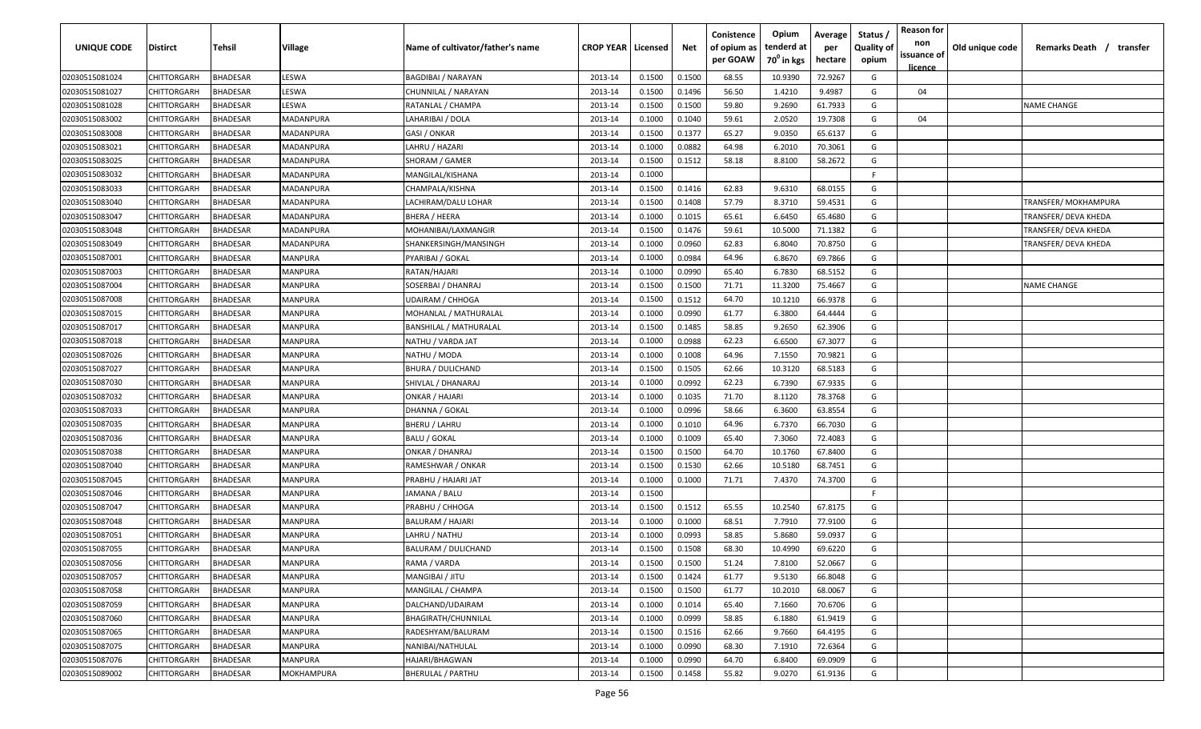| UNIQUE CODE | Distirct | Tehsil | Village | Name of cultivator/father's name | CROP YEAR | Licensed | Net | Conistence of opium as per GOAW | Opium tendered at $70^0$ in kgs | Average per hectare | Status / Quality of opium | Reason for non issuance of licence | Old unique code | Remarks Death / transfer |
|---|---|---|---|---|---|---|---|---|---|---|---|---|---|---|
| 02030515081024 | CHITTORGARH | BHADESAR | LESWA | BAGDIBAI / NARAYAN | 2013-14 | 0.1500 | 0.1500 | 68.55 | 10.9390 | 72.9267 | G | | | |
| 02030515081027 | CHITTORGARH | BHADESAR | LESWA | CHUNNILAL / NARAYAN | 2013-14 | 0.1500 | 0.1496 | 56.50 | 1.4210 | 9.4987 | G | 04 | | |
| 02030515081028 | CHITTORGARH | BHADESAR | LESWA | RATANLAL / CHAMPA | 2013-14 | 0.1500 | 0.1500 | 59.80 | 9.2690 | 61.7933 | G | | | NAME CHANGE |
| 02030515083002 | CHITTORGARH | BHADESAR | MADANPURA | LAHARIBAI / DOLA | 2013-14 | 0.1000 | 0.1040 | 59.61 | 2.0520 | 19.7308 | G | 04 | | |
| 02030515083008 | CHITTORGARH | BHADESAR | MADANPURA | GASI / ONKAR | 2013-14 | 0.1500 | 0.1377 | 65.27 | 9.0350 | 65.6137 | G | | | |
| 02030515083021 | CHITTORGARH | BHADESAR | MADANPURA | LAHRU / HAZARI | 2013-14 | 0.1000 | 0.0882 | 64.98 | 6.2010 | 70.3061 | G | | | |
| 02030515083025 | CHITTORGARH | BHADESAR | MADANPURA | SHORAM / GAMER | 2013-14 | 0.1500 | 0.1512 | 58.18 | 8.8100 | 58.2672 | G | | | |
| 02030515083032 | CHITTORGARH | BHADESAR | MADANPURA | MANGILAL/KISHANA | 2013-14 | 0.1000 | | | | | F | | | |
| 02030515083033 | CHITTORGARH | BHADESAR | MADANPURA | CHAMPALA/KISHNA | 2013-14 | 0.1500 | 0.1416 | 62.83 | 9.6310 | 68.0155 | G | | | |
| 02030515083040 | CHITTORGARH | BHADESAR | MADANPURA | LACHIRAM/DALU LOHAR | 2013-14 | 0.1500 | 0.1408 | 57.79 | 8.3710 | 59.4531 | G | | | TRANSFER/ MOKHAMPURA |
| 02030515083047 | CHITTORGARH | BHADESAR | MADANPURA | BHERA / HEERA | 2013-14 | 0.1000 | 0.1015 | 65.61 | 6.6450 | 65.4680 | G | | | TRANSFER/ DEVA KHEDA |
| 02030515083048 | CHITTORGARH | BHADESAR | MADANPURA | MOHANIBAI/LAXMANGIR | 2013-14 | 0.1500 | 0.1476 | 59.61 | 10.5000 | 71.1382 | G | | | TRANSFER/ DEVA KHEDA |
| 02030515083049 | CHITTORGARH | BHADESAR | MADANPURA | SHANKERSINGH/MANSINGH | 2013-14 | 0.1000 | 0.0960 | 62.83 | 6.8040 | 70.8750 | G | | | TRANSFER/ DEVA KHEDA |
| 02030515087001 | CHITTORGARH | BHADESAR | MANPURA | PYARIBAI / GOKAL | 2013-14 | 0.1000 | 0.0984 | 64.96 | 6.8670 | 69.7866 | G | | | |
| 02030515087003 | CHITTORGARH | BHADESAR | MANPURA | RATAN/HAJARI | 2013-14 | 0.1000 | 0.0990 | 65.40 | 6.7830 | 68.5152 | G | | | |
| 02030515087004 | CHITTORGARH | BHADESAR | MANPURA | SOSERBAI / DHANRAJ | 2013-14 | 0.1500 | 0.1500 | 71.71 | 11.3200 | 75.4667 | G | | | NAME CHANGE |
| 02030515087008 | CHITTORGARH | BHADESAR | MANPURA | UDAIRAM / CHHOGA | 2013-14 | 0.1500 | 0.1512 | 64.70 | 10.1210 | 66.9378 | G | | | |
| 02030515087015 | CHITTORGARH | BHADESAR | MANPURA | MOHANLAL / MATHURALAL | 2013-14 | 0.1000 | 0.0990 | 61.77 | 6.3800 | 64.4444 | G | | | |
| 02030515087017 | CHITTORGARH | BHADESAR | MANPURA | BANSHILAL / MATHURALAL | 2013-14 | 0.1500 | 0.1485 | 58.85 | 9.2650 | 62.3906 | G | | | |
| 02030515087018 | CHITTORGARH | BHADESAR | MANPURA | NATHU / VARDA JAT | 2013-14 | 0.1000 | 0.0988 | 62.23 | 6.6500 | 67.3077 | G | | | |
| 02030515087026 | CHITTORGARH | BHADESAR | MANPURA | NATHU / MODA | 2013-14 | 0.1000 | 0.1008 | 64.96 | 7.1550 | 70.9821 | G | | | |
| 02030515087027 | CHITTORGARH | BHADESAR | MANPURA | BHURA / DULICHAND | 2013-14 | 0.1500 | 0.1505 | 62.66 | 10.3120 | 68.5183 | G | | | |
| 02030515087030 | CHITTORGARH | BHADESAR | MANPURA | SHIVLAL / DHANARAJ | 2013-14 | 0.1000 | 0.0992 | 62.23 | 6.7390 | 67.9335 | G | | | |
| 02030515087032 | CHITTORGARH | BHADESAR | MANPURA | ONKAR / HAJARI | 2013-14 | 0.1000 | 0.1035 | 71.70 | 8.1120 | 78.3768 | G | | | |
| 02030515087033 | CHITTORGARH | BHADESAR | MANPURA | DHANNA / GOKAL | 2013-14 | 0.1000 | 0.0996 | 58.66 | 6.3600 | 63.8554 | G | | | |
| 02030515087035 | CHITTORGARH | BHADESAR | MANPURA | BHERU / LAHRU | 2013-14 | 0.1000 | 0.1010 | 64.96 | 6.7370 | 66.7030 | G | | | |
| 02030515087036 | CHITTORGARH | BHADESAR | MANPURA | BALU / GOKAL | 2013-14 | 0.1000 | 0.1009 | 65.40 | 7.3060 | 72.4083 | G | | | |
| 02030515087038 | CHITTORGARH | BHADESAR | MANPURA | ONKAR / DHANRAJ | 2013-14 | 0.1500 | 0.1500 | 64.70 | 10.1760 | 67.8400 | G | | | |
| 02030515087040 | CHITTORGARH | BHADESAR | MANPURA | RAMESHWAR / ONKAR | 2013-14 | 0.1500 | 0.1530 | 62.66 | 10.5180 | 68.7451 | G | | | |
| 02030515087045 | CHITTORGARH | BHADESAR | MANPURA | PRABHU / HAJARI JAT | 2013-14 | 0.1000 | 0.1000 | 71.71 | 7.4370 | 74.3700 | G | | | |
| 02030515087046 | CHITTORGARH | BHADESAR | MANPURA | JAMANA / BALU | 2013-14 | 0.1500 | | | | | F | | | |
| 02030515087047 | CHITTORGARH | BHADESAR | MANPURA | PRABHU / CHHOGA | 2013-14 | 0.1500 | 0.1512 | 65.55 | 10.2540 | 67.8175 | G | | | |
| 02030515087048 | CHITTORGARH | BHADESAR | MANPURA | BALURAM / HAJARI | 2013-14 | 0.1000 | 0.1000 | 68.51 | 7.7910 | 77.9100 | G | | | |
| 02030515087051 | CHITTORGARH | BHADESAR | MANPURA | LAHRU / NATHU | 2013-14 | 0.1000 | 0.0993 | 58.85 | 5.8680 | 59.0937 | G | | | |
| 02030515087055 | CHITTORGARH | BHADESAR | MANPURA | BALURAM / DULICHAND | 2013-14 | 0.1500 | 0.1508 | 68.30 | 10.4990 | 69.6220 | G | | | |
| 02030515087056 | CHITTORGARH | BHADESAR | MANPURA | RAMA / VARDA | 2013-14 | 0.1500 | 0.1500 | 51.24 | 7.8100 | 52.0667 | G | | | |
| 02030515087057 | CHITTORGARH | BHADESAR | MANPURA | MANGIBAI / JITU | 2013-14 | 0.1500 | 0.1424 | 61.77 | 9.5130 | 66.8048 | G | | | |
| 02030515087058 | CHITTORGARH | BHADESAR | MANPURA | MANGILAL / CHAMPA | 2013-14 | 0.1500 | 0.1500 | 61.77 | 10.2010 | 68.0067 | G | | | |
| 02030515087059 | CHITTORGARH | BHADESAR | MANPURA | DALCHAND/UDAIRAM | 2013-14 | 0.1000 | 0.1014 | 65.40 | 7.1660 | 70.6706 | G | | | |
| 02030515087060 | CHITTORGARH | BHADESAR | MANPURA | BHAGIRATH/CHUNNILAL | 2013-14 | 0.1000 | 0.0999 | 58.85 | 6.1880 | 61.9419 | G | | | |
| 02030515087065 | CHITTORGARH | BHADESAR | MANPURA | RADESHYAM/BALURAM | 2013-14 | 0.1500 | 0.1516 | 62.66 | 9.7660 | 64.4195 | G | | | |
| 02030515087075 | CHITTORGARH | BHADESAR | MANPURA | NANIBAI/NATHULAL | 2013-14 | 0.1000 | 0.0990 | 68.30 | 7.1910 | 72.6364 | G | | | |
| 02030515087076 | CHITTORGARH | BHADESAR | MANPURA | HAJARI/BHAGWAN | 2013-14 | 0.1000 | 0.0990 | 64.70 | 6.8400 | 69.0909 | G | | | |
| 02030515089002 | CHITTORGARH | BHADESAR | MOKHAMPURA | BHERULAL / PARTHU | 2013-14 | 0.1500 | 0.1458 | 55.82 | 9.0270 | 61.9136 | G | | | |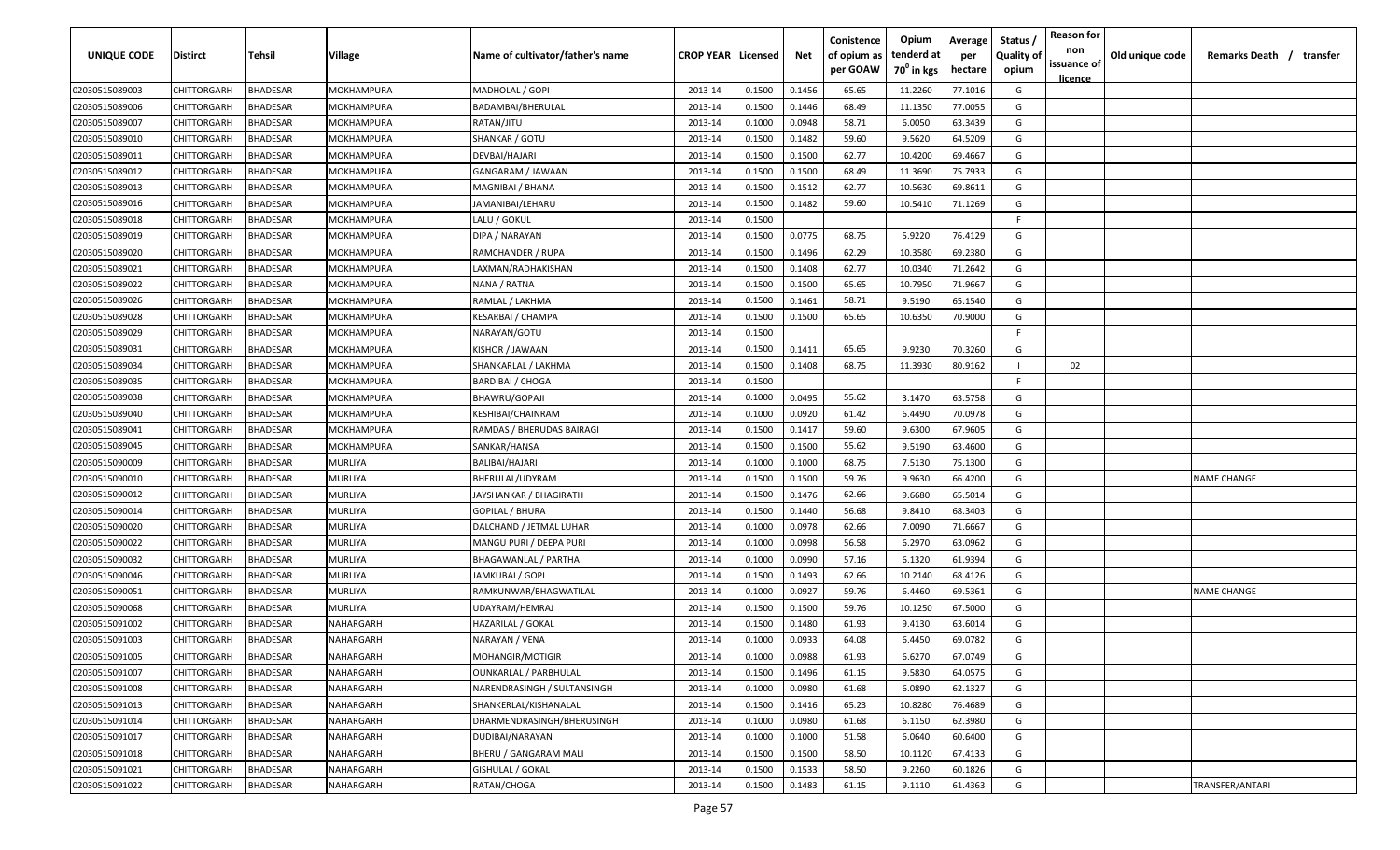| UNIQUE CODE | Distirct | Tehsil | Village | Name of cultivator/father's name | CROP YEAR | Licensed | Net | Conistence of opium as per GOAW | Opium tenderd at 70° in kgs | Average per hectare | Status / Quality of opium | Reason for non issuance of licence | Old unique code | Remarks Death / transfer |
|---|---|---|---|---|---|---|---|---|---|---|---|---|---|---|
| 02030515089003 | CHITTORGARH | BHADESAR | MOKHAMPURA | MADHOLAL / GOPI | 2013-14 | 0.1500 | 0.1456 | 65.65 | 11.2260 | 77.1016 | G | | | |
| 02030515089006 | CHITTORGARH | BHADESAR | MOKHAMPURA | BADAMBAI/BHERULAL | 2013-14 | 0.1500 | 0.1446 | 68.49 | 11.1350 | 77.0055 | G | | | |
| 02030515089007 | CHITTORGARH | BHADESAR | MOKHAMPURA | RATAN/JITU | 2013-14 | 0.1000 | 0.0948 | 58.71 | 6.0050 | 63.3439 | G | | | |
| 02030515089010 | CHITTORGARH | BHADESAR | MOKHAMPURA | SHANKAR / GOTU | 2013-14 | 0.1500 | 0.1482 | 59.60 | 9.5620 | 64.5209 | G | | | |
| 02030515089011 | CHITTORGARH | BHADESAR | MOKHAMPURA | DEVBAI/HAJARI | 2013-14 | 0.1500 | 0.1500 | 62.77 | 10.4200 | 69.4667 | G | | | |
| 02030515089012 | CHITTORGARH | BHADESAR | MOKHAMPURA | GANGARAM / JAWAAN | 2013-14 | 0.1500 | 0.1500 | 68.49 | 11.3690 | 75.7933 | G | | | |
| 02030515089013 | CHITTORGARH | BHADESAR | MOKHAMPURA | MAGNIBAI / BHANA | 2013-14 | 0.1500 | 0.1512 | 62.77 | 10.5630 | 69.8611 | G | | | |
| 02030515089016 | CHITTORGARH | BHADESAR | MOKHAMPURA | JAMANIBAI/LEHARU | 2013-14 | 0.1500 | 0.1482 | 59.60 | 10.5410 | 71.1269 | G | | | |
| 02030515089018 | CHITTORGARH | BHADESAR | MOKHAMPURA | LALU / GOKUL | 2013-14 | 0.1500 | | | | | F | | | |
| 02030515089019 | CHITTORGARH | BHADESAR | MOKHAMPURA | DIPA / NARAYAN | 2013-14 | 0.1500 | 0.0775 | 68.75 | 5.9220 | 76.4129 | G | | | |
| 02030515089020 | CHITTORGARH | BHADESAR | MOKHAMPURA | RAMCHANDER / RUPA | 2013-14 | 0.1500 | 0.1496 | 62.29 | 10.3580 | 69.2380 | G | | | |
| 02030515089021 | CHITTORGARH | BHADESAR | MOKHAMPURA | LAXMAN/RADHAKISHAN | 2013-14 | 0.1500 | 0.1408 | 62.77 | 10.0340 | 71.2642 | G | | | |
| 02030515089022 | CHITTORGARH | BHADESAR | MOKHAMPURA | NANA / RATNA | 2013-14 | 0.1500 | 0.1500 | 65.65 | 10.7950 | 71.9667 | G | | | |
| 02030515089026 | CHITTORGARH | BHADESAR | MOKHAMPURA | RAMLAL / LAKHMA | 2013-14 | 0.1500 | 0.1461 | 58.71 | 9.5190 | 65.1540 | G | | | |
| 02030515089028 | CHITTORGARH | BHADESAR | MOKHAMPURA | KESARBAI / CHAMPA | 2013-14 | 0.1500 | 0.1500 | 65.65 | 10.6350 | 70.9000 | G | | | |
| 02030515089029 | CHITTORGARH | BHADESAR | MOKHAMPURA | NARAYAN/GOTU | 2013-14 | 0.1500 | | | | | F | | | |
| 02030515089031 | CHITTORGARH | BHADESAR | MOKHAMPURA | KISHOR / JAWAAN | 2013-14 | 0.1500 | 0.1411 | 65.65 | 9.9230 | 70.3260 | G | | | |
| 02030515089034 | CHITTORGARH | BHADESAR | MOKHAMPURA | SHANKARLAL / LAKHMA | 2013-14 | 0.1500 | 0.1408 | 68.75 | 11.3930 | 80.9162 | I | 02 | | |
| 02030515089035 | CHITTORGARH | BHADESAR | MOKHAMPURA | BARDIBAI / CHOGA | 2013-14 | 0.1500 | | | | | F | | | |
| 02030515089038 | CHITTORGARH | BHADESAR | MOKHAMPURA | BHAWRU/GOPAJI | 2013-14 | 0.1000 | 0.0495 | 55.62 | 3.1470 | 63.5758 | G | | | |
| 02030515089040 | CHITTORGARH | BHADESAR | MOKHAMPURA | KESHIBAI/CHAINRAM | 2013-14 | 0.1000 | 0.0920 | 61.42 | 6.4490 | 70.0978 | G | | | |
| 02030515089041 | CHITTORGARH | BHADESAR | MOKHAMPURA | RAMDAS / BHERUDAS BAIRAGI | 2013-14 | 0.1500 | 0.1417 | 59.60 | 9.6300 | 67.9605 | G | | | |
| 02030515089045 | CHITTORGARH | BHADESAR | MOKHAMPURA | SANKAR/HANSA | 2013-14 | 0.1500 | 0.1500 | 55.62 | 9.5190 | 63.4600 | G | | | |
| 02030515090009 | CHITTORGARH | BHADESAR | MURLIYA | BALIBAI/HAJARI | 2013-14 | 0.1000 | 0.1000 | 68.75 | 7.5130 | 75.1300 | G | | | |
| 02030515090010 | CHITTORGARH | BHADESAR | MURLIYA | BHERULAL/UDYRAM | 2013-14 | 0.1500 | 0.1500 | 59.76 | 9.9630 | 66.4200 | G | | | NAME CHANGE |
| 02030515090012 | CHITTORGARH | BHADESAR | MURLIYA | JAYSHANKAR / BHAGIRATH | 2013-14 | 0.1500 | 0.1476 | 62.66 | 9.6680 | 65.5014 | G | | | |
| 02030515090014 | CHITTORGARH | BHADESAR | MURLIYA | GOPILAL / BHURA | 2013-14 | 0.1500 | 0.1440 | 56.68 | 9.8410 | 68.3403 | G | | | |
| 02030515090020 | CHITTORGARH | BHADESAR | MURLIYA | DALCHAND / JETMAL LUHAR | 2013-14 | 0.1000 | 0.0978 | 62.66 | 7.0090 | 71.6667 | G | | | |
| 02030515090022 | CHITTORGARH | BHADESAR | MURLIYA | MANGU PURI / DEEPA PURI | 2013-14 | 0.1000 | 0.0998 | 56.58 | 6.2970 | 63.0962 | G | | | |
| 02030515090032 | CHITTORGARH | BHADESAR | MURLIYA | BHAGAWANLAL / PARTHA | 2013-14 | 0.1000 | 0.0990 | 57.16 | 6.1320 | 61.9394 | G | | | |
| 02030515090046 | CHITTORGARH | BHADESAR | MURLIYA | JAMKUBAI / GOPI | 2013-14 | 0.1500 | 0.1493 | 62.66 | 10.2140 | 68.4126 | G | | | |
| 02030515090051 | CHITTORGARH | BHADESAR | MURLIYA | RAMKUNWAR/BHAGWATILAL | 2013-14 | 0.1000 | 0.0927 | 59.76 | 6.4460 | 69.5361 | G | | | NAME CHANGE |
| 02030515090068 | CHITTORGARH | BHADESAR | MURLIYA | UDAYRAM/HEMRAJ | 2013-14 | 0.1500 | 0.1500 | 59.76 | 10.1250 | 67.5000 | G | | | |
| 02030515091002 | CHITTORGARH | BHADESAR | NAHARGARH | HAZARILAL / GOKAL | 2013-14 | 0.1500 | 0.1480 | 61.93 | 9.4130 | 63.6014 | G | | | |
| 02030515091003 | CHITTORGARH | BHADESAR | NAHARGARH | NARAYAN / VENA | 2013-14 | 0.1000 | 0.0933 | 64.08 | 6.4450 | 69.0782 | G | | | |
| 02030515091005 | CHITTORGARH | BHADESAR | NAHARGARH | MOHANGIR/MOTIGIR | 2013-14 | 0.1000 | 0.0988 | 61.93 | 6.6270 | 67.0749 | G | | | |
| 02030515091007 | CHITTORGARH | BHADESAR | NAHARGARH | OUNKARLAL / PARBHULAL | 2013-14 | 0.1500 | 0.1496 | 61.15 | 9.5830 | 64.0575 | G | | | |
| 02030515091008 | CHITTORGARH | BHADESAR | NAHARGARH | NARENDRASINGH / SULTANSINGH | 2013-14 | 0.1000 | 0.0980 | 61.68 | 6.0890 | 62.1327 | G | | | |
| 02030515091013 | CHITTORGARH | BHADESAR | NAHARGARH | SHANKERLAL/KISHANALAL | 2013-14 | 0.1500 | 0.1416 | 65.23 | 10.8280 | 76.4689 | G | | | |
| 02030515091014 | CHITTORGARH | BHADESAR | NAHARGARH | DHARMENDRASINGH/BHERUSINGH | 2013-14 | 0.1000 | 0.0980 | 61.68 | 6.1150 | 62.3980 | G | | | |
| 02030515091017 | CHITTORGARH | BHADESAR | NAHARGARH | DUDIBAI/NARAYAN | 2013-14 | 0.1000 | 0.1000 | 51.58 | 6.0640 | 60.6400 | G | | | |
| 02030515091018 | CHITTORGARH | BHADESAR | NAHARGARH | BHERU / GANGARAM MALI | 2013-14 | 0.1500 | 0.1500 | 58.50 | 10.1120 | 67.4133 | G | | | |
| 02030515091021 | CHITTORGARH | BHADESAR | NAHARGARH | GISHULAL / GOKAL | 2013-14 | 0.1500 | 0.1533 | 58.50 | 9.2260 | 60.1826 | G | | | |
| 02030515091022 | CHITTORGARH | BHADESAR | NAHARGARH | RATAN/CHOGA | 2013-14 | 0.1500 | 0.1483 | 61.15 | 9.1110 | 61.4363 | G | | | TRANSFER/ANTARI |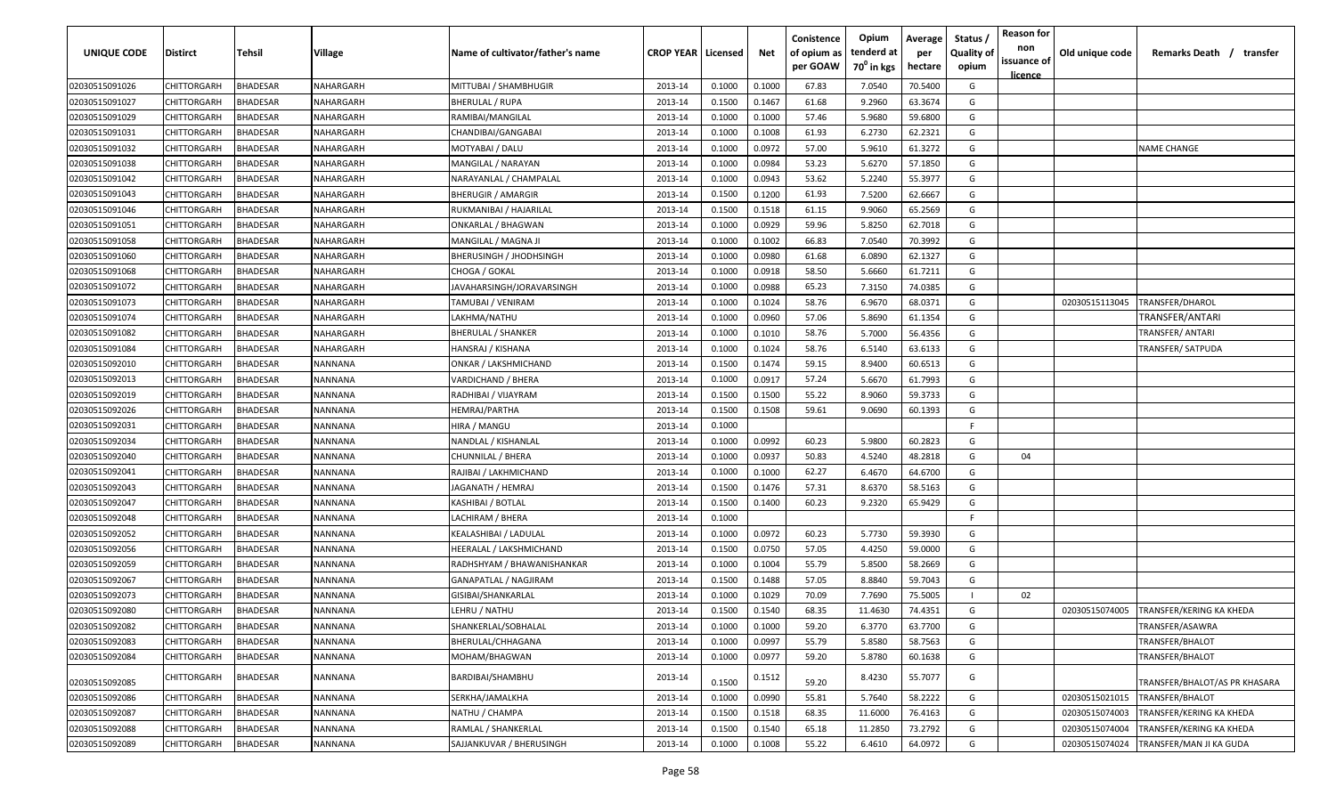| UNIQUE CODE | Distirct | Tehsil | Village | Name of cultivator/father's name | CROP YEAR | Licensed | Net | Conistence of opium as per GOAW | Opium tenderd at 70° in kgs | Average per hectare | Status / Quality of opium | Reason for non issuance of licence | Old unique code | Remarks Death / transfer |
|---|---|---|---|---|---|---|---|---|---|---|---|---|---|---|
| 02030515091026 | CHITTORGARH | BHADESAR | NAHARGARH | MITTUBAI / SHAMBHUGIR | 2013-14 | 0.1000 | 0.1000 | 67.83 | 7.0540 | 70.5400 | G | | | |
| 02030515091027 | CHITTORGARH | BHADESAR | NAHARGARH | BHERULAL / RUPA | 2013-14 | 0.1500 | 0.1467 | 61.68 | 9.2960 | 63.3674 | G | | | |
| 02030515091029 | CHITTORGARH | BHADESAR | NAHARGARH | RAMIBAI/MANGILAL | 2013-14 | 0.1000 | 0.1000 | 57.46 | 5.9680 | 59.6800 | G | | | |
| 02030515091031 | CHITTORGARH | BHADESAR | NAHARGARH | CHANDIBAI/GANGABAI | 2013-14 | 0.1000 | 0.1008 | 61.93 | 6.2730 | 62.2321 | G | | | |
| 02030515091032 | CHITTORGARH | BHADESAR | NAHARGARH | MOTYABAI / DALU | 2013-14 | 0.1000 | 0.0972 | 57.00 | 5.9610 | 61.3272 | G | | | NAME CHANGE |
| 02030515091038 | CHITTORGARH | BHADESAR | NAHARGARH | MANGILAL / NARAYAN | 2013-14 | 0.1000 | 0.0984 | 53.23 | 5.6270 | 57.1850 | G | | | |
| 02030515091042 | CHITTORGARH | BHADESAR | NAHARGARH | NARAYANLAL / CHAMPALAL | 2013-14 | 0.1000 | 0.0943 | 53.62 | 5.2240 | 55.3977 | G | | | |
| 02030515091043 | CHITTORGARH | BHADESAR | NAHARGARH | BHERUGIR / AMARGIR | 2013-14 | 0.1500 | 0.1200 | 61.93 | 7.5200 | 62.6667 | G | | | |
| 02030515091046 | CHITTORGARH | BHADESAR | NAHARGARH | RUKMANIBAI / HAJARILAL | 2013-14 | 0.1500 | 0.1518 | 61.15 | 9.9060 | 65.2569 | G | | | |
| 02030515091051 | CHITTORGARH | BHADESAR | NAHARGARH | ONKARLAL / BHAGWAN | 2013-14 | 0.1000 | 0.0929 | 59.96 | 5.8250 | 62.7018 | G | | | |
| 02030515091058 | CHITTORGARH | BHADESAR | NAHARGARH | MANGILAL / MAGNA JI | 2013-14 | 0.1000 | 0.1002 | 66.83 | 7.0540 | 70.3992 | G | | | |
| 02030515091060 | CHITTORGARH | BHADESAR | NAHARGARH | BHERUSINGH / JHODHSINGH | 2013-14 | 0.1000 | 0.0980 | 61.68 | 6.0890 | 62.1327 | G | | | |
| 02030515091068 | CHITTORGARH | BHADESAR | NAHARGARH | CHOGA / GOKAL | 2013-14 | 0.1000 | 0.0918 | 58.50 | 5.6660 | 61.7211 | G | | | |
| 02030515091072 | CHITTORGARH | BHADESAR | NAHARGARH | JAVAHARSINGH/JORAVARSINGH | 2013-14 | 0.1000 | 0.0988 | 65.23 | 7.3150 | 74.0385 | G | | | |
| 02030515091073 | CHITTORGARH | BHADESAR | NAHARGARH | TAMUBAI / VENIRAM | 2013-14 | 0.1000 | 0.1024 | 58.76 | 6.9670 | 68.0371 | G | | 02030515113045 | TRANSFER/DHAROL |
| 02030515091074 | CHITTORGARH | BHADESAR | NAHARGARH | LAKHMA/NATHU | 2013-14 | 0.1000 | 0.0960 | 57.06 | 5.8690 | 61.1354 | G | | | TRANSFER/ANTARI |
| 02030515091082 | CHITTORGARH | BHADESAR | NAHARGARH | BHERULAL / SHANKER | 2013-14 | 0.1000 | 0.1010 | 58.76 | 5.7000 | 56.4356 | G | | | TRANSFER/ ANTARI |
| 02030515091084 | CHITTORGARH | BHADESAR | NAHARGARH | HANSRAJ / KISHANA | 2013-14 | 0.1000 | 0.1024 | 58.76 | 6.5140 | 63.6133 | G | | | TRANSFER/ SATPUDA |
| 02030515092010 | CHITTORGARH | BHADESAR | NANNANA | ONKAR / LAKSHMICHAND | 2013-14 | 0.1500 | 0.1474 | 59.15 | 8.9400 | 60.6513 | G | | | |
| 02030515092013 | CHITTORGARH | BHADESAR | NANNANA | VARDICHAND / BHERA | 2013-14 | 0.1000 | 0.0917 | 57.24 | 5.6670 | 61.7993 | G | | | |
| 02030515092019 | CHITTORGARH | BHADESAR | NANNANA | RADHIBAI / VIJAYRAM | 2013-14 | 0.1500 | 0.1500 | 55.22 | 8.9060 | 59.3733 | G | | | |
| 02030515092026 | CHITTORGARH | BHADESAR | NANNANA | HEMRAJ/PARTHA | 2013-14 | 0.1500 | 0.1508 | 59.61 | 9.0690 | 60.1393 | G | | | |
| 02030515092031 | CHITTORGARH | BHADESAR | NANNANA | HIRA / MANGU | 2013-14 | 0.1000 | | | | | F | | | |
| 02030515092034 | CHITTORGARH | BHADESAR | NANNANA | NANDLAL / KISHANLAL | 2013-14 | 0.1000 | 0.0992 | 60.23 | 5.9800 | 60.2823 | G | | | |
| 02030515092040 | CHITTORGARH | BHADESAR | NANNANA | CHUNNILAL / BHERA | 2013-14 | 0.1000 | 0.0937 | 50.83 | 4.5240 | 48.2818 | G | 04 | | |
| 02030515092041 | CHITTORGARH | BHADESAR | NANNANA | RAJIBAI / LAKHMICHAND | 2013-14 | 0.1000 | 0.1000 | 62.27 | 6.4670 | 64.6700 | G | | | |
| 02030515092043 | CHITTORGARH | BHADESAR | NANNANA | JAGANATH / HEMRAJ | 2013-14 | 0.1500 | 0.1476 | 57.31 | 8.6370 | 58.5163 | G | | | |
| 02030515092047 | CHITTORGARH | BHADESAR | NANNANA | KASHIBAI / BOTLAL | 2013-14 | 0.1500 | 0.1400 | 60.23 | 9.2320 | 65.9429 | G | | | |
| 02030515092048 | CHITTORGARH | BHADESAR | NANNANA | LACHIRAM / BHERA | 2013-14 | 0.1000 | | | | | F | | | |
| 02030515092052 | CHITTORGARH | BHADESAR | NANNANA | KEALASHIBAI / LADULAL | 2013-14 | 0.1000 | 0.0972 | 60.23 | 5.7730 | 59.3930 | G | | | |
| 02030515092056 | CHITTORGARH | BHADESAR | NANNANA | HEERALAL / LAKSHMICHAND | 2013-14 | 0.1500 | 0.0750 | 57.05 | 4.4250 | 59.0000 | G | | | |
| 02030515092059 | CHITTORGARH | BHADESAR | NANNANA | RADHSHYAM / BHAWANISHANKAR | 2013-14 | 0.1000 | 0.1004 | 55.79 | 5.8500 | 58.2669 | G | | | |
| 02030515092067 | CHITTORGARH | BHADESAR | NANNANA | GANAPATLAL / NAGJIRAM | 2013-14 | 0.1500 | 0.1488 | 57.05 | 8.8840 | 59.7043 | G | | | |
| 02030515092073 | CHITTORGARH | BHADESAR | NANNANA | GISIBAI/SHANKARLAL | 2013-14 | 0.1000 | 0.1029 | 70.09 | 7.7690 | 75.5005 | I | 02 | | |
| 02030515092080 | CHITTORGARH | BHADESAR | NANNANA | LEHRU / NATHU | 2013-14 | 0.1500 | 0.1540 | 68.35 | 11.4630 | 74.4351 | G | | 02030515074005 | TRANSFER/KERING KA KHEDA |
| 02030515092082 | CHITTORGARH | BHADESAR | NANNANA | SHANKERLAL/SOBHALAL | 2013-14 | 0.1000 | 0.1000 | 59.20 | 6.3770 | 63.7700 | G | | | TRANSFER/ASAWRA |
| 02030515092083 | CHITTORGARH | BHADESAR | NANNANA | BHERULAL/CHHAGANA | 2013-14 | 0.1000 | 0.0997 | 55.79 | 5.8580 | 58.7563 | G | | | TRANSFER/BHALOT |
| 02030515092084 | CHITTORGARH | BHADESAR | NANNANA | MOHAM/BHAGWAN | 2013-14 | 0.1000 | 0.0977 | 59.20 | 5.8780 | 60.1638 | G | | | TRANSFER/BHALOT |
| 02030515092085 | CHITTORGARH | BHADESAR | NANNANA | BARDIBAI/SHAMBHU | 2013-14 | 0.1500 | 0.1512 | 59.20 | 8.4230 | 55.7077 | G | | | TRANSFER/BHALOT/AS PR KHASARA |
| 02030515092086 | CHITTORGARH | BHADESAR | NANNANA | SERKHA/JAMALKHA | 2013-14 | 0.1000 | 0.0990 | 55.81 | 5.7640 | 58.2222 | G | | 02030515021015 | TRANSFER/BHALOT |
| 02030515092087 | CHITTORGARH | BHADESAR | NANNANA | NATHU / CHAMPA | 2013-14 | 0.1500 | 0.1518 | 68.35 | 11.6000 | 76.4163 | G | | 02030515074003 | TRANSFER/KERING KA KHEDA |
| 02030515092088 | CHITTORGARH | BHADESAR | NANNANA | RAMLAL / SHANKERLAL | 2013-14 | 0.1500 | 0.1540 | 65.18 | 11.2850 | 73.2792 | G | | 02030515074004 | TRANSFER/KERING KA KHEDA |
| 02030515092089 | CHITTORGARH | BHADESAR | NANNANA | SAJJANKUVAR / BHERUSINGH | 2013-14 | 0.1000 | 0.1008 | 55.22 | 6.4610 | 64.0972 | G | | 02030515074024 | TRANSFER/MAN JI KA GUDA |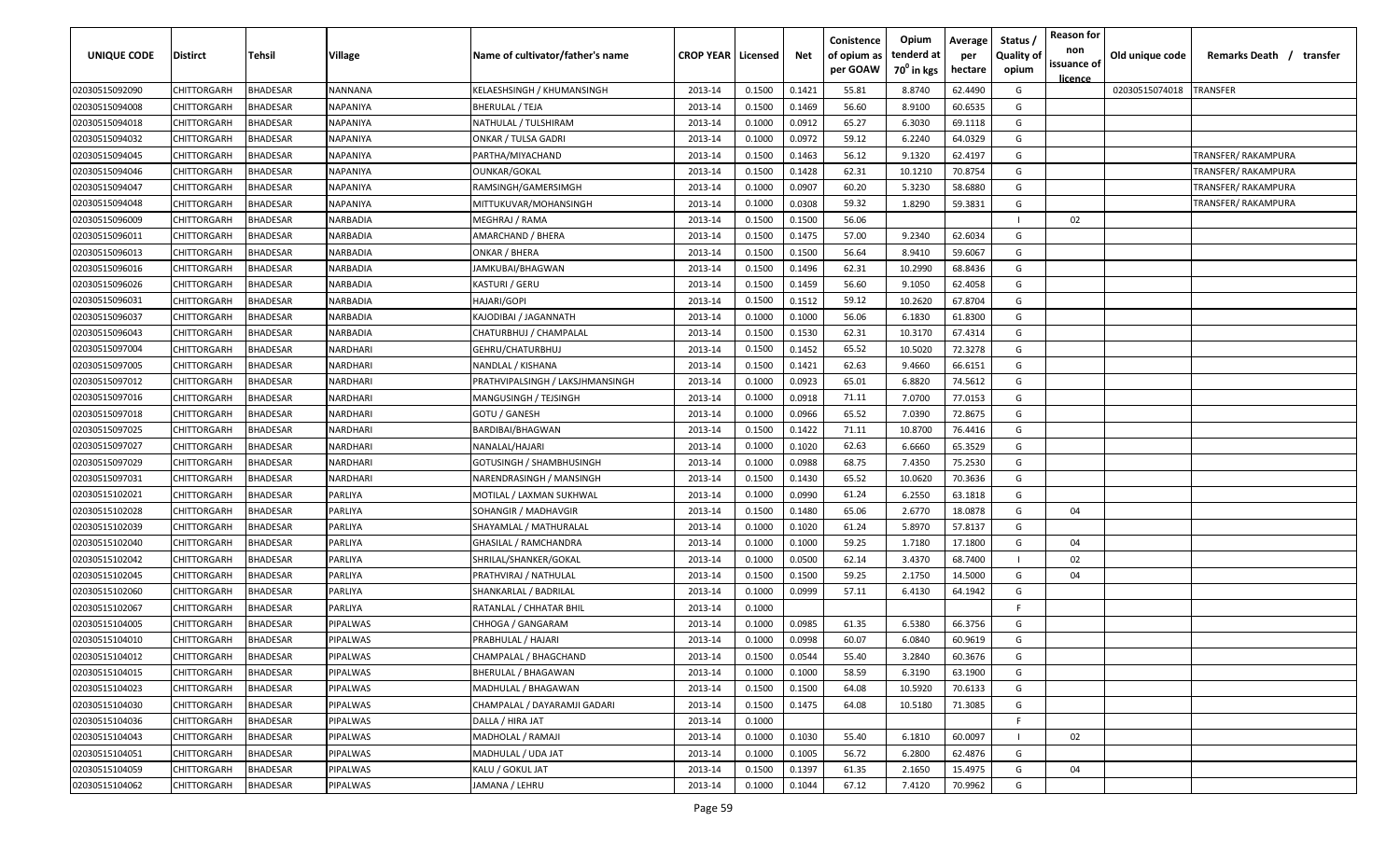| UNIQUE CODE | Distirct | Tehsil | Village | Name of cultivator/father's name | CROP YEAR | Licensed | Net | Conistence of opium as per GOAW | Opium tenderd at 70° in kgs | Average per hectare | Status / Quality of opium | Reason for non issuance of licence | Old unique code | Remarks Death / transfer |
|---|---|---|---|---|---|---|---|---|---|---|---|---|---|---|
| 02030515092090 | CHITTORGARH | BHADESAR | NANNANA | KELAESHSINGH / KHUMANSINGH | 2013-14 | 0.1500 | 0.1421 | 55.81 | 8.8740 | 62.4490 | G | | 02030515074018 | TRANSFER |
| 02030515094008 | CHITTORGARH | BHADESAR | NAPANIYA | BHERULAL / TEJA | 2013-14 | 0.1500 | 0.1469 | 56.60 | 8.9100 | 60.6535 | G | | | |
| 02030515094018 | CHITTORGARH | BHADESAR | NAPANIYA | NATHULAL / TULSHIRAM | 2013-14 | 0.1000 | 0.0912 | 65.27 | 6.3030 | 69.1118 | G | | | |
| 02030515094032 | CHITTORGARH | BHADESAR | NAPANIYA | ONKAR / TULSA GADRI | 2013-14 | 0.1000 | 0.0972 | 59.12 | 6.2240 | 64.0329 | G | | | |
| 02030515094045 | CHITTORGARH | BHADESAR | NAPANIYA | PARTHA/MIYACHAND | 2013-14 | 0.1500 | 0.1463 | 56.12 | 9.1320 | 62.4197 | G | | | TRANSFER/ RAKAMPURA |
| 02030515094046 | CHITTORGARH | BHADESAR | NAPANIYA | OUNKAR/GOKAL | 2013-14 | 0.1500 | 0.1428 | 62.31 | 10.1210 | 70.8754 | G | | | TRANSFER/ RAKAMPURA |
| 02030515094047 | CHITTORGARH | BHADESAR | NAPANIYA | RAMSINGH/GAMERSIMGH | 2013-14 | 0.1000 | 0.0907 | 60.20 | 5.3230 | 58.6880 | G | | | TRANSFER/ RAKAMPURA |
| 02030515094048 | CHITTORGARH | BHADESAR | NAPANIYA | MITTUKUVAR/MOHANSINGH | 2013-14 | 0.1000 | 0.0308 | 59.32 | 1.8290 | 59.3831 | G | | | TRANSFER/ RAKAMPURA |
| 02030515096009 | CHITTORGARH | BHADESAR | NARBADIA | MEGHRAJ / RAMA | 2013-14 | 0.1500 | 0.1500 | 56.06 | | | I | 02 | | |
| 02030515096011 | CHITTORGARH | BHADESAR | NARBADIA | AMARCHAND / BHERA | 2013-14 | 0.1500 | 0.1475 | 57.00 | 9.2340 | 62.6034 | G | | | |
| 02030515096013 | CHITTORGARH | BHADESAR | NARBADIA | ONKAR / BHERA | 2013-14 | 0.1500 | 0.1500 | 56.64 | 8.9410 | 59.6067 | G | | | |
| 02030515096016 | CHITTORGARH | BHADESAR | NARBADIA | JAMKUBAI/BHAGWAN | 2013-14 | 0.1500 | 0.1496 | 62.31 | 10.2990 | 68.8436 | G | | | |
| 02030515096026 | CHITTORGARH | BHADESAR | NARBADIA | KASTURI / GERU | 2013-14 | 0.1500 | 0.1459 | 56.60 | 9.1050 | 62.4058 | G | | | |
| 02030515096031 | CHITTORGARH | BHADESAR | NARBADIA | HAJARI/GOPI | 2013-14 | 0.1500 | 0.1512 | 59.12 | 10.2620 | 67.8704 | G | | | |
| 02030515096037 | CHITTORGARH | BHADESAR | NARBADIA | KAJODIBAI / JAGANNATH | 2013-14 | 0.1000 | 0.1000 | 56.06 | 6.1830 | 61.8300 | G | | | |
| 02030515096043 | CHITTORGARH | BHADESAR | NARBADIA | CHATURBHUJ / CHAMPALAL | 2013-14 | 0.1500 | 0.1530 | 62.31 | 10.3170 | 67.4314 | G | | | |
| 02030515097004 | CHITTORGARH | BHADESAR | NARDHARI | GEHRU/CHATURBHUJ | 2013-14 | 0.1500 | 0.1452 | 65.52 | 10.5020 | 72.3278 | G | | | |
| 02030515097005 | CHITTORGARH | BHADESAR | NARDHARI | NANDLAL / KISHANA | 2013-14 | 0.1500 | 0.1421 | 62.63 | 9.4660 | 66.6151 | G | | | |
| 02030515097012 | CHITTORGARH | BHADESAR | NARDHARI | PRATHVIPALSINGH / LAKSJHMANSINGH | 2013-14 | 0.1000 | 0.0923 | 65.01 | 6.8820 | 74.5612 | G | | | |
| 02030515097016 | CHITTORGARH | BHADESAR | NARDHARI | MANGUSINGH / TEJSINGH | 2013-14 | 0.1000 | 0.0918 | 71.11 | 7.0700 | 77.0153 | G | | | |
| 02030515097018 | CHITTORGARH | BHADESAR | NARDHARI | GOTU / GANESH | 2013-14 | 0.1000 | 0.0966 | 65.52 | 7.0390 | 72.8675 | G | | | |
| 02030515097025 | CHITTORGARH | BHADESAR | NARDHARI | BARDIBAI/BHAGWAN | 2013-14 | 0.1500 | 0.1422 | 71.11 | 10.8700 | 76.4416 | G | | | |
| 02030515097027 | CHITTORGARH | BHADESAR | NARDHARI | NANALAL/HAJARI | 2013-14 | 0.1000 | 0.1020 | 62.63 | 6.6660 | 65.3529 | G | | | |
| 02030515097029 | CHITTORGARH | BHADESAR | NARDHARI | GOTUSINGH / SHAMBHUSINGH | 2013-14 | 0.1000 | 0.0988 | 68.75 | 7.4350 | 75.2530 | G | | | |
| 02030515097031 | CHITTORGARH | BHADESAR | NARDHARI | NARENDRASINGH / MANSINGH | 2013-14 | 0.1500 | 0.1430 | 65.52 | 10.0620 | 70.3636 | G | | | |
| 02030515102021 | CHITTORGARH | BHADESAR | PARLIYA | MOTILAL / LAXMAN SUKHWAL | 2013-14 | 0.1000 | 0.0990 | 61.24 | 6.2550 | 63.1818 | G | | | |
| 02030515102028 | CHITTORGARH | BHADESAR | PARLIYA | SOHANGIR / MADHAVGIR | 2013-14 | 0.1500 | 0.1480 | 65.06 | 2.6770 | 18.0878 | G | 04 | | |
| 02030515102039 | CHITTORGARH | BHADESAR | PARLIYA | SHAYAMLAL / MATHURALAL | 2013-14 | 0.1000 | 0.1020 | 61.24 | 5.8970 | 57.8137 | G | | | |
| 02030515102040 | CHITTORGARH | BHADESAR | PARLIYA | GHASILAL / RAMCHANDRA | 2013-14 | 0.1000 | 0.1000 | 59.25 | 1.7180 | 17.1800 | G | 04 | | |
| 02030515102042 | CHITTORGARH | BHADESAR | PARLIYA | SHRILAL/SHANKER/GOKAL | 2013-14 | 0.1000 | 0.0500 | 62.14 | 3.4370 | 68.7400 | I | 02 | | |
| 02030515102045 | CHITTORGARH | BHADESAR | PARLIYA | PRATHVIRAJ / NATHULAL | 2013-14 | 0.1500 | 0.1500 | 59.25 | 2.1750 | 14.5000 | G | 04 | | |
| 02030515102060 | CHITTORGARH | BHADESAR | PARLIYA | SHANKARLAL / BADRILAL | 2013-14 | 0.1000 | 0.0999 | 57.11 | 6.4130 | 64.1942 | G | | | |
| 02030515102067 | CHITTORGARH | BHADESAR | PARLIYA | RATANLAL / CHHATAR BHIL | 2013-14 | 0.1000 | | | | | F | | | |
| 02030515104005 | CHITTORGARH | BHADESAR | PIPALWAS | CHHOGA / GANGARAM | 2013-14 | 0.1000 | 0.0985 | 61.35 | 6.5380 | 66.3756 | G | | | |
| 02030515104010 | CHITTORGARH | BHADESAR | PIPALWAS | PRABHULAL / HAJARI | 2013-14 | 0.1000 | 0.0998 | 60.07 | 6.0840 | 60.9619 | G | | | |
| 02030515104012 | CHITTORGARH | BHADESAR | PIPALWAS | CHAMPALAL / BHAGCHAND | 2013-14 | 0.1500 | 0.0544 | 55.40 | 3.2840 | 60.3676 | G | | | |
| 02030515104015 | CHITTORGARH | BHADESAR | PIPALWAS | BHERULAL / BHAGAWAN | 2013-14 | 0.1000 | 0.1000 | 58.59 | 6.3190 | 63.1900 | G | | | |
| 02030515104023 | CHITTORGARH | BHADESAR | PIPALWAS | MADHULAL / BHAGAWAN | 2013-14 | 0.1500 | 0.1500 | 64.08 | 10.5920 | 70.6133 | G | | | |
| 02030515104030 | CHITTORGARH | BHADESAR | PIPALWAS | CHAMPALAL / DAYARAMJI GADARI | 2013-14 | 0.1500 | 0.1475 | 64.08 | 10.5180 | 71.3085 | G | | | |
| 02030515104036 | CHITTORGARH | BHADESAR | PIPALWAS | DALLA / HIRA JAT | 2013-14 | 0.1000 | | | | | F | | | |
| 02030515104043 | CHITTORGARH | BHADESAR | PIPALWAS | MADHOLAL / RAMAJI | 2013-14 | 0.1000 | 0.1030 | 55.40 | 6.1810 | 60.0097 | I | 02 | | |
| 02030515104051 | CHITTORGARH | BHADESAR | PIPALWAS | MADHULAL / UDA JAT | 2013-14 | 0.1000 | 0.1005 | 56.72 | 6.2800 | 62.4876 | G | | | |
| 02030515104059 | CHITTORGARH | BHADESAR | PIPALWAS | KALU / GOKUL JAT | 2013-14 | 0.1500 | 0.1397 | 61.35 | 2.1650 | 15.4975 | G | 04 | | |
| 02030515104062 | CHITTORGARH | BHADESAR | PIPALWAS | JAMANA / LEHRU | 2013-14 | 0.1000 | 0.1044 | 67.12 | 7.4120 | 70.9962 | G | | | |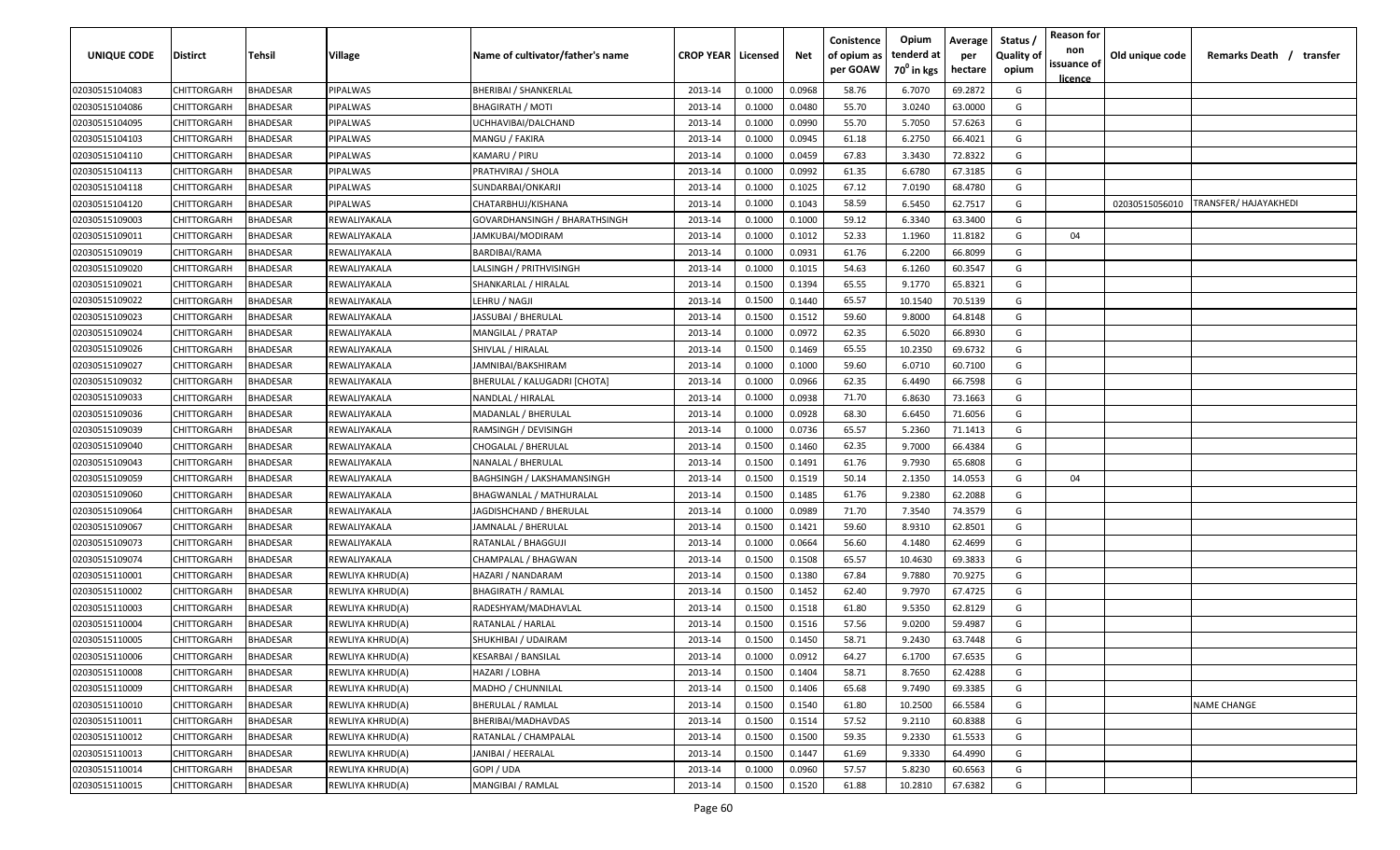| UNIQUE CODE | Distirct | Tehsil | Village | Name of cultivator/father's name | CROP YEAR | Licensed | Net | Conistence of opium as per GOAW | Opium tenderd at 70° in kgs | Average per hectare | Status / Quality of opium | Reason for non issuance of licence | Old unique code | Remarks Death / transfer |
|---|---|---|---|---|---|---|---|---|---|---|---|---|---|---|
| 02030515104083 | CHITTORGARH | BHADESAR | PIPALWAS | BHERIBAI / SHANKERLAL | 2013-14 | 0.1000 | 0.0968 | 58.76 | 6.7070 | 69.2872 | G | | | |
| 02030515104086 | CHITTORGARH | BHADESAR | PIPALWAS | BHAGIRATH / MOTI | 2013-14 | 0.1000 | 0.0480 | 55.70 | 3.0240 | 63.0000 | G | | | |
| 02030515104095 | CHITTORGARH | BHADESAR | PIPALWAS | UCHHAVIBAI/DALCHAND | 2013-14 | 0.1000 | 0.0990 | 55.70 | 5.7050 | 57.6263 | G | | | |
| 02030515104103 | CHITTORGARH | BHADESAR | PIPALWAS | MANGU / FAKIRA | 2013-14 | 0.1000 | 0.0945 | 61.18 | 6.2750 | 66.4021 | G | | | |
| 02030515104110 | CHITTORGARH | BHADESAR | PIPALWAS | KAMARU / PIRU | 2013-14 | 0.1000 | 0.0459 | 67.83 | 3.3430 | 72.8322 | G | | | |
| 02030515104113 | CHITTORGARH | BHADESAR | PIPALWAS | PRATHVIRAJ / SHOLA | 2013-14 | 0.1000 | 0.0992 | 61.35 | 6.6780 | 67.3185 | G | | | |
| 02030515104118 | CHITTORGARH | BHADESAR | PIPALWAS | SUNDARBAI/ONKARJI | 2013-14 | 0.1000 | 0.1025 | 67.12 | 7.0190 | 68.4780 | G | | | |
| 02030515104120 | CHITTORGARH | BHADESAR | PIPALWAS | CHATARBHUJ/KISHANA | 2013-14 | 0.1000 | 0.1043 | 58.59 | 6.5450 | 62.7517 | G | | 02030515056010 | TRANSFER/ HAJAYAKHEDI |
| 02030515109003 | CHITTORGARH | BHADESAR | REWALIYAKALA | GOVARDHANSINGH / BHARATHSINGH | 2013-14 | 0.1000 | 0.1000 | 59.12 | 6.3340 | 63.3400 | G | | | |
| 02030515109011 | CHITTORGARH | BHADESAR | REWALIYAKALA | JAMKUBAI/MODIRAM | 2013-14 | 0.1000 | 0.1012 | 52.33 | 1.1960 | 11.8182 | G | 04 | | |
| 02030515109019 | CHITTORGARH | BHADESAR | REWALIYAKALA | BARDIBAI/RAMA | 2013-14 | 0.1000 | 0.0931 | 61.76 | 6.2200 | 66.8099 | G | | | |
| 02030515109020 | CHITTORGARH | BHADESAR | REWALIYAKALA | LALSINGH / PRITHVISINGH | 2013-14 | 0.1000 | 0.1015 | 54.63 | 6.1260 | 60.3547 | G | | | |
| 02030515109021 | CHITTORGARH | BHADESAR | REWALIYAKALA | SHANKARLAL / HIRALAL | 2013-14 | 0.1500 | 0.1394 | 65.55 | 9.1770 | 65.8321 | G | | | |
| 02030515109022 | CHITTORGARH | BHADESAR | REWALIYAKALA | LEHRU / NAGJI | 2013-14 | 0.1500 | 0.1440 | 65.57 | 10.1540 | 70.5139 | G | | | |
| 02030515109023 | CHITTORGARH | BHADESAR | REWALIYAKALA | JASSUBAI / BHERULAL | 2013-14 | 0.1500 | 0.1512 | 59.60 | 9.8000 | 64.8148 | G | | | |
| 02030515109024 | CHITTORGARH | BHADESAR | REWALIYAKALA | MANGILAL / PRATAP | 2013-14 | 0.1000 | 0.0972 | 62.35 | 6.5020 | 66.8930 | G | | | |
| 02030515109026 | CHITTORGARH | BHADESAR | REWALIYAKALA | SHIVLAL / HIRALAL | 2013-14 | 0.1500 | 0.1469 | 65.55 | 10.2350 | 69.6732 | G | | | |
| 02030515109027 | CHITTORGARH | BHADESAR | REWALIYAKALA | JAMNIBAI/BAKSHIRAM | 2013-14 | 0.1000 | 0.1000 | 59.60 | 6.0710 | 60.7100 | G | | | |
| 02030515109032 | CHITTORGARH | BHADESAR | REWALIYAKALA | BHERULAL / KALUGADRI [CHOTA] | 2013-14 | 0.1000 | 0.0966 | 62.35 | 6.4490 | 66.7598 | G | | | |
| 02030515109033 | CHITTORGARH | BHADESAR | REWALIYAKALA | NANDLAL / HIRALAL | 2013-14 | 0.1000 | 0.0938 | 71.70 | 6.8630 | 73.1663 | G | | | |
| 02030515109036 | CHITTORGARH | BHADESAR | REWALIYAKALA | MADANLAL / BHERULAL | 2013-14 | 0.1000 | 0.0928 | 68.30 | 6.6450 | 71.6056 | G | | | |
| 02030515109039 | CHITTORGARH | BHADESAR | REWALIYAKALA | RAMSINGH / DEVISINGH | 2013-14 | 0.1000 | 0.0736 | 65.57 | 5.2360 | 71.1413 | G | | | |
| 02030515109040 | CHITTORGARH | BHADESAR | REWALIYAKALA | CHOGALAL / BHERULAL | 2013-14 | 0.1500 | 0.1460 | 62.35 | 9.7000 | 66.4384 | G | | | |
| 02030515109043 | CHITTORGARH | BHADESAR | REWALIYAKALA | NANALAL / BHERULAL | 2013-14 | 0.1500 | 0.1491 | 61.76 | 9.7930 | 65.6808 | G | | | |
| 02030515109059 | CHITTORGARH | BHADESAR | REWALIYAKALA | BAGHSINGH / LAKSHAMANSINGH | 2013-14 | 0.1500 | 0.1519 | 50.14 | 2.1350 | 14.0553 | G | 04 | | |
| 02030515109060 | CHITTORGARH | BHADESAR | REWALIYAKALA | BHAGWANLAL / MATHURALAL | 2013-14 | 0.1500 | 0.1485 | 61.76 | 9.2380 | 62.2088 | G | | | |
| 02030515109064 | CHITTORGARH | BHADESAR | REWALIYAKALA | JAGDISHCHAND / BHERULAL | 2013-14 | 0.1000 | 0.0989 | 71.70 | 7.3540 | 74.3579 | G | | | |
| 02030515109067 | CHITTORGARH | BHADESAR | REWALIYAKALA | JAMNALAL / BHERULAL | 2013-14 | 0.1500 | 0.1421 | 59.60 | 8.9310 | 62.8501 | G | | | |
| 02030515109073 | CHITTORGARH | BHADESAR | REWALIYAKALA | RATANLAL / BHAGGUJI | 2013-14 | 0.1000 | 0.0664 | 56.60 | 4.1480 | 62.4699 | G | | | |
| 02030515109074 | CHITTORGARH | BHADESAR | REWALIYAKALA | CHAMPALAL / BHAGWAN | 2013-14 | 0.1500 | 0.1508 | 65.57 | 10.4630 | 69.3833 | G | | | |
| 02030515110001 | CHITTORGARH | BHADESAR | REWLIYA KHRUD(A) | HAZARI / NANDARAM | 2013-14 | 0.1500 | 0.1380 | 67.84 | 9.7880 | 70.9275 | G | | | |
| 02030515110002 | CHITTORGARH | BHADESAR | REWLIYA KHRUD(A) | BHAGIRATH / RAMLAL | 2013-14 | 0.1500 | 0.1452 | 62.40 | 9.7970 | 67.4725 | G | | | |
| 02030515110003 | CHITTORGARH | BHADESAR | REWLIYA KHRUD(A) | RADESHYAM/MADHAVLAL | 2013-14 | 0.1500 | 0.1518 | 61.80 | 9.5350 | 62.8129 | G | | | |
| 02030515110004 | CHITTORGARH | BHADESAR | REWLIYA KHRUD(A) | RATANLAL / HARLAL | 2013-14 | 0.1500 | 0.1516 | 57.56 | 9.0200 | 59.4987 | G | | | |
| 02030515110005 | CHITTORGARH | BHADESAR | REWLIYA KHRUD(A) | SHUKHIBAI / UDAIRAM | 2013-14 | 0.1500 | 0.1450 | 58.71 | 9.2430 | 63.7448 | G | | | |
| 02030515110006 | CHITTORGARH | BHADESAR | REWLIYA KHRUD(A) | KESARBAI / BANSILAL | 2013-14 | 0.1000 | 0.0912 | 64.27 | 6.1700 | 67.6535 | G | | | |
| 02030515110008 | CHITTORGARH | BHADESAR | REWLIYA KHRUD(A) | HAZARI / LOBHA | 2013-14 | 0.1500 | 0.1404 | 58.71 | 8.7650 | 62.4288 | G | | | |
| 02030515110009 | CHITTORGARH | BHADESAR | REWLIYA KHRUD(A) | MADHO / CHUNNILAL | 2013-14 | 0.1500 | 0.1406 | 65.68 | 9.7490 | 69.3385 | G | | | |
| 02030515110010 | CHITTORGARH | BHADESAR | REWLIYA KHRUD(A) | BHERULAL / RAMLAL | 2013-14 | 0.1500 | 0.1540 | 61.80 | 10.2500 | 66.5584 | G | | | NAME CHANGE |
| 02030515110011 | CHITTORGARH | BHADESAR | REWLIYA KHRUD(A) | BHERIBAI/MADHAVDAS | 2013-14 | 0.1500 | 0.1514 | 57.52 | 9.2110 | 60.8388 | G | | | |
| 02030515110012 | CHITTORGARH | BHADESAR | REWLIYA KHRUD(A) | RATANLAL / CHAMPALAL | 2013-14 | 0.1500 | 0.1500 | 59.35 | 9.2330 | 61.5533 | G | | | |
| 02030515110013 | CHITTORGARH | BHADESAR | REWLIYA KHRUD(A) | JANIBAI / HEERALAL | 2013-14 | 0.1500 | 0.1447 | 61.69 | 9.3330 | 64.4990 | G | | | |
| 02030515110014 | CHITTORGARH | BHADESAR | REWLIYA KHRUD(A) | GOPI / UDA | 2013-14 | 0.1000 | 0.0960 | 57.57 | 5.8230 | 60.6563 | G | | | |
| 02030515110015 | CHITTORGARH | BHADESAR | REWLIYA KHRUD(A) | MANGIBAI / RAMLAL | 2013-14 | 0.1500 | 0.1520 | 61.88 | 10.2810 | 67.6382 | G | | | |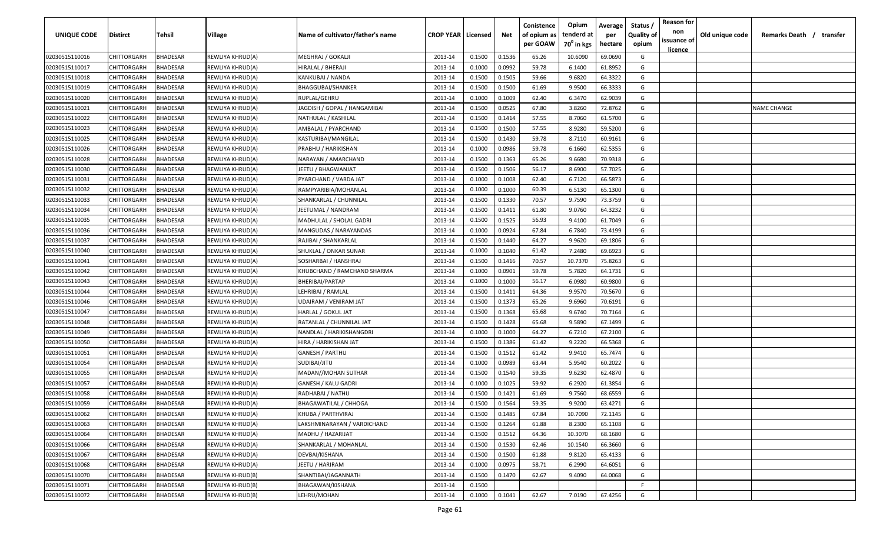| UNIQUE CODE | Distirct | Tehsil | Village | Name of cultivator/father's name | CROP YEAR | Licensed | Net | Conistence of opium as per GOAW | Opium tenderd at 70° in kgs | Average per hectare | Status / Quality of opium | Reason for non issuance of licence | Old unique code | Remarks Death / transfer |
|---|---|---|---|---|---|---|---|---|---|---|---|---|---|---|
| 02030515110016 | CHITTORGARH | BHADESAR | REWLIYA KHRUD(A) | MEGHRAJ / GOKALJI | 2013-14 | 0.1500 | 0.1536 | 65.26 | 10.6090 | 69.0690 | G | | | |
| 02030515110017 | CHITTORGARH | BHADESAR | REWLIYA KHRUD(A) | HIRALAL / BHERAJI | 2013-14 | 0.1000 | 0.0992 | 59.78 | 6.1400 | 61.8952 | G | | | |
| 02030515110018 | CHITTORGARH | BHADESAR | REWLIYA KHRUD(A) | KANKUBAI / NANDA | 2013-14 | 0.1500 | 0.1505 | 59.66 | 9.6820 | 64.3322 | G | | | |
| 02030515110019 | CHITTORGARH | BHADESAR | REWLIYA KHRUD(A) | BHAGGUBAI/SHANKER | 2013-14 | 0.1500 | 0.1500 | 61.69 | 9.9500 | 66.3333 | G | | | |
| 02030515110020 | CHITTORGARH | BHADESAR | REWLIYA KHRUD(A) | RUPLAL/GEHRU | 2013-14 | 0.1000 | 0.1009 | 62.40 | 6.3470 | 62.9039 | G | | | |
| 02030515110021 | CHITTORGARH | BHADESAR | REWLIYA KHRUD(A) | JAGDISH / GOPAL / HANGAMIBAI | 2013-14 | 0.1500 | 0.0525 | 67.80 | 3.8260 | 72.8762 | G | | | NAME CHANGE |
| 02030515110022 | CHITTORGARH | BHADESAR | REWLIYA KHRUD(A) | NATHULAL / KASHILAL | 2013-14 | 0.1500 | 0.1414 | 57.55 | 8.7060 | 61.5700 | G | | | |
| 02030515110023 | CHITTORGARH | BHADESAR | REWLIYA KHRUD(A) | AMBALAL / PYARCHAND | 2013-14 | 0.1500 | 0.1500 | 57.55 | 8.9280 | 59.5200 | G | | | |
| 02030515110025 | CHITTORGARH | BHADESAR | REWLIYA KHRUD(A) | KASTURIBAI/MANGILAL | 2013-14 | 0.1500 | 0.1430 | 59.78 | 8.7110 | 60.9161 | G | | | |
| 02030515110026 | CHITTORGARH | BHADESAR | REWLIYA KHRUD(A) | PRABHU / HARIKISHAN | 2013-14 | 0.1000 | 0.0986 | 59.78 | 6.1660 | 62.5355 | G | | | |
| 02030515110028 | CHITTORGARH | BHADESAR | REWLIYA KHRUD(A) | NARAYAN / AMARCHAND | 2013-14 | 0.1500 | 0.1363 | 65.26 | 9.6680 | 70.9318 | G | | | |
| 02030515110030 | CHITTORGARH | BHADESAR | REWLIYA KHRUD(A) | JEETU / BHAGWANJAT | 2013-14 | 0.1500 | 0.1506 | 56.17 | 8.6900 | 57.7025 | G | | | |
| 02030515110031 | CHITTORGARH | BHADESAR | REWLIYA KHRUD(A) | PYARCHAND / VARDA JAT | 2013-14 | 0.1000 | 0.1008 | 62.40 | 6.7120 | 66.5873 | G | | | |
| 02030515110032 | CHITTORGARH | BHADESAR | REWLIYA KHRUD(A) | RAMPYARIBIA/MOHANLAL | 2013-14 | 0.1000 | 0.1000 | 60.39 | 6.5130 | 65.1300 | G | | | |
| 02030515110033 | CHITTORGARH | BHADESAR | REWLIYA KHRUD(A) | SHANKARLAL / CHUNNILAL | 2013-14 | 0.1500 | 0.1330 | 70.57 | 9.7590 | 73.3759 | G | | | |
| 02030515110034 | CHITTORGARH | BHADESAR | REWLIYA KHRUD(A) | JEETUMAL / NANDRAM | 2013-14 | 0.1500 | 0.1411 | 61.80 | 9.0760 | 64.3232 | G | | | |
| 02030515110035 | CHITTORGARH | BHADESAR | REWLIYA KHRUD(A) | MADHULAL / SHOLAL GADRI | 2013-14 | 0.1500 | 0.1525 | 56.93 | 9.4100 | 61.7049 | G | | | |
| 02030515110036 | CHITTORGARH | BHADESAR | REWLIYA KHRUD(A) | MANGUDAS / NARAYANDAS | 2013-14 | 0.1000 | 0.0924 | 67.84 | 6.7840 | 73.4199 | G | | | |
| 02030515110037 | CHITTORGARH | BHADESAR | REWLIYA KHRUD(A) | RAJIBAI / SHANKARLAL | 2013-14 | 0.1500 | 0.1440 | 64.27 | 9.9620 | 69.1806 | G | | | |
| 02030515110040 | CHITTORGARH | BHADESAR | REWLIYA KHRUD(A) | SHUKLAL / ONKAR SUNAR | 2013-14 | 0.1000 | 0.1040 | 61.42 | 7.2480 | 69.6923 | G | | | |
| 02030515110041 | CHITTORGARH | BHADESAR | REWLIYA KHRUD(A) | SOSHARBAI / HANSHRAJ | 2013-14 | 0.1500 | 0.1416 | 70.57 | 10.7370 | 75.8263 | G | | | |
| 02030515110042 | CHITTORGARH | BHADESAR | REWLIYA KHRUD(A) | KHUBCHAND / RAMCHAND SHARMA | 2013-14 | 0.1000 | 0.0901 | 59.78 | 5.7820 | 64.1731 | G | | | |
| 02030515110043 | CHITTORGARH | BHADESAR | REWLIYA KHRUD(A) | BHERIBAI/PARTAP | 2013-14 | 0.1000 | 0.1000 | 56.17 | 6.0980 | 60.9800 | G | | | |
| 02030515110044 | CHITTORGARH | BHADESAR | REWLIYA KHRUD(A) | LEHRIBAI / RAMLAL | 2013-14 | 0.1500 | 0.1411 | 64.36 | 9.9570 | 70.5670 | G | | | |
| 02030515110046 | CHITTORGARH | BHADESAR | REWLIYA KHRUD(A) | UDAIRAM / VENIRAM JAT | 2013-14 | 0.1500 | 0.1373 | 65.26 | 9.6960 | 70.6191 | G | | | |
| 02030515110047 | CHITTORGARH | BHADESAR | REWLIYA KHRUD(A) | HARLAL / GOKUL JAT | 2013-14 | 0.1500 | 0.1368 | 65.68 | 9.6740 | 70.7164 | G | | | |
| 02030515110048 | CHITTORGARH | BHADESAR | REWLIYA KHRUD(A) | RATANLAL / CHUNNILAL JAT | 2013-14 | 0.1500 | 0.1428 | 65.68 | 9.5890 | 67.1499 | G | | | |
| 02030515110049 | CHITTORGARH | BHADESAR | REWLIYA KHRUD(A) | NANDLAL / HARIKISHANGDRI | 2013-14 | 0.1000 | 0.1000 | 64.27 | 6.7210 | 67.2100 | G | | | |
| 02030515110050 | CHITTORGARH | BHADESAR | REWLIYA KHRUD(A) | HIRA / HARIKISHAN JAT | 2013-14 | 0.1500 | 0.1386 | 61.42 | 9.2220 | 66.5368 | G | | | |
| 02030515110051 | CHITTORGARH | BHADESAR | REWLIYA KHRUD(A) | GANESH / PARTHU | 2013-14 | 0.1500 | 0.1512 | 61.42 | 9.9410 | 65.7474 | G | | | |
| 02030515110054 | CHITTORGARH | BHADESAR | REWLIYA KHRUD(A) | SUDIBAI/JITU | 2013-14 | 0.1000 | 0.0989 | 63.44 | 5.9540 | 60.2022 | G | | | |
| 02030515110055 | CHITTORGARH | BHADESAR | REWLIYA KHRUD(A) | MADAN//MOHAN SUTHAR | 2013-14 | 0.1500 | 0.1540 | 59.35 | 9.6230 | 62.4870 | G | | | |
| 02030515110057 | CHITTORGARH | BHADESAR | REWLIYA KHRUD(A) | GANESH / KALU GADRI | 2013-14 | 0.1000 | 0.1025 | 59.92 | 6.2920 | 61.3854 | G | | | |
| 02030515110058 | CHITTORGARH | BHADESAR | REWLIYA KHRUD(A) | RADHABAI / NATHU | 2013-14 | 0.1500 | 0.1421 | 61.69 | 9.7560 | 68.6559 | G | | | |
| 02030515110059 | CHITTORGARH | BHADESAR | REWLIYA KHRUD(A) | BHAGAWATILAL / CHHOGA | 2013-14 | 0.1500 | 0.1564 | 59.35 | 9.9200 | 63.4271 | G | | | |
| 02030515110062 | CHITTORGARH | BHADESAR | REWLIYA KHRUD(A) | KHUBA / PARTHVIRAJ | 2013-14 | 0.1500 | 0.1485 | 67.84 | 10.7090 | 72.1145 | G | | | |
| 02030515110063 | CHITTORGARH | BHADESAR | REWLIYA KHRUD(A) | LAKSHMINARAYAN / VARDICHAND | 2013-14 | 0.1500 | 0.1264 | 61.88 | 8.2300 | 65.1108 | G | | | |
| 02030515110064 | CHITTORGARH | BHADESAR | REWLIYA KHRUD(A) | MADHU / HAZARIJAT | 2013-14 | 0.1500 | 0.1512 | 64.36 | 10.3070 | 68.1680 | G | | | |
| 02030515110066 | CHITTORGARH | BHADESAR | REWLIYA KHRUD(A) | SHANKARLAL / MOHANLAL | 2013-14 | 0.1500 | 0.1530 | 62.46 | 10.1540 | 66.3660 | G | | | |
| 02030515110067 | CHITTORGARH | BHADESAR | REWLIYA KHRUD(A) | DEVBAI/KISHANA | 2013-14 | 0.1500 | 0.1500 | 61.88 | 9.8120 | 65.4133 | G | | | |
| 02030515110068 | CHITTORGARH | BHADESAR | REWLIYA KHRUD(A) | JEETU / HARIRAM | 2013-14 | 0.1000 | 0.0975 | 58.71 | 6.2990 | 64.6051 | G | | | |
| 02030515110070 | CHITTORGARH | BHADESAR | REWLIYA KHRUD(B) | SHANTIBAI/JAGANNATH | 2013-14 | 0.1500 | 0.1470 | 62.67 | 9.4090 | 64.0068 | G | | | |
| 02030515110071 | CHITTORGARH | BHADESAR | REWLIYA KHRUD(B) | BHAGAWAN/KISHANA | 2013-14 | 0.1500 | | | | | F | | | |
| 02030515110072 | CHITTORGARH | BHADESAR | REWLIYA KHRUD(B) | LEHRU/MOHAN | 2013-14 | 0.1000 | 0.1041 | 62.67 | 7.0190 | 67.4256 | G | | | |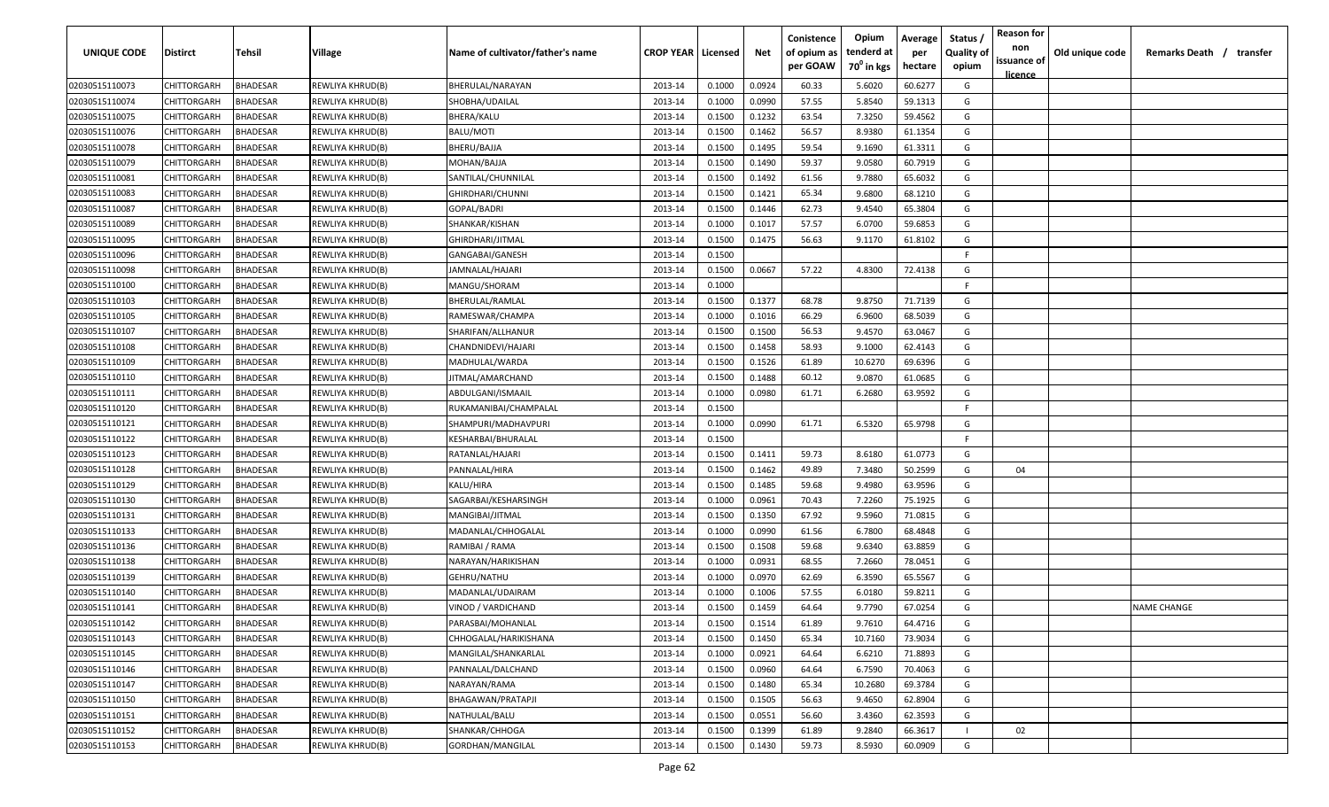| UNIQUE CODE | Distirct | Tehsil | Village | Name of cultivator/father's name | CROP YEAR | Licensed | Net | Conistence of opium as per GOAW | Opium tenderd at 70° in kgs | Average per hectare | Status / Quality of opium | Reason for non issuance of licence | Old unique code | Remarks Death / transfer |
|---|---|---|---|---|---|---|---|---|---|---|---|---|---|---|
| 02030515110073 | CHITTORGARH | BHADESAR | REWLIYA KHRUD(B) | BHERULAL/NARAYAN | 2013-14 | 0.1000 | 0.0924 | 60.33 | 5.6020 | 60.6277 | G | | | |
| 02030515110074 | CHITTORGARH | BHADESAR | REWLIYA KHRUD(B) | SHOBHA/UDAILAL | 2013-14 | 0.1000 | 0.0990 | 57.55 | 5.8540 | 59.1313 | G | | | |
| 02030515110075 | CHITTORGARH | BHADESAR | REWLIYA KHRUD(B) | BHERA/KALU | 2013-14 | 0.1500 | 0.1232 | 63.54 | 7.3250 | 59.4562 | G | | | |
| 02030515110076 | CHITTORGARH | BHADESAR | REWLIYA KHRUD(B) | BALU/MOTI | 2013-14 | 0.1500 | 0.1462 | 56.57 | 8.9380 | 61.1354 | G | | | |
| 02030515110078 | CHITTORGARH | BHADESAR | REWLIYA KHRUD(B) | BHERU/BAJJA | 2013-14 | 0.1500 | 0.1495 | 59.54 | 9.1690 | 61.3311 | G | | | |
| 02030515110079 | CHITTORGARH | BHADESAR | REWLIYA KHRUD(B) | MOHAN/BAJJA | 2013-14 | 0.1500 | 0.1490 | 59.37 | 9.0580 | 60.7919 | G | | | |
| 02030515110081 | CHITTORGARH | BHADESAR | REWLIYA KHRUD(B) | SANTILAL/CHUNNILAL | 2013-14 | 0.1500 | 0.1492 | 61.56 | 9.7880 | 65.6032 | G | | | |
| 02030515110083 | CHITTORGARH | BHADESAR | REWLIYA KHRUD(B) | GHIRDHARI/CHUNNI | 2013-14 | 0.1500 | 0.1421 | 65.34 | 9.6800 | 68.1210 | G | | | |
| 02030515110087 | CHITTORGARH | BHADESAR | REWLIYA KHRUD(B) | GOPAL/BADRI | 2013-14 | 0.1500 | 0.1446 | 62.73 | 9.4540 | 65.3804 | G | | | |
| 02030515110089 | CHITTORGARH | BHADESAR | REWLIYA KHRUD(B) | SHANKAR/KISHAN | 2013-14 | 0.1000 | 0.1017 | 57.57 | 6.0700 | 59.6853 | G | | | |
| 02030515110095 | CHITTORGARH | BHADESAR | REWLIYA KHRUD(B) | GHIRDHARI/JITMAL | 2013-14 | 0.1500 | 0.1475 | 56.63 | 9.1170 | 61.8102 | G | | | |
| 02030515110096 | CHITTORGARH | BHADESAR | REWLIYA KHRUD(B) | GANGABAI/GANESH | 2013-14 | 0.1500 | | | | | F | | | |
| 02030515110098 | CHITTORGARH | BHADESAR | REWLIYA KHRUD(B) | JAMNALAL/HAJARI | 2013-14 | 0.1500 | 0.0667 | 57.22 | 4.8300 | 72.4138 | G | | | |
| 02030515110100 | CHITTORGARH | BHADESAR | REWLIYA KHRUD(B) | MANGU/SHORAM | 2013-14 | 0.1000 | | | | | F | | | |
| 02030515110103 | CHITTORGARH | BHADESAR | REWLIYA KHRUD(B) | BHERULAL/RAMLAL | 2013-14 | 0.1500 | 0.1377 | 68.78 | 9.8750 | 71.7139 | G | | | |
| 02030515110105 | CHITTORGARH | BHADESAR | REWLIYA KHRUD(B) | RAMESWAR/CHAMPA | 2013-14 | 0.1000 | 0.1016 | 66.29 | 6.9600 | 68.5039 | G | | | |
| 02030515110107 | CHITTORGARH | BHADESAR | REWLIYA KHRUD(B) | SHARIFAN/ALLHANUR | 2013-14 | 0.1500 | 0.1500 | 56.53 | 9.4570 | 63.0467 | G | | | |
| 02030515110108 | CHITTORGARH | BHADESAR | REWLIYA KHRUD(B) | CHANDNIDEVI/HAJARI | 2013-14 | 0.1500 | 0.1458 | 58.93 | 9.1000 | 62.4143 | G | | | |
| 02030515110109 | CHITTORGARH | BHADESAR | REWLIYA KHRUD(B) | MADHULAL/WARDA | 2013-14 | 0.1500 | 0.1526 | 61.89 | 10.6270 | 69.6396 | G | | | |
| 02030515110110 | CHITTORGARH | BHADESAR | REWLIYA KHRUD(B) | JITMAL/AMARCHAND | 2013-14 | 0.1500 | 0.1488 | 60.12 | 9.0870 | 61.0685 | G | | | |
| 02030515110111 | CHITTORGARH | BHADESAR | REWLIYA KHRUD(B) | ABDULGANI/ISMAAIL | 2013-14 | 0.1000 | 0.0980 | 61.71 | 6.2680 | 63.9592 | G | | | |
| 02030515110120 | CHITTORGARH | BHADESAR | REWLIYA KHRUD(B) | RUKAMANIBAI/CHAMPALAL | 2013-14 | 0.1500 | | | | | F | | | |
| 02030515110121 | CHITTORGARH | BHADESAR | REWLIYA KHRUD(B) | SHAMPURI/MADHAVPURI | 2013-14 | 0.1000 | 0.0990 | 61.71 | 6.5320 | 65.9798 | G | | | |
| 02030515110122 | CHITTORGARH | BHADESAR | REWLIYA KHRUD(B) | KESHARBAI/BHURALAL | 2013-14 | 0.1500 | | | | | F | | | |
| 02030515110123 | CHITTORGARH | BHADESAR | REWLIYA KHRUD(B) | RATANLAL/HAJARI | 2013-14 | 0.1500 | 0.1411 | 59.73 | 8.6180 | 61.0773 | G | | | |
| 02030515110128 | CHITTORGARH | BHADESAR | REWLIYA KHRUD(B) | PANNALAL/HIRA | 2013-14 | 0.1500 | 0.1462 | 49.89 | 7.3480 | 50.2599 | G | 04 | | |
| 02030515110129 | CHITTORGARH | BHADESAR | REWLIYA KHRUD(B) | KALU/HIRA | 2013-14 | 0.1500 | 0.1485 | 59.68 | 9.4980 | 63.9596 | G | | | |
| 02030515110130 | CHITTORGARH | BHADESAR | REWLIYA KHRUD(B) | SAGARBAI/KESHARSINGH | 2013-14 | 0.1000 | 0.0961 | 70.43 | 7.2260 | 75.1925 | G | | | |
| 02030515110131 | CHITTORGARH | BHADESAR | REWLIYA KHRUD(B) | MANGIBAI/JITMAL | 2013-14 | 0.1500 | 0.1350 | 67.92 | 9.5960 | 71.0815 | G | | | |
| 02030515110133 | CHITTORGARH | BHADESAR | REWLIYA KHRUD(B) | MADANLAL/CHHOGALAL | 2013-14 | 0.1000 | 0.0990 | 61.56 | 6.7800 | 68.4848 | G | | | |
| 02030515110136 | CHITTORGARH | BHADESAR | REWLIYA KHRUD(B) | RAMIBAI / RAMA | 2013-14 | 0.1500 | 0.1508 | 59.68 | 9.6340 | 63.8859 | G | | | |
| 02030515110138 | CHITTORGARH | BHADESAR | REWLIYA KHRUD(B) | NARAYAN/HARIKISHAN | 2013-14 | 0.1000 | 0.0931 | 68.55 | 7.2660 | 78.0451 | G | | | |
| 02030515110139 | CHITTORGARH | BHADESAR | REWLIYA KHRUD(B) | GEHRU/NATHU | 2013-14 | 0.1000 | 0.0970 | 62.69 | 6.3590 | 65.5567 | G | | | |
| 02030515110140 | CHITTORGARH | BHADESAR | REWLIYA KHRUD(B) | MADANLAL/UDAIRAM | 2013-14 | 0.1000 | 0.1006 | 57.55 | 6.0180 | 59.8211 | G | | | |
| 02030515110141 | CHITTORGARH | BHADESAR | REWLIYA KHRUD(B) | VINOD / VARDICHAND | 2013-14 | 0.1500 | 0.1459 | 64.64 | 9.7790 | 67.0254 | G | | | NAME CHANGE |
| 02030515110142 | CHITTORGARH | BHADESAR | REWLIYA KHRUD(B) | PARASBAI/MOHANLAL | 2013-14 | 0.1500 | 0.1514 | 61.89 | 9.7610 | 64.4716 | G | | | |
| 02030515110143 | CHITTORGARH | BHADESAR | REWLIYA KHRUD(B) | CHHOGALAL/HARIKISHANA | 2013-14 | 0.1500 | 0.1450 | 65.34 | 10.7160 | 73.9034 | G | | | |
| 02030515110145 | CHITTORGARH | BHADESAR | REWLIYA KHRUD(B) | MANGILAL/SHANKARLAL | 2013-14 | 0.1000 | 0.0921 | 64.64 | 6.6210 | 71.8893 | G | | | |
| 02030515110146 | CHITTORGARH | BHADESAR | REWLIYA KHRUD(B) | PANNALAL/DALCHAND | 2013-14 | 0.1500 | 0.0960 | 64.64 | 6.7590 | 70.4063 | G | | | |
| 02030515110147 | CHITTORGARH | BHADESAR | REWLIYA KHRUD(B) | NARAYAN/RAMA | 2013-14 | 0.1500 | 0.1480 | 65.34 | 10.2680 | 69.3784 | G | | | |
| 02030515110150 | CHITTORGARH | BHADESAR | REWLIYA KHRUD(B) | BHAGAWAN/PRATAPJI | 2013-14 | 0.1500 | 0.1505 | 56.63 | 9.4650 | 62.8904 | G | | | |
| 02030515110151 | CHITTORGARH | BHADESAR | REWLIYA KHRUD(B) | NATHULAL/BALU | 2013-14 | 0.1500 | 0.0551 | 56.60 | 3.4360 | 62.3593 | G | | | |
| 02030515110152 | CHITTORGARH | BHADESAR | REWLIYA KHRUD(B) | SHANKAR/CHHOGA | 2013-14 | 0.1500 | 0.1399 | 61.89 | 9.2840 | 66.3617 | I | 02 | | |
| 02030515110153 | CHITTORGARH | BHADESAR | REWLIYA KHRUD(B) | GORDHAN/MANGILAL | 2013-14 | 0.1500 | 0.1430 | 59.73 | 8.5930 | 60.0909 | G | | | |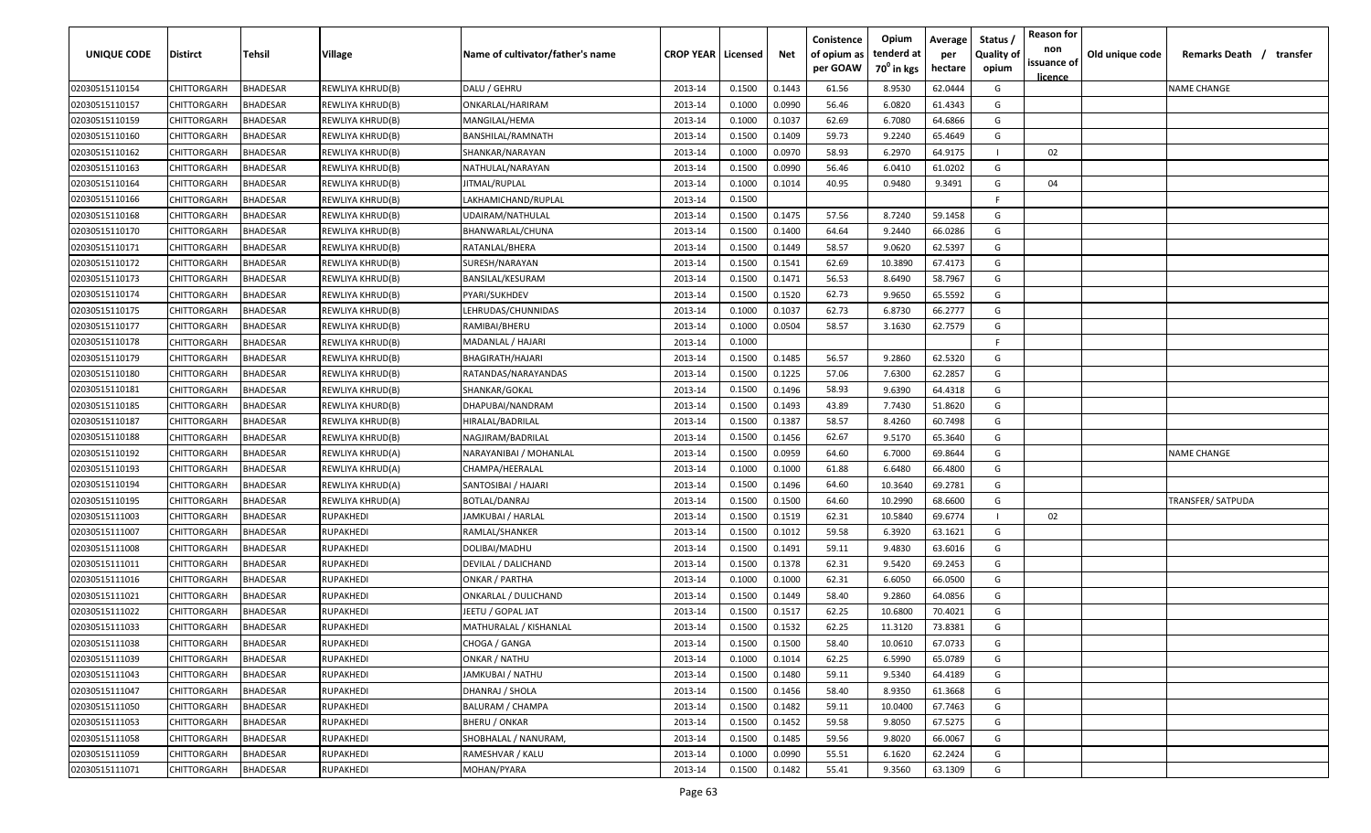| UNIQUE CODE | Distirct | Tehsil | Village | Name of cultivator/father's name | CROP YEAR | Licensed | Net | Conistence of opium as per GOAW | Opium tenderd at 70⁰ in kgs | Average per hectare | Status / Quality of opium | Reason for non issuance of licence | Old unique code | Remarks Death / transfer |
|---|---|---|---|---|---|---|---|---|---|---|---|---|---|---|
| 02030515110154 | CHITTORGARH | BHADESAR | REWLIYA KHRUD(B) | DALU / GEHRU | 2013-14 | 0.1500 | 0.1443 | 61.56 | 8.9530 | 62.0444 | G | | | NAME CHANGE |
| 02030515110157 | CHITTORGARH | BHADESAR | REWLIYA KHRUD(B) | ONKARLAL/HARIRAM | 2013-14 | 0.1000 | 0.0990 | 56.46 | 6.0820 | 61.4343 | G | | | |
| 02030515110159 | CHITTORGARH | BHADESAR | REWLIYA KHRUD(B) | MANGILAL/HEMA | 2013-14 | 0.1000 | 0.1037 | 62.69 | 6.7080 | 64.6866 | G | | | |
| 02030515110160 | CHITTORGARH | BHADESAR | REWLIYA KHRUD(B) | BANSHILAL/RAMNATH | 2013-14 | 0.1500 | 0.1409 | 59.73 | 9.2240 | 65.4649 | G | | | |
| 02030515110162 | CHITTORGARH | BHADESAR | REWLIYA KHRUD(B) | SHANKAR/NARAYAN | 2013-14 | 0.1000 | 0.0970 | 58.93 | 6.2970 | 64.9175 | I | 02 | | |
| 02030515110163 | CHITTORGARH | BHADESAR | REWLIYA KHRUD(B) | NATHULAL/NARAYAN | 2013-14 | 0.1500 | 0.0990 | 56.46 | 6.0410 | 61.0202 | G | | | |
| 02030515110164 | CHITTORGARH | BHADESAR | REWLIYA KHRUD(B) | JITMAL/RUPLAL | 2013-14 | 0.1000 | 0.1014 | 40.95 | 0.9480 | 9.3491 | G | 04 | | |
| 02030515110166 | CHITTORGARH | BHADESAR | REWLIYA KHRUD(B) | LAKHAMICHAND/RUPLAL | 2013-14 | 0.1500 | | | | | F | | | |
| 02030515110168 | CHITTORGARH | BHADESAR | REWLIYA KHRUD(B) | UDAIRAM/NATHULAL | 2013-14 | 0.1500 | 0.1475 | 57.56 | 8.7240 | 59.1458 | G | | | |
| 02030515110170 | CHITTORGARH | BHADESAR | REWLIYA KHRUD(B) | BHANWARLAL/CHUNA | 2013-14 | 0.1500 | 0.1400 | 64.64 | 9.2440 | 66.0286 | G | | | |
| 02030515110171 | CHITTORGARH | BHADESAR | REWLIYA KHRUD(B) | RATANLAL/BHERA | 2013-14 | 0.1500 | 0.1449 | 58.57 | 9.0620 | 62.5397 | G | | | |
| 02030515110172 | CHITTORGARH | BHADESAR | REWLIYA KHRUD(B) | SURESH/NARAYAN | 2013-14 | 0.1500 | 0.1541 | 62.69 | 10.3890 | 67.4173 | G | | | |
| 02030515110173 | CHITTORGARH | BHADESAR | REWLIYA KHRUD(B) | BANSILAL/KESURAM | 2013-14 | 0.1500 | 0.1471 | 56.53 | 8.6490 | 58.7967 | G | | | |
| 02030515110174 | CHITTORGARH | BHADESAR | REWLIYA KHRUD(B) | PYARI/SUKHDEV | 2013-14 | 0.1500 | 0.1520 | 62.73 | 9.9650 | 65.5592 | G | | | |
| 02030515110175 | CHITTORGARH | BHADESAR | REWLIYA KHRUD(B) | LEHRUDAS/CHUNNIDAS | 2013-14 | 0.1000 | 0.1037 | 62.73 | 6.8730 | 66.2777 | G | | | |
| 02030515110177 | CHITTORGARH | BHADESAR | REWLIYA KHRUD(B) | RAMIBAI/BHERU | 2013-14 | 0.1000 | 0.0504 | 58.57 | 3.1630 | 62.7579 | G | | | |
| 02030515110178 | CHITTORGARH | BHADESAR | REWLIYA KHRUD(B) | MADANLAL / HAJARI | 2013-14 | 0.1000 | | | | | F | | | |
| 02030515110179 | CHITTORGARH | BHADESAR | REWLIYA KHRUD(B) | BHAGIRATH/HAJARI | 2013-14 | 0.1500 | 0.1485 | 56.57 | 9.2860 | 62.5320 | G | | | |
| 02030515110180 | CHITTORGARH | BHADESAR | REWLIYA KHRUD(B) | RATANDAS/NARAYANDAS | 2013-14 | 0.1500 | 0.1225 | 57.06 | 7.6300 | 62.2857 | G | | | |
| 02030515110181 | CHITTORGARH | BHADESAR | REWLIYA KHRUD(B) | SHANKAR/GOKAL | 2013-14 | 0.1500 | 0.1496 | 58.93 | 9.6390 | 64.4318 | G | | | |
| 02030515110185 | CHITTORGARH | BHADESAR | REWLIYA KHURD(B) | DHAPUBAI/NANDRAM | 2013-14 | 0.1500 | 0.1493 | 43.89 | 7.7430 | 51.8620 | G | | | |
| 02030515110187 | CHITTORGARH | BHADESAR | REWLIYA KHRUD(B) | HIRALAL/BADRILAL | 2013-14 | 0.1500 | 0.1387 | 58.57 | 8.4260 | 60.7498 | G | | | |
| 02030515110188 | CHITTORGARH | BHADESAR | REWLIYA KHRUD(B) | NAGJIRAM/BADRILAL | 2013-14 | 0.1500 | 0.1456 | 62.67 | 9.5170 | 65.3640 | G | | | |
| 02030515110192 | CHITTORGARH | BHADESAR | REWLIYA KHRUD(A) | NARAYANIBAI / MOHANLAL | 2013-14 | 0.1500 | 0.0959 | 64.60 | 6.7000 | 69.8644 | G | | | NAME CHANGE |
| 02030515110193 | CHITTORGARH | BHADESAR | REWLIYA KHRUD(A) | CHAMPA/HEERALAL | 2013-14 | 0.1000 | 0.1000 | 61.88 | 6.6480 | 66.4800 | G | | | |
| 02030515110194 | CHITTORGARH | BHADESAR | REWLIYA KHRUD(A) | SANTOSIBAI / HAJARI | 2013-14 | 0.1500 | 0.1496 | 64.60 | 10.3640 | 69.2781 | G | | | |
| 02030515110195 | CHITTORGARH | BHADESAR | REWLIYA KHRUD(A) | BOTLAL/DANRAJ | 2013-14 | 0.1500 | 0.1500 | 64.60 | 10.2990 | 68.6600 | G | | | TRANSFER/ SATPUDA |
| 02030515111003 | CHITTORGARH | BHADESAR | RUPAKHEDI | JAMKUBAI / HARLAL | 2013-14 | 0.1500 | 0.1519 | 62.31 | 10.5840 | 69.6774 | I | 02 | | |
| 02030515111007 | CHITTORGARH | BHADESAR | RUPAKHEDI | RAMLAL/SHANKER | 2013-14 | 0.1500 | 0.1012 | 59.58 | 6.3920 | 63.1621 | G | | | |
| 02030515111008 | CHITTORGARH | BHADESAR | RUPAKHEDI | DOLIBAI/MADHU | 2013-14 | 0.1500 | 0.1491 | 59.11 | 9.4830 | 63.6016 | G | | | |
| 02030515111011 | CHITTORGARH | BHADESAR | RUPAKHEDI | DEVILAL / DALICHAND | 2013-14 | 0.1500 | 0.1378 | 62.31 | 9.5420 | 69.2453 | G | | | |
| 02030515111016 | CHITTORGARH | BHADESAR | RUPAKHEDI | ONKAR / PARTHA | 2013-14 | 0.1000 | 0.1000 | 62.31 | 6.6050 | 66.0500 | G | | | |
| 02030515111021 | CHITTORGARH | BHADESAR | RUPAKHEDI | ONKARLAL / DULICHAND | 2013-14 | 0.1500 | 0.1449 | 58.40 | 9.2860 | 64.0856 | G | | | |
| 02030515111022 | CHITTORGARH | BHADESAR | RUPAKHEDI | JEETU / GOPAL JAT | 2013-14 | 0.1500 | 0.1517 | 62.25 | 10.6800 | 70.4021 | G | | | |
| 02030515111033 | CHITTORGARH | BHADESAR | RUPAKHEDI | MATHURALAL / KISHANLAL | 2013-14 | 0.1500 | 0.1532 | 62.25 | 11.3120 | 73.8381 | G | | | |
| 02030515111038 | CHITTORGARH | BHADESAR | RUPAKHEDI | CHOGA / GANGA | 2013-14 | 0.1500 | 0.1500 | 58.40 | 10.0610 | 67.0733 | G | | | |
| 02030515111039 | CHITTORGARH | BHADESAR | RUPAKHEDI | ONKAR / NATHU | 2013-14 | 0.1000 | 0.1014 | 62.25 | 6.5990 | 65.0789 | G | | | |
| 02030515111043 | CHITTORGARH | BHADESAR | RUPAKHEDI | JAMKUBAI / NATHU | 2013-14 | 0.1500 | 0.1480 | 59.11 | 9.5340 | 64.4189 | G | | | |
| 02030515111047 | CHITTORGARH | BHADESAR | RUPAKHEDI | DHANRAJ / SHOLA | 2013-14 | 0.1500 | 0.1456 | 58.40 | 8.9350 | 61.3668 | G | | | |
| 02030515111050 | CHITTORGARH | BHADESAR | RUPAKHEDI | BALURAM / CHAMPA | 2013-14 | 0.1500 | 0.1482 | 59.11 | 10.0400 | 67.7463 | G | | | |
| 02030515111053 | CHITTORGARH | BHADESAR | RUPAKHEDI | BHERU / ONKAR | 2013-14 | 0.1500 | 0.1452 | 59.58 | 9.8050 | 67.5275 | G | | | |
| 02030515111058 | CHITTORGARH | BHADESAR | RUPAKHEDI | SHOBHALAL / NANURAM, | 2013-14 | 0.1500 | 0.1485 | 59.56 | 9.8020 | 66.0067 | G | | | |
| 02030515111059 | CHITTORGARH | BHADESAR | RUPAKHEDI | RAMESHVAR / KALU | 2013-14 | 0.1000 | 0.0990 | 55.51 | 6.1620 | 62.2424 | G | | | |
| 02030515111071 | CHITTORGARH | BHADESAR | RUPAKHEDI | MOHAN/PYARA | 2013-14 | 0.1500 | 0.1482 | 55.41 | 9.3560 | 63.1309 | G | | | |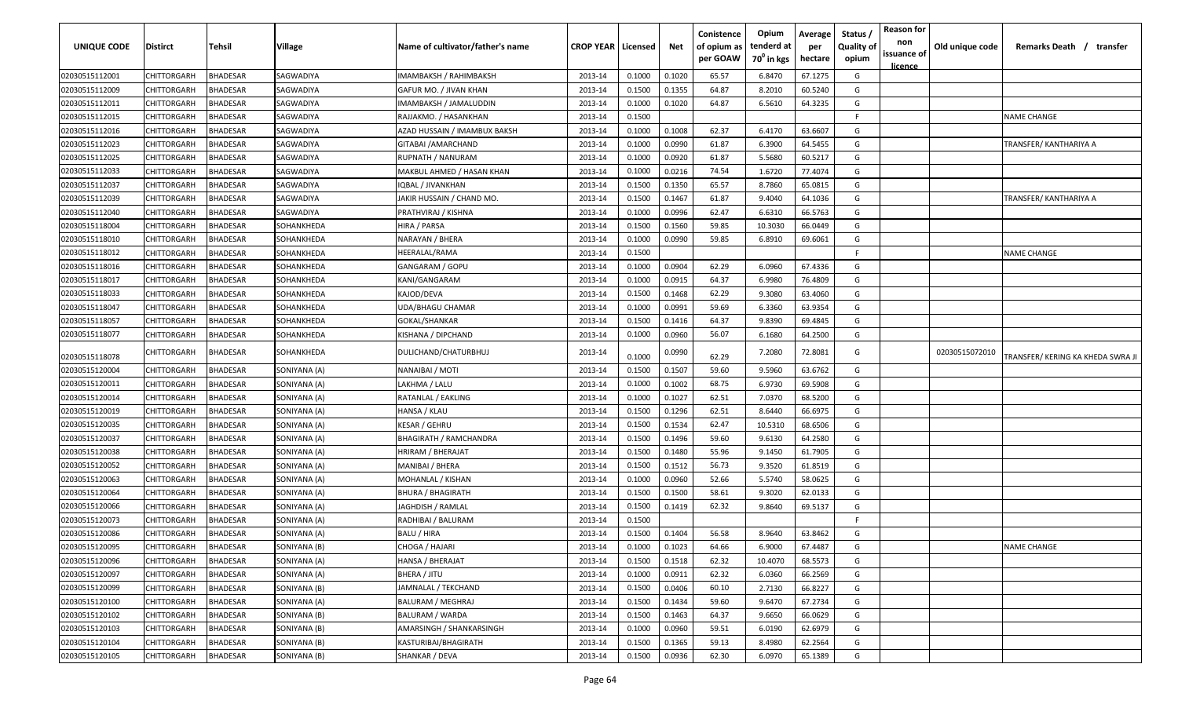| UNIQUE CODE | Distirct | Tehsil | Village | Name of cultivator/father's name | CROP YEAR | Licensed | Net | Conistence of opium as per GOAW | Opium tenderd at $70^0$ in kgs | Average per hectare | Status / Quality of opium | Reason for non issuance of licence | Old unique code | Remarks Death / transfer |
|---|---|---|---|---|---|---|---|---|---|---|---|---|---|---|
| 02030515112001 | CHITTORGARH | BHADESAR | SAGWADIYA | IMAMBAKSH / RAHIMBAKSH | 2013-14 | 0.1000 | 0.1020 | 65.57 | 6.8470 | 67.1275 | G | | | |
| 02030515112009 | CHITTORGARH | BHADESAR | SAGWADIYA | GAFUR MO. / JIVAN KHAN | 2013-14 | 0.1500 | 0.1355 | 64.87 | 8.2010 | 60.5240 | G | | | |
| 02030515112011 | CHITTORGARH | BHADESAR | SAGWADIYA | IMAMBAKSH / JAMALUDDIN | 2013-14 | 0.1000 | 0.1020 | 64.87 | 6.5610 | 64.3235 | G | | | |
| 02030515112015 | CHITTORGARH | BHADESAR | SAGWADIYA | RAJJAKMO. / HASANKHAN | 2013-14 | 0.1500 | | | | | F | | | NAME CHANGE |
| 02030515112016 | CHITTORGARH | BHADESAR | SAGWADIYA | AZAD HUSSAIN / IMAMBUX BAKSH | 2013-14 | 0.1000 | 0.1008 | 62.37 | 6.4170 | 63.6607 | G | | | |
| 02030515112023 | CHITTORGARH | BHADESAR | SAGWADIYA | GITABAI /AMARCHAND | 2013-14 | 0.1000 | 0.0990 | 61.87 | 6.3900 | 64.5455 | G | | | TRANSFER/ KANTHARIYA A |
| 02030515112025 | CHITTORGARH | BHADESAR | SAGWADIYA | RUPNATH / NANURAM | 2013-14 | 0.1000 | 0.0920 | 61.87 | 5.5680 | 60.5217 | G | | | |
| 02030515112033 | CHITTORGARH | BHADESAR | SAGWADIYA | MAKBUL AHMED / HASAN KHAN | 2013-14 | 0.1000 | 0.0216 | 74.54 | 1.6720 | 77.4074 | G | | | |
| 02030515112037 | CHITTORGARH | BHADESAR | SAGWADIYA | IQBAL / JIVANKHAN | 2013-14 | 0.1500 | 0.1350 | 65.57 | 8.7860 | 65.0815 | G | | | |
| 02030515112039 | CHITTORGARH | BHADESAR | SAGWADIYA | JAKIR HUSSAIN / CHAND MO. | 2013-14 | 0.1500 | 0.1467 | 61.87 | 9.4040 | 64.1036 | G | | | TRANSFER/ KANTHARIYA A |
| 02030515112040 | CHITTORGARH | BHADESAR | SAGWADIYA | PRATHVIRAJ / KISHNA | 2013-14 | 0.1000 | 0.0996 | 62.47 | 6.6310 | 66.5763 | G | | | |
| 02030515118004 | CHITTORGARH | BHADESAR | SOHANKHEDA | HIRA / PARSA | 2013-14 | 0.1500 | 0.1560 | 59.85 | 10.3030 | 66.0449 | G | | | |
| 02030515118010 | CHITTORGARH | BHADESAR | SOHANKHEDA | NARAYAN / BHERA | 2013-14 | 0.1000 | 0.0990 | 59.85 | 6.8910 | 69.6061 | G | | | |
| 02030515118012 | CHITTORGARH | BHADESAR | SOHANKHEDA | HEERALAL/RAMA | 2013-14 | 0.1500 | | | | | F | | | NAME CHANGE |
| 02030515118016 | CHITTORGARH | BHADESAR | SOHANKHEDA | GANGARAM / GOPU | 2013-14 | 0.1000 | 0.0904 | 62.29 | 6.0960 | 67.4336 | G | | | |
| 02030515118017 | CHITTORGARH | BHADESAR | SOHANKHEDA | KANI/GANGARAM | 2013-14 | 0.1000 | 0.0915 | 64.37 | 6.9980 | 76.4809 | G | | | |
| 02030515118033 | CHITTORGARH | BHADESAR | SOHANKHEDA | KAJOD/DEVA | 2013-14 | 0.1500 | 0.1468 | 62.29 | 9.3080 | 63.4060 | G | | | |
| 02030515118047 | CHITTORGARH | BHADESAR | SOHANKHEDA | UDA/BHAGU CHAMAR | 2013-14 | 0.1000 | 0.0991 | 59.69 | 6.3360 | 63.9354 | G | | | |
| 02030515118057 | CHITTORGARH | BHADESAR | SOHANKHEDA | GOKAL/SHANKAR | 2013-14 | 0.1500 | 0.1416 | 64.37 | 9.8390 | 69.4845 | G | | | |
| 02030515118077 | CHITTORGARH | BHADESAR | SOHANKHEDA | KISHANA / DIPCHAND | 2013-14 | 0.1000 | 0.0960 | 56.07 | 6.1680 | 64.2500 | G | | | |
| 02030515118078 | CHITTORGARH | BHADESAR | SOHANKHEDA | DULICHAND/CHATURBHUJ | 2013-14 | 0.1000 | 0.0990 | 62.29 | 7.2080 | 72.8081 | G | | 02030515072010 | TRANSFER/ KERING KA KHEDA SWRA JI |
| 02030515120004 | CHITTORGARH | BHADESAR | SONIYANA (A) | NANAIBAI / MOTI | 2013-14 | 0.1500 | 0.1507 | 59.60 | 9.5960 | 63.6762 | G | | | |
| 02030515120011 | CHITTORGARH | BHADESAR | SONIYANA (A) | LAKHMA / LALU | 2013-14 | 0.1000 | 0.1002 | 68.75 | 6.9730 | 69.5908 | G | | | |
| 02030515120014 | CHITTORGARH | BHADESAR | SONIYANA (A) | RATANLAL / EAKLING | 2013-14 | 0.1000 | 0.1027 | 62.51 | 7.0370 | 68.5200 | G | | | |
| 02030515120019 | CHITTORGARH | BHADESAR | SONIYANA (A) | HANSA / KLAU | 2013-14 | 0.1500 | 0.1296 | 62.51 | 8.6440 | 66.6975 | G | | | |
| 02030515120035 | CHITTORGARH | BHADESAR | SONIYANA (A) | KESAR / GEHRU | 2013-14 | 0.1500 | 0.1534 | 62.47 | 10.5310 | 68.6506 | G | | | |
| 02030515120037 | CHITTORGARH | BHADESAR | SONIYANA (A) | BHAGIRATH / RAMCHANDRA | 2013-14 | 0.1500 | 0.1496 | 59.60 | 9.6130 | 64.2580 | G | | | |
| 02030515120038 | CHITTORGARH | BHADESAR | SONIYANA (A) | HRIRAM / BHERAJAT | 2013-14 | 0.1500 | 0.1480 | 55.96 | 9.1450 | 61.7905 | G | | | |
| 02030515120052 | CHITTORGARH | BHADESAR | SONIYANA (A) | MANIBAI / BHERA | 2013-14 | 0.1500 | 0.1512 | 56.73 | 9.3520 | 61.8519 | G | | | |
| 02030515120063 | CHITTORGARH | BHADESAR | SONIYANA (A) | MOHANLAL / KISHAN | 2013-14 | 0.1000 | 0.0960 | 52.66 | 5.5740 | 58.0625 | G | | | |
| 02030515120064 | CHITTORGARH | BHADESAR | SONIYANA (A) | BHURA / BHAGIRATH | 2013-14 | 0.1500 | 0.1500 | 58.61 | 9.3020 | 62.0133 | G | | | |
| 02030515120066 | CHITTORGARH | BHADESAR | SONIYANA (A) | JAGHDISH / RAMLAL | 2013-14 | 0.1500 | 0.1419 | 62.32 | 9.8640 | 69.5137 | G | | | |
| 02030515120073 | CHITTORGARH | BHADESAR | SONIYANA (A) | RADHIBAI / BALURAM | 2013-14 | 0.1500 | | | | | F | | | |
| 02030515120086 | CHITTORGARH | BHADESAR | SONIYANA (A) | BALU / HIRA | 2013-14 | 0.1500 | 0.1404 | 56.58 | 8.9640 | 63.8462 | G | | | |
| 02030515120095 | CHITTORGARH | BHADESAR | SONIYANA (B) | CHOGA / HAJARI | 2013-14 | 0.1000 | 0.1023 | 64.66 | 6.9000 | 67.4487 | G | | | NAME CHANGE |
| 02030515120096 | CHITTORGARH | BHADESAR | SONIYANA (A) | HANSA / BHERAJAT | 2013-14 | 0.1500 | 0.1518 | 62.32 | 10.4070 | 68.5573 | G | | | |
| 02030515120097 | CHITTORGARH | BHADESAR | SONIYANA (A) | BHERA / JITU | 2013-14 | 0.1000 | 0.0911 | 62.32 | 6.0360 | 66.2569 | G | | | |
| 02030515120099 | CHITTORGARH | BHADESAR | SONIYANA (B) | JAMNALAL / TEKCHAND | 2013-14 | 0.1500 | 0.0406 | 60.10 | 2.7130 | 66.8227 | G | | | |
| 02030515120100 | CHITTORGARH | BHADESAR | SONIYANA (A) | BALURAM / MEGHRAJ | 2013-14 | 0.1500 | 0.1434 | 59.60 | 9.6470 | 67.2734 | G | | | |
| 02030515120102 | CHITTORGARH | BHADESAR | SONIYANA (B) | BALURAM / WARDA | 2013-14 | 0.1500 | 0.1463 | 64.37 | 9.6650 | 66.0629 | G | | | |
| 02030515120103 | CHITTORGARH | BHADESAR | SONIYANA (B) | AMARSINGH / SHANKARSINGH | 2013-14 | 0.1000 | 0.0960 | 59.51 | 6.0190 | 62.6979 | G | | | |
| 02030515120104 | CHITTORGARH | BHADESAR | SONIYANA (B) | KASTURIBAI/BHAGIRATH | 2013-14 | 0.1500 | 0.1365 | 59.13 | 8.4980 | 62.2564 | G | | | |
| 02030515120105 | CHITTORGARH | BHADESAR | SONIYANA (B) | SHANKAR / DEVA | 2013-14 | 0.1500 | 0.0936 | 62.30 | 6.0970 | 65.1389 | G | | | |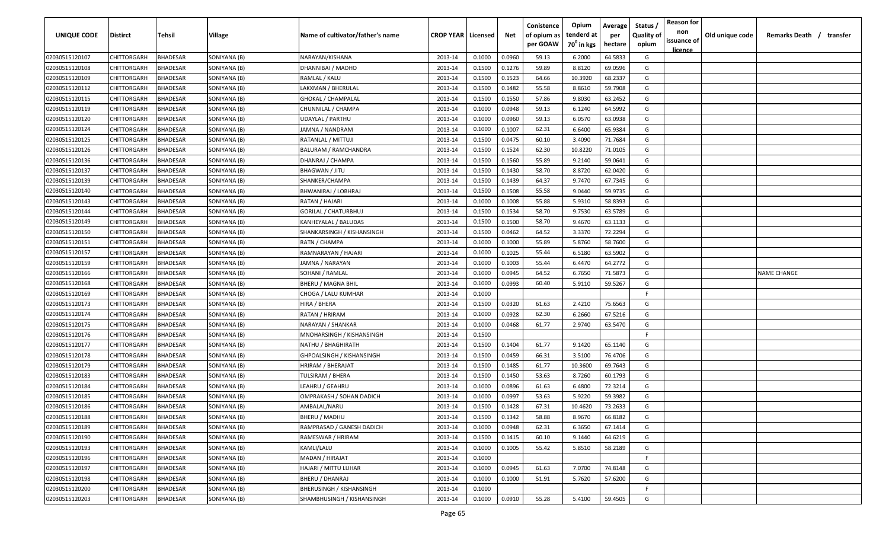| UNIQUE CODE | Distirct | Tehsil | Village | Name of cultivator/father's name | CROP YEAR | Licensed | Net | Conistence of opium as per GOAW | Opium tenderd at 70° in kgs | Average per hectare | Status / Quality of opium | Reason for non issuance of licence | Old unique code | Remarks Death / transfer |
|---|---|---|---|---|---|---|---|---|---|---|---|---|---|---|
| 02030515120107 | CHITTORGARH | BHADESAR | SONIYANA (B) | NARAYAN/KISHANA | 2013-14 | 0.1000 | 0.0960 | 59.13 | 6.2000 | 64.5833 | G | | | |
| 02030515120108 | CHITTORGARH | BHADESAR | SONIYANA (B) | DHANNIBAI / MADHO | 2013-14 | 0.1500 | 0.1276 | 59.89 | 8.8120 | 69.0596 | G | | | |
| 02030515120109 | CHITTORGARH | BHADESAR | SONIYANA (B) | RAMLAL / KALU | 2013-14 | 0.1500 | 0.1523 | 64.66 | 10.3920 | 68.2337 | G | | | |
| 02030515120112 | CHITTORGARH | BHADESAR | SONIYANA (B) | LAKXMAN / BHERULAL | 2013-14 | 0.1500 | 0.1482 | 55.58 | 8.8610 | 59.7908 | G | | | |
| 02030515120115 | CHITTORGARH | BHADESAR | SONIYANA (B) | GHOKAL / CHAMPALAL | 2013-14 | 0.1500 | 0.1550 | 57.86 | 9.8030 | 63.2452 | G | | | |
| 02030515120119 | CHITTORGARH | BHADESAR | SONIYANA (B) | CHUNNILAL / CHAMPA | 2013-14 | 0.1000 | 0.0948 | 59.13 | 6.1240 | 64.5992 | G | | | |
| 02030515120120 | CHITTORGARH | BHADESAR | SONIYANA (B) | UDAYLAL / PARTHU | 2013-14 | 0.1000 | 0.0960 | 59.13 | 6.0570 | 63.0938 | G | | | |
| 02030515120124 | CHITTORGARH | BHADESAR | SONIYANA (B) | JAMNA / NANDRAM | 2013-14 | 0.1000 | 0.1007 | 62.31 | 6.6400 | 65.9384 | G | | | |
| 02030515120125 | CHITTORGARH | BHADESAR | SONIYANA (B) | RATANLAL / MITTUJI | 2013-14 | 0.1500 | 0.0475 | 60.10 | 3.4090 | 71.7684 | G | | | |
| 02030515120126 | CHITTORGARH | BHADESAR | SONIYANA (B) | BALURAM / RAMCHANDRA | 2013-14 | 0.1500 | 0.1524 | 62.30 | 10.8220 | 71.0105 | G | | | |
| 02030515120136 | CHITTORGARH | BHADESAR | SONIYANA (B) | DHANRAJ / CHAMPA | 2013-14 | 0.1500 | 0.1560 | 55.89 | 9.2140 | 59.0641 | G | | | |
| 02030515120137 | CHITTORGARH | BHADESAR | SONIYANA (B) | BHAGWAN / JITU | 2013-14 | 0.1500 | 0.1430 | 58.70 | 8.8720 | 62.0420 | G | | | |
| 02030515120139 | CHITTORGARH | BHADESAR | SONIYANA (B) | SHANKER/CHAMPA | 2013-14 | 0.1500 | 0.1439 | 64.37 | 9.7470 | 67.7345 | G | | | |
| 02030515120140 | CHITTORGARH | BHADESAR | SONIYANA (B) | BHWANIRAJ / LOBHRAJ | 2013-14 | 0.1500 | 0.1508 | 55.58 | 9.0440 | 59.9735 | G | | | |
| 02030515120143 | CHITTORGARH | BHADESAR | SONIYANA (B) | RATAN / HAJARI | 2013-14 | 0.1000 | 0.1008 | 55.88 | 5.9310 | 58.8393 | G | | | |
| 02030515120144 | CHITTORGARH | BHADESAR | SONIYANA (B) | GORILAL / CHATURBHUJ | 2013-14 | 0.1500 | 0.1534 | 58.70 | 9.7530 | 63.5789 | G | | | |
| 02030515120149 | CHITTORGARH | BHADESAR | SONIYANA (B) | KANHEYALAL / BALUDAS | 2013-14 | 0.1500 | 0.1500 | 58.70 | 9.4670 | 63.1133 | G | | | |
| 02030515120150 | CHITTORGARH | BHADESAR | SONIYANA (B) | SHANKARSINGH / KISHANSINGH | 2013-14 | 0.1500 | 0.0462 | 64.52 | 3.3370 | 72.2294 | G | | | |
| 02030515120151 | CHITTORGARH | BHADESAR | SONIYANA (B) | RATN / CHAMPA | 2013-14 | 0.1000 | 0.1000 | 55.89 | 5.8760 | 58.7600 | G | | | |
| 02030515120157 | CHITTORGARH | BHADESAR | SONIYANA (B) | RAMNARAYAN / HAJARI | 2013-14 | 0.1000 | 0.1025 | 55.44 | 6.5180 | 63.5902 | G | | | |
| 02030515120159 | CHITTORGARH | BHADESAR | SONIYANA (B) | JAMNA / NARAYAN | 2013-14 | 0.1000 | 0.1003 | 55.44 | 6.4470 | 64.2772 | G | | | |
| 02030515120166 | CHITTORGARH | BHADESAR | SONIYANA (B) | SOHANI / RAMLAL | 2013-14 | 0.1000 | 0.0945 | 64.52 | 6.7650 | 71.5873 | G | | | NAME CHANGE |
| 02030515120168 | CHITTORGARH | BHADESAR | SONIYANA (B) | BHERU / MAGNA BHIL | 2013-14 | 0.1000 | 0.0993 | 60.40 | 5.9110 | 59.5267 | G | | | |
| 02030515120169 | CHITTORGARH | BHADESAR | SONIYANA (B) | CHOGA / LALU KUMHAR | 2013-14 | 0.1000 | | | | | F | | | |
| 02030515120173 | CHITTORGARH | BHADESAR | SONIYANA (B) | HIRA / BHERA | 2013-14 | 0.1500 | 0.0320 | 61.63 | 2.4210 | 75.6563 | G | | | |
| 02030515120174 | CHITTORGARH | BHADESAR | SONIYANA (B) | RATAN / HRIRAM | 2013-14 | 0.1000 | 0.0928 | 62.30 | 6.2660 | 67.5216 | G | | | |
| 02030515120175 | CHITTORGARH | BHADESAR | SONIYANA (B) | NARAYAN / SHANKAR | 2013-14 | 0.1000 | 0.0468 | 61.77 | 2.9740 | 63.5470 | G | | | |
| 02030515120176 | CHITTORGARH | BHADESAR | SONIYANA (B) | MNOHARSINGH / KISHANSINGH | 2013-14 | 0.1500 | | | | | F | | | |
| 02030515120177 | CHITTORGARH | BHADESAR | SONIYANA (B) | NATHU / BHAGHIRATH | 2013-14 | 0.1500 | 0.1404 | 61.77 | 9.1420 | 65.1140 | G | | | |
| 02030515120178 | CHITTORGARH | BHADESAR | SONIYANA (B) | GHPOALSINGH / KISHANSINGH | 2013-14 | 0.1500 | 0.0459 | 66.31 | 3.5100 | 76.4706 | G | | | |
| 02030515120179 | CHITTORGARH | BHADESAR | SONIYANA (B) | HRIRAM / BHERAJAT | 2013-14 | 0.1500 | 0.1485 | 61.77 | 10.3600 | 69.7643 | G | | | |
| 02030515120183 | CHITTORGARH | BHADESAR | SONIYANA (B) | TULSIRAM / BHERA | 2013-14 | 0.1500 | 0.1450 | 53.63 | 8.7260 | 60.1793 | G | | | |
| 02030515120184 | CHITTORGARH | BHADESAR | SONIYANA (B) | LEAHRU / GEAHRU | 2013-14 | 0.1000 | 0.0896 | 61.63 | 6.4800 | 72.3214 | G | | | |
| 02030515120185 | CHITTORGARH | BHADESAR | SONIYANA (B) | OMPRAKASH / SOHAN DADICH | 2013-14 | 0.1000 | 0.0997 | 53.63 | 5.9220 | 59.3982 | G | | | |
| 02030515120186 | CHITTORGARH | BHADESAR | SONIYANA (B) | AMBALAL/NARU | 2013-14 | 0.1500 | 0.1428 | 67.31 | 10.4620 | 73.2633 | G | | | |
| 02030515120188 | CHITTORGARH | BHADESAR | SONIYANA (B) | BHERU / MADHU | 2013-14 | 0.1500 | 0.1342 | 58.88 | 8.9670 | 66.8182 | G | | | |
| 02030515120189 | CHITTORGARH | BHADESAR | SONIYANA (B) | RAMPRASAD / GANESH DADICH | 2013-14 | 0.1000 | 0.0948 | 62.31 | 6.3650 | 67.1414 | G | | | |
| 02030515120190 | CHITTORGARH | BHADESAR | SONIYANA (B) | RAMESWAR / HRIRAM | 2013-14 | 0.1500 | 0.1415 | 60.10 | 9.1440 | 64.6219 | G | | | |
| 02030515120193 | CHITTORGARH | BHADESAR | SONIYANA (B) | KAMLI/LALU | 2013-14 | 0.1000 | 0.1005 | 55.42 | 5.8510 | 58.2189 | G | | | |
| 02030515120196 | CHITTORGARH | BHADESAR | SONIYANA (B) | MADAN / HIRAJAT | 2013-14 | 0.1000 | | | | | F | | | |
| 02030515120197 | CHITTORGARH | BHADESAR | SONIYANA (B) | HAJARI / MITTU LUHAR | 2013-14 | 0.1000 | 0.0945 | 61.63 | 7.0700 | 74.8148 | G | | | |
| 02030515120198 | CHITTORGARH | BHADESAR | SONIYANA (B) | BHERU / DHANRAJ | 2013-14 | 0.1000 | 0.1000 | 51.91 | 5.7620 | 57.6200 | G | | | |
| 02030515120200 | CHITTORGARH | BHADESAR | SONIYANA (B) | BHERUSINGH / KISHANSINGH | 2013-14 | 0.1000 | | | | | F | | | |
| 02030515120203 | CHITTORGARH | BHADESAR | SONIYANA (B) | SHAMBHUSINGH / KISHANSINGH | 2013-14 | 0.1000 | 0.0910 | 55.28 | 5.4100 | 59.4505 | G | | | |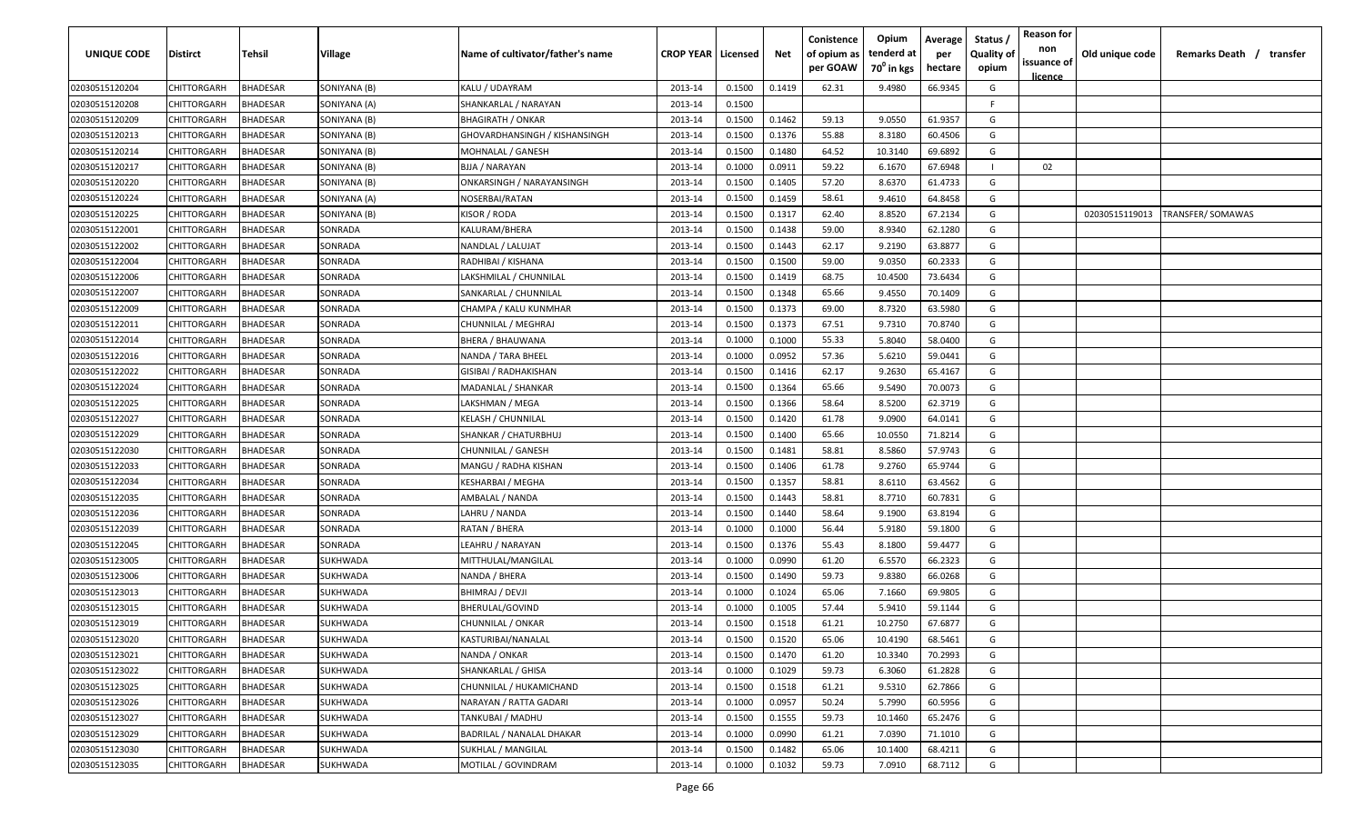| UNIQUE CODE | Distirct | Tehsil | Village | Name of cultivator/father's name | CROP YEAR | Licensed | Net | Conistence of opium as per GOAW | Opium tenderd at 70° in kgs | Average per hectare | Status / Quality of opium | Reason for non issuance of licence | Old unique code | Remarks Death / transfer |
|---|---|---|---|---|---|---|---|---|---|---|---|---|---|---|
| 02030515120204 | CHITTORGARH | BHADESAR | SONIYANA (B) | KALU / UDAYRAM | 2013-14 | 0.1500 | 0.1419 | 62.31 | 9.4980 | 66.9345 | G | | | |
| 02030515120208 | CHITTORGARH | BHADESAR | SONIYANA (A) | SHANKARLAL / NARAYAN | 2013-14 | 0.1500 | | | | | F | | | |
| 02030515120209 | CHITTORGARH | BHADESAR | SONIYANA (B) | BHAGIRATH / ONKAR | 2013-14 | 0.1500 | 0.1462 | 59.13 | 9.0550 | 61.9357 | G | | | |
| 02030515120213 | CHITTORGARH | BHADESAR | SONIYANA (B) | GHOVARDHANSINGH / KISHANSINGH | 2013-14 | 0.1500 | 0.1376 | 55.88 | 8.3180 | 60.4506 | G | | | |
| 02030515120214 | CHITTORGARH | BHADESAR | SONIYANA (B) | MOHNALAL / GANESH | 2013-14 | 0.1500 | 0.1480 | 64.52 | 10.3140 | 69.6892 | G | | | |
| 02030515120217 | CHITTORGARH | BHADESAR | SONIYANA (B) | BJJA / NARAYAN | 2013-14 | 0.1000 | 0.0911 | 59.22 | 6.1670 | 67.6948 | I | 02 | | |
| 02030515120220 | CHITTORGARH | BHADESAR | SONIYANA (B) | ONKARSINGH / NARAYANSINGH | 2013-14 | 0.1500 | 0.1405 | 57.20 | 8.6370 | 61.4733 | G | | | |
| 02030515120224 | CHITTORGARH | BHADESAR | SONIYANA (A) | NOSERBAI/RATAN | 2013-14 | 0.1500 | 0.1459 | 58.61 | 9.4610 | 64.8458 | G | | | |
| 02030515120225 | CHITTORGARH | BHADESAR | SONIYANA (B) | KISOR / RODA | 2013-14 | 0.1500 | 0.1317 | 62.40 | 8.8520 | 67.2134 | G | | 02030515119013 | TRANSFER/ SOMAWAS |
| 02030515122001 | CHITTORGARH | BHADESAR | SONRADA | KALURAM/BHERA | 2013-14 | 0.1500 | 0.1438 | 59.00 | 8.9340 | 62.1280 | G | | | |
| 02030515122002 | CHITTORGARH | BHADESAR | SONRADA | NANDLAL / LALUJAT | 2013-14 | 0.1500 | 0.1443 | 62.17 | 9.2190 | 63.8877 | G | | | |
| 02030515122004 | CHITTORGARH | BHADESAR | SONRADA | RADHIBAI / KISHANA | 2013-14 | 0.1500 | 0.1500 | 59.00 | 9.0350 | 60.2333 | G | | | |
| 02030515122006 | CHITTORGARH | BHADESAR | SONRADA | LAKSHMILAL / CHUNNILAL | 2013-14 | 0.1500 | 0.1419 | 68.75 | 10.4500 | 73.6434 | G | | | |
| 02030515122007 | CHITTORGARH | BHADESAR | SONRADA | SANKARLAL / CHUNNILAL | 2013-14 | 0.1500 | 0.1348 | 65.66 | 9.4550 | 70.1409 | G | | | |
| 02030515122009 | CHITTORGARH | BHADESAR | SONRADA | CHAMPA / KALU KUNMHAR | 2013-14 | 0.1500 | 0.1373 | 69.00 | 8.7320 | 63.5980 | G | | | |
| 02030515122011 | CHITTORGARH | BHADESAR | SONRADA | CHUNNILAL / MEGHRAJ | 2013-14 | 0.1500 | 0.1373 | 67.51 | 9.7310 | 70.8740 | G | | | |
| 02030515122014 | CHITTORGARH | BHADESAR | SONRADA | BHERA / BHAUWANA | 2013-14 | 0.1000 | 0.1000 | 55.33 | 5.8040 | 58.0400 | G | | | |
| 02030515122016 | CHITTORGARH | BHADESAR | SONRADA | NANDA / TARA BHEEL | 2013-14 | 0.1000 | 0.0952 | 57.36 | 5.6210 | 59.0441 | G | | | |
| 02030515122022 | CHITTORGARH | BHADESAR | SONRADA | GISIBAI / RADHAKISHAN | 2013-14 | 0.1500 | 0.1416 | 62.17 | 9.2630 | 65.4167 | G | | | |
| 02030515122024 | CHITTORGARH | BHADESAR | SONRADA | MADANLAL / SHANKAR | 2013-14 | 0.1500 | 0.1364 | 65.66 | 9.5490 | 70.0073 | G | | | |
| 02030515122025 | CHITTORGARH | BHADESAR | SONRADA | LAKSHMAN / MEGA | 2013-14 | 0.1500 | 0.1366 | 58.64 | 8.5200 | 62.3719 | G | | | |
| 02030515122027 | CHITTORGARH | BHADESAR | SONRADA | KELASH / CHUNNILAL | 2013-14 | 0.1500 | 0.1420 | 61.78 | 9.0900 | 64.0141 | G | | | |
| 02030515122029 | CHITTORGARH | BHADESAR | SONRADA | SHANKAR / CHATURBHUJ | 2013-14 | 0.1500 | 0.1400 | 65.66 | 10.0550 | 71.8214 | G | | | |
| 02030515122030 | CHITTORGARH | BHADESAR | SONRADA | CHUNNILAL / GANESH | 2013-14 | 0.1500 | 0.1481 | 58.81 | 8.5860 | 57.9743 | G | | | |
| 02030515122033 | CHITTORGARH | BHADESAR | SONRADA | MANGU / RADHA KISHAN | 2013-14 | 0.1500 | 0.1406 | 61.78 | 9.2760 | 65.9744 | G | | | |
| 02030515122034 | CHITTORGARH | BHADESAR | SONRADA | KESHARBAI / MEGHA | 2013-14 | 0.1500 | 0.1357 | 58.81 | 8.6110 | 63.4562 | G | | | |
| 02030515122035 | CHITTORGARH | BHADESAR | SONRADA | AMBALAL / NANDA | 2013-14 | 0.1500 | 0.1443 | 58.81 | 8.7710 | 60.7831 | G | | | |
| 02030515122036 | CHITTORGARH | BHADESAR | SONRADA | LAHRU / NANDA | 2013-14 | 0.1500 | 0.1440 | 58.64 | 9.1900 | 63.8194 | G | | | |
| 02030515122039 | CHITTORGARH | BHADESAR | SONRADA | RATAN / BHERA | 2013-14 | 0.1000 | 0.1000 | 56.44 | 5.9180 | 59.1800 | G | | | |
| 02030515122045 | CHITTORGARH | BHADESAR | SONRADA | LEAHRU / NARAYAN | 2013-14 | 0.1500 | 0.1376 | 55.43 | 8.1800 | 59.4477 | G | | | |
| 02030515123005 | CHITTORGARH | BHADESAR | SUKHWADA | MITTHULAL/MANGILAL | 2013-14 | 0.1000 | 0.0990 | 61.20 | 6.5570 | 66.2323 | G | | | |
| 02030515123006 | CHITTORGARH | BHADESAR | SUKHWADA | NANDA / BHERA | 2013-14 | 0.1500 | 0.1490 | 59.73 | 9.8380 | 66.0268 | G | | | |
| 02030515123013 | CHITTORGARH | BHADESAR | SUKHWADA | BHIMRAJ / DEVJI | 2013-14 | 0.1000 | 0.1024 | 65.06 | 7.1660 | 69.9805 | G | | | |
| 02030515123015 | CHITTORGARH | BHADESAR | SUKHWADA | BHERULAL/GOVIND | 2013-14 | 0.1000 | 0.1005 | 57.44 | 5.9410 | 59.1144 | G | | | |
| 02030515123019 | CHITTORGARH | BHADESAR | SUKHWADA | CHUNNILAL / ONKAR | 2013-14 | 0.1500 | 0.1518 | 61.21 | 10.2750 | 67.6877 | G | | | |
| 02030515123020 | CHITTORGARH | BHADESAR | SUKHWADA | KASTURIBAI/NANALAL | 2013-14 | 0.1500 | 0.1520 | 65.06 | 10.4190 | 68.5461 | G | | | |
| 02030515123021 | CHITTORGARH | BHADESAR | SUKHWADA | NANDA / ONKAR | 2013-14 | 0.1500 | 0.1470 | 61.20 | 10.3340 | 70.2993 | G | | | |
| 02030515123022 | CHITTORGARH | BHADESAR | SUKHWADA | SHANKARLAL / GHISA | 2013-14 | 0.1000 | 0.1029 | 59.73 | 6.3060 | 61.2828 | G | | | |
| 02030515123025 | CHITTORGARH | BHADESAR | SUKHWADA | CHUNNILAL / HUKAMICHAND | 2013-14 | 0.1500 | 0.1518 | 61.21 | 9.5310 | 62.7866 | G | | | |
| 02030515123026 | CHITTORGARH | BHADESAR | SUKHWADA | NARAYAN / RATTA GADARI | 2013-14 | 0.1000 | 0.0957 | 50.24 | 5.7990 | 60.5956 | G | | | |
| 02030515123027 | CHITTORGARH | BHADESAR | SUKHWADA | TANKUBAI / MADHU | 2013-14 | 0.1500 | 0.1555 | 59.73 | 10.1460 | 65.2476 | G | | | |
| 02030515123029 | CHITTORGARH | BHADESAR | SUKHWADA | BADRILAL / NANALAL DHAKAR | 2013-14 | 0.1000 | 0.0990 | 61.21 | 7.0390 | 71.1010 | G | | | |
| 02030515123030 | CHITTORGARH | BHADESAR | SUKHWADA | SUKHLAL / MANGILAL | 2013-14 | 0.1500 | 0.1482 | 65.06 | 10.1400 | 68.4211 | G | | | |
| 02030515123035 | CHITTORGARH | BHADESAR | SUKHWADA | MOTILAL / GOVINDRAM | 2013-14 | 0.1000 | 0.1032 | 59.73 | 7.0910 | 68.7112 | G | | | |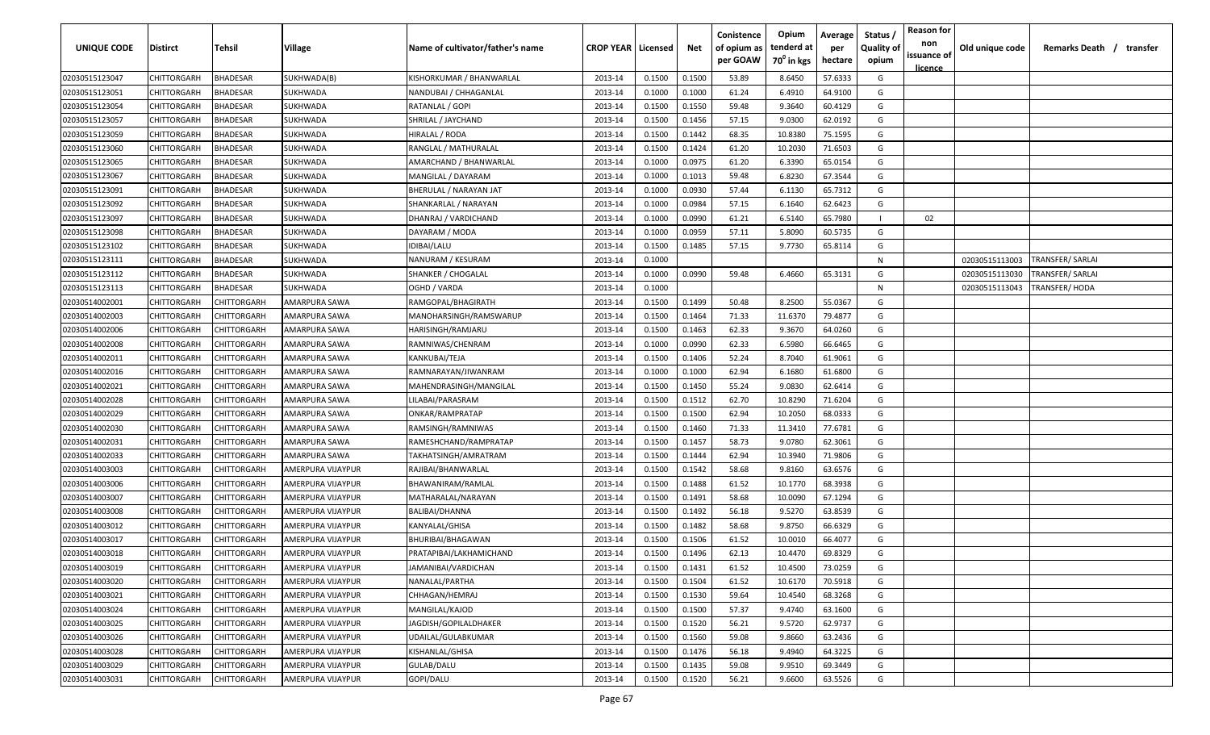| UNIQUE CODE | Distirct | Tehsil | Village | Name of cultivator/father's name | CROP YEAR | Licensed | Net | Conistence of opium as per GOAW | Opium tendered at $70^0$ in kgs | Average per hectare | Status / Quality of opium | Reason for non issuance of licence | Old unique code | Remarks Death / transfer |
|---|---|---|---|---|---|---|---|---|---|---|---|---|---|---|
| 02030515123047 | CHITTORGARH | BHADESAR | SUKHWADA(B) | KISHORKUMAR / BHANWARLAL | 2013-14 | 0.1500 | 0.1500 | 53.89 | 8.6450 | 57.6333 | G | | | |
| 02030515123051 | CHITTORGARH | BHADESAR | SUKHWADA | NANDUBAI / CHHAGANLAL | 2013-14 | 0.1000 | 0.1000 | 61.24 | 6.4910 | 64.9100 | G | | | |
| 02030515123054 | CHITTORGARH | BHADESAR | SUKHWADA | RATANLAL / GOPI | 2013-14 | 0.1500 | 0.1550 | 59.48 | 9.3640 | 60.4129 | G | | | |
| 02030515123057 | CHITTORGARH | BHADESAR | SUKHWADA | SHRILAL / JAYCHAND | 2013-14 | 0.1500 | 0.1456 | 57.15 | 9.0300 | 62.0192 | G | | | |
| 02030515123059 | CHITTORGARH | BHADESAR | SUKHWADA | HIRALAL / RODA | 2013-14 | 0.1500 | 0.1442 | 68.35 | 10.8380 | 75.1595 | G | | | |
| 02030515123060 | CHITTORGARH | BHADESAR | SUKHWADA | RANGLAL / MATHURALAL | 2013-14 | 0.1500 | 0.1424 | 61.20 | 10.2030 | 71.6503 | G | | | |
| 02030515123065 | CHITTORGARH | BHADESAR | SUKHWADA | AMARCHAND / BHANWARLAL | 2013-14 | 0.1000 | 0.0975 | 61.20 | 6.3390 | 65.0154 | G | | | |
| 02030515123067 | CHITTORGARH | BHADESAR | SUKHWADA | MANGILAL / DAYARAM | 2013-14 | 0.1000 | 0.1013 | 59.48 | 6.8230 | 67.3544 | G | | | |
| 02030515123091 | CHITTORGARH | BHADESAR | SUKHWADA | BHERULAL / NARAYAN JAT | 2013-14 | 0.1000 | 0.0930 | 57.44 | 6.1130 | 65.7312 | G | | | |
| 02030515123092 | CHITTORGARH | BHADESAR | SUKHWADA | SHANKARLAL / NARAYAN | 2013-14 | 0.1000 | 0.0984 | 57.15 | 6.1640 | 62.6423 | G | | | |
| 02030515123097 | CHITTORGARH | BHADESAR | SUKHWADA | DHANRAJ / VARDICHAND | 2013-14 | 0.1000 | 0.0990 | 61.21 | 6.5140 | 65.7980 | I | 02 | | |
| 02030515123098 | CHITTORGARH | BHADESAR | SUKHWADA | DAYARAM / MODA | 2013-14 | 0.1000 | 0.0959 | 57.11 | 5.8090 | 60.5735 | G | | | |
| 02030515123102 | CHITTORGARH | BHADESAR | SUKHWADA | IDIBAI/LALU | 2013-14 | 0.1500 | 0.1485 | 57.15 | 9.7730 | 65.8114 | G | | | |
| 02030515123111 | CHITTORGARH | BHADESAR | SUKHWADA | NANURAM / KESURAM | 2013-14 | 0.1000 | | | | | N | | 02030515113003 | TRANSFER/ SARLAI |
| 02030515123112 | CHITTORGARH | BHADESAR | SUKHWADA | SHANKER / CHOGALAL | 2013-14 | 0.1000 | 0.0990 | 59.48 | 6.4660 | 65.3131 | G | | 02030515113030 | TRANSFER/ SARLAI |
| 02030515123113 | CHITTORGARH | BHADESAR | SUKHWADA | OGHD / VARDA | 2013-14 | 0.1000 | | | | | N | | 02030515113043 | TRANSFER/ HODA |
| 02030514002001 | CHITTORGARH | CHITTORGARH | AMARPURA SAWA | RAMGOPAL/BHAGIRATH | 2013-14 | 0.1500 | 0.1499 | 50.48 | 8.2500 | 55.0367 | G | | | |
| 02030514002003 | CHITTORGARH | CHITTORGARH | AMARPURA SAWA | MANOHARSINGH/RAMSWARUP | 2013-14 | 0.1500 | 0.1464 | 71.33 | 11.6370 | 79.4877 | G | | | |
| 02030514002006 | CHITTORGARH | CHITTORGARH | AMARPURA SAWA | HARISINGH/RAMJARU | 2013-14 | 0.1500 | 0.1463 | 62.33 | 9.3670 | 64.0260 | G | | | |
| 02030514002008 | CHITTORGARH | CHITTORGARH | AMARPURA SAWA | RAMNIWAS/CHENRAM | 2013-14 | 0.1000 | 0.0990 | 62.33 | 6.5980 | 66.6465 | G | | | |
| 02030514002011 | CHITTORGARH | CHITTORGARH | AMARPURA SAWA | KANKUBAI/TEJA | 2013-14 | 0.1500 | 0.1406 | 52.24 | 8.7040 | 61.9061 | G | | | |
| 02030514002016 | CHITTORGARH | CHITTORGARH | AMARPURA SAWA | RAMNARAYAN/JIWANRAM | 2013-14 | 0.1000 | 0.1000 | 62.94 | 6.1680 | 61.6800 | G | | | |
| 02030514002021 | CHITTORGARH | CHITTORGARH | AMARPURA SAWA | MAHENDRASINGH/MANGILAL | 2013-14 | 0.1500 | 0.1450 | 55.24 | 9.0830 | 62.6414 | G | | | |
| 02030514002028 | CHITTORGARH | CHITTORGARH | AMARPURA SAWA | LILABAI/PARASRAM | 2013-14 | 0.1500 | 0.1512 | 62.70 | 10.8290 | 71.6204 | G | | | |
| 02030514002029 | CHITTORGARH | CHITTORGARH | AMARPURA SAWA | ONKAR/RAMPRATAP | 2013-14 | 0.1500 | 0.1500 | 62.94 | 10.2050 | 68.0333 | G | | | |
| 02030514002030 | CHITTORGARH | CHITTORGARH | AMARPURA SAWA | RAMSINGH/RAMNIWAS | 2013-14 | 0.1500 | 0.1460 | 71.33 | 11.3410 | 77.6781 | G | | | |
| 02030514002031 | CHITTORGARH | CHITTORGARH | AMARPURA SAWA | RAMESHCHAND/RAMPRATAP | 2013-14 | 0.1500 | 0.1457 | 58.73 | 9.0780 | 62.3061 | G | | | |
| 02030514002033 | CHITTORGARH | CHITTORGARH | AMARPURA SAWA | TAKHATSINGH/AMRATRAM | 2013-14 | 0.1500 | 0.1444 | 62.94 | 10.3940 | 71.9806 | G | | | |
| 02030514003003 | CHITTORGARH | CHITTORGARH | AMERPURA VIJAYPUR | RAJIBAI/BHANWARLAL | 2013-14 | 0.1500 | 0.1542 | 58.68 | 9.8160 | 63.6576 | G | | | |
| 02030514003006 | CHITTORGARH | CHITTORGARH | AMERPURA VIJAYPUR | BHAWANIRAM/RAMLAL | 2013-14 | 0.1500 | 0.1488 | 61.52 | 10.1770 | 68.3938 | G | | | |
| 02030514003007 | CHITTORGARH | CHITTORGARH | AMERPURA VIJAYPUR | MATHARALAL/NARAYAN | 2013-14 | 0.1500 | 0.1491 | 58.68 | 10.0090 | 67.1294 | G | | | |
| 02030514003008 | CHITTORGARH | CHITTORGARH | AMERPURA VIJAYPUR | BALIBAI/DHANNA | 2013-14 | 0.1500 | 0.1492 | 56.18 | 9.5270 | 63.8539 | G | | | |
| 02030514003012 | CHITTORGARH | CHITTORGARH | AMERPURA VIJAYPUR | KANYALAL/GHISA | 2013-14 | 0.1500 | 0.1482 | 58.68 | 9.8750 | 66.6329 | G | | | |
| 02030514003017 | CHITTORGARH | CHITTORGARH | AMERPURA VIJAYPUR | BHURIBAI/BHAGAWAN | 2013-14 | 0.1500 | 0.1506 | 61.52 | 10.0010 | 66.4077 | G | | | |
| 02030514003018 | CHITTORGARH | CHITTORGARH | AMERPURA VIJAYPUR | PRATAPIBAI/LAKHAMICHAND | 2013-14 | 0.1500 | 0.1496 | 62.13 | 10.4470 | 69.8329 | G | | | |
| 02030514003019 | CHITTORGARH | CHITTORGARH | AMERPURA VIJAYPUR | JAMANIBAI/VARDICHAN | 2013-14 | 0.1500 | 0.1431 | 61.52 | 10.4500 | 73.0259 | G | | | |
| 02030514003020 | CHITTORGARH | CHITTORGARH | AMERPURA VIJAYPUR | NANALAL/PARTHA | 2013-14 | 0.1500 | 0.1504 | 61.52 | 10.6170 | 70.5918 | G | | | |
| 02030514003021 | CHITTORGARH | CHITTORGARH | AMERPURA VIJAYPUR | CHHAGAN/HEMRAJ | 2013-14 | 0.1500 | 0.1530 | 59.64 | 10.4540 | 68.3268 | G | | | |
| 02030514003024 | CHITTORGARH | CHITTORGARH | AMERPURA VIJAYPUR | MANGILAL/KAJOD | 2013-14 | 0.1500 | 0.1500 | 57.37 | 9.4740 | 63.1600 | G | | | |
| 02030514003025 | CHITTORGARH | CHITTORGARH | AMERPURA VIJAYPUR | JAGDISH/GOPILALDHAKER | 2013-14 | 0.1500 | 0.1520 | 56.21 | 9.5720 | 62.9737 | G | | | |
| 02030514003026 | CHITTORGARH | CHITTORGARH | AMERPURA VIJAYPUR | UDAILAL/GULABKUMAR | 2013-14 | 0.1500 | 0.1560 | 59.08 | 9.8660 | 63.2436 | G | | | |
| 02030514003028 | CHITTORGARH | CHITTORGARH | AMERPURA VIJAYPUR | KISHANLAL/GHISA | 2013-14 | 0.1500 | 0.1476 | 56.18 | 9.4940 | 64.3225 | G | | | |
| 02030514003029 | CHITTORGARH | CHITTORGARH | AMERPURA VIJAYPUR | GULAB/DALU | 2013-14 | 0.1500 | 0.1435 | 59.08 | 9.9510 | 69.3449 | G | | | |
| 02030514003031 | CHITTORGARH | CHITTORGARH | AMERPURA VIJAYPUR | GOPI/DALU | 2013-14 | 0.1500 | 0.1520 | 56.21 | 9.6600 | 63.5526 | G | | | |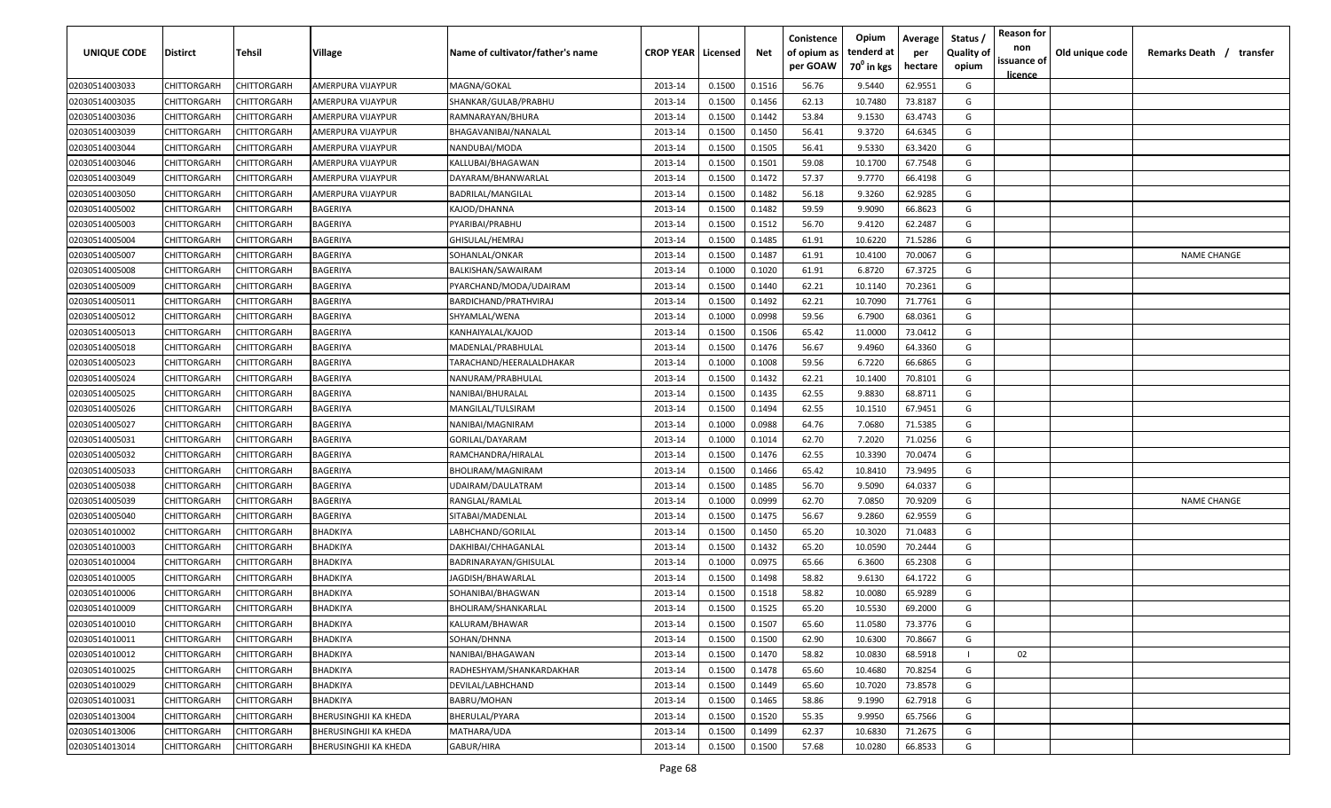| UNIQUE CODE | Distirct | Tehsil | Village | Name of cultivator/father's name | CROP YEAR | Licensed | Net | Conistence of opium as per GOAW | Opium tenderd at 70° in kgs | Average per hectare | Status / Quality of opium | Reason for non issuance of licence | Old unique code | Remarks Death / transfer |
|---|---|---|---|---|---|---|---|---|---|---|---|---|---|---|
| 02030514003033 | CHITTORGARH | CHITTORGARH | AMERPURA VIJAYPUR | MAGNA/GOKAL | 2013-14 | 0.1500 | 0.1516 | 56.76 | 9.5440 | 62.9551 | G | | | |
| 02030514003035 | CHITTORGARH | CHITTORGARH | AMERPURA VIJAYPUR | SHANKAR/GULAB/PRABHU | 2013-14 | 0.1500 | 0.1456 | 62.13 | 10.7480 | 73.8187 | G | | | |
| 02030514003036 | CHITTORGARH | CHITTORGARH | AMERPURA VIJAYPUR | RAMNARAYAN/BHURA | 2013-14 | 0.1500 | 0.1442 | 53.84 | 9.1530 | 63.4743 | G | | | |
| 02030514003039 | CHITTORGARH | CHITTORGARH | AMERPURA VIJAYPUR | BHAGAVANIBAI/NANALAL | 2013-14 | 0.1500 | 0.1450 | 56.41 | 9.3720 | 64.6345 | G | | | |
| 02030514003044 | CHITTORGARH | CHITTORGARH | AMERPURA VIJAYPUR | NANDUBAI/MODA | 2013-14 | 0.1500 | 0.1505 | 56.41 | 9.5330 | 63.3420 | G | | | |
| 02030514003046 | CHITTORGARH | CHITTORGARH | AMERPURA VIJAYPUR | KALLUBAI/BHAGAWAN | 2013-14 | 0.1500 | 0.1501 | 59.08 | 10.1700 | 67.7548 | G | | | |
| 02030514003049 | CHITTORGARH | CHITTORGARH | AMERPURA VIJAYPUR | DAYARAM/BHANWARLAL | 2013-14 | 0.1500 | 0.1472 | 57.37 | 9.7770 | 66.4198 | G | | | |
| 02030514003050 | CHITTORGARH | CHITTORGARH | AMERPURA VIJAYPUR | BADRILAL/MANGILAL | 2013-14 | 0.1500 | 0.1482 | 56.18 | 9.3260 | 62.9285 | G | | | |
| 02030514005002 | CHITTORGARH | CHITTORGARH | BAGERIYA | KAJOD/DHANNA | 2013-14 | 0.1500 | 0.1482 | 59.59 | 9.9090 | 66.8623 | G | | | |
| 02030514005003 | CHITTORGARH | CHITTORGARH | BAGERIYA | PYARIBAI/PRABHU | 2013-14 | 0.1500 | 0.1512 | 56.70 | 9.4120 | 62.2487 | G | | | |
| 02030514005004 | CHITTORGARH | CHITTORGARH | BAGERIYA | GHISULAL/HEMRAJ | 2013-14 | 0.1500 | 0.1485 | 61.91 | 10.6220 | 71.5286 | G | | | |
| 02030514005007 | CHITTORGARH | CHITTORGARH | BAGERIYA | SOHANLAL/ONKAR | 2013-14 | 0.1500 | 0.1487 | 61.91 | 10.4100 | 70.0067 | G | | | NAME CHANGE |
| 02030514005008 | CHITTORGARH | CHITTORGARH | BAGERIYA | BALKISHAN/SAWAIRAM | 2013-14 | 0.1000 | 0.1020 | 61.91 | 6.8720 | 67.3725 | G | | | |
| 02030514005009 | CHITTORGARH | CHITTORGARH | BAGERIYA | PYARCHAND/MODA/UDAIRAM | 2013-14 | 0.1500 | 0.1440 | 62.21 | 10.1140 | 70.2361 | G | | | |
| 02030514005011 | CHITTORGARH | CHITTORGARH | BAGERIYA | BARDICHAND/PRATHVIRAJ | 2013-14 | 0.1500 | 0.1492 | 62.21 | 10.7090 | 71.7761 | G | | | |
| 02030514005012 | CHITTORGARH | CHITTORGARH | BAGERIYA | SHYAMLAL/WENA | 2013-14 | 0.1000 | 0.0998 | 59.56 | 6.7900 | 68.0361 | G | | | |
| 02030514005013 | CHITTORGARH | CHITTORGARH | BAGERIYA | KANHAIYALAL/KAJOD | 2013-14 | 0.1500 | 0.1506 | 65.42 | 11.0000 | 73.0412 | G | | | |
| 02030514005018 | CHITTORGARH | CHITTORGARH | BAGERIYA | MADENLAL/PRABHULAL | 2013-14 | 0.1500 | 0.1476 | 56.67 | 9.4960 | 64.3360 | G | | | |
| 02030514005023 | CHITTORGARH | CHITTORGARH | BAGERIYA | TARACHAND/HEERALALDHAKAR | 2013-14 | 0.1000 | 0.1008 | 59.56 | 6.7220 | 66.6865 | G | | | |
| 02030514005024 | CHITTORGARH | CHITTORGARH | BAGERIYA | NANURAM/PRABHULAL | 2013-14 | 0.1500 | 0.1432 | 62.21 | 10.1400 | 70.8101 | G | | | |
| 02030514005025 | CHITTORGARH | CHITTORGARH | BAGERIYA | NANIBAI/BHURALAL | 2013-14 | 0.1500 | 0.1435 | 62.55 | 9.8830 | 68.8711 | G | | | |
| 02030514005026 | CHITTORGARH | CHITTORGARH | BAGERIYA | MANGILAL/TULSIRAM | 2013-14 | 0.1500 | 0.1494 | 62.55 | 10.1510 | 67.9451 | G | | | |
| 02030514005027 | CHITTORGARH | CHITTORGARH | BAGERIYA | NANIBAI/MAGNIRAM | 2013-14 | 0.1000 | 0.0988 | 64.76 | 7.0680 | 71.5385 | G | | | |
| 02030514005031 | CHITTORGARH | CHITTORGARH | BAGERIYA | GORILAL/DAYARAM | 2013-14 | 0.1000 | 0.1014 | 62.70 | 7.2020 | 71.0256 | G | | | |
| 02030514005032 | CHITTORGARH | CHITTORGARH | BAGERIYA | RAMCHANDRA/HIRALAL | 2013-14 | 0.1500 | 0.1476 | 62.55 | 10.3390 | 70.0474 | G | | | |
| 02030514005033 | CHITTORGARH | CHITTORGARH | BAGERIYA | BHOLIRAM/MAGNIRAM | 2013-14 | 0.1500 | 0.1466 | 65.42 | 10.8410 | 73.9495 | G | | | |
| 02030514005038 | CHITTORGARH | CHITTORGARH | BAGERIYA | UDAIRAM/DAULATRAM | 2013-14 | 0.1500 | 0.1485 | 56.70 | 9.5090 | 64.0337 | G | | | |
| 02030514005039 | CHITTORGARH | CHITTORGARH | BAGERIYA | RANGLAL/RAMLAL | 2013-14 | 0.1000 | 0.0999 | 62.70 | 7.0850 | 70.9209 | G | | | NAME CHANGE |
| 02030514005040 | CHITTORGARH | CHITTORGARH | BAGERIYA | SITABAI/MADENLAL | 2013-14 | 0.1500 | 0.1475 | 56.67 | 9.2860 | 62.9559 | G | | | |
| 02030514010002 | CHITTORGARH | CHITTORGARH | BHADKIYA | LABHCHAND/GORILAL | 2013-14 | 0.1500 | 0.1450 | 65.20 | 10.3020 | 71.0483 | G | | | |
| 02030514010003 | CHITTORGARH | CHITTORGARH | BHADKIYA | DAKHIBAI/CHHAGANLAL | 2013-14 | 0.1500 | 0.1432 | 65.20 | 10.0590 | 70.2444 | G | | | |
| 02030514010004 | CHITTORGARH | CHITTORGARH | BHADKIYA | BADRINARAYAN/GHISULAL | 2013-14 | 0.1000 | 0.0975 | 65.66 | 6.3600 | 65.2308 | G | | | |
| 02030514010005 | CHITTORGARH | CHITTORGARH | BHADKIYA | JAGDISH/BHAWARLAL | 2013-14 | 0.1500 | 0.1498 | 58.82 | 9.6130 | 64.1722 | G | | | |
| 02030514010006 | CHITTORGARH | CHITTORGARH | BHADKIYA | SOHANIBAI/BHAGWAN | 2013-14 | 0.1500 | 0.1518 | 58.82 | 10.0080 | 65.9289 | G | | | |
| 02030514010009 | CHITTORGARH | CHITTORGARH | BHADKIYA | BHOLIRAM/SHANKARLAL | 2013-14 | 0.1500 | 0.1525 | 65.20 | 10.5530 | 69.2000 | G | | | |
| 02030514010010 | CHITTORGARH | CHITTORGARH | BHADKIYA | KALURAM/BHAWAR | 2013-14 | 0.1500 | 0.1507 | 65.60 | 11.0580 | 73.3776 | G | | | |
| 02030514010011 | CHITTORGARH | CHITTORGARH | BHADKIYA | SOHAN/DHNNA | 2013-14 | 0.1500 | 0.1500 | 62.90 | 10.6300 | 70.8667 | G | | | |
| 02030514010012 | CHITTORGARH | CHITTORGARH | BHADKIYA | NANIBAI/BHAGAWAN | 2013-14 | 0.1500 | 0.1470 | 58.82 | 10.0830 | 68.5918 | I | 02 | | |
| 02030514010025 | CHITTORGARH | CHITTORGARH | BHADKIYA | RADHESHYAM/SHANKARDAKHAR | 2013-14 | 0.1500 | 0.1478 | 65.60 | 10.4680 | 70.8254 | G | | | |
| 02030514010029 | CHITTORGARH | CHITTORGARH | BHADKIYA | DEVILAL/LABHCHAND | 2013-14 | 0.1500 | 0.1449 | 65.60 | 10.7020 | 73.8578 | G | | | |
| 02030514010031 | CHITTORGARH | CHITTORGARH | BHADKIYA | BABRU/MOHAN | 2013-14 | 0.1500 | 0.1465 | 58.86 | 9.1990 | 62.7918 | G | | | |
| 02030514013004 | CHITTORGARH | CHITTORGARH | BHERUSINGHJI KA KHEDA | BHERULAL/PYARA | 2013-14 | 0.1500 | 0.1520 | 55.35 | 9.9950 | 65.7566 | G | | | |
| 02030514013006 | CHITTORGARH | CHITTORGARH | BHERUSINGHJI KA KHEDA | MATHARA/UDA | 2013-14 | 0.1500 | 0.1499 | 62.37 | 10.6830 | 71.2675 | G | | | |
| 02030514013014 | CHITTORGARH | CHITTORGARH | BHERUSINGHJI KA KHEDA | GABUR/HIRA | 2013-14 | 0.1500 | 0.1500 | 57.68 | 10.0280 | 66.8533 | G | | | |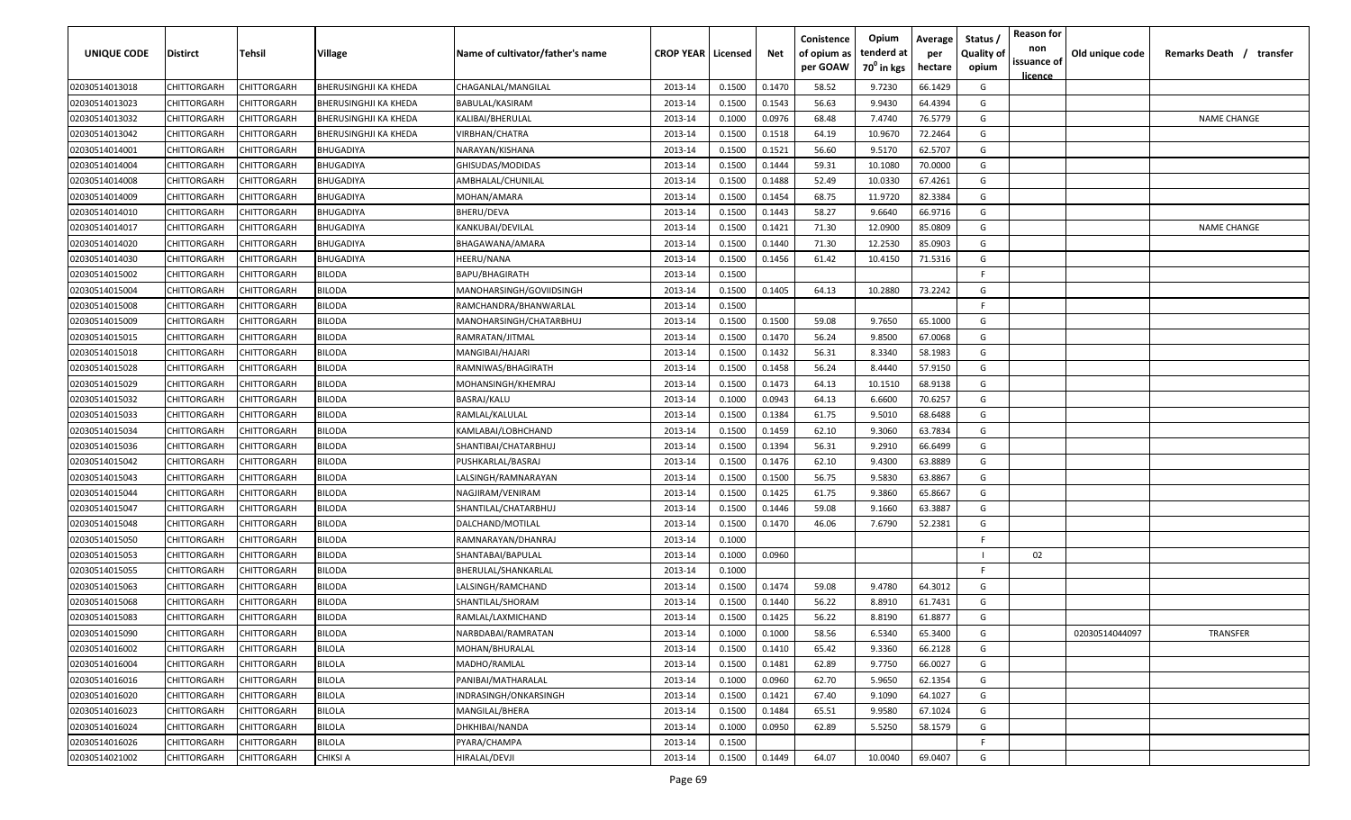| UNIQUE CODE | Distirct | Tehsil | Village | Name of cultivator/father's name | CROP YEAR | Licensed | Net | Conistence of opium as per GOAW | Opium tenderd at 70⁰ in kgs | Average per hectare | Status / Quality of opium | Reason for non issuance of licence | Old unique code | Remarks Death / transfer |
|---|---|---|---|---|---|---|---|---|---|---|---|---|---|---|
| 02030514013018 | CHITTORGARH | CHITTORGARH | BHERUSINGHJI KA KHEDA | CHAGANLAL/MANGILAL | 2013-14 | 0.1500 | 0.1470 | 58.52 | 9.7230 | 66.1429 | G | | | |
| 02030514013023 | CHITTORGARH | CHITTORGARH | BHERUSINGHJI KA KHEDA | BABULAL/KASIRAM | 2013-14 | 0.1500 | 0.1543 | 56.63 | 9.9430 | 64.4394 | G | | | |
| 02030514013032 | CHITTORGARH | CHITTORGARH | BHERUSINGHJI KA KHEDA | KALIBAI/BHERULAL | 2013-14 | 0.1000 | 0.0976 | 68.48 | 7.4740 | 76.5779 | G | | | NAME CHANGE |
| 02030514013042 | CHITTORGARH | CHITTORGARH | BHERUSINGHJI KA KHEDA | VIRBHAN/CHATRA | 2013-14 | 0.1500 | 0.1518 | 64.19 | 10.9670 | 72.2464 | G | | | |
| 02030514014001 | CHITTORGARH | CHITTORGARH | BHUGADIYA | NARAYAN/KISHANA | 2013-14 | 0.1500 | 0.1521 | 56.60 | 9.5170 | 62.5707 | G | | | |
| 02030514014004 | CHITTORGARH | CHITTORGARH | BHUGADIYA | GHISUDAS/MODIDAS | 2013-14 | 0.1500 | 0.1444 | 59.31 | 10.1080 | 70.0000 | G | | | |
| 02030514014008 | CHITTORGARH | CHITTORGARH | BHUGADIYA | AMBHALAL/CHUNILAL | 2013-14 | 0.1500 | 0.1488 | 52.49 | 10.0330 | 67.4261 | G | | | |
| 02030514014009 | CHITTORGARH | CHITTORGARH | BHUGADIYA | MOHAN/AMARA | 2013-14 | 0.1500 | 0.1454 | 68.75 | 11.9720 | 82.3384 | G | | | |
| 02030514014010 | CHITTORGARH | CHITTORGARH | BHUGADIYA | BHERU/DEVA | 2013-14 | 0.1500 | 0.1443 | 58.27 | 9.6640 | 66.9716 | G | | | |
| 02030514014017 | CHITTORGARH | CHITTORGARH | BHUGADIYA | KANKUBAI/DEVILAL | 2013-14 | 0.1500 | 0.1421 | 71.30 | 12.0900 | 85.0809 | G | | | NAME CHANGE |
| 02030514014020 | CHITTORGARH | CHITTORGARH | BHUGADIYA | BHAGAWANA/AMARA | 2013-14 | 0.1500 | 0.1440 | 71.30 | 12.2530 | 85.0903 | G | | | |
| 02030514014030 | CHITTORGARH | CHITTORGARH | BHUGADIYA | HEERU/NANA | 2013-14 | 0.1500 | 0.1456 | 61.42 | 10.4150 | 71.5316 | G | | | |
| 02030514015002 | CHITTORGARH | CHITTORGARH | BILODA | BAPU/BHAGIRATH | 2013-14 | 0.1500 | | | | | F | | | |
| 02030514015004 | CHITTORGARH | CHITTORGARH | BILODA | MANOHARSINGH/GOVIIDSINGH | 2013-14 | 0.1500 | 0.1405 | 64.13 | 10.2880 | 73.2242 | G | | | |
| 02030514015008 | CHITTORGARH | CHITTORGARH | BILODA | RAMCHANDRA/BHANWARLAL | 2013-14 | 0.1500 | | | | | F | | | |
| 02030514015009 | CHITTORGARH | CHITTORGARH | BILODA | MANOHARSINGH/CHATARBHUJ | 2013-14 | 0.1500 | 0.1500 | 59.08 | 9.7650 | 65.1000 | G | | | |
| 02030514015015 | CHITTORGARH | CHITTORGARH | BILODA | RAMRATAN/JITMAL | 2013-14 | 0.1500 | 0.1470 | 56.24 | 9.8500 | 67.0068 | G | | | |
| 02030514015018 | CHITTORGARH | CHITTORGARH | BILODA | MANGIBAI/HAJARI | 2013-14 | 0.1500 | 0.1432 | 56.31 | 8.3340 | 58.1983 | G | | | |
| 02030514015028 | CHITTORGARH | CHITTORGARH | BILODA | RAMNIWAS/BHAGIRATH | 2013-14 | 0.1500 | 0.1458 | 56.24 | 8.4440 | 57.9150 | G | | | |
| 02030514015029 | CHITTORGARH | CHITTORGARH | BILODA | MOHANSINGH/KHEMRAJ | 2013-14 | 0.1500 | 0.1473 | 64.13 | 10.1510 | 68.9138 | G | | | |
| 02030514015032 | CHITTORGARH | CHITTORGARH | BILODA | BASRAJ/KALU | 2013-14 | 0.1000 | 0.0943 | 64.13 | 6.6600 | 70.6257 | G | | | |
| 02030514015033 | CHITTORGARH | CHITTORGARH | BILODA | RAMLAL/KALULAL | 2013-14 | 0.1500 | 0.1384 | 61.75 | 9.5010 | 68.6488 | G | | | |
| 02030514015034 | CHITTORGARH | CHITTORGARH | BILODA | KAMLABAI/LOBHCHAND | 2013-14 | 0.1500 | 0.1459 | 62.10 | 9.3060 | 63.7834 | G | | | |
| 02030514015036 | CHITTORGARH | CHITTORGARH | BILODA | SHANTIBAI/CHATARBHUJ | 2013-14 | 0.1500 | 0.1394 | 56.31 | 9.2910 | 66.6499 | G | | | |
| 02030514015042 | CHITTORGARH | CHITTORGARH | BILODA | PUSHKARLAL/BASRAJ | 2013-14 | 0.1500 | 0.1476 | 62.10 | 9.4300 | 63.8889 | G | | | |
| 02030514015043 | CHITTORGARH | CHITTORGARH | BILODA | LALSINGH/RAMNARAYAN | 2013-14 | 0.1500 | 0.1500 | 56.75 | 9.5830 | 63.8867 | G | | | |
| 02030514015044 | CHITTORGARH | CHITTORGARH | BILODA | NAGJIRAM/VENIRAM | 2013-14 | 0.1500 | 0.1425 | 61.75 | 9.3860 | 65.8667 | G | | | |
| 02030514015047 | CHITTORGARH | CHITTORGARH | BILODA | SHANTILAL/CHATARBHUJ | 2013-14 | 0.1500 | 0.1446 | 59.08 | 9.1660 | 63.3887 | G | | | |
| 02030514015048 | CHITTORGARH | CHITTORGARH | BILODA | DALCHAND/MOTILAL | 2013-14 | 0.1500 | 0.1470 | 46.06 | 7.6790 | 52.2381 | G | | | |
| 02030514015050 | CHITTORGARH | CHITTORGARH | BILODA | RAMNARAYAN/DHANRAJ | 2013-14 | 0.1000 | | | | | F | | | |
| 02030514015053 | CHITTORGARH | CHITTORGARH | BILODA | SHANTABAI/BAPULAL | 2013-14 | 0.1000 | 0.0960 | | | | I | 02 | | |
| 02030514015055 | CHITTORGARH | CHITTORGARH | BILODA | BHERULAL/SHANKARLAL | 2013-14 | 0.1000 | | | | | F | | | |
| 02030514015063 | CHITTORGARH | CHITTORGARH | BILODA | LALSINGH/RAMCHAND | 2013-14 | 0.1500 | 0.1474 | 59.08 | 9.4780 | 64.3012 | G | | | |
| 02030514015068 | CHITTORGARH | CHITTORGARH | BILODA | SHANTILAL/SHORAM | 2013-14 | 0.1500 | 0.1440 | 56.22 | 8.8910 | 61.7431 | G | | | |
| 02030514015083 | CHITTORGARH | CHITTORGARH | BILODA | RAMLAL/LAXMICHAND | 2013-14 | 0.1500 | 0.1425 | 56.22 | 8.8190 | 61.8877 | G | | | |
| 02030514015090 | CHITTORGARH | CHITTORGARH | BILODA | NARBDABAI/RAMRATAN | 2013-14 | 0.1000 | 0.1000 | 58.56 | 6.5340 | 65.3400 | G | | 02030514044097 | TRANSFER |
| 02030514016002 | CHITTORGARH | CHITTORGARH | BILOLA | MOHAN/BHURALAL | 2013-14 | 0.1500 | 0.1410 | 65.42 | 9.3360 | 66.2128 | G | | | |
| 02030514016004 | CHITTORGARH | CHITTORGARH | BILOLA | MADHO/RAMLAL | 2013-14 | 0.1500 | 0.1481 | 62.89 | 9.7750 | 66.0027 | G | | | |
| 02030514016016 | CHITTORGARH | CHITTORGARH | BILOLA | PANIBAI/MATHARALAL | 2013-14 | 0.1000 | 0.0960 | 62.70 | 5.9650 | 62.1354 | G | | | |
| 02030514016020 | CHITTORGARH | CHITTORGARH | BILOLA | INDRASINGH/ONKARSINGH | 2013-14 | 0.1500 | 0.1421 | 67.40 | 9.1090 | 64.1027 | G | | | |
| 02030514016023 | CHITTORGARH | CHITTORGARH | BILOLA | MANGILAL/BHERA | 2013-14 | 0.1500 | 0.1484 | 65.51 | 9.9580 | 67.1024 | G | | | |
| 02030514016024 | CHITTORGARH | CHITTORGARH | BILOLA | DHKHIBAI/NANDA | 2013-14 | 0.1000 | 0.0950 | 62.89 | 5.5250 | 58.1579 | G | | | |
| 02030514016026 | CHITTORGARH | CHITTORGARH | BILOLA | PYARA/CHAMPA | 2013-14 | 0.1500 | | | | | F | | | |
| 02030514021002 | CHITTORGARH | CHITTORGARH | CHIKSI A | HIRALAL/DEVJI | 2013-14 | 0.1500 | 0.1449 | 64.07 | 10.0040 | 69.0407 | G | | | |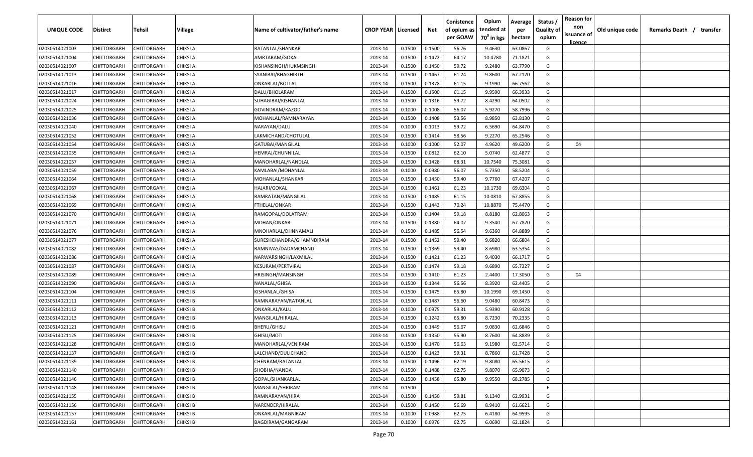| UNIQUE CODE | Distirct | Tehsil | Village | Name of cultivator/father's name | CROP YEAR | Licensed | Net | Conistence of opium as per GOAW | Opium tenderd at 70° in kgs | Average per hectare | Status / Quality of opium | Reason for non issuance of licence | Old unique code | Remarks Death / transfer |
|---|---|---|---|---|---|---|---|---|---|---|---|---|---|---|
| 02030514021003 | CHITTORGARH | CHITTORGARH | CHIKSI A | RATANLAL/SHANKAR | 2013-14 | 0.1500 | 0.1500 | 56.76 | 9.4630 | 63.0867 | G | | | |
| 02030514021004 | CHITTORGARH | CHITTORGARH | CHIKSI A | AMRTARAM/GOKAL | 2013-14 | 0.1500 | 0.1472 | 64.17 | 10.4780 | 71.1821 | G | | | |
| 02030514021007 | CHITTORGARH | CHITTORGARH | CHIKSI A | KISHANSINGH/HUKMSINGH | 2013-14 | 0.1500 | 0.1450 | 59.72 | 9.2480 | 63.7790 | G | | | |
| 02030514021013 | CHITTORGARH | CHITTORGARH | CHIKSI A | SYANIBAI/BHAGHIRTH | 2013-14 | 0.1500 | 0.1467 | 61.24 | 9.8600 | 67.2120 | G | | | |
| 02030514021016 | CHITTORGARH | CHITTORGARH | CHIKSI A | ONKARLAL/BOTLAL | 2013-14 | 0.1500 | 0.1378 | 61.15 | 9.1990 | 66.7562 | G | | | |
| 02030514021017 | CHITTORGARH | CHITTORGARH | CHIKSI A | DALU/BHOLARAM | 2013-14 | 0.1500 | 0.1500 | 61.15 | 9.9590 | 66.3933 | G | | | |
| 02030514021024 | CHITTORGARH | CHITTORGARH | CHIKSI A | SUHAGIBAI/KISHANLAL | 2013-14 | 0.1500 | 0.1316 | 59.72 | 8.4290 | 64.0502 | G | | | |
| 02030514021025 | CHITTORGARH | CHITTORGARH | CHIKSI A | GOVINDRAM/KAZOD | 2013-14 | 0.1000 | 0.1008 | 56.07 | 5.9270 | 58.7996 | G | | | |
| 02030514021036 | CHITTORGARH | CHITTORGARH | CHIKSI A | MOHANLAL/RAMNARAYAN | 2013-14 | 0.1500 | 0.1408 | 53.56 | 8.9850 | 63.8130 | G | | | |
| 02030514021040 | CHITTORGARH | CHITTORGARH | CHIKSI A | NARAYAN/DALU | 2013-14 | 0.1000 | 0.1013 | 59.72 | 6.5690 | 64.8470 | G | | | |
| 02030514021052 | CHITTORGARH | CHITTORGARH | CHIKSI A | LAKMICHAND/CHOTULAL | 2013-14 | 0.1500 | 0.1414 | 58.56 | 9.2270 | 65.2546 | G | | | |
| 02030514021054 | CHITTORGARH | CHITTORGARH | CHIKSI A | GATUBAI/MANGILAL | 2013-14 | 0.1000 | 0.1000 | 52.07 | 4.9620 | 49.6200 | G | 04 | | |
| 02030514021055 | CHITTORGARH | CHITTORGARH | CHIKSI A | HEMRAJ/CHUNNILAL | 2013-14 | 0.1500 | 0.0812 | 62.10 | 5.0740 | 62.4877 | G | | | |
| 02030514021057 | CHITTORGARH | CHITTORGARH | CHIKSI A | MANOHARLAL/NANDLAL | 2013-14 | 0.1500 | 0.1428 | 68.31 | 10.7540 | 75.3081 | G | | | |
| 02030514021059 | CHITTORGARH | CHITTORGARH | CHIKSI A | KAMLABAI/MOHANLAL | 2013-14 | 0.1000 | 0.0980 | 56.07 | 5.7350 | 58.5204 | G | | | |
| 02030514021064 | CHITTORGARH | CHITTORGARH | CHIKSI A | MOHANLAL/SHANKAR | 2013-14 | 0.1500 | 0.1450 | 59.40 | 9.7760 | 67.4207 | G | | | |
| 02030514021067 | CHITTORGARH | CHITTORGARH | CHIKSI A | HAJARI/GOKAL | 2013-14 | 0.1500 | 0.1461 | 61.23 | 10.1730 | 69.6304 | G | | | |
| 02030514021068 | CHITTORGARH | CHITTORGARH | CHIKSI A | RAMRATAN/MANGILAL | 2013-14 | 0.1500 | 0.1485 | 61.15 | 10.0810 | 67.8855 | G | | | |
| 02030514021069 | CHITTORGARH | CHITTORGARH | CHIKSI A | FTHELAL/ONKAR | 2013-14 | 0.1500 | 0.1443 | 70.24 | 10.8870 | 75.4470 | G | | | |
| 02030514021070 | CHITTORGARH | CHITTORGARH | CHIKSI A | RAMGOPAL/DOLATRAM | 2013-14 | 0.1500 | 0.1404 | 59.18 | 8.8180 | 62.8063 | G | | | |
| 02030514021071 | CHITTORGARH | CHITTORGARH | CHIKSI A | MOHAN/ONKAR | 2013-14 | 0.1500 | 0.1380 | 64.07 | 9.3540 | 67.7820 | G | | | |
| 02030514021076 | CHITTORGARH | CHITTORGARH | CHIKSI A | MNOHARLAL/DHNNAMALI | 2013-14 | 0.1500 | 0.1485 | 56.54 | 9.6360 | 64.8889 | G | | | |
| 02030514021077 | CHITTORGARH | CHITTORGARH | CHIKSI A | SURESHCHANDRA/GHAMNDIRAM | 2013-14 | 0.1500 | 0.1452 | 59.40 | 9.6820 | 66.6804 | G | | | |
| 02030514021082 | CHITTORGARH | CHITTORGARH | CHIKSI A | RAMNIVAS/DADAMCHAND | 2013-14 | 0.1500 | 0.1369 | 59.40 | 8.6980 | 63.5354 | G | | | |
| 02030514021086 | CHITTORGARH | CHITTORGARH | CHIKSI A | NARWARSINGH/LAXMILAL | 2013-14 | 0.1500 | 0.1421 | 61.23 | 9.4030 | 66.1717 | G | | | |
| 02030514021087 | CHITTORGARH | CHITTORGARH | CHIKSI A | KESURAM/PERTVIRAJ | 2013-14 | 0.1500 | 0.1474 | 59.18 | 9.6890 | 65.7327 | G | | | |
| 02030514021089 | CHITTORGARH | CHITTORGARH | CHIKSI A | HRISINGH/MANSINGH | 2013-14 | 0.1500 | 0.1410 | 61.23 | 2.4400 | 17.3050 | G | 04 | | |
| 02030514021090 | CHITTORGARH | CHITTORGARH | CHIKSI A | NANALAL/GHISA | 2013-14 | 0.1500 | 0.1344 | 56.56 | 8.3920 | 62.4405 | G | | | |
| 02030514021104 | CHITTORGARH | CHITTORGARH | CHIKSI B | KISHANLAL/GHISA | 2013-14 | 0.1500 | 0.1475 | 65.80 | 10.1990 | 69.1450 | G | | | |
| 02030514021111 | CHITTORGARH | CHITTORGARH | CHIKSI B | RAMNARAYAN/RATANLAL | 2013-14 | 0.1500 | 0.1487 | 56.60 | 9.0480 | 60.8473 | G | | | |
| 02030514021112 | CHITTORGARH | CHITTORGARH | CHIKSI B | ONKARLAL/KALU | 2013-14 | 0.1000 | 0.0975 | 59.31 | 5.9390 | 60.9128 | G | | | |
| 02030514021113 | CHITTORGARH | CHITTORGARH | CHIKSI B | MANGILAL/HIRALAL | 2013-14 | 0.1500 | 0.1242 | 65.80 | 8.7230 | 70.2335 | G | | | |
| 02030514021121 | CHITTORGARH | CHITTORGARH | CHIKSI B | BHERU/GHISU | 2013-14 | 0.1500 | 0.1449 | 56.67 | 9.0830 | 62.6846 | G | | | |
| 02030514021125 | CHITTORGARH | CHITTORGARH | CHIKSI B | GHISU/MOTI | 2013-14 | 0.1500 | 0.1350 | 55.90 | 8.7600 | 64.8889 | G | | | |
| 02030514021128 | CHITTORGARH | CHITTORGARH | CHIKSI B | MANOHARLAL/VENIRAM | 2013-14 | 0.1500 | 0.1470 | 56.63 | 9.1980 | 62.5714 | G | | | |
| 02030514021137 | CHITTORGARH | CHITTORGARH | CHIKSI B | LALCHAND/DULICHAND | 2013-14 | 0.1500 | 0.1423 | 59.31 | 8.7860 | 61.7428 | G | | | |
| 02030514021139 | CHITTORGARH | CHITTORGARH | CHIKSI B | CHENRAM/RATANLAL | 2013-14 | 0.1500 | 0.1496 | 62.19 | 9.8080 | 65.5615 | G | | | |
| 02030514021140 | CHITTORGARH | CHITTORGARH | CHIKSI B | SHOBHA/NANDA | 2013-14 | 0.1500 | 0.1488 | 62.75 | 9.8070 | 65.9073 | G | | | |
| 02030514021146 | CHITTORGARH | CHITTORGARH | CHIKSI B | GOPAL/SHANKARLAL | 2013-14 | 0.1500 | 0.1458 | 65.80 | 9.9550 | 68.2785 | G | | | |
| 02030514021148 | CHITTORGARH | CHITTORGARH | CHIKSI B | MANGILAL/SHRIRAM | 2013-14 | 0.1500 | | | | | F | | | |
| 02030514021155 | CHITTORGARH | CHITTORGARH | CHIKSI B | RAMNARAYAN/HIRA | 2013-14 | 0.1500 | 0.1450 | 59.81 | 9.1340 | 62.9931 | G | | | |
| 02030514021156 | CHITTORGARH | CHITTORGARH | CHIKSI B | NARENDER/HIRALAL | 2013-14 | 0.1500 | 0.1450 | 56.69 | 8.9410 | 61.6621 | G | | | |
| 02030514021157 | CHITTORGARH | CHITTORGARH | CHIKSI B | ONKARLAL/MAGNIRAM | 2013-14 | 0.1000 | 0.0988 | 62.75 | 6.4180 | 64.9595 | G | | | |
| 02030514021161 | CHITTORGARH | CHITTORGARH | CHIKSI B | BAGDIRAM/GANGARAM | 2013-14 | 0.1000 | 0.0976 | 62.75 | 6.0690 | 62.1824 | G | | | |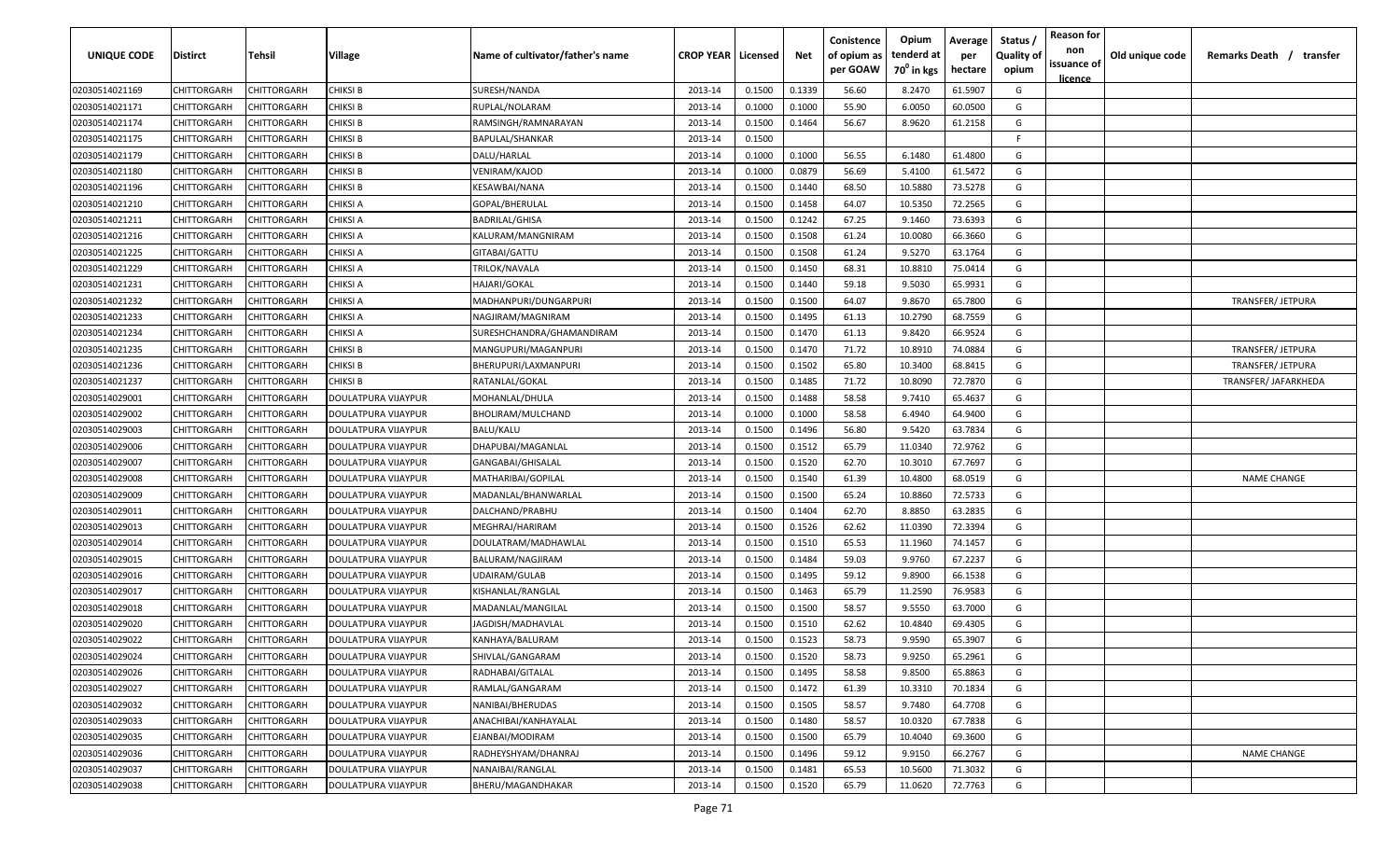| UNIQUE CODE | Distirct | Tehsil | Village | Name of cultivator/father's name | CROP YEAR | Licensed | Net | Conistence of opium as per GOAW | Opium tenderd at 70$^0$ in kgs | Average per hectare | Status / Quality of opium | Reason for non issuance of licence | Old unique code | Remarks Death / transfer |
|---|---|---|---|---|---|---|---|---|---|---|---|---|---|---|
| 02030514021169 | CHITTORGARH | CHITTORGARH | CHIKSI B | SURESH/NANDA | 2013-14 | 0.1500 | 0.1339 | 56.60 | 8.2470 | 61.5907 | G | | | |
| 02030514021171 | CHITTORGARH | CHITTORGARH | CHIKSI B | RUPLAL/NOLARAM | 2013-14 | 0.1000 | 0.1000 | 55.90 | 6.0050 | 60.0500 | G | | | |
| 02030514021174 | CHITTORGARH | CHITTORGARH | CHIKSI B | RAMSINGH/RAMNARAYAN | 2013-14 | 0.1500 | 0.1464 | 56.67 | 8.9620 | 61.2158 | G | | | |
| 02030514021175 | CHITTORGARH | CHITTORGARH | CHIKSI B | BAPULAL/SHANKAR | 2013-14 | 0.1500 | | | | | F | | | |
| 02030514021179 | CHITTORGARH | CHITTORGARH | CHIKSI B | DALU/HARLAL | 2013-14 | 0.1000 | 0.1000 | 56.55 | 6.1480 | 61.4800 | G | | | |
| 02030514021180 | CHITTORGARH | CHITTORGARH | CHIKSI B | VENIRAM/KAJOD | 2013-14 | 0.1000 | 0.0879 | 56.69 | 5.4100 | 61.5472 | G | | | |
| 02030514021196 | CHITTORGARH | CHITTORGARH | CHIKSI B | KESAWBAI/NANA | 2013-14 | 0.1500 | 0.1440 | 68.50 | 10.5880 | 73.5278 | G | | | |
| 02030514021210 | CHITTORGARH | CHITTORGARH | CHIKSI A | GOPAL/BHERULAL | 2013-14 | 0.1500 | 0.1458 | 64.07 | 10.5350 | 72.2565 | G | | | |
| 02030514021211 | CHITTORGARH | CHITTORGARH | CHIKSI A | BADRILAL/GHISA | 2013-14 | 0.1500 | 0.1242 | 67.25 | 9.1460 | 73.6393 | G | | | |
| 02030514021216 | CHITTORGARH | CHITTORGARH | CHIKSI A | KALURAM/MANGNIRAM | 2013-14 | 0.1500 | 0.1508 | 61.24 | 10.0080 | 66.3660 | G | | | |
| 02030514021225 | CHITTORGARH | CHITTORGARH | CHIKSI A | GITABAI/GATTU | 2013-14 | 0.1500 | 0.1508 | 61.24 | 9.5270 | 63.1764 | G | | | |
| 02030514021229 | CHITTORGARH | CHITTORGARH | CHIKSI A | TRILOK/NAVALA | 2013-14 | 0.1500 | 0.1450 | 68.31 | 10.8810 | 75.0414 | G | | | |
| 02030514021231 | CHITTORGARH | CHITTORGARH | CHIKSI A | HAJARI/GOKAL | 2013-14 | 0.1500 | 0.1440 | 59.18 | 9.5030 | 65.9931 | G | | | |
| 02030514021232 | CHITTORGARH | CHITTORGARH | CHIKSI A | MADHANPURI/DUNGARPURI | 2013-14 | 0.1500 | 0.1500 | 64.07 | 9.8670 | 65.7800 | G | | | TRANSFER/ JETPURA |
| 02030514021233 | CHITTORGARH | CHITTORGARH | CHIKSI A | NAGJIRAM/MAGNIRAM | 2013-14 | 0.1500 | 0.1495 | 61.13 | 10.2790 | 68.7559 | G | | | |
| 02030514021234 | CHITTORGARH | CHITTORGARH | CHIKSI A | SURESHCHANDRA/GHAMANDIRAM | 2013-14 | 0.1500 | 0.1470 | 61.13 | 9.8420 | 66.9524 | G | | | |
| 02030514021235 | CHITTORGARH | CHITTORGARH | CHIKSI B | MANGUPURI/MAGANPURI | 2013-14 | 0.1500 | 0.1470 | 71.72 | 10.8910 | 74.0884 | G | | | TRANSFER/ JETPURA |
| 02030514021236 | CHITTORGARH | CHITTORGARH | CHIKSI B | BHERUPURI/LAXMANPURI | 2013-14 | 0.1500 | 0.1502 | 65.80 | 10.3400 | 68.8415 | G | | | TRANSFER/ JETPURA |
| 02030514021237 | CHITTORGARH | CHITTORGARH | CHIKSI B | RATANLAL/GOKAL | 2013-14 | 0.1500 | 0.1485 | 71.72 | 10.8090 | 72.7870 | G | | | TRANSFER/ JAFARKHEDA |
| 02030514029001 | CHITTORGARH | CHITTORGARH | DOULATPURA VIJAYPUR | MOHANLAL/DHULA | 2013-14 | 0.1500 | 0.1488 | 58.58 | 9.7410 | 65.4637 | G | | | |
| 02030514029002 | CHITTORGARH | CHITTORGARH | DOULATPURA VIJAYPUR | BHOLIRAM/MULCHAND | 2013-14 | 0.1000 | 0.1000 | 58.58 | 6.4940 | 64.9400 | G | | | |
| 02030514029003 | CHITTORGARH | CHITTORGARH | DOULATPURA VIJAYPUR | BALU/KALU | 2013-14 | 0.1500 | 0.1496 | 56.80 | 9.5420 | 63.7834 | G | | | |
| 02030514029006 | CHITTORGARH | CHITTORGARH | DOULATPURA VIJAYPUR | DHAPUBAI/MAGANLAL | 2013-14 | 0.1500 | 0.1512 | 65.79 | 11.0340 | 72.9762 | G | | | |
| 02030514029007 | CHITTORGARH | CHITTORGARH | DOULATPURA VIJAYPUR | GANGABAI/GHISALAL | 2013-14 | 0.1500 | 0.1520 | 62.70 | 10.3010 | 67.7697 | G | | | |
| 02030514029008 | CHITTORGARH | CHITTORGARH | DOULATPURA VIJAYPUR | MATHARIBAI/GOPILAL | 2013-14 | 0.1500 | 0.1540 | 61.39 | 10.4800 | 68.0519 | G | | | NAME CHANGE |
| 02030514029009 | CHITTORGARH | CHITTORGARH | DOULATPURA VIJAYPUR | MADANLAL/BHANWARLAL | 2013-14 | 0.1500 | 0.1500 | 65.24 | 10.8860 | 72.5733 | G | | | |
| 02030514029011 | CHITTORGARH | CHITTORGARH | DOULATPURA VIJAYPUR | DALCHAND/PRABHU | 2013-14 | 0.1500 | 0.1404 | 62.70 | 8.8850 | 63.2835 | G | | | |
| 02030514029013 | CHITTORGARH | CHITTORGARH | DOULATPURA VIJAYPUR | MEGHRAJ/HARIRAM | 2013-14 | 0.1500 | 0.1526 | 62.62 | 11.0390 | 72.3394 | G | | | |
| 02030514029014 | CHITTORGARH | CHITTORGARH | DOULATPURA VIJAYPUR | DOULATRAM/MADHAWLAL | 2013-14 | 0.1500 | 0.1510 | 65.53 | 11.1960 | 74.1457 | G | | | |
| 02030514029015 | CHITTORGARH | CHITTORGARH | DOULATPURA VIJAYPUR | BALURAM/NAGJIRAM | 2013-14 | 0.1500 | 0.1484 | 59.03 | 9.9760 | 67.2237 | G | | | |
| 02030514029016 | CHITTORGARH | CHITTORGARH | DOULATPURA VIJAYPUR | UDAIRAM/GULAB | 2013-14 | 0.1500 | 0.1495 | 59.12 | 9.8900 | 66.1538 | G | | | |
| 02030514029017 | CHITTORGARH | CHITTORGARH | DOULATPURA VIJAYPUR | KISHANLAL/RANGLAL | 2013-14 | 0.1500 | 0.1463 | 65.79 | 11.2590 | 76.9583 | G | | | |
| 02030514029018 | CHITTORGARH | CHITTORGARH | DOULATPURA VIJAYPUR | MADANLAL/MANGILAL | 2013-14 | 0.1500 | 0.1500 | 58.57 | 9.5550 | 63.7000 | G | | | |
| 02030514029020 | CHITTORGARH | CHITTORGARH | DOULATPURA VIJAYPUR | JAGDISH/MADHAVLAL | 2013-14 | 0.1500 | 0.1510 | 62.62 | 10.4840 | 69.4305 | G | | | |
| 02030514029022 | CHITTORGARH | CHITTORGARH | DOULATPURA VIJAYPUR | KANHAYA/BALURAM | 2013-14 | 0.1500 | 0.1523 | 58.73 | 9.9590 | 65.3907 | G | | | |
| 02030514029024 | CHITTORGARH | CHITTORGARH | DOULATPURA VIJAYPUR | SHIVLAL/GANGARAM | 2013-14 | 0.1500 | 0.1520 | 58.73 | 9.9250 | 65.2961 | G | | | |
| 02030514029026 | CHITTORGARH | CHITTORGARH | DOULATPURA VIJAYPUR | RADHABAI/GITALAL | 2013-14 | 0.1500 | 0.1495 | 58.58 | 9.8500 | 65.8863 | G | | | |
| 02030514029027 | CHITTORGARH | CHITTORGARH | DOULATPURA VIJAYPUR | RAMLAL/GANGARAM | 2013-14 | 0.1500 | 0.1472 | 61.39 | 10.3310 | 70.1834 | G | | | |
| 02030514029032 | CHITTORGARH | CHITTORGARH | DOULATPURA VIJAYPUR | NANIBAI/BHERUDAS | 2013-14 | 0.1500 | 0.1505 | 58.57 | 9.7480 | 64.7708 | G | | | |
| 02030514029033 | CHITTORGARH | CHITTORGARH | DOULATPURA VIJAYPUR | ANACHIBAI/KANHAYALAL | 2013-14 | 0.1500 | 0.1480 | 58.57 | 10.0320 | 67.7838 | G | | | |
| 02030514029035 | CHITTORGARH | CHITTORGARH | DOULATPURA VIJAYPUR | EJANBAI/MODIRAM | 2013-14 | 0.1500 | 0.1500 | 65.79 | 10.4040 | 69.3600 | G | | | |
| 02030514029036 | CHITTORGARH | CHITTORGARH | DOULATPURA VIJAYPUR | RADHEYSHYAM/DHANRAJ | 2013-14 | 0.1500 | 0.1496 | 59.12 | 9.9150 | 66.2767 | G | | | NAME CHANGE |
| 02030514029037 | CHITTORGARH | CHITTORGARH | DOULATPURA VIJAYPUR | NANAIBAI/RANGLAL | 2013-14 | 0.1500 | 0.1481 | 65.53 | 10.5600 | 71.3032 | G | | | |
| 02030514029038 | CHITTORGARH | CHITTORGARH | DOULATPURA VIJAYPUR | BHERU/MAGANDHAKAR | 2013-14 | 0.1500 | 0.1520 | 65.79 | 11.0620 | 72.7763 | G | | | |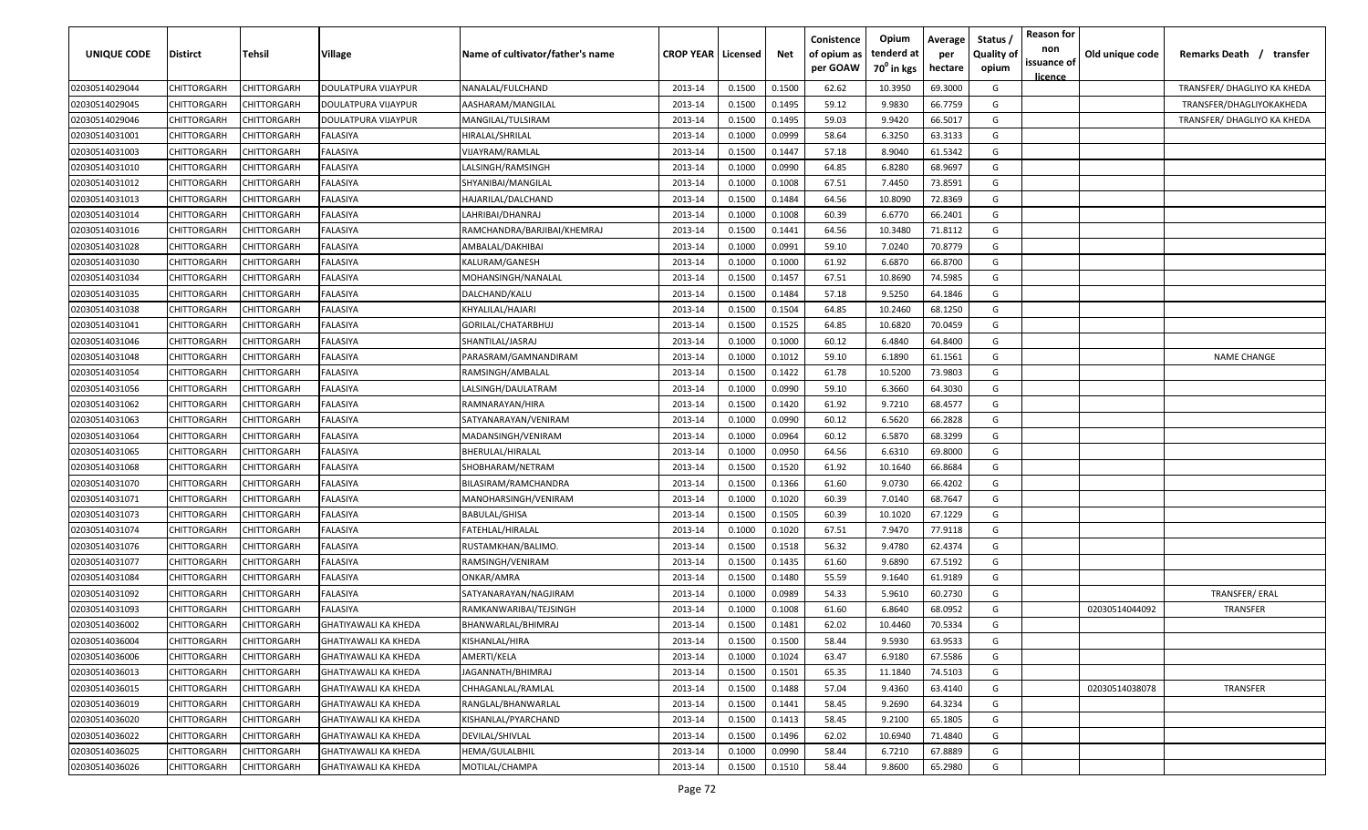| UNIQUE CODE | Distirct | Tehsil | Village | Name of cultivator/father's name | CROP YEAR | Licensed | Net | Conistence of opium as per GOAW | Opium tenderd at 70⁰ in kgs | Average per hectare | Status / Quality of opium | Reason for non issuance of licence | Old unique code | Remarks Death / transfer |
|---|---|---|---|---|---|---|---|---|---|---|---|---|---|---|
| 02030514029044 | CHITTORGARH | CHITTORGARH | DOULATPURA VIJAYPUR | NANALAL/FULCHAND | 2013-14 | 0.1500 | 0.1500 | 62.62 | 10.3950 | 69.3000 | G | | | TRANSFER/ DHAGLIYO KA KHEDA |
| 02030514029045 | CHITTORGARH | CHITTORGARH | DOULATPURA VIJAYPUR | AASHARAM/MANGILAL | 2013-14 | 0.1500 | 0.1495 | 59.12 | 9.9830 | 66.7759 | G | | | TRANSFER/DHAGLIYOKAKHEDA |
| 02030514029046 | CHITTORGARH | CHITTORGARH | DOULATPURA VIJAYPUR | MANGILAL/TULSIRAM | 2013-14 | 0.1500 | 0.1495 | 59.03 | 9.9420 | 66.5017 | G | | | TRANSFER/ DHAGLIYO KA KHEDA |
| 02030514031001 | CHITTORGARH | CHITTORGARH | FALASIYA | HIRALAL/SHRILAL | 2013-14 | 0.1000 | 0.0999 | 58.64 | 6.3250 | 63.3133 | G | | | |
| 02030514031003 | CHITTORGARH | CHITTORGARH | FALASIYA | VIJAYRAM/RAMLAL | 2013-14 | 0.1500 | 0.1447 | 57.18 | 8.9040 | 61.5342 | G | | | |
| 02030514031010 | CHITTORGARH | CHITTORGARH | FALASIYA | LALSINGH/RAMSINGH | 2013-14 | 0.1000 | 0.0990 | 64.85 | 6.8280 | 68.9697 | G | | | |
| 02030514031012 | CHITTORGARH | CHITTORGARH | FALASIYA | SHYANIBAI/MANGILAL | 2013-14 | 0.1000 | 0.1008 | 67.51 | 7.4450 | 73.8591 | G | | | |
| 02030514031013 | CHITTORGARH | CHITTORGARH | FALASIYA | HAJARILAL/DALCHAND | 2013-14 | 0.1500 | 0.1484 | 64.56 | 10.8090 | 72.8369 | G | | | |
| 02030514031014 | CHITTORGARH | CHITTORGARH | FALASIYA | LAHRIBAI/DHANRAJ | 2013-14 | 0.1000 | 0.1008 | 60.39 | 6.6770 | 66.2401 | G | | | |
| 02030514031016 | CHITTORGARH | CHITTORGARH | FALASIYA | RAMCHANDRA/BARJIBAI/KHEMRAJ | 2013-14 | 0.1500 | 0.1441 | 64.56 | 10.3480 | 71.8112 | G | | | |
| 02030514031028 | CHITTORGARH | CHITTORGARH | FALASIYA | AMBALAL/DAKHIBAI | 2013-14 | 0.1000 | 0.0991 | 59.10 | 7.0240 | 70.8779 | G | | | |
| 02030514031030 | CHITTORGARH | CHITTORGARH | FALASIYA | KALURAM/GANESH | 2013-14 | 0.1000 | 0.1000 | 61.92 | 6.6870 | 66.8700 | G | | | |
| 02030514031034 | CHITTORGARH | CHITTORGARH | FALASIYA | MOHANSINGH/NANALAL | 2013-14 | 0.1500 | 0.1457 | 67.51 | 10.8690 | 74.5985 | G | | | |
| 02030514031035 | CHITTORGARH | CHITTORGARH | FALASIYA | DALCHAND/KALU | 2013-14 | 0.1500 | 0.1484 | 57.18 | 9.5250 | 64.1846 | G | | | |
| 02030514031038 | CHITTORGARH | CHITTORGARH | FALASIYA | KHYALILAL/HAJARI | 2013-14 | 0.1500 | 0.1504 | 64.85 | 10.2460 | 68.1250 | G | | | |
| 02030514031041 | CHITTORGARH | CHITTORGARH | FALASIYA | GORILAL/CHATARBHUJ | 2013-14 | 0.1500 | 0.1525 | 64.85 | 10.6820 | 70.0459 | G | | | |
| 02030514031046 | CHITTORGARH | CHITTORGARH | FALASIYA | SHANTILAL/JASRAJ | 2013-14 | 0.1000 | 0.1000 | 60.12 | 6.4840 | 64.8400 | G | | | |
| 02030514031048 | CHITTORGARH | CHITTORGARH | FALASIYA | PARASRAM/GAMNANDIRAM | 2013-14 | 0.1000 | 0.1012 | 59.10 | 6.1890 | 61.1561 | G | | | NAME CHANGE |
| 02030514031054 | CHITTORGARH | CHITTORGARH | FALASIYA | RAMSINGH/AMBALAL | 2013-14 | 0.1500 | 0.1422 | 61.78 | 10.5200 | 73.9803 | G | | | |
| 02030514031056 | CHITTORGARH | CHITTORGARH | FALASIYA | LALSINGH/DAULATRAM | 2013-14 | 0.1000 | 0.0990 | 59.10 | 6.3660 | 64.3030 | G | | | |
| 02030514031062 | CHITTORGARH | CHITTORGARH | FALASIYA | RAMNARAYAN/HIRA | 2013-14 | 0.1500 | 0.1420 | 61.92 | 9.7210 | 68.4577 | G | | | |
| 02030514031063 | CHITTORGARH | CHITTORGARH | FALASIYA | SATYANARAYAN/VENIRAM | 2013-14 | 0.1000 | 0.0990 | 60.12 | 6.5620 | 66.2828 | G | | | |
| 02030514031064 | CHITTORGARH | CHITTORGARH | FALASIYA | MADANSINGH/VENIRAM | 2013-14 | 0.1000 | 0.0964 | 60.12 | 6.5870 | 68.3299 | G | | | |
| 02030514031065 | CHITTORGARH | CHITTORGARH | FALASIYA | BHERULAL/HIRALAL | 2013-14 | 0.1000 | 0.0950 | 64.56 | 6.6310 | 69.8000 | G | | | |
| 02030514031068 | CHITTORGARH | CHITTORGARH | FALASIYA | SHOBHARAM/NETRAM | 2013-14 | 0.1500 | 0.1520 | 61.92 | 10.1640 | 66.8684 | G | | | |
| 02030514031070 | CHITTORGARH | CHITTORGARH | FALASIYA | BILASIRAM/RAMCHANDRA | 2013-14 | 0.1500 | 0.1366 | 61.60 | 9.0730 | 66.4202 | G | | | |
| 02030514031071 | CHITTORGARH | CHITTORGARH | FALASIYA | MANOHARSINGH/VENIRAM | 2013-14 | 0.1000 | 0.1020 | 60.39 | 7.0140 | 68.7647 | G | | | |
| 02030514031073 | CHITTORGARH | CHITTORGARH | FALASIYA | BABULAL/GHISA | 2013-14 | 0.1500 | 0.1505 | 60.39 | 10.1020 | 67.1229 | G | | | |
| 02030514031074 | CHITTORGARH | CHITTORGARH | FALASIYA | FATEHLAL/HIRALAL | 2013-14 | 0.1000 | 0.1020 | 67.51 | 7.9470 | 77.9118 | G | | | |
| 02030514031076 | CHITTORGARH | CHITTORGARH | FALASIYA | RUSTAMKHAN/BALIMO. | 2013-14 | 0.1500 | 0.1518 | 56.32 | 9.4780 | 62.4374 | G | | | |
| 02030514031077 | CHITTORGARH | CHITTORGARH | FALASIYA | RAMSINGH/VENIRAM | 2013-14 | 0.1500 | 0.1435 | 61.60 | 9.6890 | 67.5192 | G | | | |
| 02030514031084 | CHITTORGARH | CHITTORGARH | FALASIYA | ONKAR/AMRA | 2013-14 | 0.1500 | 0.1480 | 55.59 | 9.1640 | 61.9189 | G | | | |
| 02030514031092 | CHITTORGARH | CHITTORGARH | FALASIYA | SATYANARAYAN/NAGJIRAM | 2013-14 | 0.1000 | 0.0989 | 54.33 | 5.9610 | 60.2730 | G | | | TRANSFER/ ERAL |
| 02030514031093 | CHITTORGARH | CHITTORGARH | FALASIYA | RAMKANWARIBAI/TEJSINGH | 2013-14 | 0.1000 | 0.1008 | 61.60 | 6.8640 | 68.0952 | G | | 02030514044092 | TRANSFER |
| 02030514036002 | CHITTORGARH | CHITTORGARH | GHATIYAWALI KA KHEDA | BHANWARLAL/BHIMRAJ | 2013-14 | 0.1500 | 0.1481 | 62.02 | 10.4460 | 70.5334 | G | | | |
| 02030514036004 | CHITTORGARH | CHITTORGARH | GHATIYAWALI KA KHEDA | KISHANLAL/HIRA | 2013-14 | 0.1500 | 0.1500 | 58.44 | 9.5930 | 63.9533 | G | | | |
| 02030514036006 | CHITTORGARH | CHITTORGARH | GHATIYAWALI KA KHEDA | AMERTI/KELA | 2013-14 | 0.1000 | 0.1024 | 63.47 | 6.9180 | 67.5586 | G | | | |
| 02030514036013 | CHITTORGARH | CHITTORGARH | GHATIYAWALI KA KHEDA | JAGANNATH/BHIMRAJ | 2013-14 | 0.1500 | 0.1501 | 65.35 | 11.1840 | 74.5103 | G | | | |
| 02030514036015 | CHITTORGARH | CHITTORGARH | GHATIYAWALI KA KHEDA | CHHAGANLAL/RAMLAL | 2013-14 | 0.1500 | 0.1488 | 57.04 | 9.4360 | 63.4140 | G | | 02030514038078 | TRANSFER |
| 02030514036019 | CHITTORGARH | CHITTORGARH | GHATIYAWALI KA KHEDA | RANGLAL/BHANWARLAL | 2013-14 | 0.1500 | 0.1441 | 58.45 | 9.2690 | 64.3234 | G | | | |
| 02030514036020 | CHITTORGARH | CHITTORGARH | GHATIYAWALI KA KHEDA | KISHANLAL/PYARCHAND | 2013-14 | 0.1500 | 0.1413 | 58.45 | 9.2100 | 65.1805 | G | | | |
| 02030514036022 | CHITTORGARH | CHITTORGARH | GHATIYAWALI KA KHEDA | DEVILAL/SHIVLAL | 2013-14 | 0.1500 | 0.1496 | 62.02 | 10.6940 | 71.4840 | G | | | |
| 02030514036025 | CHITTORGARH | CHITTORGARH | GHATIYAWALI KA KHEDA | HEMA/GULALBHIL | 2013-14 | 0.1000 | 0.0990 | 58.44 | 6.7210 | 67.8889 | G | | | |
| 02030514036026 | CHITTORGARH | CHITTORGARH | GHATIYAWALI KA KHEDA | MOTILAL/CHAMPA | 2013-14 | 0.1500 | 0.1510 | 58.44 | 9.8600 | 65.2980 | G | | | |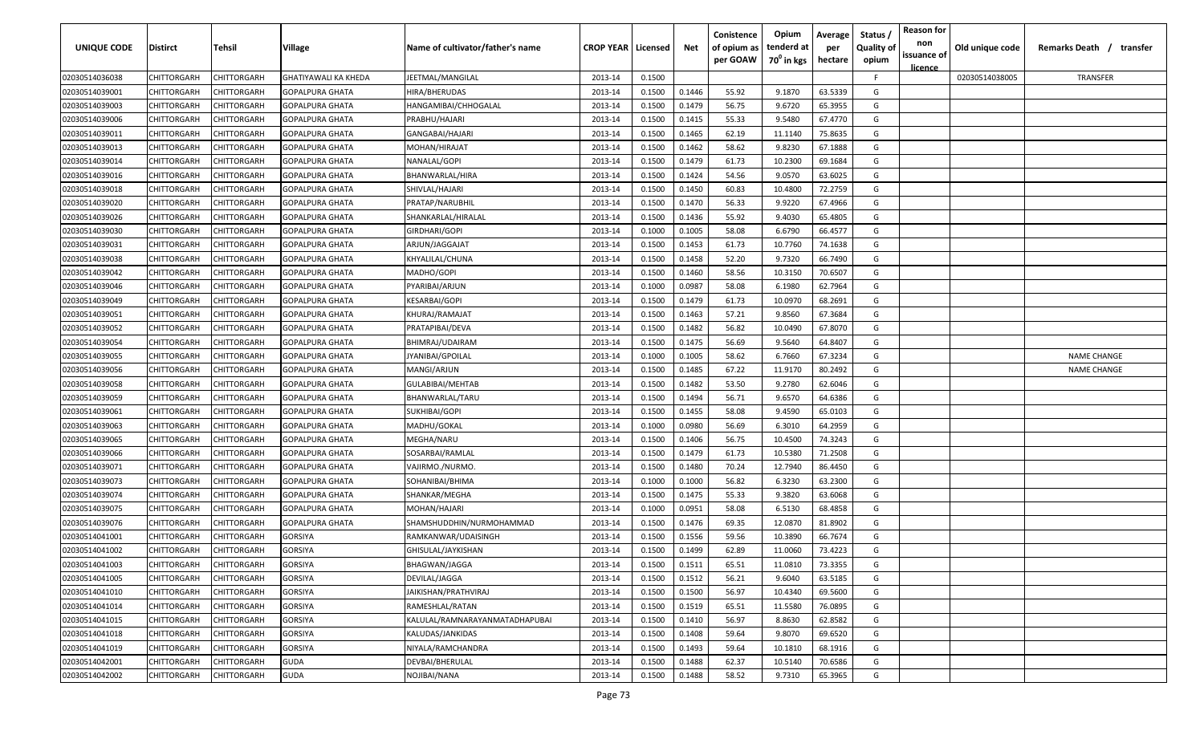| UNIQUE CODE | Distirct | Tehsil | Village | Name of cultivator/father's name | CROP YEAR | Licensed | Net | Conistence of opium as per GOAW | Opium tenderd at 70° in kgs | Average per hectare | Status / Quality of opium | Reason for non issuance of licence | Old unique code | Remarks Death / transfer |
|---|---|---|---|---|---|---|---|---|---|---|---|---|---|---|
| 02030514036038 | CHITTORGARH | CHITTORGARH | GHATIYAWALI KA KHEDA | JEETMAL/MANGILAL | 2013-14 | 0.1500 | | | | | F | | 02030514038005 | TRANSFER |
| 02030514039001 | CHITTORGARH | CHITTORGARH | GOPALPURA GHATA | HIRA/BHERUDAS | 2013-14 | 0.1500 | 0.1446 | 55.92 | 9.1870 | 63.5339 | G | | | |
| 02030514039003 | CHITTORGARH | CHITTORGARH | GOPALPURA GHATA | HANGAMIBAI/CHHOGALAL | 2013-14 | 0.1500 | 0.1479 | 56.75 | 9.6720 | 65.3955 | G | | | |
| 02030514039006 | CHITTORGARH | CHITTORGARH | GOPALPURA GHATA | PRABHU/HAJARI | 2013-14 | 0.1500 | 0.1415 | 55.33 | 9.5480 | 67.4770 | G | | | |
| 02030514039011 | CHITTORGARH | CHITTORGARH | GOPALPURA GHATA | GANGABAI/HAJARI | 2013-14 | 0.1500 | 0.1465 | 62.19 | 11.1140 | 75.8635 | G | | | |
| 02030514039013 | CHITTORGARH | CHITTORGARH | GOPALPURA GHATA | MOHAN/HIRAJAT | 2013-14 | 0.1500 | 0.1462 | 58.62 | 9.8230 | 67.1888 | G | | | |
| 02030514039014 | CHITTORGARH | CHITTORGARH | GOPALPURA GHATA | NANALAL/GOPI | 2013-14 | 0.1500 | 0.1479 | 61.73 | 10.2300 | 69.1684 | G | | | |
| 02030514039016 | CHITTORGARH | CHITTORGARH | GOPALPURA GHATA | BHANWARLAL/HIRA | 2013-14 | 0.1500 | 0.1424 | 54.56 | 9.0570 | 63.6025 | G | | | |
| 02030514039018 | CHITTORGARH | CHITTORGARH | GOPALPURA GHATA | SHIVLAL/HAJARI | 2013-14 | 0.1500 | 0.1450 | 60.83 | 10.4800 | 72.2759 | G | | | |
| 02030514039020 | CHITTORGARH | CHITTORGARH | GOPALPURA GHATA | PRATAP/NARUBHIL | 2013-14 | 0.1500 | 0.1470 | 56.33 | 9.9220 | 67.4966 | G | | | |
| 02030514039026 | CHITTORGARH | CHITTORGARH | GOPALPURA GHATA | SHANKARLAL/HIRALAL | 2013-14 | 0.1500 | 0.1436 | 55.92 | 9.4030 | 65.4805 | G | | | |
| 02030514039030 | CHITTORGARH | CHITTORGARH | GOPALPURA GHATA | GIRDHARI/GOPI | 2013-14 | 0.1000 | 0.1005 | 58.08 | 6.6790 | 66.4577 | G | | | |
| 02030514039031 | CHITTORGARH | CHITTORGARH | GOPALPURA GHATA | ARJUN/JAGGAJAT | 2013-14 | 0.1500 | 0.1453 | 61.73 | 10.7760 | 74.1638 | G | | | |
| 02030514039038 | CHITTORGARH | CHITTORGARH | GOPALPURA GHATA | KHYALILAL/CHUNA | 2013-14 | 0.1500 | 0.1458 | 52.20 | 9.7320 | 66.7490 | G | | | |
| 02030514039042 | CHITTORGARH | CHITTORGARH | GOPALPURA GHATA | MADHO/GOPI | 2013-14 | 0.1500 | 0.1460 | 58.56 | 10.3150 | 70.6507 | G | | | |
| 02030514039046 | CHITTORGARH | CHITTORGARH | GOPALPURA GHATA | PYARIBAI/ARJUN | 2013-14 | 0.1000 | 0.0987 | 58.08 | 6.1980 | 62.7964 | G | | | |
| 02030514039049 | CHITTORGARH | CHITTORGARH | GOPALPURA GHATA | KESARBAI/GOPI | 2013-14 | 0.1500 | 0.1479 | 61.73 | 10.0970 | 68.2691 | G | | | |
| 02030514039051 | CHITTORGARH | CHITTORGARH | GOPALPURA GHATA | KHURAJ/RAMAJAT | 2013-14 | 0.1500 | 0.1463 | 57.21 | 9.8560 | 67.3684 | G | | | |
| 02030514039052 | CHITTORGARH | CHITTORGARH | GOPALPURA GHATA | PRATAPIBAI/DEVA | 2013-14 | 0.1500 | 0.1482 | 56.82 | 10.0490 | 67.8070 | G | | | |
| 02030514039054 | CHITTORGARH | CHITTORGARH | GOPALPURA GHATA | BHIMRAJ/UDAIRAM | 2013-14 | 0.1500 | 0.1475 | 56.69 | 9.5640 | 64.8407 | G | | | |
| 02030514039055 | CHITTORGARH | CHITTORGARH | GOPALPURA GHATA | JYANIBAI/GPOILAL | 2013-14 | 0.1000 | 0.1005 | 58.62 | 6.7660 | 67.3234 | G | | | NAME CHANGE |
| 02030514039056 | CHITTORGARH | CHITTORGARH | GOPALPURA GHATA | MANGI/ARJUN | 2013-14 | 0.1500 | 0.1485 | 67.22 | 11.9170 | 80.2492 | G | | | NAME CHANGE |
| 02030514039058 | CHITTORGARH | CHITTORGARH | GOPALPURA GHATA | GULABIBAI/MEHTAB | 2013-14 | 0.1500 | 0.1482 | 53.50 | 9.2780 | 62.6046 | G | | | |
| 02030514039059 | CHITTORGARH | CHITTORGARH | GOPALPURA GHATA | BHANWARLAL/TARU | 2013-14 | 0.1500 | 0.1494 | 56.71 | 9.6570 | 64.6386 | G | | | |
| 02030514039061 | CHITTORGARH | CHITTORGARH | GOPALPURA GHATA | SUKHIBAI/GOPI | 2013-14 | 0.1500 | 0.1455 | 58.08 | 9.4590 | 65.0103 | G | | | |
| 02030514039063 | CHITTORGARH | CHITTORGARH | GOPALPURA GHATA | MADHU/GOKAL | 2013-14 | 0.1000 | 0.0980 | 56.69 | 6.3010 | 64.2959 | G | | | |
| 02030514039065 | CHITTORGARH | CHITTORGARH | GOPALPURA GHATA | MEGHA/NARU | 2013-14 | 0.1500 | 0.1406 | 56.75 | 10.4500 | 74.3243 | G | | | |
| 02030514039066 | CHITTORGARH | CHITTORGARH | GOPALPURA GHATA | SOSARBAI/RAMLAL | 2013-14 | 0.1500 | 0.1479 | 61.73 | 10.5380 | 71.2508 | G | | | |
| 02030514039071 | CHITTORGARH | CHITTORGARH | GOPALPURA GHATA | VAJIRMO./NURMO. | 2013-14 | 0.1500 | 0.1480 | 70.24 | 12.7940 | 86.4450 | G | | | |
| 02030514039073 | CHITTORGARH | CHITTORGARH | GOPALPURA GHATA | SOHANIBAI/BHIMA | 2013-14 | 0.1000 | 0.1000 | 56.82 | 6.3230 | 63.2300 | G | | | |
| 02030514039074 | CHITTORGARH | CHITTORGARH | GOPALPURA GHATA | SHANKAR/MEGHA | 2013-14 | 0.1500 | 0.1475 | 55.33 | 9.3820 | 63.6068 | G | | | |
| 02030514039075 | CHITTORGARH | CHITTORGARH | GOPALPURA GHATA | MOHAN/HAJARI | 2013-14 | 0.1000 | 0.0951 | 58.08 | 6.5130 | 68.4858 | G | | | |
| 02030514039076 | CHITTORGARH | CHITTORGARH | GOPALPURA GHATA | SHAMSHUDDHIN/NURMOHAMMAD | 2013-14 | 0.1500 | 0.1476 | 69.35 | 12.0870 | 81.8902 | G | | | |
| 02030514041001 | CHITTORGARH | CHITTORGARH | GORSIYA | RAMKANWAR/UDAISINGH | 2013-14 | 0.1500 | 0.1556 | 59.56 | 10.3890 | 66.7674 | G | | | |
| 02030514041002 | CHITTORGARH | CHITTORGARH | GORSIYA | GHISULAL/JAYKISHAN | 2013-14 | 0.1500 | 0.1499 | 62.89 | 11.0060 | 73.4223 | G | | | |
| 02030514041003 | CHITTORGARH | CHITTORGARH | GORSIYA | BHAGWAN/JAGGA | 2013-14 | 0.1500 | 0.1511 | 65.51 | 11.0810 | 73.3355 | G | | | |
| 02030514041005 | CHITTORGARH | CHITTORGARH | GORSIYA | DEVILAL/JAGGA | 2013-14 | 0.1500 | 0.1512 | 56.21 | 9.6040 | 63.5185 | G | | | |
| 02030514041010 | CHITTORGARH | CHITTORGARH | GORSIYA | JAIKISHAN/PRATHVIRAJ | 2013-14 | 0.1500 | 0.1500 | 56.97 | 10.4340 | 69.5600 | G | | | |
| 02030514041014 | CHITTORGARH | CHITTORGARH | GORSIYA | RAMESHLAL/RATAN | 2013-14 | 0.1500 | 0.1519 | 65.51 | 11.5580 | 76.0895 | G | | | |
| 02030514041015 | CHITTORGARH | CHITTORGARH | GORSIYA | KALULAL/RAMNARAYANMATADHAPUBAI | 2013-14 | 0.1500 | 0.1410 | 56.97 | 8.8630 | 62.8582 | G | | | |
| 02030514041018 | CHITTORGARH | CHITTORGARH | GORSIYA | KALUDAS/JANKIDAS | 2013-14 | 0.1500 | 0.1408 | 59.64 | 9.8070 | 69.6520 | G | | | |
| 02030514041019 | CHITTORGARH | CHITTORGARH | GORSIYA | NIYALA/RAMCHANDRA | 2013-14 | 0.1500 | 0.1493 | 59.64 | 10.1810 | 68.1916 | G | | | |
| 02030514042001 | CHITTORGARH | CHITTORGARH | GUDA | DEVBAI/BHERULAL | 2013-14 | 0.1500 | 0.1488 | 62.37 | 10.5140 | 70.6586 | G | | | |
| 02030514042002 | CHITTORGARH | CHITTORGARH | GUDA | NOJIBAI/NANA | 2013-14 | 0.1500 | 0.1488 | 58.52 | 9.7310 | 65.3965 | G | | | |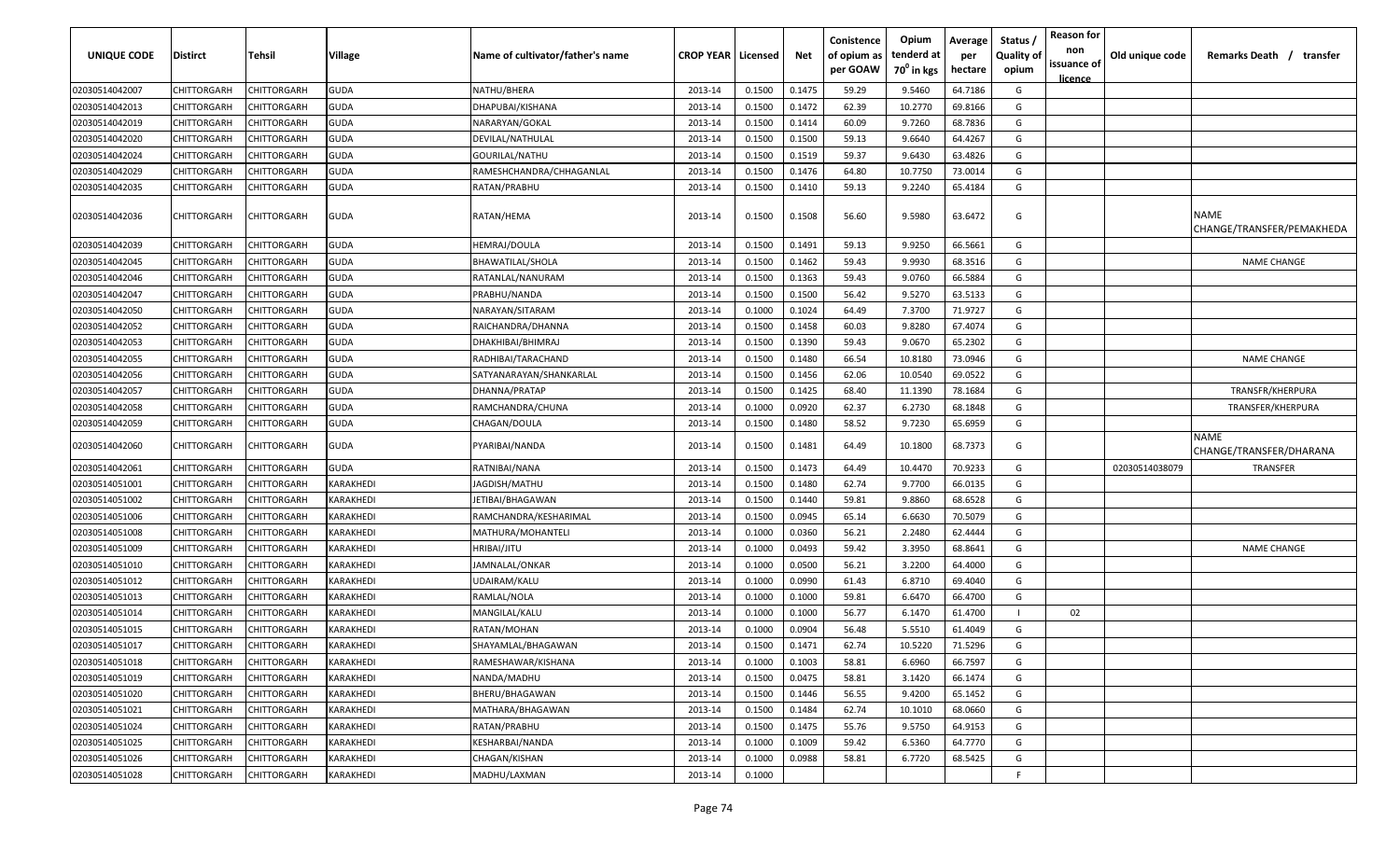| UNIQUE CODE | Distirct | Tehsil | Village | Name of cultivator/father's name | CROP YEAR | Licensed | Net | Conistence of opium as per GOAW | Opium tenderd at 70⁰ in kgs | Average per hectare | Status / Quality of opium | Reason for non issuance of licence | Old unique code | Remarks Death / transfer |
|---|---|---|---|---|---|---|---|---|---|---|---|---|---|---|
| 02030514042007 | CHITTORGARH | CHITTORGARH | GUDA | NATHU/BHERA | 2013-14 | 0.1500 | 0.1475 | 59.29 | 9.5460 | 64.7186 | G | | | |
| 02030514042013 | CHITTORGARH | CHITTORGARH | GUDA | DHAPUBAI/KISHANA | 2013-14 | 0.1500 | 0.1472 | 62.39 | 10.2770 | 69.8166 | G | | | |
| 02030514042019 | CHITTORGARH | CHITTORGARH | GUDA | NARARYAN/GOKAL | 2013-14 | 0.1500 | 0.1414 | 60.09 | 9.7260 | 68.7836 | G | | | |
| 02030514042020 | CHITTORGARH | CHITTORGARH | GUDA | DEVILAL/NATHULAL | 2013-14 | 0.1500 | 0.1500 | 59.13 | 9.6640 | 64.4267 | G | | | |
| 02030514042024 | CHITTORGARH | CHITTORGARH | GUDA | GOURILAL/NATHU | 2013-14 | 0.1500 | 0.1519 | 59.37 | 9.6430 | 63.4826 | G | | | |
| 02030514042029 | CHITTORGARH | CHITTORGARH | GUDA | RAMESHCHANDRA/CHHAGANLAL | 2013-14 | 0.1500 | 0.1476 | 64.80 | 10.7750 | 73.0014 | G | | | |
| 02030514042035 | CHITTORGARH | CHITTORGARH | GUDA | RATAN/PRABHU | 2013-14 | 0.1500 | 0.1410 | 59.13 | 9.2240 | 65.4184 | G | | | |
| 02030514042036 | CHITTORGARH | CHITTORGARH | GUDA | RATAN/HEMA | 2013-14 | 0.1500 | 0.1508 | 56.60 | 9.5980 | 63.6472 | G | | | NAME CHANGE/TRANSFER/PEMAKHEDA |
| 02030514042039 | CHITTORGARH | CHITTORGARH | GUDA | HEMRAJ/DOULA | 2013-14 | 0.1500 | 0.1491 | 59.13 | 9.9250 | 66.5661 | G | | | |
| 02030514042045 | CHITTORGARH | CHITTORGARH | GUDA | BHAWATILAL/SHOLA | 2013-14 | 0.1500 | 0.1462 | 59.43 | 9.9930 | 68.3516 | G | | | NAME CHANGE |
| 02030514042046 | CHITTORGARH | CHITTORGARH | GUDA | RATANLAL/NANURAM | 2013-14 | 0.1500 | 0.1363 | 59.43 | 9.0760 | 66.5884 | G | | | |
| 02030514042047 | CHITTORGARH | CHITTORGARH | GUDA | PRABHU/NANDA | 2013-14 | 0.1500 | 0.1500 | 56.42 | 9.5270 | 63.5133 | G | | | |
| 02030514042050 | CHITTORGARH | CHITTORGARH | GUDA | NARAYAN/SITARAM | 2013-14 | 0.1000 | 0.1024 | 64.49 | 7.3700 | 71.9727 | G | | | |
| 02030514042052 | CHITTORGARH | CHITTORGARH | GUDA | RAICHANDRA/DHANNA | 2013-14 | 0.1500 | 0.1458 | 60.03 | 9.8280 | 67.4074 | G | | | |
| 02030514042053 | CHITTORGARH | CHITTORGARH | GUDA | DHAKHIBAI/BHIMRAJ | 2013-14 | 0.1500 | 0.1390 | 59.43 | 9.0670 | 65.2302 | G | | | |
| 02030514042055 | CHITTORGARH | CHITTORGARH | GUDA | RADHIBAI/TARACHAND | 2013-14 | 0.1500 | 0.1480 | 66.54 | 10.8180 | 73.0946 | G | | | NAME CHANGE |
| 02030514042056 | CHITTORGARH | CHITTORGARH | GUDA | SATYANARAYAN/SHANKARLAL | 2013-14 | 0.1500 | 0.1456 | 62.06 | 10.0540 | 69.0522 | G | | | |
| 02030514042057 | CHITTORGARH | CHITTORGARH | GUDA | DHANNA/PRATAP | 2013-14 | 0.1500 | 0.1425 | 68.40 | 11.1390 | 78.1684 | G | | | TRANSFR/KHERPURA |
| 02030514042058 | CHITTORGARH | CHITTORGARH | GUDA | RAMCHANDRA/CHUNA | 2013-14 | 0.1000 | 0.0920 | 62.37 | 6.2730 | 68.1848 | G | | | TRANSFER/KHERPURA |
| 02030514042059 | CHITTORGARH | CHITTORGARH | GUDA | CHAGAN/DOULA | 2013-14 | 0.1500 | 0.1480 | 58.52 | 9.7230 | 65.6959 | G | | | |
| 02030514042060 | CHITTORGARH | CHITTORGARH | GUDA | PYARIBAI/NANDA | 2013-14 | 0.1500 | 0.1481 | 64.49 | 10.1800 | 68.7373 | G | | | NAME CHANGE/TRANSFER/DHARANA |
| 02030514042061 | CHITTORGARH | CHITTORGARH | GUDA | RATNIBAI/NANA | 2013-14 | 0.1500 | 0.1473 | 64.49 | 10.4470 | 70.9233 | G | | 02030514038079 | TRANSFER |
| 02030514051001 | CHITTORGARH | CHITTORGARH | KARAKHEDI | JAGDISH/MATHU | 2013-14 | 0.1500 | 0.1480 | 62.74 | 9.7700 | 66.0135 | G | | | |
| 02030514051002 | CHITTORGARH | CHITTORGARH | KARAKHEDI | JETIBAI/BHAGAWAN | 2013-14 | 0.1500 | 0.1440 | 59.81 | 9.8860 | 68.6528 | G | | | |
| 02030514051006 | CHITTORGARH | CHITTORGARH | KARAKHEDI | RAMCHANDRA/KESHARIMAL | 2013-14 | 0.1500 | 0.0945 | 65.14 | 6.6630 | 70.5079 | G | | | |
| 02030514051008 | CHITTORGARH | CHITTORGARH | KARAKHEDI | MATHURA/MOHANTELI | 2013-14 | 0.1000 | 0.0360 | 56.21 | 2.2480 | 62.4444 | G | | | |
| 02030514051009 | CHITTORGARH | CHITTORGARH | KARAKHEDI | HRIBAI/JITU | 2013-14 | 0.1000 | 0.0493 | 59.42 | 3.3950 | 68.8641 | G | | | NAME CHANGE |
| 02030514051010 | CHITTORGARH | CHITTORGARH | KARAKHEDI | JAMNALAL/ONKAR | 2013-14 | 0.1000 | 0.0500 | 56.21 | 3.2200 | 64.4000 | G | | | |
| 02030514051012 | CHITTORGARH | CHITTORGARH | KARAKHEDI | UDAIRAM/KALU | 2013-14 | 0.1000 | 0.0990 | 61.43 | 6.8710 | 69.4040 | G | | | |
| 02030514051013 | CHITTORGARH | CHITTORGARH | KARAKHEDI | RAMLAL/NOLA | 2013-14 | 0.1000 | 0.1000 | 59.81 | 6.6470 | 66.4700 | G | | | |
| 02030514051014 | CHITTORGARH | CHITTORGARH | KARAKHEDI | MANGILAL/KALU | 2013-14 | 0.1000 | 0.1000 | 56.77 | 6.1470 | 61.4700 | I | 02 | | |
| 02030514051015 | CHITTORGARH | CHITTORGARH | KARAKHEDI | RATAN/MOHAN | 2013-14 | 0.1000 | 0.0904 | 56.48 | 5.5510 | 61.4049 | G | | | |
| 02030514051017 | CHITTORGARH | CHITTORGARH | KARAKHEDI | SHAYAMLAL/BHAGAWAN | 2013-14 | 0.1500 | 0.1471 | 62.74 | 10.5220 | 71.5296 | G | | | |
| 02030514051018 | CHITTORGARH | CHITTORGARH | KARAKHEDI | RAMESHAWAR/KISHANA | 2013-14 | 0.1000 | 0.1003 | 58.81 | 6.6960 | 66.7597 | G | | | |
| 02030514051019 | CHITTORGARH | CHITTORGARH | KARAKHEDI | NANDA/MADHU | 2013-14 | 0.1500 | 0.0475 | 58.81 | 3.1420 | 66.1474 | G | | | |
| 02030514051020 | CHITTORGARH | CHITTORGARH | KARAKHEDI | BHERU/BHAGAWAN | 2013-14 | 0.1500 | 0.1446 | 56.55 | 9.4200 | 65.1452 | G | | | |
| 02030514051021 | CHITTORGARH | CHITTORGARH | KARAKHEDI | MATHARA/BHAGAWAN | 2013-14 | 0.1500 | 0.1484 | 62.74 | 10.1010 | 68.0660 | G | | | |
| 02030514051024 | CHITTORGARH | CHITTORGARH | KARAKHEDI | RATAN/PRABHU | 2013-14 | 0.1500 | 0.1475 | 55.76 | 9.5750 | 64.9153 | G | | | |
| 02030514051025 | CHITTORGARH | CHITTORGARH | KARAKHEDI | KESHARBAI/NANDA | 2013-14 | 0.1000 | 0.1009 | 59.42 | 6.5360 | 64.7770 | G | | | |
| 02030514051026 | CHITTORGARH | CHITTORGARH | KARAKHEDI | CHAGAN/KISHAN | 2013-14 | 0.1000 | 0.0988 | 58.81 | 6.7720 | 68.5425 | G | | | |
| 02030514051028 | CHITTORGARH | CHITTORGARH | KARAKHEDI | MADHU/LAXMAN | 2013-14 | 0.1000 | | | | | F | | | |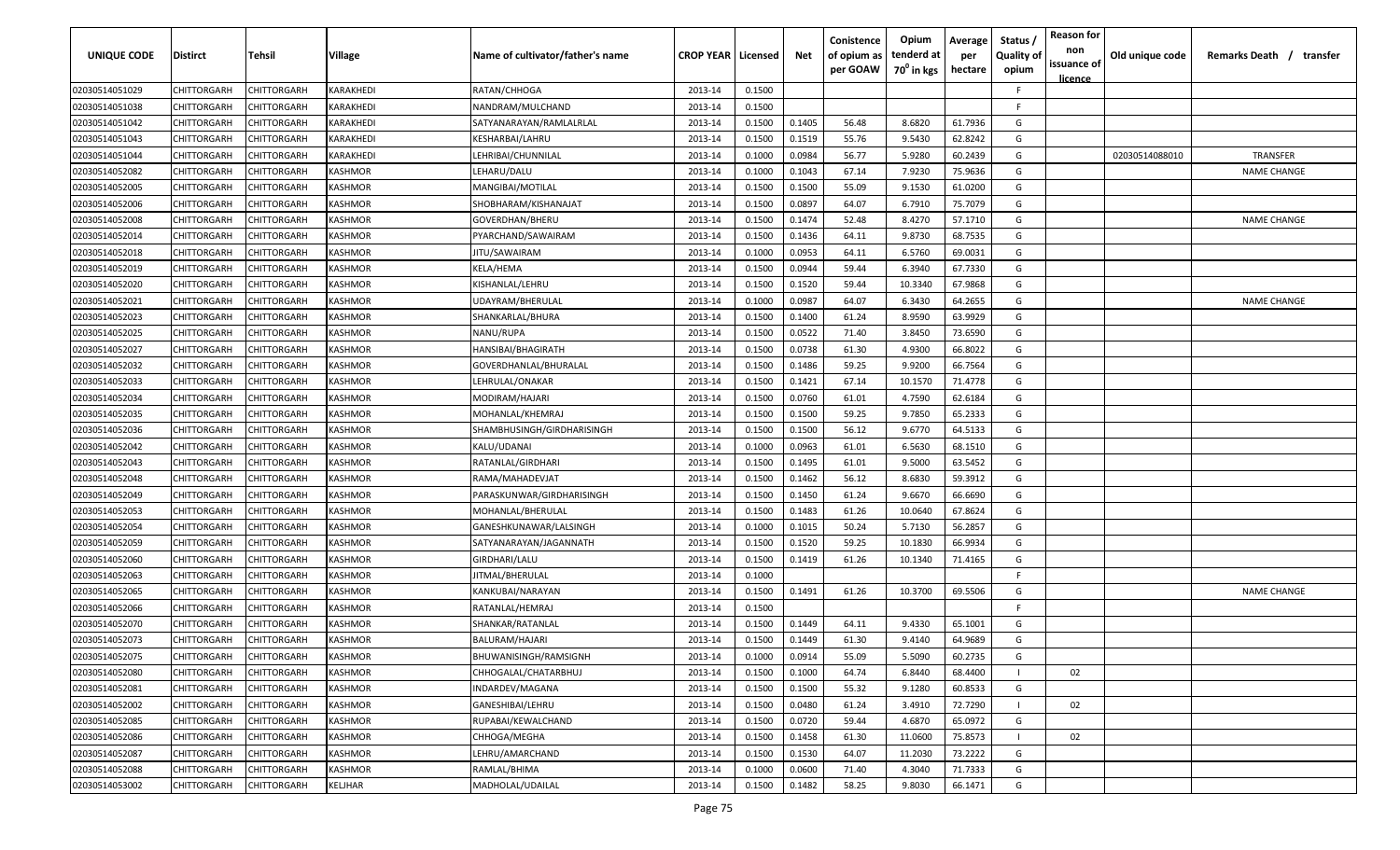| UNIQUE CODE | Distirct | Tehsil | Village | Name of cultivator/father's name | CROP YEAR | Licensed | Net | Conistence of opium as per GOAW | Opium tenderd at $70^0$ in kgs | Average per hectare | Status / Quality of opium | Reason for non issuance of licence | Old unique code | Remarks Death / transfer |
|---|---|---|---|---|---|---|---|---|---|---|---|---|---|---|
| 02030514051029 | CHITTORGARH | CHITTORGARH | KARAKHEDI | RATAN/CHHOGA | 2013-14 | 0.1500 | | | | | F | | | |
| 02030514051038 | CHITTORGARH | CHITTORGARH | KARAKHEDI | NANDRAM/MULCHAND | 2013-14 | 0.1500 | | | | | F | | | |
| 02030514051042 | CHITTORGARH | CHITTORGARH | KARAKHEDI | SATYANARAYAN/RAMLALRLAL | 2013-14 | 0.1500 | 0.1405 | 56.48 | 8.6820 | 61.7936 | G | | | |
| 02030514051043 | CHITTORGARH | CHITTORGARH | KARAKHEDI | KESHARBAI/LAHRU | 2013-14 | 0.1500 | 0.1519 | 55.76 | 9.5430 | 62.8242 | G | | | |
| 02030514051044 | CHITTORGARH | CHITTORGARH | KARAKHEDI | LEHRIBAI/CHUNNILAL | 2013-14 | 0.1000 | 0.0984 | 56.77 | 5.9280 | 60.2439 | G | | 02030514088010 | TRANSFER |
| 02030514052082 | CHITTORGARH | CHITTORGARH | KASHMOR | LEHARU/DALU | 2013-14 | 0.1000 | 0.1043 | 67.14 | 7.9230 | 75.9636 | G | | | NAME CHANGE |
| 02030514052005 | CHITTORGARH | CHITTORGARH | KASHMOR | MANGIBAI/MOTILAL | 2013-14 | 0.1500 | 0.1500 | 55.09 | 9.1530 | 61.0200 | G | | | |
| 02030514052006 | CHITTORGARH | CHITTORGARH | KASHMOR | SHOBHARAM/KISHANAJAT | 2013-14 | 0.1500 | 0.0897 | 64.07 | 6.7910 | 75.7079 | G | | | |
| 02030514052008 | CHITTORGARH | CHITTORGARH | KASHMOR | GOVERDHAN/BHERU | 2013-14 | 0.1500 | 0.1474 | 52.48 | 8.4270 | 57.1710 | G | | | NAME CHANGE |
| 02030514052014 | CHITTORGARH | CHITTORGARH | KASHMOR | PYARCHAND/SAWAIRAM | 2013-14 | 0.1500 | 0.1436 | 64.11 | 9.8730 | 68.7535 | G | | | |
| 02030514052018 | CHITTORGARH | CHITTORGARH | KASHMOR | JITU/SAWAIRAM | 2013-14 | 0.1000 | 0.0953 | 64.11 | 6.5760 | 69.0031 | G | | | |
| 02030514052019 | CHITTORGARH | CHITTORGARH | KASHMOR | KELA/HEMA | 2013-14 | 0.1500 | 0.0944 | 59.44 | 6.3940 | 67.7330 | G | | | |
| 02030514052020 | CHITTORGARH | CHITTORGARH | KASHMOR | KISHANLAL/LEHRU | 2013-14 | 0.1500 | 0.1520 | 59.44 | 10.3340 | 67.9868 | G | | | |
| 02030514052021 | CHITTORGARH | CHITTORGARH | KASHMOR | UDAYRAM/BHERULAL | 2013-14 | 0.1000 | 0.0987 | 64.07 | 6.3430 | 64.2655 | G | | | NAME CHANGE |
| 02030514052023 | CHITTORGARH | CHITTORGARH | KASHMOR | SHANKARLAL/BHURA | 2013-14 | 0.1500 | 0.1400 | 61.24 | 8.9590 | 63.9929 | G | | | |
| 02030514052025 | CHITTORGARH | CHITTORGARH | KASHMOR | NANU/RUPA | 2013-14 | 0.1500 | 0.0522 | 71.40 | 3.8450 | 73.6590 | G | | | |
| 02030514052027 | CHITTORGARH | CHITTORGARH | KASHMOR | HANSIBAI/BHAGIRATH | 2013-14 | 0.1500 | 0.0738 | 61.30 | 4.9300 | 66.8022 | G | | | |
| 02030514052032 | CHITTORGARH | CHITTORGARH | KASHMOR | GOVERDHANLAL/BHURALAL | 2013-14 | 0.1500 | 0.1486 | 59.25 | 9.9200 | 66.7564 | G | | | |
| 02030514052033 | CHITTORGARH | CHITTORGARH | KASHMOR | LEHRULAL/ONAKAR | 2013-14 | 0.1500 | 0.1421 | 67.14 | 10.1570 | 71.4778 | G | | | |
| 02030514052034 | CHITTORGARH | CHITTORGARH | KASHMOR | MODIRAM/HAJARI | 2013-14 | 0.1500 | 0.0760 | 61.01 | 4.7590 | 62.6184 | G | | | |
| 02030514052035 | CHITTORGARH | CHITTORGARH | KASHMOR | MOHANLAL/KHEMRAJ | 2013-14 | 0.1500 | 0.1500 | 59.25 | 9.7850 | 65.2333 | G | | | |
| 02030514052036 | CHITTORGARH | CHITTORGARH | KASHMOR | SHAMBHUSINGH/GIRDHARISINGH | 2013-14 | 0.1500 | 0.1500 | 56.12 | 9.6770 | 64.5133 | G | | | |
| 02030514052042 | CHITTORGARH | CHITTORGARH | KASHMOR | KALU/UDANAI | 2013-14 | 0.1000 | 0.0963 | 61.01 | 6.5630 | 68.1510 | G | | | |
| 02030514052043 | CHITTORGARH | CHITTORGARH | KASHMOR | RATANLAL/GIRDHARI | 2013-14 | 0.1500 | 0.1495 | 61.01 | 9.5000 | 63.5452 | G | | | |
| 02030514052048 | CHITTORGARH | CHITTORGARH | KASHMOR | RAMA/MAHADEVJAT | 2013-14 | 0.1500 | 0.1462 | 56.12 | 8.6830 | 59.3912 | G | | | |
| 02030514052049 | CHITTORGARH | CHITTORGARH | KASHMOR | PARASKUNWAR/GIRDHARISINGH | 2013-14 | 0.1500 | 0.1450 | 61.24 | 9.6670 | 66.6690 | G | | | |
| 02030514052053 | CHITTORGARH | CHITTORGARH | KASHMOR | MOHANLAL/BHERULAL | 2013-14 | 0.1500 | 0.1483 | 61.26 | 10.0640 | 67.8624 | G | | | |
| 02030514052054 | CHITTORGARH | CHITTORGARH | KASHMOR | GANESHKUNAWAR/LALSINGH | 2013-14 | 0.1000 | 0.1015 | 50.24 | 5.7130 | 56.2857 | G | | | |
| 02030514052059 | CHITTORGARH | CHITTORGARH | KASHMOR | SATYANARAYAN/JAGANNATH | 2013-14 | 0.1500 | 0.1520 | 59.25 | 10.1830 | 66.9934 | G | | | |
| 02030514052060 | CHITTORGARH | CHITTORGARH | KASHMOR | GIRDHARI/LALU | 2013-14 | 0.1500 | 0.1419 | 61.26 | 10.1340 | 71.4165 | G | | | |
| 02030514052063 | CHITTORGARH | CHITTORGARH | KASHMOR | JITMAL/BHERULAL | 2013-14 | 0.1000 | | | | | F | | | |
| 02030514052065 | CHITTORGARH | CHITTORGARH | KASHMOR | KANKUBAI/NARAYAN | 2013-14 | 0.1500 | 0.1491 | 61.26 | 10.3700 | 69.5506 | G | | | NAME CHANGE |
| 02030514052066 | CHITTORGARH | CHITTORGARH | KASHMOR | RATANLAL/HEMRAJ | 2013-14 | 0.1500 | | | | | F | | | |
| 02030514052070 | CHITTORGARH | CHITTORGARH | KASHMOR | SHANKAR/RATANLAL | 2013-14 | 0.1500 | 0.1449 | 64.11 | 9.4330 | 65.1001 | G | | | |
| 02030514052073 | CHITTORGARH | CHITTORGARH | KASHMOR | BALURAM/HAJARI | 2013-14 | 0.1500 | 0.1449 | 61.30 | 9.4140 | 64.9689 | G | | | |
| 02030514052075 | CHITTORGARH | CHITTORGARH | KASHMOR | BHUWANISINGH/RAMSIGNH | 2013-14 | 0.1000 | 0.0914 | 55.09 | 5.5090 | 60.2735 | G | | | |
| 02030514052080 | CHITTORGARH | CHITTORGARH | KASHMOR | CHHOGALAL/CHATARBHUJ | 2013-14 | 0.1500 | 0.1000 | 64.74 | 6.8440 | 68.4400 | I | 02 | | |
| 02030514052081 | CHITTORGARH | CHITTORGARH | KASHMOR | INDARDEV/MAGANA | 2013-14 | 0.1500 | 0.1500 | 55.32 | 9.1280 | 60.8533 | G | | | |
| 02030514052002 | CHITTORGARH | CHITTORGARH | KASHMOR | GANESHIBAI/LEHRU | 2013-14 | 0.1500 | 0.0480 | 61.24 | 3.4910 | 72.7290 | I | 02 | | |
| 02030514052085 | CHITTORGARH | CHITTORGARH | KASHMOR | RUPABAI/KEWALCHAND | 2013-14 | 0.1500 | 0.0720 | 59.44 | 4.6870 | 65.0972 | G | | | |
| 02030514052086 | CHITTORGARH | CHITTORGARH | KASHMOR | CHHOGA/MEGHA | 2013-14 | 0.1500 | 0.1458 | 61.30 | 11.0600 | 75.8573 | I | 02 | | |
| 02030514052087 | CHITTORGARH | CHITTORGARH | KASHMOR | LEHRU/AMARCHAND | 2013-14 | 0.1500 | 0.1530 | 64.07 | 11.2030 | 73.2222 | G | | | |
| 02030514052088 | CHITTORGARH | CHITTORGARH | KASHMOR | RAMLAL/BHIMA | 2013-14 | 0.1000 | 0.0600 | 71.40 | 4.3040 | 71.7333 | G | | | |
| 02030514053002 | CHITTORGARH | CHITTORGARH | KELJHAR | MADHOLAL/UDAILAL | 2013-14 | 0.1500 | 0.1482 | 58.25 | 9.8030 | 66.1471 | G | | | |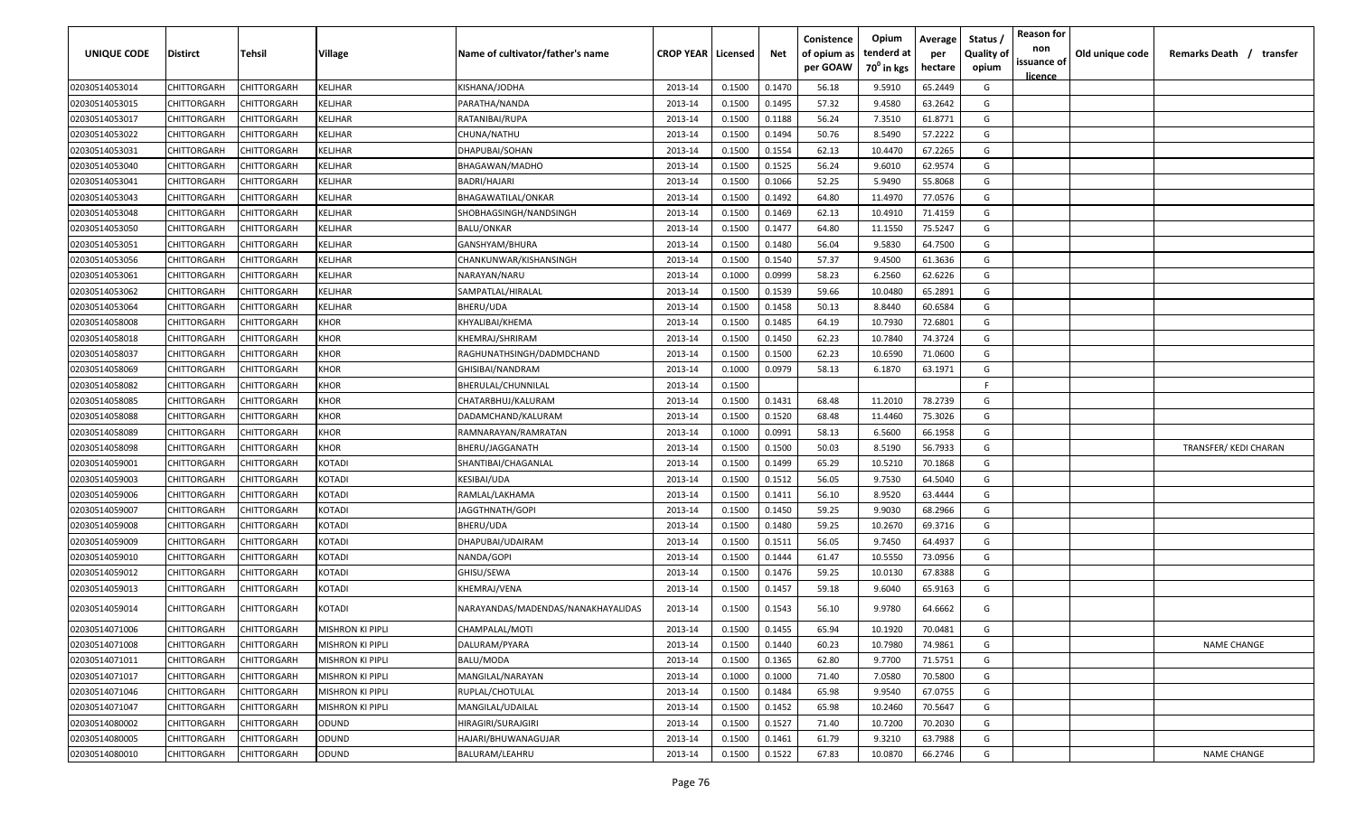| UNIQUE CODE | Distirct | Tehsil | Village | Name of cultivator/father's name | CROP YEAR | Licensed | Net | Conistence of opium as per GOAW | Opium tenderd at 70° in kgs | Average per hectare | Status / Quality of opium | Reason for non issuance of licence | Old unique code | Remarks Death / transfer |
|---|---|---|---|---|---|---|---|---|---|---|---|---|---|---|
| 02030514053014 | CHITTORGARH | CHITTORGARH | KELJHAR | KISHANA/JODHA | 2013-14 | 0.1500 | 0.1470 | 56.18 | 9.5910 | 65.2449 | G | | | |
| 02030514053015 | CHITTORGARH | CHITTORGARH | KELJHAR | PARATHA/NANDA | 2013-14 | 0.1500 | 0.1495 | 57.32 | 9.4580 | 63.2642 | G | | | |
| 02030514053017 | CHITTORGARH | CHITTORGARH | KELJHAR | RATANIBAI/RUPA | 2013-14 | 0.1500 | 0.1188 | 56.24 | 7.3510 | 61.8771 | G | | | |
| 02030514053022 | CHITTORGARH | CHITTORGARH | KELJHAR | CHUNA/NATHU | 2013-14 | 0.1500 | 0.1494 | 50.76 | 8.5490 | 57.2222 | G | | | |
| 02030514053031 | CHITTORGARH | CHITTORGARH | KELJHAR | DHAPUBAI/SOHAN | 2013-14 | 0.1500 | 0.1554 | 62.13 | 10.4470 | 67.2265 | G | | | |
| 02030514053040 | CHITTORGARH | CHITTORGARH | KELJHAR | BHAGAWAN/MADHO | 2013-14 | 0.1500 | 0.1525 | 56.24 | 9.6010 | 62.9574 | G | | | |
| 02030514053041 | CHITTORGARH | CHITTORGARH | KELJHAR | BADRI/HAJARI | 2013-14 | 0.1500 | 0.1066 | 52.25 | 5.9490 | 55.8068 | G | | | |
| 02030514053043 | CHITTORGARH | CHITTORGARH | KELJHAR | BHAGAWATILAL/ONKAR | 2013-14 | 0.1500 | 0.1492 | 64.80 | 11.4970 | 77.0576 | G | | | |
| 02030514053048 | CHITTORGARH | CHITTORGARH | KELJHAR | SHOBHAGSINGH/NANDSINGH | 2013-14 | 0.1500 | 0.1469 | 62.13 | 10.4910 | 71.4159 | G | | | |
| 02030514053050 | CHITTORGARH | CHITTORGARH | KELJHAR | BALU/ONKAR | 2013-14 | 0.1500 | 0.1477 | 64.80 | 11.1550 | 75.5247 | G | | | |
| 02030514053051 | CHITTORGARH | CHITTORGARH | KELJHAR | GANSHYAM/BHURA | 2013-14 | 0.1500 | 0.1480 | 56.04 | 9.5830 | 64.7500 | G | | | |
| 02030514053056 | CHITTORGARH | CHITTORGARH | KELJHAR | CHANKUNWAR/KISHANSINGH | 2013-14 | 0.1500 | 0.1540 | 57.37 | 9.4500 | 61.3636 | G | | | |
| 02030514053061 | CHITTORGARH | CHITTORGARH | KELJHAR | NARAYAN/NARU | 2013-14 | 0.1000 | 0.0999 | 58.23 | 6.2560 | 62.6226 | G | | | |
| 02030514053062 | CHITTORGARH | CHITTORGARH | KELJHAR | SAMPATLAL/HIRALAL | 2013-14 | 0.1500 | 0.1539 | 59.66 | 10.0480 | 65.2891 | G | | | |
| 02030514053064 | CHITTORGARH | CHITTORGARH | KELJHAR | BHERU/UDA | 2013-14 | 0.1500 | 0.1458 | 50.13 | 8.8440 | 60.6584 | G | | | |
| 02030514058008 | CHITTORGARH | CHITTORGARH | KHOR | KHYALIBAI/KHEMA | 2013-14 | 0.1500 | 0.1485 | 64.19 | 10.7930 | 72.6801 | G | | | |
| 02030514058018 | CHITTORGARH | CHITTORGARH | KHOR | KHEMRAJ/SHRIRAM | 2013-14 | 0.1500 | 0.1450 | 62.23 | 10.7840 | 74.3724 | G | | | |
| 02030514058037 | CHITTORGARH | CHITTORGARH | KHOR | RAGHUNATHSINGH/DADMDCHAND | 2013-14 | 0.1500 | 0.1500 | 62.23 | 10.6590 | 71.0600 | G | | | |
| 02030514058069 | CHITTORGARH | CHITTORGARH | KHOR | GHISIBAI/NANDRAM | 2013-14 | 0.1000 | 0.0979 | 58.13 | 6.1870 | 63.1971 | G | | | |
| 02030514058082 | CHITTORGARH | CHITTORGARH | KHOR | BHERULAL/CHUNNILAL | 2013-14 | 0.1500 | | | | | F | | | |
| 02030514058085 | CHITTORGARH | CHITTORGARH | KHOR | CHATARBHUJ/KALURAM | 2013-14 | 0.1500 | 0.1431 | 68.48 | 11.2010 | 78.2739 | G | | | |
| 02030514058088 | CHITTORGARH | CHITTORGARH | KHOR | DADAMCHAND/KALURAM | 2013-14 | 0.1500 | 0.1520 | 68.48 | 11.4460 | 75.3026 | G | | | |
| 02030514058089 | CHITTORGARH | CHITTORGARH | KHOR | RAMNARAYAN/RAMRATAN | 2013-14 | 0.1000 | 0.0991 | 58.13 | 6.5600 | 66.1958 | G | | | |
| 02030514058098 | CHITTORGARH | CHITTORGARH | KHOR | BHERU/JAGGANATH | 2013-14 | 0.1500 | 0.1500 | 50.03 | 8.5190 | 56.7933 | G | | | TRANSFER/ KEDI CHARAN |
| 02030514059001 | CHITTORGARH | CHITTORGARH | KOTADI | SHANTIBAI/CHAGANLAL | 2013-14 | 0.1500 | 0.1499 | 65.29 | 10.5210 | 70.1868 | G | | | |
| 02030514059003 | CHITTORGARH | CHITTORGARH | KOTADI | KESIBAI/UDA | 2013-14 | 0.1500 | 0.1512 | 56.05 | 9.7530 | 64.5040 | G | | | |
| 02030514059006 | CHITTORGARH | CHITTORGARH | KOTADI | RAMLAL/LAKHAMA | 2013-14 | 0.1500 | 0.1411 | 56.10 | 8.9520 | 63.4444 | G | | | |
| 02030514059007 | CHITTORGARH | CHITTORGARH | KOTADI | JAGGTHNATH/GOPI | 2013-14 | 0.1500 | 0.1450 | 59.25 | 9.9030 | 68.2966 | G | | | |
| 02030514059008 | CHITTORGARH | CHITTORGARH | KOTADI | BHERU/UDA | 2013-14 | 0.1500 | 0.1480 | 59.25 | 10.2670 | 69.3716 | G | | | |
| 02030514059009 | CHITTORGARH | CHITTORGARH | KOTADI | DHAPUBAI/UDAIRAM | 2013-14 | 0.1500 | 0.1511 | 56.05 | 9.7450 | 64.4937 | G | | | |
| 02030514059010 | CHITTORGARH | CHITTORGARH | KOTADI | NANDA/GOPI | 2013-14 | 0.1500 | 0.1444 | 61.47 | 10.5550 | 73.0956 | G | | | |
| 02030514059012 | CHITTORGARH | CHITTORGARH | KOTADI | GHISU/SEWA | 2013-14 | 0.1500 | 0.1476 | 59.25 | 10.0130 | 67.8388 | G | | | |
| 02030514059013 | CHITTORGARH | CHITTORGARH | KOTADI | KHEMRAJ/VENA | 2013-14 | 0.1500 | 0.1457 | 59.18 | 9.6040 | 65.9163 | G | | | |
| 02030514059014 | CHITTORGARH | CHITTORGARH | KOTADI | NARAYANDAS/MADENDAS/NANAKHAYALIDAS | 2013-14 | 0.1500 | 0.1543 | 56.10 | 9.9780 | 64.6662 | G | | | |
| 02030514071006 | CHITTORGARH | CHITTORGARH | MISHRON KI PIPLI | CHAMPALAL/MOTI | 2013-14 | 0.1500 | 0.1455 | 65.94 | 10.1920 | 70.0481 | G | | | |
| 02030514071008 | CHITTORGARH | CHITTORGARH | MISHRON KI PIPLI | DALURAM/PYARA | 2013-14 | 0.1500 | 0.1440 | 60.23 | 10.7980 | 74.9861 | G | | | NAME CHANGE |
| 02030514071011 | CHITTORGARH | CHITTORGARH | MISHRON KI PIPLI | BALU/MODA | 2013-14 | 0.1500 | 0.1365 | 62.80 | 9.7700 | 71.5751 | G | | | |
| 02030514071017 | CHITTORGARH | CHITTORGARH | MISHRON KI PIPLI | MANGILAL/NARAYAN | 2013-14 | 0.1000 | 0.1000 | 71.40 | 7.0580 | 70.5800 | G | | | |
| 02030514071046 | CHITTORGARH | CHITTORGARH | MISHRON KI PIPLI | RUPLAL/CHOTULAL | 2013-14 | 0.1500 | 0.1484 | 65.98 | 9.9540 | 67.0755 | G | | | |
| 02030514071047 | CHITTORGARH | CHITTORGARH | MISHRON KI PIPLI | MANGILAL/UDAILAL | 2013-14 | 0.1500 | 0.1452 | 65.98 | 10.2460 | 70.5647 | G | | | |
| 02030514080002 | CHITTORGARH | CHITTORGARH | ODUND | HIRAGIRI/SURAJGIRI | 2013-14 | 0.1500 | 0.1527 | 71.40 | 10.7200 | 70.2030 | G | | | |
| 02030514080005 | CHITTORGARH | CHITTORGARH | ODUND | HAJARI/BHUWANAGUJAR | 2013-14 | 0.1500 | 0.1461 | 61.79 | 9.3210 | 63.7988 | G | | | |
| 02030514080010 | CHITTORGARH | CHITTORGARH | ODUND | BALURAM/LEAHRU | 2013-14 | 0.1500 | 0.1522 | 67.83 | 10.0870 | 66.2746 | G | | | NAME CHANGE |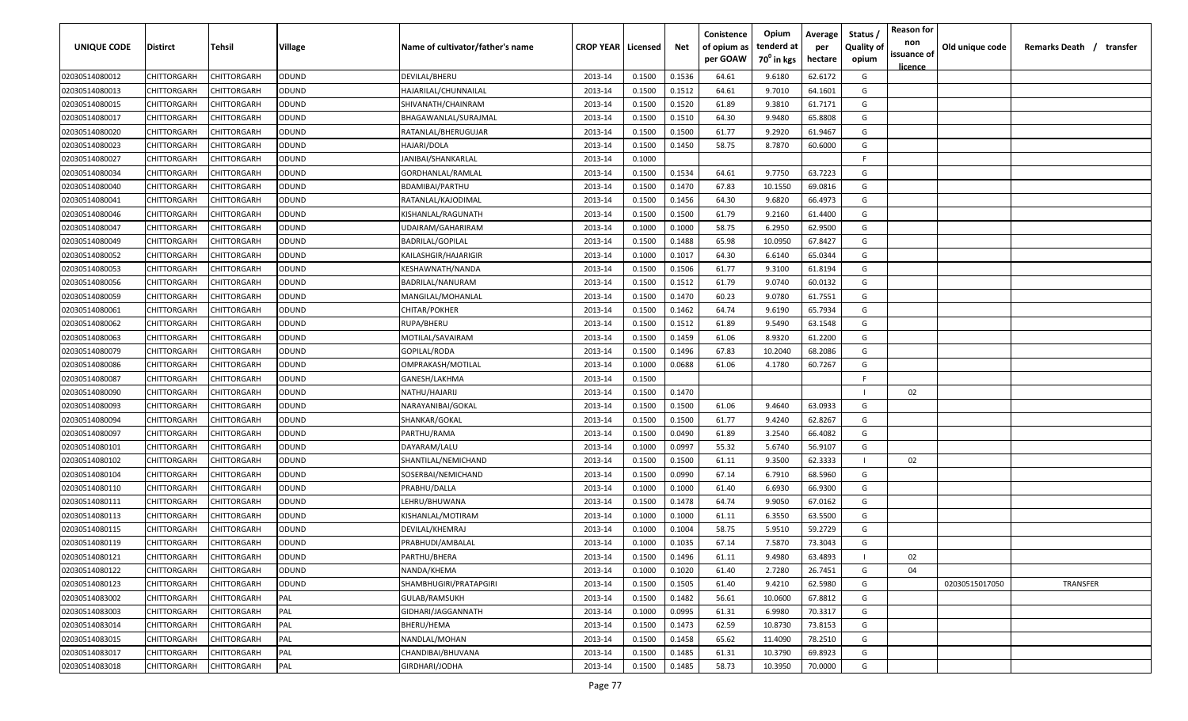| UNIQUE CODE | Distirct | Tehsil | Village | Name of cultivator/father's name | CROP YEAR | Licensed | Net | Conistence of opium as per GOAW | Opium tenderd at 70° in kgs | Average per hectare | Status / Quality of opium | Reason for non issuance of licence | Old unique code | Remarks Death / transfer |
|---|---|---|---|---|---|---|---|---|---|---|---|---|---|---|
| 02030514080012 | CHITTORGARH | CHITTORGARH | ODUND | DEVILAL/BHERU | 2013-14 | 0.1500 | 0.1536 | 64.61 | 9.6180 | 62.6172 | G | | | |
| 02030514080013 | CHITTORGARH | CHITTORGARH | ODUND | HAJARILAL/CHUNNAILAL | 2013-14 | 0.1500 | 0.1512 | 64.61 | 9.7010 | 64.1601 | G | | | |
| 02030514080015 | CHITTORGARH | CHITTORGARH | ODUND | SHIVANATH/CHAINRAM | 2013-14 | 0.1500 | 0.1520 | 61.89 | 9.3810 | 61.7171 | G | | | |
| 02030514080017 | CHITTORGARH | CHITTORGARH | ODUND | BHAGAWANLAL/SURAJMAL | 2013-14 | 0.1500 | 0.1510 | 64.30 | 9.9480 | 65.8808 | G | | | |
| 02030514080020 | CHITTORGARH | CHITTORGARH | ODUND | RATANLAL/BHERUGUJAR | 2013-14 | 0.1500 | 0.1500 | 61.77 | 9.2920 | 61.9467 | G | | | |
| 02030514080023 | CHITTORGARH | CHITTORGARH | ODUND | HAJARI/DOLA | 2013-14 | 0.1500 | 0.1450 | 58.75 | 8.7870 | 60.6000 | G | | | |
| 02030514080027 | CHITTORGARH | CHITTORGARH | ODUND | JANIBAI/SHANKARLAL | 2013-14 | 0.1000 | | | | | F | | | |
| 02030514080034 | CHITTORGARH | CHITTORGARH | ODUND | GORDHANLAL/RAMLAL | 2013-14 | 0.1500 | 0.1534 | 64.61 | 9.7750 | 63.7223 | G | | | |
| 02030514080040 | CHITTORGARH | CHITTORGARH | ODUND | BDAMIBAI/PARTHU | 2013-14 | 0.1500 | 0.1470 | 67.83 | 10.1550 | 69.0816 | G | | | |
| 02030514080041 | CHITTORGARH | CHITTORGARH | ODUND | RATANLAL/KAJODIMAL | 2013-14 | 0.1500 | 0.1456 | 64.30 | 9.6820 | 66.4973 | G | | | |
| 02030514080046 | CHITTORGARH | CHITTORGARH | ODUND | KISHANLAL/RAGUNATH | 2013-14 | 0.1500 | 0.1500 | 61.79 | 9.2160 | 61.4400 | G | | | |
| 02030514080047 | CHITTORGARH | CHITTORGARH | ODUND | UDAIRAM/GAHARIRAM | 2013-14 | 0.1000 | 0.1000 | 58.75 | 6.2950 | 62.9500 | G | | | |
| 02030514080049 | CHITTORGARH | CHITTORGARH | ODUND | BADRILAL/GOPILAL | 2013-14 | 0.1500 | 0.1488 | 65.98 | 10.0950 | 67.8427 | G | | | |
| 02030514080052 | CHITTORGARH | CHITTORGARH | ODUND | KAILASHGIR/HAJARIGIR | 2013-14 | 0.1000 | 0.1017 | 64.30 | 6.6140 | 65.0344 | G | | | |
| 02030514080053 | CHITTORGARH | CHITTORGARH | ODUND | KESHAWNATH/NANDA | 2013-14 | 0.1500 | 0.1506 | 61.77 | 9.3100 | 61.8194 | G | | | |
| 02030514080056 | CHITTORGARH | CHITTORGARH | ODUND | BADRILAL/NANURAM | 2013-14 | 0.1500 | 0.1512 | 61.79 | 9.0740 | 60.0132 | G | | | |
| 02030514080059 | CHITTORGARH | CHITTORGARH | ODUND | MANGILAL/MOHANLAL | 2013-14 | 0.1500 | 0.1470 | 60.23 | 9.0780 | 61.7551 | G | | | |
| 02030514080061 | CHITTORGARH | CHITTORGARH | ODUND | CHITAR/POKHER | 2013-14 | 0.1500 | 0.1462 | 64.74 | 9.6190 | 65.7934 | G | | | |
| 02030514080062 | CHITTORGARH | CHITTORGARH | ODUND | RUPA/BHERU | 2013-14 | 0.1500 | 0.1512 | 61.89 | 9.5490 | 63.1548 | G | | | |
| 02030514080063 | CHITTORGARH | CHITTORGARH | ODUND | MOTILAL/SAVAIRAM | 2013-14 | 0.1500 | 0.1459 | 61.06 | 8.9320 | 61.2200 | G | | | |
| 02030514080079 | CHITTORGARH | CHITTORGARH | ODUND | GOPILAL/RODA | 2013-14 | 0.1500 | 0.1496 | 67.83 | 10.2040 | 68.2086 | G | | | |
| 02030514080086 | CHITTORGARH | CHITTORGARH | ODUND | OMPRAKASH/MOTILAL | 2013-14 | 0.1000 | 0.0688 | 61.06 | 4.1780 | 60.7267 | G | | | |
| 02030514080087 | CHITTORGARH | CHITTORGARH | ODUND | GANESH/LAKHMA | 2013-14 | 0.1500 | | | | | F | | | |
| 02030514080090 | CHITTORGARH | CHITTORGARH | ODUND | NATHU/HAJARIJ | 2013-14 | 0.1500 | 0.1470 | | | | I | 02 | | |
| 02030514080093 | CHITTORGARH | CHITTORGARH | ODUND | NARAYANIBAI/GOKAL | 2013-14 | 0.1500 | 0.1500 | 61.06 | 9.4640 | 63.0933 | G | | | |
| 02030514080094 | CHITTORGARH | CHITTORGARH | ODUND | SHANKAR/GOKAL | 2013-14 | 0.1500 | 0.1500 | 61.77 | 9.4240 | 62.8267 | G | | | |
| 02030514080097 | CHITTORGARH | CHITTORGARH | ODUND | PARTHU/RAMA | 2013-14 | 0.1500 | 0.0490 | 61.89 | 3.2540 | 66.4082 | G | | | |
| 02030514080101 | CHITTORGARH | CHITTORGARH | ODUND | DAYARAM/LALU | 2013-14 | 0.1000 | 0.0997 | 55.32 | 5.6740 | 56.9107 | G | | | |
| 02030514080102 | CHITTORGARH | CHITTORGARH | ODUND | SHANTILAL/NEMICHAND | 2013-14 | 0.1500 | 0.1500 | 61.11 | 9.3500 | 62.3333 | I | 02 | | |
| 02030514080104 | CHITTORGARH | CHITTORGARH | ODUND | SOSERBAI/NEMICHAND | 2013-14 | 0.1500 | 0.0990 | 67.14 | 6.7910 | 68.5960 | G | | | |
| 02030514080110 | CHITTORGARH | CHITTORGARH | ODUND | PRABHU/DALLA | 2013-14 | 0.1000 | 0.1000 | 61.40 | 6.6930 | 66.9300 | G | | | |
| 02030514080111 | CHITTORGARH | CHITTORGARH | ODUND | LEHRU/BHUWANA | 2013-14 | 0.1500 | 0.1478 | 64.74 | 9.9050 | 67.0162 | G | | | |
| 02030514080113 | CHITTORGARH | CHITTORGARH | ODUND | KISHANLAL/MOTIRAM | 2013-14 | 0.1000 | 0.1000 | 61.11 | 6.3550 | 63.5500 | G | | | |
| 02030514080115 | CHITTORGARH | CHITTORGARH | ODUND | DEVILAL/KHEMRAJ | 2013-14 | 0.1000 | 0.1004 | 58.75 | 5.9510 | 59.2729 | G | | | |
| 02030514080119 | CHITTORGARH | CHITTORGARH | ODUND | PRABHUDI/AMBALAL | 2013-14 | 0.1000 | 0.1035 | 67.14 | 7.5870 | 73.3043 | G | | | |
| 02030514080121 | CHITTORGARH | CHITTORGARH | ODUND | PARTHU/BHERA | 2013-14 | 0.1500 | 0.1496 | 61.11 | 9.4980 | 63.4893 | I | 02 | | |
| 02030514080122 | CHITTORGARH | CHITTORGARH | ODUND | NANDA/KHEMA | 2013-14 | 0.1000 | 0.1020 | 61.40 | 2.7280 | 26.7451 | G | 04 | | |
| 02030514080123 | CHITTORGARH | CHITTORGARH | ODUND | SHAMBHUGIRI/PRATAPGIRI | 2013-14 | 0.1500 | 0.1505 | 61.40 | 9.4210 | 62.5980 | G | | 02030515017050 | TRANSFER |
| 02030514083002 | CHITTORGARH | CHITTORGARH | PAL | GULAB/RAMSUKH | 2013-14 | 0.1500 | 0.1482 | 56.61 | 10.0600 | 67.8812 | G | | | |
| 02030514083003 | CHITTORGARH | CHITTORGARH | PAL | GIDHARI/JAGGANNATH | 2013-14 | 0.1000 | 0.0995 | 61.31 | 6.9980 | 70.3317 | G | | | |
| 02030514083014 | CHITTORGARH | CHITTORGARH | PAL | BHERU/HEMA | 2013-14 | 0.1500 | 0.1473 | 62.59 | 10.8730 | 73.8153 | G | | | |
| 02030514083015 | CHITTORGARH | CHITTORGARH | PAL | NANDLAL/MOHAN | 2013-14 | 0.1500 | 0.1458 | 65.62 | 11.4090 | 78.2510 | G | | | |
| 02030514083017 | CHITTORGARH | CHITTORGARH | PAL | CHANDIBAI/BHUVANA | 2013-14 | 0.1500 | 0.1485 | 61.31 | 10.3790 | 69.8923 | G | | | |
| 02030514083018 | CHITTORGARH | CHITTORGARH | PAL | GIRDHARI/JODHA | 2013-14 | 0.1500 | 0.1485 | 58.73 | 10.3950 | 70.0000 | G | | | |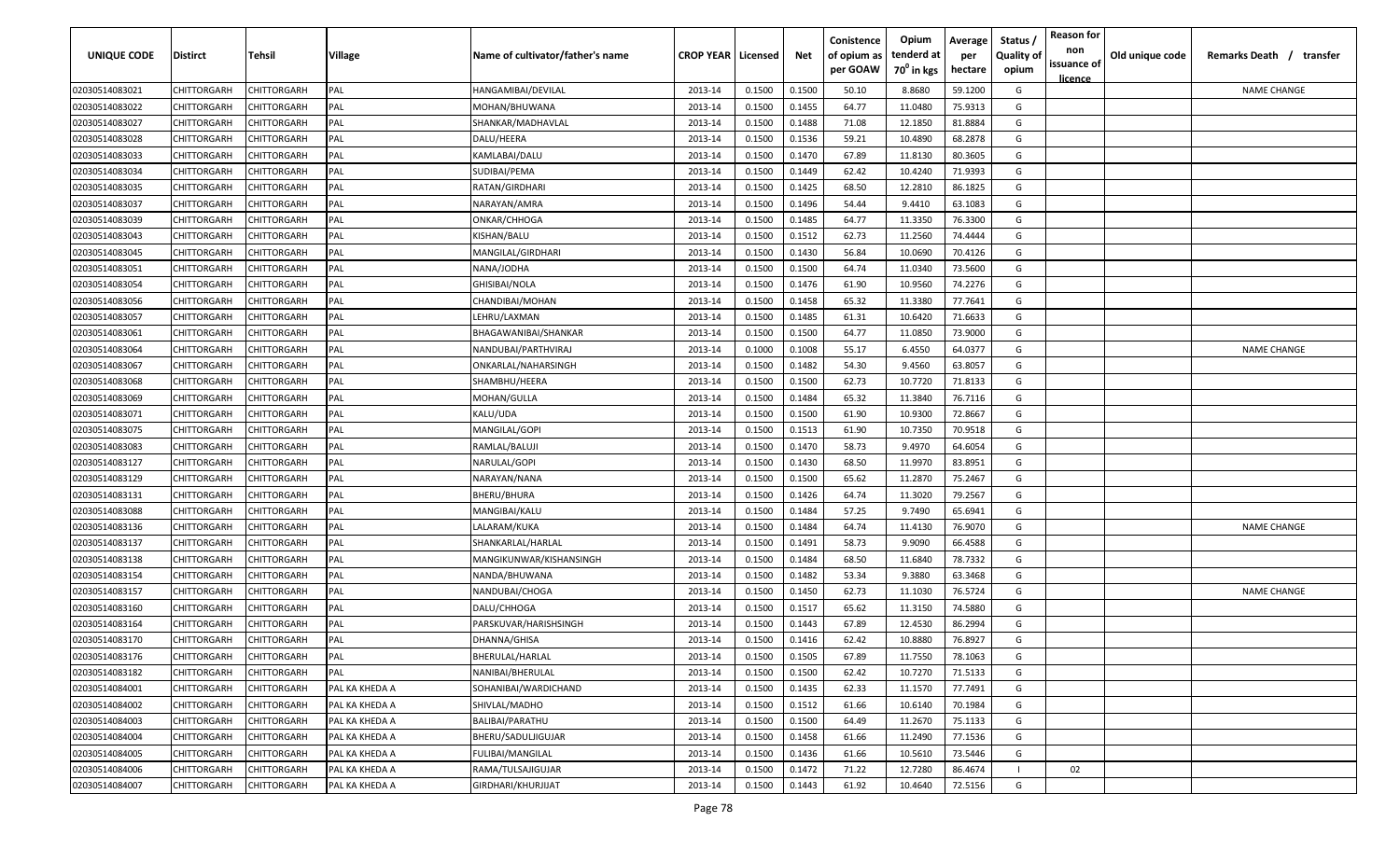| UNIQUE CODE | Distirct | Tehsil | Village | Name of cultivator/father's name | CROP YEAR | Licensed | Net | Conistence of opium as per GOAW | Opium tenderd at $70^0$ in kgs | Average per hectare | Status / Quality of opium | Reason for non issuance of licence | Old unique code | Remarks Death / transfer |
|---|---|---|---|---|---|---|---|---|---|---|---|---|---|---|
| 02030514083021 | CHITTORGARH | CHITTORGARH | PAL | HANGAMIBAI/DEVILAL | 2013-14 | 0.1500 | 0.1500 | 50.10 | 8.8680 | 59.1200 | G | | | NAME CHANGE |
| 02030514083022 | CHITTORGARH | CHITTORGARH | PAL | MOHAN/BHUWANA | 2013-14 | 0.1500 | 0.1455 | 64.77 | 11.0480 | 75.9313 | G | | | |
| 02030514083027 | CHITTORGARH | CHITTORGARH | PAL | SHANKAR/MADHAVLAL | 2013-14 | 0.1500 | 0.1488 | 71.08 | 12.1850 | 81.8884 | G | | | |
| 02030514083028 | CHITTORGARH | CHITTORGARH | PAL | DALU/HEERA | 2013-14 | 0.1500 | 0.1536 | 59.21 | 10.4890 | 68.2878 | G | | | |
| 02030514083033 | CHITTORGARH | CHITTORGARH | PAL | KAMLABAI/DALU | 2013-14 | 0.1500 | 0.1470 | 67.89 | 11.8130 | 80.3605 | G | | | |
| 02030514083034 | CHITTORGARH | CHITTORGARH | PAL | SUDIBAI/PEMA | 2013-14 | 0.1500 | 0.1449 | 62.42 | 10.4240 | 71.9393 | G | | | |
| 02030514083035 | CHITTORGARH | CHITTORGARH | PAL | RATAN/GIRDHARI | 2013-14 | 0.1500 | 0.1425 | 68.50 | 12.2810 | 86.1825 | G | | | |
| 02030514083037 | CHITTORGARH | CHITTORGARH | PAL | NARAYAN/AMRA | 2013-14 | 0.1500 | 0.1496 | 54.44 | 9.4410 | 63.1083 | G | | | |
| 02030514083039 | CHITTORGARH | CHITTORGARH | PAL | ONKAR/CHHOGA | 2013-14 | 0.1500 | 0.1485 | 64.77 | 11.3350 | 76.3300 | G | | | |
| 02030514083043 | CHITTORGARH | CHITTORGARH | PAL | KISHAN/BALU | 2013-14 | 0.1500 | 0.1512 | 62.73 | 11.2560 | 74.4444 | G | | | |
| 02030514083045 | CHITTORGARH | CHITTORGARH | PAL | MANGILAL/GIRDHARI | 2013-14 | 0.1500 | 0.1430 | 56.84 | 10.0690 | 70.4126 | G | | | |
| 02030514083051 | CHITTORGARH | CHITTORGARH | PAL | NANA/JODHA | 2013-14 | 0.1500 | 0.1500 | 64.74 | 11.0340 | 73.5600 | G | | | |
| 02030514083054 | CHITTORGARH | CHITTORGARH | PAL | GHISIBAI/NOLA | 2013-14 | 0.1500 | 0.1476 | 61.90 | 10.9560 | 74.2276 | G | | | |
| 02030514083056 | CHITTORGARH | CHITTORGARH | PAL | CHANDIBAI/MOHAN | 2013-14 | 0.1500 | 0.1458 | 65.32 | 11.3380 | 77.7641 | G | | | |
| 02030514083057 | CHITTORGARH | CHITTORGARH | PAL | LEHRU/LAXMAN | 2013-14 | 0.1500 | 0.1485 | 61.31 | 10.6420 | 71.6633 | G | | | |
| 02030514083061 | CHITTORGARH | CHITTORGARH | PAL | BHAGAWANIBAI/SHANKAR | 2013-14 | 0.1500 | 0.1500 | 64.77 | 11.0850 | 73.9000 | G | | | |
| 02030514083064 | CHITTORGARH | CHITTORGARH | PAL | NANDUBAI/PARTHVIRAJ | 2013-14 | 0.1000 | 0.1008 | 55.17 | 6.4550 | 64.0377 | G | | | NAME CHANGE |
| 02030514083067 | CHITTORGARH | CHITTORGARH | PAL | ONKARLAL/NAHARSINGH | 2013-14 | 0.1500 | 0.1482 | 54.30 | 9.4560 | 63.8057 | G | | | |
| 02030514083068 | CHITTORGARH | CHITTORGARH | PAL | SHAMBHU/HEERA | 2013-14 | 0.1500 | 0.1500 | 62.73 | 10.7720 | 71.8133 | G | | | |
| 02030514083069 | CHITTORGARH | CHITTORGARH | PAL | MOHAN/GULLA | 2013-14 | 0.1500 | 0.1484 | 65.32 | 11.3840 | 76.7116 | G | | | |
| 02030514083071 | CHITTORGARH | CHITTORGARH | PAL | KALU/UDA | 2013-14 | 0.1500 | 0.1500 | 61.90 | 10.9300 | 72.8667 | G | | | |
| 02030514083075 | CHITTORGARH | CHITTORGARH | PAL | MANGILAL/GOPI | 2013-14 | 0.1500 | 0.1513 | 61.90 | 10.7350 | 70.9518 | G | | | |
| 02030514083083 | CHITTORGARH | CHITTORGARH | PAL | RAMLAL/BALUJI | 2013-14 | 0.1500 | 0.1470 | 58.73 | 9.4970 | 64.6054 | G | | | |
| 02030514083127 | CHITTORGARH | CHITTORGARH | PAL | NARULAL/GOPI | 2013-14 | 0.1500 | 0.1430 | 68.50 | 11.9970 | 83.8951 | G | | | |
| 02030514083129 | CHITTORGARH | CHITTORGARH | PAL | NARAYAN/NANA | 2013-14 | 0.1500 | 0.1500 | 65.62 | 11.2870 | 75.2467 | G | | | |
| 02030514083131 | CHITTORGARH | CHITTORGARH | PAL | BHERU/BHURA | 2013-14 | 0.1500 | 0.1426 | 64.74 | 11.3020 | 79.2567 | G | | | |
| 02030514083088 | CHITTORGARH | CHITTORGARH | PAL | MANGIBAI/KALU | 2013-14 | 0.1500 | 0.1484 | 57.25 | 9.7490 | 65.6941 | G | | | |
| 02030514083136 | CHITTORGARH | CHITTORGARH | PAL | LALARAM/KUKA | 2013-14 | 0.1500 | 0.1484 | 64.74 | 11.4130 | 76.9070 | G | | | NAME CHANGE |
| 02030514083137 | CHITTORGARH | CHITTORGARH | PAL | SHANKARLAL/HARLAL | 2013-14 | 0.1500 | 0.1491 | 58.73 | 9.9090 | 66.4588 | G | | | |
| 02030514083138 | CHITTORGARH | CHITTORGARH | PAL | MANGIKUNWAR/KISHANSINGH | 2013-14 | 0.1500 | 0.1484 | 68.50 | 11.6840 | 78.7332 | G | | | |
| 02030514083154 | CHITTORGARH | CHITTORGARH | PAL | NANDA/BHUWANA | 2013-14 | 0.1500 | 0.1482 | 53.34 | 9.3880 | 63.3468 | G | | | |
| 02030514083157 | CHITTORGARH | CHITTORGARH | PAL | NANDUBAI/CHOGA | 2013-14 | 0.1500 | 0.1450 | 62.73 | 11.1030 | 76.5724 | G | | | NAME CHANGE |
| 02030514083160 | CHITTORGARH | CHITTORGARH | PAL | DALU/CHHOGA | 2013-14 | 0.1500 | 0.1517 | 65.62 | 11.3150 | 74.5880 | G | | | |
| 02030514083164 | CHITTORGARH | CHITTORGARH | PAL | PARSKUVAR/HARISHSINGH | 2013-14 | 0.1500 | 0.1443 | 67.89 | 12.4530 | 86.2994 | G | | | |
| 02030514083170 | CHITTORGARH | CHITTORGARH | PAL | DHANNA/GHISA | 2013-14 | 0.1500 | 0.1416 | 62.42 | 10.8880 | 76.8927 | G | | | |
| 02030514083176 | CHITTORGARH | CHITTORGARH | PAL | BHERULAL/HARLAL | 2013-14 | 0.1500 | 0.1505 | 67.89 | 11.7550 | 78.1063 | G | | | |
| 02030514083182 | CHITTORGARH | CHITTORGARH | PAL | NANIBAI/BHERULAL | 2013-14 | 0.1500 | 0.1500 | 62.42 | 10.7270 | 71.5133 | G | | | |
| 02030514084001 | CHITTORGARH | CHITTORGARH | PAL KA KHEDA A | SOHANIBAI/WARDICHAND | 2013-14 | 0.1500 | 0.1435 | 62.33 | 11.1570 | 77.7491 | G | | | |
| 02030514084002 | CHITTORGARH | CHITTORGARH | PAL KA KHEDA A | SHIVLAL/MADHO | 2013-14 | 0.1500 | 0.1512 | 61.66 | 10.6140 | 70.1984 | G | | | |
| 02030514084003 | CHITTORGARH | CHITTORGARH | PAL KA KHEDA A | BALIBAI/PARATHU | 2013-14 | 0.1500 | 0.1500 | 64.49 | 11.2670 | 75.1133 | G | | | |
| 02030514084004 | CHITTORGARH | CHITTORGARH | PAL KA KHEDA A | BHERU/SADULJIGUJAR | 2013-14 | 0.1500 | 0.1458 | 61.66 | 11.2490 | 77.1536 | G | | | |
| 02030514084005 | CHITTORGARH | CHITTORGARH | PAL KA KHEDA A | FULIBAI/MANGILAL | 2013-14 | 0.1500 | 0.1436 | 61.66 | 10.5610 | 73.5446 | G | | | |
| 02030514084006 | CHITTORGARH | CHITTORGARH | PAL KA KHEDA A | RAMA/TULSAJIGUJAR | 2013-14 | 0.1500 | 0.1472 | 71.22 | 12.7280 | 86.4674 | I | 02 | | |
| 02030514084007 | CHITTORGARH | CHITTORGARH | PAL KA KHEDA A | GIRDHARI/KHURJIJAT | 2013-14 | 0.1500 | 0.1443 | 61.92 | 10.4640 | 72.5156 | G | | | |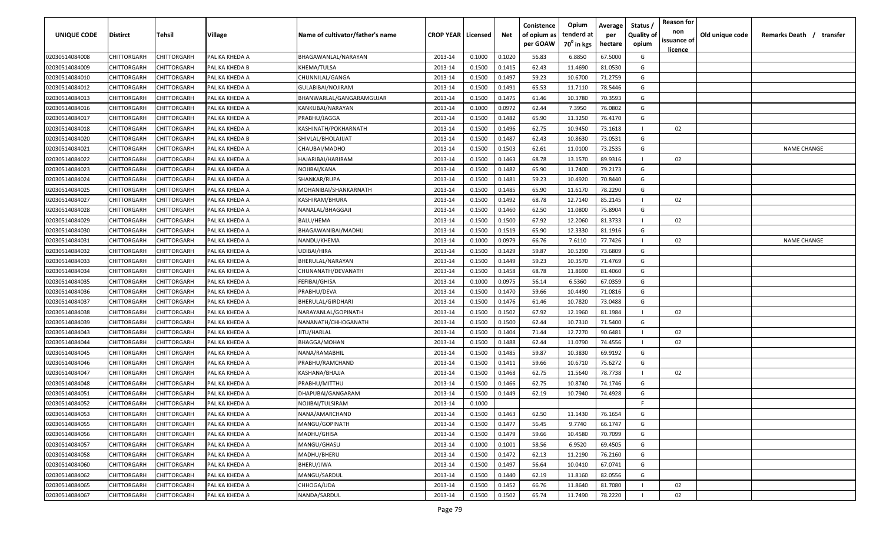| UNIQUE CODE | Distirct | Tehsil | Village | Name of cultivator/father's name | CROP YEAR | Licensed | Net | Conistence of opium as per GOAW | Opium tenderd at $70^0$ in kgs | Average per hectare | Status / Quality of opium | Reason for non issuance of licence | Old unique code | Remarks Death / transfer |
|---|---|---|---|---|---|---|---|---|---|---|---|---|---|---|
| 02030514084008 | CHITTORGARH | CHITTORGARH | PAL KA KHEDA A | BHAGAWANLAL/NARAYAN | 2013-14 | 0.1000 | 0.1020 | 56.83 | 6.8850 | 67.5000 | G | | | |
| 02030514084009 | CHITTORGARH | CHITTORGARH | PAL KA KHEDA B | KHEMA/TULSA | 2013-14 | 0.1500 | 0.1415 | 62.43 | 11.4690 | 81.0530 | G | | | |
| 02030514084010 | CHITTORGARH | CHITTORGARH | PAL KA KHEDA A | CHUNNILAL/GANGA | 2013-14 | 0.1500 | 0.1497 | 59.23 | 10.6700 | 71.2759 | G | | | |
| 02030514084012 | CHITTORGARH | CHITTORGARH | PAL KA KHEDA A | GULABIBAI/NOJIRAM | 2013-14 | 0.1500 | 0.1491 | 65.53 | 11.7110 | 78.5446 | G | | | |
| 02030514084013 | CHITTORGARH | CHITTORGARH | PAL KA KHEDA A | BHANWARLAL/GANGARAMGUJAR | 2013-14 | 0.1500 | 0.1475 | 61.46 | 10.3780 | 70.3593 | G | | | |
| 02030514084016 | CHITTORGARH | CHITTORGARH | PAL KA KHEDA A | KANKUBAI/NARAYAN | 2013-14 | 0.1000 | 0.0972 | 62.44 | 7.3950 | 76.0802 | G | | | |
| 02030514084017 | CHITTORGARH | CHITTORGARH | PAL KA KHEDA A | PRABHU/JAGGA | 2013-14 | 0.1500 | 0.1482 | 65.90 | 11.3250 | 76.4170 | G | | | |
| 02030514084018 | CHITTORGARH | CHITTORGARH | PAL KA KHEDA A | KASHINATH/POKHARNATH | 2013-14 | 0.1500 | 0.1496 | 62.75 | 10.9450 | 73.1618 | I | 02 | | |
| 02030514084020 | CHITTORGARH | CHITTORGARH | PAL KA KHEDA B | SHIVLAL/BHOLAJIJAT | 2013-14 | 0.1500 | 0.1487 | 62.43 | 10.8630 | 73.0531 | G | | | |
| 02030514084021 | CHITTORGARH | CHITTORGARH | PAL KA KHEDA A | CHAUBAI/MADHO | 2013-14 | 0.1500 | 0.1503 | 62.61 | 11.0100 | 73.2535 | G | | | NAME CHANGE |
| 02030514084022 | CHITTORGARH | CHITTORGARH | PAL KA KHEDA A | HAJARIBAI/HARIRAM | 2013-14 | 0.1500 | 0.1463 | 68.78 | 13.1570 | 89.9316 | I | 02 | | |
| 02030514084023 | CHITTORGARH | CHITTORGARH | PAL KA KHEDA A | NOJIBAI/KANA | 2013-14 | 0.1500 | 0.1482 | 65.90 | 11.7400 | 79.2173 | G | | | |
| 02030514084024 | CHITTORGARH | CHITTORGARH | PAL KA KHEDA A | SHANKAR/RUPA | 2013-14 | 0.1500 | 0.1481 | 59.23 | 10.4920 | 70.8440 | G | | | |
| 02030514084025 | CHITTORGARH | CHITTORGARH | PAL KA KHEDA A | MOHANIBAI/SHANKARNATH | 2013-14 | 0.1500 | 0.1485 | 65.90 | 11.6170 | 78.2290 | G | | | |
| 02030514084027 | CHITTORGARH | CHITTORGARH | PAL KA KHEDA A | KASHIRAM/BHURA | 2013-14 | 0.1500 | 0.1492 | 68.78 | 12.7140 | 85.2145 | I | 02 | | |
| 02030514084028 | CHITTORGARH | CHITTORGARH | PAL KA KHEDA A | NANALAL/BHAGGAJI | 2013-14 | 0.1500 | 0.1460 | 62.50 | 11.0800 | 75.8904 | G | | | |
| 02030514084029 | CHITTORGARH | CHITTORGARH | PAL KA KHEDA A | BALU/HEMA | 2013-14 | 0.1500 | 0.1500 | 67.92 | 12.2060 | 81.3733 | I | 02 | | |
| 02030514084030 | CHITTORGARH | CHITTORGARH | PAL KA KHEDA A | BHAGAWANIBAI/MADHU | 2013-14 | 0.1500 | 0.1519 | 65.90 | 12.3330 | 81.1916 | G | | | |
| 02030514084031 | CHITTORGARH | CHITTORGARH | PAL KA KHEDA A | NANDU/KHEMA | 2013-14 | 0.1000 | 0.0979 | 66.76 | 7.6110 | 77.7426 | I | 02 | | NAME CHANGE |
| 02030514084032 | CHITTORGARH | CHITTORGARH | PAL KA KHEDA A | UDIBAI/HIRA | 2013-14 | 0.1500 | 0.1429 | 59.87 | 10.5290 | 73.6809 | G | | | |
| 02030514084033 | CHITTORGARH | CHITTORGARH | PAL KA KHEDA A | BHERULAL/NARAYAN | 2013-14 | 0.1500 | 0.1449 | 59.23 | 10.3570 | 71.4769 | G | | | |
| 02030514084034 | CHITTORGARH | CHITTORGARH | PAL KA KHEDA A | CHUNANATH/DEVANATH | 2013-14 | 0.1500 | 0.1458 | 68.78 | 11.8690 | 81.4060 | G | | | |
| 02030514084035 | CHITTORGARH | CHITTORGARH | PAL KA KHEDA A | FEFIBAI/GHISA | 2013-14 | 0.1000 | 0.0975 | 56.14 | 6.5360 | 67.0359 | G | | | |
| 02030514084036 | CHITTORGARH | CHITTORGARH | PAL KA KHEDA A | PRABHU/DEVA | 2013-14 | 0.1500 | 0.1470 | 59.66 | 10.4490 | 71.0816 | G | | | |
| 02030514084037 | CHITTORGARH | CHITTORGARH | PAL KA KHEDA A | BHERULAL/GIRDHARI | 2013-14 | 0.1500 | 0.1476 | 61.46 | 10.7820 | 73.0488 | G | | | |
| 02030514084038 | CHITTORGARH | CHITTORGARH | PAL KA KHEDA A | NARAYANLAL/GOPINATH | 2013-14 | 0.1500 | 0.1502 | 67.92 | 12.1960 | 81.1984 | I | 02 | | |
| 02030514084039 | CHITTORGARH | CHITTORGARH | PAL KA KHEDA A | NANANATH/CHHOGANATH | 2013-14 | 0.1500 | 0.1500 | 62.44 | 10.7310 | 71.5400 | G | | | |
| 02030514084043 | CHITTORGARH | CHITTORGARH | PAL KA KHEDA A | JITU/HARLAL | 2013-14 | 0.1500 | 0.1404 | 71.44 | 12.7270 | 90.6481 | I | 02 | | |
| 02030514084044 | CHITTORGARH | CHITTORGARH | PAL KA KHEDA A | BHAGGA/MOHAN | 2013-14 | 0.1500 | 0.1488 | 62.44 | 11.0790 | 74.4556 | I | 02 | | |
| 02030514084045 | CHITTORGARH | CHITTORGARH | PAL KA KHEDA A | NANA/RAMABHIL | 2013-14 | 0.1500 | 0.1485 | 59.87 | 10.3830 | 69.9192 | G | | | |
| 02030514084046 | CHITTORGARH | CHITTORGARH | PAL KA KHEDA A | PRABHU/RAMCHAND | 2013-14 | 0.1500 | 0.1411 | 59.66 | 10.6710 | 75.6272 | G | | | |
| 02030514084047 | CHITTORGARH | CHITTORGARH | PAL KA KHEDA A | KASHANA/BHAJJA | 2013-14 | 0.1500 | 0.1468 | 62.75 | 11.5640 | 78.7738 | I | 02 | | |
| 02030514084048 | CHITTORGARH | CHITTORGARH | PAL KA KHEDA A | PRABHU/MITTHU | 2013-14 | 0.1500 | 0.1466 | 62.75 | 10.8740 | 74.1746 | G | | | |
| 02030514084051 | CHITTORGARH | CHITTORGARH | PAL KA KHEDA A | DHAPUBAI/GANGARAM | 2013-14 | 0.1500 | 0.1449 | 62.19 | 10.7940 | 74.4928 | G | | | |
| 02030514084052 | CHITTORGARH | CHITTORGARH | PAL KA KHEDA A | NOJIBAI/TULSIRAM | 2013-14 | 0.1000 | | | | | F | | | |
| 02030514084053 | CHITTORGARH | CHITTORGARH | PAL KA KHEDA A | NANA/AMARCHAND | 2013-14 | 0.1500 | 0.1463 | 62.50 | 11.1430 | 76.1654 | G | | | |
| 02030514084055 | CHITTORGARH | CHITTORGARH | PAL KA KHEDA A | MANGU/GOPINATH | 2013-14 | 0.1500 | 0.1477 | 56.45 | 9.7740 | 66.1747 | G | | | |
| 02030514084056 | CHITTORGARH | CHITTORGARH | PAL KA KHEDA A | MADHU/GHISA | 2013-14 | 0.1500 | 0.1479 | 59.66 | 10.4580 | 70.7099 | G | | | |
| 02030514084057 | CHITTORGARH | CHITTORGARH | PAL KA KHEDA A | MANGU/GHASU | 2013-14 | 0.1000 | 0.1001 | 58.56 | 6.9520 | 69.4505 | G | | | |
| 02030514084058 | CHITTORGARH | CHITTORGARH | PAL KA KHEDA A | MADHU/BHERU | 2013-14 | 0.1500 | 0.1472 | 62.13 | 11.2190 | 76.2160 | G | | | |
| 02030514084060 | CHITTORGARH | CHITTORGARH | PAL KA KHEDA A | BHERU/JIWA | 2013-14 | 0.1500 | 0.1497 | 56.64 | 10.0410 | 67.0741 | G | | | |
| 02030514084062 | CHITTORGARH | CHITTORGARH | PAL KA KHEDA A | MANGU/SARDUL | 2013-14 | 0.1500 | 0.1440 | 62.19 | 11.8160 | 82.0556 | G | | | |
| 02030514084065 | CHITTORGARH | CHITTORGARH | PAL KA KHEDA A | CHHOGA/UDA | 2013-14 | 0.1500 | 0.1452 | 66.76 | 11.8640 | 81.7080 | I | 02 | | |
| 02030514084067 | CHITTORGARH | CHITTORGARH | PAL KA KHEDA A | NANDA/SARDUL | 2013-14 | 0.1500 | 0.1502 | 65.74 | 11.7490 | 78.2220 | I | 02 | | |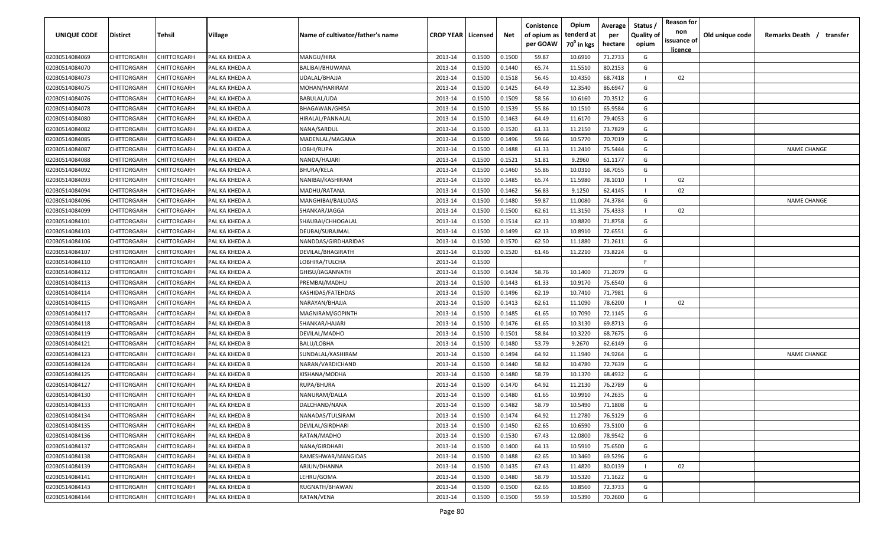| UNIQUE CODE | Distirct | Tehsil | Village | Name of cultivator/father's name | CROP YEAR | Licensed | Net | Conistence of opium as per GOAW | Opium tenderd at 70° in kgs | Average per hectare | Status / Quality of opium | Reason for non issuance of licence | Old unique code | Remarks Death / transfer |
|---|---|---|---|---|---|---|---|---|---|---|---|---|---|---|
| 02030514084069 | CHITTORGARH | CHITTORGARH | PAL KA KHEDA A | MANGU/HIRA | 2013-14 | 0.1500 | 0.1500 | 59.87 | 10.6910 | 71.2733 | G | | | |
| 02030514084070 | CHITTORGARH | CHITTORGARH | PAL KA KHEDA A | BALIBAI/BHUWANA | 2013-14 | 0.1500 | 0.1440 | 65.74 | 11.5510 | 80.2153 | G | | | |
| 02030514084073 | CHITTORGARH | CHITTORGARH | PAL KA KHEDA A | UDALAL/BHAJJA | 2013-14 | 0.1500 | 0.1518 | 56.45 | 10.4350 | 68.7418 | I | 02 | | |
| 02030514084075 | CHITTORGARH | CHITTORGARH | PAL KA KHEDA A | MOHAN/HARIRAM | 2013-14 | 0.1500 | 0.1425 | 64.49 | 12.3540 | 86.6947 | G | | | |
| 02030514084076 | CHITTORGARH | CHITTORGARH | PAL KA KHEDA A | BABULAL/UDA | 2013-14 | 0.1500 | 0.1509 | 58.56 | 10.6160 | 70.3512 | G | | | |
| 02030514084078 | CHITTORGARH | CHITTORGARH | PAL KA KHEDA A | BHAGAWAN/GHISA | 2013-14 | 0.1500 | 0.1539 | 55.86 | 10.1510 | 65.9584 | G | | | |
| 02030514084080 | CHITTORGARH | CHITTORGARH | PAL KA KHEDA A | HIRALAL/PANNALAL | 2013-14 | 0.1500 | 0.1463 | 64.49 | 11.6170 | 79.4053 | G | | | |
| 02030514084082 | CHITTORGARH | CHITTORGARH | PAL KA KHEDA A | NANA/SARDUL | 2013-14 | 0.1500 | 0.1520 | 61.33 | 11.2150 | 73.7829 | G | | | |
| 02030514084085 | CHITTORGARH | CHITTORGARH | PAL KA KHEDA A | MADENLAL/MAGANA | 2013-14 | 0.1500 | 0.1496 | 59.66 | 10.5770 | 70.7019 | G | | | |
| 02030514084087 | CHITTORGARH | CHITTORGARH | PAL KA KHEDA A | LOBHI/RUPA | 2013-14 | 0.1500 | 0.1488 | 61.33 | 11.2410 | 75.5444 | G | | | NAME CHANGE |
| 02030514084088 | CHITTORGARH | CHITTORGARH | PAL KA KHEDA A | NANDA/HAJARI | 2013-14 | 0.1500 | 0.1521 | 51.81 | 9.2960 | 61.1177 | G | | | |
| 02030514084092 | CHITTORGARH | CHITTORGARH | PAL KA KHEDA A | BHURA/KELA | 2013-14 | 0.1500 | 0.1460 | 55.86 | 10.0310 | 68.7055 | G | | | |
| 02030514084093 | CHITTORGARH | CHITTORGARH | PAL KA KHEDA A | NANIBAI/KASHIRAM | 2013-14 | 0.1500 | 0.1485 | 65.74 | 11.5980 | 78.1010 | I | 02 | | |
| 02030514084094 | CHITTORGARH | CHITTORGARH | PAL KA KHEDA A | MADHU/RATANA | 2013-14 | 0.1500 | 0.1462 | 56.83 | 9.1250 | 62.4145 | I | 02 | | |
| 02030514084096 | CHITTORGARH | CHITTORGARH | PAL KA KHEDA A | MANGHIBAI/BALUDAS | 2013-14 | 0.1500 | 0.1480 | 59.87 | 11.0080 | 74.3784 | G | | | NAME CHANGE |
| 02030514084099 | CHITTORGARH | CHITTORGARH | PAL KA KHEDA A | SHANKAR/JAGGA | 2013-14 | 0.1500 | 0.1500 | 62.61 | 11.3150 | 75.4333 | I | 02 | | |
| 02030514084101 | CHITTORGARH | CHITTORGARH | PAL KA KHEDA A | SHAUBAI/CHHOGALAL | 2013-14 | 0.1500 | 0.1514 | 62.13 | 10.8820 | 71.8758 | G | | | |
| 02030514084103 | CHITTORGARH | CHITTORGARH | PAL KA KHEDA A | DEUBAI/SURAJMAL | 2013-14 | 0.1500 | 0.1499 | 62.13 | 10.8910 | 72.6551 | G | | | |
| 02030514084106 | CHITTORGARH | CHITTORGARH | PAL KA KHEDA A | NANDDAS/GIRDHARIDAS | 2013-14 | 0.1500 | 0.1570 | 62.50 | 11.1880 | 71.2611 | G | | | |
| 02030514084107 | CHITTORGARH | CHITTORGARH | PAL KA KHEDA A | DEVILAL/BHAGIRATH | 2013-14 | 0.1500 | 0.1520 | 61.46 | 11.2210 | 73.8224 | G | | | |
| 02030514084110 | CHITTORGARH | CHITTORGARH | PAL KA KHEDA A | LOBHIRA/TULCHA | 2013-14 | 0.1500 | | | | | F | | | |
| 02030514084112 | CHITTORGARH | CHITTORGARH | PAL KA KHEDA A | GHISU/JAGANNATH | 2013-14 | 0.1500 | 0.1424 | 58.76 | 10.1400 | 71.2079 | G | | | |
| 02030514084113 | CHITTORGARH | CHITTORGARH | PAL KA KHEDA A | PREMBAI/MADHU | 2013-14 | 0.1500 | 0.1443 | 61.33 | 10.9170 | 75.6540 | G | | | |
| 02030514084114 | CHITTORGARH | CHITTORGARH | PAL KA KHEDA A | KASHIDAS/FATEHDAS | 2013-14 | 0.1500 | 0.1496 | 62.19 | 10.7410 | 71.7981 | G | | | |
| 02030514084115 | CHITTORGARH | CHITTORGARH | PAL KA KHEDA A | NARAYAN/BHAJJA | 2013-14 | 0.1500 | 0.1413 | 62.61 | 11.1090 | 78.6200 | I | 02 | | |
| 02030514084117 | CHITTORGARH | CHITTORGARH | PAL KA KHEDA B | MAGNIRAM/GOPINTH | 2013-14 | 0.1500 | 0.1485 | 61.65 | 10.7090 | 72.1145 | G | | | |
| 02030514084118 | CHITTORGARH | CHITTORGARH | PAL KA KHEDA B | SHANKAR/HAJARI | 2013-14 | 0.1500 | 0.1476 | 61.65 | 10.3130 | 69.8713 | G | | | |
| 02030514084119 | CHITTORGARH | CHITTORGARH | PAL KA KHEDA B | DEVILAL/MADHO | 2013-14 | 0.1500 | 0.1501 | 58.84 | 10.3220 | 68.7675 | G | | | |
| 02030514084121 | CHITTORGARH | CHITTORGARH | PAL KA KHEDA B | BALU/LOBHA | 2013-14 | 0.1500 | 0.1480 | 53.79 | 9.2670 | 62.6149 | G | | | |
| 02030514084123 | CHITTORGARH | CHITTORGARH | PAL KA KHEDA B | SUNDALAL/KASHIRAM | 2013-14 | 0.1500 | 0.1494 | 64.92 | 11.1940 | 74.9264 | G | | | NAME CHANGE |
| 02030514084124 | CHITTORGARH | CHITTORGARH | PAL KA KHEDA B | NARAN/VARDICHAND | 2013-14 | 0.1500 | 0.1440 | 58.82 | 10.4780 | 72.7639 | G | | | |
| 02030514084125 | CHITTORGARH | CHITTORGARH | PAL KA KHEDA B | KISHANA/MODHA | 2013-14 | 0.1500 | 0.1480 | 58.79 | 10.1370 | 68.4932 | G | | | |
| 02030514084127 | CHITTORGARH | CHITTORGARH | PAL KA KHEDA B | RUPA/BHURA | 2013-14 | 0.1500 | 0.1470 | 64.92 | 11.2130 | 76.2789 | G | | | |
| 02030514084130 | CHITTORGARH | CHITTORGARH | PAL KA KHEDA B | NANURAM/DALLA | 2013-14 | 0.1500 | 0.1480 | 61.65 | 10.9910 | 74.2635 | G | | | |
| 02030514084133 | CHITTORGARH | CHITTORGARH | PAL KA KHEDA B | DALCHAND/NANA | 2013-14 | 0.1500 | 0.1482 | 58.79 | 10.5490 | 71.1808 | G | | | |
| 02030514084134 | CHITTORGARH | CHITTORGARH | PAL KA KHEDA B | NANADAS/TULSIRAM | 2013-14 | 0.1500 | 0.1474 | 64.92 | 11.2780 | 76.5129 | G | | | |
| 02030514084135 | CHITTORGARH | CHITTORGARH | PAL KA KHEDA B | DEVILAL/GIRDHARI | 2013-14 | 0.1500 | 0.1450 | 62.65 | 10.6590 | 73.5100 | G | | | |
| 02030514084136 | CHITTORGARH | CHITTORGARH | PAL KA KHEDA B | RATAN/MADHO | 2013-14 | 0.1500 | 0.1530 | 67.43 | 12.0800 | 78.9542 | G | | | |
| 02030514084137 | CHITTORGARH | CHITTORGARH | PAL KA KHEDA B | NANA/GIRDHARI | 2013-14 | 0.1500 | 0.1400 | 64.13 | 10.5910 | 75.6500 | G | | | |
| 02030514084138 | CHITTORGARH | CHITTORGARH | PAL KA KHEDA B | RAMESHWAR/MANGIDAS | 2013-14 | 0.1500 | 0.1488 | 62.65 | 10.3460 | 69.5296 | G | | | |
| 02030514084139 | CHITTORGARH | CHITTORGARH | PAL KA KHEDA B | ARJUN/DHANNA | 2013-14 | 0.1500 | 0.1435 | 67.43 | 11.4820 | 80.0139 | I | 02 | | |
| 02030514084141 | CHITTORGARH | CHITTORGARH | PAL KA KHEDA B | LEHRU/GOMA | 2013-14 | 0.1500 | 0.1480 | 58.79 | 10.5320 | 71.1622 | G | | | |
| 02030514084143 | CHITTORGARH | CHITTORGARH | PAL KA KHEDA B | RUGNATH/BHAWAN | 2013-14 | 0.1500 | 0.1500 | 62.65 | 10.8560 | 72.3733 | G | | | |
| 02030514084144 | CHITTORGARH | CHITTORGARH | PAL KA KHEDA B | RATAN/VENA | 2013-14 | 0.1500 | 0.1500 | 59.59 | 10.5390 | 70.2600 | G | | | |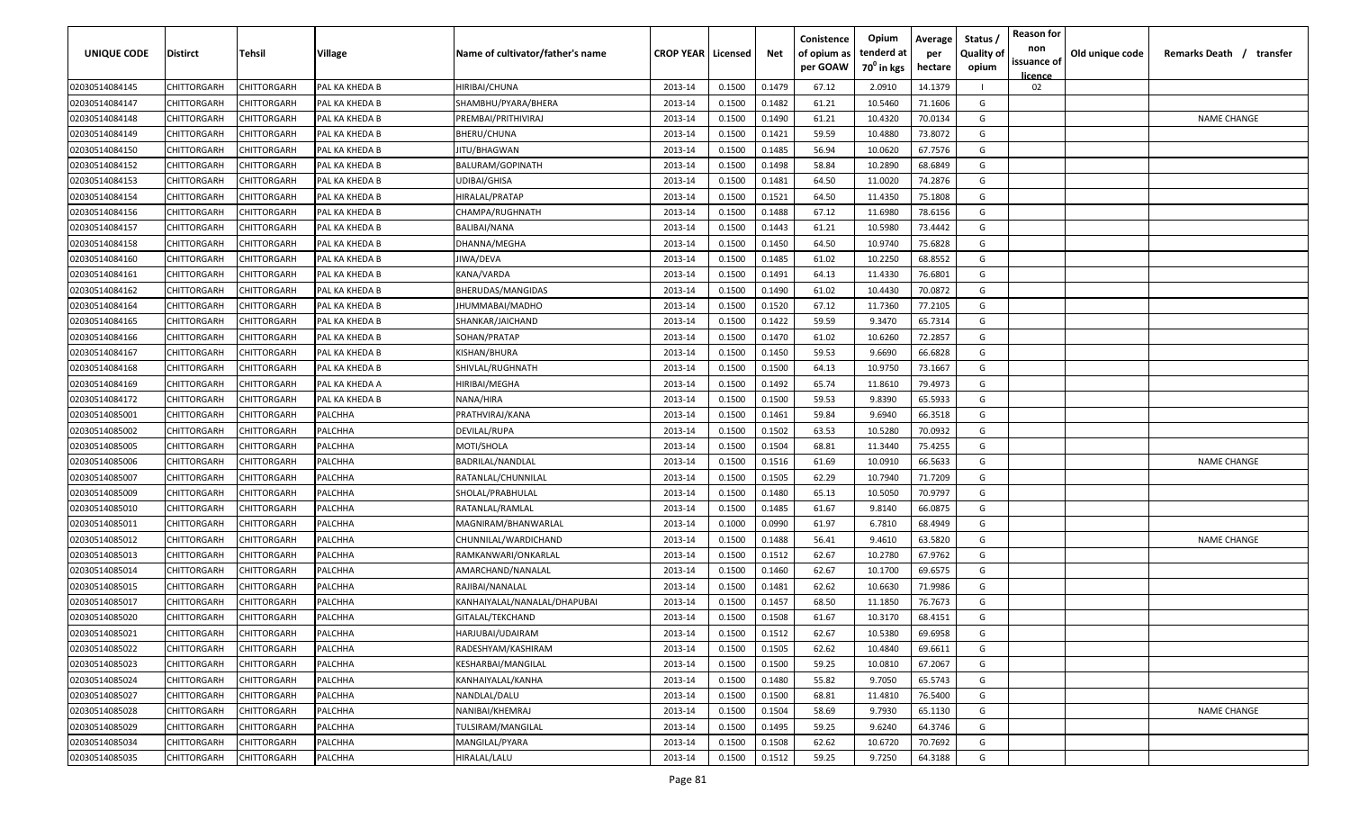| UNIQUE CODE | Distirct | Tehsil | Village | Name of cultivator/father's name | CROP YEAR | Licensed | Net | Conistence of opium as per GOAW | Opium tenderd at 70° in kgs | Average per hectare | Status / Quality of opium | Reason for non issuance of licence | Old unique code | Remarks Death / transfer |
|---|---|---|---|---|---|---|---|---|---|---|---|---|---|---|
| 02030514084145 | CHITTORGARH | CHITTORGARH | PAL KA KHEDA B | HIRIBAI/CHUNA | 2013-14 | 0.1500 | 0.1479 | 67.12 | 2.0910 | 14.1379 | I | 02 | | |
| 02030514084147 | CHITTORGARH | CHITTORGARH | PAL KA KHEDA B | SHAMBHU/PYARA/BHERA | 2013-14 | 0.1500 | 0.1482 | 61.21 | 10.5460 | 71.1606 | G | | | |
| 02030514084148 | CHITTORGARH | CHITTORGARH | PAL KA KHEDA B | PREMBAI/PRITHIVIRAJ | 2013-14 | 0.1500 | 0.1490 | 61.21 | 10.4320 | 70.0134 | G | | | NAME CHANGE |
| 02030514084149 | CHITTORGARH | CHITTORGARH | PAL KA KHEDA B | BHERU/CHUNA | 2013-14 | 0.1500 | 0.1421 | 59.59 | 10.4880 | 73.8072 | G | | | |
| 02030514084150 | CHITTORGARH | CHITTORGARH | PAL KA KHEDA B | JITU/BHAGWAN | 2013-14 | 0.1500 | 0.1485 | 56.94 | 10.0620 | 67.7576 | G | | | |
| 02030514084152 | CHITTORGARH | CHITTORGARH | PAL KA KHEDA B | BALURAM/GOPINATH | 2013-14 | 0.1500 | 0.1498 | 58.84 | 10.2890 | 68.6849 | G | | | |
| 02030514084153 | CHITTORGARH | CHITTORGARH | PAL KA KHEDA B | UDIBAI/GHISA | 2013-14 | 0.1500 | 0.1481 | 64.50 | 11.0020 | 74.2876 | G | | | |
| 02030514084154 | CHITTORGARH | CHITTORGARH | PAL KA KHEDA B | HIRALAL/PRATAP | 2013-14 | 0.1500 | 0.1521 | 64.50 | 11.4350 | 75.1808 | G | | | |
| 02030514084156 | CHITTORGARH | CHITTORGARH | PAL KA KHEDA B | CHAMPA/RUGHNATH | 2013-14 | 0.1500 | 0.1488 | 67.12 | 11.6980 | 78.6156 | G | | | |
| 02030514084157 | CHITTORGARH | CHITTORGARH | PAL KA KHEDA B | BALIBAI/NANA | 2013-14 | 0.1500 | 0.1443 | 61.21 | 10.5980 | 73.4442 | G | | | |
| 02030514084158 | CHITTORGARH | CHITTORGARH | PAL KA KHEDA B | DHANNA/MEGHA | 2013-14 | 0.1500 | 0.1450 | 64.50 | 10.9740 | 75.6828 | G | | | |
| 02030514084160 | CHITTORGARH | CHITTORGARH | PAL KA KHEDA B | JIWA/DEVA | 2013-14 | 0.1500 | 0.1485 | 61.02 | 10.2250 | 68.8552 | G | | | |
| 02030514084161 | CHITTORGARH | CHITTORGARH | PAL KA KHEDA B | KANA/VARDA | 2013-14 | 0.1500 | 0.1491 | 64.13 | 11.4330 | 76.6801 | G | | | |
| 02030514084162 | CHITTORGARH | CHITTORGARH | PAL KA KHEDA B | BHERUDAS/MANGIDAS | 2013-14 | 0.1500 | 0.1490 | 61.02 | 10.4430 | 70.0872 | G | | | |
| 02030514084164 | CHITTORGARH | CHITTORGARH | PAL KA KHEDA B | JHUMMABAI/MADHO | 2013-14 | 0.1500 | 0.1520 | 67.12 | 11.7360 | 77.2105 | G | | | |
| 02030514084165 | CHITTORGARH | CHITTORGARH | PAL KA KHEDA B | SHANKAR/JAICHAND | 2013-14 | 0.1500 | 0.1422 | 59.59 | 9.3470 | 65.7314 | G | | | |
| 02030514084166 | CHITTORGARH | CHITTORGARH | PAL KA KHEDA B | SOHAN/PRATAP | 2013-14 | 0.1500 | 0.1470 | 61.02 | 10.6260 | 72.2857 | G | | | |
| 02030514084167 | CHITTORGARH | CHITTORGARH | PAL KA KHEDA B | KISHAN/BHURA | 2013-14 | 0.1500 | 0.1450 | 59.53 | 9.6690 | 66.6828 | G | | | |
| 02030514084168 | CHITTORGARH | CHITTORGARH | PAL KA KHEDA B | SHIVLAL/RUGHNATH | 2013-14 | 0.1500 | 0.1500 | 64.13 | 10.9750 | 73.1667 | G | | | |
| 02030514084169 | CHITTORGARH | CHITTORGARH | PAL KA KHEDA A | HIRIBAI/MEGHA | 2013-14 | 0.1500 | 0.1492 | 65.74 | 11.8610 | 79.4973 | G | | | |
| 02030514084172 | CHITTORGARH | CHITTORGARH | PAL KA KHEDA B | NANA/HIRA | 2013-14 | 0.1500 | 0.1500 | 59.53 | 9.8390 | 65.5933 | G | | | |
| 02030514085001 | CHITTORGARH | CHITTORGARH | PALCHHA | PRATHVIRAJ/KANA | 2013-14 | 0.1500 | 0.1461 | 59.84 | 9.6940 | 66.3518 | G | | | |
| 02030514085002 | CHITTORGARH | CHITTORGARH | PALCHHA | DEVILAL/RUPA | 2013-14 | 0.1500 | 0.1502 | 63.53 | 10.5280 | 70.0932 | G | | | |
| 02030514085005 | CHITTORGARH | CHITTORGARH | PALCHHA | MOTI/SHOLA | 2013-14 | 0.1500 | 0.1504 | 68.81 | 11.3440 | 75.4255 | G | | | |
| 02030514085006 | CHITTORGARH | CHITTORGARH | PALCHHA | BADRILAL/NANDLAL | 2013-14 | 0.1500 | 0.1516 | 61.69 | 10.0910 | 66.5633 | G | | | NAME CHANGE |
| 02030514085007 | CHITTORGARH | CHITTORGARH | PALCHHA | RATANLAL/CHUNNILAL | 2013-14 | 0.1500 | 0.1505 | 62.29 | 10.7940 | 71.7209 | G | | | |
| 02030514085009 | CHITTORGARH | CHITTORGARH | PALCHHA | SHOLAL/PRABHULAL | 2013-14 | 0.1500 | 0.1480 | 65.13 | 10.5050 | 70.9797 | G | | | |
| 02030514085010 | CHITTORGARH | CHITTORGARH | PALCHHA | RATANLAL/RAMLAL | 2013-14 | 0.1500 | 0.1485 | 61.67 | 9.8140 | 66.0875 | G | | | |
| 02030514085011 | CHITTORGARH | CHITTORGARH | PALCHHA | MAGNIRAM/BHANWARLAL | 2013-14 | 0.1000 | 0.0990 | 61.97 | 6.7810 | 68.4949 | G | | | |
| 02030514085012 | CHITTORGARH | CHITTORGARH | PALCHHA | CHUNNILAL/WARDICHAND | 2013-14 | 0.1500 | 0.1488 | 56.41 | 9.4610 | 63.5820 | G | | | NAME CHANGE |
| 02030514085013 | CHITTORGARH | CHITTORGARH | PALCHHA | RAMKANWARI/ONKARLAL | 2013-14 | 0.1500 | 0.1512 | 62.67 | 10.2780 | 67.9762 | G | | | |
| 02030514085014 | CHITTORGARH | CHITTORGARH | PALCHHA | AMARCHAND/NANALAL | 2013-14 | 0.1500 | 0.1460 | 62.67 | 10.1700 | 69.6575 | G | | | |
| 02030514085015 | CHITTORGARH | CHITTORGARH | PALCHHA | RAJIBAI/NANALAL | 2013-14 | 0.1500 | 0.1481 | 62.62 | 10.6630 | 71.9986 | G | | | |
| 02030514085017 | CHITTORGARH | CHITTORGARH | PALCHHA | KANHAIYALAL/NANALAL/DHAPUBAI | 2013-14 | 0.1500 | 0.1457 | 68.50 | 11.1850 | 76.7673 | G | | | |
| 02030514085020 | CHITTORGARH | CHITTORGARH | PALCHHA | GITALAL/TEKCHAND | 2013-14 | 0.1500 | 0.1508 | 61.67 | 10.3170 | 68.4151 | G | | | |
| 02030514085021 | CHITTORGARH | CHITTORGARH | PALCHHA | HARJUBAI/UDAIRAM | 2013-14 | 0.1500 | 0.1512 | 62.67 | 10.5380 | 69.6958 | G | | | |
| 02030514085022 | CHITTORGARH | CHITTORGARH | PALCHHA | RADESHYAM/KASHIRAM | 2013-14 | 0.1500 | 0.1505 | 62.62 | 10.4840 | 69.6611 | G | | | |
| 02030514085023 | CHITTORGARH | CHITTORGARH | PALCHHA | KESHARBAI/MANGILAL | 2013-14 | 0.1500 | 0.1500 | 59.25 | 10.0810 | 67.2067 | G | | | |
| 02030514085024 | CHITTORGARH | CHITTORGARH | PALCHHA | KANHAIYALAL/KANHA | 2013-14 | 0.1500 | 0.1480 | 55.82 | 9.7050 | 65.5743 | G | | | |
| 02030514085027 | CHITTORGARH | CHITTORGARH | PALCHHA | NANDLAL/DALU | 2013-14 | 0.1500 | 0.1500 | 68.81 | 11.4810 | 76.5400 | G | | | |
| 02030514085028 | CHITTORGARH | CHITTORGARH | PALCHHA | NANIBAI/KHEMRAJ | 2013-14 | 0.1500 | 0.1504 | 58.69 | 9.7930 | 65.1130 | G | | | NAME CHANGE |
| 02030514085029 | CHITTORGARH | CHITTORGARH | PALCHHA | TULSIRAM/MANGILAL | 2013-14 | 0.1500 | 0.1495 | 59.25 | 9.6240 | 64.3746 | G | | | |
| 02030514085034 | CHITTORGARH | CHITTORGARH | PALCHHA | MANGILAL/PYARA | 2013-14 | 0.1500 | 0.1508 | 62.62 | 10.6720 | 70.7692 | G | | | |
| 02030514085035 | CHITTORGARH | CHITTORGARH | PALCHHA | HIRALAL/LALU | 2013-14 | 0.1500 | 0.1512 | 59.25 | 9.7250 | 64.3188 | G | | | |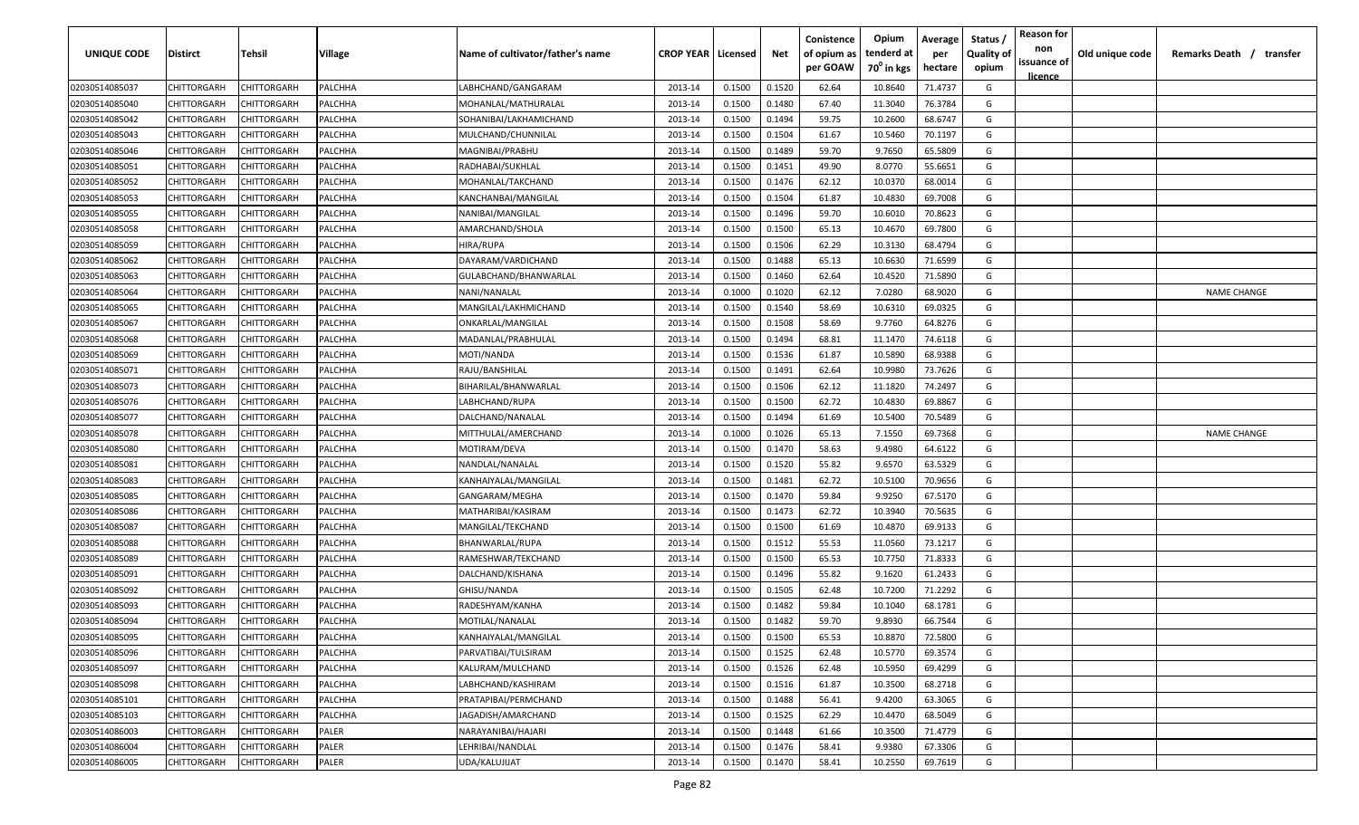| UNIQUE CODE | Distirct | Tehsil | Village | Name of cultivator/father's name | CROP YEAR | Licensed | Net | Conistence of opium as per GOAW | Opium tenderd at 70° in kgs | Average per hectare | Status / Quality of opium | Reason for non issuance of licence | Old unique code | Remarks Death / transfer |
|---|---|---|---|---|---|---|---|---|---|---|---|---|---|---|
| 02030514085037 | CHITTORGARH | CHITTORGARH | PALCHHA | LABHCHAND/GANGARAM | 2013-14 | 0.1500 | 0.1520 | 62.64 | 10.8640 | 71.4737 | G | | | |
| 02030514085040 | CHITTORGARH | CHITTORGARH | PALCHHA | MOHANLAL/MATHURALAL | 2013-14 | 0.1500 | 0.1480 | 67.40 | 11.3040 | 76.3784 | G | | | |
| 02030514085042 | CHITTORGARH | CHITTORGARH | PALCHHA | SOHANIBAI/LAKHAMICHAND | 2013-14 | 0.1500 | 0.1494 | 59.75 | 10.2600 | 68.6747 | G | | | |
| 02030514085043 | CHITTORGARH | CHITTORGARH | PALCHHA | MULCHAND/CHUNNILAL | 2013-14 | 0.1500 | 0.1504 | 61.67 | 10.5460 | 70.1197 | G | | | |
| 02030514085046 | CHITTORGARH | CHITTORGARH | PALCHHA | MAGNIBAI/PRABHU | 2013-14 | 0.1500 | 0.1489 | 59.70 | 9.7650 | 65.5809 | G | | | |
| 02030514085051 | CHITTORGARH | CHITTORGARH | PALCHHA | RADHABAI/SUKHLAL | 2013-14 | 0.1500 | 0.1451 | 49.90 | 8.0770 | 55.6651 | G | | | |
| 02030514085052 | CHITTORGARH | CHITTORGARH | PALCHHA | MOHANLAL/TAKCHAND | 2013-14 | 0.1500 | 0.1476 | 62.12 | 10.0370 | 68.0014 | G | | | |
| 02030514085053 | CHITTORGARH | CHITTORGARH | PALCHHA | KANCHANBAI/MANGILAL | 2013-14 | 0.1500 | 0.1504 | 61.87 | 10.4830 | 69.7008 | G | | | |
| 02030514085055 | CHITTORGARH | CHITTORGARH | PALCHHA | NANIBAI/MANGILAL | 2013-14 | 0.1500 | 0.1496 | 59.70 | 10.6010 | 70.8623 | G | | | |
| 02030514085058 | CHITTORGARH | CHITTORGARH | PALCHHA | AMARCHAND/SHOLA | 2013-14 | 0.1500 | 0.1500 | 65.13 | 10.4670 | 69.7800 | G | | | |
| 02030514085059 | CHITTORGARH | CHITTORGARH | PALCHHA | HIRA/RUPA | 2013-14 | 0.1500 | 0.1506 | 62.29 | 10.3130 | 68.4794 | G | | | |
| 02030514085062 | CHITTORGARH | CHITTORGARH | PALCHHA | DAYARAM/VARDICHAND | 2013-14 | 0.1500 | 0.1488 | 65.13 | 10.6630 | 71.6599 | G | | | |
| 02030514085063 | CHITTORGARH | CHITTORGARH | PALCHHA | GULABCHAND/BHANWARLAL | 2013-14 | 0.1500 | 0.1460 | 62.64 | 10.4520 | 71.5890 | G | | | |
| 02030514085064 | CHITTORGARH | CHITTORGARH | PALCHHA | NANI/NANALAL | 2013-14 | 0.1000 | 0.1020 | 62.12 | 7.0280 | 68.9020 | G | | | NAME CHANGE |
| 02030514085065 | CHITTORGARH | CHITTORGARH | PALCHHA | MANGILAL/LAKHMICHAND | 2013-14 | 0.1500 | 0.1540 | 58.69 | 10.6310 | 69.0325 | G | | | |
| 02030514085067 | CHITTORGARH | CHITTORGARH | PALCHHA | ONKARLAL/MANGILAL | 2013-14 | 0.1500 | 0.1508 | 58.69 | 9.7760 | 64.8276 | G | | | |
| 02030514085068 | CHITTORGARH | CHITTORGARH | PALCHHA | MADANLAL/PRABHULAL | 2013-14 | 0.1500 | 0.1494 | 68.81 | 11.1470 | 74.6118 | G | | | |
| 02030514085069 | CHITTORGARH | CHITTORGARH | PALCHHA | MOTI/NANDA | 2013-14 | 0.1500 | 0.1536 | 61.87 | 10.5890 | 68.9388 | G | | | |
| 02030514085071 | CHITTORGARH | CHITTORGARH | PALCHHA | RAJU/BANSHILAL | 2013-14 | 0.1500 | 0.1491 | 62.64 | 10.9980 | 73.7626 | G | | | |
| 02030514085073 | CHITTORGARH | CHITTORGARH | PALCHHA | BIHARILAL/BHANWARLAL | 2013-14 | 0.1500 | 0.1506 | 62.12 | 11.1820 | 74.2497 | G | | | |
| 02030514085076 | CHITTORGARH | CHITTORGARH | PALCHHA | LABHCHAND/RUPA | 2013-14 | 0.1500 | 0.1500 | 62.72 | 10.4830 | 69.8867 | G | | | |
| 02030514085077 | CHITTORGARH | CHITTORGARH | PALCHHA | DALCHAND/NANALAL | 2013-14 | 0.1500 | 0.1494 | 61.69 | 10.5400 | 70.5489 | G | | | |
| 02030514085078 | CHITTORGARH | CHITTORGARH | PALCHHA | MITTHULAL/AMERCHAND | 2013-14 | 0.1000 | 0.1026 | 65.13 | 7.1550 | 69.7368 | G | | | NAME CHANGE |
| 02030514085080 | CHITTORGARH | CHITTORGARH | PALCHHA | MOTIRAM/DEVA | 2013-14 | 0.1500 | 0.1470 | 58.63 | 9.4980 | 64.6122 | G | | | |
| 02030514085081 | CHITTORGARH | CHITTORGARH | PALCHHA | NANDLAL/NANALAL | 2013-14 | 0.1500 | 0.1520 | 55.82 | 9.6570 | 63.5329 | G | | | |
| 02030514085083 | CHITTORGARH | CHITTORGARH | PALCHHA | KANHAIYALAL/MANGILAL | 2013-14 | 0.1500 | 0.1481 | 62.72 | 10.5100 | 70.9656 | G | | | |
| 02030514085085 | CHITTORGARH | CHITTORGARH | PALCHHA | GANGARAM/MEGHA | 2013-14 | 0.1500 | 0.1470 | 59.84 | 9.9250 | 67.5170 | G | | | |
| 02030514085086 | CHITTORGARH | CHITTORGARH | PALCHHA | MATHARIBAI/KASIRAM | 2013-14 | 0.1500 | 0.1473 | 62.72 | 10.3940 | 70.5635 | G | | | |
| 02030514085087 | CHITTORGARH | CHITTORGARH | PALCHHA | MANGILAL/TEKCHAND | 2013-14 | 0.1500 | 0.1500 | 61.69 | 10.4870 | 69.9133 | G | | | |
| 02030514085088 | CHITTORGARH | CHITTORGARH | PALCHHA | BHANWARLAL/RUPA | 2013-14 | 0.1500 | 0.1512 | 55.53 | 11.0560 | 73.1217 | G | | | |
| 02030514085089 | CHITTORGARH | CHITTORGARH | PALCHHA | RAMESHWAR/TEKCHAND | 2013-14 | 0.1500 | 0.1500 | 65.53 | 10.7750 | 71.8333 | G | | | |
| 02030514085091 | CHITTORGARH | CHITTORGARH | PALCHHA | DALCHAND/KISHANA | 2013-14 | 0.1500 | 0.1496 | 55.82 | 9.1620 | 61.2433 | G | | | |
| 02030514085092 | CHITTORGARH | CHITTORGARH | PALCHHA | GHISU/NANDA | 2013-14 | 0.1500 | 0.1505 | 62.48 | 10.7200 | 71.2292 | G | | | |
| 02030514085093 | CHITTORGARH | CHITTORGARH | PALCHHA | RADESHYAM/KANHA | 2013-14 | 0.1500 | 0.1482 | 59.84 | 10.1040 | 68.1781 | G | | | |
| 02030514085094 | CHITTORGARH | CHITTORGARH | PALCHHA | MOTILAL/NANALAL | 2013-14 | 0.1500 | 0.1482 | 59.70 | 9.8930 | 66.7544 | G | | | |
| 02030514085095 | CHITTORGARH | CHITTORGARH | PALCHHA | KANHAIYALAL/MANGILAL | 2013-14 | 0.1500 | 0.1500 | 65.53 | 10.8870 | 72.5800 | G | | | |
| 02030514085096 | CHITTORGARH | CHITTORGARH | PALCHHA | PARVATIBAI/TULSIRAM | 2013-14 | 0.1500 | 0.1525 | 62.48 | 10.5770 | 69.3574 | G | | | |
| 02030514085097 | CHITTORGARH | CHITTORGARH | PALCHHA | KALURAM/MULCHAND | 2013-14 | 0.1500 | 0.1526 | 62.48 | 10.5950 | 69.4299 | G | | | |
| 02030514085098 | CHITTORGARH | CHITTORGARH | PALCHHA | LABHCHAND/KASHIRAM | 2013-14 | 0.1500 | 0.1516 | 61.87 | 10.3500 | 68.2718 | G | | | |
| 02030514085101 | CHITTORGARH | CHITTORGARH | PALCHHA | PRATAPIBAI/PERMCHAND | 2013-14 | 0.1500 | 0.1488 | 56.41 | 9.4200 | 63.3065 | G | | | |
| 02030514085103 | CHITTORGARH | CHITTORGARH | PALCHHA | JAGADISH/AMARCHAND | 2013-14 | 0.1500 | 0.1525 | 62.29 | 10.4470 | 68.5049 | G | | | |
| 02030514086003 | CHITTORGARH | CHITTORGARH | PALER | NARAYANIBAI/HAJARI | 2013-14 | 0.1500 | 0.1448 | 61.66 | 10.3500 | 71.4779 | G | | | |
| 02030514086004 | CHITTORGARH | CHITTORGARH | PALER | LEHRIBAI/NANDLAL | 2013-14 | 0.1500 | 0.1476 | 58.41 | 9.9380 | 67.3306 | G | | | |
| 02030514086005 | CHITTORGARH | CHITTORGARH | PALER | UDA/KALUJIJAT | 2013-14 | 0.1500 | 0.1470 | 58.41 | 10.2550 | 69.7619 | G | | | |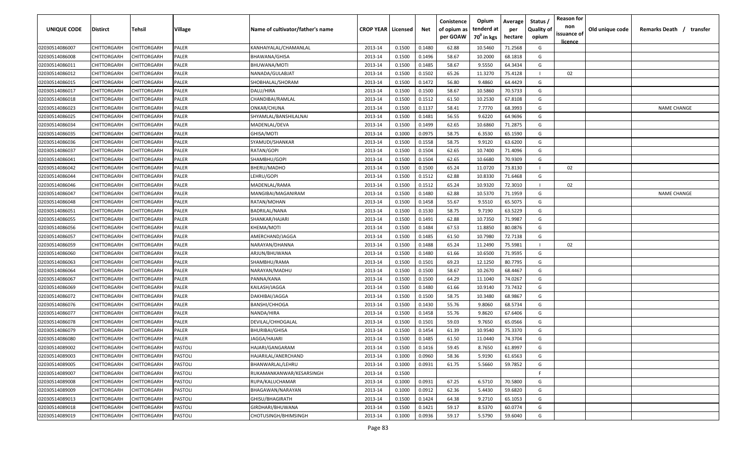| UNIQUE CODE | Distirct | Tehsil | Village | Name of cultivator/father's name | CROP YEAR | Licensed | Net | Conistence of opium as per GOAW | Opium tenderd at 70° in kgs | Average per hectare | Status / Quality of opium | Reason for non issuance of licence | Old unique code | Remarks Death / transfer |
|---|---|---|---|---|---|---|---|---|---|---|---|---|---|---|
| 02030514086007 | CHITTORGARH | CHITTORGARH | PALER | KANHAIYALAL/CHAMANLAL | 2013-14 | 0.1500 | 0.1480 | 62.88 | 10.5460 | 71.2568 | G | | | |
| 02030514086008 | CHITTORGARH | CHITTORGARH | PALER | BHAWANA/GHISA | 2013-14 | 0.1500 | 0.1496 | 58.67 | 10.2000 | 68.1818 | G | | | |
| 02030514086011 | CHITTORGARH | CHITTORGARH | PALER | BHUWANA/MOTI | 2013-14 | 0.1500 | 0.1485 | 58.67 | 9.5550 | 64.3434 | G | | | |
| 02030514086012 | CHITTORGARH | CHITTORGARH | PALER | NANADA/GULABJAT | 2013-14 | 0.1500 | 0.1502 | 65.26 | 11.3270 | 75.4128 | I | 02 | | |
| 02030514086015 | CHITTORGARH | CHITTORGARH | PALER | SHOBHALAL/SHORAM | 2013-14 | 0.1500 | 0.1472 | 56.80 | 9.4860 | 64.4429 | G | | | |
| 02030514086017 | CHITTORGARH | CHITTORGARH | PALER | DALU/HIRA | 2013-14 | 0.1500 | 0.1500 | 58.67 | 10.5860 | 70.5733 | G | | | |
| 02030514086018 | CHITTORGARH | CHITTORGARH | PALER | CHANDIBAI/RAMLAL | 2013-14 | 0.1500 | 0.1512 | 61.50 | 10.2530 | 67.8108 | G | | | |
| 02030514086023 | CHITTORGARH | CHITTORGARH | PALER | ONKAR/CHUNA | 2013-14 | 0.1500 | 0.1137 | 58.41 | 7.7770 | 68.3993 | G | | | NAME CHANGE |
| 02030514086025 | CHITTORGARH | CHITTORGARH | PALER | SHYAMLAL/BANSHILALNAI | 2013-14 | 0.1500 | 0.1481 | 56.55 | 9.6220 | 64.9696 | G | | | |
| 02030514086034 | CHITTORGARH | CHITTORGARH | PALER | MADENLAL/DEVA | 2013-14 | 0.1500 | 0.1499 | 62.65 | 10.6860 | 71.2875 | G | | | |
| 02030514086035 | CHITTORGARH | CHITTORGARH | PALER | GHISA/MOTI | 2013-14 | 0.1000 | 0.0975 | 58.75 | 6.3530 | 65.1590 | G | | | |
| 02030514086036 | CHITTORGARH | CHITTORGARH | PALER | SYAMUDI/SHANKAR | 2013-14 | 0.1500 | 0.1558 | 58.75 | 9.9120 | 63.6200 | G | | | |
| 02030514086037 | CHITTORGARH | CHITTORGARH | PALER | RATAN/GOPI | 2013-14 | 0.1500 | 0.1504 | 62.65 | 10.7400 | 71.4096 | G | | | |
| 02030514086041 | CHITTORGARH | CHITTORGARH | PALER | SHAMBHU/GOPI | 2013-14 | 0.1500 | 0.1504 | 62.65 | 10.6680 | 70.9309 | G | | | |
| 02030514086042 | CHITTORGARH | CHITTORGARH | PALER | BHERU/MADHO | 2013-14 | 0.1500 | 0.1500 | 65.24 | 11.0720 | 73.8130 | I | 02 | | |
| 02030514086044 | CHITTORGARH | CHITTORGARH | PALER | LEHRU/GOPI | 2013-14 | 0.1500 | 0.1512 | 62.88 | 10.8330 | 71.6468 | G | | | |
| 02030514086046 | CHITTORGARH | CHITTORGARH | PALER | MADENLAL/RAMA | 2013-14 | 0.1500 | 0.1512 | 65.24 | 10.9320 | 72.3010 | I | 02 | | |
| 02030514086047 | CHITTORGARH | CHITTORGARH | PALER | MANGIBAI/MAGANIRAM | 2013-14 | 0.1500 | 0.1480 | 62.88 | 10.5370 | 71.1959 | G | | | NAME CHANGE |
| 02030514086048 | CHITTORGARH | CHITTORGARH | PALER | RATAN/MOHAN | 2013-14 | 0.1500 | 0.1458 | 55.67 | 9.5510 | 65.5075 | G | | | |
| 02030514086051 | CHITTORGARH | CHITTORGARH | PALER | BADRILAL/NANA | 2013-14 | 0.1500 | 0.1530 | 58.75 | 9.7190 | 63.5229 | G | | | |
| 02030514086055 | CHITTORGARH | CHITTORGARH | PALER | SHANKAR/HAJARI | 2013-14 | 0.1500 | 0.1491 | 62.88 | 10.7350 | 71.9987 | G | | | |
| 02030514086056 | CHITTORGARH | CHITTORGARH | PALER | KHEMA/MOTI | 2013-14 | 0.1500 | 0.1484 | 67.53 | 11.8850 | 80.0876 | G | | | |
| 02030514086057 | CHITTORGARH | CHITTORGARH | PALER | AMERCHAND/JAGGA | 2013-14 | 0.1500 | 0.1485 | 61.50 | 10.7980 | 72.7138 | G | | | |
| 02030514086059 | CHITTORGARH | CHITTORGARH | PALER | NARAYAN/DHANNA | 2013-14 | 0.1500 | 0.1488 | 65.24 | 11.2490 | 75.5981 | I | 02 | | |
| 02030514086060 | CHITTORGARH | CHITTORGARH | PALER | ARJUN/BHUWANA | 2013-14 | 0.1500 | 0.1480 | 61.66 | 10.6500 | 71.9595 | G | | | |
| 02030514086063 | CHITTORGARH | CHITTORGARH | PALER | SHAMBHU/RAMA | 2013-14 | 0.1500 | 0.1501 | 69.23 | 12.1250 | 80.7795 | G | | | |
| 02030514086064 | CHITTORGARH | CHITTORGARH | PALER | NARAYAN/MADHU | 2013-14 | 0.1500 | 0.1500 | 58.67 | 10.2670 | 68.4467 | G | | | |
| 02030514086067 | CHITTORGARH | CHITTORGARH | PALER | PANNA/KANA | 2013-14 | 0.1500 | 0.1500 | 64.29 | 11.1040 | 74.0267 | G | | | |
| 02030514086069 | CHITTORGARH | CHITTORGARH | PALER | KAILASH/JAGGA | 2013-14 | 0.1500 | 0.1480 | 61.66 | 10.9140 | 73.7432 | G | | | |
| 02030514086072 | CHITTORGARH | CHITTORGARH | PALER | DAKHIBAI/JAGGA | 2013-14 | 0.1500 | 0.1500 | 58.75 | 10.3480 | 68.9867 | G | | | |
| 02030514086076 | CHITTORGARH | CHITTORGARH | PALER | BANSHI/CHHOGA | 2013-14 | 0.1500 | 0.1430 | 55.76 | 9.8060 | 68.5734 | G | | | |
| 02030514086077 | CHITTORGARH | CHITTORGARH | PALER | NANDA/HIRA | 2013-14 | 0.1500 | 0.1458 | 55.76 | 9.8620 | 67.6406 | G | | | |
| 02030514086078 | CHITTORGARH | CHITTORGARH | PALER | DEVILAL/CHHOGALAL | 2013-14 | 0.1500 | 0.1501 | 59.03 | 9.7650 | 65.0566 | G | | | |
| 02030514086079 | CHITTORGARH | CHITTORGARH | PALER | BHURIBAI/GHISA | 2013-14 | 0.1500 | 0.1454 | 61.39 | 10.9540 | 75.3370 | G | | | |
| 02030514086080 | CHITTORGARH | CHITTORGARH | PALER | JAGGA/HAJARI | 2013-14 | 0.1500 | 0.1485 | 61.50 | 11.0440 | 74.3704 | G | | | |
| 02030514089002 | CHITTORGARH | CHITTORGARH | PASTOLI | HAJARI/GANGARAM | 2013-14 | 0.1500 | 0.1416 | 59.45 | 8.7650 | 61.8997 | G | | | |
| 02030514089003 | CHITTORGARH | CHITTORGARH | PASTOLI | HAJARILAL/ANERCHAND | 2013-14 | 0.1000 | 0.0960 | 58.36 | 5.9190 | 61.6563 | G | | | |
| 02030514089005 | CHITTORGARH | CHITTORGARH | PASTOLI | BHANWARLAL/LEHRU | 2013-14 | 0.1000 | 0.0931 | 61.75 | 5.5660 | 59.7852 | G | | | |
| 02030514089007 | CHITTORGARH | CHITTORGARH | PASTOLI | RUKAMANKANWAR/KESARSINGH | 2013-14 | 0.1500 | | | | | F | | | |
| 02030514089008 | CHITTORGARH | CHITTORGARH | PASTOLI | RUPA/KALUCHAMAR | 2013-14 | 0.1000 | 0.0931 | 67.25 | 6.5710 | 70.5800 | G | | | |
| 02030514089009 | CHITTORGARH | CHITTORGARH | PASTOLI | BHAGAWAN/NARAYAN | 2013-14 | 0.1000 | 0.0912 | 62.36 | 5.4430 | 59.6820 | G | | | |
| 02030514089013 | CHITTORGARH | CHITTORGARH | PASTOLI | GHISU/BHAGIRATH | 2013-14 | 0.1500 | 0.1424 | 64.38 | 9.2710 | 65.1053 | G | | | |
| 02030514089018 | CHITTORGARH | CHITTORGARH | PASTOLI | GIRDHARI/BHUWANA | 2013-14 | 0.1500 | 0.1421 | 59.17 | 8.5370 | 60.0774 | G | | | |
| 02030514089019 | CHITTORGARH | CHITTORGARH | PASTOLI | CHOTUSINGH/BHIMSINGH | 2013-14 | 0.1000 | 0.0936 | 59.17 | 5.5790 | 59.6040 | G | | | |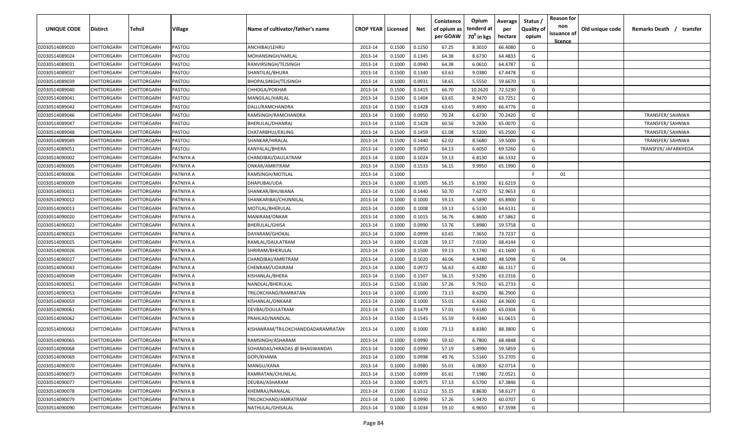| UNIQUE CODE | Distirct | Tehsil | Village | Name of cultivator/father's name | CROP YEAR | Licensed | Net | Conistence of opium as per GOAW | Opium tenderd at $70^0$ in kgs | Average per hectare | Status / Quality of opium | Reason for non issuance of licence | Old unique code | Remarks Death / transfer |
|---|---|---|---|---|---|---|---|---|---|---|---|---|---|---|
| 02030514089020 | CHITTORGARH | CHITTORGARH | PASTOLI | ANCHIBAI/LEHRU | 2013-14 | 0.1500 | 0.1250 | 67.25 | 8.3010 | 66.4080 | G | | | |
| 02030514089024 | CHITTORGARH | CHITTORGARH | PASTOLI | MOHANSINGH/HARLAL | 2013-14 | 0.1500 | 0.1345 | 64.38 | 8.6730 | 64.4833 | G | | | |
| 02030514089031 | CHITTORGARH | CHITTORGARH | PASTOLI | RANVIRSINGH/TEJSINGH | 2013-14 | 0.1000 | 0.0940 | 64.38 | 6.0610 | 64.4787 | G | | | |
| 02030514089037 | CHITTORGARH | CHITTORGARH | PASTOLI | SHANTILAL/BHURA | 2013-14 | 0.1500 | 0.1340 | 63.63 | 9.0380 | 67.4478 | G | | | |
| 02030514089039 | CHITTORGARH | CHITTORGARH | PASTOLI | BHOPALSINGH/TEJSINGH | 2013-14 | 0.1000 | 0.0931 | 58.65 | 5.5550 | 59.6670 | G | | | |
| 02030514089040 | CHITTORGARH | CHITTORGARH | PASTOLI | CHHOGA/POKHAR | 2013-14 | 0.1500 | 0.1415 | 66.70 | 10.2620 | 72.5230 | G | | | |
| 02030514089041 | CHITTORGARH | CHITTORGARH | PASTOLI | MANGILAL/HARLAL | 2013-14 | 0.1500 | 0.1404 | 63.65 | 8.9470 | 63.7251 | G | | | |
| 02030514089042 | CHITTORGARH | CHITTORGARH | PASTOLI | DALLI/RAMCHANDRA | 2013-14 | 0.1500 | 0.1428 | 63.65 | 9.4930 | 66.4776 | G | | | |
| 02030514089046 | CHITTORGARH | CHITTORGARH | PASTOLI | RAMSINGH/RAMCHANDRA | 2013-14 | 0.1000 | 0.0950 | 70.24 | 6.6730 | 70.2420 | G | | | TRANSFER/ SAHNWA |
| 02030514089047 | CHITTORGARH | CHITTORGARH | PASTOLI | BHERULAL/DHANRAJ | 2013-14 | 0.1500 | 0.1428 | 60.56 | 9.2830 | 65.0070 | G | | | TRANSFER/ SAHNWA |
| 02030514089048 | CHITTORGARH | CHITTORGARH | PASTOLI | CHATARBHUJ/EKLING | 2013-14 | 0.1500 | 0.1459 | 61.08 | 9.5200 | 65.2500 | G | | | TRANSFER/ SAHNWA |
| 02030514089049 | CHITTORGARH | CHITTORGARH | PASTOLI | SHANKAR/HIRALAL | 2013-14 | 0.1500 | 0.1440 | 62.02 | 8.5680 | 59.5000 | G | | | TRANSFER/ SAHNWA |
| 02030514089051 | CHITTORGARH | CHITTORGARH | PASTOLI | KANYALAL/BHERA | 2013-14 | 0.1000 | 0.0950 | 64.13 | 6.6050 | 69.5260 | G | | | TRANSFER/ JAFARKHEDA |
| 02030514090002 | CHITTORGARH | CHITTORGARH | PATNIYA A | CHANDIBAI/DAULATRAM | 2013-14 | 0.1000 | 0.1024 | 59.13 | 6.8130 | 66.5332 | G | | | |
| 02030514090005 | CHITTORGARH | CHITTORGARH | PATNIYA A | ONKAR/AMRITRAM | 2013-14 | 0.1500 | 0.1533 | 56.15 | 9.9950 | 65.1990 | G | | | |
| 02030514090006 | CHITTORGARH | CHITTORGARH | PATNIYA A | RAMSINGH/MOTILAL | 2013-14 | 0.1000 | | | | | F | 01 | | |
| 02030514090009 | CHITTORGARH | CHITTORGARH | PATNIYA A | DHAPUBAI/UDA | 2013-14 | 0.1000 | 0.1005 | 56.15 | 6.1930 | 61.6219 | G | | | |
| 02030514090011 | CHITTORGARH | CHITTORGARH | PATNIYA A | SHANKAR/BHUWANA | 2013-14 | 0.1500 | 0.1440 | 50.70 | 7.6270 | 52.9653 | G | | | |
| 02030514090012 | CHITTORGARH | CHITTORGARH | PATNIYA A | SHANKARIBAI/CHUNNILAL | 2013-14 | 0.1000 | 0.1000 | 59.13 | 6.5890 | 65.8900 | G | | | |
| 02030514090013 | CHITTORGARH | CHITTORGARH | PATNIYA A | MOTILAL/BHERULAL | 2013-14 | 0.1000 | 0.1008 | 59.13 | 6.5130 | 64.6131 | G | | | |
| 02030514090020 | CHITTORGARH | CHITTORGARH | PATNIYA A | MANIRAM/ONKAR | 2013-14 | 0.1000 | 0.1015 | 56.76 | 6.8600 | 67.5862 | G | | | |
| 02030514090022 | CHITTORGARH | CHITTORGARH | PATNIYA A | BHERULAL/GHISA | 2013-14 | 0.1000 | 0.0990 | 53.76 | 5.8980 | 59.5758 | G | | | |
| 02030514090023 | CHITTORGARH | CHITTORGARH | PATNIYA A | DAYARAM/GHOKAL | 2013-14 | 0.1000 | 0.0999 | 63.65 | 7.3650 | 73.7237 | G | | | |
| 02030514090025 | CHITTORGARH | CHITTORGARH | PATNIYA A | RAMLAL/DAULATRAM | 2013-14 | 0.1000 | 0.1028 | 59.17 | 7.0330 | 68.4144 | G | | | |
| 02030514090026 | CHITTORGARH | CHITTORGARH | PATNIYA A | SHRIRAM/BHERULAL | 2013-14 | 0.1500 | 0.1500 | 59.13 | 9.1740 | 61.1600 | G | | | |
| 02030514090027 | CHITTORGARH | CHITTORGARH | PATNIYA A | CHANDIBAI/AMRITRAM | 2013-14 | 0.1000 | 0.1020 | 46.06 | 4.9480 | 48.5098 | G | 04 | | |
| 02030514090043 | CHITTORGARH | CHITTORGARH | PATNIYA A | CHENRAM/UDAIRAM | 2013-14 | 0.1000 | 0.0972 | 56.63 | 6.4280 | 66.1317 | G | | | |
| 02030514090049 | CHITTORGARH | CHITTORGARH | PATNIYA A | KISHANLAL/BHERA | 2013-14 | 0.1500 | 0.1507 | 56.15 | 9.5290 | 63.2316 | G | | | |
| 02030514090051 | CHITTORGARH | CHITTORGARH | PATNIYA B | NANDLAL/BHERULAL | 2013-14 | 0.1500 | 0.1500 | 57.26 | 9.7910 | 65.2733 | G | | | |
| 02030514090053 | CHITTORGARH | CHITTORGARH | PATNIYA B | TRILOKCHAND/RAMRATAN | 2013-14 | 0.1000 | 0.1000 | 73.13 | 8.6290 | 86.2900 | G | | | |
| 02030514090059 | CHITTORGARH | CHITTORGARH | PATNIYA B | KISHANLAL/ONKAAR | 2013-14 | 0.1000 | 0.1000 | 55.01 | 6.4360 | 64.3600 | G | | | |
| 02030514090061 | CHITTORGARH | CHITTORGARH | PATNIYA B | DEVBAI/DOULATRAM | 2013-14 | 0.1500 | 0.1479 | 57.01 | 9.6180 | 65.0304 | G | | | |
| 02030514090062 | CHITTORGARH | CHITTORGARH | PATNIYA B | PRAHLAD/NANDLAL | 2013-14 | 0.1500 | 0.1545 | 55.59 | 9.4340 | 61.0615 | G | | | |
| 02030514090063 | CHITTORGARH | CHITTORGARH | PATNIYA B | KISHANRAM/TRILOKCHANDDADARAMRATAN | 2013-14 | 0.1000 | 0.1000 | 73.13 | 8.8380 | 88.3800 | G | | | |
| 02030514090065 | CHITTORGARH | CHITTORGARH | PATNIYA B | RAMSINGH/ASHARAM | 2013-14 | 0.1000 | 0.0990 | 59.10 | 6.7800 | 68.4848 | G | | | |
| 02030514090068 | CHITTORGARH | CHITTORGARH | PATNIYA B | SOHANDAS/HIRADAS @ BHAGWANDAS | 2013-14 | 0.1000 | 0.0990 | 57.19 | 5.8990 | 59.5859 | G | | | |
| 02030514090069 | CHITTORGARH | CHITTORGARH | PATNIYA B | GOPI/KHAMA | 2013-14 | 0.1000 | 0.0998 | 49.76 | 5.5160 | 55.2705 | G | | | |
| 02030514090070 | CHITTORGARH | CHITTORGARH | PATNIYA B | MANGU/KANA | 2013-14 | 0.1000 | 0.0980 | 55.01 | 6.0830 | 62.0714 | G | | | |
| 02030514090073 | CHITTORGARH | CHITTORGARH | PATNIYA B | RAMRATAN/CHUNILAL | 2013-14 | 0.1500 | 0.0999 | 65.61 | 7.1980 | 72.0521 | G | | | |
| 02030514090077 | CHITTORGARH | CHITTORGARH | PATNIYA B | DEUBAI/ASHARAM | 2013-14 | 0.1000 | 0.0975 | 57.13 | 6.5700 | 67.3846 | G | | | |
| 02030514090078 | CHITTORGARH | CHITTORGARH | PATNIYA B | KHEMRAJ/NANALAL | 2013-14 | 0.1500 | 0.1512 | 55.15 | 8.8630 | 58.6177 | G | | | |
| 02030514090079 | CHITTORGARH | CHITTORGARH | PATNIYA B | TRILOKCHAND/AMRATRAM | 2013-14 | 0.1000 | 0.0990 | 57.26 | 5.9470 | 60.0707 | G | | | |
| 02030514090090 | CHITTORGARH | CHITTORGARH | PATNIYA B | NATHULAL/GHISALAL | 2013-14 | 0.1000 | 0.1034 | 59.10 | 6.9650 | 67.3598 | G | | | |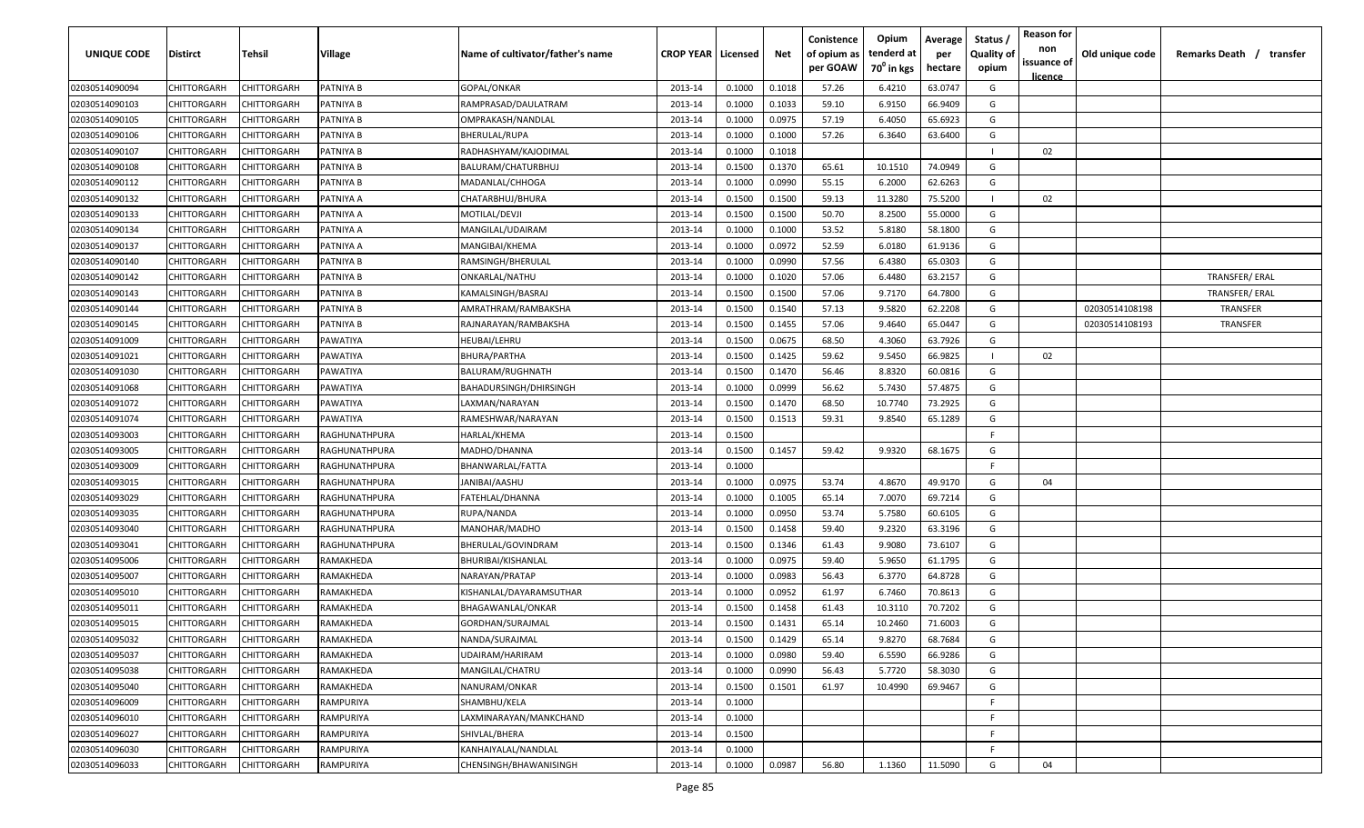| UNIQUE CODE | Distirct | Tehsil | Village | Name of cultivator/father's name | CROP YEAR | Licensed | Net | Conistence of opium as per GOAW | Opium tenderd at 70° in kgs | Average per hectare | Status / Quality of opium | Reason for non issuance of licence | Old unique code | Remarks Death / transfer |
|---|---|---|---|---|---|---|---|---|---|---|---|---|---|---|
| 02030514090094 | CHITTORGARH | CHITTORGARH | PATNIYA B | GOPAL/ONKAR | 2013-14 | 0.1000 | 0.1018 | 57.26 | 6.4210 | 63.0747 | G | | | |
| 02030514090103 | CHITTORGARH | CHITTORGARH | PATNIYA B | RAMPRASAD/DAULATRAM | 2013-14 | 0.1000 | 0.1033 | 59.10 | 6.9150 | 66.9409 | G | | | |
| 02030514090105 | CHITTORGARH | CHITTORGARH | PATNIYA B | OMPRAKASH/NANDLAL | 2013-14 | 0.1000 | 0.0975 | 57.19 | 6.4050 | 65.6923 | G | | | |
| 02030514090106 | CHITTORGARH | CHITTORGARH | PATNIYA B | BHERULAL/RUPA | 2013-14 | 0.1000 | 0.1000 | 57.26 | 6.3640 | 63.6400 | G | | | |
| 02030514090107 | CHITTORGARH | CHITTORGARH | PATNIYA B | RADHASHYAM/KAJODIMAL | 2013-14 | 0.1000 | 0.1018 | | | | I | 02 | | |
| 02030514090108 | CHITTORGARH | CHITTORGARH | PATNIYA B | BALURAM/CHATURBHUJ | 2013-14 | 0.1500 | 0.1370 | 65.61 | 10.1510 | 74.0949 | G | | | |
| 02030514090112 | CHITTORGARH | CHITTORGARH | PATNIYA B | MADANLAL/CHHOGA | 2013-14 | 0.1000 | 0.0990 | 55.15 | 6.2000 | 62.6263 | G | | | |
| 02030514090132 | CHITTORGARH | CHITTORGARH | PATNIYA A | CHATARBHUJ/BHURA | 2013-14 | 0.1500 | 0.1500 | 59.13 | 11.3280 | 75.5200 | I | 02 | | |
| 02030514090133 | CHITTORGARH | CHITTORGARH | PATNIYA A | MOTILAL/DEVJI | 2013-14 | 0.1500 | 0.1500 | 50.70 | 8.2500 | 55.0000 | G | | | |
| 02030514090134 | CHITTORGARH | CHITTORGARH | PATNIYA A | MANGILAL/UDAIRAM | 2013-14 | 0.1000 | 0.1000 | 53.52 | 5.8180 | 58.1800 | G | | | |
| 02030514090137 | CHITTORGARH | CHITTORGARH | PATNIYA A | MANGIBAI/KHEMA | 2013-14 | 0.1000 | 0.0972 | 52.59 | 6.0180 | 61.9136 | G | | | |
| 02030514090140 | CHITTORGARH | CHITTORGARH | PATNIYA B | RAMSINGH/BHERULAL | 2013-14 | 0.1000 | 0.0990 | 57.56 | 6.4380 | 65.0303 | G | | | |
| 02030514090142 | CHITTORGARH | CHITTORGARH | PATNIYA B | ONKARLAL/NATHU | 2013-14 | 0.1000 | 0.1020 | 57.06 | 6.4480 | 63.2157 | G | | | TRANSFER/ ERAL |
| 02030514090143 | CHITTORGARH | CHITTORGARH | PATNIYA B | KAMALSINGH/BASRAJ | 2013-14 | 0.1500 | 0.1500 | 57.06 | 9.7170 | 64.7800 | G | | | TRANSFER/ ERAL |
| 02030514090144 | CHITTORGARH | CHITTORGARH | PATNIYA B | AMRATHRAM/RAMBAKSHA | 2013-14 | 0.1500 | 0.1540 | 57.13 | 9.5820 | 62.2208 | G | | 02030514108198 | TRANSFER |
| 02030514090145 | CHITTORGARH | CHITTORGARH | PATNIYA B | RAJNARAYAN/RAMBAKSHA | 2013-14 | 0.1500 | 0.1455 | 57.06 | 9.4640 | 65.0447 | G | | 02030514108193 | TRANSFER |
| 02030514091009 | CHITTORGARH | CHITTORGARH | PAWATIYA | HEUBAI/LEHRU | 2013-14 | 0.1500 | 0.0675 | 68.50 | 4.3060 | 63.7926 | G | | | |
| 02030514091021 | CHITTORGARH | CHITTORGARH | PAWATIYA | BHURA/PARTHA | 2013-14 | 0.1500 | 0.1425 | 59.62 | 9.5450 | 66.9825 | I | 02 | | |
| 02030514091030 | CHITTORGARH | CHITTORGARH | PAWATIYA | BALURAM/RUGHNATH | 2013-14 | 0.1500 | 0.1470 | 56.46 | 8.8320 | 60.0816 | G | | | |
| 02030514091068 | CHITTORGARH | CHITTORGARH | PAWATIYA | BAHADURSINGH/DHIRSINGH | 2013-14 | 0.1000 | 0.0999 | 56.62 | 5.7430 | 57.4875 | G | | | |
| 02030514091072 | CHITTORGARH | CHITTORGARH | PAWATIYA | LAXMAN/NARAYAN | 2013-14 | 0.1500 | 0.1470 | 68.50 | 10.7740 | 73.2925 | G | | | |
| 02030514091074 | CHITTORGARH | CHITTORGARH | PAWATIYA | RAMESHWAR/NARAYAN | 2013-14 | 0.1500 | 0.1513 | 59.31 | 9.8540 | 65.1289 | G | | | |
| 02030514093003 | CHITTORGARH | CHITTORGARH | RAGHUNATHPURA | HARLAL/KHEMA | 2013-14 | 0.1500 | | | | | F | | | |
| 02030514093005 | CHITTORGARH | CHITTORGARH | RAGHUNATHPURA | MADHO/DHANNA | 2013-14 | 0.1500 | 0.1457 | 59.42 | 9.9320 | 68.1675 | G | | | |
| 02030514093009 | CHITTORGARH | CHITTORGARH | RAGHUNATHPURA | BHANWARLAL/FATTA | 2013-14 | 0.1000 | | | | | F | | | |
| 02030514093015 | CHITTORGARH | CHITTORGARH | RAGHUNATHPURA | JANIBAI/AASHU | 2013-14 | 0.1000 | 0.0975 | 53.74 | 4.8670 | 49.9170 | G | 04 | | |
| 02030514093029 | CHITTORGARH | CHITTORGARH | RAGHUNATHPURA | FATEHLAL/DHANNA | 2013-14 | 0.1000 | 0.1005 | 65.14 | 7.0070 | 69.7214 | G | | | |
| 02030514093035 | CHITTORGARH | CHITTORGARH | RAGHUNATHPURA | RUPA/NANDA | 2013-14 | 0.1000 | 0.0950 | 53.74 | 5.7580 | 60.6105 | G | | | |
| 02030514093040 | CHITTORGARH | CHITTORGARH | RAGHUNATHPURA | MANOHAR/MADHO | 2013-14 | 0.1500 | 0.1458 | 59.40 | 9.2320 | 63.3196 | G | | | |
| 02030514093041 | CHITTORGARH | CHITTORGARH | RAGHUNATHPURA | BHERULAL/GOVINDRAM | 2013-14 | 0.1500 | 0.1346 | 61.43 | 9.9080 | 73.6107 | G | | | |
| 02030514095006 | CHITTORGARH | CHITTORGARH | RAMAKHEDA | BHURIBAI/KISHANLAL | 2013-14 | 0.1000 | 0.0975 | 59.40 | 5.9650 | 61.1795 | G | | | |
| 02030514095007 | CHITTORGARH | CHITTORGARH | RAMAKHEDA | NARAYAN/PRATAP | 2013-14 | 0.1000 | 0.0983 | 56.43 | 6.3770 | 64.8728 | G | | | |
| 02030514095010 | CHITTORGARH | CHITTORGARH | RAMAKHEDA | KISHANLAL/DAYARAMSUTHAR | 2013-14 | 0.1000 | 0.0952 | 61.97 | 6.7460 | 70.8613 | G | | | |
| 02030514095011 | CHITTORGARH | CHITTORGARH | RAMAKHEDA | BHAGAWANLAL/ONKAR | 2013-14 | 0.1500 | 0.1458 | 61.43 | 10.3110 | 70.7202 | G | | | |
| 02030514095015 | CHITTORGARH | CHITTORGARH | RAMAKHEDA | GORDHAN/SURAJMAL | 2013-14 | 0.1500 | 0.1431 | 65.14 | 10.2460 | 71.6003 | G | | | |
| 02030514095032 | CHITTORGARH | CHITTORGARH | RAMAKHEDA | NANDA/SURAJMAL | 2013-14 | 0.1500 | 0.1429 | 65.14 | 9.8270 | 68.7684 | G | | | |
| 02030514095037 | CHITTORGARH | CHITTORGARH | RAMAKHEDA | UDAIRAM/HARIRAM | 2013-14 | 0.1000 | 0.0980 | 59.40 | 6.5590 | 66.9286 | G | | | |
| 02030514095038 | CHITTORGARH | CHITTORGARH | RAMAKHEDA | MANGILAL/CHATRU | 2013-14 | 0.1000 | 0.0990 | 56.43 | 5.7720 | 58.3030 | G | | | |
| 02030514095040 | CHITTORGARH | CHITTORGARH | RAMAKHEDA | NANURAM/ONKAR | 2013-14 | 0.1500 | 0.1501 | 61.97 | 10.4990 | 69.9467 | G | | | |
| 02030514096009 | CHITTORGARH | CHITTORGARH | RAMPURIYA | SHAMBHU/KELA | 2013-14 | 0.1000 | | | | | F | | | |
| 02030514096010 | CHITTORGARH | CHITTORGARH | RAMPURIYA | LAXMINARAYAN/MANKCHAND | 2013-14 | 0.1000 | | | | | F | | | |
| 02030514096027 | CHITTORGARH | CHITTORGARH | RAMPURIYA | SHIVLAL/BHERA | 2013-14 | 0.1500 | | | | | F | | | |
| 02030514096030 | CHITTORGARH | CHITTORGARH | RAMPURIYA | KANHAIYALAL/NANDLAL | 2013-14 | 0.1000 | | | | | F | | | |
| 02030514096033 | CHITTORGARH | CHITTORGARH | RAMPURIYA | CHENSINGH/BHAWANISINGH | 2013-14 | 0.1000 | 0.0987 | 56.80 | 1.1360 | 11.5090 | G | 04 | | |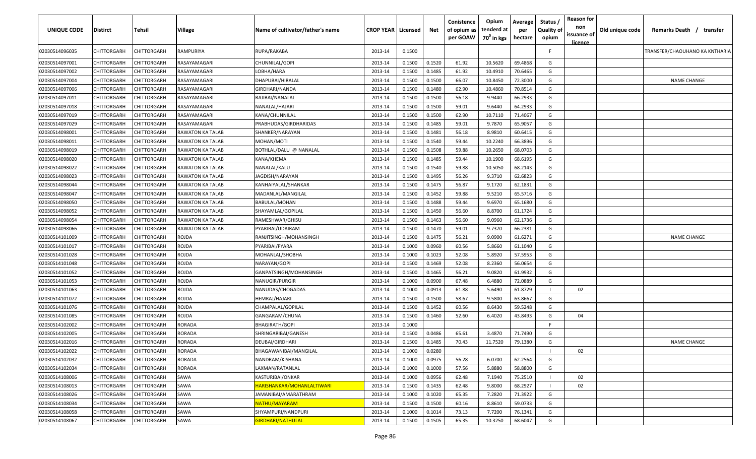| UNIQUE CODE | Distirct | Tehsil | Village | Name of cultivator/father's name | CROP YEAR | Licensed | Net | Conistence of opium as per GOAW | Opium tenderd at 70⁰ in kgs | Average per hectare | Status / Quality of opium | Reason for non issuance of licence | Old unique code | Remarks Death / transfer |
|---|---|---|---|---|---|---|---|---|---|---|---|---|---|---|
| 02030514096035 | CHITTORGARH | CHITTORGARH | RAMPURIYA | RUPA/RAKABA | 2013-14 | 0.1500 | | | | | F | | | TRANSFER/CHAOUHANO KA KNTHARIA |
| 02030514097001 | CHITTORGARH | CHITTORGARH | RASAYAMAGARI | CHUNNILAL/GOPI | 2013-14 | 0.1500 | 0.1520 | 61.92 | 10.5620 | 69.4868 | G | | | |
| 02030514097002 | CHITTORGARH | CHITTORGARH | RASAYAMAGARI | LOBHA/HARA | 2013-14 | 0.1500 | 0.1485 | 61.92 | 10.4910 | 70.6465 | G | | | |
| 02030514097004 | CHITTORGARH | CHITTORGARH | RASAYAMAGARI | DHAPUBAI/HIRALAL | 2013-14 | 0.1500 | 0.1500 | 66.07 | 10.8450 | 72.3000 | G | | | NAME CHANGE |
| 02030514097006 | CHITTORGARH | CHITTORGARH | RASAYAMAGARI | GIRDHARI/NANDA | 2013-14 | 0.1500 | 0.1480 | 62.90 | 10.4860 | 70.8514 | G | | | |
| 02030514097011 | CHITTORGARH | CHITTORGARH | RASAYAMAGARI | RAJIBAI/NANALAL | 2013-14 | 0.1500 | 0.1500 | 56.18 | 9.9440 | 66.2933 | G | | | |
| 02030514097018 | CHITTORGARH | CHITTORGARH | RASAYAMAGARI | NANALAL/HAJARI | 2013-14 | 0.1500 | 0.1500 | 59.01 | 9.6440 | 64.2933 | G | | | |
| 02030514097019 | CHITTORGARH | CHITTORGARH | RASAYAMAGARI | KANA/CHUNNILAL | 2013-14 | 0.1500 | 0.1500 | 62.90 | 10.7110 | 71.4067 | G | | | |
| 02030514097029 | CHITTORGARH | CHITTORGARH | RASAYAMAGARI | PRABHUDAS/GIRDHARIDAS | 2013-14 | 0.1500 | 0.1485 | 59.01 | 9.7870 | 65.9057 | G | | | |
| 02030514098001 | CHITTORGARH | CHITTORGARH | RAWATON KA TALAB | SHANKER/NARAYAN | 2013-14 | 0.1500 | 0.1481 | 56.18 | 8.9810 | 60.6415 | G | | | |
| 02030514098011 | CHITTORGARH | CHITTORGARH | RAWATON KA TALAB | MOHAN/MOTI | 2013-14 | 0.1500 | 0.1540 | 59.44 | 10.2240 | 66.3896 | G | | | |
| 02030514098019 | CHITTORGARH | CHITTORGARH | RAWATON KA TALAB | BOTHLAL/DALU @ NANALAL | 2013-14 | 0.1500 | 0.1508 | 59.88 | 10.2650 | 68.0703 | G | | | |
| 02030514098020 | CHITTORGARH | CHITTORGARH | RAWATON KA TALAB | KANA/KHEMA | 2013-14 | 0.1500 | 0.1485 | 59.44 | 10.1900 | 68.6195 | G | | | |
| 02030514098022 | CHITTORGARH | CHITTORGARH | RAWATON KA TALAB | NANALAL/KALU | 2013-14 | 0.1500 | 0.1540 | 59.88 | 10.5050 | 68.2143 | G | | | |
| 02030514098023 | CHITTORGARH | CHITTORGARH | RAWATON KA TALAB | JAGDISH/NARAYAN | 2013-14 | 0.1500 | 0.1495 | 56.26 | 9.3710 | 62.6823 | G | | | |
| 02030514098044 | CHITTORGARH | CHITTORGARH | RAWATON KA TALAB | KANHAIYALAL/SHANKAR | 2013-14 | 0.1500 | 0.1475 | 56.87 | 9.1720 | 62.1831 | G | | | |
| 02030514098047 | CHITTORGARH | CHITTORGARH | RAWATON KA TALAB | MADANLAL/MANGILAL | 2013-14 | 0.1500 | 0.1452 | 59.88 | 9.5210 | 65.5716 | G | | | |
| 02030514098050 | CHITTORGARH | CHITTORGARH | RAWATON KA TALAB | BABULAL/MOHAN | 2013-14 | 0.1500 | 0.1488 | 59.44 | 9.6970 | 65.1680 | G | | | |
| 02030514098052 | CHITTORGARH | CHITTORGARH | RAWATON KA TALAB | SHAYAMLAL/GOPILAL | 2013-14 | 0.1500 | 0.1450 | 56.60 | 8.8700 | 61.1724 | G | | | |
| 02030514098054 | CHITTORGARH | CHITTORGARH | RAWATON KA TALAB | RAMESHWAR/GHISU | 2013-14 | 0.1500 | 0.1463 | 56.60 | 9.0960 | 62.1736 | G | | | |
| 02030514098066 | CHITTORGARH | CHITTORGARH | RAWATON KA TALAB | PYARIBAI/UDAIRAM | 2013-14 | 0.1500 | 0.1470 | 59.01 | 9.7370 | 66.2381 | G | | | |
| 02030514101009 | CHITTORGARH | CHITTORGARH | ROJDA | RANJITSINGH/MOHANSINGH | 2013-14 | 0.1500 | 0.1475 | 56.21 | 9.0900 | 61.6271 | G | | | NAME CHANGE |
| 02030514101017 | CHITTORGARH | CHITTORGARH | ROJDA | PYARIBAI/PYARA | 2013-14 | 0.1000 | 0.0960 | 60.56 | 5.8660 | 61.1040 | G | | | |
| 02030514101028 | CHITTORGARH | CHITTORGARH | ROJDA | MOHANLAL/SHOBHA | 2013-14 | 0.1000 | 0.1023 | 52.08 | 5.8920 | 57.5953 | G | | | |
| 02030514101048 | CHITTORGARH | CHITTORGARH | ROJDA | NARAYAN/GOPI | 2013-14 | 0.1500 | 0.1469 | 52.08 | 8.2360 | 56.0654 | G | | | |
| 02030514101052 | CHITTORGARH | CHITTORGARH | ROJDA | GANPATSINGH/MOHANSINGH | 2013-14 | 0.1500 | 0.1465 | 56.21 | 9.0820 | 61.9932 | G | | | |
| 02030514101053 | CHITTORGARH | CHITTORGARH | ROJDA | NANUGIR/PURGIR | 2013-14 | 0.1000 | 0.0900 | 67.48 | 6.4880 | 72.0889 | G | | | |
| 02030514101063 | CHITTORGARH | CHITTORGARH | ROJDA | NANUDAS/CHOGADAS | 2013-14 | 0.1000 | 0.0913 | 61.88 | 5.6490 | 61.8729 | I | 02 | | |
| 02030514101072 | CHITTORGARH | CHITTORGARH | ROJDA | HEMRAJ/HAJARI | 2013-14 | 0.1500 | 0.1500 | 58.67 | 9.5800 | 63.8667 | G | | | |
| 02030514101076 | CHITTORGARH | CHITTORGARH | ROJDA | CHAMPALAL/GOPILAL | 2013-14 | 0.1500 | 0.1452 | 60.56 | 8.6430 | 59.5248 | G | | | |
| 02030514101085 | CHITTORGARH | CHITTORGARH | ROJDA | GANGARAM/CHUNA | 2013-14 | 0.1500 | 0.1460 | 52.60 | 6.4020 | 43.8493 | G | 04 | | |
| 02030514102002 | CHITTORGARH | CHITTORGARH | RORADA | BHAGIRATH/GOPI | 2013-14 | 0.1000 | | | | | F | | | |
| 02030514102005 | CHITTORGARH | CHITTORGARH | RORADA | SHRINGARIBAI/GANESH | 2013-14 | 0.1500 | 0.0486 | 65.61 | 3.4870 | 71.7490 | G | | | |
| 02030514102016 | CHITTORGARH | CHITTORGARH | RORADA | DEUBAI/GIRDHARI | 2013-14 | 0.1500 | 0.1485 | 70.43 | 11.7520 | 79.1380 | G | | | NAME CHANGE |
| 02030514102022 | CHITTORGARH | CHITTORGARH | RORADA | BHAGAWANIBAI/MANGILAL | 2013-14 | 0.1000 | 0.0280 | | | | I | 02 | | |
| 02030514102032 | CHITTORGARH | CHITTORGARH | RORADA | NANDRAM/KISHANA | 2013-14 | 0.1000 | 0.0975 | 56.28 | 6.0700 | 62.2564 | G | | | |
| 02030514102034 | CHITTORGARH | CHITTORGARH | RORADA | LAXMAN/RATANLAL | 2013-14 | 0.1000 | 0.1000 | 57.56 | 5.8880 | 58.8800 | G | | | |
| 02030514108006 | CHITTORGARH | CHITTORGARH | SAWA | KASTURIBAI/ONKAR | 2013-14 | 0.1000 | 0.0956 | 62.48 | 7.1940 | 75.2510 | I | 02 | | |
| 02030514108013 | CHITTORGARH | CHITTORGARH | SAWA | HARISHANKAR/MOHANLALTIWARI | 2013-14 | 0.1500 | 0.1435 | 62.48 | 9.8000 | 68.2927 | I | 02 | | |
| 02030514108026 | CHITTORGARH | CHITTORGARH | SAWA | JAMANIBAI/AMARATHRAM | 2013-14 | 0.1000 | 0.1020 | 65.35 | 7.2820 | 71.3922 | G | | | |
| 02030514108034 | CHITTORGARH | CHITTORGARH | SAWA | NATHU/MAYARAM | 2013-14 | 0.1500 | 0.1500 | 60.16 | 8.8610 | 59.0733 | G | | | |
| 02030514108058 | CHITTORGARH | CHITTORGARH | SAWA | SHYAMPURI/NANDPURI | 2013-14 | 0.1000 | 0.1014 | 73.13 | 7.7200 | 76.1341 | G | | | |
| 02030514108067 | CHITTORGARH | CHITTORGARH | SAWA | GIRDHARI/NATHULAL | 2013-14 | 0.1500 | 0.1505 | 65.35 | 10.3250 | 68.6047 | G | | | |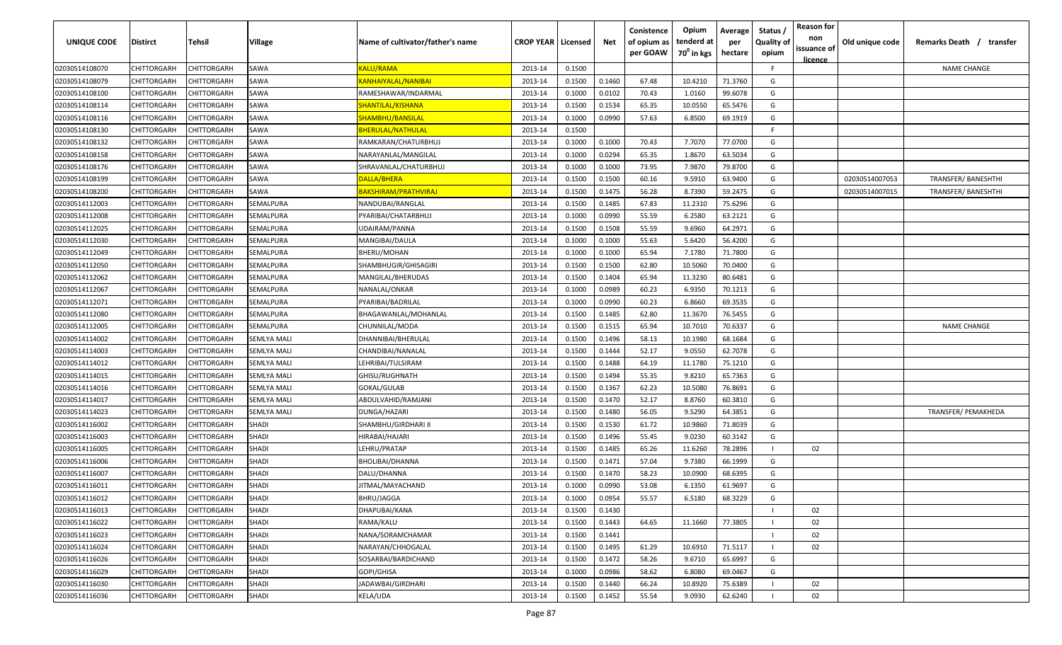| UNIQUE CODE | Distirct | Tehsil | Village | Name of cultivator/father's name | CROP YEAR | Licensed | Net | Conistence of opium as per GOAW | Opium tenderd at $70^0$ in kgs | Average per hectare | Status / Quality of opium | Reason for non issuance of licence | Old unique code | Remarks Death / transfer |
|---|---|---|---|---|---|---|---|---|---|---|---|---|---|---|
| 02030514108070 | CHITTORGARH | CHITTORGARH | SAWA | KALU/RAMA | 2013-14 | 0.1500 | | | | | F | | | NAME CHANGE |
| 02030514108079 | CHITTORGARH | CHITTORGARH | SAWA | KANHAIYALAL/NANIBAI | 2013-14 | 0.1500 | 0.1460 | 67.48 | 10.4210 | 71.3760 | G | | | |
| 02030514108100 | CHITTORGARH | CHITTORGARH | SAWA | RAMESHAWAR/INDARMAL | 2013-14 | 0.1000 | 0.0102 | 70.43 | 1.0160 | 99.6078 | G | | | |
| 02030514108114 | CHITTORGARH | CHITTORGARH | SAWA | SHANTILAL/KISHANA | 2013-14 | 0.1500 | 0.1534 | 65.35 | 10.0550 | 65.5476 | G | | | |
| 02030514108116 | CHITTORGARH | CHITTORGARH | SAWA | SHAMBHU/BANSILAL | 2013-14 | 0.1000 | 0.0990 | 57.63 | 6.8500 | 69.1919 | G | | | |
| 02030514108130 | CHITTORGARH | CHITTORGARH | SAWA | BHERULAL/NATHULAL | 2013-14 | 0.1500 | | | | | F | | | |
| 02030514108132 | CHITTORGARH | CHITTORGARH | SAWA | RAMKARAN/CHATURBHUJ | 2013-14 | 0.1000 | 0.1000 | 70.43 | 7.7070 | 77.0700 | G | | | |
| 02030514108158 | CHITTORGARH | CHITTORGARH | SAWA | NARAYANLAL/MANGILAL | 2013-14 | 0.1000 | 0.0294 | 65.35 | 1.8670 | 63.5034 | G | | | |
| 02030514108176 | CHITTORGARH | CHITTORGARH | SAWA | SHRAVANLAL/CHATURBHUJ | 2013-14 | 0.1000 | 0.1000 | 73.95 | 7.9870 | 79.8700 | G | | | |
| 02030514108199 | CHITTORGARH | CHITTORGARH | SAWA | DALLA/BHERA | 2013-14 | 0.1500 | 0.1500 | 60.16 | 9.5910 | 63.9400 | G | | 02030514007053 | TRANSFER/ BANESHTHI |
| 02030514108200 | CHITTORGARH | CHITTORGARH | SAWA | BAKSHIRAM/PRATHVIRAJ | 2013-14 | 0.1500 | 0.1475 | 56.28 | 8.7390 | 59.2475 | G | | 02030514007015 | TRANSFER/ BANESHTHI |
| 02030514112003 | CHITTORGARH | CHITTORGARH | SEMALPURA | NANDUBAI/RANGLAL | 2013-14 | 0.1500 | 0.1485 | 67.83 | 11.2310 | 75.6296 | G | | | |
| 02030514112008 | CHITTORGARH | CHITTORGARH | SEMALPURA | PYARIBAI/CHATARBHUJ | 2013-14 | 0.1000 | 0.0990 | 55.59 | 6.2580 | 63.2121 | G | | | |
| 02030514112025 | CHITTORGARH | CHITTORGARH | SEMALPURA | UDAIRAM/PANNA | 2013-14 | 0.1500 | 0.1508 | 55.59 | 9.6960 | 64.2971 | G | | | |
| 02030514112030 | CHITTORGARH | CHITTORGARH | SEMALPURA | MANGIBAI/DAULA | 2013-14 | 0.1000 | 0.1000 | 55.63 | 5.6420 | 56.4200 | G | | | |
| 02030514112049 | CHITTORGARH | CHITTORGARH | SEMALPURA | BHERU/MOHAN | 2013-14 | 0.1000 | 0.1000 | 65.94 | 7.1780 | 71.7800 | G | | | |
| 02030514112050 | CHITTORGARH | CHITTORGARH | SEMALPURA | SHAMBHUGIR/GHISAGIRI | 2013-14 | 0.1500 | 0.1500 | 62.80 | 10.5060 | 70.0400 | G | | | |
| 02030514112062 | CHITTORGARH | CHITTORGARH | SEMALPURA | MANGILAL/BHERUDAS | 2013-14 | 0.1500 | 0.1404 | 65.94 | 11.3230 | 80.6481 | G | | | |
| 02030514112067 | CHITTORGARH | CHITTORGARH | SEMALPURA | NANALAL/ONKAR | 2013-14 | 0.1000 | 0.0989 | 60.23 | 6.9350 | 70.1213 | G | | | |
| 02030514112071 | CHITTORGARH | CHITTORGARH | SEMALPURA | PYARIBAI/BADRILAL | 2013-14 | 0.1000 | 0.0990 | 60.23 | 6.8660 | 69.3535 | G | | | |
| 02030514112080 | CHITTORGARH | CHITTORGARH | SEMALPURA | BHAGAWANLAL/MOHANLAL | 2013-14 | 0.1500 | 0.1485 | 62.80 | 11.3670 | 76.5455 | G | | | |
| 02030514112005 | CHITTORGARH | CHITTORGARH | SEMALPURA | CHUNNILAL/MODA | 2013-14 | 0.1500 | 0.1515 | 65.94 | 10.7010 | 70.6337 | G | | | NAME CHANGE |
| 02030514114002 | CHITTORGARH | CHITTORGARH | SEMLYA MALI | DHANNIBAI/BHERULAL | 2013-14 | 0.1500 | 0.1496 | 58.13 | 10.1980 | 68.1684 | G | | | |
| 02030514114003 | CHITTORGARH | CHITTORGARH | SEMLYA MALI | CHANDIBAI/NANALAL | 2013-14 | 0.1500 | 0.1444 | 52.17 | 9.0550 | 62.7078 | G | | | |
| 02030514114012 | CHITTORGARH | CHITTORGARH | SEMLYA MALI | LEHRIBAI/TULSIRAM | 2013-14 | 0.1500 | 0.1488 | 64.19 | 11.1780 | 75.1210 | G | | | |
| 02030514114015 | CHITTORGARH | CHITTORGARH | SEMLYA MALI | GHISU/RUGHNATH | 2013-14 | 0.1500 | 0.1494 | 55.35 | 9.8210 | 65.7363 | G | | | |
| 02030514114016 | CHITTORGARH | CHITTORGARH | SEMLYA MALI | GOKAL/GULAB | 2013-14 | 0.1500 | 0.1367 | 62.23 | 10.5080 | 76.8691 | G | | | |
| 02030514114017 | CHITTORGARH | CHITTORGARH | SEMLYA MALI | ABDULVAHID/RAMJANI | 2013-14 | 0.1500 | 0.1470 | 52.17 | 8.8760 | 60.3810 | G | | | |
| 02030514114023 | CHITTORGARH | CHITTORGARH | SEMLYA MALI | DUNGA/HAZARI | 2013-14 | 0.1500 | 0.1480 | 56.05 | 9.5290 | 64.3851 | G | | | TRANSFER/ PEMAKHEDA |
| 02030514116002 | CHITTORGARH | CHITTORGARH | SHADI | SHAMBHU/GIRDHARI II | 2013-14 | 0.1500 | 0.1530 | 61.72 | 10.9860 | 71.8039 | G | | | |
| 02030514116003 | CHITTORGARH | CHITTORGARH | SHADI | HIRABAI/HAJARI | 2013-14 | 0.1500 | 0.1496 | 55.45 | 9.0230 | 60.3142 | G | | | |
| 02030514116005 | CHITTORGARH | CHITTORGARH | SHADI | LEHRU/PRATAP | 2013-14 | 0.1500 | 0.1485 | 65.26 | 11.6260 | 78.2896 | I | 02 | | |
| 02030514116006 | CHITTORGARH | CHITTORGARH | SHADI | BHOLIBAI/DHANNA | 2013-14 | 0.1500 | 0.1471 | 57.04 | 9.7380 | 66.1999 | G | | | |
| 02030514116007 | CHITTORGARH | CHITTORGARH | SHADI | DALU/DHANNA | 2013-14 | 0.1500 | 0.1470 | 58.23 | 10.0900 | 68.6395 | G | | | |
| 02030514116011 | CHITTORGARH | CHITTORGARH | SHADI | JITMAL/MAYACHAND | 2013-14 | 0.1000 | 0.0990 | 53.08 | 6.1350 | 61.9697 | G | | | |
| 02030514116012 | CHITTORGARH | CHITTORGARH | SHADI | BHRU/JAGGA | 2013-14 | 0.1000 | 0.0954 | 55.57 | 6.5180 | 68.3229 | G | | | |
| 02030514116013 | CHITTORGARH | CHITTORGARH | SHADI | DHAPUBAI/KANA | 2013-14 | 0.1500 | 0.1430 | | | | I | 02 | | |
| 02030514116022 | CHITTORGARH | CHITTORGARH | SHADI | RAMA/KALU | 2013-14 | 0.1500 | 0.1443 | 64.65 | 11.1660 | 77.3805 | I | 02 | | |
| 02030514116023 | CHITTORGARH | CHITTORGARH | SHADI | NANA/SORAMCHAMAR | 2013-14 | 0.1500 | 0.1441 | | | | I | 02 | | |
| 02030514116024 | CHITTORGARH | CHITTORGARH | SHADI | NARAYAN/CHHOGALAL | 2013-14 | 0.1500 | 0.1495 | 61.29 | 10.6910 | 71.5117 | I | 02 | | |
| 02030514116026 | CHITTORGARH | CHITTORGARH | SHADI | SOSARBAI/BARDICHAND | 2013-14 | 0.1500 | 0.1472 | 58.26 | 9.6710 | 65.6997 | G | | | |
| 02030514116029 | CHITTORGARH | CHITTORGARH | SHADI | GOPI/GHISA | 2013-14 | 0.1000 | 0.0986 | 58.62 | 6.8080 | 69.0467 | G | | | |
| 02030514116030 | CHITTORGARH | CHITTORGARH | SHADI | JADAWBAI/GIRDHARI | 2013-14 | 0.1500 | 0.1440 | 66.24 | 10.8920 | 75.6389 | I | 02 | | |
| 02030514116036 | CHITTORGARH | CHITTORGARH | SHADI | KELA/UDA | 2013-14 | 0.1500 | 0.1452 | 55.54 | 9.0930 | 62.6240 | I | 02 | | |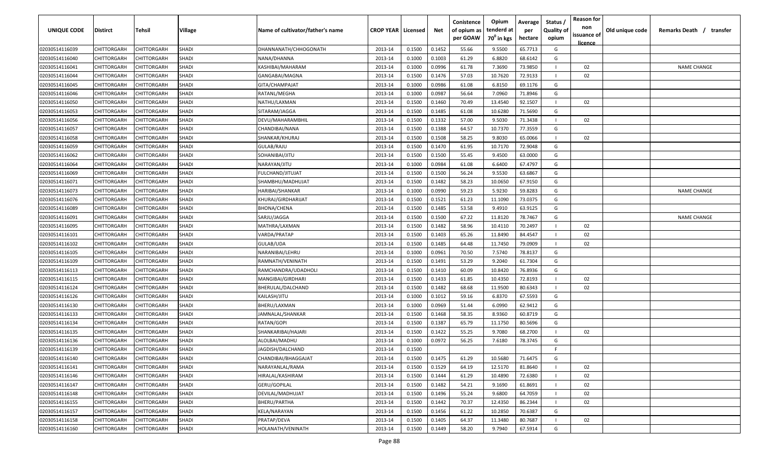| UNIQUE CODE | Distirct | Tehsil | Village | Name of cultivator/father's name | CROP YEAR | Licensed | Net | Conistence of opium as per GOAW | Opium tenderd at 70⁰ in kgs | Average per hectare | Status / Quality of opium | Reason for non issuance of licence | Old unique code | Remarks Death / transfer |
|---|---|---|---|---|---|---|---|---|---|---|---|---|---|---|
| 02030514116039 | CHITTORGARH | CHITTORGARH | SHADI | DHANNANATH/CHHOGONATH | 2013-14 | 0.1500 | 0.1452 | 55.66 | 9.5500 | 65.7713 | G | | | |
| 02030514116040 | CHITTORGARH | CHITTORGARH | SHADI | NANA/DHANNA | 2013-14 | 0.1000 | 0.1003 | 61.29 | 6.8820 | 68.6142 | G | | | |
| 02030514116041 | CHITTORGARH | CHITTORGARH | SHADI | KASHIBAI/MAHARAM | 2013-14 | 0.1000 | 0.0996 | 61.78 | 7.3690 | 73.9850 | I | 02 | | NAME CHANGE |
| 02030514116044 | CHITTORGARH | CHITTORGARH | SHADI | GANGABAI/MAGNA | 2013-14 | 0.1500 | 0.1476 | 57.03 | 10.7620 | 72.9133 | I | 02 | | |
| 02030514116045 | CHITTORGARH | CHITTORGARH | SHADI | GITA/CHAMPAJAT | 2013-14 | 0.1000 | 0.0986 | 61.08 | 6.8150 | 69.1176 | G | | | |
| 02030514116046 | CHITTORGARH | CHITTORGARH | SHADI | RATANL/MEGHA | 2013-14 | 0.1000 | 0.0987 | 56.64 | 7.0960 | 71.8946 | G | | | |
| 02030514116050 | CHITTORGARH | CHITTORGARH | SHADI | NATHU/LAXMAN | 2013-14 | 0.1500 | 0.1460 | 70.49 | 13.4540 | 92.1507 | I | 02 | | |
| 02030514116053 | CHITTORGARH | CHITTORGARH | SHADI | SITARAM/JAGGA | 2013-14 | 0.1500 | 0.1485 | 61.08 | 10.6280 | 71.5690 | G | | | |
| 02030514116056 | CHITTORGARH | CHITTORGARH | SHADI | DEVU/MAHARAMBHIL | 2013-14 | 0.1500 | 0.1332 | 57.00 | 9.5030 | 71.3438 | I | 02 | | |
| 02030514116057 | CHITTORGARH | CHITTORGARH | SHADI | CHANDIBAI/NANA | 2013-14 | 0.1500 | 0.1388 | 64.57 | 10.7370 | 77.3559 | G | | | |
| 02030514116058 | CHITTORGARH | CHITTORGARH | SHADI | SHANKAR/KHURAJ | 2013-14 | 0.1500 | 0.1508 | 58.25 | 9.8030 | 65.0066 | I | 02 | | |
| 02030514116059 | CHITTORGARH | CHITTORGARH | SHADI | GULAB/RAJU | 2013-14 | 0.1500 | 0.1470 | 61.95 | 10.7170 | 72.9048 | G | | | |
| 02030514116062 | CHITTORGARH | CHITTORGARH | SHADI | SOHANIBAI/JITU | 2013-14 | 0.1500 | 0.1500 | 55.45 | 9.4500 | 63.0000 | G | | | |
| 02030514116064 | CHITTORGARH | CHITTORGARH | SHADI | NARAYAN/JITU | 2013-14 | 0.1000 | 0.0984 | 61.08 | 6.6400 | 67.4797 | G | | | |
| 02030514116069 | CHITTORGARH | CHITTORGARH | SHADI | FULCHAND/JITUJAT | 2013-14 | 0.1500 | 0.1500 | 56.24 | 9.5530 | 63.6867 | G | | | |
| 02030514116071 | CHITTORGARH | CHITTORGARH | SHADI | SHAMBHU/MADHUJAT | 2013-14 | 0.1500 | 0.1482 | 58.23 | 10.0650 | 67.9150 | G | | | |
| 02030514116073 | CHITTORGARH | CHITTORGARH | SHADI | HARIBAI/SHANKAR | 2013-14 | 0.1000 | 0.0990 | 59.23 | 5.9230 | 59.8283 | G | | | NAME CHANGE |
| 02030514116076 | CHITTORGARH | CHITTORGARH | SHADI | KHURAJ/GIRDHARIJAT | 2013-14 | 0.1500 | 0.1521 | 61.23 | 11.1090 | 73.0375 | G | | | |
| 02030514116089 | CHITTORGARH | CHITTORGARH | SHADI | BHONA/CHENA | 2013-14 | 0.1500 | 0.1485 | 53.58 | 9.4910 | 63.9125 | G | | | |
| 02030514116091 | CHITTORGARH | CHITTORGARH | SHADI | SARJU/JAGGA | 2013-14 | 0.1500 | 0.1500 | 67.22 | 11.8120 | 78.7467 | G | | | NAME CHANGE |
| 02030514116095 | CHITTORGARH | CHITTORGARH | SHADI | MATHRA/LAXMAN | 2013-14 | 0.1500 | 0.1482 | 58.96 | 10.4110 | 70.2497 | I | 02 | | |
| 02030514116101 | CHITTORGARH | CHITTORGARH | SHADI | VARDA/PRATAP | 2013-14 | 0.1500 | 0.1403 | 65.26 | 11.8490 | 84.4547 | I | 02 | | |
| 02030514116102 | CHITTORGARH | CHITTORGARH | SHADI | GULAB/UDA | 2013-14 | 0.1500 | 0.1485 | 64.48 | 11.7450 | 79.0909 | I | 02 | | |
| 02030514116105 | CHITTORGARH | CHITTORGARH | SHADI | NARANIBAI/LEHRU | 2013-14 | 0.1000 | 0.0961 | 70.50 | 7.5740 | 78.8137 | G | | | |
| 02030514116109 | CHITTORGARH | CHITTORGARH | SHADI | RAMNATH/VENINATH | 2013-14 | 0.1500 | 0.1491 | 53.29 | 9.2040 | 61.7304 | G | | | |
| 02030514116113 | CHITTORGARH | CHITTORGARH | SHADI | RAMCHANDRA/UDADHOLI | 2013-14 | 0.1500 | 0.1410 | 60.09 | 10.8420 | 76.8936 | G | | | |
| 02030514116115 | CHITTORGARH | CHITTORGARH | SHADI | MANGIBAI/GIRDHARI | 2013-14 | 0.1500 | 0.1433 | 61.85 | 10.4350 | 72.8193 | I | 02 | | |
| 02030514116124 | CHITTORGARH | CHITTORGARH | SHADI | BHERULAL/DALCHAND | 2013-14 | 0.1500 | 0.1482 | 68.68 | 11.9500 | 80.6343 | I | 02 | | |
| 02030514116126 | CHITTORGARH | CHITTORGARH | SHADI | KAILASH/JITU | 2013-14 | 0.1000 | 0.1012 | 59.16 | 6.8370 | 67.5593 | G | | | |
| 02030514116130 | CHITTORGARH | CHITTORGARH | SHADI | BHERU/LAXMAN | 2013-14 | 0.1000 | 0.0969 | 51.44 | 6.0990 | 62.9412 | G | | | |
| 02030514116133 | CHITTORGARH | CHITTORGARH | SHADI | JAMNALAL/SHANKAR | 2013-14 | 0.1500 | 0.1468 | 58.35 | 8.9360 | 60.8719 | G | | | |
| 02030514116134 | CHITTORGARH | CHITTORGARH | SHADI | RATAN/GOPI | 2013-14 | 0.1500 | 0.1387 | 65.79 | 11.1750 | 80.5696 | G | | | |
| 02030514116135 | CHITTORGARH | CHITTORGARH | SHADI | SHANKARIBAI/HAJARI | 2013-14 | 0.1500 | 0.1422 | 55.25 | 9.7080 | 68.2700 | I | 02 | | |
| 02030514116136 | CHITTORGARH | CHITTORGARH | SHADI | ALOLBAI/MADHU | 2013-14 | 0.1000 | 0.0972 | 56.25 | 7.6180 | 78.3745 | G | | | |
| 02030514116139 | CHITTORGARH | CHITTORGARH | SHADI | JAGDISH/DALCHAND | 2013-14 | 0.1500 | | | | | F | | | |
| 02030514116140 | CHITTORGARH | CHITTORGARH | SHADI | CHANDIBAI/BHAGGAJAT | 2013-14 | 0.1500 | 0.1475 | 61.29 | 10.5680 | 71.6475 | G | | | |
| 02030514116141 | CHITTORGARH | CHITTORGARH | SHADI | NARAYANLAL/RAMA | 2013-14 | 0.1500 | 0.1529 | 64.19 | 12.5170 | 81.8640 | I | 02 | | |
| 02030514116146 | CHITTORGARH | CHITTORGARH | SHADI | HIRALAL/KASHIRAM | 2013-14 | 0.1500 | 0.1444 | 61.29 | 10.4890 | 72.6380 | I | 02 | | |
| 02030514116147 | CHITTORGARH | CHITTORGARH | SHADI | GERU/GOPILAL | 2013-14 | 0.1500 | 0.1482 | 54.21 | 9.1690 | 61.8691 | I | 02 | | |
| 02030514116148 | CHITTORGARH | CHITTORGARH | SHADI | DEVILAL/MADHUJAT | 2013-14 | 0.1500 | 0.1496 | 55.24 | 9.6800 | 64.7059 | I | 02 | | |
| 02030514116155 | CHITTORGARH | CHITTORGARH | SHADI | BHERU/PARTHA | 2013-14 | 0.1500 | 0.1442 | 70.37 | 12.4350 | 86.2344 | I | 02 | | |
| 02030514116157 | CHITTORGARH | CHITTORGARH | SHADI | KELA/NARAYAN | 2013-14 | 0.1500 | 0.1456 | 61.22 | 10.2850 | 70.6387 | G | | | |
| 02030514116158 | CHITTORGARH | CHITTORGARH | SHADI | PRATAP/DEVA | 2013-14 | 0.1500 | 0.1405 | 64.37 | 11.3480 | 80.7687 | I | 02 | | |
| 02030514116160 | CHITTORGARH | CHITTORGARH | SHADI | HOLANATH/VENINATH | 2013-14 | 0.1500 | 0.1449 | 58.20 | 9.7940 | 67.5914 | G | | | |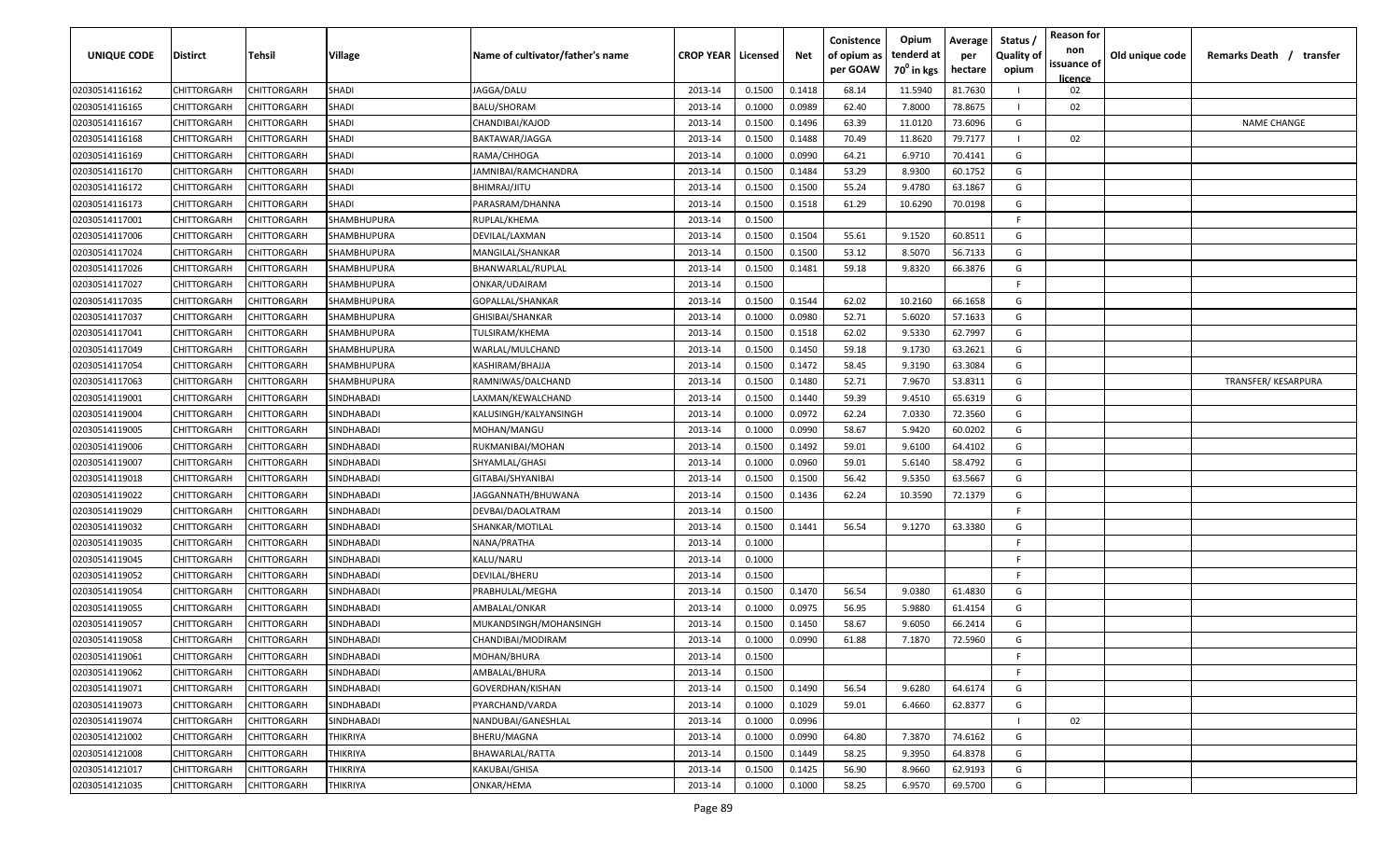| UNIQUE CODE | Distirct | Tehsil | Village | Name of cultivator/father's name | CROP YEAR | Licensed | Net | Conistence of opium as per GOAW | Opium tenderd at 70⁰ in kgs | Average per hectare | Status / Quality of opium | Reason for non issuance of licence | Old unique code | Remarks Death / transfer |
|---|---|---|---|---|---|---|---|---|---|---|---|---|---|---|
| 02030514116162 | CHITTORGARH | CHITTORGARH | SHADI | JAGGA/DALU | 2013-14 | 0.1500 | 0.1418 | 68.14 | 11.5940 | 81.7630 | I | 02 | | |
| 02030514116165 | CHITTORGARH | CHITTORGARH | SHADI | BALU/SHORAM | 2013-14 | 0.1000 | 0.0989 | 62.40 | 7.8000 | 78.8675 | I | 02 | | |
| 02030514116167 | CHITTORGARH | CHITTORGARH | SHADI | CHANDIBAI/KAJOD | 2013-14 | 0.1500 | 0.1496 | 63.39 | 11.0120 | 73.6096 | G | | | NAME CHANGE |
| 02030514116168 | CHITTORGARH | CHITTORGARH | SHADI | BAKTAWAR/JAGGA | 2013-14 | 0.1500 | 0.1488 | 70.49 | 11.8620 | 79.7177 | I | 02 | | |
| 02030514116169 | CHITTORGARH | CHITTORGARH | SHADI | RAMA/CHHOGA | 2013-14 | 0.1000 | 0.0990 | 64.21 | 6.9710 | 70.4141 | G | | | |
| 02030514116170 | CHITTORGARH | CHITTORGARH | SHADI | JAMNIBAI/RAMCHANDRA | 2013-14 | 0.1500 | 0.1484 | 53.29 | 8.9300 | 60.1752 | G | | | |
| 02030514116172 | CHITTORGARH | CHITTORGARH | SHADI | BHIMRAJ/JITU | 2013-14 | 0.1500 | 0.1500 | 55.24 | 9.4780 | 63.1867 | G | | | |
| 02030514116173 | CHITTORGARH | CHITTORGARH | SHADI | PARASRAM/DHANNA | 2013-14 | 0.1500 | 0.1518 | 61.29 | 10.6290 | 70.0198 | G | | | |
| 02030514117001 | CHITTORGARH | CHITTORGARH | SHAMBHUPURA | RUPLAL/KHEMA | 2013-14 | 0.1500 | | | | | F | | | |
| 02030514117006 | CHITTORGARH | CHITTORGARH | SHAMBHUPURA | DEVILAL/LAXMAN | 2013-14 | 0.1500 | 0.1504 | 55.61 | 9.1520 | 60.8511 | G | | | |
| 02030514117024 | CHITTORGARH | CHITTORGARH | SHAMBHUPURA | MANGILAL/SHANKAR | 2013-14 | 0.1500 | 0.1500 | 53.12 | 8.5070 | 56.7133 | G | | | |
| 02030514117026 | CHITTORGARH | CHITTORGARH | SHAMBHUPURA | BHANWARLAL/RUPLAL | 2013-14 | 0.1500 | 0.1481 | 59.18 | 9.8320 | 66.3876 | G | | | |
| 02030514117027 | CHITTORGARH | CHITTORGARH | SHAMBHUPURA | ONKAR/UDAIRAM | 2013-14 | 0.1500 | | | | | F | | | |
| 02030514117035 | CHITTORGARH | CHITTORGARH | SHAMBHUPURA | GOPALLAL/SHANKAR | 2013-14 | 0.1500 | 0.1544 | 62.02 | 10.2160 | 66.1658 | G | | | |
| 02030514117037 | CHITTORGARH | CHITTORGARH | SHAMBHUPURA | GHISIBAI/SHANKAR | 2013-14 | 0.1000 | 0.0980 | 52.71 | 5.6020 | 57.1633 | G | | | |
| 02030514117041 | CHITTORGARH | CHITTORGARH | SHAMBHUPURA | TULSIRAM/KHEMA | 2013-14 | 0.1500 | 0.1518 | 62.02 | 9.5330 | 62.7997 | G | | | |
| 02030514117049 | CHITTORGARH | CHITTORGARH | SHAMBHUPURA | WARLAL/MULCHAND | 2013-14 | 0.1500 | 0.1450 | 59.18 | 9.1730 | 63.2621 | G | | | |
| 02030514117054 | CHITTORGARH | CHITTORGARH | SHAMBHUPURA | KASHIRAM/BHAJJA | 2013-14 | 0.1500 | 0.1472 | 58.45 | 9.3190 | 63.3084 | G | | | |
| 02030514117063 | CHITTORGARH | CHITTORGARH | SHAMBHUPURA | RAMNIWAS/DALCHAND | 2013-14 | 0.1500 | 0.1480 | 52.71 | 7.9670 | 53.8311 | G | | | TRANSFER/ KESARPURA |
| 02030514119001 | CHITTORGARH | CHITTORGARH | SINDHABADI | LAXMAN/KEWALCHAND | 2013-14 | 0.1500 | 0.1440 | 59.39 | 9.4510 | 65.6319 | G | | | |
| 02030514119004 | CHITTORGARH | CHITTORGARH | SINDHABADI | KALUSINGH/KALYANSINGH | 2013-14 | 0.1000 | 0.0972 | 62.24 | 7.0330 | 72.3560 | G | | | |
| 02030514119005 | CHITTORGARH | CHITTORGARH | SINDHABADI | MOHAN/MANGU | 2013-14 | 0.1000 | 0.0990 | 58.67 | 5.9420 | 60.0202 | G | | | |
| 02030514119006 | CHITTORGARH | CHITTORGARH | SINDHABADI | RUKMANIBAI/MOHAN | 2013-14 | 0.1500 | 0.1492 | 59.01 | 9.6100 | 64.4102 | G | | | |
| 02030514119007 | CHITTORGARH | CHITTORGARH | SINDHABADI | SHYAMLAL/GHASI | 2013-14 | 0.1000 | 0.0960 | 59.01 | 5.6140 | 58.4792 | G | | | |
| 02030514119018 | CHITTORGARH | CHITTORGARH | SINDHABADI | GITABAI/SHYANIBAI | 2013-14 | 0.1500 | 0.1500 | 56.42 | 9.5350 | 63.5667 | G | | | |
| 02030514119022 | CHITTORGARH | CHITTORGARH | SINDHABADI | JAGGANNATH/BHUWANA | 2013-14 | 0.1500 | 0.1436 | 62.24 | 10.3590 | 72.1379 | G | | | |
| 02030514119029 | CHITTORGARH | CHITTORGARH | SINDHABADI | DEVBAI/DAOLATRAM | 2013-14 | 0.1500 | | | | | F | | | |
| 02030514119032 | CHITTORGARH | CHITTORGARH | SINDHABADI | SHANKAR/MOTILAL | 2013-14 | 0.1500 | 0.1441 | 56.54 | 9.1270 | 63.3380 | G | | | |
| 02030514119035 | CHITTORGARH | CHITTORGARH | SINDHABADI | NANA/PRATHA | 2013-14 | 0.1000 | | | | | F | | | |
| 02030514119045 | CHITTORGARH | CHITTORGARH | SINDHABADI | KALU/NARU | 2013-14 | 0.1000 | | | | | F | | | |
| 02030514119052 | CHITTORGARH | CHITTORGARH | SINDHABADI | DEVILAL/BHERU | 2013-14 | 0.1500 | | | | | F | | | |
| 02030514119054 | CHITTORGARH | CHITTORGARH | SINDHABADI | PRABHULAL/MEGHA | 2013-14 | 0.1500 | 0.1470 | 56.54 | 9.0380 | 61.4830 | G | | | |
| 02030514119055 | CHITTORGARH | CHITTORGARH | SINDHABADI | AMBALAL/ONKAR | 2013-14 | 0.1000 | 0.0975 | 56.95 | 5.9880 | 61.4154 | G | | | |
| 02030514119057 | CHITTORGARH | CHITTORGARH | SINDHABADI | MUKANDSINGH/MOHANSINGH | 2013-14 | 0.1500 | 0.1450 | 58.67 | 9.6050 | 66.2414 | G | | | |
| 02030514119058 | CHITTORGARH | CHITTORGARH | SINDHABADI | CHANDIBAI/MODIRAM | 2013-14 | 0.1000 | 0.0990 | 61.88 | 7.1870 | 72.5960 | G | | | |
| 02030514119061 | CHITTORGARH | CHITTORGARH | SINDHABADI | MOHAN/BHURA | 2013-14 | 0.1500 | | | | | F | | | |
| 02030514119062 | CHITTORGARH | CHITTORGARH | SINDHABADI | AMBALAL/BHURA | 2013-14 | 0.1500 | | | | | F | | | |
| 02030514119071 | CHITTORGARH | CHITTORGARH | SINDHABADI | GOVERDHAN/KISHAN | 2013-14 | 0.1500 | 0.1490 | 56.54 | 9.6280 | 64.6174 | G | | | |
| 02030514119073 | CHITTORGARH | CHITTORGARH | SINDHABADI | PYARCHAND/VARDA | 2013-14 | 0.1000 | 0.1029 | 59.01 | 6.4660 | 62.8377 | G | | | |
| 02030514119074 | CHITTORGARH | CHITTORGARH | SINDHABADI | NANDUBAI/GANESHLAL | 2013-14 | 0.1000 | 0.0996 | | | | I | 02 | | |
| 02030514121002 | CHITTORGARH | CHITTORGARH | THIKRIYA | BHERU/MAGNA | 2013-14 | 0.1000 | 0.0990 | 64.80 | 7.3870 | 74.6162 | G | | | |
| 02030514121008 | CHITTORGARH | CHITTORGARH | THIKRIYA | BHAWARLAL/RATTA | 2013-14 | 0.1500 | 0.1449 | 58.25 | 9.3950 | 64.8378 | G | | | |
| 02030514121017 | CHITTORGARH | CHITTORGARH | THIKRIYA | KAKUBAI/GHISA | 2013-14 | 0.1500 | 0.1425 | 56.90 | 8.9660 | 62.9193 | G | | | |
| 02030514121035 | CHITTORGARH | CHITTORGARH | THIKRIYA | ONKAR/HEMA | 2013-14 | 0.1000 | 0.1000 | 58.25 | 6.9570 | 69.5700 | G | | | |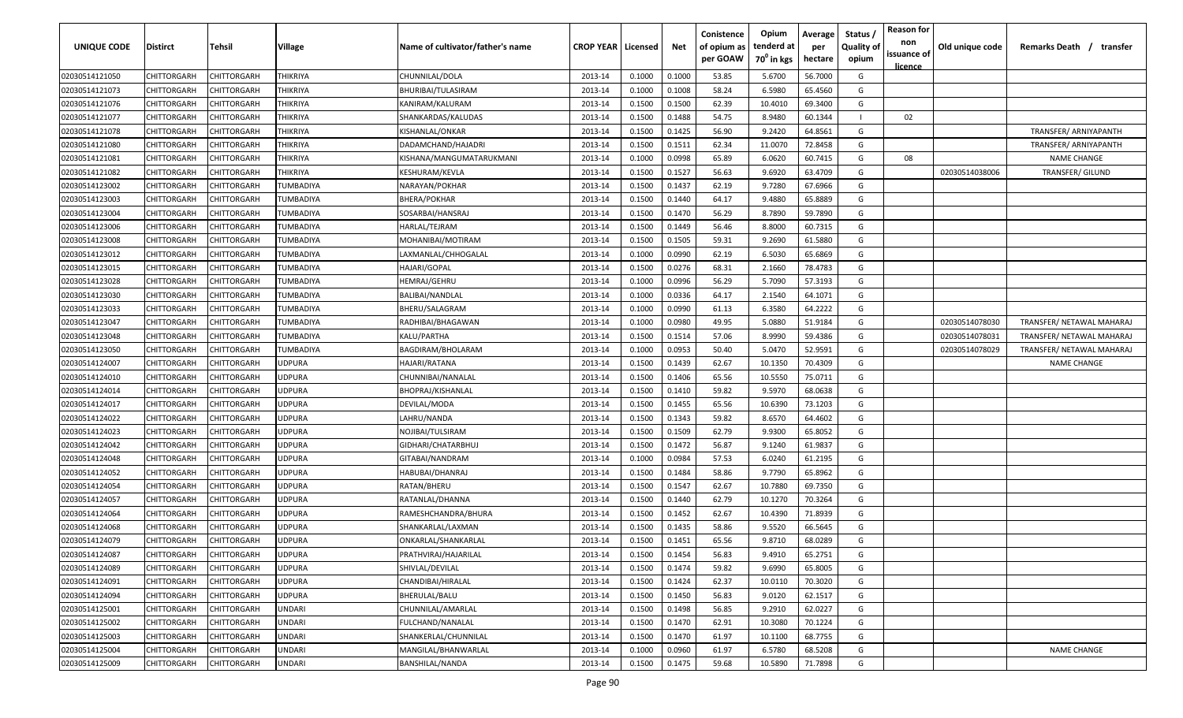| UNIQUE CODE | Distirct | Tehsil | Village | Name of cultivator/father's name | CROP YEAR | Licensed | Net | Conistence of opium as per GOAW | Opium tenderd at 70° in kgs | Average per hectare | Status / Quality of opium | Reason for non issuance of licence | Old unique code | Remarks Death / transfer |
|---|---|---|---|---|---|---|---|---|---|---|---|---|---|---|
| 02030514121050 | CHITTORGARH | CHITTORGARH | THIKRIYA | CHUNNILAL/DOLA | 2013-14 | 0.1000 | 0.1000 | 53.85 | 5.6700 | 56.7000 | G | | | |
| 02030514121073 | CHITTORGARH | CHITTORGARH | THIKRIYA | BHURIBAI/TULASIRAM | 2013-14 | 0.1000 | 0.1008 | 58.24 | 6.5980 | 65.4560 | G | | | |
| 02030514121076 | CHITTORGARH | CHITTORGARH | THIKRIYA | KANIRAM/KALURAM | 2013-14 | 0.1500 | 0.1500 | 62.39 | 10.4010 | 69.3400 | G | | | |
| 02030514121077 | CHITTORGARH | CHITTORGARH | THIKRIYA | SHANKARDAS/KALUDAS | 2013-14 | 0.1500 | 0.1488 | 54.75 | 8.9480 | 60.1344 | I | 02 | | |
| 02030514121078 | CHITTORGARH | CHITTORGARH | THIKRIYA | KISHANLAL/ONKAR | 2013-14 | 0.1500 | 0.1425 | 56.90 | 9.2420 | 64.8561 | G | | | TRANSFER/ ARNIYAPANTH |
| 02030514121080 | CHITTORGARH | CHITTORGARH | THIKRIYA | DADAMCHAND/HAJADRI | 2013-14 | 0.1500 | 0.1511 | 62.34 | 11.0070 | 72.8458 | G | | | TRANSFER/ ARNIYAPANTH |
| 02030514121081 | CHITTORGARH | CHITTORGARH | THIKRIYA | KISHANA/MANGUMATARUKMANI | 2013-14 | 0.1000 | 0.0998 | 65.89 | 6.0620 | 60.7415 | G | 08 | | NAME CHANGE |
| 02030514121082 | CHITTORGARH | CHITTORGARH | THIKRIYA | KESHURAM/KEVLA | 2013-14 | 0.1500 | 0.1527 | 56.63 | 9.6920 | 63.4709 | G | | 02030514038006 | TRANSFER/ GILUND |
| 02030514123002 | CHITTORGARH | CHITTORGARH | TUMBADIYA | NARAYAN/POKHAR | 2013-14 | 0.1500 | 0.1437 | 62.19 | 9.7280 | 67.6966 | G | | | |
| 02030514123003 | CHITTORGARH | CHITTORGARH | TUMBADIYA | BHERA/POKHAR | 2013-14 | 0.1500 | 0.1440 | 64.17 | 9.4880 | 65.8889 | G | | | |
| 02030514123004 | CHITTORGARH | CHITTORGARH | TUMBADIYA | SOSARBAI/HANSRAJ | 2013-14 | 0.1500 | 0.1470 | 56.29 | 8.7890 | 59.7890 | G | | | |
| 02030514123006 | CHITTORGARH | CHITTORGARH | TUMBADIYA | HARLAL/TEJRAM | 2013-14 | 0.1500 | 0.1449 | 56.46 | 8.8000 | 60.7315 | G | | | |
| 02030514123008 | CHITTORGARH | CHITTORGARH | TUMBADIYA | MOHANIBAI/MOTIRAM | 2013-14 | 0.1500 | 0.1505 | 59.31 | 9.2690 | 61.5880 | G | | | |
| 02030514123012 | CHITTORGARH | CHITTORGARH | TUMBADIYA | LAXMANLAL/CHHOGALAL | 2013-14 | 0.1000 | 0.0990 | 62.19 | 6.5030 | 65.6869 | G | | | |
| 02030514123015 | CHITTORGARH | CHITTORGARH | TUMBADIYA | HAJARI/GOPAL | 2013-14 | 0.1500 | 0.0276 | 68.31 | 2.1660 | 78.4783 | G | | | |
| 02030514123028 | CHITTORGARH | CHITTORGARH | TUMBADIYA | HEMRAJ/GEHRU | 2013-14 | 0.1000 | 0.0996 | 56.29 | 5.7090 | 57.3193 | G | | | |
| 02030514123030 | CHITTORGARH | CHITTORGARH | TUMBADIYA | BALIBAI/NANDLAL | 2013-14 | 0.1000 | 0.0336 | 64.17 | 2.1540 | 64.1071 | G | | | |
| 02030514123033 | CHITTORGARH | CHITTORGARH | TUMBADIYA | BHERU/SALAGRAM | 2013-14 | 0.1000 | 0.0990 | 61.13 | 6.3580 | 64.2222 | G | | | |
| 02030514123047 | CHITTORGARH | CHITTORGARH | TUMBADIYA | RADHIBAI/BHAGAWAN | 2013-14 | 0.1000 | 0.0980 | 49.95 | 5.0880 | 51.9184 | G | | 02030514078030 | TRANSFER/ NETAWAL MAHARAJ |
| 02030514123048 | CHITTORGARH | CHITTORGARH | TUMBADIYA | KALU/PARTHA | 2013-14 | 0.1500 | 0.1514 | 57.06 | 8.9990 | 59.4386 | G | | 02030514078031 | TRANSFER/ NETAWAL MAHARAJ |
| 02030514123050 | CHITTORGARH | CHITTORGARH | TUMBADIYA | BAGDIRAM/BHOLARAM | 2013-14 | 0.1000 | 0.0953 | 50.40 | 5.0470 | 52.9591 | G | | 02030514078029 | TRANSFER/ NETAWAL MAHARAJ |
| 02030514124007 | CHITTORGARH | CHITTORGARH | UDPURA | HAJARI/RATANA | 2013-14 | 0.1500 | 0.1439 | 62.67 | 10.1350 | 70.4309 | G | | | NAME CHANGE |
| 02030514124010 | CHITTORGARH | CHITTORGARH | UDPURA | CHUNNIBAI/NANALAL | 2013-14 | 0.1500 | 0.1406 | 65.56 | 10.5550 | 75.0711 | G | | | |
| 02030514124014 | CHITTORGARH | CHITTORGARH | UDPURA | BHOPRAJ/KISHANLAL | 2013-14 | 0.1500 | 0.1410 | 59.82 | 9.5970 | 68.0638 | G | | | |
| 02030514124017 | CHITTORGARH | CHITTORGARH | UDPURA | DEVILAL/MODA | 2013-14 | 0.1500 | 0.1455 | 65.56 | 10.6390 | 73.1203 | G | | | |
| 02030514124022 | CHITTORGARH | CHITTORGARH | UDPURA | LAHRU/NANDA | 2013-14 | 0.1500 | 0.1343 | 59.82 | 8.6570 | 64.4602 | G | | | |
| 02030514124023 | CHITTORGARH | CHITTORGARH | UDPURA | NOJIBAI/TULSIRAM | 2013-14 | 0.1500 | 0.1509 | 62.79 | 9.9300 | 65.8052 | G | | | |
| 02030514124042 | CHITTORGARH | CHITTORGARH | UDPURA | GIDHARI/CHATARBHUJ | 2013-14 | 0.1500 | 0.1472 | 56.87 | 9.1240 | 61.9837 | G | | | |
| 02030514124048 | CHITTORGARH | CHITTORGARH | UDPURA | GITABAI/NANDRAM | 2013-14 | 0.1000 | 0.0984 | 57.53 | 6.0240 | 61.2195 | G | | | |
| 02030514124052 | CHITTORGARH | CHITTORGARH | UDPURA | HABUBAI/DHANRAJ | 2013-14 | 0.1500 | 0.1484 | 58.86 | 9.7790 | 65.8962 | G | | | |
| 02030514124054 | CHITTORGARH | CHITTORGARH | UDPURA | RATAN/BHERU | 2013-14 | 0.1500 | 0.1547 | 62.67 | 10.7880 | 69.7350 | G | | | |
| 02030514124057 | CHITTORGARH | CHITTORGARH | UDPURA | RATANLAL/DHANNA | 2013-14 | 0.1500 | 0.1440 | 62.79 | 10.1270 | 70.3264 | G | | | |
| 02030514124064 | CHITTORGARH | CHITTORGARH | UDPURA | RAMESHCHANDRA/BHURA | 2013-14 | 0.1500 | 0.1452 | 62.67 | 10.4390 | 71.8939 | G | | | |
| 02030514124068 | CHITTORGARH | CHITTORGARH | UDPURA | SHANKARLAL/LAXMAN | 2013-14 | 0.1500 | 0.1435 | 58.86 | 9.5520 | 66.5645 | G | | | |
| 02030514124079 | CHITTORGARH | CHITTORGARH | UDPURA | ONKARLAL/SHANKARLAL | 2013-14 | 0.1500 | 0.1451 | 65.56 | 9.8710 | 68.0289 | G | | | |
| 02030514124087 | CHITTORGARH | CHITTORGARH | UDPURA | PRATHVIRAJ/HAJARILAL | 2013-14 | 0.1500 | 0.1454 | 56.83 | 9.4910 | 65.2751 | G | | | |
| 02030514124089 | CHITTORGARH | CHITTORGARH | UDPURA | SHIVLAL/DEVILAL | 2013-14 | 0.1500 | 0.1474 | 59.82 | 9.6990 | 65.8005 | G | | | |
| 02030514124091 | CHITTORGARH | CHITTORGARH | UDPURA | CHANDIBAI/HIRALAL | 2013-14 | 0.1500 | 0.1424 | 62.37 | 10.0110 | 70.3020 | G | | | |
| 02030514124094 | CHITTORGARH | CHITTORGARH | UDPURA | BHERULAL/BALU | 2013-14 | 0.1500 | 0.1450 | 56.83 | 9.0120 | 62.1517 | G | | | |
| 02030514125001 | CHITTORGARH | CHITTORGARH | UNDARI | CHUNNILAL/AMARLAL | 2013-14 | 0.1500 | 0.1498 | 56.85 | 9.2910 | 62.0227 | G | | | |
| 02030514125002 | CHITTORGARH | CHITTORGARH | UNDARI | FULCHAND/NANALAL | 2013-14 | 0.1500 | 0.1470 | 62.91 | 10.3080 | 70.1224 | G | | | |
| 02030514125003 | CHITTORGARH | CHITTORGARH | UNDARI | SHANKERLAL/CHUNNILAL | 2013-14 | 0.1500 | 0.1470 | 61.97 | 10.1100 | 68.7755 | G | | | |
| 02030514125004 | CHITTORGARH | CHITTORGARH | UNDARI | MANGILAL/BHANWARLAL | 2013-14 | 0.1000 | 0.0960 | 61.97 | 6.5780 | 68.5208 | G | | | NAME CHANGE |
| 02030514125009 | CHITTORGARH | CHITTORGARH | UNDARI | BANSHILAL/NANDA | 2013-14 | 0.1500 | 0.1475 | 59.68 | 10.5890 | 71.7898 | G | | | |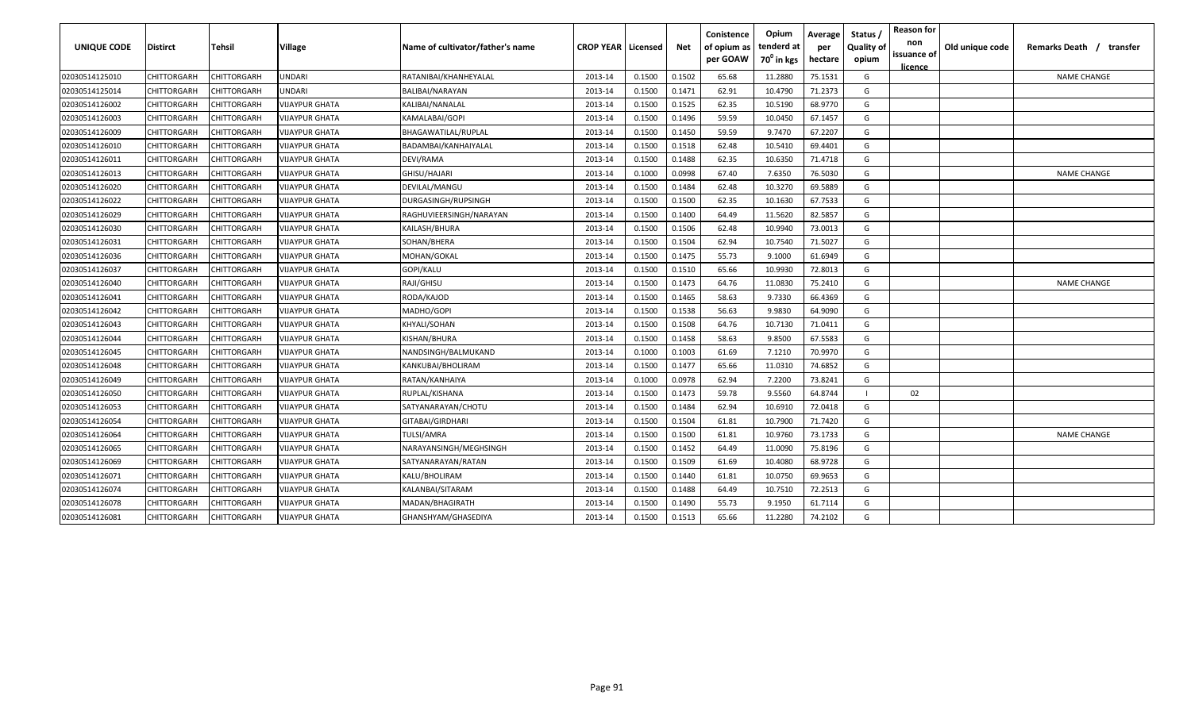| UNIQUE CODE | Distirct | Tehsil | Village | Name of cultivator/father's name | CROP YEAR | Licensed | Net | Conistence of opium as per GOAW | Opium tenderd at $70^0$ in kgs | Average per hectare | Status / Quality of opium | Reason for non issuance of licence | Old unique code | Remarks Death / transfer |
|---|---|---|---|---|---|---|---|---|---|---|---|---|---|---|
| 02030514125010 | CHITTORGARH | CHITTORGARH | UNDARI | RATANIBAI/KHANHEYALAL | 2013-14 | 0.1500 | 0.1502 | 65.68 | 11.2880 | 75.1531 | G | | | NAME CHANGE |
| 02030514125014 | CHITTORGARH | CHITTORGARH | UNDARI | BALIBAI/NARAYAN | 2013-14 | 0.1500 | 0.1471 | 62.91 | 10.4790 | 71.2373 | G | | | |
| 02030514126002 | CHITTORGARH | CHITTORGARH | VIJAYPUR GHATA | KALIBAI/NANALAL | 2013-14 | 0.1500 | 0.1525 | 62.35 | 10.5190 | 68.9770 | G | | | |
| 02030514126003 | CHITTORGARH | CHITTORGARH | VIJAYPUR GHATA | KAMALABAI/GOPI | 2013-14 | 0.1500 | 0.1496 | 59.59 | 10.0450 | 67.1457 | G | | | |
| 02030514126009 | CHITTORGARH | CHITTORGARH | VIJAYPUR GHATA | BHAGAWATILAL/RUPLAL | 2013-14 | 0.1500 | 0.1450 | 59.59 | 9.7470 | 67.2207 | G | | | |
| 02030514126010 | CHITTORGARH | CHITTORGARH | VIJAYPUR GHATA | BADAMBAI/KANHAIYALAL | 2013-14 | 0.1500 | 0.1518 | 62.48 | 10.5410 | 69.4401 | G | | | |
| 02030514126011 | CHITTORGARH | CHITTORGARH | VIJAYPUR GHATA | DEVI/RAMA | 2013-14 | 0.1500 | 0.1488 | 62.35 | 10.6350 | 71.4718 | G | | | |
| 02030514126013 | CHITTORGARH | CHITTORGARH | VIJAYPUR GHATA | GHISU/HAJARI | 2013-14 | 0.1000 | 0.0998 | 67.40 | 7.6350 | 76.5030 | G | | | NAME CHANGE |
| 02030514126020 | CHITTORGARH | CHITTORGARH | VIJAYPUR GHATA | DEVILAL/MANGU | 2013-14 | 0.1500 | 0.1484 | 62.48 | 10.3270 | 69.5889 | G | | | |
| 02030514126022 | CHITTORGARH | CHITTORGARH | VIJAYPUR GHATA | DURGASINGH/RUPSINGH | 2013-14 | 0.1500 | 0.1500 | 62.35 | 10.1630 | 67.7533 | G | | | |
| 02030514126029 | CHITTORGARH | CHITTORGARH | VIJAYPUR GHATA | RAGHUVIEERSINGH/NARAYAN | 2013-14 | 0.1500 | 0.1400 | 64.49 | 11.5620 | 82.5857 | G | | | |
| 02030514126030 | CHITTORGARH | CHITTORGARH | VIJAYPUR GHATA | KAILASH/BHURA | 2013-14 | 0.1500 | 0.1506 | 62.48 | 10.9940 | 73.0013 | G | | | |
| 02030514126031 | CHITTORGARH | CHITTORGARH | VIJAYPUR GHATA | SOHAN/BHERA | 2013-14 | 0.1500 | 0.1504 | 62.94 | 10.7540 | 71.5027 | G | | | |
| 02030514126036 | CHITTORGARH | CHITTORGARH | VIJAYPUR GHATA | MOHAN/GOKAL | 2013-14 | 0.1500 | 0.1475 | 55.73 | 9.1000 | 61.6949 | G | | | |
| 02030514126037 | CHITTORGARH | CHITTORGARH | VIJAYPUR GHATA | GOPI/KALU | 2013-14 | 0.1500 | 0.1510 | 65.66 | 10.9930 | 72.8013 | G | | | |
| 02030514126040 | CHITTORGARH | CHITTORGARH | VIJAYPUR GHATA | RAJI/GHISU | 2013-14 | 0.1500 | 0.1473 | 64.76 | 11.0830 | 75.2410 | G | | | NAME CHANGE |
| 02030514126041 | CHITTORGARH | CHITTORGARH | VIJAYPUR GHATA | RODA/KAJOD | 2013-14 | 0.1500 | 0.1465 | 58.63 | 9.7330 | 66.4369 | G | | | |
| 02030514126042 | CHITTORGARH | CHITTORGARH | VIJAYPUR GHATA | MADHO/GOPI | 2013-14 | 0.1500 | 0.1538 | 56.63 | 9.9830 | 64.9090 | G | | | |
| 02030514126043 | CHITTORGARH | CHITTORGARH | VIJAYPUR GHATA | KHYALI/SOHAN | 2013-14 | 0.1500 | 0.1508 | 64.76 | 10.7130 | 71.0411 | G | | | |
| 02030514126044 | CHITTORGARH | CHITTORGARH | VIJAYPUR GHATA | KISHAN/BHURA | 2013-14 | 0.1500 | 0.1458 | 58.63 | 9.8500 | 67.5583 | G | | | |
| 02030514126045 | CHITTORGARH | CHITTORGARH | VIJAYPUR GHATA | NANDSINGH/BALMUKAND | 2013-14 | 0.1000 | 0.1003 | 61.69 | 7.1210 | 70.9970 | G | | | |
| 02030514126048 | CHITTORGARH | CHITTORGARH | VIJAYPUR GHATA | KANKUBAI/BHOLIRAM | 2013-14 | 0.1500 | 0.1477 | 65.66 | 11.0310 | 74.6852 | G | | | |
| 02030514126049 | CHITTORGARH | CHITTORGARH | VIJAYPUR GHATA | RATAN/KANHAIYA | 2013-14 | 0.1000 | 0.0978 | 62.94 | 7.2200 | 73.8241 | G | | | |
| 02030514126050 | CHITTORGARH | CHITTORGARH | VIJAYPUR GHATA | RUPLAL/KISHANA | 2013-14 | 0.1500 | 0.1473 | 59.78 | 9.5560 | 64.8744 | I | 02 | | |
| 02030514126053 | CHITTORGARH | CHITTORGARH | VIJAYPUR GHATA | SATYANARAYAN/CHOTU | 2013-14 | 0.1500 | 0.1484 | 62.94 | 10.6910 | 72.0418 | G | | | |
| 02030514126054 | CHITTORGARH | CHITTORGARH | VIJAYPUR GHATA | GITABAI/GIRDHARI | 2013-14 | 0.1500 | 0.1504 | 61.81 | 10.7900 | 71.7420 | G | | | |
| 02030514126064 | CHITTORGARH | CHITTORGARH | VIJAYPUR GHATA | TULSI/AMRA | 2013-14 | 0.1500 | 0.1500 | 61.81 | 10.9760 | 73.1733 | G | | | NAME CHANGE |
| 02030514126065 | CHITTORGARH | CHITTORGARH | VIJAYPUR GHATA | NARAYANSINGH/MEGHSINGH | 2013-14 | 0.1500 | 0.1452 | 64.49 | 11.0090 | 75.8196 | G | | | |
| 02030514126069 | CHITTORGARH | CHITTORGARH | VIJAYPUR GHATA | SATYANARAYAN/RATAN | 2013-14 | 0.1500 | 0.1509 | 61.69 | 10.4080 | 68.9728 | G | | | |
| 02030514126071 | CHITTORGARH | CHITTORGARH | VIJAYPUR GHATA | KALU/BHOLIRAM | 2013-14 | 0.1500 | 0.1440 | 61.81 | 10.0750 | 69.9653 | G | | | |
| 02030514126074 | CHITTORGARH | CHITTORGARH | VIJAYPUR GHATA | KALANBAI/SITARAM | 2013-14 | 0.1500 | 0.1488 | 64.49 | 10.7510 | 72.2513 | G | | | |
| 02030514126078 | CHITTORGARH | CHITTORGARH | VIJAYPUR GHATA | MADAN/BHAGIRATH | 2013-14 | 0.1500 | 0.1490 | 55.73 | 9.1950 | 61.7114 | G | | | |
| 02030514126081 | CHITTORGARH | CHITTORGARH | VIJAYPUR GHATA | GHANSHYAM/GHASEDIYA | 2013-14 | 0.1500 | 0.1513 | 65.66 | 11.2280 | 74.2102 | G | | | |